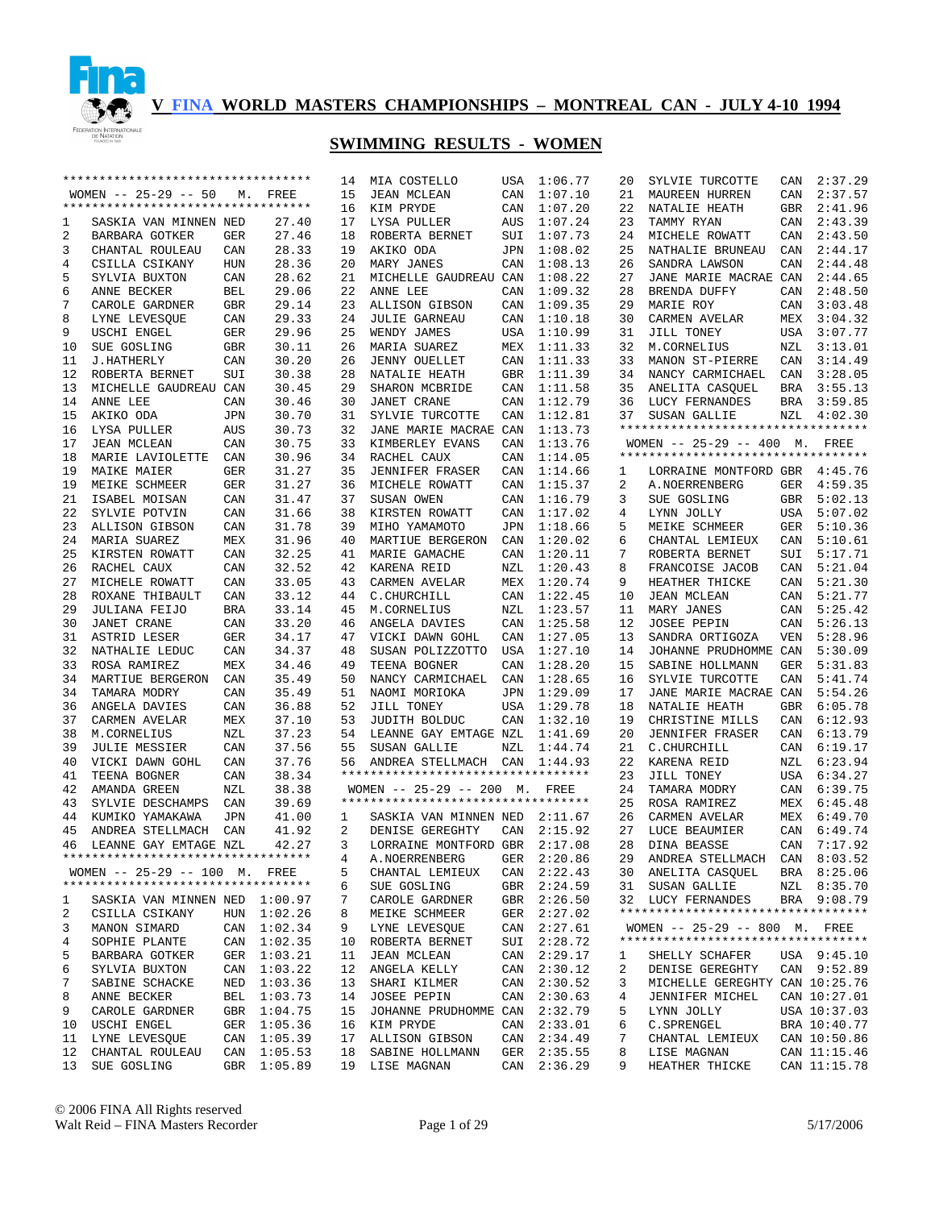# V FINA WORLD MASTERS CHAMPIONSHIPS – MONTREAL CAN - JULY 4-10 1994

## SWIMMING RESULTS - WOMEN

### WOMEN -- 25-29 -- 50 M. FREE

| Place | Name | Country | Time |
|---|---|---|---|
| 1 | SASKIA VAN MINNEN | NED | 27.40 |
| 2 | BARBARA GOTKER | GER | 27.46 |
| 3 | CHANTAL ROULEAU | CAN | 28.33 |
| 4 | CSILLA CSIKANY | HUN | 28.36 |
| 5 | SYLVIA BUXTON | CAN | 28.62 |
| 6 | ANNE BECKER | BEL | 29.06 |
| 7 | CAROLE GARDNER | GBR | 29.14 |
| 8 | LYNE LEVESQUE | CAN | 29.33 |
| 9 | USCHI ENGEL | GER | 29.96 |
| 10 | SUE GOSLING | GBR | 30.11 |
| 11 | J.HATHERLY | CAN | 30.20 |
| 12 | ROBERTA BERNET | SUI | 30.38 |
| 13 | MICHELLE GAUDREAU | CAN | 30.45 |
| 14 | ANNE LEE | CAN | 30.46 |
| 15 | AKIKO ODA | JPN | 30.70 |
| 16 | LYSA PULLER | AUS | 30.73 |
| 17 | JEAN MCLEAN | CAN | 30.75 |
| 18 | MARIE LAVIOLETTE | CAN | 30.96 |
| 19 | MAIKE MAIER | GER | 31.27 |
| 19 | MEIKE SCHMEER | GER | 31.27 |
| 21 | ISABEL MOISAN | CAN | 31.47 |
| 22 | SYLVIE POTVIN | CAN | 31.66 |
| 23 | ALLISON GIBSON | CAN | 31.78 |
| 24 | MARIA SUAREZ | MEX | 31.96 |
| 25 | KIRSTEN ROWATT | CAN | 32.25 |
| 26 | RACHEL CAUX | CAN | 32.52 |
| 27 | MICHELE ROWATT | CAN | 33.05 |
| 28 | ROXANE THIBAULT | CAN | 33.12 |
| 29 | JULIANA FEIJO | BRA | 33.14 |
| 30 | JANET CRANE | CAN | 33.20 |
| 31 | ASTRID LESER | GER | 34.17 |
| 32 | NATHALIE LEDUC | CAN | 34.37 |
| 33 | ROSA RAMIREZ | MEX | 34.46 |
| 34 | MARTIUE BERGERON | CAN | 35.49 |
| 34 | TAMARA MODRY | CAN | 35.49 |
| 36 | ANGELA DAVIES | CAN | 36.88 |
| 37 | CARMEN AVELAR | MEX | 37.10 |
| 38 | M.CORNELIUS | NZL | 37.23 |
| 39 | JULIE MESSIER | CAN | 37.56 |
| 40 | VICKI DAWN GOHL | CAN | 37.76 |
| 41 | TEENA BOGNER | CAN | 38.34 |
| 42 | AMANDA GREEN | NZL | 38.38 |
| 43 | SYLVIE DESCHAMPS | CAN | 39.69 |
| 44 | KUMIKO YAMAKAWA | JPN | 41.00 |
| 45 | ANDREA STELLMACH | CAN | 41.92 |
| 46 | LEANNE GAY EMTAGE | NZL | 42.27 |

### WOMEN -- 25-29 -- 100 M. FREE

| Place | Name | Country | Time |
|---|---|---|---|
| 1 | SASKIA VAN MINNEN | NED | 1:00.97 |
| 2 | CSILLA CSIKANY | HUN | 1:02.26 |
| 3 | MANON SIMARD | CAN | 1:02.34 |
| 4 | SOPHIE PLANTE | CAN | 1:02.35 |
| 5 | BARBARA GOTKER | GER | 1:03.21 |
| 6 | SYLVIA BUXTON | CAN | 1:03.22 |
| 7 | SABINE SCHACKE | NED | 1:03.36 |
| 8 | ANNE BECKER | BEL | 1:03.73 |
| 9 | CAROLE GARDNER | GBR | 1:04.75 |
| 10 | USCHI ENGEL | GER | 1:05.36 |
| 11 | LYNE LEVESQUE | CAN | 1:05.39 |
| 12 | CHANTAL ROULEAU | CAN | 1:05.53 |
| 13 | SUE GOSLING | GBR | 1:05.89 |
| 14 | MIA COSTELLO | USA | 1:06.77 |
| 15 | JEAN MCLEAN | CAN | 1:07.10 |
| 16 | KIM PRYDE | CAN | 1:07.20 |
| 17 | LYSA PULLER | AUS | 1:07.24 |
| 18 | ROBERTA BERNET | SUI | 1:07.73 |
| 19 | AKIKO ODA | JPN | 1:08.02 |
| 20 | MARY JANES | CAN | 1:08.13 |
| 21 | MICHELLE GAUDREAU | CAN | 1:08.22 |
| 22 | ANNE LEE | CAN | 1:09.32 |
| 23 | ALLISON GIBSON | CAN | 1:09.35 |
| 24 | JULIE GARNEAU | CAN | 1:10.18 |
| 25 | WENDY JAMES | USA | 1:10.99 |
| 26 | MARIA SUAREZ | MEX | 1:11.33 |
| 26 | JENNY OUELLET | CAN | 1:11.33 |
| 28 | NATALIE HEATH | GBR | 1:11.39 |
| 29 | SHARON MCBRIDE | CAN | 1:11.58 |
| 30 | JANET CRANE | CAN | 1:12.79 |
| 31 | SYLVIE TURCOTTE | CAN | 1:12.81 |
| 32 | JANE MARIE MACRAE | CAN | 1:13.73 |
| 33 | KIMBERLEY EVANS | CAN | 1:13.76 |
| 34 | RACHEL CAUX | CAN | 1:14.05 |
| 35 | JENNIFER FRASER | CAN | 1:14.66 |
| 36 | MICHELE ROWATT | CAN | 1:15.37 |
| 37 | SUSAN OWEN | CAN | 1:16.79 |
| 38 | KIRSTEN ROWATT | CAN | 1:17.02 |
| 39 | MIHO YAMAMOTO | JPN | 1:18.66 |
| 40 | MARTIUE BERGERON | CAN | 1:20.02 |
| 41 | MARIE GAMACHE | CAN | 1:20.11 |
| 42 | KARENA REID | NZL | 1:20.43 |
| 43 | CARMEN AVELAR | MEX | 1:20.74 |
| 44 | C.CHURCHILL | CAN | 1:22.45 |
| 45 | M.CORNELIUS | NZL | 1:23.57 |
| 46 | ANGELA DAVIES | CAN | 1:25.58 |
| 47 | VICKI DAWN GOHL | CAN | 1:27.05 |
| 48 | SUSAN POLIZZOTTO | USA | 1:27.10 |
| 49 | TEENA BOGNER | CAN | 1:28.20 |
| 50 | NANCY CARMICHAEL | CAN | 1:28.65 |
| 51 | NAOMI MORIOKA | JPN | 1:29.09 |
| 52 | JILL TONEY | USA | 1:29.78 |
| 53 | JUDITH BOLDUC | CAN | 1:32.10 |
| 54 | LEANNE GAY EMTAGE | NZL | 1:41.69 |
| 55 | SUSAN GALLIE | NZL | 1:44.74 |
| 56 | ANDREA STELLMACH | CAN | 1:44.93 |

### WOMEN -- 25-29 -- 200 M. FREE

| Place | Name | Country | Time |
|---|---|---|---|
| 1 | SASKIA VAN MINNEN | NED | 2:11.67 |
| 2 | DENISE GEREGHTY | CAN | 2:15.92 |
| 3 | LORRAINE MONTFORD | GBR | 2:17.08 |
| 4 | A.NOERRENBERG | GER | 2:20.86 |
| 5 | CHANTAL LEMIEUX | CAN | 2:22.43 |
| 6 | SUE GOSLING | GBR | 2:24.59 |
| 7 | CAROLE GARDNER | GBR | 2:26.50 |
| 8 | MEIKE SCHMEER | GER | 2:27.02 |
| 9 | LYNE LEVESQUE | CAN | 2:27.61 |
| 10 | ROBERTA BERNET | SUI | 2:28.72 |
| 11 | JEAN MCLEAN | CAN | 2:29.17 |
| 12 | ANGELA KELLY | CAN | 2:30.12 |
| 13 | SHARI KILMER | CAN | 2:30.52 |
| 14 | JOSEE PEPIN | CAN | 2:30.63 |
| 15 | JOHANNE PRUDHOMME | CAN | 2:32.79 |
| 16 | KIM PRYDE | CAN | 2:33.01 |
| 17 | ALLISON GIBSON | CAN | 2:34.49 |
| 18 | SABINE HOLLMANN | GER | 2:35.55 |
| 19 | LISE MAGNAN | CAN | 2:36.29 |
| 20 | SYLVIE TURCOTTE | CAN | 2:37.29 |
| 21 | MAUREEN HURREN | CAN | 2:37.57 |
| 22 | NATALIE HEATH | GBR | 2:41.96 |
| 23 | TAMMY RYAN | CAN | 2:43.39 |
| 24 | MICHELE ROWATT | CAN | 2:43.50 |
| 25 | NATHALIE BRUNEAU | CAN | 2:44.17 |
| 26 | SANDRA LAWSON | CAN | 2:44.48 |
| 27 | JANE MARIE MACRAE | CAN | 2:44.65 |
| 28 | BRENDA DUFFY | CAN | 2:48.50 |
| 29 | MARIE ROY | CAN | 3:03.48 |
| 30 | CARMEN AVELAR | MEX | 3:04.32 |
| 31 | JILL TONEY | USA | 3:07.77 |
| 32 | M.CORNELIUS | NZL | 3:13.01 |
| 33 | MANON ST-PIERRE | CAN | 3:14.49 |
| 34 | NANCY CARMICHAEL | CAN | 3:28.05 |
| 35 | ANELITA CASQUEL | BRA | 3:55.13 |
| 36 | LUCY FERNANDES | BRA | 3:59.85 |
| 37 | SUSAN GALLIE | NZL | 4:02.30 |

### WOMEN -- 25-29 -- 400 M. FREE

| Place | Name | Country | Time |
|---|---|---|---|
| 1 | LORRAINE MONTFORD | GBR | 4:45.76 |
| 2 | A.NOERRENBERG | GER | 4:59.35 |
| 3 | SUE GOSLING | GBR | 5:02.13 |
| 4 | LYNN JOLLY | USA | 5:07.02 |
| 5 | MEIKE SCHMEER | GER | 5:10.36 |
| 6 | CHANTAL LEMIEUX | CAN | 5:10.61 |
| 7 | ROBERTA BERNET | SUI | 5:17.71 |
| 8 | FRANCOISE JACOB | CAN | 5:21.04 |
| 9 | HEATHER THICKE | CAN | 5:21.30 |
| 10 | JEAN MCLEAN | CAN | 5:21.77 |
| 11 | MARY JANES | CAN | 5:25.42 |
| 12 | JOSEE PEPIN | CAN | 5:26.13 |
| 13 | SANDRA ORTIGOZA | VEN | 5:28.96 |
| 14 | JOHANNE PRUDHOMME | CAN | 5:30.09 |
| 15 | SABINE HOLLMANN | GER | 5:31.83 |
| 16 | SYLVIE TURCOTTE | CAN | 5:41.74 |
| 17 | JANE MARIE MACRAE | CAN | 5:54.26 |
| 18 | NATALIE HEATH | GBR | 6:05.78 |
| 19 | CHRISTINE MILLS | CAN | 6:12.93 |
| 20 | JENNIFER FRASER | CAN | 6:13.79 |
| 21 | C.CHURCHILL | CAN | 6:19.17 |
| 22 | KARENA REID | NZL | 6:23.94 |
| 23 | JILL TONEY | USA | 6:34.27 |
| 24 | TAMARA MODRY | CAN | 6:39.75 |
| 25 | ROSA RAMIREZ | MEX | 6:45.48 |
| 26 | CARMEN AVELAR | MEX | 6:49.70 |
| 27 | LUCE BEAUMIER | CAN | 6:49.74 |
| 28 | DINA BEASSE | CAN | 7:17.92 |
| 29 | ANDREA STELLMACH | CAN | 8:03.52 |
| 30 | ANELITA CASQUEL | BRA | 8:25.06 |
| 31 | SUSAN GALLIE | NZL | 8:35.70 |
| 32 | LUCY FERNANDES | BRA | 9:08.79 |

### WOMEN -- 25-29 -- 800 M. FREE

| Place | Name | Country | Time |
|---|---|---|---|
| 1 | SHELLY SCHAFER | USA | 9:45.10 |
| 2 | DENISE GEREGHTY | CAN | 9:52.89 |
| 3 | MICHELLE GEREGHTY | CAN | 10:25.76 |
| 4 | JENNIFER MICHEL | CAN | 10:27.01 |
| 5 | LYNN JOLLY | USA | 10:37.03 |
| 6 | C.SPRENGEL | BRA | 10:40.77 |
| 7 | CHANTAL LEMIEUX | CAN | 10:50.86 |
| 8 | LISE MAGNAN | CAN | 11:15.46 |
| 9 | HEATHER THICKE | CAN | 11:15.78 |

© 2006 FINA All Rights reserved
Walt Reid – FINA Masters Recorder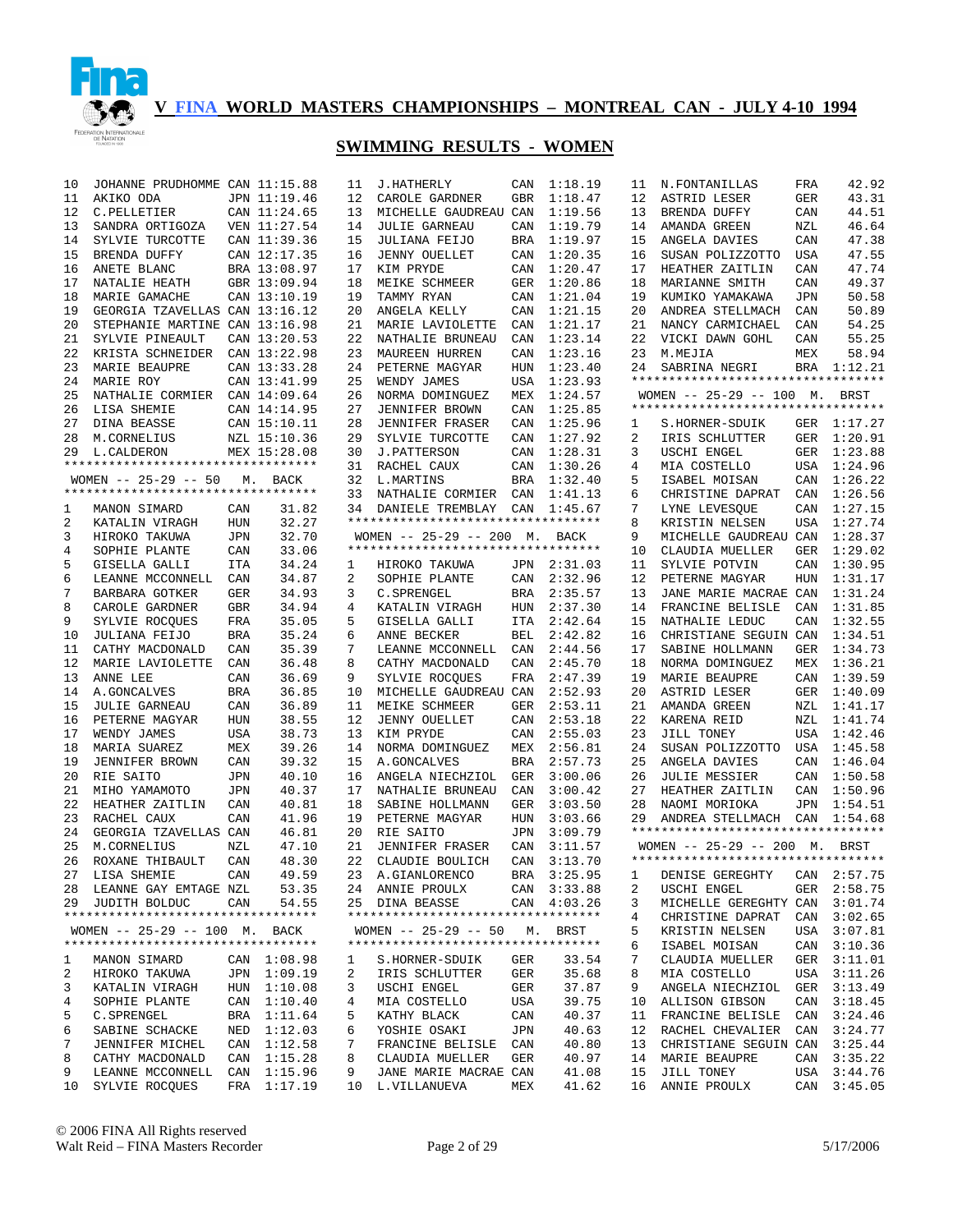# V FINA WORLD MASTERS CHAMPIONSHIPS – MONTREAL CAN - JULY 4-10 1994

## SWIMMING RESULTS - WOMEN

| Place | Name | Country | Time |
|---|---|---|---|
| 10 | JOHANNE PRUDHOMME | CAN | 11:15.88 |
| 11 | AKIKO ODA | JPN | 11:19.46 |
| 12 | C.PELLETIER | CAN | 11:24.65 |
| 13 | SANDRA ORTIGOZA | VEN | 11:27.54 |
| 14 | SYLVIE TURCOTTE | CAN | 11:39.36 |
| 15 | BRENDA DUFFY | CAN | 12:17.35 |
| 16 | ANETE BLANC | BRA | 13:08.97 |
| 17 | NATALIE HEATH | GBR | 13:09.94 |
| 18 | MARIE GAMACHE | CAN | 13:10.19 |
| 19 | GEORGIA TZAVELLAS | CAN | 13:16.12 |
| 20 | STEPHANIE MARTINE | CAN | 13:16.98 |
| 21 | SYLVIE PINEAULT | CAN | 13:20.53 |
| 22 | KRISTA SCHNEIDER | CAN | 13:22.98 |
| 23 | MARIE BEAUPRE | CAN | 13:33.28 |
| 24 | MARIE ROY | CAN | 13:41.99 |
| 25 | NATHALIE CORMIER | CAN | 14:09.64 |
| 26 | LISA SHEMIE | CAN | 14:14.95 |
| 27 | DINA BEASSE | CAN | 15:10.11 |
| 28 | M.CORNELIUS | NZL | 15:10.36 |
| 29 | L.CALDERON | MEX | 15:28.08 |

### WOMEN -- 25-29 -- 50 M. BACK

| Place | Name | Country | Time |
|---|---|---|---|
| 1 | MANON SIMARD | CAN | 31.82 |
| 2 | KATALIN VIRAGH | HUN | 32.27 |
| 3 | HIROKO TAKUWA | JPN | 32.70 |
| 4 | SOPHIE PLANTE | CAN | 33.06 |
| 5 | GISELLA GALLI | ITA | 34.24 |
| 6 | LEANNE MCCONNELL | CAN | 34.87 |
| 7 | BARBARA GOTKER | GER | 34.93 |
| 8 | CAROLE GARDNER | GBR | 34.94 |
| 9 | SYLVIE ROCQUES | FRA | 35.05 |
| 10 | JULIANA FEIJO | BRA | 35.24 |
| 11 | CATHY MACDONALD | CAN | 35.39 |
| 12 | MARIE LAVIOLETTE | CAN | 36.48 |
| 13 | ANNE LEE | CAN | 36.69 |
| 14 | A.GONCALVES | BRA | 36.85 |
| 15 | JULIE GARNEAU | CAN | 36.89 |
| 16 | PETERNE MAGYAR | HUN | 38.55 |
| 17 | WENDY JAMES | USA | 38.73 |
| 18 | MARIA SUAREZ | MEX | 39.26 |
| 19 | JENNIFER BROWN | CAN | 39.32 |
| 20 | RIE SAITO | JPN | 40.10 |
| 21 | MIHO YAMAMOTO | JPN | 40.37 |
| 22 | HEATHER ZAITLIN | CAN | 40.81 |
| 23 | RACHEL CAUX | CAN | 41.96 |
| 24 | GEORGIA TZAVELLAS | CAN | 46.81 |
| 25 | M.CORNELIUS | NZL | 47.10 |
| 26 | ROXANE THIBAULT | CAN | 48.30 |
| 27 | LISA SHEMIE | CAN | 49.59 |
| 28 | LEANNE GAY EMTAGE | NZL | 53.35 |
| 29 | JUDITH BOLDUC | CAN | 54.55 |

### WOMEN -- 25-29 -- 100 M. BACK

| Place | Name | Country | Time |
|---|---|---|---|
| 1 | MANON SIMARD | CAN | 1:08.98 |
| 2 | HIROKO TAKUWA | JPN | 1:09.19 |
| 3 | KATALIN VIRAGH | HUN | 1:10.08 |
| 4 | SOPHIE PLANTE | CAN | 1:10.40 |
| 5 | C.SPRENGEL | BRA | 1:11.64 |
| 6 | SABINE SCHACKE | NED | 1:12.03 |
| 7 | JENNIFER MICHEL | CAN | 1:12.58 |
| 8 | CATHY MACDONALD | CAN | 1:15.28 |
| 9 | LEANNE MCCONNELL | CAN | 1:15.96 |
| 10 | SYLVIE ROCQUES | FRA | 1:17.19 |
| 11 | J.HATHERLY | CAN | 1:18.19 |
| 12 | CAROLE GARDNER | GBR | 1:18.47 |
| 13 | MICHELLE GAUDREAU | CAN | 1:19.56 |
| 14 | JULIE GARNEAU | CAN | 1:19.79 |
| 15 | JULIANA FEIJO | BRA | 1:19.97 |
| 16 | JENNY OUELLET | CAN | 1:20.35 |
| 17 | KIM PRYDE | CAN | 1:20.47 |
| 18 | MEIKE SCHMEER | GER | 1:20.86 |
| 19 | TAMMY RYAN | CAN | 1:21.04 |
| 20 | ANGELA KELLY | CAN | 1:21.15 |
| 21 | MARIE LAVIOLETTE | CAN | 1:21.17 |
| 22 | NATHALIE BRUNEAU | CAN | 1:23.14 |
| 23 | MAUREEN HURREN | CAN | 1:23.16 |
| 24 | PETERNE MAGYAR | HUN | 1:23.40 |
| 25 | WENDY JAMES | USA | 1:23.93 |
| 26 | NORMA DOMINGUEZ | MEX | 1:24.57 |
| 27 | JENNIFER BROWN | CAN | 1:25.85 |
| 28 | JENNIFER FRASER | CAN | 1:25.96 |
| 29 | SYLVIE TURCOTTE | CAN | 1:27.92 |
| 30 | J.PATTERSON | CAN | 1:28.31 |
| 31 | RACHEL CAUX | CAN | 1:30.26 |
| 32 | L.MARTINS | BRA | 1:32.40 |
| 33 | NATHALIE CORMIER | CAN | 1:41.13 |
| 34 | DANIELE TREMBLAY | CAN | 1:45.67 |

### WOMEN -- 25-29 -- 200 M. BACK

| Place | Name | Country | Time |
|---|---|---|---|
| 1 | HIROKO TAKUWA | JPN | 2:31.03 |
| 2 | SOPHIE PLANTE | CAN | 2:32.96 |
| 3 | C.SPRENGEL | BRA | 2:35.57 |
| 4 | KATALIN VIRAGH | HUN | 2:37.30 |
| 5 | GISELLA GALLI | ITA | 2:42.64 |
| 6 | ANNE BECKER | BEL | 2:42.82 |
| 7 | LEANNE MCCONNELL | CAN | 2:44.56 |
| 8 | CATHY MACDONALD | CAN | 2:45.70 |
| 9 | SYLVIE ROCQUES | FRA | 2:47.39 |
| 10 | MICHELLE GAUDREAU | CAN | 2:52.93 |
| 11 | MEIKE SCHMEER | GER | 2:53.11 |
| 12 | JENNY OUELLET | CAN | 2:53.18 |
| 13 | KIM PRYDE | CAN | 2:55.03 |
| 14 | NORMA DOMINGUEZ | MEX | 2:56.81 |
| 15 | A.GONCALVES | BRA | 2:57.73 |
| 16 | ANGELA NIECHZIOL | GER | 3:00.06 |
| 17 | NATHALIE BRUNEAU | CAN | 3:00.42 |
| 18 | SABINE HOLLMANN | GER | 3:03.50 |
| 19 | PETERNE MAGYAR | HUN | 3:03.66 |
| 20 | RIE SAITO | JPN | 3:09.79 |
| 21 | JENNIFER FRASER | CAN | 3:11.57 |
| 22 | CLAUDIE BOULICH | CAN | 3:13.70 |
| 23 | A.GIANLORENCO | BRA | 3:25.95 |
| 24 | ANNIE PROULX | CAN | 3:33.88 |
| 25 | DINA BEASSE | CAN | 4:03.26 |

### WOMEN -- 25-29 -- 50 M. BRST

| Place | Name | Country | Time |
|---|---|---|---|
| 1 | S.HORNER-SDUIK | GER | 33.54 |
| 2 | IRIS SCHLUTTER | GER | 35.68 |
| 3 | USCHI ENGEL | GER | 37.87 |
| 4 | MIA COSTELLO | USA | 39.75 |
| 5 | KATHY BLACK | CAN | 40.37 |
| 6 | YOSHIE OSAKI | JPN | 40.63 |
| 7 | FRANCINE BELISLE | CAN | 40.80 |
| 8 | CLAUDIA MUELLER | GER | 40.97 |
| 9 | JANE MARIE MACRAE | CAN | 41.08 |
| 10 | L.VILLANUEVA | MEX | 41.62 |
| 11 | N.FONTANILLAS | FRA | 42.92 |
| 12 | ASTRID LESER | GER | 43.31 |
| 13 | BRENDA DUFFY | CAN | 44.51 |
| 14 | AMANDA GREEN | NZL | 46.64 |
| 15 | ANGELA DAVIES | CAN | 47.38 |
| 16 | SUSAN POLIZZOTTO | USA | 47.55 |
| 17 | HEATHER ZAITLIN | CAN | 47.74 |
| 18 | MARIANNE SMITH | CAN | 49.37 |
| 19 | KUMIKO YAMAKAWA | JPN | 50.58 |
| 20 | ANDREA STELLMACH | CAN | 50.89 |
| 21 | NANCY CARMICHAEL | CAN | 54.25 |
| 22 | VICKI DAWN GOHL | CAN | 55.25 |
| 23 | M.MEJIA | MEX | 58.94 |
| 24 | SABRINA NEGRI | BRA | 1:12.21 |

### WOMEN -- 25-29 -- 100 M. BRST

| Place | Name | Country | Time |
|---|---|---|---|
| 1 | S.HORNER-SDUIK | GER | 1:17.27 |
| 2 | IRIS SCHLUTTER | GER | 1:20.91 |
| 3 | USCHI ENGEL | GER | 1:23.88 |
| 4 | MIA COSTELLO | USA | 1:24.96 |
| 5 | ISABEL MOISAN | CAN | 1:26.22 |
| 6 | CHRISTINE DAPRAT | CAN | 1:26.56 |
| 7 | LYNE LEVESQUE | CAN | 1:27.15 |
| 8 | KRISTIN NELSEN | USA | 1:27.74 |
| 9 | MICHELLE GAUDREAU | CAN | 1:28.37 |
| 10 | CLAUDIA MUELLER | GER | 1:29.02 |
| 11 | SYLVIE POTVIN | CAN | 1:30.95 |
| 12 | PETERNE MAGYAR | HUN | 1:31.17 |
| 13 | JANE MARIE MACRAE | CAN | 1:31.24 |
| 14 | FRANCINE BELISLE | CAN | 1:31.85 |
| 15 | NATHALIE LEDUC | CAN | 1:32.55 |
| 16 | CHRISTIANE SEGUIN | CAN | 1:34.51 |
| 17 | SABINE HOLLMANN | GER | 1:34.73 |
| 18 | NORMA DOMINGUEZ | MEX | 1:36.21 |
| 19 | MARIE BEAUPRE | CAN | 1:39.59 |
| 20 | ASTRID LESER | GER | 1:40.09 |
| 21 | AMANDA GREEN | NZL | 1:41.17 |
| 22 | KARENA REID | NZL | 1:41.74 |
| 23 | JILL TONEY | USA | 1:42.46 |
| 24 | SUSAN POLIZZOTTO | USA | 1:45.58 |
| 25 | ANGELA DAVIES | CAN | 1:46.04 |
| 26 | JULIE MESSIER | CAN | 1:50.58 |
| 27 | HEATHER ZAITLIN | CAN | 1:50.96 |
| 28 | NAOMI MORIOKA | JPN | 1:54.51 |
| 29 | ANDREA STELLMACH | CAN | 1:54.68 |

### WOMEN -- 25-29 -- 200 M. BRST

| Place | Name | Country | Time |
|---|---|---|---|
| 1 | DENISE GEREGHTY | CAN | 2:57.75 |
| 2 | USCHI ENGEL | GER | 2:58.75 |
| 3 | MICHELLE GEREGHTY | CAN | 3:01.74 |
| 4 | CHRISTINE DAPRAT | CAN | 3:02.65 |
| 5 | KRISTIN NELSEN | USA | 3:07.81 |
| 6 | ISABEL MOISAN | CAN | 3:10.36 |
| 7 | CLAUDIA MUELLER | GER | 3:11.01 |
| 8 | MIA COSTELLO | USA | 3:11.26 |
| 9 | ANGELA NIECHZIOL | GER | 3:13.49 |
| 10 | ALLISON GIBSON | CAN | 3:18.45 |
| 11 | FRANCINE BELISLE | CAN | 3:24.46 |
| 12 | RACHEL CHEVALIER | CAN | 3:24.77 |
| 13 | CHRISTIANE SEGUIN | CAN | 3:25.44 |
| 14 | MARIE BEAUPRE | CAN | 3:35.22 |
| 15 | JILL TONEY | USA | 3:44.76 |
| 16 | ANNIE PROULX | CAN | 3:45.05 |

© 2006 FINA All Rights reserved
Walt Reid – FINA Masters Recorder
5/17/2006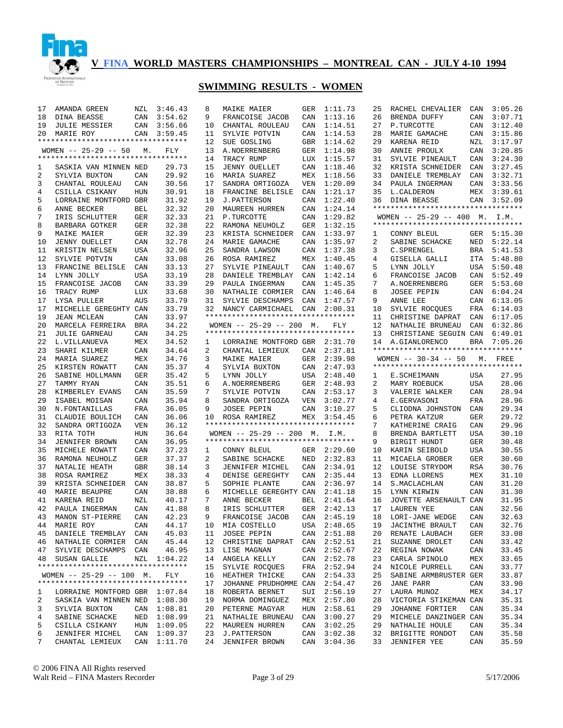# V FINA WORLD MASTERS CHAMPIONSHIPS – MONTREAL CAN - JULY 4-10 1994

## SWIMMING RESULTS - WOMEN

| Place | Name | Country | Time |
|---|---|---|---|
| 17 | AMANDA GREEN | NZL | 3:46.43 |
| 18 | DINA BEASSE | CAN | 3:54.62 |
| 19 | JULIE MESSIER | CAN | 3:56.66 |
| 20 | MARIE ROY | CAN | 3:59.45 |

### WOMEN -- 25-29 -- 50 M. FLY

| Place | Name | Country | Time |
|---|---|---|---|
| 1 | SASKIA VAN MINNEN | NED | 29.73 |
| 2 | SYLVIA BUXTON | CAN | 29.92 |
| 3 | CHANTAL ROULEAU | CAN | 30.56 |
| 4 | CSILLA CSIKANY | HUN | 30.91 |
| 5 | LORRAINE MONTFORD | GBR | 31.92 |
| 6 | ANNE BECKER | BEL | 32.32 |
| 7 | IRIS SCHLUTTER | GER | 32.33 |
| 8 | BARBARA GOTKER | GER | 32.38 |
| 9 | MAIKE MAIER | GER | 32.39 |
| 10 | JENNY OUELLET | CAN | 32.78 |
| 11 | KRISTIN NELSEN | USA | 32.96 |
| 12 | SYLVIE POTVIN | CAN | 33.08 |
| 13 | FRANCINE BELISLE | CAN | 33.13 |
| 14 | LYNN JOLLY | USA | 33.19 |
| 15 | FRANCOISE JACOB | CAN | 33.39 |
| 16 | TRACY RUMP | LUX | 33.68 |
| 17 | LYSA PULLER | AUS | 33.79 |
| 17 | MICHELLE GEREGHTY | CAN | 33.79 |
| 19 | JEAN MCLEAN | CAN | 33.97 |
| 20 | MARCELA FERREIRA | BRA | 34.22 |
| 21 | JULIE GARNEAU | CAN | 34.25 |
| 22 | L.VILLANUEVA | MEX | 34.52 |
| 23 | SHARI KILMER | CAN | 34.64 |
| 24 | MARIA SUAREZ | MEX | 34.76 |
| 25 | KIRSTEN ROWATT | CAN | 35.37 |
| 26 | SABINE HOLLMANN | GER | 35.42 |
| 27 | TAMMY RYAN | CAN | 35.51 |
| 28 | KIMBERLEY EVANS | CAN | 35.59 |
| 29 | ISABEL MOISAN | CAN | 35.94 |
| 30 | N.FONTANILLAS | FRA | 36.05 |
| 31 | CLAUDIE BOULICH | CAN | 36.06 |
| 32 | SANDRA ORTIGOZA | VEN | 36.12 |
| 33 | RITA TOTH | HUN | 36.64 |
| 34 | JENNIFER BROWN | CAN | 36.95 |
| 35 | MICHELE ROWATT | CAN | 37.23 |
| 36 | RAMONA NEUHOLZ | GER | 37.37 |
| 37 | NATALIE HEATH | GBR | 38.14 |
| 38 | ROSA RAMIREZ | MEX | 38.33 |
| 39 | KRISTA SCHNEIDER | CAN | 38.87 |
| 40 | MARIE BEAUPRE | CAN | 38.88 |
| 41 | KARENA REID | NZL | 40.17 |
| 42 | PAULA INGERMAN | CAN | 41.88 |
| 43 | MANON ST-PIERRE | CAN | 42.23 |
| 44 | MARIE ROY | CAN | 44.17 |
| 45 | DANIELE TREMBLAY | CAN | 45.03 |
| 46 | NATHALIE CORMIER | CAN | 45.44 |
| 47 | SYLVIE DESCHAMPS | CAN | 46.95 |
| 48 | SUSAN GALLIE | NZL | 1:04.22 |

### WOMEN -- 25-29 -- 100 M. FLY

| Place | Name | Country | Time |
|---|---|---|---|
| 1 | LORRAINE MONTFORD | GBR | 1:07.84 |
| 2 | SASKIA VAN MINNEN | NED | 1:08.30 |
| 3 | SYLVIA BUXTON | CAN | 1:08.81 |
| 4 | SABINE SCHACKE | NED | 1:08.99 |
| 5 | CSILLA CSIKANY | HUN | 1:09.05 |
| 6 | JENNIFER MICHEL | CAN | 1:09.37 |
| 7 | CHANTAL LEMIEUX | CAN | 1:11.70 |
| 8 | MAIKE MAIER | GER | 1:11.73 |
| 9 | FRANCOISE JACOB | CAN | 1:13.16 |
| 10 | CHANTAL ROULEAU | CAN | 1:14.51 |
| 11 | SYLVIE POTVIN | CAN | 1:14.53 |
| 12 | SUE GOSLING | GBR | 1:14.62 |
| 13 | A.NOERRENBERG | GER | 1:14.98 |
| 14 | TRACY RUMP | LUX | 1:15.57 |
| 15 | JENNY OUELLET | CAN | 1:18.46 |
| 16 | MARIA SUAREZ | MEX | 1:18.56 |
| 17 | SANDRA ORTIGOZA | VEN | 1:20.09 |
| 18 | FRANCINE BELISLE | CAN | 1:21.17 |
| 19 | J.PATTERSON | CAN | 1:22.40 |
| 20 | MAUREEN HURREN | CAN | 1:24.14 |
| 21 | P.TURCOTTE | CAN | 1:29.82 |
| 22 | RAMONA NEUHOLZ | GER | 1:32.15 |
| 23 | KRISTA SCHNEIDER | CAN | 1:33.97 |
| 24 | MARIE GAMACHE | CAN | 1:35.97 |
| 25 | SANDRA LAWSON | CAN | 1:37.38 |
| 26 | ROSA RAMIREZ | MEX | 1:40.45 |
| 27 | SYLVIE PINEAULT | CAN | 1:40.67 |
| 28 | DANIELE TREMBLAY | CAN | 1:42.14 |
| 29 | PAULA INGERMAN | CAN | 1:45.35 |
| 30 | NATHALIE CORMIER | CAN | 1:46.64 |
| 31 | SYLVIE DESCHAMPS | CAN | 1:47.57 |
| 32 | NANCY CARMICHAEL | CAN | 2:00.31 |

### WOMEN -- 25-29 -- 200 M. FLY

| Place | Name | Country | Time |
|---|---|---|---|
| 1 | LORRAINE MONTFORD | GBR | 2:31.70 |
| 2 | CHANTAL LEMIEUX | CAN | 2:37.81 |
| 3 | MAIKE MAIER | GER | 2:39.98 |
| 4 | SYLVIA BUXTON | CAN | 2:47.93 |
| 5 | LYNN JOLLY | USA | 2:48.40 |
| 6 | A.NOERRENBERG | GER | 2:48.93 |
| 7 | SYLVIE POTVIN | CAN | 2:53.17 |
| 8 | SANDRA ORTIGOZA | VEN | 3:02.77 |
| 9 | JOSEE PEPIN | CAN | 3:10.27 |
| 10 | ROSA RAMIREZ | MEX | 3:54.45 |

### WOMEN -- 25-29 -- 200 M. I.M.

| Place | Name | Country | Time |
|---|---|---|---|
| 1 | CONNY BLEUL | GER | 2:29.60 |
| 2 | SABINE SCHACKE | NED | 2:32.83 |
| 3 | JENNIFER MICHEL | CAN | 2:34.91 |
| 4 | DENISE GEREGHTY | CAN | 2:35.44 |
| 5 | SOPHIE PLANTE | CAN | 2:36.97 |
| 6 | MICHELLE GEREGHTY | CAN | 2:41.18 |
| 7 | ANNE BECKER | BEL | 2:41.64 |
| 8 | IRIS SCHLUTTER | GER | 2:42.13 |
| 9 | FRANCOISE JACOB | CAN | 2:45.19 |
| 10 | MIA COSTELLO | USA | 2:48.65 |
| 11 | JOSEE PEPIN | CAN | 2:51.88 |
| 12 | CHRISTINE DAPRAT | CAN | 2:52.51 |
| 13 | LISE MAGNAN | CAN | 2:52.67 |
| 14 | ANGELA KELLY | CAN | 2:52.78 |
| 15 | SYLVIE ROCQUES | FRA | 2:52.94 |
| 16 | HEATHER THICKE | CAN | 2:54.33 |
| 17 | JOHANNE PRUDHOMME | CAN | 2:54.47 |
| 18 | ROBERTA BERNET | SUI | 2:56.19 |
| 19 | NORMA DOMINGUEZ | MEX | 2:57.80 |
| 20 | PETERNE MAGYAR | HUN | 2:58.61 |
| 21 | NATHALIE BRUNEAU | CAN | 3:00.27 |
| 22 | MAUREEN HURREN | CAN | 3:02.25 |
| 23 | J.PATTERSON | CAN | 3:02.38 |
| 24 | JENNIFER BROWN | CAN | 3:04.36 |
| 25 | RACHEL CHEVALIER | CAN | 3:05.26 |
| 26 | BRENDA DUFFY | CAN | 3:07.71 |
| 27 | P.TURCOTTE | CAN | 3:12.40 |
| 28 | MARIE GAMACHE | CAN | 3:15.86 |
| 29 | KARENA REID | NZL | 3:17.97 |
| 30 | ANNIE PROULX | CAN | 3:20.85 |
| 31 | SYLVIE PINEAULT | CAN | 3:24.30 |
| 32 | KRISTA SCHNEIDER | CAN | 3:27.45 |
| 33 | DANIELE TREMBLAY | CAN | 3:32.71 |
| 34 | PAULA INGERMAN | CAN | 3:33.56 |
| 35 | L.CALDERON | MEX | 3:39.61 |
| 36 | DINA BEASSE | CAN | 3:52.09 |

### WOMEN -- 25-29 -- 400 M. I.M.

| Place | Name | Country | Time |
|---|---|---|---|
| 1 | CONNY BLEUL | GER | 5:15.30 |
| 2 | SABINE SCHACKE | NED | 5:22.14 |
| 3 | C.SPRENGEL | BRA | 5:41.53 |
| 4 | GISELLA GALLI | ITA | 5:48.80 |
| 5 | LYNN JOLLY | USA | 5:50.48 |
| 6 | FRANCOISE JACOB | CAN | 5:52.49 |
| 7 | A.NOERRENBERG | GER | 5:53.60 |
| 8 | JOSEE PEPIN | CAN | 6:04.24 |
| 9 | ANNE LEE | CAN | 6:13.05 |
| 10 | SYLVIE ROCQUES | FRA | 6:14.03 |
| 11 | CHRISTINE DAPRAT | CAN | 6:17.05 |
| 12 | NATHALIE BRUNEAU | CAN | 6:32.86 |
| 13 | CHRISTIANE SEGUIN | CAN | 6:49.01 |
| 14 | A.GIANLORENCO | BRA | 7:05.26 |

### WOMEN -- 30-34 -- 50 M. FREE

| Place | Name | Country | Time |
|---|---|---|---|
| 1 | E.SCHEIMANN | USA | 27.95 |
| 2 | MARY ROEBUCK | USA | 28.06 |
| 3 | VALERIE WALKER | CAN | 28.94 |
| 4 | E.GERVASONI | FRA | 28.96 |
| 5 | CLIODNA JOHNSTON | CAN | 29.34 |
| 6 | PETRA KATZUR | GER | 29.72 |
| 7 | KATHERINE CRAIG | CAN | 29.96 |
| 8 | BRENDA BARTLETT | USA | 30.10 |
| 9 | BIRGIT HUNDT | GER | 30.48 |
| 10 | KARIN SEIBOLD | USA | 30.55 |
| 11 | MICAELA GROBER | GER | 30.60 |
| 12 | LOUISE STRYDOM | RSA | 30.76 |
| 13 | EDNA LLORENS | MEX | 31.10 |
| 14 | S.MACLACHLAN | CAN | 31.20 |
| 15 | LYNN KIRWIN | CAN | 31.30 |
| 16 | JOVETTE ARSENAULT | CAN | 31.95 |
| 17 | LAUREN YEE | CAN | 32.56 |
| 18 | LORI-JANE WEDGE | CAN | 32.63 |
| 19 | JACINTHE BRAULT | CAN | 32.76 |
| 20 | RENATE LAUBACH | GER | 33.08 |
| 21 | SUZANNE DROLET | CAN | 33.42 |
| 22 | REGINA NOWAK | CAN | 33.45 |
| 23 | CARLA SPINOLO | MEX | 33.65 |
| 24 | NICOLE PURRELL | CAN | 33.77 |
| 25 | SABINE ARMBRUSTER | GER | 33.87 |
| 26 | JANE PARR | CAN | 33.90 |
| 27 | LAURA MUNOZ | MEX | 34.17 |
| 28 | VICTORIA STIKEMAN | CAN | 35.31 |
| 29 | JOHANNE FORTIER | CAN | 35.34 |
| 29 | MICHELE DANZINGER | CAN | 35.34 |
| 29 | NATHALIE HOULE | CAN | 35.34 |
| 32 | BRIGITTE RONDOT | CAN | 35.58 |
| 33 | JENNIFER YEE | CAN | 35.59 |

© 2006 FINA All Rights reserved
Walt Reid – FINA Masters Recorder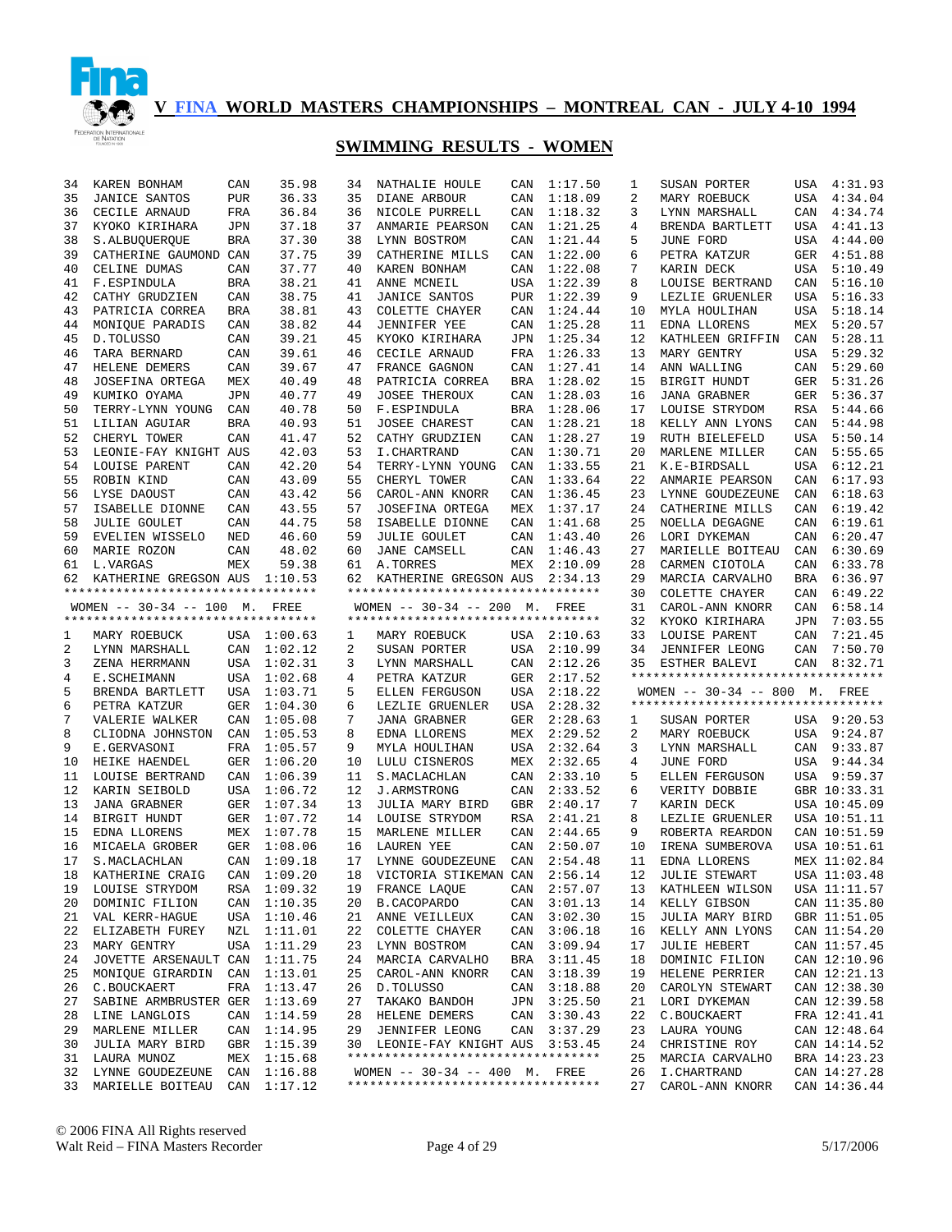# V FINA WORLD MASTERS CHAMPIONSHIPS – MONTREAL CAN - JULY 4-10 1994

## SWIMMING RESULTS - WOMEN

| Place | Name | Country | Time |
|---|---|---|---|
| 34 | KAREN BONHAM | CAN | 35.98 |
| 35 | JANICE SANTOS | PUR | 36.33 |
| 36 | CECILE ARNAUD | FRA | 36.84 |
| 37 | KYOKO KIRIHARA | JPN | 37.18 |
| 38 | S.ALBUQUERQUE | BRA | 37.30 |
| 39 | CATHERINE GAUMOND | CAN | 37.75 |
| 40 | CELINE DUMAS | CAN | 37.77 |
| 41 | F.ESPINDULA | BRA | 38.21 |
| 42 | CATHY GRUDZIEN | CAN | 38.75 |
| 43 | PATRICIA CORREA | BRA | 38.81 |
| 44 | MONIQUE PARADIS | CAN | 38.82 |
| 45 | D.TOLUSSO | CAN | 39.21 |
| 46 | TARA BERNARD | CAN | 39.61 |
| 47 | HELENE DEMERS | CAN | 39.67 |
| 48 | JOSEFINA ORTEGA | MEX | 40.49 |
| 49 | KUMIKO OYAMA | JPN | 40.77 |
| 50 | TERRY-LYNN YOUNG | CAN | 40.78 |
| 51 | LILIAN AGUIAR | BRA | 40.93 |
| 52 | CHERYL TOWER | CAN | 41.47 |
| 53 | LEONIE-FAY KNIGHT | AUS | 42.03 |
| 54 | LOUISE PARENT | CAN | 42.20 |
| 55 | ROBIN KIND | CAN | 43.09 |
| 56 | LYSE DAOUST | CAN | 43.42 |
| 57 | ISABELLE DIONNE | CAN | 43.55 |
| 58 | JULIE GOULET | CAN | 44.75 |
| 59 | EVELIEN WISSELO | NED | 46.60 |
| 60 | MARIE ROZON | CAN | 48.02 |
| 61 | L.VARGAS | MEX | 59.38 |
| 62 | KATHERINE GREGSON | AUS | 1:10.53 |

### WOMEN -- 30-34 -- 100 M. FREE

| Place | Name | Country | Time |
|---|---|---|---|
| 1 | MARY ROEBUCK | USA | 1:00.63 |
| 2 | LYNN MARSHALL | CAN | 1:02.12 |
| 3 | ZENA HERRMANN | USA | 1:02.31 |
| 4 | E.SCHEIMANN | USA | 1:02.68 |
| 5 | BRENDA BARTLETT | USA | 1:03.71 |
| 6 | PETRA KATZUR | GER | 1:04.30 |
| 7 | VALERIE WALKER | CAN | 1:05.08 |
| 8 | CLIODNA JOHNSTON | CAN | 1:05.53 |
| 9 | E.GERVASONI | FRA | 1:05.57 |
| 10 | HEIKE HAENDEL | GER | 1:06.20 |
| 11 | LOUISE BERTRAND | CAN | 1:06.39 |
| 12 | KARIN SEIBOLD | USA | 1:06.72 |
| 13 | JANA GRABNER | GER | 1:07.34 |
| 14 | BIRGIT HUNDT | GER | 1:07.72 |
| 15 | EDNA LLORENS | MEX | 1:07.78 |
| 16 | MICAELA GROBER | GER | 1:08.06 |
| 17 | S.MACLACHLAN | CAN | 1:09.18 |
| 18 | KATHERINE CRAIG | CAN | 1:09.20 |
| 19 | LOUISE STRYDOM | RSA | 1:09.32 |
| 20 | DOMINIC FILION | CAN | 1:10.35 |
| 21 | VAL KERR-HAGUE | USA | 1:10.46 |
| 22 | ELIZABETH FUREY | NZL | 1:11.01 |
| 23 | MARY GENTRY | USA | 1:11.29 |
| 24 | JOVETTE ARSENAULT | CAN | 1:11.75 |
| 25 | MONIQUE GIRARDIN | CAN | 1:13.01 |
| 26 | C.BOUCKAERT | FRA | 1:13.47 |
| 27 | SABINE ARMBRUSTER | GER | 1:13.69 |
| 28 | LINE LANGLOIS | CAN | 1:14.59 |
| 29 | MARLENE MILLER | CAN | 1:14.95 |
| 30 | JULIA MARY BIRD | GBR | 1:15.39 |
| 31 | LAURA MUNOZ | MEX | 1:15.68 |
| 32 | LYNNE GOUDEZEUNE | CAN | 1:16.88 |
| 33 | MARIELLE BOITEAU | CAN | 1:17.12 |
| 34 | NATHALIE HOULE | CAN | 1:17.50 |
| 35 | DIANE ARBOUR | CAN | 1:18.09 |
| 36 | NICOLE PURRELL | CAN | 1:18.32 |
| 37 | ANMARIE PEARSON | CAN | 1:21.25 |
| 38 | LYNN BOSTROM | CAN | 1:21.44 |
| 39 | CATHERINE MILLS | CAN | 1:22.00 |
| 40 | KAREN BONHAM | CAN | 1:22.08 |
| 41 | ANNE MCNEIL | USA | 1:22.39 |
| 41 | JANICE SANTOS | PUR | 1:22.39 |
| 43 | COLETTE CHAYER | CAN | 1:24.44 |
| 44 | JENNIFER YEE | CAN | 1:25.28 |
| 45 | KYOKO KIRIHARA | JPN | 1:25.34 |
| 46 | CECILE ARNAUD | FRA | 1:26.33 |
| 47 | FRANCE GAGNON | CAN | 1:27.41 |
| 48 | PATRICIA CORREA | BRA | 1:28.02 |
| 49 | JOSEE THEROUX | CAN | 1:28.03 |
| 50 | F.ESPINDULA | BRA | 1:28.06 |
| 51 | JOSEE CHAREST | CAN | 1:28.21 |
| 52 | CATHY GRUDZIEN | CAN | 1:28.27 |
| 53 | I.CHARTRAND | CAN | 1:30.71 |
| 54 | TERRY-LYNN YOUNG | CAN | 1:33.55 |
| 55 | CHERYL TOWER | CAN | 1:33.64 |
| 56 | CAROL-ANN KNORR | CAN | 1:36.45 |
| 57 | JOSEFINA ORTEGA | MEX | 1:37.17 |
| 58 | ISABELLE DIONNE | CAN | 1:41.68 |
| 59 | JULIE GOULET | CAN | 1:43.40 |
| 60 | JANE CAMSELL | CAN | 1:46.43 |
| 61 | A.TORRES | MEX | 2:10.09 |
| 62 | KATHERINE GREGSON | AUS | 2:34.13 |

### WOMEN -- 30-34 -- 200 M. FREE

| Place | Name | Country | Time |
|---|---|---|---|
| 1 | MARY ROEBUCK | USA | 2:10.63 |
| 2 | SUSAN PORTER | USA | 2:10.99 |
| 3 | LYNN MARSHALL | CAN | 2:12.26 |
| 4 | PETRA KATZUR | GER | 2:17.52 |
| 5 | ELLEN FERGUSON | USA | 2:18.22 |
| 6 | LEZLIE GRUENLER | USA | 2:28.32 |
| 7 | JANA GRABNER | GER | 2:28.63 |
| 8 | EDNA LLORENS | MEX | 2:29.52 |
| 9 | MYLA HOULIHAN | USA | 2:32.64 |
| 10 | LULU CISNEROS | MEX | 2:32.65 |
| 11 | S.MACLACHLAN | CAN | 2:33.10 |
| 12 | J.ARMSTRONG | CAN | 2:33.52 |
| 13 | JULIA MARY BIRD | GBR | 2:40.17 |
| 14 | LOUISE STRYDOM | RSA | 2:41.21 |
| 15 | MARLENE MILLER | CAN | 2:44.65 |
| 16 | LAUREN YEE | CAN | 2:50.07 |
| 17 | LYNNE GOUDEZEUNE | CAN | 2:54.48 |
| 18 | VICTORIA STIKEMAN | CAN | 2:56.14 |
| 19 | FRANCE LAQUE | CAN | 2:57.07 |
| 20 | B.CACOPARDO | CAN | 3:01.13 |
| 21 | ANNE VEILLEUX | CAN | 3:02.30 |
| 22 | COLETTE CHAYER | CAN | 3:06.18 |
| 23 | LYNN BOSTROM | CAN | 3:09.94 |
| 24 | MARCIA CARVALHO | BRA | 3:11.45 |
| 25 | CAROL-ANN KNORR | CAN | 3:18.39 |
| 26 | D.TOLUSSO | CAN | 3:18.88 |
| 27 | TAKAKO BANDOH | JPN | 3:25.50 |
| 28 | HELENE DEMERS | CAN | 3:30.43 |
| 29 | JENNIFER LEONG | CAN | 3:37.29 |
| 30 | LEONIE-FAY KNIGHT | AUS | 3:53.45 |

### WOMEN -- 30-34 -- 400 M. FREE

| Place | Name | Country | Time |
|---|---|---|---|
| 1 | SUSAN PORTER | USA | 4:31.93 |
| 2 | MARY ROEBUCK | USA | 4:34.04 |
| 3 | LYNN MARSHALL | CAN | 4:34.74 |
| 4 | BRENDA BARTLETT | USA | 4:41.13 |
| 5 | JUNE FORD | USA | 4:44.00 |
| 6 | PETRA KATZUR | GER | 4:51.88 |
| 7 | KARIN DECK | USA | 5:10.49 |
| 8 | LOUISE BERTRAND | CAN | 5:16.10 |
| 9 | LEZLIE GRUENLER | USA | 5:16.33 |
| 10 | MYLA HOULIHAN | USA | 5:18.14 |
| 11 | EDNA LLORENS | MEX | 5:20.57 |
| 12 | KATHLEEN GRIFFIN | CAN | 5:28.11 |
| 13 | MARY GENTRY | USA | 5:29.32 |
| 14 | ANN WALLING | CAN | 5:29.60 |
| 15 | BIRGIT HUNDT | GER | 5:31.26 |
| 16 | JANA GRABNER | GER | 5:36.37 |
| 17 | LOUISE STRYDOM | RSA | 5:44.66 |
| 18 | KELLY ANN LYONS | CAN | 5:44.98 |
| 19 | RUTH BIELEFELD | USA | 5:50.14 |
| 20 | MARLENE MILLER | CAN | 5:55.65 |
| 21 | K.E-BIRDSALL | USA | 6:12.21 |
| 22 | ANMARIE PEARSON | CAN | 6:17.93 |
| 23 | LYNNE GOUDEZEUNE | CAN | 6:18.63 |
| 24 | CATHERINE MILLS | CAN | 6:19.42 |
| 25 | NOELLA DEGAGNE | CAN | 6:19.61 |
| 26 | LORI DYKEMAN | CAN | 6:20.47 |
| 27 | MARIELLE BOITEAU | CAN | 6:30.69 |
| 28 | CARMEN CIOTOLA | CAN | 6:33.78 |
| 29 | MARCIA CARVALHO | BRA | 6:36.97 |
| 30 | COLETTE CHAYER | CAN | 6:49.22 |
| 31 | CAROL-ANN KNORR | CAN | 6:58.14 |
| 32 | KYOKO KIRIHARA | JPN | 7:03.55 |
| 33 | LOUISE PARENT | CAN | 7:21.45 |
| 34 | JENNIFER LEONG | CAN | 7:50.70 |
| 35 | ESTHER BALEVI | CAN | 8:32.71 |

### WOMEN -- 30-34 -- 800 M. FREE

| Place | Name | Country | Time |
|---|---|---|---|
| 1 | SUSAN PORTER | USA | 9:20.53 |
| 2 | MARY ROEBUCK | USA | 9:24.87 |
| 3 | LYNN MARSHALL | CAN | 9:33.87 |
| 4 | JUNE FORD | USA | 9:44.34 |
| 5 | ELLEN FERGUSON | USA | 9:59.37 |
| 6 | VERITY DOBBIE | GBR | 10:33.31 |
| 7 | KARIN DECK | USA | 10:45.09 |
| 8 | LEZLIE GRUENLER | USA | 10:51.11 |
| 9 | ROBERTA REARDON | CAN | 10:51.59 |
| 10 | IRENA SUMBEROVA | USA | 10:51.61 |
| 11 | EDNA LLORENS | MEX | 11:02.84 |
| 12 | JULIE STEWART | USA | 11:03.48 |
| 13 | KATHLEEN WILSON | USA | 11:11.57 |
| 14 | KELLY GIBSON | CAN | 11:35.80 |
| 15 | JULIA MARY BIRD | GBR | 11:51.05 |
| 16 | KELLY ANN LYONS | CAN | 11:54.20 |
| 17 | JULIE HEBERT | CAN | 11:57.45 |
| 18 | DOMINIC FILION | CAN | 12:10.96 |
| 19 | HELENE PERRIER | CAN | 12:21.13 |
| 20 | CAROLYN STEWART | CAN | 12:38.30 |
| 21 | LORI DYKEMAN | CAN | 12:39.58 |
| 22 | C.BOUCKAERT | FRA | 12:41.41 |
| 23 | LAURA YOUNG | CAN | 12:48.64 |
| 24 | CHRISTINE ROY | CAN | 14:14.52 |
| 25 | MARCIA CARVALHO | BRA | 14:23.23 |
| 26 | I.CHARTRAND | CAN | 14:27.28 |
| 27 | CAROL-ANN KNORR | CAN | 14:36.44 |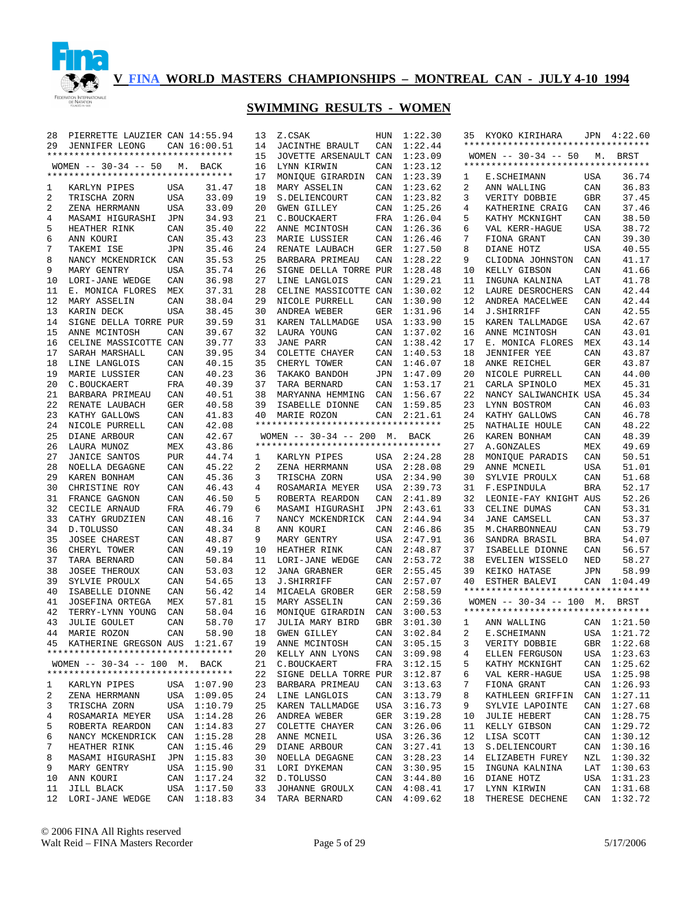# V FINA WORLD MASTERS CHAMPIONSHIPS – MONTREAL CAN - JULY 4-10 1994

## SWIMMING RESULTS - WOMEN

| | | | |
|---|---|---|---|
| 28 | PIERRETTE LAUZIER | CAN | 14:55.94 |
| 29 | JENNIFER LEONG | CAN | 16:00.51 |

### WOMEN -- 30-34 -- 50 M. BACK

| Place | Name | Country | Time |
|---|---|---|---|
| 1 | KARLYN PIPES | USA | 31.47 |
| 2 | TRISCHA ZORN | USA | 33.09 |
| 2 | ZENA HERRMANN | USA | 33.09 |
| 4 | MASAMI HIGURASHI | JPN | 34.93 |
| 5 | HEATHER RINK | CAN | 35.40 |
| 6 | ANN KOURI | CAN | 35.43 |
| 7 | TAKEMI ISE | JPN | 35.46 |
| 8 | NANCY MCKENDRICK | CAN | 35.53 |
| 9 | MARY GENTRY | USA | 35.74 |
| 10 | LORI-JANE WEDGE | CAN | 36.98 |
| 11 | E. MONICA FLORES | MEX | 37.31 |
| 12 | MARY ASSELIN | CAN | 38.04 |
| 13 | KARIN DECK | USA | 38.45 |
| 14 | SIGNE DELLA TORRE | PUR | 39.59 |
| 15 | ANNE MCINTOSH | CAN | 39.67 |
| 16 | CELINE MASSICOTTE | CAN | 39.77 |
| 17 | SARAH MARSHALL | CAN | 39.95 |
| 18 | LINE LANGLOIS | CAN | 40.15 |
| 19 | MARIE LUSSIER | CAN | 40.23 |
| 20 | C.BOUCKAERT | FRA | 40.39 |
| 21 | BARBARA PRIMEAU | CAN | 40.51 |
| 22 | RENATE LAUBACH | GER | 40.58 |
| 23 | KATHY GALLOWS | CAN | 41.83 |
| 24 | NICOLE PURRELL | CAN | 42.08 |
| 25 | DIANE ARBOUR | CAN | 42.67 |
| 26 | LAURA MUNOZ | MEX | 43.86 |
| 27 | JANICE SANTOS | PUR | 44.74 |
| 28 | NOELLA DEGAGNE | CAN | 45.22 |
| 29 | KAREN BONHAM | CAN | 45.36 |
| 30 | CHRISTINE ROY | CAN | 46.43 |
| 31 | FRANCE GAGNON | CAN | 46.50 |
| 32 | CECILE ARNAUD | FRA | 46.79 |
| 33 | CATHY GRUDZIEN | CAN | 48.16 |
| 34 | D.TOLUSSO | CAN | 48.34 |
| 35 | JOSEE CHAREST | CAN | 48.87 |
| 36 | CHERYL TOWER | CAN | 49.19 |
| 37 | TARA BERNARD | CAN | 50.84 |
| 38 | JOSEE THEROUX | CAN | 53.03 |
| 39 | SYLVIE PROULX | CAN | 54.65 |
| 40 | ISABELLE DIONNE | CAN | 56.42 |
| 41 | JOSEFINA ORTEGA | MEX | 57.81 |
| 42 | TERRY-LYNN YOUNG | CAN | 58.04 |
| 43 | JULIE GOULET | CAN | 58.70 |
| 44 | MARIE ROZON | CAN | 58.90 |
| 45 | KATHERINE GREGSON | AUS | 1:21.67 |

### WOMEN -- 30-34 -- 100 M. BACK

| Place | Name | Country | Time |
|---|---|---|---|
| 1 | KARLYN PIPES | USA | 1:07.90 |
| 2 | ZENA HERRMANN | USA | 1:09.05 |
| 3 | TRISCHA ZORN | USA | 1:10.79 |
| 4 | ROSAMARIA MEYER | USA | 1:14.28 |
| 5 | ROBERTA REARDON | CAN | 1:14.83 |
| 6 | NANCY MCKENDRICK | CAN | 1:15.28 |
| 7 | HEATHER RINK | CAN | 1:15.46 |
| 8 | MASAMI HIGURASHI | JPN | 1:15.83 |
| 9 | MARY GENTRY | USA | 1:15.90 |
| 10 | ANN KOURI | CAN | 1:17.24 |
| 11 | JILL BLACK | USA | 1:17.50 |
| 12 | LORI-JANE WEDGE | CAN | 1:18.83 |
| 13 | Z.CSAK | HUN | 1:22.30 |
| 14 | JACINTHE BRAULT | CAN | 1:22.44 |
| 15 | JOVETTE ARSENAULT | CAN | 1:23.09 |
| 16 | LYNN KIRWIN | CAN | 1:23.12 |
| 17 | MONIQUE GIRARDIN | CAN | 1:23.39 |
| 18 | MARY ASSELIN | CAN | 1:23.62 |
| 19 | S.DELIENCOURT | CAN | 1:23.82 |
| 20 | GWEN GILLEY | CAN | 1:25.26 |
| 21 | C.BOUCKAERT | FRA | 1:26.04 |
| 22 | ANNE MCINTOSH | CAN | 1:26.36 |
| 23 | MARIE LUSSIER | CAN | 1:26.46 |
| 24 | RENATE LAUBACH | GER | 1:27.50 |
| 25 | BARBARA PRIMEAU | CAN | 1:28.22 |
| 26 | SIGNE DELLA TORRE | PUR | 1:28.48 |
| 27 | LINE LANGLOIS | CAN | 1:29.21 |
| 28 | CELINE MASSICOTTE | CAN | 1:30.02 |
| 29 | NICOLE PURRELL | CAN | 1:30.90 |
| 30 | ANDREA WEBER | GER | 1:31.96 |
| 31 | KAREN TALLMADGE | USA | 1:33.90 |
| 32 | LAURA YOUNG | CAN | 1:37.02 |
| 33 | JANE PARR | CAN | 1:38.42 |
| 34 | COLETTE CHAYER | CAN | 1:40.53 |
| 35 | CHERYL TOWER | CAN | 1:46.07 |
| 36 | TAKAKO BANDOH | JPN | 1:47.09 |
| 37 | TARA BERNARD | CAN | 1:53.17 |
| 38 | MARYANNA HEMMING | CAN | 1:56.67 |
| 39 | ISABELLE DIONNE | CAN | 1:59.85 |
| 40 | MARIE ROZON | CAN | 2:21.61 |

### WOMEN -- 30-34 -- 200 M. BACK

| Place | Name | Country | Time |
|---|---|---|---|
| 1 | KARLYN PIPES | USA | 2:24.28 |
| 2 | ZENA HERRMANN | USA | 2:28.08 |
| 3 | TRISCHA ZORN | USA | 2:34.90 |
| 4 | ROSAMARIA MEYER | USA | 2:39.73 |
| 5 | ROBERTA REARDON | CAN | 2:41.89 |
| 6 | MASAMI HIGURASHI | JPN | 2:43.61 |
| 7 | NANCY MCKENDRICK | CAN | 2:44.94 |
| 8 | ANN KOURI | CAN | 2:46.86 |
| 9 | MARY GENTRY | USA | 2:47.91 |
| 10 | HEATHER RINK | CAN | 2:48.87 |
| 11 | LORI-JANE WEDGE | CAN | 2:53.72 |
| 12 | JANA GRABNER | GER | 2:55.45 |
| 13 | J.SHIRRIFF | CAN | 2:57.07 |
| 14 | MICAELA GROBER | GER | 2:58.59 |
| 15 | MARY ASSELIN | CAN | 2:59.36 |
| 16 | MONIQUE GIRARDIN | CAN | 3:00.53 |
| 17 | JULIA MARY BIRD | GBR | 3:01.30 |
| 18 | GWEN GILLEY | CAN | 3:02.84 |
| 19 | ANNE MCINTOSH | CAN | 3:05.15 |
| 20 | KELLY ANN LYONS | CAN | 3:09.98 |
| 21 | C.BOUCKAERT | FRA | 3:12.15 |
| 22 | SIGNE DELLA TORRE | PUR | 3:12.87 |
| 23 | BARBARA PRIMEAU | CAN | 3:13.63 |
| 24 | LINE LANGLOIS | CAN | 3:13.79 |
| 25 | KAREN TALLMADGE | USA | 3:16.73 |
| 26 | ANDREA WEBER | GER | 3:19.28 |
| 27 | COLETTE CHAYER | CAN | 3:26.06 |
| 28 | ANNE MCNEIL | USA | 3:26.36 |
| 29 | DIANE ARBOUR | CAN | 3:27.41 |
| 30 | NOELLA DEGAGNE | CAN | 3:28.23 |
| 31 | LORI DYKEMAN | CAN | 3:30.95 |
| 32 | D.TOLUSSO | CAN | 3:44.80 |
| 33 | JOHANNE GROULX | CAN | 4:08.41 |
| 34 | TARA BERNARD | CAN | 4:09.62 |
| 35 | KYOKO KIRIHARA | JPN | 4:22.60 |

### WOMEN -- 30-34 -- 50 M. BRST

| Place | Name | Country | Time |
|---|---|---|---|
| 1 | E.SCHEIMANN | USA | 36.74 |
| 2 | ANN WALLING | CAN | 36.83 |
| 3 | VERITY DOBBIE | GBR | 37.45 |
| 4 | KATHERINE CRAIG | CAN | 37.46 |
| 5 | KATHY MCKNIGHT | CAN | 38.50 |
| 6 | VAL KERR-HAGUE | USA | 38.72 |
| 7 | FIONA GRANT | CAN | 39.30 |
| 8 | DIANE HOTZ | USA | 40.55 |
| 9 | CLIODNA JOHNSTON | CAN | 41.17 |
| 10 | KELLY GIBSON | CAN | 41.66 |
| 11 | INGUNA KALNINA | LAT | 41.78 |
| 12 | LAURE DESROCHERS | CAN | 42.44 |
| 12 | ANDREA MACELWEE | CAN | 42.44 |
| 14 | J.SHIRRIFF | CAN | 42.55 |
| 15 | KAREN TALLMADGE | USA | 42.67 |
| 16 | ANNE MCINTOSH | CAN | 43.01 |
| 17 | E. MONICA FLORES | MEX | 43.14 |
| 18 | JENNIFER YEE | CAN | 43.87 |
| 18 | ANKE REICHEL | GER | 43.87 |
| 20 | NICOLE PURRELL | CAN | 44.00 |
| 21 | CARLA SPINOLO | MEX | 45.31 |
| 22 | NANCY SALIWANCHIK | USA | 45.34 |
| 23 | LYNN BOSTROM | CAN | 46.03 |
| 24 | KATHY GALLOWS | CAN | 46.78 |
| 25 | NATHALIE HOULE | CAN | 48.22 |
| 26 | KAREN BONHAM | CAN | 48.39 |
| 27 | A.GONZALES | MEX | 49.69 |
| 28 | MONIQUE PARADIS | CAN | 50.51 |
| 29 | ANNE MCNEIL | USA | 51.01 |
| 30 | SYLVIE PROULX | CAN | 51.68 |
| 31 | F.ESPINDULA | BRA | 52.17 |
| 32 | LEONIE-FAY KNIGHT | AUS | 52.26 |
| 33 | CELINE DUMAS | CAN | 53.31 |
| 34 | JANE CAMSELL | CAN | 53.37 |
| 35 | M.CHARBONNEAU | CAN | 53.79 |
| 36 | SANDRA BRASIL | BRA | 54.07 |
| 37 | ISABELLE DIONNE | CAN | 56.57 |
| 38 | EVELIEN WISSELO | NED | 58.27 |
| 39 | KEIKO HATASE | JPN | 58.99 |
| 40 | ESTHER BALEVI | CAN | 1:04.49 |

### WOMEN -- 30-34 -- 100 M. BRST

| Place | Name | Country | Time |
|---|---|---|---|
| 1 | ANN WALLING | CAN | 1:21.50 |
| 2 | E.SCHEIMANN | USA | 1:21.72 |
| 3 | VERITY DOBBIE | GBR | 1:22.68 |
| 4 | ELLEN FERGUSON | USA | 1:23.63 |
| 5 | KATHY MCKNIGHT | CAN | 1:25.62 |
| 6 | VAL KERR-HAGUE | USA | 1:25.98 |
| 7 | FIONA GRANT | CAN | 1:26.93 |
| 8 | KATHLEEN GRIFFIN | CAN | 1:27.11 |
| 9 | SYLVIE LAPOINTE | CAN | 1:27.68 |
| 10 | JULIE HEBERT | CAN | 1:28.75 |
| 11 | KELLY GIBSON | CAN | 1:29.72 |
| 12 | LISA SCOTT | CAN | 1:30.12 |
| 13 | S.DELIENCOURT | CAN | 1:30.16 |
| 14 | ELIZABETH FUREY | NZL | 1:30.32 |
| 15 | INGUNA KALNINA | LAT | 1:30.63 |
| 16 | DIANE HOTZ | USA | 1:31.23 |
| 17 | LYNN KIRWIN | CAN | 1:31.68 |
| 18 | THERESE DECHENE | CAN | 1:32.72 |

© 2006 FINA All Rights reserved
Walt Reid – FINA Masters Recorder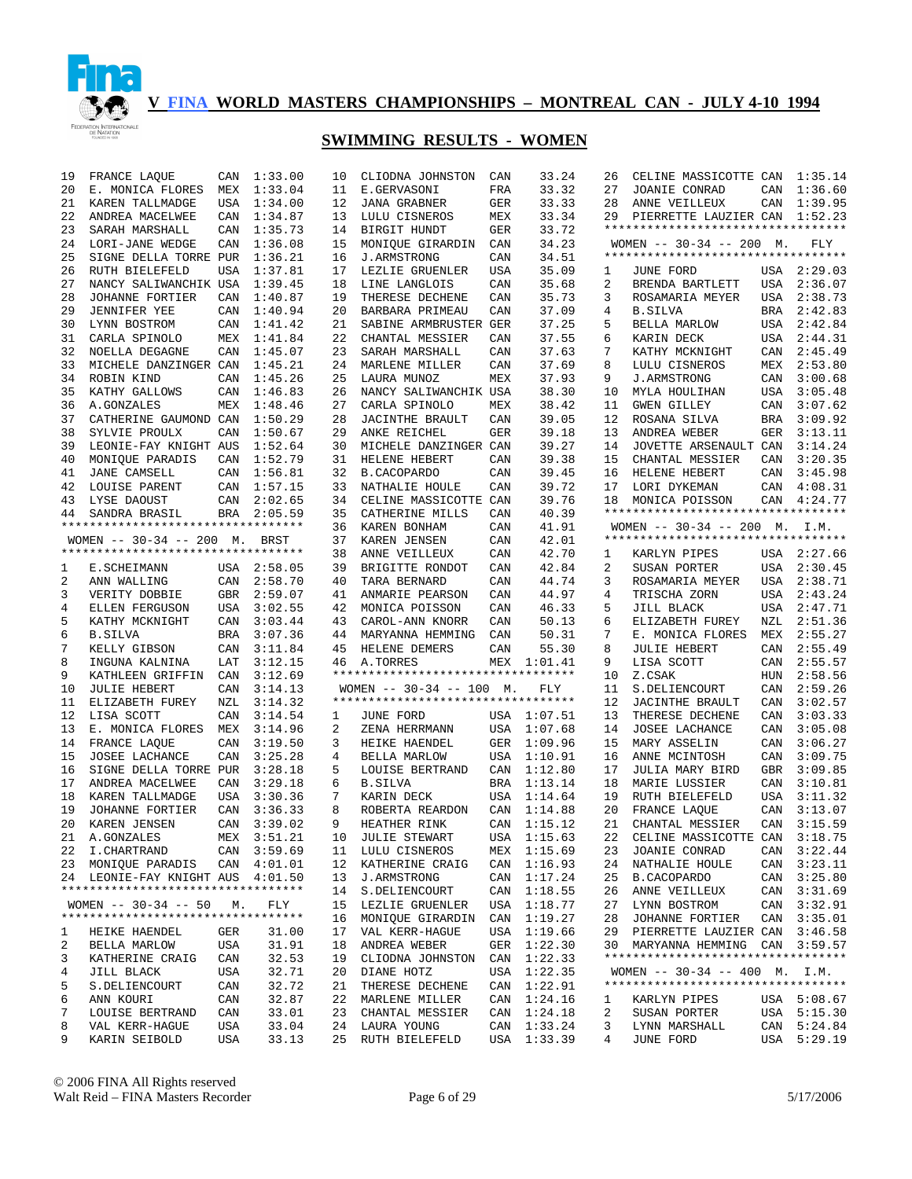# V FINA WORLD MASTERS CHAMPIONSHIPS – MONTREAL CAN - JULY 4-10 1994

## SWIMMING RESULTS - WOMEN

| Place | Name | Country | Time |
|---|---|---|---|
| 19 | FRANCE LAQUE | CAN | 1:33.00 |
| 20 | E. MONICA FLORES | MEX | 1:33.04 |
| 21 | KAREN TALLMADGE | USA | 1:34.00 |
| 22 | ANDREA MACELWEE | CAN | 1:34.87 |
| 23 | SARAH MARSHALL | CAN | 1:35.73 |
| 24 | LORI-JANE WEDGE | CAN | 1:36.08 |
| 25 | SIGNE DELLA TORRE | PUR | 1:36.21 |
| 26 | RUTH BIELEFELD | USA | 1:37.81 |
| 27 | NANCY SALIWANCHIK | USA | 1:39.45 |
| 28 | JOHANNE FORTIER | CAN | 1:40.87 |
| 29 | JENNIFER YEE | CAN | 1:40.94 |
| 30 | LYNN BOSTROM | CAN | 1:41.42 |
| 31 | CARLA SPINOLO | MEX | 1:41.84 |
| 32 | NOELLA DEGAGNE | CAN | 1:45.07 |
| 33 | MICHELE DANZINGER | CAN | 1:45.21 |
| 34 | ROBIN KIND | CAN | 1:45.26 |
| 35 | KATHY GALLOWS | CAN | 1:46.83 |
| 36 | A.GONZALES | MEX | 1:48.46 |
| 37 | CATHERINE GAUMOND | CAN | 1:50.29 |
| 38 | SYLVIE PROULX | CAN | 1:50.67 |
| 39 | LEONIE-FAY KNIGHT | AUS | 1:52.64 |
| 40 | MONIQUE PARADIS | CAN | 1:52.79 |
| 41 | JANE CAMSELL | CAN | 1:56.81 |
| 42 | LOUISE PARENT | CAN | 1:57.15 |
| 43 | LYSE DAOUST | CAN | 2:02.65 |
| 44 | SANDRA BRASIL | BRA | 2:05.59 |

### WOMEN -- 30-34 -- 200 M. BRST

| Place | Name | Country | Time |
|---|---|---|---|
| 1 | E.SCHEIMANN | USA | 2:58.05 |
| 2 | ANN WALLING | CAN | 2:58.70 |
| 3 | VERITY DOBBIE | GBR | 2:59.07 |
| 4 | ELLEN FERGUSON | USA | 3:02.55 |
| 5 | KATHY MCKNIGHT | CAN | 3:03.44 |
| 6 | B.SILVA | BRA | 3:07.36 |
| 7 | KELLY GIBSON | CAN | 3:11.84 |
| 8 | INGUNA KALNINA | LAT | 3:12.15 |
| 9 | KATHLEEN GRIFFIN | CAN | 3:12.69 |
| 10 | JULIE HEBERT | CAN | 3:14.13 |
| 11 | ELIZABETH FUREY | NZL | 3:14.32 |
| 12 | LISA SCOTT | CAN | 3:14.54 |
| 13 | E. MONICA FLORES | MEX | 3:14.96 |
| 14 | FRANCE LAQUE | CAN | 3:19.50 |
| 15 | JOSEE LACHANCE | CAN | 3:25.28 |
| 16 | SIGNE DELLA TORRE | PUR | 3:28.18 |
| 17 | ANDREA MACELWEE | CAN | 3:29.18 |
| 18 | KAREN TALLMADGE | USA | 3:30.36 |
| 19 | JOHANNE FORTIER | CAN | 3:36.33 |
| 20 | KAREN JENSEN | CAN | 3:39.02 |
| 21 | A.GONZALES | MEX | 3:51.21 |
| 22 | I.CHARTRAND | CAN | 3:59.69 |
| 23 | MONIQUE PARADIS | CAN | 4:01.01 |
| 24 | LEONIE-FAY KNIGHT | AUS | 4:01.50 |

### WOMEN -- 30-34 -- 50 M. FLY

| Place | Name | Country | Time |
|---|---|---|---|
| 1 | HEIKE HAENDEL | GER | 31.00 |
| 2 | BELLA MARLOW | USA | 31.91 |
| 3 | KATHERINE CRAIG | CAN | 32.53 |
| 4 | JILL BLACK | USA | 32.71 |
| 5 | S.DELIENCOURT | CAN | 32.72 |
| 6 | ANN KOURI | CAN | 32.87 |
| 7 | LOUISE BERTRAND | CAN | 33.01 |
| 8 | VAL KERR-HAGUE | USA | 33.04 |
| 9 | KARIN SEIBOLD | USA | 33.13 |
| 10 | CLIODNA JOHNSTON | CAN | 33.24 |
| 11 | E.GERVASONI | FRA | 33.32 |
| 12 | JANA GRABNER | GER | 33.33 |
| 13 | LULU CISNEROS | MEX | 33.34 |
| 14 | BIRGIT HUNDT | GER | 33.72 |
| 15 | MONIQUE GIRARDIN | CAN | 34.23 |
| 16 | J.ARMSTRONG | CAN | 34.51 |
| 17 | LEZLIE GRUENLER | USA | 35.09 |
| 18 | LINE LANGLOIS | CAN | 35.68 |
| 19 | THERESE DECHENE | CAN | 35.73 |
| 20 | BARBARA PRIMEAU | CAN | 37.09 |
| 21 | SABINE ARMBRUSTER | GER | 37.25 |
| 22 | CHANTAL MESSIER | CAN | 37.55 |
| 23 | SARAH MARSHALL | CAN | 37.63 |
| 24 | MARLENE MILLER | CAN | 37.69 |
| 25 | LAURA MUNOZ | MEX | 37.93 |
| 26 | NANCY SALIWANCHIK | USA | 38.30 |
| 27 | CARLA SPINOLO | MEX | 38.42 |
| 28 | JACINTHE BRAULT | CAN | 39.05 |
| 29 | ANKE REICHEL | GER | 39.18 |
| 30 | MICHELE DANZINGER | CAN | 39.27 |
| 31 | HELENE HEBERT | CAN | 39.38 |
| 32 | B.CACOPARDO | CAN | 39.45 |
| 33 | NATHALIE HOULE | CAN | 39.72 |
| 34 | CELINE MASSICOTTE | CAN | 39.76 |
| 35 | CATHERINE MILLS | CAN | 40.39 |
| 36 | KAREN BONHAM | CAN | 41.91 |
| 37 | KAREN JENSEN | CAN | 42.01 |
| 38 | ANNE VEILLEUX | CAN | 42.70 |
| 39 | BRIGITTE RONDOT | CAN | 42.84 |
| 40 | TARA BERNARD | CAN | 44.74 |
| 41 | ANMARIE PEARSON | CAN | 44.97 |
| 42 | MONICA POISSON | CAN | 46.33 |
| 43 | CAROL-ANN KNORR | CAN | 50.13 |
| 44 | MARYANNA HEMMING | CAN | 50.31 |
| 45 | HELENE DEMERS | CAN | 55.30 |
| 46 | A.TORRES | MEX | 1:01.41 |

### WOMEN -- 30-34 -- 100 M. FLY

| Place | Name | Country | Time |
|---|---|---|---|
| 1 | JUNE FORD | USA | 1:07.51 |
| 2 | ZENA HERRMANN | USA | 1:07.68 |
| 3 | HEIKE HAENDEL | GER | 1:09.96 |
| 4 | BELLA MARLOW | USA | 1:10.91 |
| 5 | LOUISE BERTRAND | CAN | 1:12.80 |
| 6 | B.SILVA | BRA | 1:13.14 |
| 7 | KARIN DECK | USA | 1:14.64 |
| 8 | ROBERTA REARDON | CAN | 1:14.88 |
| 9 | HEATHER RINK | CAN | 1:15.12 |
| 10 | JULIE STEWART | USA | 1:15.63 |
| 11 | LULU CISNEROS | MEX | 1:15.69 |
| 12 | KATHERINE CRAIG | CAN | 1:16.93 |
| 13 | J.ARMSTRONG | CAN | 1:17.24 |
| 14 | S.DELIENCOURT | CAN | 1:18.55 |
| 15 | LEZLIE GRUENLER | USA | 1:18.77 |
| 16 | MONIQUE GIRARDIN | CAN | 1:19.27 |
| 17 | VAL KERR-HAGUE | USA | 1:19.66 |
| 18 | ANDREA WEBER | GER | 1:22.30 |
| 19 | CLIODNA JOHNSTON | CAN | 1:22.33 |
| 20 | DIANE HOTZ | USA | 1:22.35 |
| 21 | THERESE DECHENE | CAN | 1:22.91 |
| 22 | MARLENE MILLER | CAN | 1:24.16 |
| 23 | CHANTAL MESSIER | CAN | 1:24.18 |
| 24 | LAURA YOUNG | CAN | 1:33.24 |
| 25 | RUTH BIELEFELD | USA | 1:33.39 |
| 26 | CELINE MASSICOTTE | CAN | 1:35.14 |
| 27 | JOANIE CONRAD | CAN | 1:36.60 |
| 28 | ANNE VEILLEUX | CAN | 1:39.95 |
| 29 | PIERRETTE LAUZIER | CAN | 1:52.23 |

### WOMEN -- 30-34 -- 200 M. FLY

| Place | Name | Country | Time |
|---|---|---|---|
| 1 | JUNE FORD | USA | 2:29.03 |
| 2 | BRENDA BARTLETT | USA | 2:36.07 |
| 3 | ROSAMARIA MEYER | USA | 2:38.73 |
| 4 | B.SILVA | BRA | 2:42.83 |
| 5 | BELLA MARLOW | USA | 2:42.84 |
| 6 | KARIN DECK | USA | 2:44.31 |
| 7 | KATHY MCKNIGHT | CAN | 2:45.49 |
| 8 | LULU CISNEROS | MEX | 2:53.80 |
| 9 | J.ARMSTRONG | CAN | 3:00.68 |
| 10 | MYLA HOULIHAN | USA | 3:05.48 |
| 11 | GWEN GILLEY | CAN | 3:07.62 |
| 12 | ROSANA SILVA | BRA | 3:09.92 |
| 13 | ANDREA WEBER | GER | 3:13.11 |
| 14 | JOVETTE ARSENAULT | CAN | 3:14.24 |
| 15 | CHANTAL MESSIER | CAN | 3:20.35 |
| 16 | HELENE HEBERT | CAN | 3:45.98 |
| 17 | LORI DYKEMAN | CAN | 4:08.31 |
| 18 | MONICA POISSON | CAN | 4:24.77 |

### WOMEN -- 30-34 -- 200 M. I.M.

| Place | Name | Country | Time |
|---|---|---|---|
| 1 | KARLYN PIPES | USA | 2:27.66 |
| 2 | SUSAN PORTER | USA | 2:30.45 |
| 3 | ROSAMARIA MEYER | USA | 2:38.71 |
| 4 | TRISCHA ZORN | USA | 2:43.24 |
| 5 | JILL BLACK | USA | 2:47.71 |
| 6 | ELIZABETH FUREY | NZL | 2:51.36 |
| 7 | E. MONICA FLORES | MEX | 2:55.27 |
| 8 | JULIE HEBERT | CAN | 2:55.49 |
| 9 | LISA SCOTT | CAN | 2:55.57 |
| 10 | Z.CSAK | HUN | 2:58.56 |
| 11 | S.DELIENCOURT | CAN | 2:59.26 |
| 12 | JACINTHE BRAULT | CAN | 3:02.57 |
| 13 | THERESE DECHENE | CAN | 3:03.33 |
| 14 | JOSEE LACHANCE | CAN | 3:05.08 |
| 15 | MARY ASSELIN | CAN | 3:06.27 |
| 16 | ANNE MCINTOSH | CAN | 3:09.75 |
| 17 | JULIA MARY BIRD | GBR | 3:09.85 |
| 18 | MARIE LUSSIER | CAN | 3:10.81 |
| 19 | RUTH BIELEFELD | USA | 3:11.32 |
| 20 | FRANCE LAQUE | CAN | 3:13.07 |
| 21 | CHANTAL MESSIER | CAN | 3:15.59 |
| 22 | CELINE MASSICOTTE | CAN | 3:18.75 |
| 23 | JOANIE CONRAD | CAN | 3:22.44 |
| 24 | NATHALIE HOULE | CAN | 3:23.11 |
| 25 | B.CACOPARDO | CAN | 3:25.80 |
| 26 | ANNE VEILLEUX | CAN | 3:31.69 |
| 27 | LYNN BOSTROM | CAN | 3:32.91 |
| 28 | JOHANNE FORTIER | CAN | 3:35.01 |
| 29 | PIERRETTE LAUZIER | CAN | 3:46.58 |
| 30 | MARYANNA HEMMING | CAN | 3:59.57 |

### WOMEN -- 30-34 -- 400 M. I.M.

| Place | Name | Country | Time |
|---|---|---|---|
| 1 | KARLYN PIPES | USA | 5:08.67 |
| 2 | SUSAN PORTER | USA | 5:15.30 |
| 3 | LYNN MARSHALL | CAN | 5:24.84 |
| 4 | JUNE FORD | USA | 5:29.19 |

© 2006 FINA All Rights reserved
Walt Reid – FINA Masters Recorder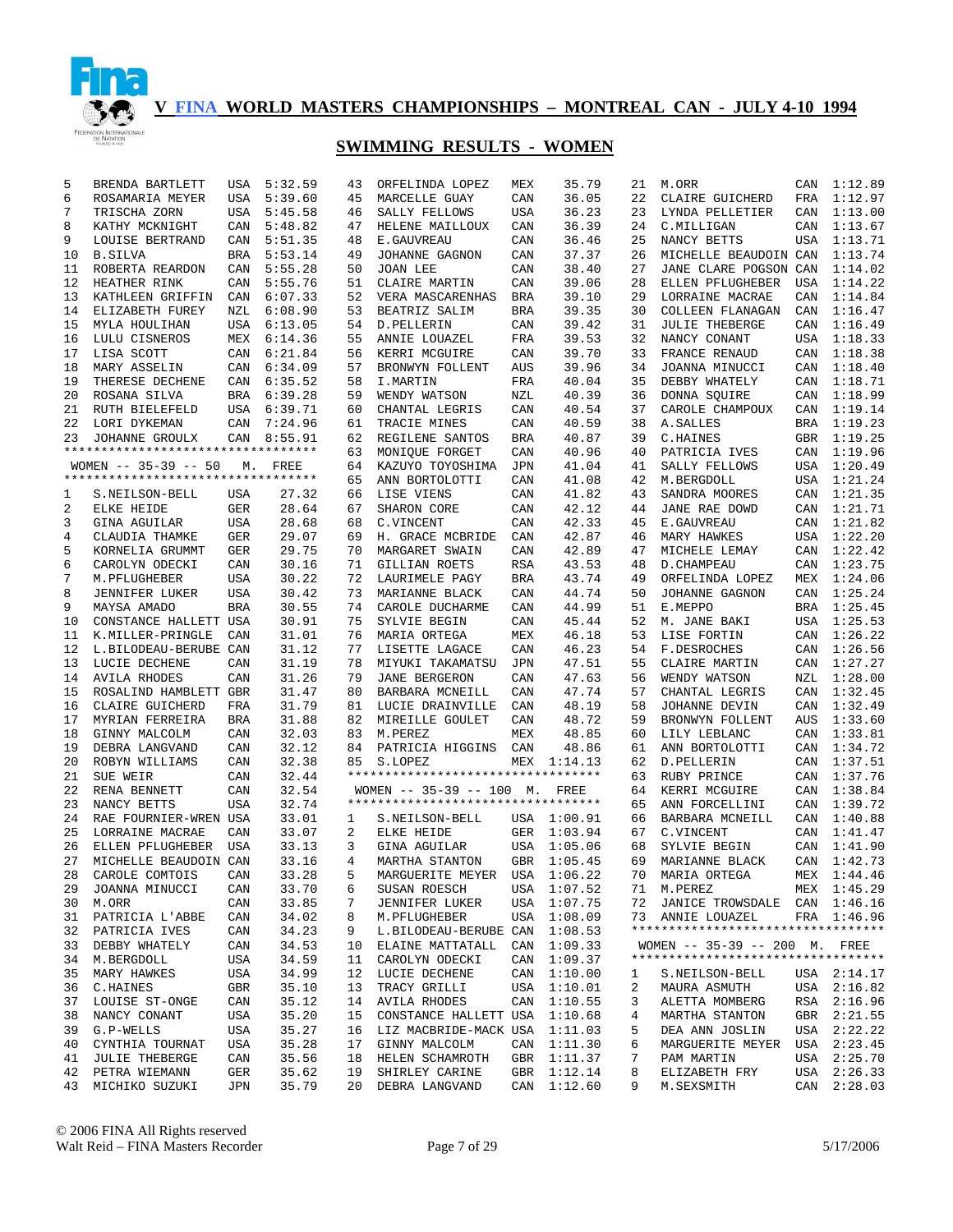# V FINA WORLD MASTERS CHAMPIONSHIPS – MONTREAL CAN - JULY 4-10 1994

## SWIMMING RESULTS - WOMEN

| Place | Name | Country | Time |
|---|---|---|---|
| 5 | BRENDA BARTLETT | USA | 5:32.59 |
| 6 | ROSAMARIA MEYER | USA | 5:39.60 |
| 7 | TRISCHA ZORN | USA | 5:45.58 |
| 8 | KATHY MCKNIGHT | CAN | 5:48.82 |
| 9 | LOUISE BERTRAND | CAN | 5:51.35 |
| 10 | B.SILVA | BRA | 5:53.14 |
| 11 | ROBERTA REARDON | CAN | 5:55.28 |
| 12 | HEATHER RINK | CAN | 5:55.76 |
| 13 | KATHLEEN GRIFFIN | CAN | 6:07.33 |
| 14 | ELIZABETH FUREY | NZL | 6:08.90 |
| 15 | MYLA HOULIHAN | USA | 6:13.05 |
| 16 | LULU CISNEROS | MEX | 6:14.36 |
| 17 | LISA SCOTT | CAN | 6:21.84 |
| 18 | MARY ASSELIN | CAN | 6:34.09 |
| 19 | THERESE DECHENE | CAN | 6:35.52 |
| 20 | ROSANA SILVA | BRA | 6:39.28 |
| 21 | RUTH BIELEFELD | USA | 6:39.71 |
| 22 | LORI DYKEMAN | CAN | 7:24.96 |
| 23 | JOHANNE GROULX | CAN | 8:55.91 |

### WOMEN -- 35-39 -- 50 M. FREE

| Place | Name | Country | Time |
|---|---|---|---|
| 1 | S.NEILSON-BELL | USA | 27.32 |
| 2 | ELKE HEIDE | GER | 28.64 |
| 3 | GINA AGUILAR | USA | 28.68 |
| 4 | CLAUDIA THAMKE | GER | 29.07 |
| 5 | KORNELIA GRUMMT | GER | 29.75 |
| 6 | CAROLYN ODECKI | CAN | 30.16 |
| 7 | M.PFLUGHEBER | USA | 30.22 |
| 8 | JENNIFER LUKER | USA | 30.42 |
| 9 | MAYSA AMADO | BRA | 30.55 |
| 10 | CONSTANCE HALLETT | USA | 30.91 |
| 11 | K.MILLER-PRINGLE | CAN | 31.01 |
| 12 | L.BILODEAU-BERUBE | CAN | 31.12 |
| 13 | LUCIE DECHENE | CAN | 31.19 |
| 14 | AVILA RHODES | CAN | 31.26 |
| 15 | ROSALIND HAMBLETT | GBR | 31.47 |
| 16 | CLAIRE GUICHERD | FRA | 31.79 |
| 17 | MYRIAN FERREIRA | BRA | 31.88 |
| 18 | GINNY MALCOLM | CAN | 32.03 |
| 19 | DEBRA LANGVAND | CAN | 32.12 |
| 20 | ROBYN WILLIAMS | CAN | 32.38 |
| 21 | SUE WEIR | CAN | 32.44 |
| 22 | RENA BENNETT | CAN | 32.54 |
| 23 | NANCY BETTS | USA | 32.74 |
| 24 | RAE FOURNIER-WREN | USA | 33.01 |
| 25 | LORRAINE MACRAE | CAN | 33.07 |
| 26 | ELLEN PFLUGHEBER | USA | 33.13 |
| 27 | MICHELLE BEAUDOIN | CAN | 33.16 |
| 28 | CAROLE COMTOIS | CAN | 33.28 |
| 29 | JOANNA MINUCCI | CAN | 33.70 |
| 30 | M.ORR | CAN | 33.85 |
| 31 | PATRICIA L'ABBE | CAN | 34.02 |
| 32 | PATRICIA IVES | CAN | 34.23 |
| 33 | DEBBY WHATELY | CAN | 34.53 |
| 34 | M.BERGDOLL | USA | 34.59 |
| 35 | MARY HAWKES | USA | 34.99 |
| 36 | C.HAINES | GBR | 35.10 |
| 37 | LOUISE ST-ONGE | CAN | 35.12 |
| 38 | NANCY CONANT | USA | 35.20 |
| 39 | G.P-WELLS | USA | 35.27 |
| 40 | CYNTHIA TOURNAT | USA | 35.28 |
| 41 | JULIE THEBERGE | CAN | 35.56 |
| 42 | PETRA WIEMANN | GER | 35.62 |
| 43 | MICHIKO SUZUKI | JPN | 35.79 |
| 43 | ORFELINDA LOPEZ | MEX | 35.79 |
| 45 | MARCELLE GUAY | CAN | 36.05 |
| 46 | SALLY FELLOWS | USA | 36.23 |
| 47 | HELENE MAILLOUX | CAN | 36.39 |
| 48 | E.GAUVREAU | CAN | 36.46 |
| 49 | JOHANNE GAGNON | CAN | 37.37 |
| 50 | JOAN LEE | CAN | 38.40 |
| 51 | CLAIRE MARTIN | CAN | 39.06 |
| 52 | VERA MASCARENHAS | BRA | 39.10 |
| 53 | BEATRIZ SALIM | BRA | 39.35 |
| 54 | D.PELLERIN | CAN | 39.42 |
| 55 | ANNIE LOUAZEL | FRA | 39.53 |
| 56 | KERRI MCGUIRE | CAN | 39.70 |
| 57 | BRONWYN FOLLENT | AUS | 39.96 |
| 58 | I.MARTIN | FRA | 40.04 |
| 59 | WENDY WATSON | NZL | 40.39 |
| 60 | CHANTAL LEGRIS | CAN | 40.54 |
| 61 | TRACIE MINES | CAN | 40.59 |
| 62 | REGILENE SANTOS | BRA | 40.87 |
| 63 | MONIQUE FORGET | CAN | 40.96 |
| 64 | KAZUYO TOYOSHIMA | JPN | 41.04 |
| 65 | ANN BORTOLOTTI | CAN | 41.08 |
| 66 | LISE VIENS | CAN | 41.82 |
| 67 | SHARON CORE | CAN | 42.12 |
| 68 | C.VINCENT | CAN | 42.33 |
| 69 | H. GRACE MCBRIDE | CAN | 42.87 |
| 70 | MARGARET SWAIN | CAN | 42.89 |
| 71 | GILLIAN ROETS | RSA | 43.53 |
| 72 | LAURIMELE PAGY | BRA | 43.74 |
| 73 | MARIANNE BLACK | CAN | 44.74 |
| 74 | CAROLE DUCHARME | CAN | 44.99 |
| 75 | SYLVIE BEGIN | CAN | 45.44 |
| 76 | MARIA ORTEGA | MEX | 46.18 |
| 77 | LISETTE LAGACE | CAN | 46.23 |
| 78 | MIYUKI TAKAMATSU | JPN | 47.51 |
| 79 | JANE BERGERON | CAN | 47.63 |
| 80 | BARBARA MCNEILL | CAN | 47.74 |
| 81 | LUCIE DRAINVILLE | CAN | 48.19 |
| 82 | MIREILLE GOULET | CAN | 48.72 |
| 83 | M.PEREZ | MEX | 48.85 |
| 84 | PATRICIA HIGGINS | CAN | 48.86 |
| 85 | S.LOPEZ | MEX | 1:14.13 |

### WOMEN -- 35-39 -- 100 M. FREE

| Place | Name | Country | Time |
|---|---|---|---|
| 1 | S.NEILSON-BELL | USA | 1:00.91 |
| 2 | ELKE HEIDE | GER | 1:03.94 |
| 3 | GINA AGUILAR | USA | 1:05.06 |
| 4 | MARTHA STANTON | GBR | 1:05.45 |
| 5 | MARGUERITE MEYER | USA | 1:06.22 |
| 6 | SUSAN ROESCH | USA | 1:07.52 |
| 7 | JENNIFER LUKER | USA | 1:07.75 |
| 8 | M.PFLUGHEBER | USA | 1:08.09 |
| 9 | L.BILODEAU-BERUBE | CAN | 1:08.53 |
| 10 | ELAINE MATTATALL | CAN | 1:09.33 |
| 11 | CAROLYN ODECKI | CAN | 1:09.37 |
| 12 | LUCIE DECHENE | CAN | 1:10.00 |
| 13 | TRACY GRILLI | USA | 1:10.01 |
| 14 | AVILA RHODES | CAN | 1:10.55 |
| 15 | CONSTANCE HALLETT | USA | 1:10.68 |
| 16 | LIZ MACBRIDE-MACK | USA | 1:11.03 |
| 17 | GINNY MALCOLM | CAN | 1:11.30 |
| 18 | HELEN SCHAMROTH | GBR | 1:11.37 |
| 19 | SHIRLEY CARINE | GBR | 1:12.14 |
| 20 | DEBRA LANGVAND | CAN | 1:12.60 |
| 21 | M.ORR | CAN | 1:12.89 |
| 22 | CLAIRE GUICHERD | FRA | 1:12.97 |
| 23 | LYNDA PELLETIER | CAN | 1:13.00 |
| 24 | C.MILLIGAN | CAN | 1:13.67 |
| 25 | NANCY BETTS | USA | 1:13.71 |
| 26 | MICHELLE BEAUDOIN | CAN | 1:13.74 |
| 27 | JANE CLARE POGSON | CAN | 1:14.02 |
| 28 | ELLEN PFLUGHEBER | USA | 1:14.22 |
| 29 | LORRAINE MACRAE | CAN | 1:14.84 |
| 30 | COLLEEN FLANAGAN | CAN | 1:16.47 |
| 31 | JULIE THEBERGE | CAN | 1:16.49 |
| 32 | NANCY CONANT | USA | 1:18.33 |
| 33 | FRANCE RENAUD | CAN | 1:18.38 |
| 34 | JOANNA MINUCCI | CAN | 1:18.40 |
| 35 | DEBBY WHATELY | CAN | 1:18.71 |
| 36 | DONNA SQUIRE | CAN | 1:18.99 |
| 37 | CAROLE CHAMPOUX | CAN | 1:19.14 |
| 38 | A.SALLES | BRA | 1:19.23 |
| 39 | C.HAINES | GBR | 1:19.25 |
| 40 | PATRICIA IVES | CAN | 1:19.96 |
| 41 | SALLY FELLOWS | USA | 1:20.49 |
| 42 | M.BERGDOLL | USA | 1:21.24 |
| 43 | SANDRA MOORES | CAN | 1:21.35 |
| 44 | JANE RAE DOWD | CAN | 1:21.71 |
| 45 | E.GAUVREAU | CAN | 1:21.82 |
| 46 | MARY HAWKES | USA | 1:22.20 |
| 47 | MICHELE LEMAY | CAN | 1:22.42 |
| 48 | D.CHAMPEAU | CAN | 1:23.75 |
| 49 | ORFELINDA LOPEZ | MEX | 1:24.06 |
| 50 | JOHANNE GAGNON | CAN | 1:25.24 |
| 51 | E.MEPPO | BRA | 1:25.45 |
| 52 | M. JANE BAKI | USA | 1:25.53 |
| 53 | LISE FORTIN | CAN | 1:26.22 |
| 54 | F.DESROCHES | CAN | 1:26.56 |
| 55 | CLAIRE MARTIN | CAN | 1:27.27 |
| 56 | WENDY WATSON | NZL | 1:28.00 |
| 57 | CHANTAL LEGRIS | CAN | 1:32.45 |
| 58 | JOHANNE DEVIN | CAN | 1:32.49 |
| 59 | BRONWYN FOLLENT | AUS | 1:33.60 |
| 60 | LILY LEBLANC | CAN | 1:33.81 |
| 61 | ANN BORTOLOTTI | CAN | 1:34.72 |
| 62 | D.PELLERIN | CAN | 1:37.51 |
| 63 | RUBY PRINCE | CAN | 1:37.76 |
| 64 | KERRI MCGUIRE | CAN | 1:38.84 |
| 65 | ANN FORCELLINI | CAN | 1:39.72 |
| 66 | BARBARA MCNEILL | CAN | 1:40.88 |
| 67 | C.VINCENT | CAN | 1:41.47 |
| 68 | SYLVIE BEGIN | CAN | 1:41.90 |
| 69 | MARIANNE BLACK | CAN | 1:42.73 |
| 70 | MARIA ORTEGA | MEX | 1:44.46 |
| 71 | M.PEREZ | MEX | 1:45.29 |
| 72 | JANICE TROWSDALE | CAN | 1:46.16 |
| 73 | ANNIE LOUAZEL | FRA | 1:46.96 |

### WOMEN -- 35-39 -- 200 M. FREE

| Place | Name | Country | Time |
|---|---|---|---|
| 1 | S.NEILSON-BELL | USA | 2:14.17 |
| 2 | MAURA ASMUTH | USA | 2:16.82 |
| 3 | ALETTA MOMBERG | RSA | 2:16.96 |
| 4 | MARTHA STANTON | GBR | 2:21.55 |
| 5 | DEA ANN JOSLIN | USA | 2:22.22 |
| 6 | MARGUERITE MEYER | USA | 2:23.45 |
| 7 | PAM MARTIN | USA | 2:25.70 |
| 8 | ELIZABETH FRY | USA | 2:26.33 |
| 9 | M.SEXSMITH | CAN | 2:28.03 |

© 2006 FINA All Rights reserved
Walt Reid – FINA Masters Recorder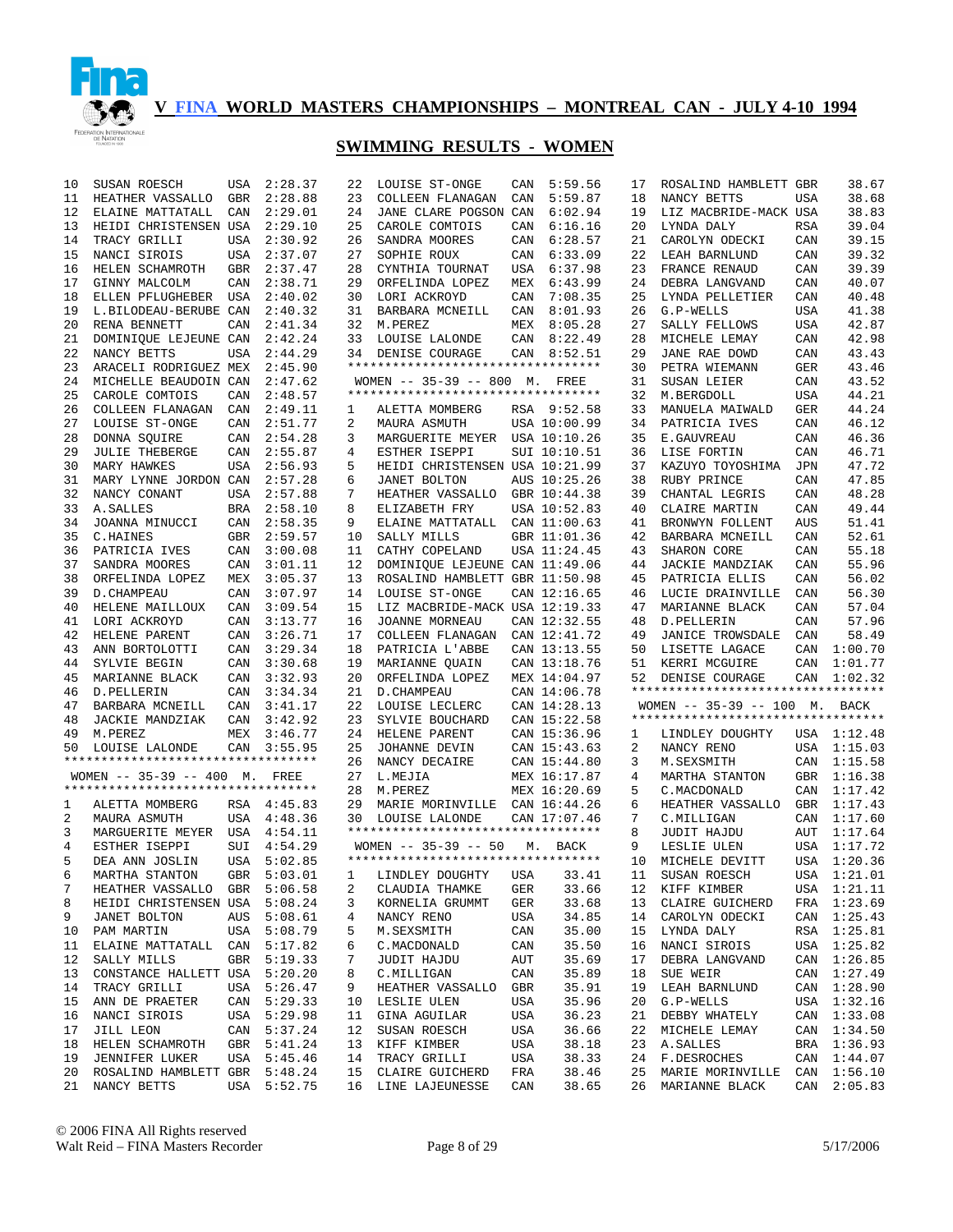# V FINA WORLD MASTERS CHAMPIONSHIPS – MONTREAL CAN - JULY 4-10 1994

## SWIMMING RESULTS - WOMEN

| Place | Name | Country | Time |
|---|---|---|---|
| 10 | SUSAN ROESCH | USA | 2:28.37 |
| 11 | HEATHER VASSALLO | GBR | 2:28.88 |
| 12 | ELAINE MATTATALL | CAN | 2:29.01 |
| 13 | HEIDI CHRISTENSEN | USA | 2:29.10 |
| 14 | TRACY GRILLI | USA | 2:30.92 |
| 15 | NANCI SIROIS | USA | 2:37.07 |
| 16 | HELEN SCHAMROTH | GBR | 2:37.47 |
| 17 | GINNY MALCOLM | CAN | 2:38.71 |
| 18 | ELLEN PFLUGHEBER | USA | 2:40.02 |
| 19 | L.BILODEAU-BERUBE | CAN | 2:40.32 |
| 20 | RENA BENNETT | CAN | 2:41.34 |
| 21 | DOMINIQUE LEJEUNE | CAN | 2:42.24 |
| 22 | NANCY BETTS | USA | 2:44.29 |
| 23 | ARACELI RODRIGUEZ | MEX | 2:45.90 |
| 24 | MICHELLE BEAUDOIN | CAN | 2:47.62 |
| 25 | CAROLE COMTOIS | CAN | 2:48.57 |
| 26 | COLLEEN FLANAGAN | CAN | 2:49.11 |
| 27 | LOUISE ST-ONGE | CAN | 2:51.77 |
| 28 | DONNA SQUIRE | CAN | 2:54.28 |
| 29 | JULIE THEBERGE | CAN | 2:55.87 |
| 30 | MARY HAWKES | USA | 2:56.93 |
| 31 | MARY LYNNE JORDON | CAN | 2:57.28 |
| 32 | NANCY CONANT | USA | 2:57.88 |
| 33 | A.SALLES | BRA | 2:58.10 |
| 34 | JOANNA MINUCCI | CAN | 2:58.35 |
| 35 | C.HAINES | GBR | 2:59.57 |
| 36 | PATRICIA IVES | CAN | 3:00.08 |
| 37 | SANDRA MOORES | CAN | 3:01.11 |
| 38 | ORFELINDA LOPEZ | MEX | 3:05.37 |
| 39 | D.CHAMPEAU | CAN | 3:07.97 |
| 40 | HELENE MAILLOUX | CAN | 3:09.54 |
| 41 | LORI ACKROYD | CAN | 3:13.77 |
| 42 | HELENE PARENT | CAN | 3:26.71 |
| 43 | ANN BORTOLOTTI | CAN | 3:29.34 |
| 44 | SYLVIE BEGIN | CAN | 3:30.68 |
| 45 | MARIANNE BLACK | CAN | 3:32.93 |
| 46 | D.PELLERIN | CAN | 3:34.34 |
| 47 | BARBARA MCNEILL | CAN | 3:41.17 |
| 48 | JACKIE MANDZIAK | CAN | 3:42.92 |
| 49 | M.PEREZ | MEX | 3:46.77 |
| 50 | LOUISE LALONDE | CAN | 3:55.95 |

### WOMEN -- 35-39 -- 400 M. FREE

| Place | Name | Country | Time |
|---|---|---|---|
| 1 | ALETTA MOMBERG | RSA | 4:45.83 |
| 2 | MAURA ASMUTH | USA | 4:48.36 |
| 3 | MARGUERITE MEYER | USA | 4:54.11 |
| 4 | ESTHER ISEPPI | SUI | 4:54.29 |
| 5 | DEA ANN JOSLIN | USA | 5:02.85 |
| 6 | MARTHA STANTON | GBR | 5:03.01 |
| 7 | HEATHER VASSALLO | GBR | 5:06.58 |
| 8 | HEIDI CHRISTENSEN | USA | 5:08.24 |
| 9 | JANET BOLTON | AUS | 5:08.61 |
| 10 | PAM MARTIN | USA | 5:08.79 |
| 11 | ELAINE MATTATALL | CAN | 5:17.82 |
| 12 | SALLY MILLS | GBR | 5:19.33 |
| 13 | CONSTANCE HALLETT | USA | 5:20.20 |
| 14 | TRACY GRILLI | USA | 5:26.47 |
| 15 | ANN DE PRAETER | CAN | 5:29.33 |
| 16 | NANCI SIROIS | USA | 5:29.98 |
| 17 | JILL LEON | CAN | 5:37.24 |
| 18 | HELEN SCHAMROTH | GBR | 5:41.24 |
| 19 | JENNIFER LUKER | USA | 5:45.46 |
| 20 | ROSALIND HAMBLETT | GBR | 5:48.24 |
| 21 | NANCY BETTS | USA | 5:52.75 |
| 22 | LOUISE ST-ONGE | CAN | 5:59.56 |
| 23 | COLLEEN FLANAGAN | CAN | 5:59.87 |
| 24 | JANE CLARE POGSON | CAN | 6:02.94 |
| 25 | CAROLE COMTOIS | CAN | 6:16.16 |
| 26 | SANDRA MOORES | CAN | 6:28.57 |
| 27 | SOPHIE ROUX | CAN | 6:33.09 |
| 28 | CYNTHIA TOURNAT | USA | 6:37.98 |
| 29 | ORFELINDA LOPEZ | MEX | 6:43.99 |
| 30 | LORI ACKROYD | CAN | 7:08.35 |
| 31 | BARBARA MCNEILL | CAN | 8:01.93 |
| 32 | M.PEREZ | MEX | 8:05.28 |
| 33 | LOUISE LALONDE | CAN | 8:22.49 |
| 34 | DENISE COURAGE | CAN | 8:52.51 |

### WOMEN -- 35-39 -- 800 M. FREE

| Place | Name | Country | Time |
|---|---|---|---|
| 1 | ALETTA MOMBERG | RSA | 9:52.58 |
| 2 | MAURA ASMUTH | USA | 10:00.99 |
| 3 | MARGUERITE MEYER | USA | 10:10.26 |
| 4 | ESTHER ISEPPI | SUI | 10:10.51 |
| 5 | HEIDI CHRISTENSEN | USA | 10:21.99 |
| 6 | JANET BOLTON | AUS | 10:25.26 |
| 7 | HEATHER VASSALLO | GBR | 10:44.38 |
| 8 | ELIZABETH FRY | USA | 10:52.83 |
| 9 | ELAINE MATTATALL | CAN | 11:00.63 |
| 10 | SALLY MILLS | GBR | 11:01.36 |
| 11 | CATHY COPELAND | USA | 11:24.45 |
| 12 | DOMINIQUE LEJEUNE | CAN | 11:49.06 |
| 13 | ROSALIND HAMBLETT | GBR | 11:50.98 |
| 14 | LOUISE ST-ONGE | CAN | 12:16.65 |
| 15 | LIZ MACBRIDE-MACK | USA | 12:19.33 |
| 16 | JOANNE MORNEAU | CAN | 12:32.55 |
| 17 | COLLEEN FLANAGAN | CAN | 12:41.72 |
| 18 | PATRICIA L'ABBE | CAN | 13:13.55 |
| 19 | MARIANNE QUAIN | CAN | 13:18.76 |
| 20 | ORFELINDA LOPEZ | MEX | 14:04.97 |
| 21 | D.CHAMPEAU | CAN | 14:06.78 |
| 22 | LOUISE LECLERC | CAN | 14:28.13 |
| 23 | SYLVIE BOUCHARD | CAN | 15:22.58 |
| 24 | HELENE PARENT | CAN | 15:36.96 |
| 25 | JOHANNE DEVIN | CAN | 15:43.63 |
| 26 | NANCY DECAIRE | CAN | 15:44.80 |
| 27 | L.MEJIA | MEX | 16:17.87 |
| 28 | M.PEREZ | MEX | 16:20.69 |
| 29 | MARIE MORINVILLE | CAN | 16:44.26 |
| 30 | LOUISE LALONDE | CAN | 17:07.46 |

### WOMEN -- 35-39 -- 50 M. BACK

| Place | Name | Country | Time |
|---|---|---|---|
| 1 | LINDLEY DOUGHTY | USA | 33.41 |
| 2 | CLAUDIA THAMKE | GER | 33.66 |
| 3 | KORNELIA GRUMMT | GER | 33.68 |
| 4 | NANCY RENO | USA | 34.85 |
| 5 | M.SEXSMITH | CAN | 35.00 |
| 6 | C.MACDONALD | CAN | 35.50 |
| 7 | JUDIT HAJDU | AUT | 35.69 |
| 8 | C.MILLIGAN | CAN | 35.89 |
| 9 | HEATHER VASSALLO | GBR | 35.91 |
| 10 | LESLIE ULEN | USA | 35.96 |
| 11 | GINA AGUILAR | USA | 36.23 |
| 12 | SUSAN ROESCH | USA | 36.66 |
| 13 | KIFF KIMBER | USA | 38.18 |
| 14 | TRACY GRILLI | USA | 38.33 |
| 15 | CLAIRE GUICHERD | FRA | 38.46 |
| 16 | LINE LAJEUNESSE | CAN | 38.65 |
| 17 | ROSALIND HAMBLETT | GBR | 38.67 |
| 18 | NANCY BETTS | USA | 38.68 |
| 19 | LIZ MACBRIDE-MACK | USA | 38.83 |
| 20 | LYNDA DALY | RSA | 39.04 |
| 21 | CAROLYN ODECKI | CAN | 39.15 |
| 22 | LEAH BARNLUND | CAN | 39.32 |
| 23 | FRANCE RENAUD | CAN | 39.39 |
| 24 | DEBRA LANGVAND | CAN | 40.07 |
| 25 | LYNDA PELLETIER | CAN | 40.48 |
| 26 | G.P-WELLS | USA | 41.38 |
| 27 | SALLY FELLOWS | USA | 42.87 |
| 28 | MICHELE LEMAY | CAN | 42.98 |
| 29 | JANE RAE DOWD | CAN | 43.43 |
| 30 | PETRA WIEMANN | GER | 43.46 |
| 31 | SUSAN LEIER | CAN | 43.52 |
| 32 | M.BERGDOLL | USA | 44.21 |
| 33 | MANUELA MAIWALD | GER | 44.24 |
| 34 | PATRICIA IVES | CAN | 46.12 |
| 35 | E.GAUVREAU | CAN | 46.36 |
| 36 | LISE FORTIN | CAN | 46.71 |
| 37 | KAZUYO TOYOSHIMA | JPN | 47.72 |
| 38 | RUBY PRINCE | CAN | 47.85 |
| 39 | CHANTAL LEGRIS | CAN | 48.28 |
| 40 | CLAIRE MARTIN | CAN | 49.44 |
| 41 | BRONWYN FOLLENT | AUS | 51.41 |
| 42 | BARBARA MCNEILL | CAN | 52.61 |
| 43 | SHARON CORE | CAN | 55.18 |
| 44 | JACKIE MANDZIAK | CAN | 55.96 |
| 45 | PATRICIA ELLIS | CAN | 56.02 |
| 46 | LUCIE DRAINVILLE | CAN | 56.30 |
| 47 | MARIANNE BLACK | CAN | 57.04 |
| 48 | D.PELLERIN | CAN | 57.96 |
| 49 | JANICE TROWSDALE | CAN | 58.49 |
| 50 | LISETTE LAGACE | CAN | 1:00.70 |
| 51 | KERRI MCGUIRE | CAN | 1:01.77 |
| 52 | DENISE COURAGE | CAN | 1:02.32 |

### WOMEN -- 35-39 -- 100 M. BACK

| Place | Name | Country | Time |
|---|---|---|---|
| 1 | LINDLEY DOUGHTY | USA | 1:12.48 |
| 2 | NANCY RENO | USA | 1:15.03 |
| 3 | M.SEXSMITH | CAN | 1:15.58 |
| 4 | MARTHA STANTON | GBR | 1:16.38 |
| 5 | C.MACDONALD | CAN | 1:17.42 |
| 6 | HEATHER VASSALLO | GBR | 1:17.43 |
| 7 | C.MILLIGAN | CAN | 1:17.60 |
| 8 | JUDIT HAJDU | AUT | 1:17.64 |
| 9 | LESLIE ULEN | USA | 1:17.72 |
| 10 | MICHELE DEVITT | USA | 1:20.36 |
| 11 | SUSAN ROESCH | USA | 1:21.01 |
| 12 | KIFF KIMBER | USA | 1:21.11 |
| 13 | CLAIRE GUICHERD | FRA | 1:23.69 |
| 14 | CAROLYN ODECKI | CAN | 1:25.43 |
| 15 | LYNDA DALY | RSA | 1:25.81 |
| 16 | NANCI SIROIS | USA | 1:25.82 |
| 17 | DEBRA LANGVAND | CAN | 1:26.85 |
| 18 | SUE WEIR | CAN | 1:27.49 |
| 19 | LEAH BARNLUND | CAN | 1:28.90 |
| 20 | G.P-WELLS | USA | 1:32.16 |
| 21 | DEBBY WHATELY | CAN | 1:33.08 |
| 22 | MICHELE LEMAY | CAN | 1:34.50 |
| 23 | A.SALLES | BRA | 1:36.93 |
| 24 | F.DESROCHES | CAN | 1:44.07 |
| 25 | MARIE MORINVILLE | CAN | 1:56.10 |
| 26 | MARIANNE BLACK | CAN | 2:05.83 |

© 2006 FINA All Rights reserved
Walt Reid – FINA Masters Recorder
5/17/2006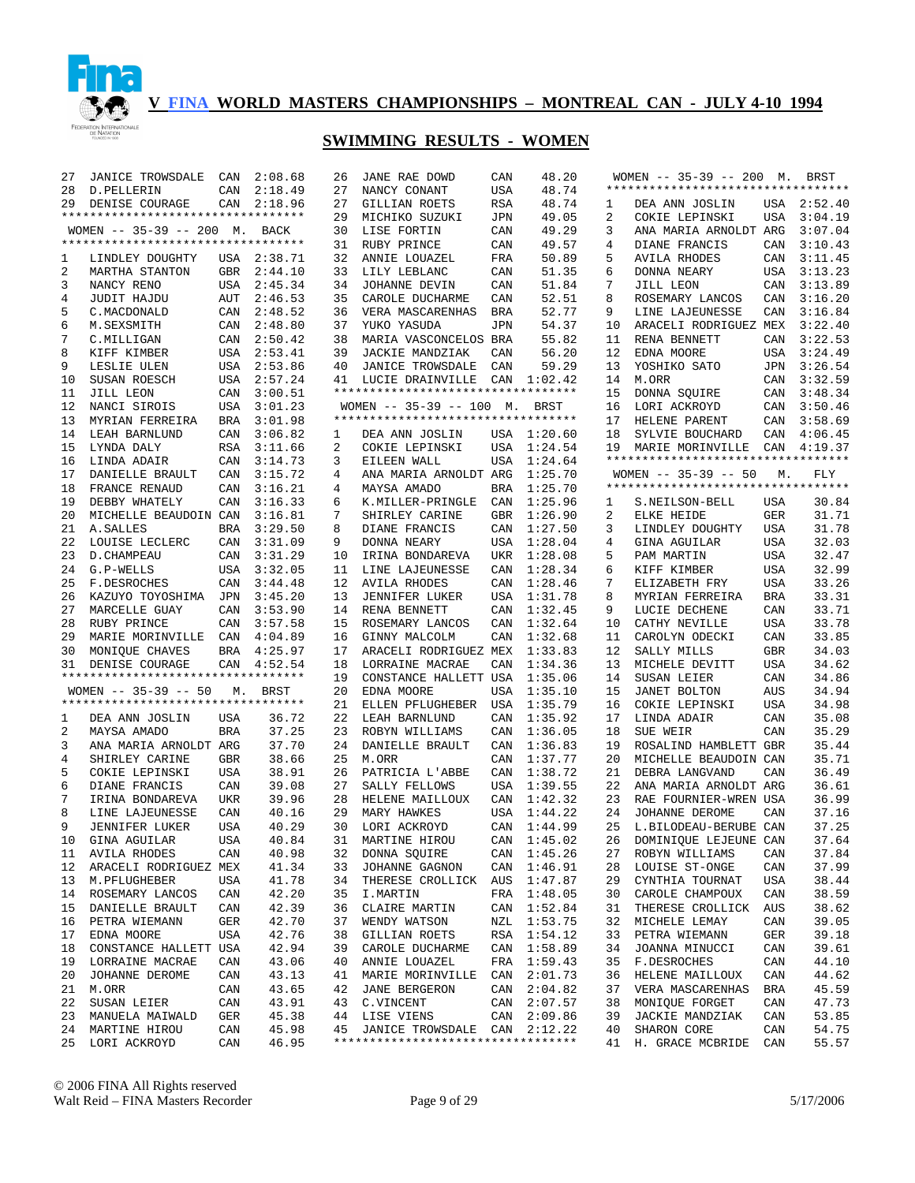# V FINA WORLD MASTERS CHAMPIONSHIPS – MONTREAL CAN - JULY 4-10 1994

## SWIMMING RESULTS - WOMEN

| Place | Name | Country | Time |
|---|---|---|---|
| 27 | JANICE TROWSDALE | CAN | 2:08.68 |
| 28 | D.PELLERIN | CAN | 2:18.49 |
| 29 | DENISE COURAGE | CAN | 2:18.96 |

### WOMEN -- 35-39 -- 200 M. BACK

| Place | Name | Country | Time |
|---|---|---|---|
| 1 | LINDLEY DOUGHTY | USA | 2:38.71 |
| 2 | MARTHA STANTON | GBR | 2:44.10 |
| 3 | NANCY RENO | USA | 2:45.34 |
| 4 | JUDIT HAJDU | AUT | 2:46.53 |
| 5 | C.MACDONALD | CAN | 2:48.52 |
| 6 | M.SEXSMITH | CAN | 2:48.80 |
| 7 | C.MILLIGAN | CAN | 2:50.42 |
| 8 | KIFF KIMBER | USA | 2:53.41 |
| 9 | LESLIE ULEN | USA | 2:53.86 |
| 10 | SUSAN ROESCH | USA | 2:57.24 |
| 11 | JILL LEON | CAN | 3:00.51 |
| 12 | NANCI SIROIS | USA | 3:01.23 |
| 13 | MYRIAN FERREIRA | BRA | 3:01.98 |
| 14 | LEAH BARNLUND | CAN | 3:06.82 |
| 15 | LYNDA DALY | RSA | 3:11.66 |
| 16 | LINDA ADAIR | CAN | 3:14.73 |
| 17 | DANIELLE BRAULT | CAN | 3:15.72 |
| 18 | FRANCE RENAUD | CAN | 3:16.21 |
| 19 | DEBBY WHATELY | CAN | 3:16.33 |
| 20 | MICHELLE BEAUDOIN | CAN | 3:16.81 |
| 21 | A.SALLES | BRA | 3:29.50 |
| 22 | LOUISE LECLERC | CAN | 3:31.09 |
| 23 | D.CHAMPEAU | CAN | 3:31.29 |
| 24 | G.P-WELLS | USA | 3:32.05 |
| 25 | F.DESROCHES | CAN | 3:44.48 |
| 26 | KAZUYO TOYOSHIMA | JPN | 3:45.20 |
| 27 | MARCELLE GUAY | CAN | 3:53.90 |
| 28 | RUBY PRINCE | CAN | 3:57.58 |
| 29 | MARIE MORINVILLE | CAN | 4:04.89 |
| 30 | MONIQUE CHAVES | BRA | 4:25.97 |
| 31 | DENISE COURAGE | CAN | 4:52.54 |

### WOMEN -- 35-39 -- 50 M. BRST

| Place | Name | Country | Time |
|---|---|---|---|
| 1 | DEA ANN JOSLIN | USA | 36.72 |
| 2 | MAYSA AMADO | BRA | 37.25 |
| 3 | ANA MARIA ARNOLDT | ARG | 37.70 |
| 4 | SHIRLEY CARINE | GBR | 38.66 |
| 5 | COKIE LEPINSKI | USA | 38.91 |
| 6 | DIANE FRANCIS | CAN | 39.08 |
| 7 | IRINA BONDAREVA | UKR | 39.96 |
| 8 | LINE LAJEUNESSE | CAN | 40.16 |
| 9 | JENNIFER LUKER | USA | 40.29 |
| 10 | GINA AGUILAR | USA | 40.84 |
| 11 | AVILA RHODES | CAN | 40.98 |
| 12 | ARACELI RODRIGUEZ | MEX | 41.34 |
| 13 | M.PFLUGHEBER | USA | 41.78 |
| 14 | ROSEMARY LANCOS | CAN | 42.20 |
| 15 | DANIELLE BRAULT | CAN | 42.39 |
| 16 | PETRA WIEMANN | GER | 42.70 |
| 17 | EDNA MOORE | USA | 42.76 |
| 18 | CONSTANCE HALLETT | USA | 42.94 |
| 19 | LORRAINE MACRAE | CAN | 43.06 |
| 20 | JOHANNE DEROME | CAN | 43.13 |
| 21 | M.ORR | CAN | 43.65 |
| 22 | SUSAN LEIER | CAN | 43.91 |
| 23 | MANUELA MAIWALD | GER | 45.38 |
| 24 | MARTINE HIROU | CAN | 45.98 |
| 25 | LORI ACKROYD | CAN | 46.95 |
| 26 | JANE RAE DOWD | CAN | 48.20 |
| 27 | NANCY CONANT | USA | 48.74 |
| 27 | GILLIAN ROETS | RSA | 48.74 |
| 29 | MICHIKO SUZUKI | JPN | 49.05 |
| 30 | LISE FORTIN | CAN | 49.29 |
| 31 | RUBY PRINCE | CAN | 49.57 |
| 32 | ANNIE LOUAZEL | FRA | 50.89 |
| 33 | LILY LEBLANC | CAN | 51.35 |
| 34 | JOHANNE DEVIN | CAN | 51.84 |
| 35 | CAROLE DUCHARME | CAN | 52.51 |
| 36 | VERA MASCARENHAS | BRA | 52.77 |
| 37 | YUKO YASUDA | JPN | 54.37 |
| 38 | MARIA VASCONCELOS | BRA | 55.82 |
| 39 | JACKIE MANDZIAK | CAN | 56.20 |
| 40 | JANICE TROWSDALE | CAN | 59.29 |
| 41 | LUCIE DRAINVILLE | CAN | 1:02.42 |

### WOMEN -- 35-39 -- 100 M. BRST

| Place | Name | Country | Time |
|---|---|---|---|
| 1 | DEA ANN JOSLIN | USA | 1:20.60 |
| 2 | COKIE LEPINSKI | USA | 1:24.54 |
| 3 | EILEEN WALL | USA | 1:24.64 |
| 4 | ANA MARIA ARNOLDT | ARG | 1:25.70 |
| 4 | MAYSA AMADO | BRA | 1:25.70 |
| 6 | K.MILLER-PRINGLE | CAN | 1:25.96 |
| 7 | SHIRLEY CARINE | GBR | 1:26.90 |
| 8 | DIANE FRANCIS | CAN | 1:27.50 |
| 9 | DONNA NEARY | USA | 1:28.04 |
| 10 | IRINA BONDAREVA | UKR | 1:28.08 |
| 11 | LINE LAJEUNESSE | CAN | 1:28.34 |
| 12 | AVILA RHODES | CAN | 1:28.46 |
| 13 | JENNIFER LUKER | USA | 1:31.78 |
| 14 | RENA BENNETT | CAN | 1:32.45 |
| 15 | ROSEMARY LANCOS | CAN | 1:32.64 |
| 16 | GINNY MALCOLM | CAN | 1:32.68 |
| 17 | ARACELI RODRIGUEZ | MEX | 1:33.83 |
| 18 | LORRAINE MACRAE | CAN | 1:34.36 |
| 19 | CONSTANCE HALLETT | USA | 1:35.06 |
| 20 | EDNA MOORE | USA | 1:35.10 |
| 21 | ELLEN PFLUGHEBER | USA | 1:35.79 |
| 22 | LEAH BARNLUND | CAN | 1:35.92 |
| 23 | ROBYN WILLIAMS | CAN | 1:36.05 |
| 24 | DANIELLE BRAULT | CAN | 1:36.83 |
| 25 | M.ORR | CAN | 1:37.77 |
| 26 | PATRICIA L'ABBE | CAN | 1:38.72 |
| 27 | SALLY FELLOWS | USA | 1:39.55 |
| 28 | HELENE MAILLOUX | CAN | 1:42.32 |
| 29 | MARY HAWKES | USA | 1:44.22 |
| 30 | LORI ACKROYD | CAN | 1:44.99 |
| 31 | MARTINE HIROU | CAN | 1:45.02 |
| 32 | DONNA SQUIRE | CAN | 1:45.26 |
| 33 | JOHANNE GAGNON | CAN | 1:46.91 |
| 34 | THERESE CROLLICK | AUS | 1:47.87 |
| 35 | I.MARTIN | FRA | 1:48.05 |
| 36 | CLAIRE MARTIN | CAN | 1:52.84 |
| 37 | WENDY WATSON | NZL | 1:53.75 |
| 38 | GILLIAN ROETS | RSA | 1:54.12 |
| 39 | CAROLE DUCHARME | CAN | 1:58.89 |
| 40 | ANNIE LOUAZEL | FRA | 1:59.43 |
| 41 | MARIE MORINVILLE | CAN | 2:01.73 |
| 42 | JANE BERGERON | CAN | 2:04.82 |
| 43 | C.VINCENT | CAN | 2:07.57 |
| 44 | LISE VIENS | CAN | 2:09.86 |
| 45 | JANICE TROWSDALE | CAN | 2:12.22 |

### WOMEN -- 35-39 -- 200 M. BRST

| Place | Name | Country | Time |
|---|---|---|---|
| 1 | DEA ANN JOSLIN | USA | 2:52.40 |
| 2 | COKIE LEPINSKI | USA | 3:04.19 |
| 3 | ANA MARIA ARNOLDT | ARG | 3:07.04 |
| 4 | DIANE FRANCIS | CAN | 3:10.43 |
| 5 | AVILA RHODES | CAN | 3:11.45 |
| 6 | DONNA NEARY | USA | 3:13.23 |
| 7 | JILL LEON | CAN | 3:13.89 |
| 8 | ROSEMARY LANCOS | CAN | 3:16.20 |
| 9 | LINE LAJEUNESSE | CAN | 3:16.84 |
| 10 | ARACELI RODRIGUEZ | MEX | 3:22.40 |
| 11 | RENA BENNETT | CAN | 3:22.53 |
| 12 | EDNA MOORE | USA | 3:24.49 |
| 13 | YOSHIKO SATO | JPN | 3:26.54 |
| 14 | M.ORR | CAN | 3:32.59 |
| 15 | DONNA SQUIRE | CAN | 3:48.34 |
| 16 | LORI ACKROYD | CAN | 3:50.46 |
| 17 | HELENE PARENT | CAN | 3:58.69 |
| 18 | SYLVIE BOUCHARD | CAN | 4:06.45 |
| 19 | MARIE MORINVILLE | CAN | 4:19.37 |

### WOMEN -- 35-39 -- 50 M. FLY

| Place | Name | Country | Time |
|---|---|---|---|
| 1 | S.NEILSON-BELL | USA | 30.84 |
| 2 | ELKE HEIDE | GER | 31.71 |
| 3 | LINDLEY DOUGHTY | USA | 31.78 |
| 4 | GINA AGUILAR | USA | 32.03 |
| 5 | PAM MARTIN | USA | 32.47 |
| 6 | KIFF KIMBER | USA | 32.99 |
| 7 | ELIZABETH FRY | USA | 33.26 |
| 8 | MYRIAN FERREIRA | BRA | 33.31 |
| 9 | LUCIE DECHENE | CAN | 33.71 |
| 10 | CATHY NEVILLE | USA | 33.78 |
| 11 | CAROLYN ODECKI | CAN | 33.85 |
| 12 | SALLY MILLS | GBR | 34.03 |
| 13 | MICHELE DEVITT | USA | 34.62 |
| 14 | SUSAN LEIER | CAN | 34.86 |
| 15 | JANET BOLTON | AUS | 34.94 |
| 16 | COKIE LEPINSKI | USA | 34.98 |
| 17 | LINDA ADAIR | CAN | 35.08 |
| 18 | SUE WEIR | CAN | 35.29 |
| 19 | ROSALIND HAMBLETT | GBR | 35.44 |
| 20 | MICHELLE BEAUDOIN | CAN | 35.71 |
| 21 | DEBRA LANGVAND | CAN | 36.49 |
| 22 | ANA MARIA ARNOLDT | ARG | 36.61 |
| 23 | RAE FOURNIER-WREN | USA | 36.99 |
| 24 | JOHANNE DEROME | CAN | 37.16 |
| 25 | L.BILODEAU-BERUBE | CAN | 37.25 |
| 26 | DOMINIQUE LEJEUNE | CAN | 37.64 |
| 27 | ROBYN WILLIAMS | CAN | 37.84 |
| 28 | LOUISE ST-ONGE | CAN | 37.99 |
| 29 | CYNTHIA TOURNAT | USA | 38.44 |
| 30 | CAROLE CHAMPOUX | CAN | 38.59 |
| 31 | THERESE CROLLICK | AUS | 38.62 |
| 32 | MICHELE LEMAY | CAN | 39.05 |
| 33 | PETRA WIEMANN | GER | 39.18 |
| 34 | JOANNA MINUCCI | CAN | 39.61 |
| 35 | F.DESROCHES | CAN | 44.10 |
| 36 | HELENE MAILLOUX | CAN | 44.62 |
| 37 | VERA MASCARENHAS | BRA | 45.59 |
| 38 | MONIQUE FORGET | CAN | 47.73 |
| 39 | JACKIE MANDZIAK | CAN | 53.85 |
| 40 | SHARON CORE | CAN | 54.75 |
| 41 | H. GRACE MCBRIDE | CAN | 55.57 |

© 2006 FINA All Rights reserved
Walt Reid – FINA Masters Recorder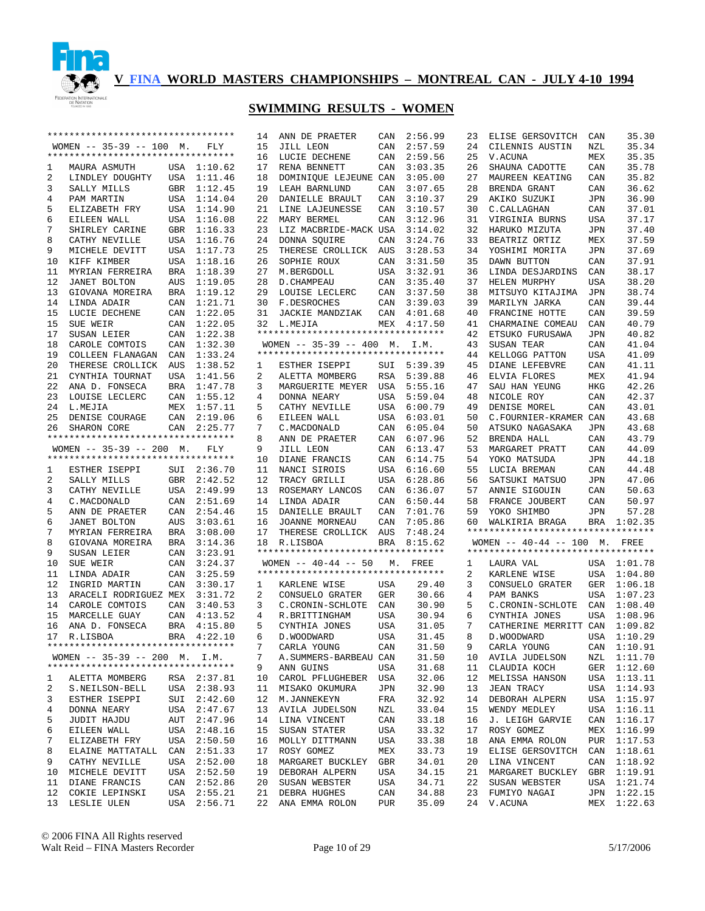# V FINA WORLD MASTERS CHAMPIONSHIPS – MONTREAL CAN - JULY 4-10 1994

## SWIMMING RESULTS - WOMEN

### WOMEN -- 35-39 -- 100 M. FLY

| Place | Name | Country | Time |
|---|---|---|---|
| 1 | MAURA ASMUTH | USA | 1:10.62 |
| 2 | LINDLEY DOUGHTY | USA | 1:11.46 |
| 3 | SALLY MILLS | GBR | 1:12.45 |
| 4 | PAM MARTIN | USA | 1:14.04 |
| 5 | ELIZABETH FRY | USA | 1:14.90 |
| 6 | EILEEN WALL | USA | 1:16.08 |
| 7 | SHIRLEY CARINE | GBR | 1:16.33 |
| 8 | CATHY NEVILLE | USA | 1:16.76 |
| 9 | MICHELE DEVITT | USA | 1:17.73 |
| 10 | KIFF KIMBER | USA | 1:18.16 |
| 11 | MYRIAN FERREIRA | BRA | 1:18.39 |
| 12 | JANET BOLTON | AUS | 1:19.05 |
| 13 | GIOVANA MOREIRA | BRA | 1:19.12 |
| 14 | LINDA ADAIR | CAN | 1:21.71 |
| 15 | LUCIE DECHENE | CAN | 1:22.05 |
| 15 | SUE WEIR | CAN | 1:22.05 |
| 17 | SUSAN LEIER | CAN | 1:22.38 |
| 18 | CAROLE COMTOIS | CAN | 1:32.30 |
| 19 | COLLEEN FLANAGAN | CAN | 1:33.24 |
| 20 | THERESE CROLLICK | AUS | 1:38.52 |
| 21 | CYNTHIA TOURNAT | USA | 1:41.56 |
| 22 | ANA D. FONSECA | BRA | 1:47.78 |
| 23 | LOUISE LECLERC | CAN | 1:55.12 |
| 24 | L.MEJIA | MEX | 1:57.11 |
| 25 | DENISE COURAGE | CAN | 2:19.06 |
| 26 | SHARON CORE | CAN | 2:25.77 |

### WOMEN -- 35-39 -- 200 M. FLY

| Place | Name | Country | Time |
|---|---|---|---|
| 1 | ESTHER ISEPPI | SUI | 2:36.70 |
| 2 | SALLY MILLS | GBR | 2:42.52 |
| 3 | CATHY NEVILLE | USA | 2:49.99 |
| 4 | C.MACDONALD | CAN | 2:51.69 |
| 5 | ANN DE PRAETER | CAN | 2:54.46 |
| 6 | JANET BOLTON | AUS | 3:03.61 |
| 7 | MYRIAN FERREIRA | BRA | 3:08.00 |
| 8 | GIOVANA MOREIRA | BRA | 3:14.36 |
| 9 | SUSAN LEIER | CAN | 3:23.91 |
| 10 | SUE WEIR | CAN | 3:24.37 |
| 11 | LINDA ADAIR | CAN | 3:25.59 |
| 12 | INGRID MARTIN | CAN | 3:30.17 |
| 13 | ARACELI RODRIGUEZ | MEX | 3:31.72 |
| 14 | CAROLE COMTOIS | CAN | 3:40.53 |
| 15 | MARCELLE GUAY | CAN | 4:13.52 |
| 16 | ANA D. FONSECA | BRA | 4:15.80 |
| 17 | R.LISBOA | BRA | 4:22.10 |

### WOMEN -- 35-39 -- 200 M. I.M.

| Place | Name | Country | Time |
|---|---|---|---|
| 1 | ALETTA MOMBERG | RSA | 2:37.81 |
| 2 | S.NEILSON-BELL | USA | 2:38.93 |
| 3 | ESTHER ISEPPI | SUI | 2:42.60 |
| 4 | DONNA NEARY | USA | 2:47.67 |
| 5 | JUDIT HAJDU | AUT | 2:47.96 |
| 6 | EILEEN WALL | USA | 2:48.16 |
| 7 | ELIZABETH FRY | USA | 2:50.50 |
| 8 | ELAINE MATTATALL | CAN | 2:51.33 |
| 9 | CATHY NEVILLE | USA | 2:52.00 |
| 10 | MICHELE DEVITT | USA | 2:52.50 |
| 11 | DIANE FRANCIS | CAN | 2:52.86 |
| 12 | COKIE LEPINSKI | USA | 2:55.21 |
| 13 | LESLIE ULEN | USA | 2:56.71 |
| 14 | ANN DE PRAETER | CAN | 2:56.99 |
| 15 | JILL LEON | CAN | 2:57.59 |
| 16 | LUCIE DECHENE | CAN | 2:59.56 |
| 17 | RENA BENNETT | CAN | 3:03.35 |
| 18 | DOMINIQUE LEJEUNE | CAN | 3:05.00 |
| 19 | LEAH BARNLUND | CAN | 3:07.65 |
| 20 | DANIELLE BRAULT | CAN | 3:10.37 |
| 21 | LINE LAJEUNESSE | CAN | 3:10.57 |
| 22 | MARY BERMEL | CAN | 3:12.96 |
| 23 | LIZ MACBRIDE-MACK | USA | 3:14.02 |
| 24 | DONNA SQUIRE | CAN | 3:24.76 |
| 25 | THERESE CROLLICK | AUS | 3:28.53 |
| 26 | SOPHIE ROUX | CAN | 3:31.50 |
| 27 | M.BERGDOLL | USA | 3:32.91 |
| 28 | D.CHAMPEAU | CAN | 3:35.40 |
| 29 | LOUISE LECLERC | CAN | 3:37.50 |
| 30 | F.DESROCHES | CAN | 3:39.03 |
| 31 | JACKIE MANDZIAK | CAN | 4:01.68 |
| 32 | L.MEJIA | MEX | 4:17.50 |

### WOMEN -- 35-39 -- 400 M. I.M.

| Place | Name | Country | Time |
|---|---|---|---|
| 1 | ESTHER ISEPPI | SUI | 5:39.39 |
| 2 | ALETTA MOMBERG | RSA | 5:39.88 |
| 3 | MARGUERITE MEYER | USA | 5:55.16 |
| 4 | DONNA NEARY | USA | 5:59.04 |
| 5 | CATHY NEVILLE | USA | 6:00.79 |
| 6 | EILEEN WALL | USA | 6:03.01 |
| 7 | C.MACDONALD | CAN | 6:05.04 |
| 8 | ANN DE PRAETER | CAN | 6:07.96 |
| 9 | JILL LEON | CAN | 6:13.47 |
| 10 | DIANE FRANCIS | CAN | 6:14.75 |
| 11 | NANCI SIROIS | USA | 6:16.60 |
| 12 | TRACY GRILLI | USA | 6:28.86 |
| 13 | ROSEMARY LANCOS | CAN | 6:36.07 |
| 14 | LINDA ADAIR | CAN | 6:50.44 |
| 15 | DANIELLE BRAULT | CAN | 7:01.76 |
| 16 | JOANNE MORNEAU | CAN | 7:05.86 |
| 17 | THERESE CROLLICK | AUS | 7:48.24 |
| 18 | R.LISBOA | BRA | 8:15.62 |

### WOMEN -- 40-44 -- 50 M. FREE

| Place | Name | Country | Time |
|---|---|---|---|
| 1 | KARLENE WISE | USA | 29.40 |
| 2 | CONSUELO GRATER | GER | 30.66 |
| 3 | C.CRONIN-SCHLOTE | CAN | 30.90 |
| 4 | R.BRITTINGHAM | USA | 30.94 |
| 5 | CYNTHIA JONES | USA | 31.05 |
| 6 | D.WOODWARD | USA | 31.45 |
| 7 | CARLA YOUNG | CAN | 31.50 |
| 7 | A.SUMMERS-BARBEAU | CAN | 31.50 |
| 9 | ANN GUINS | USA | 31.68 |
| 10 | CAROL PFLUGHEBER | USA | 32.06 |
| 11 | MISAKO OKUMURA | JPN | 32.90 |
| 12 | M.JANNEKEYN | FRA | 32.92 |
| 13 | AVILA JUDELSON | NZL | 33.04 |
| 14 | LINA VINCENT | CAN | 33.18 |
| 15 | SUSAN STATER | USA | 33.32 |
| 16 | MOLLY DITTMANN | USA | 33.38 |
| 17 | ROSY GOMEZ | MEX | 33.73 |
| 18 | MARGARET BUCKLEY | GBR | 34.01 |
| 19 | DEBORAH ALPERN | USA | 34.15 |
| 20 | SUSAN WEBSTER | USA | 34.71 |
| 21 | DEBRA HUGHES | CAN | 34.88 |
| 22 | ANA EMMA ROLON | PUR | 35.09 |
| 23 | ELISE GERSOVITCH | CAN | 35.30 |
| 24 | CILENNIS AUSTIN | NZL | 35.34 |
| 25 | V.ACUNA | MEX | 35.35 |
| 26 | SHAUNA CADOTTE | CAN | 35.78 |
| 27 | MAUREEN KEATING | CAN | 35.82 |
| 28 | BRENDA GRANT | CAN | 36.62 |
| 29 | AKIKO SUZUKI | JPN | 36.90 |
| 30 | C.CALLAGHAN | CAN | 37.01 |
| 31 | VIRGINIA BURNS | USA | 37.17 |
| 32 | HARUKO MIZUTA | JPN | 37.40 |
| 33 | BEATRIZ ORTIZ | MEX | 37.59 |
| 34 | YOSHIMI MORITA | JPN | 37.69 |
| 35 | DAWN BUTTON | CAN | 37.91 |
| 36 | LINDA DESJARDINS | CAN | 38.17 |
| 37 | HELEN MURPHY | USA | 38.20 |
| 38 | MITSUYO KITAJIMA | JPN | 38.74 |
| 39 | MARILYN JARKA | CAN | 39.44 |
| 40 | FRANCINE HOTTE | CAN | 39.59 |
| 41 | CHARMAINE COMEAU | CAN | 40.79 |
| 42 | ETSUKO FURUSAWA | JPN | 40.82 |
| 43 | SUSAN TEAR | CAN | 41.04 |
| 44 | KELLOGG PATTON | USA | 41.09 |
| 45 | DIANE LEFEBVRE | CAN | 41.11 |
| 46 | ELVIA FLORES | MEX | 41.94 |
| 47 | SAU HAN YEUNG | HKG | 42.26 |
| 48 | NICOLE ROY | CAN | 42.37 |
| 49 | DENISE MOREL | CAN | 43.01 |
| 50 | C.FOURNIER-KRAMER | CAN | 43.68 |
| 50 | ATSUKO NAGASAKA | JPN | 43.68 |
| 52 | BRENDA HALL | CAN | 43.79 |
| 53 | MARGARET PRATT | CAN | 44.09 |
| 54 | YOKO MATSUDA | JPN | 44.18 |
| 55 | LUCIA BREMAN | CAN | 44.48 |
| 56 | SATSUKI MATSUO | JPN | 47.06 |
| 57 | ANNIE SIGOUIN | CAN | 50.63 |
| 58 | FRANCE JOUBERT | CAN | 50.97 |
| 59 | YOKO SHIMBO | JPN | 57.28 |
| 60 | WALKIRIA BRAGA | BRA | 1:02.35 |

### WOMEN -- 40-44 -- 100 M. FREE

| Place | Name | Country | Time |
|---|---|---|---|
| 1 | LAURA VAL | USA | 1:01.78 |
| 2 | KARLENE WISE | USA | 1:04.80 |
| 3 | CONSUELO GRATER | GER | 1:06.18 |
| 4 | PAM BANKS | USA | 1:07.23 |
| 5 | C.CRONIN-SCHLOTE | CAN | 1:08.40 |
| 6 | CYNTHIA JONES | USA | 1:08.96 |
| 7 | CATHERINE MERRITT | CAN | 1:09.82 |
| 8 | D.WOODWARD | USA | 1:10.29 |
| 9 | CARLA YOUNG | CAN | 1:10.91 |
| 10 | AVILA JUDELSON | NZL | 1:11.70 |
| 11 | CLAUDIA KOCH | GER | 1:12.60 |
| 12 | MELISSA HANSON | USA | 1:13.11 |
| 13 | JEAN TRACY | USA | 1:14.93 |
| 14 | DEBORAH ALPERN | USA | 1:15.97 |
| 15 | WENDY MEDLEY | USA | 1:16.11 |
| 16 | J. LEIGH GARVIE | CAN | 1:16.17 |
| 17 | ROSY GOMEZ | MEX | 1:16.99 |
| 18 | ANA EMMA ROLON | PUR | 1:17.53 |
| 19 | ELISE GERSOVITCH | CAN | 1:18.61 |
| 20 | LINA VINCENT | CAN | 1:18.92 |
| 21 | MARGARET BUCKLEY | GBR | 1:19.91 |
| 22 | SUSAN WEBSTER | USA | 1:21.74 |
| 23 | FUMIYO NAGAI | JPN | 1:22.15 |
| 24 | V.ACUNA | MEX | 1:22.63 |

© 2006 FINA All Rights reserved
Walt Reid – FINA Masters Recorder
5/17/2006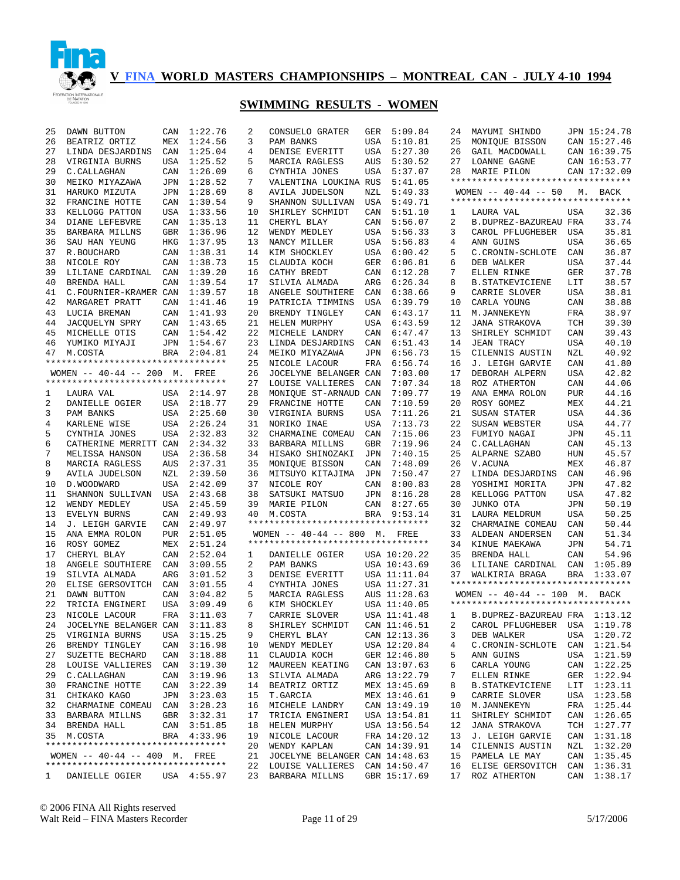# V FINA WORLD MASTERS CHAMPIONSHIPS – MONTREAL CAN - JULY 4-10 1994

## SWIMMING RESULTS - WOMEN

| Place | Name | Country | Time |
|---|---|---|---|
| 25 | DAWN BUTTON | CAN | 1:22.76 |
| 26 | BEATRIZ ORTIZ | MEX | 1:24.56 |
| 27 | LINDA DESJARDINS | CAN | 1:25.04 |
| 28 | VIRGINIA BURNS | USA | 1:25.52 |
| 29 | C.CALLAGHAN | CAN | 1:26.09 |
| 30 | MEIKO MIYAZAWA | JPN | 1:28.52 |
| 31 | HARUKO MIZUTA | JPN | 1:28.69 |
| 32 | FRANCINE HOTTE | CAN | 1:30.54 |
| 33 | KELLOGG PATTON | USA | 1:33.56 |
| 34 | DIANE LEFEBVRE | CAN | 1:35.13 |
| 35 | BARBARA MILLNS | GBR | 1:36.96 |
| 36 | SAU HAN YEUNG | HKG | 1:37.95 |
| 37 | R.BOUCHARD | CAN | 1:38.31 |
| 38 | NICOLE ROY | CAN | 1:38.73 |
| 39 | LILIANE CARDINAL | CAN | 1:39.20 |
| 40 | BRENDA HALL | CAN | 1:39.54 |
| 41 | C.FOURNIER-KRAMER | CAN | 1:39.57 |
| 42 | MARGARET PRATT | CAN | 1:41.46 |
| 43 | LUCIA BREMAN | CAN | 1:41.93 |
| 44 | JACQUELYN SPRY | CAN | 1:43.65 |
| 45 | MICHELLE OTIS | CAN | 1:54.42 |
| 46 | YUMIKO MIYAJI | JPN | 1:54.67 |
| 47 | M.COSTA | BRA | 2:04.81 |

### WOMEN -- 40-44 -- 200 M. FREE

| Place | Name | Country | Time |
|---|---|---|---|
| 1 | LAURA VAL | USA | 2:14.97 |
| 2 | DANIELLE OGIER | USA | 2:18.77 |
| 3 | PAM BANKS | USA | 2:25.60 |
| 4 | KARLENE WISE | USA | 2:26.24 |
| 5 | CYNTHIA JONES | USA | 2:32.83 |
| 6 | CATHERINE MERRITT | CAN | 2:34.32 |
| 7 | MELISSA HANSON | USA | 2:36.58 |
| 8 | MARCIA RAGLESS | AUS | 2:37.31 |
| 9 | AVILA JUDELSON | NZL | 2:39.50 |
| 10 | D.WOODWARD | USA | 2:42.09 |
| 11 | SHANNON SULLIVAN | USA | 2:43.68 |
| 12 | WENDY MEDLEY | USA | 2:45.59 |
| 13 | EVELYN BURNS | CAN | 2:49.93 |
| 14 | J. LEIGH GARVIE | CAN | 2:49.97 |
| 15 | ANA EMMA ROLON | PUR | 2:51.05 |
| 16 | ROSY GOMEZ | MEX | 2:51.24 |
| 17 | CHERYL BLAY | CAN | 2:52.04 |
| 18 | ANGELE SOUTHIERE | CAN | 3:00.55 |
| 19 | SILVIA ALMADA | ARG | 3:01.52 |
| 20 | ELISE GERSOVITCH | CAN | 3:01.55 |
| 21 | DAWN BUTTON | CAN | 3:04.82 |
| 22 | TRICIA ENGINERI | USA | 3:09.49 |
| 23 | NICOLE LACOUR | FRA | 3:11.03 |
| 24 | JOCELYNE BELANGER | CAN | 3:11.83 |
| 25 | VIRGINIA BURNS | USA | 3:15.25 |
| 26 | BRENDY TINGLEY | CAN | 3:16.98 |
| 27 | SUZETTE BECHARD | CAN | 3:18.88 |
| 28 | LOUISE VALLIERES | CAN | 3:19.30 |
| 29 | C.CALLAGHAN | CAN | 3:19.96 |
| 30 | FRANCINE HOTTE | CAN | 3:22.39 |
| 31 | CHIKAKO KAGO | JPN | 3:23.03 |
| 32 | CHARMAINE COMEAU | CAN | 3:28.23 |
| 33 | BARBARA MILLNS | GBR | 3:32.31 |
| 34 | BRENDA HALL | CAN | 3:51.85 |
| 35 | M.COSTA | BRA | 4:33.96 |

### WOMEN -- 40-44 -- 400 M. FREE

| Place | Name | Country | Time |
|---|---|---|---|
| 1 | DANIELLE OGIER | USA | 4:55.97 |
| 2 | CONSUELO GRATER | GER | 5:09.84 |
| 3 | PAM BANKS | USA | 5:10.81 |
| 4 | DENISE EVERITT | USA | 5:27.30 |
| 5 | MARCIA RAGLESS | AUS | 5:30.52 |
| 6 | CYNTHIA JONES | USA | 5:37.07 |
| 7 | VALENTINA LOUKINA | RUS | 5:41.05 |
| 8 | AVILA JUDELSON | NZL | 5:49.33 |
| 9 | SHANNON SULLIVAN | USA | 5:49.71 |
| 10 | SHIRLEY SCHMIDT | CAN | 5:51.10 |
| 11 | CHERYL BLAY | CAN | 5:56.07 |
| 12 | WENDY MEDLEY | USA | 5:56.33 |
| 13 | NANCY MILLER | USA | 5:56.83 |
| 14 | KIM SHOCKLEY | USA | 6:00.42 |
| 15 | CLAUDIA KOCH | GER | 6:06.81 |
| 16 | CATHY BREDT | CAN | 6:12.28 |
| 17 | SILVIA ALMADA | ARG | 6:26.34 |
| 18 | ANGELE SOUTHIERE | CAN | 6:38.66 |
| 19 | PATRICIA TIMMINS | USA | 6:39.79 |
| 20 | BRENDY TINGLEY | CAN | 6:43.17 |
| 21 | HELEN MURPHY | USA | 6:43.59 |
| 22 | MICHELE LANDRY | CAN | 6:47.47 |
| 23 | LINDA DESJARDINS | CAN | 6:51.43 |
| 24 | MEIKO MIYAZAWA | JPN | 6:56.73 |
| 25 | NICOLE LACOUR | FRA | 6:56.74 |
| 26 | JOCELYNE BELANGER | CAN | 7:03.00 |
| 27 | LOUISE VALLIERES | CAN | 7:07.34 |
| 28 | MONIQUE ST-ARNAUD | CAN | 7:09.77 |
| 29 | FRANCINE HOTTE | CAN | 7:10.59 |
| 30 | VIRGINIA BURNS | USA | 7:11.26 |
| 31 | NORIKO INAE | USA | 7:13.73 |
| 32 | CHARMAINE COMEAU | CAN | 7:15.06 |
| 33 | BARBARA MILLNS | GBR | 7:19.96 |
| 34 | HISAKO SHINOZAKI | JPN | 7:40.15 |
| 35 | MONIQUE BISSON | CAN | 7:48.09 |
| 36 | MITSUYO KITAJIMA | JPN | 7:50.47 |
| 37 | NICOLE ROY | CAN | 8:00.83 |
| 38 | SATSUKI MATSUO | JPN | 8:16.28 |
| 39 | MARIE PILON | CAN | 8:27.65 |
| 40 | M.COSTA | BRA | 9:53.14 |

### WOMEN -- 40-44 -- 800 M. FREE

| Place | Name | Country | Time |
|---|---|---|---|
| 1 | DANIELLE OGIER | USA | 10:20.22 |
| 2 | PAM BANKS | USA | 10:43.69 |
| 3 | DENISE EVERITT | USA | 11:11.04 |
| 4 | CYNTHIA JONES | USA | 11:27.31 |
| 5 | MARCIA RAGLESS | AUS | 11:28.63 |
| 6 | KIM SHOCKLEY | USA | 11:40.05 |
| 7 | CARRIE SLOVER | USA | 11:41.48 |
| 8 | SHIRLEY SCHMIDT | CAN | 11:46.51 |
| 9 | CHERYL BLAY | CAN | 12:13.36 |
| 10 | WENDY MEDLEY | USA | 12:20.84 |
| 11 | CLAUDIA KOCH | GER | 12:46.80 |
| 12 | MAUREEN KEATING | CAN | 13:07.63 |
| 13 | SILVIA ALMADA | ARG | 13:22.79 |
| 14 | BEATRIZ ORTIZ | MEX | 13:45.69 |
| 15 | T.GARCIA | MEX | 13:46.61 |
| 16 | MICHELE LANDRY | CAN | 13:49.19 |
| 17 | TRICIA ENGINERI | USA | 13:54.81 |
| 18 | HELEN MURPHY | USA | 13:56.54 |
| 19 | NICOLE LACOUR | FRA | 14:20.12 |
| 20 | WENDY KAPLAN | CAN | 14:39.91 |
| 21 | JOCELYNE BELANGER | CAN | 14:48.63 |
| 22 | LOUISE VALLIERES | CAN | 14:50.47 |
| 23 | BARBARA MILLNS | GBR | 15:17.69 |
| 24 | MAYUMI SHINDO | JPN | 15:24.78 |
| 25 | MONIQUE BISSON | CAN | 15:27.46 |
| 26 | GAIL MACDOWALL | CAN | 16:39.75 |
| 27 | LOANNE GAGNE | CAN | 16:53.77 |
| 28 | MARIE PILON | CAN | 17:32.09 |

### WOMEN -- 40-44 -- 50 M. BACK

| Place | Name | Country | Time |
|---|---|---|---|
| 1 | LAURA VAL | USA | 32.36 |
| 2 | B.DUPREZ-BAZUREAU | FRA | 33.74 |
| 3 | CAROL PFLUGHEBER | USA | 35.81 |
| 4 | ANN GUINS | USA | 36.65 |
| 5 | C.CRONIN-SCHLOTE | CAN | 36.87 |
| 6 | DEB WALKER | USA | 37.44 |
| 7 | ELLEN RINKE | GER | 37.78 |
| 8 | B.STATKEVICIENE | LIT | 38.57 |
| 9 | CARRIE SLOVER | USA | 38.81 |
| 10 | CARLA YOUNG | CAN | 38.88 |
| 11 | M.JANNEKEYN | FRA | 38.97 |
| 12 | JANA STRAKOVA | TCH | 39.30 |
| 13 | SHIRLEY SCHMIDT | CAN | 39.43 |
| 14 | JEAN TRACY | USA | 40.10 |
| 15 | CILENNIS AUSTIN | NZL | 40.92 |
| 16 | J. LEIGH GARVIE | CAN | 41.80 |
| 17 | DEBORAH ALPERN | USA | 42.82 |
| 18 | ROZ ATHERTON | CAN | 44.06 |
| 19 | ANA EMMA ROLON | PUR | 44.16 |
| 20 | ROSY GOMEZ | MEX | 44.21 |
| 21 | SUSAN STATER | USA | 44.36 |
| 22 | SUSAN WEBSTER | USA | 44.77 |
| 23 | FUMIYO NAGAI | JPN | 45.11 |
| 24 | C.CALLAGHAN | CAN | 45.13 |
| 25 | ALPARNE SZABO | HUN | 45.57 |
| 26 | V.ACUNA | MEX | 46.87 |
| 27 | LINDA DESJARDINS | CAN | 46.96 |
| 28 | YOSHIMI MORITA | JPN | 47.82 |
| 28 | KELLOGG PATTON | USA | 47.82 |
| 30 | JUNKO OTA | JPN | 50.19 |
| 31 | LAURA MELDRUM | USA | 50.25 |
| 32 | CHARMAINE COMEAU | CAN | 50.44 |
| 33 | ALDEAN ANDERSEN | CAN | 51.34 |
| 34 | KINUE MAEKAWA | JPN | 54.71 |
| 35 | BRENDA HALL | CAN | 54.96 |
| 36 | LILIANE CARDINAL | CAN | 1:05.89 |
| 37 | WALKIRIA BRAGA | BRA | 1:33.07 |

### WOMEN -- 40-44 -- 100 M. BACK

| Place | Name | Country | Time |
|---|---|---|---|
| 1 | B.DUPREZ-BAZUREAU | FRA | 1:13.12 |
| 2 | CAROL PFLUGHEBER | USA | 1:19.78 |
| 3 | DEB WALKER | USA | 1:20.72 |
| 4 | C.CRONIN-SCHLOTE | CAN | 1:21.54 |
| 5 | ANN GUINS | USA | 1:21.59 |
| 6 | CARLA YOUNG | CAN | 1:22.25 |
| 7 | ELLEN RINKE | GER | 1:22.94 |
| 8 | B.STATKEVICIENE | LIT | 1:23.11 |
| 9 | CARRIE SLOVER | USA | 1:23.58 |
| 10 | M.JANNEKEYN | FRA | 1:25.44 |
| 11 | SHIRLEY SCHMIDT | CAN | 1:26.65 |
| 12 | JANA STRAKOVA | TCH | 1:27.77 |
| 13 | J. LEIGH GARVIE | CAN | 1:31.18 |
| 14 | CILENNIS AUSTIN | NZL | 1:32.20 |
| 15 | PAMELA LE MAY | CAN | 1:35.45 |
| 16 | ELISE GERSOVITCH | CAN | 1:36.31 |
| 17 | ROZ ATHERTON | CAN | 1:38.17 |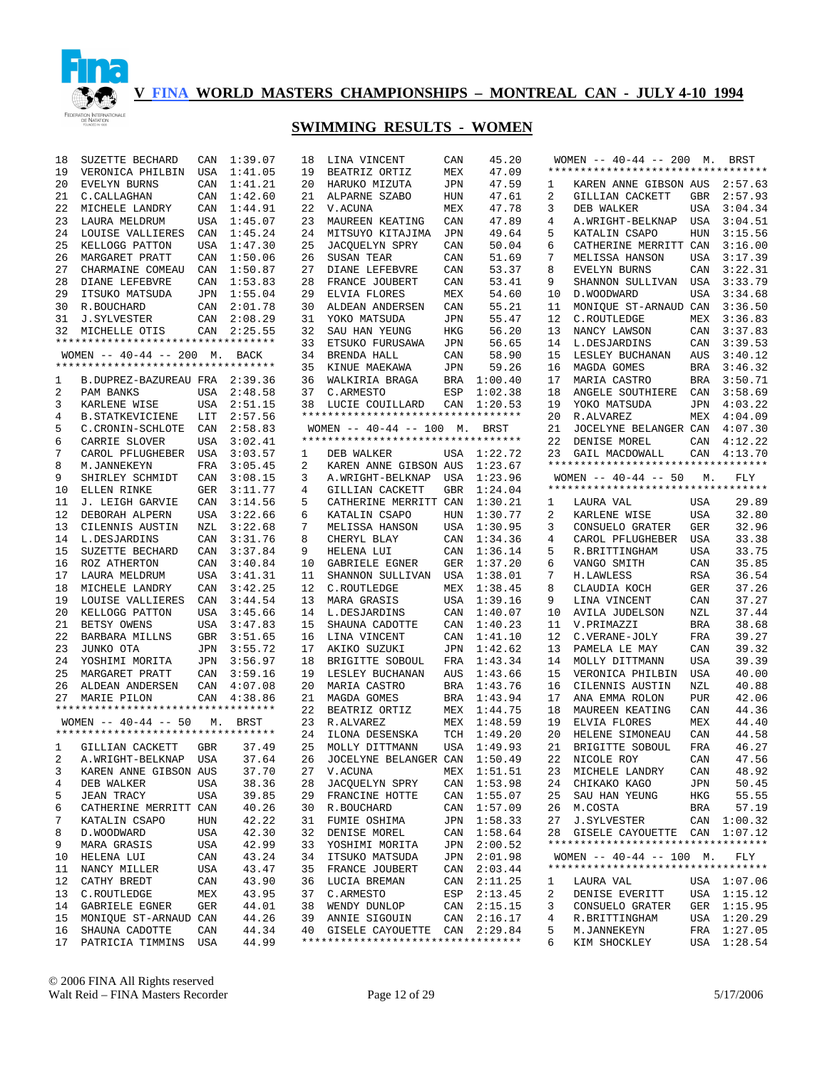# V FINA WORLD MASTERS CHAMPIONSHIPS – MONTREAL CAN - JULY 4-10 1994

## SWIMMING RESULTS - WOMEN

| Place | Name | Country | Time |
|---|---|---|---|
| 18 | SUZETTE BECHARD | CAN | 1:39.07 |
| 19 | VERONICA PHILBIN | USA | 1:41.05 |
| 20 | EVELYN BURNS | CAN | 1:41.21 |
| 21 | C.CALLAGHAN | CAN | 1:42.60 |
| 22 | MICHELE LANDRY | CAN | 1:44.91 |
| 23 | LAURA MELDRUM | USA | 1:45.07 |
| 24 | LOUISE VALLIERES | CAN | 1:45.24 |
| 25 | KELLOGG PATTON | USA | 1:47.30 |
| 26 | MARGARET PRATT | CAN | 1:50.06 |
| 27 | CHARMAINE COMEAU | CAN | 1:50.87 |
| 28 | DIANE LEFEBVRE | CAN | 1:53.83 |
| 29 | ITSUKO MATSUDA | JPN | 1:55.04 |
| 30 | R.BOUCHARD | CAN | 2:01.78 |
| 31 | J.SYLVESTER | CAN | 2:08.29 |
| 32 | MICHELLE OTIS | CAN | 2:25.55 |

### WOMEN -- 40-44 -- 200 M. BACK

| Place | Name | Country | Time |
|---|---|---|---|
| 1 | B.DUPREZ-BAZUREAU | FRA | 2:39.36 |
| 2 | PAM BANKS | USA | 2:48.58 |
| 3 | KARLENE WISE | USA | 2:51.15 |
| 4 | B.STATKEVICIENE | LIT | 2:57.56 |
| 5 | C.CRONIN-SCHLOTE | CAN | 2:58.83 |
| 6 | CARRIE SLOVER | USA | 3:02.41 |
| 7 | CAROL PFLUGHEBER | USA | 3:03.57 |
| 8 | M.JANNEKEYN | FRA | 3:05.45 |
| 9 | SHIRLEY SCHMIDT | CAN | 3:08.15 |
| 10 | ELLEN RINKE | GER | 3:11.77 |
| 11 | J. LEIGH GARVIE | CAN | 3:14.56 |
| 12 | DEBORAH ALPERN | USA | 3:22.66 |
| 13 | CILENNIS AUSTIN | NZL | 3:22.68 |
| 14 | L.DESJARDINS | CAN | 3:31.76 |
| 15 | SUZETTE BECHARD | CAN | 3:37.84 |
| 16 | ROZ ATHERTON | CAN | 3:40.84 |
| 17 | LAURA MELDRUM | USA | 3:41.31 |
| 18 | MICHELE LANDRY | CAN | 3:42.25 |
| 19 | LOUISE VALLIERES | CAN | 3:44.54 |
| 20 | KELLOGG PATTON | USA | 3:45.66 |
| 21 | BETSY OWENS | USA | 3:47.83 |
| 22 | BARBARA MILLNS | GBR | 3:51.65 |
| 23 | JUNKO OTA | JPN | 3:55.72 |
| 24 | YOSHIMI MORITA | JPN | 3:56.97 |
| 25 | MARGARET PRATT | CAN | 3:59.16 |
| 26 | ALDEAN ANDERSEN | CAN | 4:07.08 |
| 27 | MARIE PILON | CAN | 4:38.86 |

### WOMEN -- 40-44 -- 50 M. BRST

| Place | Name | Country | Time |
|---|---|---|---|
| 1 | GILLIAN CACKETT | GBR | 37.49 |
| 2 | A.WRIGHT-BELKNAP | USA | 37.64 |
| 3 | KAREN ANNE GIBSON | AUS | 37.70 |
| 4 | DEB WALKER | USA | 38.36 |
| 5 | JEAN TRACY | USA | 39.85 |
| 6 | CATHERINE MERRITT | CAN | 40.26 |
| 7 | KATALIN CSAPO | HUN | 42.22 |
| 8 | D.WOODWARD | USA | 42.30 |
| 9 | MARA GRASIS | USA | 42.99 |
| 10 | HELENA LUI | CAN | 43.24 |
| 11 | NANCY MILLER | USA | 43.47 |
| 12 | CATHY BREDT | CAN | 43.90 |
| 13 | C.ROUTLEDGE | MEX | 43.95 |
| 14 | GABRIELE EGNER | GER | 44.01 |
| 15 | MONIQUE ST-ARNAUD | CAN | 44.26 |
| 16 | SHAUNA CADOTTE | CAN | 44.34 |
| 17 | PATRICIA TIMMINS | USA | 44.99 |
| 18 | LINA VINCENT | CAN | 45.20 |
| 19 | BEATRIZ ORTIZ | MEX | 47.09 |
| 20 | HARUKO MIZUTA | JPN | 47.59 |
| 21 | ALPARNE SZABO | HUN | 47.61 |
| 22 | V.ACUNA | MEX | 47.78 |
| 23 | MAUREEN KEATING | CAN | 47.89 |
| 24 | MITSUYO KITAJIMA | JPN | 49.64 |
| 25 | JACQUELYN SPRY | CAN | 50.04 |
| 26 | SUSAN TEAR | CAN | 51.69 |
| 27 | DIANE LEFEBVRE | CAN | 53.37 |
| 28 | FRANCE JOUBERT | CAN | 53.41 |
| 29 | ELVIA FLORES | MEX | 54.60 |
| 30 | ALDEAN ANDERSEN | CAN | 55.21 |
| 31 | YOKO MATSUDA | JPN | 55.47 |
| 32 | SAU HAN YEUNG | HKG | 56.20 |
| 33 | ETSUKO FURUSAWA | JPN | 56.65 |
| 34 | BRENDA HALL | CAN | 58.90 |
| 35 | KINUE MAEKAWA | JPN | 59.26 |
| 36 | WALKIRIA BRAGA | BRA | 1:00.40 |
| 37 | C.ARMESTO | ESP | 1:02.38 |
| 38 | LUCIE COUILLARD | CAN | 1:20.53 |

### WOMEN -- 40-44 -- 100 M. BRST

| Place | Name | Country | Time |
|---|---|---|---|
| 1 | DEB WALKER | USA | 1:22.72 |
| 2 | KAREN ANNE GIBSON | AUS | 1:23.67 |
| 3 | A.WRIGHT-BELKNAP | USA | 1:23.96 |
| 4 | GILLIAN CACKETT | GBR | 1:24.04 |
| 5 | CATHERINE MERRITT | CAN | 1:30.21 |
| 6 | KATALIN CSAPO | HUN | 1:30.77 |
| 7 | MELISSA HANSON | USA | 1:30.95 |
| 8 | CHERYL BLAY | CAN | 1:34.36 |
| 9 | HELENA LUI | CAN | 1:36.14 |
| 10 | GABRIELE EGNER | GER | 1:37.20 |
| 11 | SHANNON SULLIVAN | USA | 1:38.01 |
| 12 | C.ROUTLEDGE | MEX | 1:38.45 |
| 13 | MARA GRASIS | USA | 1:39.16 |
| 14 | L.DESJARDINS | CAN | 1:40.07 |
| 15 | SHAUNA CADOTTE | CAN | 1:40.23 |
| 16 | LINA VINCENT | CAN | 1:41.10 |
| 17 | AKIKO SUZUKI | JPN | 1:42.62 |
| 18 | BRIGITTE SOBOUL | FRA | 1:43.34 |
| 19 | LESLEY BUCHANAN | AUS | 1:43.66 |
| 20 | MARIA CASTRO | BRA | 1:43.76 |
| 21 | MAGDA GOMES | BRA | 1:43.94 |
| 22 | BEATRIZ ORTIZ | MEX | 1:44.75 |
| 23 | R.ALVAREZ | MEX | 1:48.59 |
| 24 | ILONA DESENSKA | TCH | 1:49.20 |
| 25 | MOLLY DITTMANN | USA | 1:49.93 |
| 26 | JOCELYNE BELANGER | CAN | 1:50.49 |
| 27 | V.ACUNA | MEX | 1:51.51 |
| 28 | JACQUELYN SPRY | CAN | 1:53.98 |
| 29 | FRANCINE HOTTE | CAN | 1:55.07 |
| 30 | R.BOUCHARD | CAN | 1:57.09 |
| 31 | FUMIE OSHIMA | JPN | 1:58.33 |
| 32 | DENISE MOREL | CAN | 1:58.64 |
| 33 | YOSHIMI MORITA | JPN | 2:00.52 |
| 34 | ITSUKO MATSUDA | JPN | 2:01.98 |
| 35 | FRANCE JOUBERT | CAN | 2:03.44 |
| 36 | LUCIA BREMAN | CAN | 2:11.25 |
| 37 | C.ARMESTO | ESP | 2:13.45 |
| 38 | WENDY DUNLOP | CAN | 2:15.15 |
| 39 | ANNIE SIGOUIN | CAN | 2:16.17 |
| 40 | GISELE CAYOUETTE | CAN | 2:29.84 |

### WOMEN -- 40-44 -- 200 M. BRST

| Place | Name | Country | Time |
|---|---|---|---|
| 1 | KAREN ANNE GIBSON | AUS | 2:57.63 |
| 2 | GILLIAN CACKETT | GBR | 2:57.93 |
| 3 | DEB WALKER | USA | 3:04.34 |
| 4 | A.WRIGHT-BELKNAP | USA | 3:04.51 |
| 5 | KATALIN CSAPO | HUN | 3:15.56 |
| 6 | CATHERINE MERRITT | CAN | 3:16.00 |
| 7 | MELISSA HANSON | USA | 3:17.39 |
| 8 | EVELYN BURNS | CAN | 3:22.31 |
| 9 | SHANNON SULLIVAN | USA | 3:33.79 |
| 10 | D.WOODWARD | USA | 3:34.68 |
| 11 | MONIQUE ST-ARNAUD | CAN | 3:36.50 |
| 12 | C.ROUTLEDGE | MEX | 3:36.83 |
| 13 | NANCY LAWSON | CAN | 3:37.83 |
| 14 | L.DESJARDINS | CAN | 3:39.53 |
| 15 | LESLEY BUCHANAN | AUS | 3:40.12 |
| 16 | MAGDA GOMES | BRA | 3:46.32 |
| 17 | MARIA CASTRO | BRA | 3:50.71 |
| 18 | ANGELE SOUTHIERE | CAN | 3:58.69 |
| 19 | YOKO MATSUDA | JPN | 4:03.22 |
| 20 | R.ALVAREZ | MEX | 4:04.09 |
| 21 | JOCELYNE BELANGER | CAN | 4:07.30 |
| 22 | DENISE MOREL | CAN | 4:12.22 |
| 23 | GAIL MACDOWALL | CAN | 4:13.70 |

### WOMEN -- 40-44 -- 50 M. FLY

| Place | Name | Country | Time |
|---|---|---|---|
| 1 | LAURA VAL | USA | 29.89 |
| 2 | KARLENE WISE | USA | 32.80 |
| 3 | CONSUELO GRATER | GER | 32.96 |
| 4 | CAROL PFLUGHEBER | USA | 33.38 |
| 5 | R.BRITTINGHAM | USA | 33.75 |
| 6 | VANGO SMITH | CAN | 35.85 |
| 7 | H.LAWLESS | RSA | 36.54 |
| 8 | CLAUDIA KOCH | GER | 37.26 |
| 9 | LINA VINCENT | CAN | 37.27 |
| 10 | AVILA JUDELSON | NZL | 37.44 |
| 11 | V.PRIMAZZI | BRA | 38.68 |
| 12 | C.VERANE-JOLY | FRA | 39.27 |
| 13 | PAMELA LE MAY | CAN | 39.32 |
| 14 | MOLLY DITTMANN | USA | 39.39 |
| 15 | VERONICA PHILBIN | USA | 40.00 |
| 16 | CILENNIS AUSTIN | NZL | 40.88 |
| 17 | ANA EMMA ROLON | PUR | 42.06 |
| 18 | MAUREEN KEATING | CAN | 44.36 |
| 19 | ELVIA FLORES | MEX | 44.40 |
| 20 | HELENE SIMONEAU | CAN | 44.58 |
| 21 | BRIGITTE SOBOUL | FRA | 46.27 |
| 22 | NICOLE ROY | CAN | 47.56 |
| 23 | MICHELE LANDRY | CAN | 48.92 |
| 24 | CHIKAKO KAGO | JPN | 50.45 |
| 25 | SAU HAN YEUNG | HKG | 55.55 |
| 26 | M.COSTA | BRA | 57.19 |
| 27 | J.SYLVESTER | CAN | 1:00.32 |
| 28 | GISELE CAYOUETTE | CAN | 1:07.12 |

### WOMEN -- 40-44 -- 100 M. FLY

| Place | Name | Country | Time |
|---|---|---|---|
| 1 | LAURA VAL | USA | 1:07.06 |
| 2 | DENISE EVERITT | USA | 1:15.12 |
| 3 | CONSUELO GRATER | GER | 1:15.95 |
| 4 | R.BRITTINGHAM | USA | 1:20.29 |
| 5 | M.JANNEKEYN | FRA | 1:27.05 |
| 6 | KIM SHOCKLEY | USA | 1:28.54 |

© 2006 FINA All Rights reserved
Walt Reid – FINA Masters Recorder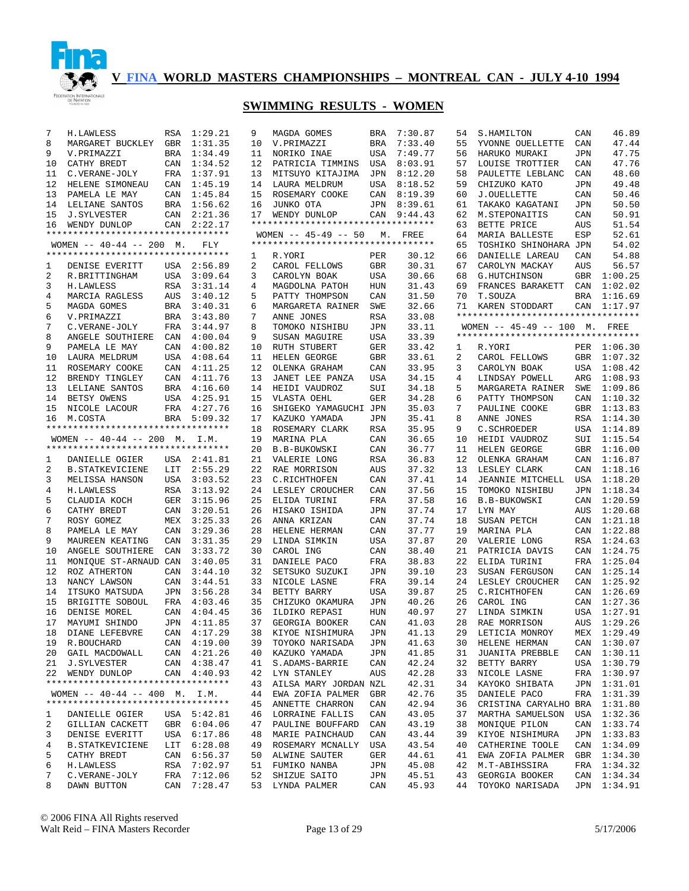# V FINA WORLD MASTERS CHAMPIONSHIPS – MONTREAL CAN - JULY 4-10 1994

## SWIMMING RESULTS - WOMEN

| | | | |
|---|---|---|---|
| 7 | H.LAWLESS | RSA | 1:29.21 |
| 8 | MARGARET BUCKLEY | GBR | 1:31.35 |
| 9 | V.PRIMAZZI | BRA | 1:34.49 |
| 10 | CATHY BREDT | CAN | 1:34.52 |
| 11 | C.VERANE-JOLY | FRA | 1:37.91 |
| 12 | HELENE SIMONEAU | CAN | 1:45.19 |
| 13 | PAMELA LE MAY | CAN | 1:45.84 |
| 14 | LELIANE SANTOS | BRA | 1:56.62 |
| 15 | J.SYLVESTER | CAN | 2:21.36 |
| 16 | WENDY DUNLOP | CAN | 2:22.17 |

### WOMEN -- 40-44 -- 200 M. FLY

| | | | |
|---|---|---|---|
| 1 | DENISE EVERITT | USA | 2:56.89 |
| 2 | R.BRITTINGHAM | USA | 3:09.64 |
| 3 | H.LAWLESS | RSA | 3:31.14 |
| 4 | MARCIA RAGLESS | AUS | 3:40.12 |
| 5 | MAGDA GOMES | BRA | 3:40.31 |
| 6 | V.PRIMAZZI | BRA | 3:43.80 |
| 7 | C.VERANE-JOLY | FRA | 3:44.97 |
| 8 | ANGELE SOUTHIERE | CAN | 4:00.04 |
| 9 | PAMELA LE MAY | CAN | 4:00.82 |
| 10 | LAURA MELDRUM | USA | 4:08.64 |
| 11 | ROSEMARY COOKE | CAN | 4:11.25 |
| 12 | BRENDY TINGLEY | CAN | 4:11.76 |
| 13 | LELIANE SANTOS | BRA | 4:16.60 |
| 14 | BETSY OWENS | USA | 4:25.91 |
| 15 | NICOLE LACOUR | FRA | 4:27.76 |
| 16 | M.COSTA | BRA | 5:09.32 |

### WOMEN -- 40-44 -- 200 M. I.M.

| | | | |
|---|---|---|---|
| 1 | DANIELLE OGIER | USA | 2:41.81 |
| 2 | B.STATKEVICIENE | LIT | 2:55.29 |
| 3 | MELISSA HANSON | USA | 3:03.52 |
| 4 | H.LAWLESS | RSA | 3:13.92 |
| 5 | CLAUDIA KOCH | GER | 3:15.96 |
| 6 | CATHY BREDT | CAN | 3:20.51 |
| 7 | ROSY GOMEZ | MEX | 3:25.33 |
| 8 | PAMELA LE MAY | CAN | 3:29.36 |
| 9 | MAUREEN KEATING | CAN | 3:31.35 |
| 10 | ANGELE SOUTHIERE | CAN | 3:33.72 |
| 11 | MONIQUE ST-ARNAUD | CAN | 3:40.05 |
| 12 | ROZ ATHERTON | CAN | 3:44.10 |
| 13 | NANCY LAWSON | CAN | 3:44.51 |
| 14 | ITSUKO MATSUDA | JPN | 3:56.28 |
| 15 | BRIGITTE SOBOUL | FRA | 4:03.46 |
| 16 | DENISE MOREL | CAN | 4:04.45 |
| 17 | MAYUMI SHINDO | JPN | 4:11.85 |
| 18 | DIANE LEFEBVRE | CAN | 4:17.29 |
| 19 | R.BOUCHARD | CAN | 4:19.00 |
| 20 | GAIL MACDOWALL | CAN | 4:21.26 |
| 21 | J.SYLVESTER | CAN | 4:38.47 |
| 22 | WENDY DUNLOP | CAN | 4:40.93 |

### WOMEN -- 40-44 -- 400 M. I.M.

| | | | |
|---|---|---|---|
| 1 | DANIELLE OGIER | USA | 5:42.81 |
| 2 | GILLIAN CACKETT | GBR | 6:04.06 |
| 3 | DENISE EVERITT | USA | 6:17.86 |
| 4 | B.STATKEVICIENE | LIT | 6:28.08 |
| 5 | CATHY BREDT | CAN | 6:56.37 |
| 6 | H.LAWLESS | RSA | 7:02.97 |
| 7 | C.VERANE-JOLY | FRA | 7:12.06 |
| 8 | DAWN BUTTON | CAN | 7:28.47 |
| 9 | MAGDA GOMES | BRA | 7:30.87 |
| 10 | V.PRIMAZZI | BRA | 7:33.40 |
| 11 | NORIKO INAE | USA | 7:49.77 |
| 12 | PATRICIA TIMMINS | USA | 8:03.91 |
| 13 | MITSUYO KITAJIMA | JPN | 8:12.20 |
| 14 | LAURA MELDRUM | USA | 8:18.52 |
| 15 | ROSEMARY COOKE | CAN | 8:19.39 |
| 16 | JUNKO OTA | JPN | 8:39.61 |
| 17 | WENDY DUNLOP | CAN | 9:44.43 |

### WOMEN -- 45-49 -- 50 M. FREE

| | | | |
|---|---|---|---|
| 1 | R.YORI | PER | 30.12 |
| 2 | CAROL FELLOWS | GBR | 30.31 |
| 3 | CAROLYN BOAK | USA | 30.66 |
| 4 | MAGDOLNA PATOH | HUN | 31.43 |
| 5 | PATTY THOMPSON | CAN | 31.50 |
| 6 | MARGARETA RAINER | SWE | 32.66 |
| 7 | ANNE JONES | RSA | 33.08 |
| 8 | TOMOKO NISHIBU | JPN | 33.11 |
| 9 | SUSAN MAGUIRE | USA | 33.39 |
| 10 | RUTH STUBERT | GER | 33.42 |
| 11 | HELEN GEORGE | GBR | 33.61 |
| 12 | OLENKA GRAHAM | CAN | 33.95 |
| 13 | JANET LEE PANZA | USA | 34.15 |
| 14 | HEIDI VAUDROZ | SUI | 34.18 |
| 15 | VLASTA OEHL | GER | 34.28 |
| 16 | SHIGEKO YAMAGUCHI | JPN | 35.03 |
| 17 | KAZUKO YAMADA | JPN | 35.41 |
| 18 | ROSEMARY CLARK | RSA | 35.95 |
| 19 | MARINA PLA | CAN | 36.65 |
| 20 | B.B-BUKOWSKI | CAN | 36.77 |
| 21 | VALERIE LONG | RSA | 36.83 |
| 22 | RAE MORRISON | AUS | 37.32 |
| 23 | C.RICHTHOFEN | CAN | 37.41 |
| 24 | LESLEY CROUCHER | CAN | 37.56 |
| 25 | ELIDA TURINI | FRA | 37.58 |
| 26 | HISAKO ISHIDA | JPN | 37.74 |
| 26 | ANNA KRIZAN | CAN | 37.74 |
| 28 | HELENE HERMAN | CAN | 37.77 |
| 29 | LINDA SIMKIN | USA | 37.87 |
| 30 | CAROL ING | CAN | 38.40 |
| 31 | DANIELE PACO | FRA | 38.83 |
| 32 | SETSUKO SUZUKI | JPN | 39.10 |
| 33 | NICOLE LASNE | FRA | 39.14 |
| 34 | BETTY BARRY | USA | 39.87 |
| 35 | CHIZUKO OKAMURA | JPN | 40.26 |
| 36 | ILDIKO REPASI | HUN | 40.97 |
| 37 | GEORGIA BOOKER | CAN | 41.03 |
| 38 | KIYOE NISHIMURA | JPN | 41.13 |
| 39 | TOYOKO NARISADA | JPN | 41.63 |
| 40 | KAZUKO YAMADA | JPN | 41.85 |
| 41 | S.ADAMS-BARRIE | CAN | 42.24 |
| 42 | LYN STANLEY | AUS | 42.28 |
| 43 | AILSA MARY JORDAN | NZL | 42.31 |
| 44 | EWA ZOFIA PALMER | GBR | 42.76 |
| 45 | ANNETTE CHARRON | CAN | 42.94 |
| 46 | LORRAINE FALLIS | CAN | 43.05 |
| 47 | PAULINE BOUFFARD | CAN | 43.19 |
| 48 | MARIE PAINCHAUD | CAN | 43.44 |
| 49 | ROSEMARY MCNALLY | USA | 43.54 |
| 50 | ALWINE SAUTER | GER | 44.61 |
| 51 | FUMIKO NANBA | JPN | 45.08 |
| 52 | SHIZUE SAITO | JPN | 45.51 |
| 53 | LYNDA PALMER | CAN | 45.93 |
| 54 | S.HAMILTON | CAN | 46.89 |
| 55 | YVONNE OUELLETTE | CAN | 47.44 |
| 56 | HARUKO MURAKI | JPN | 47.75 |
| 57 | LOUISE TROTTIER | CAN | 47.76 |
| 58 | PAULETTE LEBLANC | CAN | 48.60 |
| 59 | CHIZUKO KATO | JPN | 49.48 |
| 60 | J.OUELLETTE | CAN | 50.46 |
| 61 | TAKAKO KAGATANI | JPN | 50.50 |
| 62 | M.STEPONAITIS | CAN | 50.91 |
| 63 | BETTE PRICE | AUS | 51.54 |
| 64 | MARIA BALLESTE | ESP | 52.61 |
| 65 | TOSHIKO SHINOHARA | JPN | 54.02 |
| 66 | DANIELLE LAREAU | CAN | 54.88 |
| 67 | CAROLYN MACKAY | AUS | 56.57 |
| 68 | G.HUTCHINSON | GBR | 1:00.25 |
| 69 | FRANCES BARAKETT | CAN | 1:02.02 |
| 70 | T.SOUZA | BRA | 1:16.69 |
| 71 | KAREN STODDART | CAN | 1:17.97 |

### WOMEN -- 45-49 -- 100 M. FREE

| | | | |
|---|---|---|---|
| 1 | R.YORI | PER | 1:06.30 |
| 2 | CAROL FELLOWS | GBR | 1:07.32 |
| 3 | CAROLYN BOAK | USA | 1:08.42 |
| 4 | LINDSAY POWELL | ARG | 1:08.93 |
| 5 | MARGARETA RAINER | SWE | 1:09.86 |
| 6 | PATTY THOMPSON | CAN | 1:10.32 |
| 7 | PAULINE COOKE | GBR | 1:13.83 |
| 8 | ANNE JONES | RSA | 1:14.30 |
| 9 | C.SCHROEDER | USA | 1:14.89 |
| 10 | HEIDI VAUDROZ | SUI | 1:15.54 |
| 11 | HELEN GEORGE | GBR | 1:16.00 |
| 12 | OLENKA GRAHAM | CAN | 1:16.87 |
| 13 | LESLEY CLARK | CAN | 1:18.16 |
| 14 | JEANNIE MITCHELL | USA | 1:18.20 |
| 15 | TOMOKO NISHIBU | JPN | 1:18.34 |
| 16 | B.B-BUKOWSKI | CAN | 1:20.59 |
| 17 | LYN MAY | AUS | 1:20.68 |
| 18 | SUSAN PETCH | CAN | 1:21.18 |
| 19 | MARINA PLA | CAN | 1:22.88 |
| 20 | VALERIE LONG | RSA | 1:24.63 |
| 21 | PATRICIA DAVIS | CAN | 1:24.75 |
| 22 | ELIDA TURINI | FRA | 1:25.04 |
| 23 | SUSAN FERGUSON | CAN | 1:25.14 |
| 24 | LESLEY CROUCHER | CAN | 1:25.92 |
| 25 | C.RICHTHOFEN | CAN | 1:26.69 |
| 26 | CAROL ING | CAN | 1:27.36 |
| 27 | LINDA SIMKIN | USA | 1:27.91 |
| 28 | RAE MORRISON | AUS | 1:29.26 |
| 29 | LETICIA MONROY | MEX | 1:29.49 |
| 30 | HELENE HERMAN | CAN | 1:30.07 |
| 31 | JUANITA PREBBLE | CAN | 1:30.11 |
| 32 | BETTY BARRY | USA | 1:30.79 |
| 33 | NICOLE LASNE | FRA | 1:30.97 |
| 34 | KAYOKO SHIBATA | JPN | 1:31.01 |
| 35 | DANIELE PACO | FRA | 1:31.39 |
| 36 | CRISTINA CARYALHO | BRA | 1:31.80 |
| 37 | MARTHA SAMUELSON | USA | 1:32.36 |
| 38 | MONIQUE PILON | CAN | 1:33.74 |
| 39 | KIYOE NISHIMURA | JPN | 1:33.83 |
| 40 | CATHERINE TOOLE | CAN | 1:34.09 |
| 41 | EWA ZOFIA PALMER | GBR | 1:34.30 |
| 42 | M.T-ABIHSSIRA | FRA | 1:34.32 |
| 43 | GEORGIA BOOKER | CAN | 1:34.34 |
| 44 | TOYOKO NARISADA | JPN | 1:34.91 |

© 2006 FINA All Rights reserved
Walt Reid – FINA Masters Recorder | 5/17/2006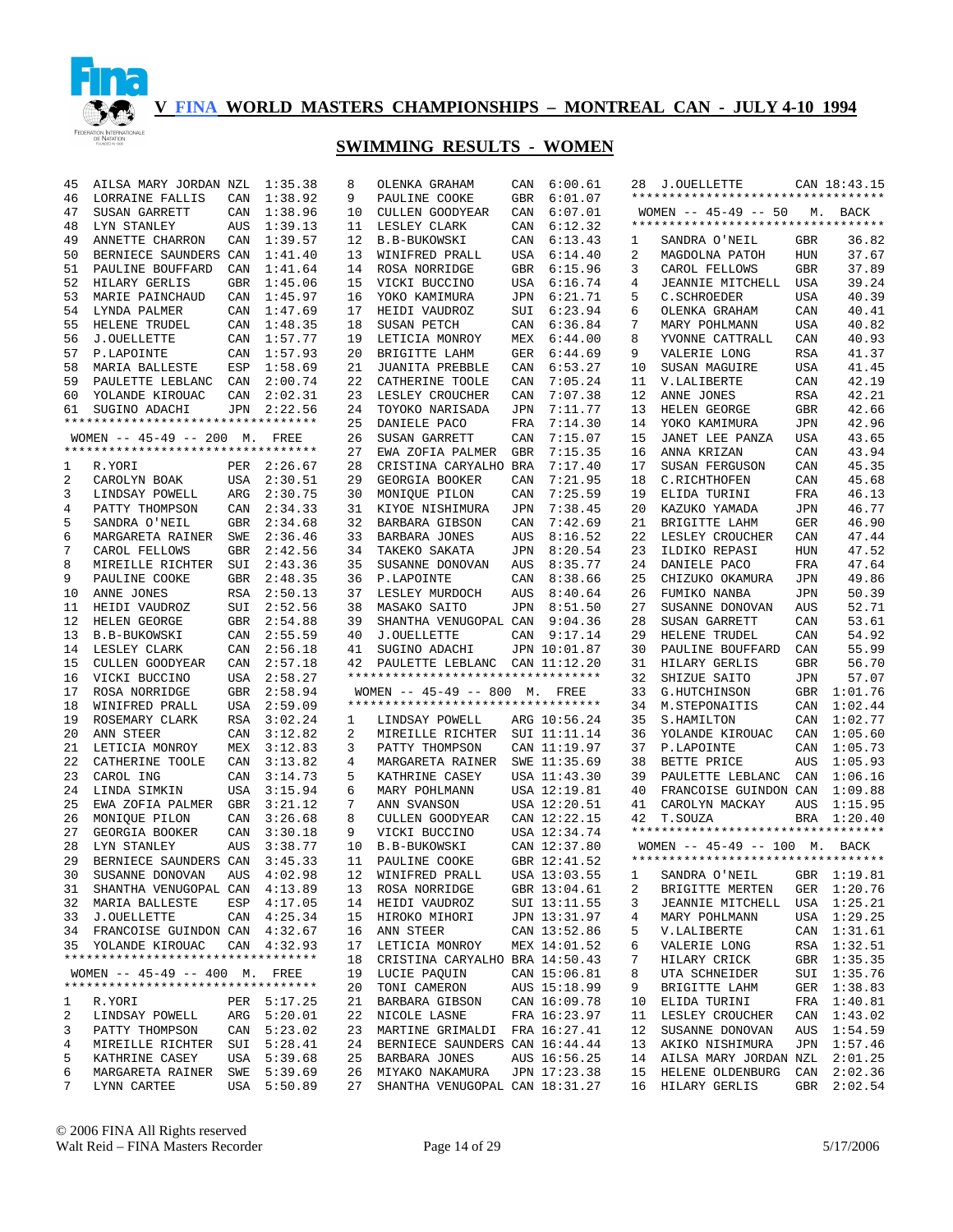# V FINA WORLD MASTERS CHAMPIONSHIPS – MONTREAL CAN - JULY 4-10 1994

## SWIMMING RESULTS - WOMEN

| | | | |
|---|---|---|---|
| 45 | AILSA MARY JORDAN | NZL | 1:35.38 |
| 46 | LORRAINE FALLIS | CAN | 1:38.92 |
| 47 | SUSAN GARRETT | CAN | 1:38.96 |
| 48 | LYN STANLEY | AUS | 1:39.13 |
| 49 | ANNETTE CHARRON | CAN | 1:39.57 |
| 50 | BERNIECE SAUNDERS | CAN | 1:41.40 |
| 51 | PAULINE BOUFFARD | CAN | 1:41.64 |
| 52 | HILARY GERLIS | GBR | 1:45.06 |
| 53 | MARIE PAINCHAUD | CAN | 1:45.97 |
| 54 | LYNDA PALMER | CAN | 1:47.69 |
| 55 | HELENE TRUDEL | CAN | 1:48.35 |
| 56 | J.OUELLETTE | CAN | 1:57.77 |
| 57 | P.LAPOINTE | CAN | 1:57.93 |
| 58 | MARIA BALLESTE | ESP | 1:58.69 |
| 59 | PAULETTE LEBLANC | CAN | 2:00.74 |
| 60 | YOLANDE KIROUAC | CAN | 2:02.31 |
| 61 | SUGINO ADACHI | JPN | 2:22.56 |

### WOMEN -- 45-49 -- 200 M. FREE

| | | | |
|---|---|---|---|
| 1 | R.YORI | PER | 2:26.67 |
| 2 | CAROLYN BOAK | USA | 2:30.51 |
| 3 | LINDSAY POWELL | ARG | 2:30.75 |
| 4 | PATTY THOMPSON | CAN | 2:34.33 |
| 5 | SANDRA O'NEIL | GBR | 2:34.68 |
| 6 | MARGARETA RAINER | SWE | 2:36.46 |
| 7 | CAROL FELLOWS | GBR | 2:42.56 |
| 8 | MIREILLE RICHTER | SUI | 2:43.36 |
| 9 | PAULINE COOKE | GBR | 2:48.35 |
| 10 | ANNE JONES | RSA | 2:50.13 |
| 11 | HEIDI VAUDROZ | SUI | 2:52.56 |
| 12 | HELEN GEORGE | GBR | 2:54.88 |
| 13 | B.B-BUKOWSKI | CAN | 2:55.59 |
| 14 | LESLEY CLARK | CAN | 2:56.18 |
| 15 | CULLEN GOODYEAR | CAN | 2:57.18 |
| 16 | VICKI BUCCINO | USA | 2:58.27 |
| 17 | ROSA NORRIDGE | GBR | 2:58.94 |
| 18 | WINIFRED PRALL | USA | 2:59.09 |
| 19 | ROSEMARY CLARK | RSA | 3:02.24 |
| 20 | ANN STEER | CAN | 3:12.82 |
| 21 | LETICIA MONROY | MEX | 3:12.83 |
| 22 | CATHERINE TOOLE | CAN | 3:13.82 |
| 23 | CAROL ING | CAN | 3:14.73 |
| 24 | LINDA SIMKIN | USA | 3:15.94 |
| 25 | EWA ZOFIA PALMER | GBR | 3:21.12 |
| 26 | MONIQUE PILON | CAN | 3:26.68 |
| 27 | GEORGIA BOOKER | CAN | 3:30.18 |
| 28 | LYN STANLEY | AUS | 3:38.77 |
| 29 | BERNIECE SAUNDERS | CAN | 3:45.33 |
| 30 | SUSANNE DONOVAN | AUS | 4:02.98 |
| 31 | SHANTHA VENUGOPAL | CAN | 4:13.89 |
| 32 | MARIA BALLESTE | ESP | 4:17.05 |
| 33 | J.OUELLETTE | CAN | 4:25.34 |
| 34 | FRANCOISE GUINDON | CAN | 4:32.67 |
| 35 | YOLANDE KIROUAC | CAN | 4:32.93 |

### WOMEN -- 45-49 -- 400 M. FREE

| | | | |
|---|---|---|---|
| 1 | R.YORI | PER | 5:17.25 |
| 2 | LINDSAY POWELL | ARG | 5:20.01 |
| 3 | PATTY THOMPSON | CAN | 5:23.02 |
| 4 | MIREILLE RICHTER | SUI | 5:28.41 |
| 5 | KATHRINE CASEY | USA | 5:39.68 |
| 6 | MARGARETA RAINER | SWE | 5:39.69 |
| 7 | LYNN CARTEE | USA | 5:50.89 |
| 8 | OLENKA GRAHAM | CAN | 6:00.61 |
| 9 | PAULINE COOKE | GBR | 6:01.07 |
| 10 | CULLEN GOODYEAR | CAN | 6:07.01 |
| 11 | LESLEY CLARK | CAN | 6:12.32 |
| 12 | B.B-BUKOWSKI | CAN | 6:13.43 |
| 13 | WINIFRED PRALL | USA | 6:14.40 |
| 14 | ROSA NORRIDGE | GBR | 6:15.96 |
| 15 | VICKI BUCCINO | USA | 6:16.74 |
| 16 | YOKO KAMIMURA | JPN | 6:21.71 |
| 17 | HEIDI VAUDROZ | SUI | 6:23.94 |
| 18 | SUSAN PETCH | CAN | 6:36.84 |
| 19 | LETICIA MONROY | MEX | 6:44.00 |
| 20 | BRIGITTE LAHM | GER | 6:44.69 |
| 21 | JUANITA PREBBLE | CAN | 6:53.27 |
| 22 | CATHERINE TOOLE | CAN | 7:05.24 |
| 23 | LESLEY CROUCHER | CAN | 7:07.38 |
| 24 | TOYOKO NARISADA | JPN | 7:11.77 |
| 25 | DANIELE PACO | FRA | 7:14.30 |
| 26 | SUSAN GARRETT | CAN | 7:15.07 |
| 27 | EWA ZOFIA PALMER | GBR | 7:15.35 |
| 28 | CRISTINA CARYALHO | BRA | 7:17.40 |
| 29 | GEORGIA BOOKER | CAN | 7:21.95 |
| 30 | MONIQUE PILON | CAN | 7:25.59 |
| 31 | KIYOE NISHIMURA | JPN | 7:38.45 |
| 32 | BARBARA GIBSON | CAN | 7:42.69 |
| 33 | BARBARA JONES | AUS | 8:16.52 |
| 34 | TAKEKO SAKATA | JPN | 8:20.54 |
| 35 | SUSANNE DONOVAN | AUS | 8:35.77 |
| 36 | P.LAPOINTE | CAN | 8:38.66 |
| 37 | LESLEY MURDOCH | AUS | 8:40.64 |
| 38 | MASAKO SAITO | JPN | 8:51.50 |
| 39 | SHANTHA VENUGOPAL | CAN | 9:04.36 |
| 40 | J.OUELLETTE | CAN | 9:17.14 |
| 41 | SUGINO ADACHI | JPN | 10:01.87 |
| 42 | PAULETTE LEBLANC | CAN | 11:12.20 |

### WOMEN -- 45-49 -- 800 M. FREE

| | | | |
|---|---|---|---|
| 1 | LINDSAY POWELL | ARG | 10:56.24 |
| 2 | MIREILLE RICHTER | SUI | 11:11.14 |
| 3 | PATTY THOMPSON | CAN | 11:19.97 |
| 4 | MARGARETA RAINER | SWE | 11:35.69 |
| 5 | KATHRINE CASEY | USA | 11:43.30 |
| 6 | MARY POHLMANN | USA | 12:19.81 |
| 7 | ANN SVANSON | USA | 12:20.51 |
| 8 | CULLEN GOODYEAR | CAN | 12:22.15 |
| 9 | VICKI BUCCINO | USA | 12:34.74 |
| 10 | B.B-BUKOWSKI | CAN | 12:37.80 |
| 11 | PAULINE COOKE | GBR | 12:41.52 |
| 12 | WINIFRED PRALL | USA | 13:03.55 |
| 13 | ROSA NORRIDGE | GBR | 13:04.61 |
| 14 | HEIDI VAUDROZ | SUI | 13:11.55 |
| 15 | HIROKO MIHORI | JPN | 13:31.97 |
| 16 | ANN STEER | CAN | 13:52.86 |
| 17 | LETICIA MONROY | MEX | 14:01.52 |
| 18 | CRISTINA CARYALHO | BRA | 14:50.43 |
| 19 | LUCIE PAQUIN | CAN | 15:06.81 |
| 20 | TONI CAMERON | AUS | 15:18.99 |
| 21 | BARBARA GIBSON | CAN | 16:09.78 |
| 22 | NICOLE LASNE | FRA | 16:23.97 |
| 23 | MARTINE GRIMALDI | FRA | 16:27.41 |
| 24 | BERNIECE SAUNDERS | CAN | 16:44.44 |
| 25 | BARBARA JONES | AUS | 16:56.25 |
| 26 | MIYAKO NAKAMURA | JPN | 17:23.38 |
| 27 | SHANTHA VENUGOPAL | CAN | 18:31.27 |
| 28 | J.OUELLETTE | CAN | 18:43.15 |

### WOMEN -- 45-49 -- 50 M. BACK

| | | | |
|---|---|---|---|
| 1 | SANDRA O'NEIL | GBR | 36.82 |
| 2 | MAGDOLNA PATOH | HUN | 37.67 |
| 3 | CAROL FELLOWS | GBR | 37.89 |
| 4 | JEANNIE MITCHELL | USA | 39.24 |
| 5 | C.SCHROEDER | USA | 40.39 |
| 6 | OLENKA GRAHAM | CAN | 40.41 |
| 7 | MARY POHLMANN | USA | 40.82 |
| 8 | YVONNE CATTRALL | CAN | 40.93 |
| 9 | VALERIE LONG | RSA | 41.37 |
| 10 | SUSAN MAGUIRE | USA | 41.45 |
| 11 | V.LALIBERTE | CAN | 42.19 |
| 12 | ANNE JONES | RSA | 42.21 |
| 13 | HELEN GEORGE | GBR | 42.66 |
| 14 | YOKO KAMIMURA | JPN | 42.96 |
| 15 | JANET LEE PANZA | USA | 43.65 |
| 16 | ANNA KRIZAN | CAN | 43.94 |
| 17 | SUSAN FERGUSON | CAN | 45.35 |
| 18 | C.RICHTHOFEN | CAN | 45.68 |
| 19 | ELIDA TURINI | FRA | 46.13 |
| 20 | KAZUKO YAMADA | JPN | 46.77 |
| 21 | BRIGITTE LAHM | GER | 46.90 |
| 22 | LESLEY CROUCHER | CAN | 47.44 |
| 23 | ILDIKO REPASI | HUN | 47.52 |
| 24 | DANIELE PACO | FRA | 47.64 |
| 25 | CHIZUKO OKAMURA | JPN | 49.86 |
| 26 | FUMIKO NANBA | JPN | 50.39 |
| 27 | SUSANNE DONOVAN | AUS | 52.71 |
| 28 | SUSAN GARRETT | CAN | 53.61 |
| 29 | HELENE TRUDEL | CAN | 54.92 |
| 30 | PAULINE BOUFFARD | CAN | 55.99 |
| 31 | HILARY GERLIS | GBR | 56.70 |
| 32 | SHIZUE SAITO | JPN | 57.07 |
| 33 | G.HUTCHINSON | GBR | 1:01.76 |
| 34 | M.STEPONAITIS | CAN | 1:02.44 |
| 35 | S.HAMILTON | CAN | 1:02.77 |
| 36 | YOLANDE KIROUAC | CAN | 1:05.60 |
| 37 | P.LAPOINTE | CAN | 1:05.73 |
| 38 | BETTE PRICE | AUS | 1:05.93 |
| 39 | PAULETTE LEBLANC | CAN | 1:06.16 |
| 40 | FRANCOISE GUINDON | CAN | 1:09.88 |
| 41 | CAROLYN MACKAY | AUS | 1:15.95 |
| 42 | T.SOUZA | BRA | 1:20.40 |

### WOMEN -- 45-49 -- 100 M. BACK

| | | | |
|---|---|---|---|
| 1 | SANDRA O'NEIL | GBR | 1:19.81 |
| 2 | BRIGITTE MERTEN | GER | 1:20.76 |
| 3 | JEANNIE MITCHELL | USA | 1:25.21 |
| 4 | MARY POHLMANN | USA | 1:29.25 |
| 5 | V.LALIBERTE | CAN | 1:31.61 |
| 6 | VALERIE LONG | RSA | 1:32.51 |
| 7 | HILARY CRICK | GBR | 1:35.35 |
| 8 | UTA SCHNEIDER | SUI | 1:35.76 |
| 9 | BRIGITTE LAHM | GER | 1:38.83 |
| 10 | ELIDA TURINI | FRA | 1:40.81 |
| 11 | LESLEY CROUCHER | CAN | 1:43.02 |
| 12 | SUSANNE DONOVAN | AUS | 1:54.59 |
| 13 | AKIKO NISHIMURA | JPN | 1:57.46 |
| 14 | AILSA MARY JORDAN | NZL | 2:01.25 |
| 15 | HELENE OLDENBURG | CAN | 2:02.36 |
| 16 | HILARY GERLIS | GBR | 2:02.54 |

© 2006 FINA All Rights reserved
Walt Reid – FINA Masters Recorder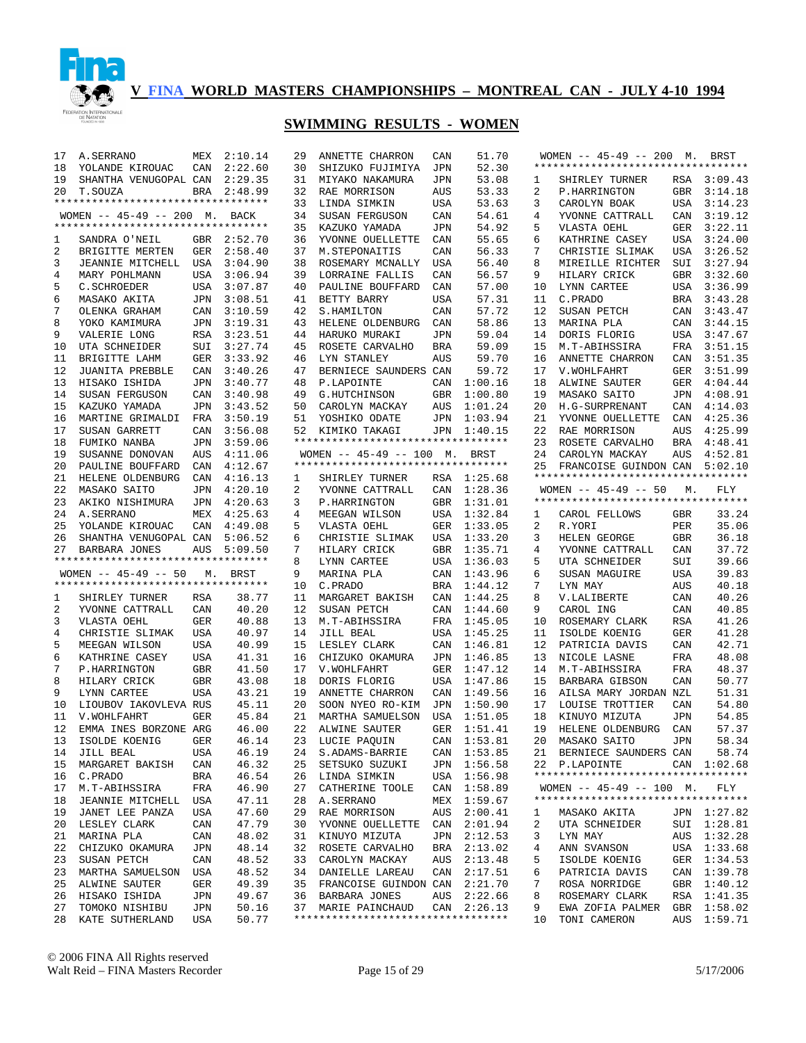# V FINA WORLD MASTERS CHAMPIONSHIPS – MONTREAL CAN - JULY 4-10 1994

## SWIMMING RESULTS - WOMEN

| | | | |
|---|---|---|---|
| 17 | A.SERRANO | MEX | 2:10.14 |
| 18 | YOLANDE KIROUAC | CAN | 2:22.60 |
| 19 | SHANTHA VENUGOPAL | CAN | 2:29.35 |
| 20 | T.SOUZA | BRA | 2:48.99 |

### WOMEN -- 45-49 -- 200 M. BACK

| | | | |
|---|---|---|---|
| 1 | SANDRA O'NEIL | GBR | 2:52.70 |
| 2 | BRIGITTE MERTEN | GER | 2:58.40 |
| 3 | JEANNIE MITCHELL | USA | 3:04.90 |
| 4 | MARY POHLMANN | USA | 3:06.94 |
| 5 | C.SCHROEDER | USA | 3:07.87 |
| 6 | MASAKO AKITA | JPN | 3:08.51 |
| 7 | OLENKA GRAHAM | CAN | 3:10.59 |
| 8 | YOKO KAMIMURA | JPN | 3:19.31 |
| 9 | VALERIE LONG | RSA | 3:23.51 |
| 10 | UTA SCHNEIDER | SUI | 3:27.74 |
| 11 | BRIGITTE LAHM | GER | 3:33.92 |
| 12 | JUANITA PREBBLE | CAN | 3:40.26 |
| 13 | HISAKO ISHIDA | JPN | 3:40.77 |
| 14 | SUSAN FERGUSON | CAN | 3:40.98 |
| 15 | KAZUKO YAMADA | JPN | 3:43.52 |
| 16 | MARTINE GRIMALDI | FRA | 3:50.19 |
| 17 | SUSAN GARRETT | CAN | 3:56.08 |
| 18 | FUMIKO NANBA | JPN | 3:59.06 |
| 19 | SUSANNE DONOVAN | AUS | 4:11.06 |
| 20 | PAULINE BOUFFARD | CAN | 4:12.67 |
| 21 | HELENE OLDENBURG | CAN | 4:16.13 |
| 22 | MASAKO SAITO | JPN | 4:20.10 |
| 23 | AKIKO NISHIMURA | JPN | 4:20.63 |
| 24 | A.SERRANO | MEX | 4:25.63 |
| 25 | YOLANDE KIROUAC | CAN | 4:49.08 |
| 26 | SHANTHA VENUGOPAL | CAN | 5:06.52 |
| 27 | BARBARA JONES | AUS | 5:09.50 |

### WOMEN -- 45-49 -- 50 M. BRST

| | | | |
|---|---|---|---|
| 1 | SHIRLEY TURNER | RSA | 38.77 |
| 2 | YVONNE CATTRALL | CAN | 40.20 |
| 3 | VLASTA OEHL | GER | 40.88 |
| 4 | CHRISTIE SLIMAK | USA | 40.97 |
| 5 | MEEGAN WILSON | USA | 40.99 |
| 6 | KATHRINE CASEY | USA | 41.31 |
| 7 | P.HARRINGTON | GBR | 41.50 |
| 8 | HILARY CRICK | GBR | 43.08 |
| 9 | LYNN CARTEE | USA | 43.21 |
| 10 | LIOUBOV IAKOVLEVA | RUS | 45.11 |
| 11 | V.WOHLFAHRT | GER | 45.84 |
| 12 | EMMA INES BORZONE | ARG | 46.00 |
| 13 | ISOLDE KOENIG | GER | 46.14 |
| 14 | JILL BEAL | USA | 46.19 |
| 15 | MARGARET BAKISH | CAN | 46.32 |
| 16 | C.PRADO | BRA | 46.54 |
| 17 | M.T-ABIHSSIRA | FRA | 46.90 |
| 18 | JEANNIE MITCHELL | USA | 47.11 |
| 19 | JANET LEE PANZA | USA | 47.60 |
| 20 | LESLEY CLARK | CAN | 47.79 |
| 21 | MARINA PLA | CAN | 48.02 |
| 22 | CHIZUKO OKAMURA | JPN | 48.14 |
| 23 | SUSAN PETCH | CAN | 48.52 |
| 23 | MARTHA SAMUELSON | USA | 48.52 |
| 25 | ALWINE SAUTER | GER | 49.39 |
| 26 | HISAKO ISHIDA | JPN | 49.67 |
| 27 | TOMOKO NISHIBU | JPN | 50.16 |
| 28 | KATE SUTHERLAND | USA | 50.77 |
| 29 | ANNETTE CHARRON | CAN | 51.70 |
| 30 | SHIZUKO FUJIMIYA | JPN | 52.30 |
| 31 | MIYAKO NAKAMURA | JPN | 53.08 |
| 32 | RAE MORRISON | AUS | 53.33 |
| 33 | LINDA SIMKIN | USA | 53.63 |
| 34 | SUSAN FERGUSON | CAN | 54.61 |
| 35 | KAZUKO YAMADA | JPN | 54.92 |
| 36 | YVONNE OUELLETTE | CAN | 55.65 |
| 37 | M.STEPONAITIS | CAN | 56.33 |
| 38 | ROSEMARY MCNALLY | USA | 56.40 |
| 39 | LORRAINE FALLIS | CAN | 56.57 |
| 40 | PAULINE BOUFFARD | CAN | 57.00 |
| 41 | BETTY BARRY | USA | 57.31 |
| 42 | S.HAMILTON | CAN | 57.72 |
| 43 | HELENE OLDENBURG | CAN | 58.86 |
| 44 | HARUKO MURAKI | JPN | 59.04 |
| 45 | ROSETE CARVALHO | BRA | 59.09 |
| 46 | LYN STANLEY | AUS | 59.70 |
| 47 | BERNIECE SAUNDERS | CAN | 59.72 |
| 48 | P.LAPOINTE | CAN | 1:00.16 |
| 49 | G.HUTCHINSON | GBR | 1:00.80 |
| 50 | CAROLYN MACKAY | AUS | 1:01.24 |
| 51 | YOSHIKO ODATE | JPN | 1:03.94 |
| 52 | KIMIKO TAKAGI | JPN | 1:40.15 |

### WOMEN -- 45-49 -- 100 M. BRST

| | | | |
|---|---|---|---|
| 1 | SHIRLEY TURNER | RSA | 1:25.68 |
| 2 | YVONNE CATTRALL | CAN | 1:28.36 |
| 3 | P.HARRINGTON | GBR | 1:31.01 |
| 4 | MEEGAN WILSON | USA | 1:32.84 |
| 5 | VLASTA OEHL | GER | 1:33.05 |
| 6 | CHRISTIE SLIMAK | USA | 1:33.20 |
| 7 | HILARY CRICK | GBR | 1:35.71 |
| 8 | LYNN CARTEE | USA | 1:36.03 |
| 9 | MARINA PLA | CAN | 1:43.96 |
| 10 | C.PRADO | BRA | 1:44.12 |
| 11 | MARGARET BAKISH | CAN | 1:44.25 |
| 12 | SUSAN PETCH | CAN | 1:44.60 |
| 13 | M.T-ABIHSSIRA | FRA | 1:45.05 |
| 14 | JILL BEAL | USA | 1:45.25 |
| 15 | LESLEY CLARK | CAN | 1:46.81 |
| 16 | CHIZUKO OKAMURA | JPN | 1:46.85 |
| 17 | V.WOHLFAHRT | GER | 1:47.12 |
| 18 | DORIS FLORIG | USA | 1:47.86 |
| 19 | ANNETTE CHARRON | CAN | 1:49.56 |
| 20 | SOON NYEO RO-KIM | JPN | 1:50.90 |
| 21 | MARTHA SAMUELSON | USA | 1:51.05 |
| 22 | ALWINE SAUTER | GER | 1:51.41 |
| 23 | LUCIE PAQUIN | CAN | 1:53.81 |
| 24 | S.ADAMS-BARRIE | CAN | 1:53.85 |
| 25 | SETSUKO SUZUKI | JPN | 1:56.58 |
| 26 | LINDA SIMKIN | USA | 1:56.98 |
| 27 | CATHERINE TOOLE | CAN | 1:58.89 |
| 28 | A.SERRANO | MEX | 1:59.67 |
| 29 | RAE MORRISON | AUS | 2:00.41 |
| 30 | YVONNE OUELLETTE | CAN | 2:01.94 |
| 31 | KINUYO MIZUTA | JPN | 2:12.53 |
| 32 | ROSETE CARVALHO | BRA | 2:13.02 |
| 33 | CAROLYN MACKAY | AUS | 2:13.48 |
| 34 | DANIELLE LAREAU | CAN | 2:17.51 |
| 35 | FRANCOISE GUINDON | CAN | 2:21.70 |
| 36 | BARBARA JONES | AUS | 2:22.66 |
| 37 | MARIE PAINCHAUD | CAN | 2:26.13 |

### WOMEN -- 45-49 -- 200 M. BRST

| | | | |
|---|---|---|---|
| 1 | SHIRLEY TURNER | RSA | 3:09.43 |
| 2 | P.HARRINGTON | GBR | 3:14.18 |
| 3 | CAROLYN BOAK | USA | 3:14.23 |
| 4 | YVONNE CATTRALL | CAN | 3:19.12 |
| 5 | VLASTA OEHL | GER | 3:22.11 |
| 6 | KATHRINE CASEY | USA | 3:24.00 |
| 7 | CHRISTIE SLIMAK | USA | 3:26.52 |
| 8 | MIREILLE RICHTER | SUI | 3:27.94 |
| 9 | HILARY CRICK | GBR | 3:32.60 |
| 10 | LYNN CARTEE | USA | 3:36.99 |
| 11 | C.PRADO | BRA | 3:43.28 |
| 12 | SUSAN PETCH | CAN | 3:43.47 |
| 13 | MARINA PLA | CAN | 3:44.15 |
| 14 | DORIS FLORIG | USA | 3:47.67 |
| 15 | M.T-ABIHSSIRA | FRA | 3:51.15 |
| 16 | ANNETTE CHARRON | CAN | 3:51.35 |
| 17 | V.WOHLFAHRT | GER | 3:51.99 |
| 18 | ALWINE SAUTER | GER | 4:04.44 |
| 19 | MASAKO SAITO | JPN | 4:08.91 |
| 20 | H.G-SURPRENANT | CAN | 4:14.03 |
| 21 | YVONNE OUELLETTE | CAN | 4:25.36 |
| 22 | RAE MORRISON | AUS | 4:25.99 |
| 23 | ROSETE CARVALHO | BRA | 4:48.41 |
| 24 | CAROLYN MACKAY | AUS | 4:52.81 |
| 25 | FRANCOISE GUINDON | CAN | 5:02.10 |

### WOMEN -- 45-49 -- 50 M. FLY

| | | | |
|---|---|---|---|
| 1 | CAROL FELLOWS | GBR | 33.24 |
| 2 | R.YORI | PER | 35.06 |
| 3 | HELEN GEORGE | GBR | 36.18 |
| 4 | YVONNE CATTRALL | CAN | 37.72 |
| 5 | UTA SCHNEIDER | SUI | 39.66 |
| 6 | SUSAN MAGUIRE | USA | 39.83 |
| 7 | LYN MAY | AUS | 40.18 |
| 8 | V.LALIBERTE | CAN | 40.26 |
| 9 | CAROL ING | CAN | 40.85 |
| 10 | ROSEMARY CLARK | RSA | 41.26 |
| 11 | ISOLDE KOENIG | GER | 41.28 |
| 12 | PATRICIA DAVIS | CAN | 42.71 |
| 13 | NICOLE LASNE | FRA | 48.08 |
| 14 | M.T-ABIHSSIRA | FRA | 48.37 |
| 15 | BARBARA GIBSON | CAN | 50.77 |
| 16 | AILSA MARY JORDAN | NZL | 51.31 |
| 17 | LOUISE TROTTIER | CAN | 54.80 |
| 18 | KINUYO MIZUTA | JPN | 54.85 |
| 19 | HELENE OLDENBURG | CAN | 57.37 |
| 20 | MASAKO SAITO | JPN | 58.34 |
| 21 | BERNIECE SAUNDERS | CAN | 58.74 |
| 22 | P.LAPOINTE | CAN | 1:02.68 |

### WOMEN -- 45-49 -- 100 M. FLY

| | | | |
|---|---|---|---|
| 1 | MASAKO AKITA | JPN | 1:27.82 |
| 2 | UTA SCHNEIDER | SUI | 1:28.81 |
| 3 | LYN MAY | AUS | 1:32.28 |
| 4 | ANN SVANSON | USA | 1:33.68 |
| 5 | ISOLDE KOENIG | GER | 1:34.53 |
| 6 | PATRICIA DAVIS | CAN | 1:39.78 |
| 7 | ROSA NORRIDGE | GBR | 1:40.12 |
| 8 | ROSEMARY CLARK | RSA | 1:41.35 |
| 9 | EWA ZOFIA PALMER | GBR | 1:58.02 |
| 10 | TONI CAMERON | AUS | 1:59.71 |

© 2006 FINA All Rights reserved
Walt Reid – FINA Masters Recorder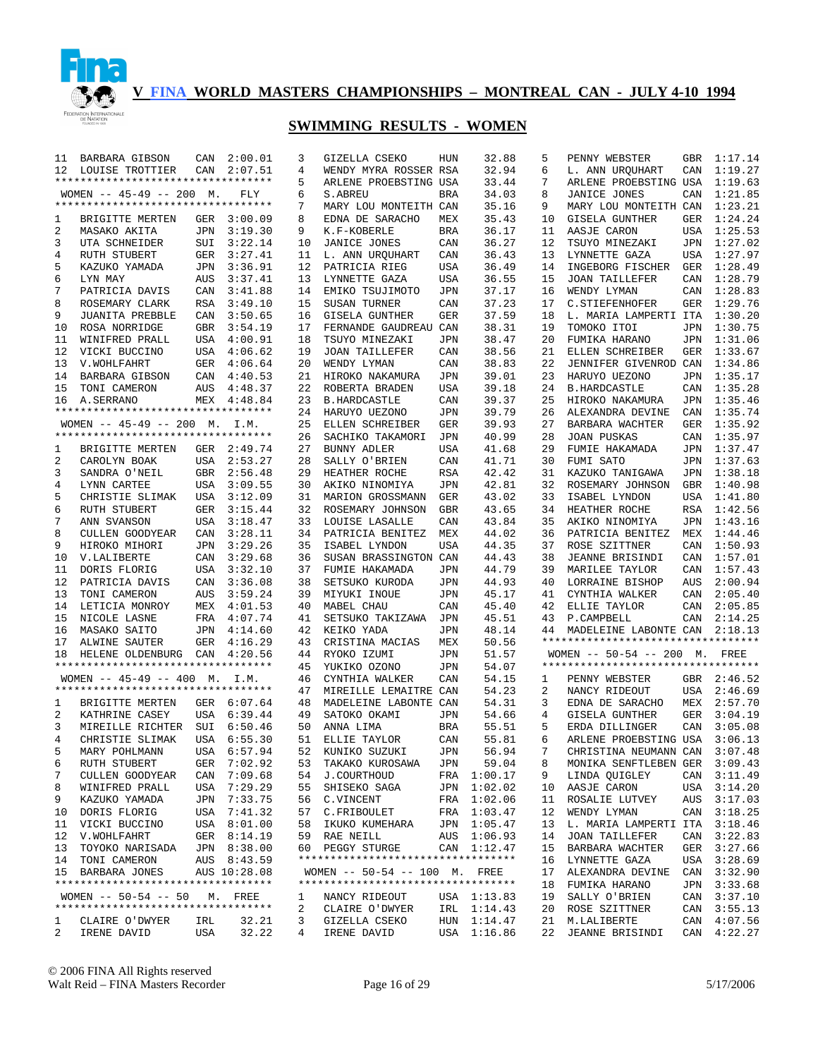# V FINA WORLD MASTERS CHAMPIONSHIPS – MONTREAL CAN - JULY 4-10 1994

## SWIMMING RESULTS - WOMEN

| Place | Name | Country | Time |
|---|---|---|---|
| 11 | BARBARA GIBSON | CAN | 2:00.01 |
| 12 | LOUISE TROTTIER | CAN | 2:07.51 |

### WOMEN -- 45-49 -- 200 M. FLY

| Place | Name | Country | Time |
|---|---|---|---|
| 1 | BRIGITTE MERTEN | GER | 3:00.09 |
| 2 | MASAKO AKITA | JPN | 3:19.30 |
| 3 | UTA SCHNEIDER | SUI | 3:22.14 |
| 4 | RUTH STUBERT | GER | 3:27.41 |
| 5 | KAZUKO YAMADA | JPN | 3:36.91 |
| 6 | LYN MAY | AUS | 3:37.41 |
| 7 | PATRICIA DAVIS | CAN | 3:41.88 |
| 8 | ROSEMARY CLARK | RSA | 3:49.10 |
| 9 | JUANITA PREBBLE | CAN | 3:50.65 |
| 10 | ROSA NORRIDGE | GBR | 3:54.19 |
| 11 | WINIFRED PRALL | USA | 4:00.91 |
| 12 | VICKI BUCCINO | USA | 4:06.62 |
| 13 | V.WOHLFAHRT | GER | 4:06.64 |
| 14 | BARBARA GIBSON | CAN | 4:40.53 |
| 15 | TONI CAMERON | AUS | 4:48.37 |
| 16 | A.SERRANO | MEX | 4:48.84 |

### WOMEN -- 45-49 -- 200 M. I.M.

| Place | Name | Country | Time |
|---|---|---|---|
| 1 | BRIGITTE MERTEN | GER | 2:49.74 |
| 2 | CAROLYN BOAK | USA | 2:53.27 |
| 3 | SANDRA O'NEIL | GBR | 2:56.48 |
| 4 | LYNN CARTEE | USA | 3:09.55 |
| 5 | CHRISTIE SLIMAK | USA | 3:12.09 |
| 6 | RUTH STUBERT | GER | 3:15.44 |
| 7 | ANN SVANSON | USA | 3:18.47 |
| 8 | CULLEN GOODYEAR | CAN | 3:28.11 |
| 9 | HIROKO MIHORI | JPN | 3:29.26 |
| 10 | V.LALIBERTE | CAN | 3:29.68 |
| 11 | DORIS FLORIG | USA | 3:32.10 |
| 12 | PATRICIA DAVIS | CAN | 3:36.08 |
| 13 | TONI CAMERON | AUS | 3:59.24 |
| 14 | LETICIA MONROY | MEX | 4:01.53 |
| 15 | NICOLE LASNE | FRA | 4:07.74 |
| 16 | MASAKO SAITO | JPN | 4:14.60 |
| 17 | ALWINE SAUTER | GER | 4:16.29 |
| 18 | HELENE OLDENBURG | CAN | 4:20.56 |

### WOMEN -- 45-49 -- 400 M. I.M.

| Place | Name | Country | Time |
|---|---|---|---|
| 1 | BRIGITTE MERTEN | GER | 6:07.64 |
| 2 | KATHRINE CASEY | USA | 6:39.44 |
| 3 | MIREILLE RICHTER | SUI | 6:50.46 |
| 4 | CHRISTIE SLIMAK | USA | 6:55.30 |
| 5 | MARY POHLMANN | USA | 6:57.94 |
| 6 | RUTH STUBERT | GER | 7:02.92 |
| 7 | CULLEN GOODYEAR | CAN | 7:09.68 |
| 8 | WINIFRED PRALL | USA | 7:29.29 |
| 9 | KAZUKO YAMADA | JPN | 7:33.75 |
| 10 | DORIS FLORIG | USA | 7:41.32 |
| 11 | VICKI BUCCINO | USA | 8:01.00 |
| 12 | V.WOHLFAHRT | GER | 8:14.19 |
| 13 | TOYOKO NARISADA | JPN | 8:38.00 |
| 14 | TONI CAMERON | AUS | 8:43.59 |
| 15 | BARBARA JONES | AUS | 10:28.08 |

### WOMEN -- 50-54 -- 50 M. FREE

| Place | Name | Country | Time |
|---|---|---|---|
| 1 | CLAIRE O'DWYER | IRL | 32.21 |
| 2 | IRENE DAVID | USA | 32.22 |
| 3 | GIZELLA CSEKO | HUN | 32.88 |
| 4 | WENDY MYRA ROSSER | RSA | 32.94 |
| 5 | ARLENE PROEBSTING | USA | 33.44 |
| 6 | S.ABREU | BRA | 34.03 |
| 7 | MARY LOU MONTEITH | CAN | 35.16 |
| 8 | EDNA DE SARACHO | MEX | 35.43 |
| 9 | K.F-KOBERLE | BRA | 36.17 |
| 10 | JANICE JONES | CAN | 36.27 |
| 11 | L. ANN URQUHART | CAN | 36.43 |
| 12 | PATRICIA RIEG | USA | 36.49 |
| 13 | LYNNETTE GAZA | USA | 36.55 |
| 14 | EMIKO TSUJIMOTO | JPN | 37.17 |
| 15 | SUSAN TURNER | CAN | 37.23 |
| 16 | GISELA GUNTHER | GER | 37.59 |
| 17 | FERNANDE GAUDREAU | CAN | 38.31 |
| 18 | TSUYO MINEZAKI | JPN | 38.47 |
| 19 | JOAN TAILLEFER | CAN | 38.56 |
| 20 | WENDY LYMAN | CAN | 38.83 |
| 21 | HIROKO NAKAMURA | JPN | 39.01 |
| 22 | ROBERTA BRADEN | USA | 39.18 |
| 23 | B.HARDCASTLE | CAN | 39.37 |
| 24 | HARUYO UEZONO | JPN | 39.79 |
| 25 | ELLEN SCHREIBER | GER | 39.93 |
| 26 | SACHIKO TAKAMORI | JPN | 40.99 |
| 27 | BUNNY ADLER | USA | 41.68 |
| 28 | SALLY O'BRIEN | CAN | 41.71 |
| 29 | HEATHER ROCHE | RSA | 42.42 |
| 30 | AKIKO NINOMIYA | JPN | 42.81 |
| 31 | MARION GROSSMANN | GER | 43.02 |
| 32 | ROSEMARY JOHNSON | GBR | 43.65 |
| 33 | LOUISE LASALLE | CAN | 43.84 |
| 34 | PATRICIA BENITEZ | MEX | 44.02 |
| 35 | ISABEL LYNDON | USA | 44.35 |
| 36 | SUSAN BRASSINGTON | CAN | 44.43 |
| 37 | FUMIE HAKAMADA | JPN | 44.79 |
| 38 | SETSUKO KURODA | JPN | 44.93 |
| 39 | MIYUKI INOUE | JPN | 45.17 |
| 40 | MABEL CHAU | CAN | 45.40 |
| 41 | SETSUKO TAKIZAWA | JPN | 45.51 |
| 42 | KEIKO YADA | JPN | 48.14 |
| 43 | CRISTINA MACIAS | MEX | 50.56 |
| 44 | RYOKO IZUMI | JPN | 51.57 |
| 45 | YUKIKO OZONO | JPN | 54.07 |
| 46 | CYNTHIA WALKER | CAN | 54.15 |
| 47 | MIREILLE LEMAITRE | CAN | 54.23 |
| 48 | MADELEINE LABONTE | CAN | 54.31 |
| 49 | SATOKO OKAMI | JPN | 54.66 |
| 50 | ANNA LIMA | BRA | 55.51 |
| 51 | ELLIE TAYLOR | CAN | 55.81 |
| 52 | KUNIKO SUZUKI | JPN | 56.94 |
| 53 | TAKAKO KUROSAWA | JPN | 59.04 |
| 54 | J.COURTHOUD | FRA | 1:00.17 |
| 55 | SHISEKO SAGA | JPN | 1:02.02 |
| 56 | C.VINCENT | FRA | 1:02.06 |
| 57 | C.FRIBOULET | FRA | 1:03.47 |
| 58 | IKUKO KUMEHARA | JPN | 1:05.47 |
| 59 | RAE NEILL | AUS | 1:06.93 |
| 60 | PEGGY STURGE | CAN | 1:12.47 |

### WOMEN -- 50-54 -- 100 M. FREE

| Place | Name | Country | Time |
|---|---|---|---|
| 1 | NANCY RIDEOUT | USA | 1:13.83 |
| 2 | CLAIRE O'DWYER | IRL | 1:14.43 |
| 3 | GIZELLA CSEKO | HUN | 1:14.47 |
| 4 | IRENE DAVID | USA | 1:16.86 |
| 5 | PENNY WEBSTER | GBR | 1:17.14 |
| 6 | L. ANN URQUHART | CAN | 1:19.27 |
| 7 | ARLENE PROEBSTING | USA | 1:19.63 |
| 8 | JANICE JONES | CAN | 1:21.85 |
| 9 | MARY LOU MONTEITH | CAN | 1:23.21 |
| 10 | GISELA GUNTHER | GER | 1:24.24 |
| 11 | AASJE CARON | USA | 1:25.53 |
| 12 | TSUYO MINEZAKI | JPN | 1:27.02 |
| 13 | LYNNETTE GAZA | USA | 1:27.97 |
| 14 | INGEBORG FISCHER | GER | 1:28.49 |
| 15 | JOAN TAILLEFER | CAN | 1:28.79 |
| 16 | WENDY LYMAN | CAN | 1:28.83 |
| 17 | C.STIEFENHOFER | GER | 1:29.76 |
| 18 | L. MARIA LAMPERTI | ITA | 1:30.20 |
| 19 | TOMOKO ITOI | JPN | 1:30.75 |
| 20 | FUMIKA HARANO | JPN | 1:31.06 |
| 21 | ELLEN SCHREIBER | GER | 1:33.67 |
| 22 | JENNIFER GIVENROD | CAN | 1:34.86 |
| 23 | HARUYO UEZONO | JPN | 1:35.17 |
| 24 | B.HARDCASTLE | CAN | 1:35.28 |
| 25 | HIROKO NAKAMURA | JPN | 1:35.46 |
| 26 | ALEXANDRA DEVINE | CAN | 1:35.74 |
| 27 | BARBARA WACHTER | GER | 1:35.92 |
| 28 | JOAN PUSKAS | CAN | 1:35.97 |
| 29 | FUMIE HAKAMADA | JPN | 1:37.47 |
| 30 | FUMI SATO | JPN | 1:37.63 |
| 31 | KAZUKO TANIGAWA | JPN | 1:38.18 |
| 32 | ROSEMARY JOHNSON | GBR | 1:40.98 |
| 33 | ISABEL LYNDON | USA | 1:41.80 |
| 34 | HEATHER ROCHE | RSA | 1:42.56 |
| 35 | AKIKO NINOMIYA | JPN | 1:43.16 |
| 36 | PATRICIA BENITEZ | MEX | 1:44.46 |
| 37 | ROSE SZITTNER | CAN | 1:50.93 |
| 38 | JEANNE BRISINDI | CAN | 1:57.01 |
| 39 | MARILEE TAYLOR | CAN | 1:57.43 |
| 40 | LORRAINE BISHOP | AUS | 2:00.94 |
| 41 | CYNTHIA WALKER | CAN | 2:05.40 |
| 42 | ELLIE TAYLOR | CAN | 2:05.85 |
| 43 | P.CAMPBELL | CAN | 2:14.25 |
| 44 | MADELEINE LABONTE | CAN | 2:18.13 |

### WOMEN -- 50-54 -- 200 M. FREE

| Place | Name | Country | Time |
|---|---|---|---|
| 1 | PENNY WEBSTER | GBR | 2:46.52 |
| 2 | NANCY RIDEOUT | USA | 2:46.69 |
| 3 | EDNA DE SARACHO | MEX | 2:57.70 |
| 4 | GISELA GUNTHER | GER | 3:04.19 |
| 5 | ERDA DILLINGER | CAN | 3:05.08 |
| 6 | ARLENE PROEBSTING | USA | 3:06.13 |
| 7 | CHRISTINA NEUMANN | CAN | 3:07.48 |
| 8 | MONIKA SENFTLEBEN | GER | 3:09.43 |
| 9 | LINDA QUIGLEY | CAN | 3:11.49 |
| 10 | AASJE CARON | USA | 3:14.20 |
| 11 | ROSALIE LUTVEY | AUS | 3:17.03 |
| 12 | WENDY LYMAN | CAN | 3:18.25 |
| 13 | L. MARIA LAMPERTI | ITA | 3:18.46 |
| 14 | JOAN TAILLEFER | CAN | 3:22.83 |
| 15 | BARBARA WACHTER | GER | 3:27.66 |
| 16 | LYNNETTE GAZA | USA | 3:28.69 |
| 17 | ALEXANDRA DEVINE | CAN | 3:32.90 |
| 18 | FUMIKA HARANO | JPN | 3:33.68 |
| 19 | SALLY O'BRIEN | CAN | 3:37.10 |
| 20 | ROSE SZITTNER | CAN | 3:55.13 |
| 21 | M.LALIBERTE | CAN | 4:07.56 |
| 22 | JEANNE BRISINDI | CAN | 4:22.27 |

© 2006 FINA All Rights reserved
Walt Reid – FINA Masters Recorder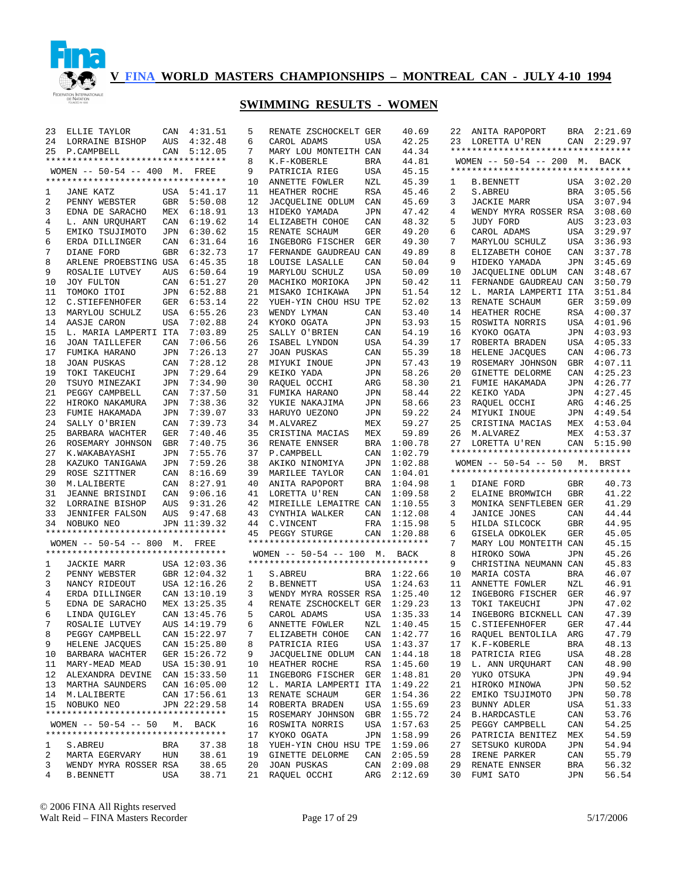# V FINA WORLD MASTERS CHAMPIONSHIPS – MONTREAL CAN - JULY 4-10 1994

## SWIMMING RESULTS - WOMEN

| | | | |
|---|---|---|---|
| 23 | ELLIE TAYLOR | CAN | 4:31.51 |
| 24 | LORRAINE BISHOP | AUS | 4:32.48 |
| 25 | P.CAMPBELL | CAN | 5:12.05 |

### WOMEN -- 50-54 -- 400 M. FREE

| Place | Name | Country | Time |
|---|---|---|---|
| 1 | JANE KATZ | USA | 5:41.17 |
| 2 | PENNY WEBSTER | GBR | 5:50.08 |
| 3 | EDNA DE SARACHO | MEX | 6:18.91 |
| 4 | L. ANN URQUHART | CAN | 6:19.62 |
| 5 | EMIKO TSUJIMOTO | JPN | 6:30.62 |
| 6 | ERDA DILLINGER | CAN | 6:31.64 |
| 7 | DIANE FORD | GBR | 6:32.73 |
| 8 | ARLENE PROEBSTING | USA | 6:45.35 |
| 9 | ROSALIE LUTVEY | AUS | 6:50.64 |
| 10 | JOY FULTON | CAN | 6:51.27 |
| 11 | TOMOKO ITOI | JPN | 6:52.88 |
| 12 | C.STIEFENHOFER | GER | 6:53.14 |
| 13 | MARYLOU SCHULZ | USA | 6:55.26 |
| 14 | AASJE CARON | USA | 7:02.88 |
| 15 | L. MARIA LAMPERTI | ITA | 7:03.89 |
| 16 | JOAN TAILLEFER | CAN | 7:06.56 |
| 17 | FUMIKA HARANO | JPN | 7:26.13 |
| 18 | JOAN PUSKAS | CAN | 7:28.12 |
| 19 | TOKI TAKEUCHI | JPN | 7:29.64 |
| 20 | TSUYO MINEZAKI | JPN | 7:34.90 |
| 21 | PEGGY CAMPBELL | CAN | 7:37.50 |
| 22 | HIROKO NAKAMURA | JPN | 7:38.36 |
| 23 | FUMIE HAKAMADA | JPN | 7:39.07 |
| 24 | SALLY O'BRIEN | CAN | 7:39.73 |
| 25 | BARBARA WACHTER | GER | 7:40.46 |
| 26 | ROSEMARY JOHNSON | GBR | 7:40.75 |
| 27 | K.WAKABAYASHI | JPN | 7:55.76 |
| 28 | KAZUKO TANIGAWA | JPN | 7:59.26 |
| 29 | ROSE SZITTNER | CAN | 8:16.69 |
| 30 | M.LALIBERTE | CAN | 8:27.91 |
| 31 | JEANNE BRISINDI | CAN | 9:06.16 |
| 32 | LORRAINE BISHOP | AUS | 9:31.26 |
| 33 | JENNIFER FALSON | AUS | 9:47.68 |
| 34 | NOBUKO NEO | JPN | 11:39.32 |

### WOMEN -- 50-54 -- 800 M. FREE

| Place | Name | Country | Time |
|---|---|---|---|
| 1 | JACKIE MARR | USA | 12:03.36 |
| 2 | PENNY WEBSTER | GBR | 12:04.32 |
| 3 | NANCY RIDEOUT | USA | 12:16.26 |
| 4 | ERDA DILLINGER | CAN | 13:10.19 |
| 5 | EDNA DE SARACHO | MEX | 13:25.35 |
| 6 | LINDA QUIGLEY | CAN | 13:45.76 |
| 7 | ROSALIE LUTVEY | AUS | 14:19.79 |
| 8 | PEGGY CAMPBELL | CAN | 15:22.97 |
| 9 | HELENE JACQUES | CAN | 15:25.80 |
| 10 | BARBARA WACHTER | GER | 15:26.72 |
| 11 | MARY-MEAD MEAD | USA | 15:30.91 |
| 12 | ALEXANDRA DEVINE | CAN | 15:33.50 |
| 13 | MARTHA SAUNDERS | CAN | 16:05.00 |
| 14 | M.LALIBERTE | CAN | 17:56.61 |
| 15 | NOBUKO NEO | JPN | 22:29.58 |

### WOMEN -- 50-54 -- 50 M. BACK

| Place | Name | Country | Time |
|---|---|---|---|
| 1 | S.ABREU | BRA | 37.38 |
| 2 | MARTA EGERVARY | HUN | 38.61 |
| 3 | WENDY MYRA ROSSER | RSA | 38.65 |
| 4 | B.BENNETT | USA | 38.71 |
| 5 | RENATE ZSCHOCKELT | GER | 40.69 |
| 6 | CAROL ADAMS | USA | 42.25 |
| 7 | MARY LOU MONTEITH | CAN | 44.34 |
| 8 | K.F-KOBERLE | BRA | 44.81 |
| 9 | PATRICIA RIEG | USA | 45.15 |
| 10 | ANNETTE FOWLER | NZL | 45.39 |
| 11 | HEATHER ROCHE | RSA | 45.46 |
| 12 | JACQUELINE ODLUM | CAN | 45.69 |
| 13 | HIDEKO YAMADA | JPN | 47.42 |
| 14 | ELIZABETH COHOE | CAN | 48.32 |
| 15 | RENATE SCHAUM | GER | 49.20 |
| 16 | INGEBORG FISCHER | GER | 49.30 |
| 17 | FERNANDE GAUDREAU | CAN | 49.89 |
| 18 | LOUISE LASALLE | CAN | 50.04 |
| 19 | MARYLOU SCHULZ | USA | 50.09 |
| 20 | MACHIKO MORIOKA | JPN | 50.42 |
| 21 | MISAKO ICHIKAWA | JPN | 51.54 |
| 22 | YUEH-YIN CHOU HSU | TPE | 52.02 |
| 23 | WENDY LYMAN | CAN | 53.40 |
| 24 | KYOKO OGATA | JPN | 53.93 |
| 25 | SALLY O'BRIEN | CAN | 54.19 |
| 26 | ISABEL LYNDON | USA | 54.39 |
| 27 | JOAN PUSKAS | CAN | 55.39 |
| 28 | MIYUKI INOUE | JPN | 57.43 |
| 29 | KEIKO YADA | JPN | 58.26 |
| 30 | RAQUEL OCCHI | ARG | 58.30 |
| 31 | FUMIKA HARANO | JPN | 58.44 |
| 32 | YUKIE NAKAJIMA | JPN | 58.66 |
| 33 | HARUYO UEZONO | JPN | 59.22 |
| 34 | M.ALVAREZ | MEX | 59.27 |
| 35 | CRISTINA MACIAS | MEX | 59.89 |
| 36 | RENATE ENNSER | BRA | 1:00.78 |
| 37 | P.CAMPBELL | CAN | 1:02.79 |
| 38 | AKIKO NINOMIYA | JPN | 1:02.88 |
| 39 | MARILEE TAYLOR | CAN | 1:04.01 |
| 40 | ANITA RAPOPORT | BRA | 1:04.98 |
| 41 | LORETTA U'REN | CAN | 1:09.58 |
| 42 | MIREILLE LEMAITRE | CAN | 1:10.55 |
| 43 | CYNTHIA WALKER | CAN | 1:12.08 |
| 44 | C.VINCENT | FRA | 1:15.98 |
| 45 | PEGGY STURGE | CAN | 1:20.88 |

### WOMEN -- 50-54 -- 100 M. BACK

| Place | Name | Country | Time |
|---|---|---|---|
| 1 | S.ABREU | BRA | 1:22.66 |
| 2 | B.BENNETT | USA | 1:24.63 |
| 3 | WENDY MYRA ROSSER | RSA | 1:25.40 |
| 4 | RENATE ZSCHOCKELT | GER | 1:29.23 |
| 5 | CAROL ADAMS | USA | 1:35.33 |
| 6 | ANNETTE FOWLER | NZL | 1:40.45 |
| 7 | ELIZABETH COHOE | CAN | 1:42.77 |
| 8 | PATRICIA RIEG | USA | 1:43.37 |
| 9 | JACQUELINE ODLUM | CAN | 1:44.18 |
| 10 | HEATHER ROCHE | RSA | 1:45.60 |
| 11 | INGEBORG FISCHER | GER | 1:48.81 |
| 12 | L. MARIA LAMPERTI | ITA | 1:49.22 |
| 13 | RENATE SCHAUM | GER | 1:54.36 |
| 14 | ROBERTA BRADEN | USA | 1:55.69 |
| 15 | ROSEMARY JOHNSON | GBR | 1:55.72 |
| 16 | ROSWITA NORRIS | USA | 1:57.63 |
| 17 | KYOKO OGATA | JPN | 1:58.99 |
| 18 | YUEH-YIN CHOU HSU | TPE | 1:59.06 |
| 19 | GINETTE DELORME | CAN | 2:05.59 |
| 20 | JOAN PUSKAS | CAN | 2:09.08 |
| 21 | RAQUEL OCCHI | ARG | 2:12.69 |
| 22 | ANITA RAPOPORT | BRA | 2:21.69 |
| 23 | LORETTA U'REN | CAN | 2:29.97 |

### WOMEN -- 50-54 -- 200 M. BACK

| Place | Name | Country | Time |
|---|---|---|---|
| 1 | B.BENNETT | USA | 3:02.20 |
| 2 | S.ABREU | BRA | 3:05.56 |
| 3 | JACKIE MARR | USA | 3:07.94 |
| 4 | WENDY MYRA ROSSER | RSA | 3:08.60 |
| 5 | JUDY FORD | AUS | 3:23.03 |
| 6 | CAROL ADAMS | USA | 3:29.97 |
| 7 | MARYLOU SCHULZ | USA | 3:36.93 |
| 8 | ELIZABETH COHOE | CAN | 3:37.78 |
| 9 | HIDEKO YAMADA | JPN | 3:45.69 |
| 10 | JACQUELINE ODLUM | CAN | 3:48.67 |
| 11 | FERNANDE GAUDREAU | CAN | 3:50.79 |
| 12 | L. MARIA LAMPERTI | ITA | 3:51.84 |
| 13 | RENATE SCHAUM | GER | 3:59.09 |
| 14 | HEATHER ROCHE | RSA | 4:00.37 |
| 15 | ROSWITA NORRIS | USA | 4:01.96 |
| 16 | KYOKO OGATA | JPN | 4:03.93 |
| 17 | ROBERTA BRADEN | USA | 4:05.33 |
| 18 | HELENE JACQUES | CAN | 4:06.73 |
| 19 | ROSEMARY JOHNSON | GBR | 4:07.11 |
| 20 | GINETTE DELORME | CAN | 4:25.23 |
| 21 | FUMIE HAKAMADA | JPN | 4:26.77 |
| 22 | KEIKO YADA | JPN | 4:27.45 |
| 23 | RAQUEL OCCHI | ARG | 4:46.25 |
| 24 | MIYUKI INOUE | JPN | 4:49.54 |
| 25 | CRISTINA MACIAS | MEX | 4:53.04 |
| 26 | M.ALVAREZ | MEX | 4:53.37 |
| 27 | LORETTA U'REN | CAN | 5:15.90 |

### WOMEN -- 50-54 -- 50 M. BRST

| Place | Name | Country | Time |
|---|---|---|---|
| 1 | DIANE FORD | GBR | 40.73 |
| 2 | ELAINE BROMWICH | GBR | 41.22 |
| 3 | MONIKA SENFTLEBEN | GER | 41.29 |
| 4 | JANICE JONES | CAN | 44.44 |
| 5 | HILDA SILCOCK | GBR | 44.95 |
| 6 | GISELA ODKOLEK | GER | 45.05 |
| 7 | MARY LOU MONTEITH | CAN | 45.15 |
| 8 | HIROKO SOWA | JPN | 45.26 |
| 9 | CHRISTINA NEUMANN | CAN | 45.83 |
| 10 | MARIA COSTA | BRA | 46.07 |
| 11 | ANNETTE FOWLER | NZL | 46.91 |
| 12 | INGEBORG FISCHER | GER | 46.97 |
| 13 | TOKI TAKEUCHI | JPN | 47.02 |
| 14 | INGEBORG BICKNELL | CAN | 47.39 |
| 15 | C.STIEFENHOFER | GER | 47.44 |
| 16 | RAQUEL BENTOLILA | ARG | 47.79 |
| 17 | K.F-KOBERLE | BRA | 48.13 |
| 18 | PATRICIA RIEG | USA | 48.28 |
| 19 | L. ANN URQUHART | CAN | 48.90 |
| 20 | YUKO OTSUKA | JPN | 49.94 |
| 21 | HIROKO MINOWA | JPN | 50.52 |
| 22 | EMIKO TSUJIMOTO | JPN | 50.78 |
| 23 | BUNNY ADLER | USA | 51.33 |
| 24 | B.HARDCASTLE | CAN | 53.76 |
| 25 | PEGGY CAMPBELL | CAN | 54.25 |
| 26 | PATRICIA BENITEZ | MEX | 54.59 |
| 27 | SETSUKO KURODA | JPN | 54.94 |
| 28 | IRENE PARKER | CAN | 55.79 |
| 29 | RENATE ENNSER | BRA | 56.32 |
| 30 | FUMI SATO | JPN | 56.54 |

© 2006 FINA All Rights reserved
Walt Reid – FINA Masters Recorder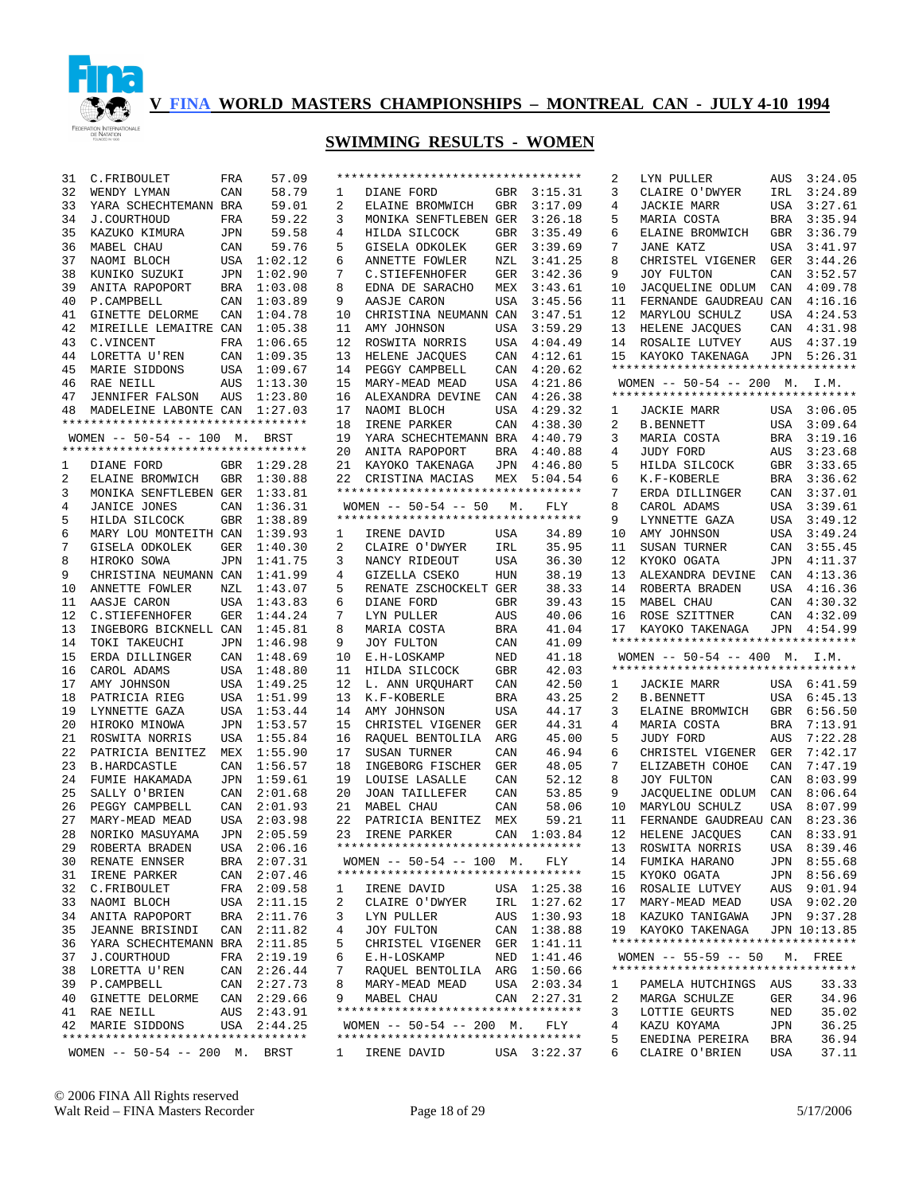# V FINA WORLD MASTERS CHAMPIONSHIPS – MONTREAL CAN - JULY 4-10 1994

## SWIMMING RESULTS - WOMEN

| Place | Name | Country | Time |
|---|---|---|---|
| 31 | C.FRIBOULET | FRA | 57.09 |
| 32 | WENDY LYMAN | CAN | 58.79 |
| 33 | YARA SCHECHTEMANN | BRA | 59.01 |
| 34 | J.COURTHOUD | FRA | 59.22 |
| 35 | KAZUKO KIMURA | JPN | 59.58 |
| 36 | MABEL CHAU | CAN | 59.76 |
| 37 | NAOMI BLOCH | USA | 1:02.12 |
| 38 | KUNIKO SUZUKI | JPN | 1:02.90 |
| 39 | ANITA RAPOPORT | BRA | 1:03.08 |
| 40 | P.CAMPBELL | CAN | 1:03.89 |
| 41 | GINETTE DELORME | CAN | 1:04.78 |
| 42 | MIREILLE LEMAITRE | CAN | 1:05.38 |
| 43 | C.VINCENT | FRA | 1:06.65 |
| 44 | LORETTA U'REN | CAN | 1:09.35 |
| 45 | MARIE SIDDONS | USA | 1:09.67 |
| 46 | RAE NEILL | AUS | 1:13.30 |
| 47 | JENNIFER FALSON | AUS | 1:23.80 |
| 48 | MADELEINE LABONTE | CAN | 1:27.03 |

### WOMEN -- 50-54 -- 100 M. BRST

| Place | Name | Country | Time |
|---|---|---|---|
| 1 | DIANE FORD | GBR | 1:29.28 |
| 2 | ELAINE BROMWICH | GBR | 1:30.88 |
| 3 | MONIKA SENFTLEBEN | GER | 1:33.81 |
| 4 | JANICE JONES | CAN | 1:36.31 |
| 5 | HILDA SILCOCK | GBR | 1:38.89 |
| 6 | MARY LOU MONTEITH | CAN | 1:39.93 |
| 7 | GISELA ODKOLEK | GER | 1:40.30 |
| 8 | HIROKO SOWA | JPN | 1:41.75 |
| 9 | CHRISTINA NEUMANN | CAN | 1:41.99 |
| 10 | ANNETTE FOWLER | NZL | 1:43.07 |
| 11 | AASJE CARON | USA | 1:43.83 |
| 12 | C.STIEFENHOFER | GER | 1:44.24 |
| 13 | INGEBORG BICKNELL | CAN | 1:45.81 |
| 14 | TOKI TAKEUCHI | JPN | 1:46.98 |
| 15 | ERDA DILLINGER | CAN | 1:48.69 |
| 16 | CAROL ADAMS | USA | 1:48.80 |
| 17 | AMY JOHNSON | USA | 1:49.25 |
| 18 | PATRICIA RIEG | USA | 1:51.99 |
| 19 | LYNNETTE GAZA | USA | 1:53.44 |
| 20 | HIROKO MINOWA | JPN | 1:53.57 |
| 21 | ROSWITA NORRIS | USA | 1:55.84 |
| 22 | PATRICIA BENITEZ | MEX | 1:55.90 |
| 23 | B.HARDCASTLE | CAN | 1:56.57 |
| 24 | FUMIE HAKAMADA | JPN | 1:59.61 |
| 25 | SALLY O'BRIEN | CAN | 2:01.68 |
| 26 | PEGGY CAMPBELL | CAN | 2:01.93 |
| 27 | MARY-MEAD MEAD | USA | 2:03.98 |
| 28 | NORIKO MASUYAMA | JPN | 2:05.59 |
| 29 | ROBERTA BRADEN | USA | 2:06.16 |
| 30 | RENATE ENNSER | BRA | 2:07.31 |
| 31 | IRENE PARKER | CAN | 2:07.46 |
| 32 | C.FRIBOULET | FRA | 2:09.58 |
| 33 | NAOMI BLOCH | USA | 2:11.15 |
| 34 | ANITA RAPOPORT | BRA | 2:11.76 |
| 35 | JEANNE BRISINDI | CAN | 2:11.82 |
| 36 | YARA SCHECHTEMANN | BRA | 2:11.85 |
| 37 | J.COURTHOUD | FRA | 2:19.19 |
| 38 | LORETTA U'REN | CAN | 2:26.44 |
| 39 | P.CAMPBELL | CAN | 2:27.73 |
| 40 | GINETTE DELORME | CAN | 2:29.66 |
| 41 | RAE NEILL | AUS | 2:43.91 |
| 42 | MARIE SIDDONS | USA | 2:44.25 |

### WOMEN -- 50-54 -- 200 M. BRST

| Place | Name | Country | Time |
|---|---|---|---|
| 1 | DIANE FORD | GBR | 3:15.31 |
| 2 | ELAINE BROMWICH | GBR | 3:17.09 |
| 3 | MONIKA SENFTLEBEN | GER | 3:26.18 |
| 4 | HILDA SILCOCK | GBR | 3:35.49 |
| 5 | GISELA ODKOLEK | GER | 3:39.69 |
| 6 | ANNETTE FOWLER | NZL | 3:41.25 |
| 7 | C.STIEFENHOFER | GER | 3:42.36 |
| 8 | EDNA DE SARACHO | MEX | 3:43.61 |
| 9 | AASJE CARON | USA | 3:45.56 |
| 10 | CHRISTINA NEUMANN | CAN | 3:47.51 |
| 11 | AMY JOHNSON | USA | 3:59.29 |
| 12 | ROSWITA NORRIS | USA | 4:04.49 |
| 13 | HELENE JACQUES | CAN | 4:12.61 |
| 14 | PEGGY CAMPBELL | CAN | 4:20.62 |
| 15 | MARY-MEAD MEAD | USA | 4:21.86 |
| 16 | ALEXANDRA DEVINE | CAN | 4:26.38 |
| 17 | NAOMI BLOCH | USA | 4:29.32 |
| 18 | IRENE PARKER | CAN | 4:38.30 |
| 19 | YARA SCHECHTEMANN | BRA | 4:40.79 |
| 20 | ANITA RAPOPORT | BRA | 4:40.88 |
| 21 | KAYOKO TAKENAGA | JPN | 4:46.80 |
| 22 | CRISTINA MACIAS | MEX | 5:04.54 |

### WOMEN -- 50-54 -- 50 M. FLY

| Place | Name | Country | Time |
|---|---|---|---|
| 1 | IRENE DAVID | USA | 34.89 |
| 2 | CLAIRE O'DWYER | IRL | 35.95 |
| 3 | NANCY RIDEOUT | USA | 36.30 |
| 4 | GIZELLA CSEKO | HUN | 38.19 |
| 5 | RENATE ZSCHOCKELT | GER | 38.33 |
| 6 | DIANE FORD | GBR | 39.43 |
| 7 | LYN PULLER | AUS | 40.06 |
| 8 | MARIA COSTA | BRA | 41.04 |
| 9 | JOY FULTON | CAN | 41.09 |
| 10 | E.H-LOSKAMP | NED | 41.18 |
| 11 | HILDA SILCOCK | GBR | 42.03 |
| 12 | L. ANN URQUHART | CAN | 42.50 |
| 13 | K.F-KOBERLE | BRA | 43.25 |
| 14 | AMY JOHNSON | USA | 44.17 |
| 15 | CHRISTEL VIGENER | GER | 44.31 |
| 16 | RAQUEL BENTOLILA | ARG | 45.00 |
| 17 | SUSAN TURNER | CAN | 46.94 |
| 18 | INGEBORG FISCHER | GER | 48.05 |
| 19 | LOUISE LASALLE | CAN | 52.12 |
| 20 | JOAN TAILLEFER | CAN | 53.85 |
| 21 | MABEL CHAU | CAN | 58.06 |
| 22 | PATRICIA BENITEZ | MEX | 59.21 |
| 23 | IRENE PARKER | CAN | 1:03.84 |

### WOMEN -- 50-54 -- 100 M. FLY

| Place | Name | Country | Time |
|---|---|---|---|
| 1 | IRENE DAVID | USA | 1:25.38 |
| 2 | CLAIRE O'DWYER | IRL | 1:27.62 |
| 3 | LYN PULLER | AUS | 1:30.93 |
| 4 | JOY FULTON | CAN | 1:38.88 |
| 5 | CHRISTEL VIGENER | GER | 1:41.11 |
| 6 | E.H-LOSKAMP | NED | 1:41.46 |
| 7 | RAQUEL BENTOLILA | ARG | 1:50.66 |
| 8 | MARY-MEAD MEAD | USA | 2:03.34 |
| 9 | MABEL CHAU | CAN | 2:27.31 |

### WOMEN -- 50-54 -- 200 M. FLY

| Place | Name | Country | Time |
|---|---|---|---|
| 1 | IRENE DAVID | USA | 3:22.37 |
| 2 | LYN PULLER | AUS | 3:24.05 |
| 3 | CLAIRE O'DWYER | IRL | 3:24.89 |
| 4 | JACKIE MARR | USA | 3:27.61 |
| 5 | MARIA COSTA | BRA | 3:35.94 |
| 6 | ELAINE BROMWICH | GBR | 3:36.79 |
| 7 | JANE KATZ | USA | 3:41.97 |
| 8 | CHRISTEL VIGENER | GER | 3:44.26 |
| 9 | JOY FULTON | CAN | 3:52.57 |
| 10 | JACQUELINE ODLUM | CAN | 4:09.78 |
| 11 | FERNANDE GAUDREAU | CAN | 4:16.16 |
| 12 | MARYLOU SCHULZ | USA | 4:24.53 |
| 13 | HELENE JACQUES | CAN | 4:31.98 |
| 14 | ROSALIE LUTVEY | AUS | 4:37.19 |
| 15 | KAYOKO TAKENAGA | JPN | 5:26.31 |

### WOMEN -- 50-54 -- 200 M. I.M.

| Place | Name | Country | Time |
|---|---|---|---|
| 1 | JACKIE MARR | USA | 3:06.05 |
| 2 | B.BENNETT | USA | 3:09.64 |
| 3 | MARIA COSTA | BRA | 3:19.16 |
| 4 | JUDY FORD | AUS | 3:23.68 |
| 5 | HILDA SILCOCK | GBR | 3:33.65 |
| 6 | K.F-KOBERLE | BRA | 3:36.62 |
| 7 | ERDA DILLINGER | CAN | 3:37.01 |
| 8 | CAROL ADAMS | USA | 3:39.61 |
| 9 | LYNNETTE GAZA | USA | 3:49.12 |
| 10 | AMY JOHNSON | USA | 3:49.24 |
| 11 | SUSAN TURNER | CAN | 3:55.45 |
| 12 | KYOKO OGATA | JPN | 4:11.37 |
| 13 | ALEXANDRA DEVINE | CAN | 4:13.36 |
| 14 | ROBERTA BRADEN | USA | 4:16.36 |
| 15 | MABEL CHAU | CAN | 4:30.32 |
| 16 | ROSE SZITTNER | CAN | 4:32.09 |
| 17 | KAYOKO TAKENAGA | JPN | 4:54.99 |

### WOMEN -- 50-54 -- 400 M. I.M.

| Place | Name | Country | Time |
|---|---|---|---|
| 1 | JACKIE MARR | USA | 6:41.59 |
| 2 | B.BENNETT | USA | 6:45.13 |
| 3 | ELAINE BROMWICH | GBR | 6:56.50 |
| 4 | MARIA COSTA | BRA | 7:13.91 |
| 5 | JUDY FORD | AUS | 7:22.28 |
| 6 | CHRISTEL VIGENER | GER | 7:42.17 |
| 7 | ELIZABETH COHOE | CAN | 7:47.19 |
| 8 | JOY FULTON | CAN | 8:03.99 |
| 9 | JACQUELINE ODLUM | CAN | 8:06.64 |
| 10 | MARYLOU SCHULZ | USA | 8:07.99 |
| 11 | FERNANDE GAUDREAU | CAN | 8:23.36 |
| 12 | HELENE JACQUES | CAN | 8:33.91 |
| 13 | ROSWITA NORRIS | USA | 8:39.46 |
| 14 | FUMIKA HARANO | JPN | 8:55.68 |
| 15 | KYOKO OGATA | JPN | 8:56.69 |
| 16 | ROSALIE LUTVEY | AUS | 9:01.94 |
| 17 | MARY-MEAD MEAD | USA | 9:02.20 |
| 18 | KAZUKO TANIGAWA | JPN | 9:37.28 |
| 19 | KAYOKO TAKENAGA | JPN | 10:13.85 |

### WOMEN -- 55-59 -- 50 M. FREE

| Place | Name | Country | Time |
|---|---|---|---|
| 1 | PAMELA HUTCHINGS | AUS | 33.33 |
| 2 | MARGA SCHULZE | GER | 34.96 |
| 3 | LOTTIE GEURTS | NED | 35.02 |
| 4 | KAZU KOYAMA | JPN | 36.25 |
| 5 | ENEDINA PEREIRA | BRA | 36.94 |
| 6 | CLAIRE O'BRIEN | USA | 37.11 |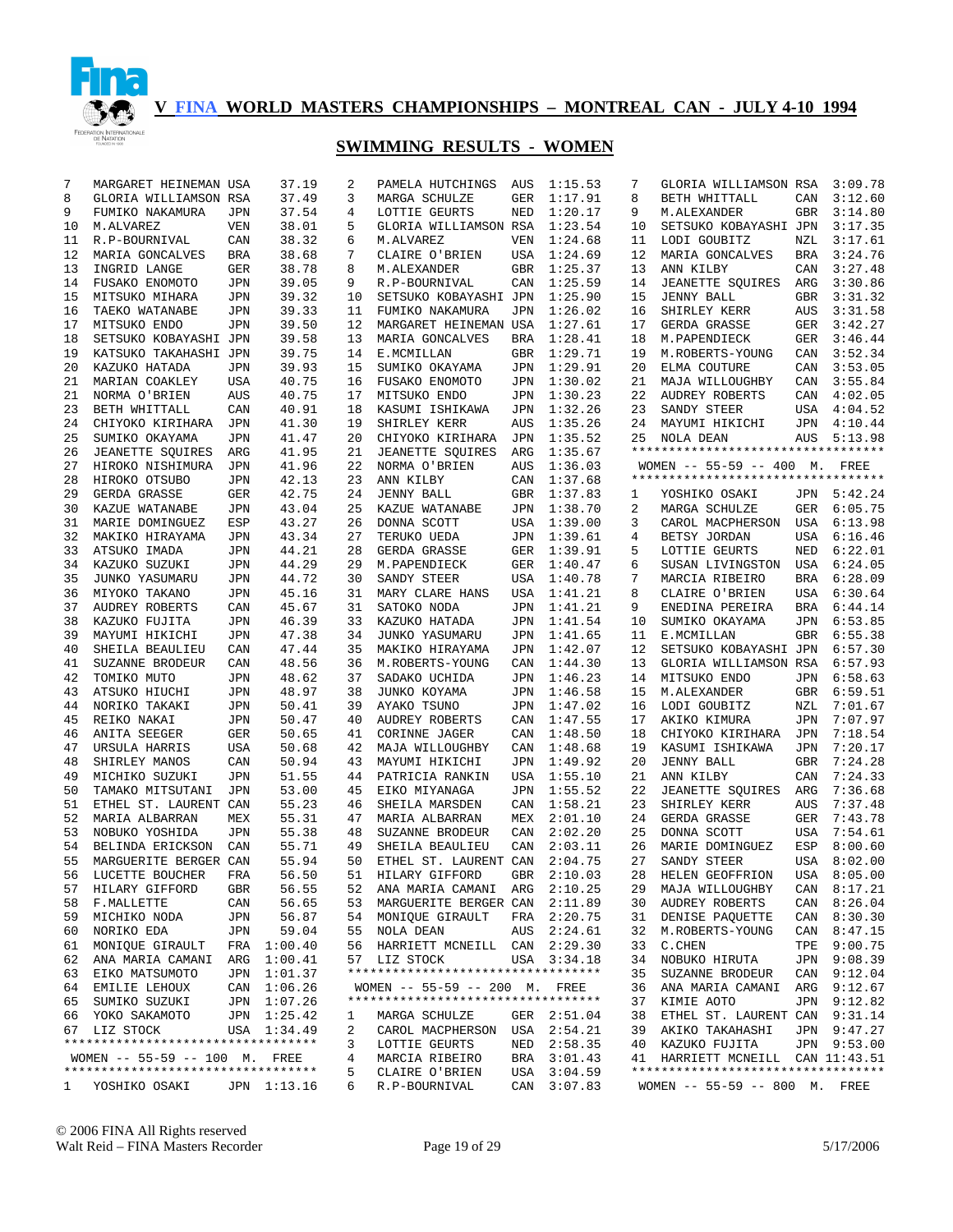# V FINA WORLD MASTERS CHAMPIONSHIPS – MONTREAL CAN - JULY 4-10 1994

## SWIMMING RESULTS - WOMEN

| Place | Name | Country | Time |
|---|---|---|---|
| 7 | MARGARET HEINEMAN | USA | 37.19 |
| 8 | GLORIA WILLIAMSON | RSA | 37.49 |
| 9 | FUMIKO NAKAMURA | JPN | 37.54 |
| 10 | M.ALVAREZ | VEN | 38.01 |
| 11 | R.P-BOURNIVAL | CAN | 38.32 |
| 12 | MARIA GONCALVES | BRA | 38.68 |
| 13 | INGRID LANGE | GER | 38.78 |
| 14 | FUSAKO ENOMOTO | JPN | 39.05 |
| 15 | MITSUKO MIHARA | JPN | 39.32 |
| 16 | TAEKO WATANABE | JPN | 39.33 |
| 17 | MITSUKO ENDO | JPN | 39.50 |
| 18 | SETSUKO KOBAYASHI | JPN | 39.58 |
| 19 | KATSUKO TAKAHASHI | JPN | 39.75 |
| 20 | KAZUKO HATADA | JPN | 39.93 |
| 21 | MARIAN COAKLEY | USA | 40.75 |
| 21 | NORMA O'BRIEN | AUS | 40.75 |
| 23 | BETH WHITTALL | CAN | 40.91 |
| 24 | CHIYOKO KIRIHARA | JPN | 41.30 |
| 25 | SUMIKO OKAYAMA | JPN | 41.47 |
| 26 | JEANETTE SQUIRES | ARG | 41.95 |
| 27 | HIROKO NISHIMURA | JPN | 41.96 |
| 28 | HIROKO OTSUBO | JPN | 42.13 |
| 29 | GERDA GRASSE | GER | 42.75 |
| 30 | KAZUE WATANABE | JPN | 43.04 |
| 31 | MARIE DOMINGUEZ | ESP | 43.27 |
| 32 | MAKIKO HIRAYAMA | JPN | 43.34 |
| 33 | ATSUKO IMADA | JPN | 44.21 |
| 34 | KAZUKO SUZUKI | JPN | 44.29 |
| 35 | JUNKO YASUMARU | JPN | 44.72 |
| 36 | MIYOKO TAKANO | JPN | 45.16 |
| 37 | AUDREY ROBERTS | CAN | 45.67 |
| 38 | KAZUKO FUJITA | JPN | 46.39 |
| 39 | MAYUMI HIKICHI | JPN | 47.38 |
| 40 | SHEILA BEAULIEU | CAN | 47.44 |
| 41 | SUZANNE BRODEUR | CAN | 48.56 |
| 42 | TOMIKO MUTO | JPN | 48.62 |
| 43 | ATSUKO HIUCHI | JPN | 48.97 |
| 44 | NORIKO TAKAKI | JPN | 50.41 |
| 45 | REIKO NAKAI | JPN | 50.47 |
| 46 | ANITA SEEGER | GER | 50.65 |
| 47 | URSULA HARRIS | USA | 50.68 |
| 48 | SHIRLEY MANOS | CAN | 50.94 |
| 49 | MICHIKO SUZUKI | JPN | 51.55 |
| 50 | TAMAKO MITSUTANI | JPN | 53.00 |
| 51 | ETHEL ST. LAURENT | CAN | 55.23 |
| 52 | MARIA ALBARRAN | MEX | 55.31 |
| 53 | NOBUKO YOSHIDA | JPN | 55.38 |
| 54 | BELINDA ERICKSON | CAN | 55.71 |
| 55 | MARGUERITE BERGER | CAN | 55.94 |
| 56 | LUCETTE BOUCHER | FRA | 56.50 |
| 57 | HILARY GIFFORD | GBR | 56.55 |
| 58 | F.MALLETTE | CAN | 56.65 |
| 59 | MICHIKO NODA | JPN | 56.87 |
| 60 | NORIKO EDA | JPN | 59.04 |
| 61 | MONIQUE GIRAULT | FRA | 1:00.40 |
| 62 | ANA MARIA CAMANI | ARG | 1:00.41 |
| 63 | EIKO MATSUMOTO | JPN | 1:01.37 |
| 64 | EMILIE LEHOUX | CAN | 1:06.26 |
| 65 | SUMIKO SUZUKI | JPN | 1:07.26 |
| 66 | YOKO SAKAMOTO | JPN | 1:25.42 |
| 67 | LIZ STOCK | USA | 1:34.49 |

### WOMEN -- 55-59 -- 100 M. FREE

| Place | Name | Country | Time |
|---|---|---|---|
| 1 | YOSHIKO OSAKI | JPN | 1:13.16 |
| 2 | PAMELA HUTCHINGS | AUS | 1:15.53 |
| 3 | MARGA SCHULZE | GER | 1:17.91 |
| 4 | LOTTIE GEURTS | NED | 1:20.17 |
| 5 | GLORIA WILLIAMSON | RSA | 1:23.54 |
| 6 | M.ALVAREZ | VEN | 1:24.68 |
| 7 | CLAIRE O'BRIEN | USA | 1:24.69 |
| 8 | M.ALEXANDER | GBR | 1:25.37 |
| 9 | R.P-BOURNIVAL | CAN | 1:25.59 |
| 10 | SETSUKO KOBAYASHI | JPN | 1:25.90 |
| 11 | FUMIKO NAKAMURA | JPN | 1:26.02 |
| 12 | MARGARET HEINEMAN | USA | 1:27.61 |
| 13 | MARIA GONCALVES | BRA | 1:28.41 |
| 14 | E.MCMILLAN | GBR | 1:29.71 |
| 15 | SUMIKO OKAYAMA | JPN | 1:29.91 |
| 16 | FUSAKO ENOMOTO | JPN | 1:30.02 |
| 17 | MITSUKO ENDO | JPN | 1:30.23 |
| 18 | KASUMI ISHIKAWA | JPN | 1:32.26 |
| 19 | SHIRLEY KERR | AUS | 1:35.26 |
| 20 | CHIYOKO KIRIHARA | JPN | 1:35.52 |
| 21 | JEANETTE SQUIRES | ARG | 1:35.67 |
| 22 | NORMA O'BRIEN | AUS | 1:36.03 |
| 23 | ANN KILBY | CAN | 1:37.68 |
| 24 | JENNY BALL | GBR | 1:37.83 |
| 25 | KAZUE WATANABE | JPN | 1:38.70 |
| 26 | DONNA SCOTT | USA | 1:39.00 |
| 27 | TERUKO UEDA | JPN | 1:39.61 |
| 28 | GERDA GRASSE | GER | 1:39.91 |
| 29 | M.PAPENDIECK | GER | 1:40.47 |
| 30 | SANDY STEER | USA | 1:40.78 |
| 31 | MARY CLARE HANS | USA | 1:41.21 |
| 31 | SATOKO NODA | JPN | 1:41.21 |
| 33 | KAZUKO HATADA | JPN | 1:41.54 |
| 34 | JUNKO YASUMARU | JPN | 1:41.65 |
| 35 | MAKIKO HIRAYAMA | JPN | 1:42.07 |
| 36 | M.ROBERTS-YOUNG | CAN | 1:44.30 |
| 37 | SADAKO UCHIDA | JPN | 1:46.23 |
| 38 | JUNKO KOYAMA | JPN | 1:46.58 |
| 39 | AYAKO TSUNO | JPN | 1:47.02 |
| 40 | AUDREY ROBERTS | CAN | 1:47.55 |
| 41 | CORINNE JAGER | CAN | 1:48.50 |
| 42 | MAJA WILLOUGHBY | CAN | 1:48.68 |
| 43 | MAYUMI HIKICHI | JPN | 1:49.92 |
| 44 | PATRICIA RANKIN | USA | 1:55.10 |
| 45 | EIKO MIYANAGA | JPN | 1:55.52 |
| 46 | SHEILA MARSDEN | CAN | 1:58.21 |
| 47 | MARIA ALBARRAN | MEX | 2:01.10 |
| 48 | SUZANNE BRODEUR | CAN | 2:02.20 |
| 49 | SHEILA BEAULIEU | CAN | 2:03.11 |
| 50 | ETHEL ST. LAURENT | CAN | 2:04.75 |
| 51 | HILARY GIFFORD | GBR | 2:10.03 |
| 52 | ANA MARIA CAMANI | ARG | 2:10.25 |
| 53 | MARGUERITE BERGER | CAN | 2:11.89 |
| 54 | MONIQUE GIRAULT | FRA | 2:20.75 |
| 55 | NOLA DEAN | AUS | 2:24.61 |
| 56 | HARRIETT MCNEILL | CAN | 2:29.30 |
| 57 | LIZ STOCK | USA | 3:34.18 |

### WOMEN -- 55-59 -- 200 M. FREE

| Place | Name | Country | Time |
|---|---|---|---|
| 1 | MARGA SCHULZE | GER | 2:51.04 |
| 2 | CAROL MACPHERSON | USA | 2:54.21 |
| 3 | LOTTIE GEURTS | NED | 2:58.35 |
| 4 | MARCIA RIBEIRO | BRA | 3:01.43 |
| 5 | CLAIRE O'BRIEN | USA | 3:04.59 |
| 6 | R.P-BOURNIVAL | CAN | 3:07.83 |
| 7 | GLORIA WILLIAMSON | RSA | 3:09.78 |
| 8 | BETH WHITTALL | CAN | 3:12.60 |
| 9 | M.ALEXANDER | GBR | 3:14.80 |
| 10 | SETSUKO KOBAYASHI | JPN | 3:17.35 |
| 11 | LODI GOUBITZ | NZL | 3:17.61 |
| 12 | MARIA GONCALVES | BRA | 3:24.76 |
| 13 | ANN KILBY | CAN | 3:27.48 |
| 14 | JEANETTE SQUIRES | ARG | 3:30.86 |
| 15 | JENNY BALL | GBR | 3:31.32 |
| 16 | SHIRLEY KERR | AUS | 3:31.58 |
| 17 | GERDA GRASSE | GER | 3:42.27 |
| 18 | M.PAPENDIECK | GER | 3:46.44 |
| 19 | M.ROBERTS-YOUNG | CAN | 3:52.34 |
| 20 | ELMA COUTURE | CAN | 3:53.05 |
| 21 | MAJA WILLOUGHBY | CAN | 3:55.84 |
| 22 | AUDREY ROBERTS | CAN | 4:02.05 |
| 23 | SANDY STEER | USA | 4:04.52 |
| 24 | MAYUMI HIKICHI | JPN | 4:10.44 |
| 25 | NOLA DEAN | AUS | 5:13.98 |

### WOMEN -- 55-59 -- 400 M. FREE

| Place | Name | Country | Time |
|---|---|---|---|
| 1 | YOSHIKO OSAKI | JPN | 5:42.24 |
| 2 | MARGA SCHULZE | GER | 6:05.75 |
| 3 | CAROL MACPHERSON | USA | 6:13.98 |
| 4 | BETSY JORDAN | USA | 6:16.46 |
| 5 | LOTTIE GEURTS | NED | 6:22.01 |
| 6 | SUSAN LIVINGSTON | USA | 6:24.05 |
| 7 | MARCIA RIBEIRO | BRA | 6:28.09 |
| 8 | CLAIRE O'BRIEN | USA | 6:30.64 |
| 9 | ENEDINA PEREIRA | BRA | 6:44.14 |
| 10 | SUMIKO OKAYAMA | JPN | 6:53.85 |
| 11 | E.MCMILLAN | GBR | 6:55.38 |
| 12 | SETSUKO KOBAYASHI | JPN | 6:57.30 |
| 13 | GLORIA WILLIAMSON | RSA | 6:57.93 |
| 14 | MITSUKO ENDO | JPN | 6:58.63 |
| 15 | M.ALEXANDER | GBR | 6:59.51 |
| 16 | LODI GOUBITZ | NZL | 7:01.67 |
| 17 | AKIKO KIMURA | JPN | 7:07.97 |
| 18 | CHIYOKO KIRIHARA | JPN | 7:18.54 |
| 19 | KASUMI ISHIKAWA | JPN | 7:20.17 |
| 20 | JENNY BALL | GBR | 7:24.28 |
| 21 | ANN KILBY | CAN | 7:24.33 |
| 22 | JEANETTE SQUIRES | ARG | 7:36.68 |
| 23 | SHIRLEY KERR | AUS | 7:37.48 |
| 24 | GERDA GRASSE | GER | 7:43.78 |
| 25 | DONNA SCOTT | USA | 7:54.61 |
| 26 | MARIE DOMINGUEZ | ESP | 8:00.60 |
| 27 | SANDY STEER | USA | 8:02.00 |
| 28 | HELEN GEOFFRION | USA | 8:05.00 |
| 29 | MAJA WILLOUGHBY | CAN | 8:17.21 |
| 30 | AUDREY ROBERTS | CAN | 8:26.04 |
| 31 | DENISE PAQUETTE | CAN | 8:30.30 |
| 32 | M.ROBERTS-YOUNG | CAN | 8:47.15 |
| 33 | C.CHEN | TPE | 9:00.75 |
| 34 | NOBUKO HIRUTA | JPN | 9:08.39 |
| 35 | SUZANNE BRODEUR | CAN | 9:12.04 |
| 36 | ANA MARIA CAMANI | ARG | 9:12.67 |
| 37 | KIMIE AOTO | JPN | 9:12.82 |
| 38 | ETHEL ST. LAURENT | CAN | 9:31.14 |
| 39 | AKIKO TAKAHASHI | JPN | 9:47.27 |
| 40 | KAZUKO FUJITA | JPN | 9:53.00 |
| 41 | HARRIETT MCNEILL | CAN | 11:43.51 |

### WOMEN -- 55-59 -- 800 M. FREE

© 2006 FINA All Rights reserved
Walt Reid – FINA Masters Recorder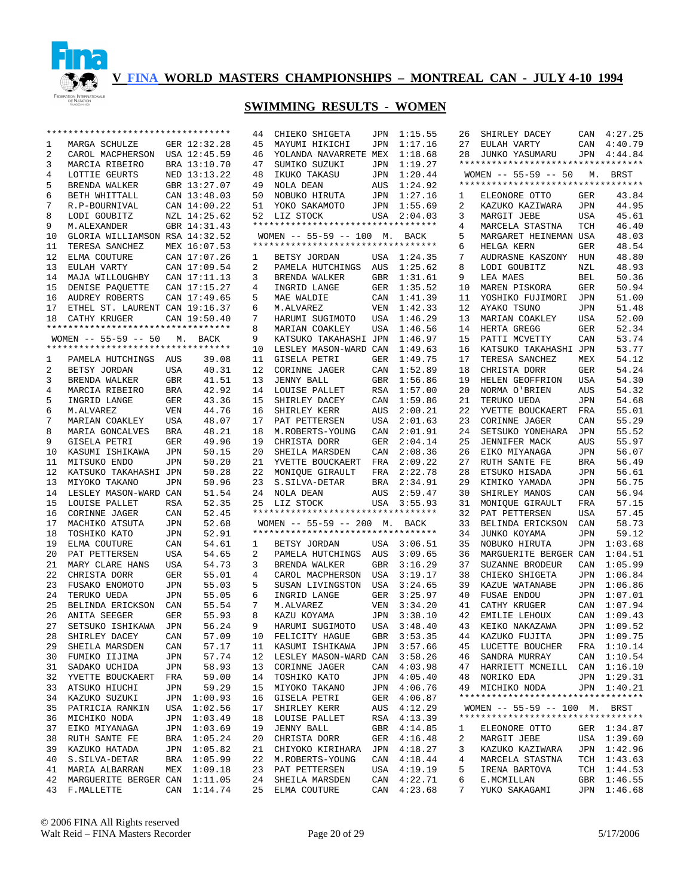# V FINA WORLD MASTERS CHAMPIONSHIPS – MONTREAL CAN - JULY 4-10 1994

## SWIMMING RESULTS - WOMEN

| Place | Name | Country | Time |
|---|---|---|---|
| 1 | MARGA SCHULZE | GER | 12:32.28 |
| 2 | CAROL MACPHERSON | USA | 12:45.59 |
| 3 | MARCIA RIBEIRO | BRA | 13:10.70 |
| 4 | LOTTIE GEURTS | NED | 13:13.22 |
| 5 | BRENDA WALKER | GBR | 13:27.07 |
| 6 | BETH WHITTALL | CAN | 13:48.03 |
| 7 | R.P-BOURNIVAL | CAN | 14:00.22 |
| 8 | LODI GOUBITZ | NZL | 14:25.62 |
| 9 | M.ALEXANDER | GBR | 14:31.43 |
| 10 | GLORIA WILLIAMSON | RSA | 14:32.52 |
| 11 | TERESA SANCHEZ | MEX | 16:07.53 |
| 12 | ELMA COUTURE | CAN | 17:07.26 |
| 13 | EULAH VARTY | CAN | 17:09.54 |
| 14 | MAJA WILLOUGHBY | CAN | 17:11.13 |
| 15 | DENISE PAQUETTE | CAN | 17:15.27 |
| 16 | AUDREY ROBERTS | CAN | 17:49.65 |
| 17 | ETHEL ST. LAURENT | CAN | 19:16.37 |
| 18 | CATHY KRUGER | CAN | 19:50.40 |

### WOMEN -- 55-59 -- 50 M. BACK

| Place | Name | Country | Time |
|---|---|---|---|
| 1 | PAMELA HUTCHINGS | AUS | 39.08 |
| 2 | BETSY JORDAN | USA | 40.31 |
| 3 | BRENDA WALKER | GBR | 41.51 |
| 4 | MARCIA RIBEIRO | BRA | 42.92 |
| 5 | INGRID LANGE | GER | 43.36 |
| 6 | M.ALVAREZ | VEN | 44.76 |
| 7 | MARIAN COAKLEY | USA | 48.07 |
| 8 | MARIA GONCALVES | BRA | 48.21 |
| 9 | GISELA PETRI | GER | 49.96 |
| 10 | KASUMI ISHIKAWA | JPN | 50.15 |
| 11 | MITSUKO ENDO | JPN | 50.20 |
| 12 | KATSUKO TAKAHASHI | JPN | 50.28 |
| 13 | MIYOKO TAKANO | JPN | 50.96 |
| 14 | LESLEY MASON-WARD | CAN | 51.54 |
| 15 | LOUISE PALLET | RSA | 52.35 |
| 16 | CORINNE JAGER | CAN | 52.45 |
| 17 | MACHIKO ATSUTA | JPN | 52.68 |
| 18 | TOSHIKO KATO | JPN | 52.91 |
| 19 | ELMA COUTURE | CAN | 54.61 |
| 20 | PAT PETTERSEN | USA | 54.65 |
| 21 | MARY CLARE HANS | USA | 54.73 |
| 22 | CHRISTA DORR | GER | 55.01 |
| 23 | FUSAKO ENOMOTO | JPN | 55.03 |
| 24 | TERUKO UEDA | JPN | 55.05 |
| 25 | BELINDA ERICKSON | CAN | 55.54 |
| 26 | ANITA SEEGER | GER | 55.93 |
| 27 | SETSUKO ISHIKAWA | JPN | 56.24 |
| 28 | SHIRLEY DACEY | CAN | 57.09 |
| 29 | SHEILA MARSDEN | CAN | 57.17 |
| 30 | FUMIKO IIJIMA | JPN | 57.74 |
| 31 | SADAKO UCHIDA | JPN | 58.93 |
| 32 | YVETTE BOUCKAERT | FRA | 59.00 |
| 33 | ATSUKO HIUCHI | JPN | 59.29 |
| 34 | KAZUKO SUZUKI | JPN | 1:00.93 |
| 35 | PATRICIA RANKIN | USA | 1:02.56 |
| 36 | MICHIKO NODA | JPN | 1:03.49 |
| 37 | EIKO MIYANAGA | JPN | 1:03.69 |
| 38 | RUTH SANTE FE | BRA | 1:05.24 |
| 39 | KAZUKO HATADA | JPN | 1:05.82 |
| 40 | S.SILVA-DETAR | BRA | 1:05.99 |
| 41 | MARIA ALBARRAN | MEX | 1:09.18 |
| 42 | MARGUERITE BERGER | CAN | 1:11.05 |
| 43 | F.MALLETTE | CAN | 1:14.74 |
| 44 | CHIEKO SHIGETA | JPN | 1:15.55 |
| 45 | MAYUMI HIKICHI | JPN | 1:17.16 |
| 46 | YOLANDA NAVARRETE | MEX | 1:18.68 |
| 47 | SUMIKO SUZUKI | JPN | 1:19.27 |
| 48 | IKUKO TAKASU | JPN | 1:20.44 |
| 49 | NOLA DEAN | AUS | 1:24.92 |
| 50 | NOBUKO HIRUTA | JPN | 1:27.16 |
| 51 | YOKO SAKAMOTO | JPN | 1:55.69 |
| 52 | LIZ STOCK | USA | 2:04.03 |

### WOMEN -- 55-59 -- 100 M. BACK

| Place | Name | Country | Time |
|---|---|---|---|
| 1 | BETSY JORDAN | USA | 1:24.35 |
| 2 | PAMELA HUTCHINGS | AUS | 1:25.62 |
| 3 | BRENDA WALKER | GBR | 1:31.61 |
| 4 | INGRID LANGE | GER | 1:35.52 |
| 5 | MAE WALDIE | CAN | 1:41.39 |
| 6 | M.ALVAREZ | VEN | 1:42.33 |
| 7 | HARUMI SUGIMOTO | USA | 1:46.29 |
| 8 | MARIAN COAKLEY | USA | 1:46.56 |
| 9 | KATSUKO TAKAHASHI | JPN | 1:46.97 |
| 10 | LESLEY MASON-WARD | CAN | 1:49.63 |
| 11 | GISELA PETRI | GER | 1:49.75 |
| 12 | CORINNE JAGER | CAN | 1:52.89 |
| 13 | JENNY BALL | GBR | 1:56.86 |
| 14 | LOUISE PALLET | RSA | 1:57.00 |
| 15 | SHIRLEY DACEY | CAN | 1:59.86 |
| 16 | SHIRLEY KERR | AUS | 2:00.21 |
| 17 | PAT PETTERSEN | USA | 2:01.63 |
| 18 | M.ROBERTS-YOUNG | CAN | 2:01.91 |
| 19 | CHRISTA DORR | GER | 2:04.14 |
| 20 | SHEILA MARSDEN | CAN | 2:08.36 |
| 21 | YVETTE BOUCKAERT | FRA | 2:09.22 |
| 22 | MONIQUE GIRAULT | FRA | 2:22.78 |
| 23 | S.SILVA-DETAR | BRA | 2:34.91 |
| 24 | NOLA DEAN | AUS | 2:59.47 |
| 25 | LIZ STOCK | USA | 3:55.93 |

### WOMEN -- 55-59 -- 200 M. BACK

| Place | Name | Country | Time |
|---|---|---|---|
| 1 | BETSY JORDAN | USA | 3:06.51 |
| 2 | PAMELA HUTCHINGS | AUS | 3:09.65 |
| 3 | BRENDA WALKER | GBR | 3:16.29 |
| 4 | CAROL MACPHERSON | USA | 3:19.17 |
| 5 | SUSAN LIVINGSTON | USA | 3:24.65 |
| 6 | INGRID LANGE | GER | 3:25.97 |
| 7 | M.ALVAREZ | VEN | 3:34.20 |
| 8 | KAZU KOYAMA | JPN | 3:38.10 |
| 9 | HARUMI SUGIMOTO | USA | 3:48.40 |
| 10 | FELICITY HAGUE | GBR | 3:53.35 |
| 11 | KASUMI ISHIKAWA | JPN | 3:57.66 |
| 12 | LESLEY MASON-WARD | CAN | 3:58.26 |
| 13 | CORINNE JAGER | CAN | 4:03.98 |
| 14 | TOSHIKO KATO | JPN | 4:05.40 |
| 15 | MIYOKO TAKANO | JPN | 4:06.76 |
| 16 | GISELA PETRI | GER | 4:06.87 |
| 17 | SHIRLEY KERR | AUS | 4:12.29 |
| 18 | LOUISE PALLET | RSA | 4:13.39 |
| 19 | JENNY BALL | GBR | 4:14.85 |
| 20 | CHRISTA DORR | GER | 4:16.48 |
| 21 | CHIYOKO KIRIHARA | JPN | 4:18.27 |
| 22 | M.ROBERTS-YOUNG | CAN | 4:18.44 |
| 23 | PAT PETTERSEN | USA | 4:19.19 |
| 24 | SHEILA MARSDEN | CAN | 4:22.71 |
| 25 | ELMA COUTURE | CAN | 4:23.68 |
| 26 | SHIRLEY DACEY | CAN | 4:27.25 |
| 27 | EULAH VARTY | CAN | 4:40.79 |
| 28 | JUNKO YASUMARU | JPN | 4:44.84 |

### WOMEN -- 55-59 -- 50 M. BRST

| Place | Name | Country | Time |
|---|---|---|---|
| 1 | ELEONORE OTTO | GER | 43.84 |
| 2 | KAZUKO KAZIWARA | JPN | 44.95 |
| 3 | MARGIT JEBE | USA | 45.61 |
| 4 | MARCELA STASTNA | TCH | 46.40 |
| 5 | MARGARET HEINEMAN | USA | 48.03 |
| 6 | HELGA KERN | GER | 48.54 |
| 7 | AUDRASNE KASZONY | HUN | 48.80 |
| 8 | LODI GOUBITZ | NZL | 48.93 |
| 9 | LEA MAES | BEL | 50.36 |
| 10 | MAREN PISKORA | GER | 50.94 |
| 11 | YOSHIKO FUJIMORI | JPN | 51.00 |
| 12 | AYAKO TSUNO | JPN | 51.48 |
| 13 | MARIAN COAKLEY | USA | 52.00 |
| 14 | HERTA GREGG | GER | 52.34 |
| 15 | PATTI MCVETTY | CAN | 53.74 |
| 16 | KATSUKO TAKAHASHI | JPN | 53.77 |
| 17 | TERESA SANCHEZ | MEX | 54.12 |
| 18 | CHRISTA DORR | GER | 54.24 |
| 19 | HELEN GEOFFRION | USA | 54.30 |
| 20 | NORMA O'BRIEN | AUS | 54.32 |
| 21 | TERUKO UEDA | JPN | 54.68 |
| 22 | YVETTE BOUCKAERT | FRA | 55.01 |
| 23 | CORINNE JAGER | CAN | 55.29 |
| 24 | SETSUKO YONEHARA | JPN | 55.52 |
| 25 | JENNIFER MACK | AUS | 55.97 |
| 26 | EIKO MIYANAGA | JPN | 56.07 |
| 27 | RUTH SANTE FE | BRA | 56.49 |
| 28 | ETSUKO HISADA | JPN | 56.61 |
| 29 | KIMIKO YAMADA | JPN | 56.75 |
| 30 | SHIRLEY MANOS | CAN | 56.94 |
| 31 | MONIQUE GIRAULT | FRA | 57.15 |
| 32 | PAT PETTERSEN | USA | 57.45 |
| 33 | BELINDA ERICKSON | CAN | 58.73 |
| 34 | JUNKO KOYAMA | JPN | 59.12 |
| 35 | NOBUKO HIRUTA | JPN | 1:03.68 |
| 36 | MARGUERITE BERGER | CAN | 1:04.51 |
| 37 | SUZANNE BRODEUR | CAN | 1:05.99 |
| 38 | CHIEKO SHIGETA | JPN | 1:06.84 |
| 39 | KAZUE WATANABE | JPN | 1:06.86 |
| 40 | FUSAE ENDOU | JPN | 1:07.01 |
| 41 | CATHY KRUGER | CAN | 1:07.94 |
| 42 | EMILIE LEHOUX | CAN | 1:09.43 |
| 43 | KEIKO NAKAZAWA | JPN | 1:09.52 |
| 44 | KAZUKO FUJITA | JPN | 1:09.75 |
| 45 | LUCETTE BOUCHER | FRA | 1:10.14 |
| 46 | SANDRA MURRAY | CAN | 1:10.54 |
| 47 | HARRIETT MCNEILL | CAN | 1:16.10 |
| 48 | NORIKO EDA | JPN | 1:29.31 |
| 49 | MICHIKO NODA | JPN | 1:40.21 |

### WOMEN -- 55-59 -- 100 M. BRST

| Place | Name | Country | Time |
|---|---|---|---|
| 1 | ELEONORE OTTO | GER | 1:34.87 |
| 2 | MARGIT JEBE | USA | 1:39.60 |
| 3 | KAZUKO KAZIWARA | JPN | 1:42.96 |
| 4 | MARCELA STASTNA | TCH | 1:43.63 |
| 5 | IRENA BARTOVA | TCH | 1:44.53 |
| 6 | E.MCMILLAN | GBR | 1:46.55 |
| 7 | YUKO SAKAGAMI | JPN | 1:46.68 |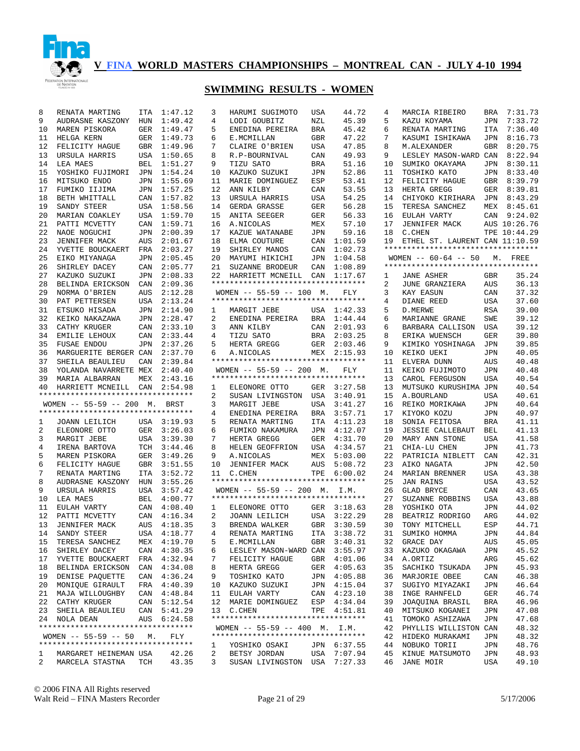# V FINA WORLD MASTERS CHAMPIONSHIPS – MONTREAL CAN - JULY 4-10 1994

## SWIMMING RESULTS - WOMEN

| Place | Name | Country | Time |
|---|---|---|---|
| 8 | RENATA MARTING | ITA | 1:47.12 |
| 9 | AUDRASNE KASZONY | HUN | 1:49.42 |
| 10 | MAREN PISKORA | GER | 1:49.47 |
| 11 | HELGA KERN | GER | 1:49.73 |
| 12 | FELICITY HAGUE | GBR | 1:49.96 |
| 13 | URSULA HARRIS | USA | 1:50.65 |
| 14 | LEA MAES | BEL | 1:51.27 |
| 15 | YOSHIKO FUJIMORI | JPN | 1:54.24 |
| 16 | MITSUKO ENDO | JPN | 1:55.69 |
| 17 | FUMIKO IIJIMA | JPN | 1:57.25 |
| 18 | BETH WHITTALL | CAN | 1:57.82 |
| 19 | SANDY STEER | USA | 1:58.56 |
| 20 | MARIAN COAKLEY | USA | 1:59.70 |
| 21 | PATTI MCVETTY | CAN | 1:59.71 |
| 22 | NAOE NOGUCHI | JPN | 2:00.39 |
| 23 | JENNIFER MACK | AUS | 2:01.67 |
| 24 | YVETTE BOUCKAERT | FRA | 2:03.27 |
| 25 | EIKO MIYANAGA | JPN | 2:05.45 |
| 26 | SHIRLEY DACEY | CAN | 2:05.77 |
| 27 | KAZUKO SUZUKI | JPN | 2:08.33 |
| 28 | BELINDA ERICKSON | CAN | 2:09.36 |
| 29 | NORMA O'BRIEN | AUS | 2:12.28 |
| 30 | PAT PETTERSEN | USA | 2:13.24 |
| 31 | ETSUKO HISADA | JPN | 2:14.90 |
| 32 | KEIKO NAKAZAWA | JPN | 2:28.47 |
| 33 | CATHY KRUGER | CAN | 2:33.10 |
| 34 | EMILIE LEHOUX | CAN | 2:33.44 |
| 35 | FUSAE ENDOU | JPN | 2:37.26 |
| 36 | MARGUERITE BERGER | CAN | 2:37.70 |
| 37 | SHEILA BEAULIEU | CAN | 2:39.84 |
| 38 | YOLANDA NAVARRETE | MEX | 2:40.40 |
| 39 | MARIA ALBARRAN | MEX | 2:43.16 |
| 40 | HARRIETT MCNEILL | CAN | 2:54.98 |

### WOMEN -- 55-59 -- 200 M. BRST

| Place | Name | Country | Time |
|---|---|---|---|
| 1 | JOANN LEILICH | USA | 3:19.93 |
| 2 | ELEONORE OTTO | GER | 3:26.03 |
| 3 | MARGIT JEBE | USA | 3:39.30 |
| 4 | IRENA BARTOVA | TCH | 3:44.46 |
| 5 | MAREN PISKORA | GER | 3:49.26 |
| 6 | FELICITY HAGUE | GBR | 3:51.55 |
| 7 | RENATA MARTING | ITA | 3:52.72 |
| 8 | AUDRASNE KASZONY | HUN | 3:55.26 |
| 9 | URSULA HARRIS | USA | 3:57.42 |
| 10 | LEA MAES | BEL | 4:00.77 |
| 11 | EULAH VARTY | CAN | 4:08.40 |
| 12 | PATTI MCVETTY | CAN | 4:16.34 |
| 13 | JENNIFER MACK | AUS | 4:18.35 |
| 14 | SANDY STEER | USA | 4:18.77 |
| 15 | TERESA SANCHEZ | MEX | 4:19.70 |
| 16 | SHIRLEY DACEY | CAN | 4:30.35 |
| 17 | YVETTE BOUCKAERT | FRA | 4:32.94 |
| 18 | BELINDA ERICKSON | CAN | 4:34.08 |
| 19 | DENISE PAQUETTE | CAN | 4:36.24 |
| 20 | MONIQUE GIRAULT | FRA | 4:40.39 |
| 21 | MAJA WILLOUGHBY | CAN | 4:48.84 |
| 22 | CATHY KRUGER | CAN | 5:12.54 |
| 23 | SHEILA BEAULIEU | CAN | 5:41.29 |
| 24 | NOLA DEAN | AUS | 6:24.58 |

### WOMEN -- 55-59 -- 50 M. FLY

| Place | Name | Country | Time |
|---|---|---|---|
| 1 | MARGARET HEINEMAN | USA | 42.26 |
| 2 | MARCELA STASTNA | TCH | 43.35 |
| 3 | HARUMI SUGIMOTO | USA | 44.72 |
| 4 | LODI GOUBITZ | NZL | 45.39 |
| 5 | ENEDINA PEREIRA | BRA | 45.42 |
| 6 | E.MCMILLAN | GBR | 47.22 |
| 7 | CLAIRE O'BRIEN | USA | 47.85 |
| 8 | R.P-BOURNIVAL | CAN | 49.93 |
| 9 | TIZU SATO | BRA | 51.16 |
| 10 | KAZUKO SUZUKI | JPN | 52.86 |
| 11 | MARIE DOMINGUEZ | ESP | 53.41 |
| 12 | ANN KILBY | CAN | 53.55 |
| 13 | URSULA HARRIS | USA | 54.25 |
| 14 | GERDA GRASSE | GER | 56.28 |
| 15 | ANITA SEEGER | GER | 56.33 |
| 16 | A.NICOLAS | MEX | 57.10 |
| 17 | KAZUE WATANABE | JPN | 59.16 |
| 18 | ELMA COUTURE | CAN | 1:01.59 |
| 19 | SHIRLEY MANOS | CAN | 1:02.73 |
| 20 | MAYUMI HIKICHI | JPN | 1:04.58 |
| 21 | SUZANNE BRODEUR | CAN | 1:08.89 |
| 22 | HARRIETT MCNEILL | CAN | 1:17.67 |

### WOMEN -- 55-59 -- 100 M. FLY

| Place | Name | Country | Time |
|---|---|---|---|
| 1 | MARGIT JEBE | USA | 1:42.33 |
| 2 | ENEDINA PEREIRA | BRA | 1:44.44 |
| 3 | ANN KILBY | CAN | 2:01.93 |
| 4 | TIZU SATO | BRA | 2:03.25 |
| 5 | HERTA GREGG | GER | 2:03.46 |
| 6 | A.NICOLAS | MEX | 2:15.93 |

### WOMEN -- 55-59 -- 200 M. FLY

| Place | Name | Country | Time |
|---|---|---|---|
| 1 | ELEONORE OTTO | GER | 3:27.58 |
| 2 | SUSAN LIVINGSTON | USA | 3:40.91 |
| 3 | MARGIT JEBE | USA | 3:41.27 |
| 4 | ENEDINA PEREIRA | BRA | 3:57.71 |
| 5 | RENATA MARTING | ITA | 4:11.23 |
| 6 | FUMIKO NAKAMURA | JPN | 4:12.07 |
| 7 | HERTA GREGG | GER | 4:31.70 |
| 8 | HELEN GEOFFRION | USA | 4:34.57 |
| 9 | A.NICOLAS | MEX | 5:03.00 |
| 10 | JENNIFER MACK | AUS | 5:08.72 |
| 11 | C.CHEN | TPE | 6:00.02 |

### WOMEN -- 55-59 -- 200 M. I.M.

| Place | Name | Country | Time |
|---|---|---|---|
| 1 | ELEONORE OTTO | GER | 3:18.63 |
| 2 | JOANN LEILICH | USA | 3:22.29 |
| 3 | BRENDA WALKER | GBR | 3:30.59 |
| 4 | RENATA MARTING | ITA | 3:38.72 |
| 5 | E.MCMILLAN | GBR | 3:40.31 |
| 6 | LESLEY MASON-WARD | CAN | 3:55.97 |
| 7 | FELICITY HAGUE | GBR | 4:01.06 |
| 8 | HERTA GREGG | GER | 4:05.63 |
| 9 | TOSHIKO KATO | JPN | 4:05.88 |
| 10 | KAZUKO SUZUKI | JPN | 4:15.04 |
| 11 | EULAH VARTY | CAN | 4:23.10 |
| 12 | MARIE DOMINGUEZ | ESP | 4:34.04 |
| 13 | C.CHEN | TPE | 4:51.81 |

### WOMEN -- 55-59 -- 400 M. I.M.

| Place | Name | Country | Time |
|---|---|---|---|
| 1 | YOSHIKO OSAKI | JPN | 6:37.55 |
| 2 | BETSY JORDAN | USA | 7:07.94 |
| 3 | SUSAN LIVINGSTON | USA | 7:27.33 |
| 4 | MARCIA RIBEIRO | BRA | 7:31.73 |
| 5 | KAZU KOYAMA | JPN | 7:33.72 |
| 6 | RENATA MARTING | ITA | 7:36.40 |
| 7 | KASUMI ISHIKAWA | JPN | 8:16.73 |
| 8 | M.ALEXANDER | GBR | 8:20.75 |
| 9 | LESLEY MASON-WARD | CAN | 8:22.94 |
| 10 | SUMIKO OKAYAMA | JPN | 8:30.11 |
| 11 | TOSHIKO KATO | JPN | 8:33.40 |
| 12 | FELICITY HAGUE | GBR | 8:39.79 |
| 13 | HERTA GREGG | GER | 8:39.81 |
| 14 | CHIYOKO KIRIHARA | JPN | 8:43.29 |
| 15 | TERESA SANCHEZ | MEX | 8:45.61 |
| 16 | EULAH VARTY | CAN | 9:24.02 |
| 17 | JENNIFER MACK | AUS | 10:26.76 |
| 18 | C.CHEN | TPE | 10:44.29 |
| 19 | ETHEL ST. LAURENT | CAN | 11:10.59 |

### WOMEN -- 60-64 -- 50 M. FREE

| Place | Name | Country | Time |
|---|---|---|---|
| 1 | JANE ASHER | GBR | 35.24 |
| 2 | JUNE GRANZIERA | AUS | 36.13 |
| 3 | KAY EASUN | CAN | 37.32 |
| 4 | DIANE REED | USA | 37.60 |
| 5 | D.MERWE | RSA | 39.00 |
| 6 | MARIANNE GRANE | SWE | 39.12 |
| 6 | BARBARA CALLISON | USA | 39.12 |
| 8 | ERIKA WUENSCH | GER | 39.80 |
| 9 | KIMIKO YOSHINAGA | JPN | 39.85 |
| 10 | KEIKO UEKI | JPN | 40.05 |
| 11 | ELVERA DUNN | AUS | 40.48 |
| 11 | KEIKO FUJIMOTO | JPN | 40.48 |
| 13 | CAROL FERGUSON | USA | 40.54 |
| 13 | MUTSUKO KURUSHIMA | JPN | 40.54 |
| 15 | A.BOURLAND | USA | 40.61 |
| 16 | REIKO MORIKAWA | JPN | 40.64 |
| 17 | KIYOKO KOZU | JPN | 40.97 |
| 18 | SONIA FEITOSA | BRA | 41.11 |
| 19 | JESSIE CALLEBAUT | BEL | 41.13 |
| 20 | MARY ANN STONE | USA | 41.58 |
| 21 | CHIA-LU CHEN | JPN | 41.73 |
| 22 | PATRICIA NIBLETT | CAN | 42.31 |
| 23 | AIKO NAGATA | JPN | 42.50 |
| 24 | MARIAN BRENNER | USA | 43.38 |
| 25 | JAN RAINS | USA | 43.52 |
| 26 | GLAD BRYCE | CAN | 43.65 |
| 27 | SUZANNE ROBBINS | USA | 43.88 |
| 28 | YOSHIKO OTA | JPN | 44.02 |
| 28 | BEATRIZ RODRIGO | ARG | 44.02 |
| 30 | TONY MITCHELL | ESP | 44.71 |
| 31 | SUMIKO HOMMA | JPN | 44.84 |
| 32 | GRACE DAY | AUS | 45.05 |
| 33 | KAZUKO OKAGAWA | JPN | 45.52 |
| 34 | A.ORTIZ | ARG | 45.62 |
| 35 | SACHIKO TSUKADA | JPN | 45.93 |
| 36 | MARJORIE OBEE | CAN | 46.38 |
| 37 | SUGIYO MIYAZAKI | JPN | 46.64 |
| 38 | INGE RAHNFELD | GER | 46.74 |
| 39 | JOAQUINA BRASIL | BRA | 46.96 |
| 40 | MITSUKO KOGANEI | JPN | 47.08 |
| 41 | TOMOKO ASHIZAWA | JPN | 47.68 |
| 42 | PHYLLIS WILLISTON | CAN | 48.32 |
| 42 | HIDEKO MURAKAMI | JPN | 48.32 |
| 44 | NOBUKO TORII | JPN | 48.76 |
| 45 | KINUE MATSUMOTO | JPN | 48.93 |
| 46 | JANE MOIR | USA | 49.10 |

© 2006 FINA All Rights reserved
Walt Reid – FINA Masters Recorder

5/17/2006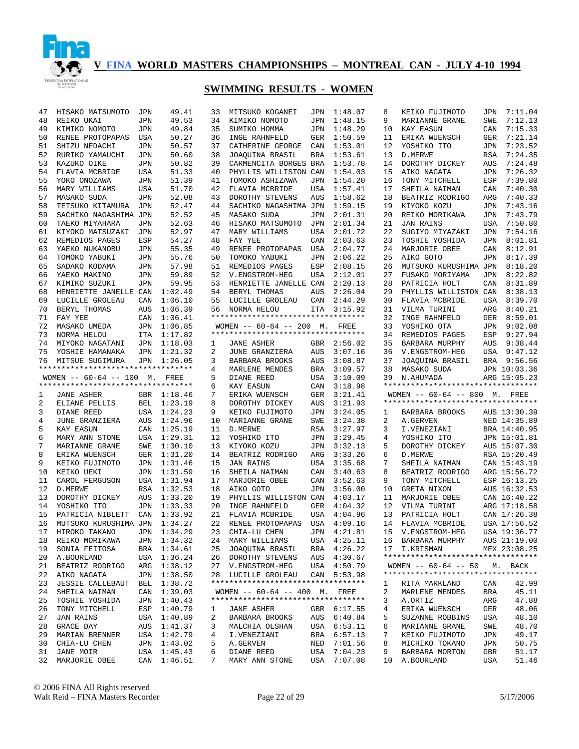# V FINA WORLD MASTERS CHAMPIONSHIPS – MONTREAL CAN - JULY 4-10 1994

## SWIMMING RESULTS - WOMEN

| Place | Name | Country | Time |
|---|---|---|---|
| 47 | HISAKO MATSUMOTO | JPN | 49.41 |
| 48 | REIKO UKAI | JPN | 49.53 |
| 49 | KIMIKO NOMOTO | JPN | 49.84 |
| 50 | RENEE PROTOPAPAS | USA | 50.27 |
| 51 | SHIZU NEDACHI | JPN | 50.57 |
| 52 | RURIKO YAMAUCHI | JPN | 50.60 |
| 53 | KAZUKO OIKE | JPN | 50.82 |
| 54 | FLAVIA MCBRIDE | USA | 51.33 |
| 55 | YOKO ONOZAWA | JPN | 51.39 |
| 56 | MARY WILLIAMS | USA | 51.70 |
| 57 | MASAKO SUDA | JPN | 52.08 |
| 58 | TETSUKO KITAMURA | JPN | 52.47 |
| 59 | SACHIKO NAGASHIMA | JPN | 52.52 |
| 60 | TAEKO MIYAHARA | JPN | 52.63 |
| 61 | KIYOKO MATSUZAKI | JPN | 52.97 |
| 62 | REMEDIOS PAGES | ESP | 54.27 |
| 63 | YAEKO NUKANOBU | JPN | 55.35 |
| 64 | TOMOKO YABUKI | JPN | 55.76 |
| 65 | SADAKO KODAMA | JPN | 57.98 |
| 66 | YAEKO MAKINO | JPN | 59.89 |
| 67 | KIMIKO SUZUKI | JPN | 59.95 |
| 68 | HENRIETTE JANELLE | CAN | 1:02.49 |
| 69 | LUCILLE GROLEAU | CAN | 1:06.10 |
| 70 | BERYL THOMAS | AUS | 1:06.39 |
| 71 | FAY YEE | CAN | 1:06.41 |
| 72 | MASAKO UMEDA | JPN | 1:06.85 |
| 73 | NORMA HELOU | ITA | 1:17.82 |
| 74 | MIYOKO NAGATANI | JPN | 1:18.03 |
| 75 | YOSHIE HAMANAKA | JPN | 1:21.32 |
| 76 | MITSUE SUGIMURA | JPN | 1:26.05 |

### WOMEN -- 60-64 -- 100 M. FREE

| Place | Name | Country | Time |
|---|---|---|---|
| 1 | JANE ASHER | GBR | 1:18.46 |
| 2 | ELIANE PELLIS | BEL | 1:23.19 |
| 3 | DIANE REED | USA | 1:24.23 |
| 4 | JUNE GRANZIERA | AUS | 1:24.96 |
| 5 | KAY EASUN | CAN | 1:25.19 |
| 6 | MARY ANN STONE | USA | 1:29.31 |
| 7 | MARIANNE GRANE | SWE | 1:30.10 |
| 8 | ERIKA WUENSCH | GER | 1:31.20 |
| 9 | KEIKO FUJIMOTO | JPN | 1:31.46 |
| 10 | KEIKO UEKI | JPN | 1:31.59 |
| 11 | CAROL FERGUSON | USA | 1:31.94 |
| 12 | D.MERWE | RSA | 1:32.53 |
| 13 | DOROTHY DICKEY | AUS | 1:33.20 |
| 14 | YOSHIKO ITO | JPN | 1:33.33 |
| 15 | PATRICIA NIBLETT | CAN | 1:33.92 |
| 16 | MUTSUKO KURUSHIMA | JPN | 1:34.27 |
| 17 | HIROKO TAKANO | JPN | 1:34.29 |
| 18 | REIKO MORIKAWA | JPN | 1:34.32 |
| 19 | SONIA FEITOSA | BRA | 1:34.61 |
| 20 | A.BOURLAND | USA | 1:36.24 |
| 21 | BEATRIZ RODRIGO | ARG | 1:38.12 |
| 22 | AIKO NAGATA | JPN | 1:38.50 |
| 23 | JESSIE CALLEBAUT | BEL | 1:38.72 |
| 24 | SHEILA NAIMAN | CAN | 1:39.03 |
| 25 | TOSHIE YOSHIDA | JPN | 1:40.43 |
| 26 | TONY MITCHELL | ESP | 1:40.79 |
| 27 | JAN RAINS | USA | 1:40.89 |
| 28 | GRACE DAY | AUS | 1:41.37 |
| 29 | MARIAN BRENNER | USA | 1:42.79 |
| 30 | CHIA-LU CHEN | JPN | 1:43.02 |
| 31 | JANE MOIR | USA | 1:45.43 |
| 32 | MARJORIE OBEE | CAN | 1:46.51 |
| 33 | MITSUKO KOGANEI | JPN | 1:48.07 |
| 34 | KIMIKO NOMOTO | JPN | 1:48.15 |
| 35 | SUMIKO HOMMA | JPN | 1:48.29 |
| 36 | INGE RAHNFELD | GER | 1:50.59 |
| 37 | CATHERINE GEORGE | CAN | 1:53.01 |
| 38 | JOAQUINA BRASIL | BRA | 1:53.61 |
| 39 | CARMENCITA BORGES | BRA | 1:53.78 |
| 40 | PHYLLIS WILLISTON | CAN | 1:54.03 |
| 41 | TOMOKO ASHIZAWA | JPN | 1:54.20 |
| 42 | FLAVIA MCBRIDE | USA | 1:57.41 |
| 43 | DOROTHY STEVENS | AUS | 1:58.62 |
| 44 | SACHIKO NAGASHIMA | JPN | 1:59.15 |
| 45 | MASAKO SUDA | JPN | 2:01.31 |
| 46 | HISAKO MATSUMOTO | JPN | 2:01.34 |
| 47 | MARY WILLIAMS | USA | 2:01.72 |
| 48 | FAY YEE | CAN | 2:03.63 |
| 49 | RENEE PROTOPAPAS | USA | 2:04.77 |
| 50 | TOMOKO YABUKI | JPN | 2:06.22 |
| 51 | REMEDIOS PAGES | ESP | 2:08.15 |
| 52 | V.ENGSTROM-HEG | USA | 2:12.01 |
| 53 | HENRIETTE JANELLE | CAN | 2:20.13 |
| 54 | BERYL THOMAS | AUS | 2:26.04 |
| 55 | LUCILLE GROLEAU | CAN | 2:44.29 |
| 56 | NORMA HELOU | ITA | 3:15.92 |

### WOMEN -- 60-64 -- 200 M. FREE

| Place | Name | Country | Time |
|---|---|---|---|
| 1 | JANE ASHER | GBR | 2:56.02 |
| 2 | JUNE GRANZIERA | AUS | 3:07.16 |
| 3 | BARBARA BROOKS | AUS | 3:08.87 |
| 4 | MARLENE MENDES | BRA | 3:09.57 |
| 5 | DIANE REED | USA | 3:10.09 |
| 6 | KAY EASUN | CAN | 3:18.98 |
| 7 | ERIKA WUENSCH | GER | 3:21.41 |
| 8 | DOROTHY DICKEY | AUS | 3:21.93 |
| 9 | KEIKO FUJIMOTO | JPN | 3:24.05 |
| 10 | MARIANNE GRANE | SWE | 3:24.38 |
| 11 | D.MERWE | RSA | 3:27.97 |
| 12 | YOSHIKO ITO | JPN | 3:29.45 |
| 13 | KIYOKO KOZU | JPN | 3:32.13 |
| 14 | BEATRIZ RODRIGO | ARG | 3:33.26 |
| 15 | JAN RAINS | USA | 3:35.68 |
| 16 | SHEILA NAIMAN | CAN | 3:40.63 |
| 17 | MARJORIE OBEE | CAN | 3:52.63 |
| 18 | AIKO GOTO | JPN | 3:56.00 |
| 19 | PHYLLIS WILLISTON | CAN | 4:03.17 |
| 20 | INGE RAHNFELD | GER | 4:04.32 |
| 21 | FLAVIA MCBRIDE | USA | 4:04.96 |
| 22 | RENEE PROTOPAPAS | USA | 4:09.16 |
| 23 | CHIA-LU CHEN | JPN | 4:21.81 |
| 24 | MARY WILLIAMS | USA | 4:25.11 |
| 25 | JOAQUINA BRASIL | BRA | 4:26.22 |
| 26 | DOROTHY STEVENS | AUS | 4:30.67 |
| 27 | V.ENGSTROM-HEG | USA | 4:50.79 |
| 28 | LUCILLE GROLEAU | CAN | 5:53.98 |

### WOMEN -- 60-64 -- 400 M. FREE

| Place | Name | Country | Time |
|---|---|---|---|
| 1 | JANE ASHER | GBR | 6:17.55 |
| 2 | BARBARA BROOKS | AUS | 6:40.84 |
| 3 | MALCHIA OLSHAN | USA | 6:53.11 |
| 4 | I.VENEZIANI | BRA | 6:57.13 |
| 5 | A.GERVEN | NED | 7:01.56 |
| 6 | DIANE REED | USA | 7:04.23 |
| 7 | MARY ANN STONE | USA | 7:07.08 |
| 8 | KEIKO FUJIMOTO | JPN | 7:11.04 |
| 9 | MARIANNE GRANE | SWE | 7:12.13 |
| 10 | KAY EASUN | CAN | 7:15.33 |
| 11 | ERIKA WUENSCH | GER | 7:21.14 |
| 12 | YOSHIKO ITO | JPN | 7:23.52 |
| 13 | D.MERWE | RSA | 7:24.35 |
| 14 | DOROTHY DICKEY | AUS | 7:24.48 |
| 15 | AIKO NAGATA | JPN | 7:26.32 |
| 16 | TONY MITCHELL | ESP | 7:39.80 |
| 17 | SHEILA NAIMAN | CAN | 7:40.30 |
| 18 | BEATRIZ RODRIGO | ARG | 7:40.33 |
| 19 | KIYOKO KOZU | JPN | 7:43.16 |
| 20 | REIKO MORIKAWA | JPN | 7:43.79 |
| 21 | JAN RAINS | USA | 7:50.80 |
| 22 | SUGIYO MIYAZAKI | JPN | 7:54.16 |
| 23 | TOSHIE YOSHIDA | JPN | 8:01.81 |
| 24 | MARJORIE OBEE | CAN | 8:12.91 |
| 25 | AIKO GOTO | JPN | 8:17.39 |
| 26 | MUTSUKO KURUSHIMA | JPN | 8:18.20 |
| 27 | FUSAKO MORIYAMA | JPN | 8:22.82 |
| 28 | PATRICIA HOLT | CAN | 8:31.89 |
| 29 | PHYLLIS WILLISTON | CAN | 8:38.13 |
| 30 | FLAVIA MCBRIDE | USA | 8:39.70 |
| 31 | VILMA TURINI | ARG | 8:40.21 |
| 32 | INGE RAHNFELD | GER | 8:59.01 |
| 33 | YOSHIKO OTA | JPN | 9:02.08 |
| 34 | REMEDIOS PAGES | ESP | 9:27.94 |
| 35 | BARBARA MURPHY | AUS | 9:38.44 |
| 36 | V.ENGSTROM-HEG | USA | 9:47.12 |
| 37 | JOAQUINA BRASIL | BRA | 9:56.56 |
| 38 | MASAKO SUDA | JPN | 10:03.36 |
| 39 | N.AHUMADA | ARG | 15:05.23 |

### WOMEN -- 60-64 -- 800 M. FREE

| Place | Name | Country | Time |
|---|---|---|---|
| 1 | BARBARA BROOKS | AUS | 13:30.39 |
| 2 | A.GERVEN | NED | 14:35.89 |
| 3 | I.VENEZIANI | BRA | 14:40.95 |
| 4 | YOSHIKO ITO | JPN | 15:01.81 |
| 5 | DOROTHY DICKEY | AUS | 15:07.30 |
| 6 | D.MERWE | RSA | 15:20.49 |
| 7 | SHEILA NAIMAN | CAN | 15:43.19 |
| 8 | BEATRIZ RODRIGO | ARG | 15:56.72 |
| 9 | TONY MITCHELL | ESP | 16:13.25 |
| 10 | GRETA NIXON | AUS | 16:32.53 |
| 11 | MARJORIE OBEE | CAN | 16:40.22 |
| 12 | VILMA TURINI | ARG | 17:18.58 |
| 13 | PATRICIA HOLT | CAN | 17:26.38 |
| 14 | FLAVIA MCBRIDE | USA | 17:56.52 |
| 15 | V.ENGSTROM-HEG | USA | 19:36.77 |
| 16 | BARBARA MURPHY | AUS | 21:19.00 |
| 17 | I.KRISMAN | MEX | 23:08.25 |

### WOMEN -- 60-64 -- 50 M. BACK

| Place | Name | Country | Time |
|---|---|---|---|
| 1 | RITA MARKLAND | CAN | 42.99 |
| 2 | MARLENE MENDES | BRA | 45.11 |
| 3 | A.ORTIZ | ARG | 47.88 |
| 4 | ERIKA WUENSCH | GER | 48.06 |
| 5 | SUZANNE ROBBINS | USA | 48.10 |
| 6 | MARIANNE GRANE | SWE | 48.70 |
| 7 | KEIKO FUJIMOTO | JPN | 49.17 |
| 8 | MICHIKO TOKANO | JPN | 50.75 |
| 9 | BARBARA MORTON | GBR | 51.17 |
| 10 | A.BOURLAND | USA | 51.46 |

© 2006 FINA All Rights reserved
Walt Reid – FINA Masters Recorder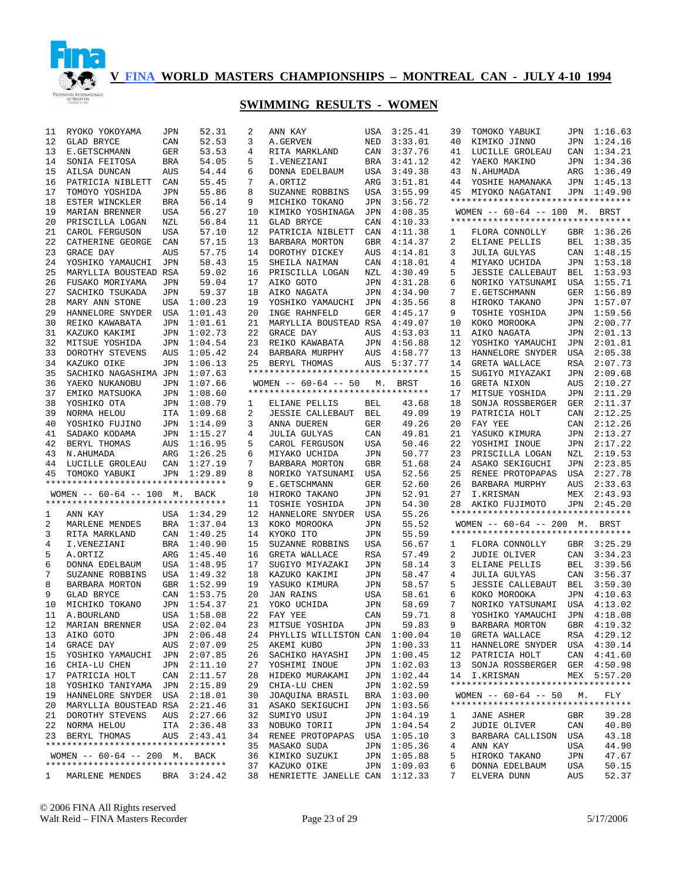# V FINA WORLD MASTERS CHAMPIONSHIPS – MONTREAL CAN - JULY 4-10 1994

## SWIMMING RESULTS - WOMEN

| Place | Name | Country | Time |
|---|---|---|---|
| 11 | RYOKO YOKOYAMA | JPN | 52.31 |
| 12 | GLAD BRYCE | CAN | 52.53 |
| 13 | E.GETSCHMANN | GER | 53.53 |
| 14 | SONIA FEITOSA | BRA | 54.05 |
| 15 | AILSA DUNCAN | AUS | 54.44 |
| 16 | PATRICIA NIBLETT | CAN | 55.45 |
| 17 | TOMOYO YOSHIDA | JPN | 55.86 |
| 18 | ESTER WINCKLER | BRA | 56.14 |
| 19 | MARIAN BRENNER | USA | 56.27 |
| 20 | PRISCILLA LOGAN | NZL | 56.84 |
| 21 | CAROL FERGUSON | USA | 57.10 |
| 22 | CATHERINE GEORGE | CAN | 57.15 |
| 23 | GRACE DAY | AUS | 57.75 |
| 24 | YOSHIKO YAMAUCHI | JPN | 58.43 |
| 25 | MARYLLIA BOUSTEAD | RSA | 59.02 |
| 26 | FUSAKO MORIYAMA | JPN | 59.04 |
| 27 | SACHIKO TSUKADA | JPN | 59.37 |
| 28 | MARY ANN STONE | USA | 1:00.23 |
| 29 | HANNELORE SNYDER | USA | 1:01.43 |
| 30 | REIKO KAWABATA | JPN | 1:01.61 |
| 31 | KAZUKO KAKIMI | JPN | 1:02.73 |
| 32 | MITSUE YOSHIDA | JPN | 1:04.54 |
| 33 | DOROTHY STEVENS | AUS | 1:05.42 |
| 34 | KAZUKO OIKE | JPN | 1:06.13 |
| 35 | SACHIKO NAGASHIMA | JPN | 1:07.63 |
| 36 | YAEKO NUKANOBU | JPN | 1:07.66 |
| 37 | EMIKO MATSUOKA | JPN | 1:08.60 |
| 38 | YOSHIKO OTA | JPN | 1:08.79 |
| 39 | NORMA HELOU | ITA | 1:09.68 |
| 40 | YOSHIKO FUJINO | JPN | 1:14.09 |
| 41 | SADAKO KODAMA | JPN | 1:15.27 |
| 42 | BERYL THOMAS | AUS | 1:16.95 |
| 43 | N.AHUMADA | ARG | 1:26.25 |
| 44 | LUCILLE GROLEAU | CAN | 1:27.19 |
| 45 | TOMOKO YABUKI | JPN | 1:29.89 |

### WOMEN -- 60-64 -- 100 M. BACK

| Place | Name | Country | Time |
|---|---|---|---|
| 1 | ANN KAY | USA | 1:34.29 |
| 2 | MARLENE MENDES | BRA | 1:37.04 |
| 3 | RITA MARKLAND | CAN | 1:40.25 |
| 4 | I.VENEZIANI | BRA | 1:40.90 |
| 5 | A.ORTIZ | ARG | 1:45.40 |
| 6 | DONNA EDELBAUM | USA | 1:48.95 |
| 7 | SUZANNE ROBBINS | USA | 1:49.32 |
| 8 | BARBARA MORTON | GBR | 1:52.99 |
| 9 | GLAD BRYCE | CAN | 1:53.75 |
| 10 | MICHIKO TOKANO | JPN | 1:54.37 |
| 11 | A.BOURLAND | USA | 1:58.08 |
| 12 | MARIAN BRENNER | USA | 2:02.04 |
| 13 | AIKO GOTO | JPN | 2:06.48 |
| 14 | GRACE DAY | AUS | 2:07.09 |
| 15 | YOSHIKO YAMAUCHI | JPN | 2:07.85 |
| 16 | CHIA-LU CHEN | JPN | 2:11.10 |
| 17 | PATRICIA HOLT | CAN | 2:11.57 |
| 18 | YOSHIKO TANIYAMA | JPN | 2:15.89 |
| 19 | HANNELORE SNYDER | USA | 2:18.01 |
| 20 | MARYLLIA BOUSTEAD | RSA | 2:21.46 |
| 21 | DOROTHY STEVENS | AUS | 2:27.66 |
| 22 | NORMA HELOU | ITA | 2:36.48 |
| 23 | BERYL THOMAS | AUS | 2:43.41 |

### WOMEN -- 60-64 -- 200 M. BACK

| Place | Name | Country | Time |
|---|---|---|---|
| 1 | MARLENE MENDES | BRA | 3:24.42 |
| 2 | ANN KAY | USA | 3:25.41 |
| 3 | A.GERVEN | NED | 3:33.01 |
| 4 | RITA MARKLAND | CAN | 3:37.76 |
| 5 | I.VENEZIANI | BRA | 3:41.12 |
| 6 | DONNA EDELBAUM | USA | 3:49.38 |
| 7 | A.ORTIZ | ARG | 3:51.81 |
| 8 | SUZANNE ROBBINS | USA | 3:55.99 |
| 9 | MICHIKO TOKANO | JPN | 3:56.72 |
| 10 | KIMIKO YOSHINAGA | JPN | 4:08.35 |
| 11 | GLAD BRYCE | CAN | 4:10.33 |
| 12 | PATRICIA NIBLETT | CAN | 4:11.38 |
| 13 | BARBARA MORTON | GBR | 4:14.37 |
| 14 | DOROTHY DICKEY | AUS | 4:14.81 |
| 15 | SHEILA NAIMAN | CAN | 4:18.01 |
| 16 | PRISCILLA LOGAN | NZL | 4:30.49 |
| 17 | AIKO GOTO | JPN | 4:31.28 |
| 18 | AIKO NAGATA | JPN | 4:34.90 |
| 19 | YOSHIKO YAMAUCHI | JPN | 4:35.56 |
| 20 | INGE RAHNFELD | GER | 4:45.17 |
| 21 | MARYLLIA BOUSTEAD | RSA | 4:49.07 |
| 22 | GRACE DAY | AUS | 4:53.03 |
| 23 | REIKO KAWABATA | JPN | 4:56.88 |
| 24 | BARBARA MURPHY | AUS | 4:58.77 |
| 25 | BERYL THOMAS | AUS | 5:37.77 |

### WOMEN -- 60-64 -- 50 M. BRST

| Place | Name | Country | Time |
|---|---|---|---|
| 1 | ELIANE PELLIS | BEL | 43.68 |
| 2 | JESSIE CALLEBAUT | BEL | 49.09 |
| 3 | ANNA DUEREN | GER | 49.26 |
| 4 | JULIA GULYAS | CAN | 49.81 |
| 5 | CAROL FERGUSON | USA | 50.46 |
| 6 | MIYAKO UCHIDA | JPN | 50.77 |
| 7 | BARBARA MORTON | GBR | 51.68 |
| 8 | NORIKO YATSUNAMI | USA | 52.56 |
| 9 | E.GETSCHMANN | GER | 52.60 |
| 10 | HIROKO TAKANO | JPN | 52.91 |
| 11 | TOSHIE YOSHIDA | JPN | 54.30 |
| 12 | HANNELORE SNYDER | USA | 55.26 |
| 13 | KOKO MOROOKA | JPN | 55.52 |
| 14 | KYOKO ITO | JPN | 55.59 |
| 15 | SUZANNE ROBBINS | USA | 56.67 |
| 16 | GRETA WALLACE | RSA | 57.49 |
| 17 | SUGIYO MIYAZAKI | JPN | 58.14 |
| 18 | KAZUKO KAKIMI | JPN | 58.47 |
| 19 | YASUKO KIMURA | JPN | 58.57 |
| 20 | JAN RAINS | USA | 58.61 |
| 21 | YOKO UCHIDA | JPN | 58.69 |
| 22 | FAY YEE | CAN | 59.71 |
| 23 | MITSUE YOSHIDA | JPN | 59.83 |
| 24 | PHYLLIS WILLISTON | CAN | 1:00.04 |
| 25 | AKEMI KUBO | JPN | 1:00.33 |
| 26 | SACHIKO HAYASHI | JPN | 1:00.45 |
| 27 | YOSHIMI INOUE | JPN | 1:02.03 |
| 28 | HIDEKO MURAKAMI | JPN | 1:02.44 |
| 29 | CHIA-LU CHEN | JPN | 1:02.59 |
| 30 | JOAQUINA BRASIL | BRA | 1:03.00 |
| 31 | ASAKO SEKIGUCHI | JPN | 1:03.56 |
| 32 | SUMIYO USUI | JPN | 1:04.19 |
| 33 | NOBUKO TORII | JPN | 1:04.54 |
| 34 | RENEE PROTOPAPAS | USA | 1:05.10 |
| 35 | MASAKO SUDA | JPN | 1:05.36 |
| 36 | KIMIKO SUZUKI | JPN | 1:05.88 |
| 37 | KAZUKO OIKE | JPN | 1:09.03 |
| 38 | HENRIETTE JANELLE | CAN | 1:12.33 |
| 39 | TOMOKO YABUKI | JPN | 1:16.63 |
| 40 | KIMIKO JINNO | JPN | 1:24.16 |
| 41 | LUCILLE GROLEAU | CAN | 1:34.21 |
| 42 | YAEKO MAKINO | JPN | 1:34.36 |
| 43 | N.AHUMADA | ARG | 1:36.49 |
| 44 | YOSHIE HAMANAKA | JPN | 1:45.13 |
| 45 | MIYOKO NAGATANI | JPN | 1:49.90 |

### WOMEN -- 60-64 -- 100 M. BRST

| Place | Name | Country | Time |
|---|---|---|---|
| 1 | FLORA CONNOLLY | GBR | 1:36.26 |
| 2 | ELIANE PELLIS | BEL | 1:38.35 |
| 3 | JULIA GULYAS | CAN | 1:48.15 |
| 4 | MIYAKO UCHIDA | JPN | 1:53.18 |
| 5 | JESSIE CALLEBAUT | BEL | 1:53.93 |
| 6 | NORIKO YATSUNAMI | USA | 1:55.71 |
| 7 | E.GETSCHMANN | GER | 1:56.89 |
| 8 | HIROKO TAKANO | JPN | 1:57.07 |
| 9 | TOSHIE YOSHIDA | JPN | 1:59.56 |
| 10 | KOKO MOROOKA | JPN | 2:00.77 |
| 11 | AIKO NAGATA | JPN | 2:01.13 |
| 12 | YOSHIKO YAMAUCHI | JPN | 2:01.81 |
| 13 | HANNELORE SNYDER | USA | 2:05.38 |
| 14 | GRETA WALLACE | RSA | 2:07.73 |
| 15 | SUGIYO MIYAZAKI | JPN | 2:09.68 |
| 16 | GRETA NIXON | AUS | 2:10.27 |
| 17 | MITSUE YOSHIDA | JPN | 2:11.29 |
| 18 | SONJA ROSSBERGER | GER | 2:11.37 |
| 19 | PATRICIA HOLT | CAN | 2:12.25 |
| 20 | FAY YEE | CAN | 2:12.26 |
| 21 | YASUKO KIMURA | JPN | 2:13.27 |
| 22 | YOSHIMI INOUE | JPN | 2:17.22 |
| 23 | PRISCILLA LOGAN | NZL | 2:19.53 |
| 24 | ASAKO SEKIGUCHI | JPN | 2:23.85 |
| 25 | RENEE PROTOPAPAS | USA | 2:27.78 |
| 26 | BARBARA MURPHY | AUS | 2:33.63 |
| 27 | I.KRISMAN | MEX | 2:43.93 |
| 28 | AKIKO FUJIMOTO | JPN | 2:45.20 |

### WOMEN -- 60-64 -- 200 M. BRST

| Place | Name | Country | Time |
|---|---|---|---|
| 1 | FLORA CONNOLLY | GBR | 3:25.29 |
| 2 | JUDIE OLIVER | CAN | 3:34.23 |
| 3 | ELIANE PELLIS | BEL | 3:39.56 |
| 4 | JULIA GULYAS | CAN | 3:56.37 |
| 5 | JESSIE CALLEBAUT | BEL | 3:59.30 |
| 6 | KOKO MOROOKA | JPN | 4:10.63 |
| 7 | NORIKO YATSUNAMI | USA | 4:13.02 |
| 8 | YOSHIKO YAMAUCHI | JPN | 4:18.08 |
| 9 | BARBARA MORTON | GBR | 4:19.32 |
| 10 | GRETA WALLACE | RSA | 4:29.12 |
| 11 | HANNELORE SNYDER | USA | 4:30.14 |
| 12 | PATRICIA HOLT | CAN | 4:41.60 |
| 13 | SONJA ROSSBERGER | GER | 4:50.98 |
| 14 | I.KRISMAN | MEX | 5:57.20 |

### WOMEN -- 60-64 -- 50 M. FLY

| Place | Name | Country | Time |
|---|---|---|---|
| 1 | JANE ASHER | GBR | 39.28 |
| 2 | JUDIE OLIVER | CAN | 40.80 |
| 3 | BARBARA CALLISON | USA | 43.18 |
| 4 | ANN KAY | USA | 44.90 |
| 5 | HIROKO TAKANO | JPN | 47.67 |
| 6 | DONNA EDELBAUM | USA | 50.15 |
| 7 | ELVERA DUNN | AUS | 52.37 |

© 2006 FINA All Rights reserved
Walt Reid – FINA Masters Recorder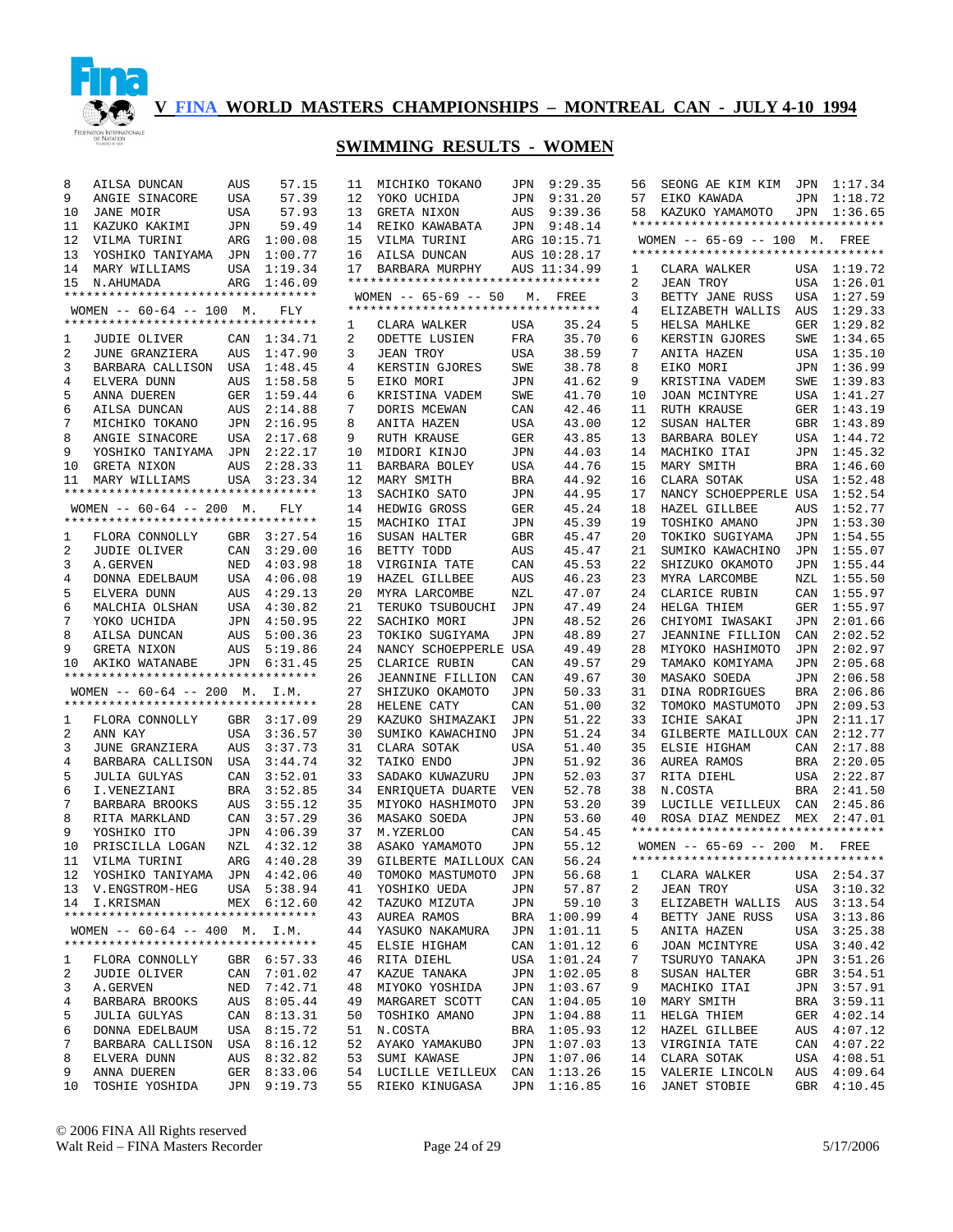# V FINA WORLD MASTERS CHAMPIONSHIPS – MONTREAL CAN - JULY 4-10 1994

## SWIMMING RESULTS - WOMEN

| Place | Name | Country | Time |
|---|---|---|---|
| 8 | AILSA DUNCAN | AUS | 57.15 |
| 9 | ANGIE SINACORE | USA | 57.39 |
| 10 | JANE MOIR | USA | 57.93 |
| 11 | KAZUKO KAKIMI | JPN | 59.49 |
| 12 | VILMA TURINI | ARG | 1:00.08 |
| 13 | YOSHIKO TANIYAMA | JPN | 1:00.77 |
| 14 | MARY WILLIAMS | USA | 1:19.34 |
| 15 | N.AHUMADA | ARG | 1:46.09 |

### WOMEN -- 60-64 -- 100 M. FLY

| Place | Name | Country | Time |
|---|---|---|---|
| 1 | JUDIE OLIVER | CAN | 1:34.71 |
| 2 | JUNE GRANZIERA | AUS | 1:47.90 |
| 3 | BARBARA CALLISON | USA | 1:48.45 |
| 4 | ELVERA DUNN | AUS | 1:58.58 |
| 5 | ANNA DUEREN | GER | 1:59.44 |
| 6 | AILSA DUNCAN | AUS | 2:14.88 |
| 7 | MICHIKO TOKANO | JPN | 2:16.95 |
| 8 | ANGIE SINACORE | USA | 2:17.68 |
| 9 | YOSHIKO TANIYAMA | JPN | 2:22.17 |
| 10 | GRETA NIXON | AUS | 2:28.33 |
| 11 | MARY WILLIAMS | USA | 3:23.34 |

### WOMEN -- 60-64 -- 200 M. FLY

| Place | Name | Country | Time |
|---|---|---|---|
| 1 | FLORA CONNOLLY | GBR | 3:27.54 |
| 2 | JUDIE OLIVER | CAN | 3:29.00 |
| 3 | A.GERVEN | NED | 4:03.98 |
| 4 | DONNA EDELBAUM | USA | 4:06.08 |
| 5 | ELVERA DUNN | AUS | 4:29.13 |
| 6 | MALCHIA OLSHAN | USA | 4:30.82 |
| 7 | YOKO UCHIDA | JPN | 4:50.95 |
| 8 | AILSA DUNCAN | AUS | 5:00.36 |
| 9 | GRETA NIXON | AUS | 5:19.86 |
| 10 | AKIKO WATANABE | JPN | 6:31.45 |

### WOMEN -- 60-64 -- 200 M. I.M.

| Place | Name | Country | Time |
|---|---|---|---|
| 1 | FLORA CONNOLLY | GBR | 3:17.09 |
| 2 | ANN KAY | USA | 3:36.57 |
| 3 | JUNE GRANZIERA | AUS | 3:37.73 |
| 4 | BARBARA CALLISON | USA | 3:44.74 |
| 5 | JULIA GULYAS | CAN | 3:52.01 |
| 6 | I.VENEZIANI | BRA | 3:52.85 |
| 7 | BARBARA BROOKS | AUS | 3:55.12 |
| 8 | RITA MARKLAND | CAN | 3:57.29 |
| 9 | YOSHIKO ITO | JPN | 4:06.39 |
| 10 | PRISCILLA LOGAN | NZL | 4:32.12 |
| 11 | VILMA TURINI | ARG | 4:40.28 |
| 12 | YOSHIKO TANIYAMA | JPN | 4:42.06 |
| 13 | V.ENGSTROM-HEG | USA | 5:38.94 |
| 14 | I.KRISMAN | MEX | 6:12.60 |

### WOMEN -- 60-64 -- 400 M. I.M.

| Place | Name | Country | Time |
|---|---|---|---|
| 1 | FLORA CONNOLLY | GBR | 6:57.33 |
| 2 | JUDIE OLIVER | CAN | 7:01.02 |
| 3 | A.GERVEN | NED | 7:42.71 |
| 4 | BARBARA BROOKS | AUS | 8:05.44 |
| 5 | JULIA GULYAS | CAN | 8:13.31 |
| 6 | DONNA EDELBAUM | USA | 8:15.72 |
| 7 | BARBARA CALLISON | USA | 8:16.12 |
| 8 | ELVERA DUNN | AUS | 8:32.82 |
| 9 | ANNA DUEREN | GER | 8:33.06 |
| 10 | TOSHIE YOSHIDA | JPN | 9:19.73 |
| 11 | MICHIKO TOKANO | JPN | 9:29.35 |
| 12 | YOKO UCHIDA | JPN | 9:31.20 |
| 13 | GRETA NIXON | AUS | 9:39.36 |
| 14 | REIKO KAWABATA | JPN | 9:48.14 |
| 15 | VILMA TURINI | ARG | 10:15.71 |
| 16 | AILSA DUNCAN | AUS | 10:28.17 |
| 17 | BARBARA MURPHY | AUS | 11:34.99 |

### WOMEN -- 65-69 -- 50 M. FREE

| Place | Name | Country | Time |
|---|---|---|---|
| 1 | CLARA WALKER | USA | 35.24 |
| 2 | ODETTE LUSIEN | FRA | 35.70 |
| 3 | JEAN TROY | USA | 38.59 |
| 4 | KERSTIN GJORES | SWE | 38.78 |
| 5 | EIKO MORI | JPN | 41.62 |
| 6 | KRISTINA VADEM | SWE | 41.70 |
| 7 | DORIS MCEWAN | CAN | 42.46 |
| 8 | ANITA HAZEN | USA | 43.00 |
| 9 | RUTH KRAUSE | GER | 43.85 |
| 10 | MIDORI KINJO | JPN | 44.03 |
| 11 | BARBARA BOLEY | USA | 44.76 |
| 12 | MARY SMITH | BRA | 44.92 |
| 13 | SACHIKO SATO | JPN | 44.95 |
| 14 | HEDWIG GROSS | GER | 45.24 |
| 15 | MACHIKO ITAI | JPN | 45.39 |
| 16 | SUSAN HALTER | GBR | 45.47 |
| 16 | BETTY TODD | AUS | 45.47 |
| 18 | VIRGINIA TATE | CAN | 45.53 |
| 19 | HAZEL GILLBEE | AUS | 46.23 |
| 20 | MYRA LARCOMBE | NZL | 47.07 |
| 21 | TERUKO TSUBOUCHI | JPN | 47.49 |
| 22 | SACHIKO MORI | JPN | 48.52 |
| 23 | TOKIKO SUGIYAMA | JPN | 48.89 |
| 24 | NANCY SCHOEPPERLE | USA | 49.49 |
| 25 | CLARICE RUBIN | CAN | 49.57 |
| 26 | JEANNINE FILLION | CAN | 49.67 |
| 27 | SHIZUKO OKAMOTO | JPN | 50.33 |
| 28 | HELENE CATY | CAN | 51.00 |
| 29 | KAZUKO SHIMAZAKI | JPN | 51.22 |
| 30 | SUMIKO KAWACHINO | JPN | 51.24 |
| 31 | CLARA SOTAK | USA | 51.40 |
| 32 | TAIKO ENDO | JPN | 51.92 |
| 33 | SADAKO KUWAZURU | JPN | 52.03 |
| 34 | ENRIQUETA DUARTE | VEN | 52.78 |
| 35 | MIYOKO HASHIMOTO | JPN | 53.20 |
| 36 | MASAKO SOEDA | JPN | 53.60 |
| 37 | M.YZERLOO | CAN | 54.45 |
| 38 | ASAKO YAMAMOTO | JPN | 55.12 |
| 39 | GILBERTE MAILLOUX | CAN | 56.24 |
| 40 | TOMOKO MASTUMOTO | JPN | 56.68 |
| 41 | YOSHIKO UEDA | JPN | 57.87 |
| 42 | TAZUKO MIZUTA | JPN | 59.10 |
| 43 | AUREA RAMOS | BRA | 1:00.99 |
| 44 | YASUKO NAKAMURA | JPN | 1:01.11 |
| 45 | ELSIE HIGHAM | CAN | 1:01.12 |
| 46 | RITA DIEHL | USA | 1:01.24 |
| 47 | KAZUE TANAKA | JPN | 1:02.05 |
| 48 | MIYOKO YOSHIDA | JPN | 1:03.67 |
| 49 | MARGARET SCOTT | CAN | 1:04.05 |
| 50 | TOSHIKO AMANO | JPN | 1:04.88 |
| 51 | N.COSTA | BRA | 1:05.93 |
| 52 | AYAKO YAMAKUBO | JPN | 1:07.03 |
| 53 | SUMI KAWASE | JPN | 1:07.06 |
| 54 | LUCILLE VEILLEUX | CAN | 1:13.26 |
| 55 | RIEKO KINUGASA | JPN | 1:16.85 |
| 56 | SEONG AE KIM KIM | JPN | 1:17.34 |
| 57 | EIKO KAWADA | JPN | 1:18.72 |
| 58 | KAZUKO YAMAMOTO | JPN | 1:36.65 |

### WOMEN -- 65-69 -- 100 M. FREE

| Place | Name | Country | Time |
|---|---|---|---|
| 1 | CLARA WALKER | USA | 1:19.72 |
| 2 | JEAN TROY | USA | 1:26.01 |
| 3 | BETTY JANE RUSS | USA | 1:27.59 |
| 4 | ELIZABETH WALLIS | AUS | 1:29.33 |
| 5 | HELSA MAHLKE | GER | 1:29.82 |
| 6 | KERSTIN GJORES | SWE | 1:34.65 |
| 7 | ANITA HAZEN | USA | 1:35.10 |
| 8 | EIKO MORI | JPN | 1:36.99 |
| 9 | KRISTINA VADEM | SWE | 1:39.83 |
| 10 | JOAN MCINTYRE | USA | 1:41.27 |
| 11 | RUTH KRAUSE | GER | 1:43.19 |
| 12 | SUSAN HALTER | GBR | 1:43.89 |
| 13 | BARBARA BOLEY | USA | 1:44.72 |
| 14 | MACHIKO ITAI | JPN | 1:45.32 |
| 15 | MARY SMITH | BRA | 1:46.60 |
| 16 | CLARA SOTAK | USA | 1:52.48 |
| 17 | NANCY SCHOEPPERLE | USA | 1:52.54 |
| 18 | HAZEL GILLBEE | AUS | 1:52.77 |
| 19 | TOSHIKO AMANO | JPN | 1:53.30 |
| 20 | TOKIKO SUGIYAMA | JPN | 1:54.55 |
| 21 | SUMIKO KAWACHINO | JPN | 1:55.07 |
| 22 | SHIZUKO OKAMOTO | JPN | 1:55.44 |
| 23 | MYRA LARCOMBE | NZL | 1:55.50 |
| 24 | CLARICE RUBIN | CAN | 1:55.97 |
| 24 | HELGA THIEM | GER | 1:55.97 |
| 26 | CHIYOMI IWASAKI | JPN | 2:01.66 |
| 27 | JEANNINE FILLION | CAN | 2:02.52 |
| 28 | MIYOKO HASHIMOTO | JPN | 2:02.97 |
| 29 | TAMAKO KOMIYAMA | JPN | 2:05.68 |
| 30 | MASAKO SOEDA | JPN | 2:06.58 |
| 31 | DINA RODRIGUES | BRA | 2:06.86 |
| 32 | TOMOKO MASTUMOTO | JPN | 2:09.53 |
| 33 | ICHIE SAKAI | JPN | 2:11.17 |
| 34 | GILBERTE MAILLOUX | CAN | 2:12.77 |
| 35 | ELSIE HIGHAM | CAN | 2:17.88 |
| 36 | AUREA RAMOS | BRA | 2:20.05 |
| 37 | RITA DIEHL | USA | 2:22.87 |
| 38 | N.COSTA | BRA | 2:41.50 |
| 39 | LUCILLE VEILLEUX | CAN | 2:45.86 |
| 40 | ROSA DIAZ MENDEZ | MEX | 2:47.01 |

### WOMEN -- 65-69 -- 200 M. FREE

| Place | Name | Country | Time |
|---|---|---|---|
| 1 | CLARA WALKER | USA | 2:54.37 |
| 2 | JEAN TROY | USA | 3:10.32 |
| 3 | ELIZABETH WALLIS | AUS | 3:13.54 |
| 4 | BETTY JANE RUSS | USA | 3:13.86 |
| 5 | ANITA HAZEN | USA | 3:25.38 |
| 6 | JOAN MCINTYRE | USA | 3:40.42 |
| 7 | TSURUYO TANAKA | JPN | 3:51.26 |
| 8 | SUSAN HALTER | GBR | 3:54.51 |
| 9 | MACHIKO ITAI | JPN | 3:57.91 |
| 10 | MARY SMITH | BRA | 3:59.11 |
| 11 | HELGA THIEM | GER | 4:02.14 |
| 12 | HAZEL GILLBEE | AUS | 4:07.12 |
| 13 | VIRGINIA TATE | CAN | 4:07.22 |
| 14 | CLARA SOTAK | USA | 4:08.51 |
| 15 | VALERIE LINCOLN | AUS | 4:09.64 |
| 16 | JANET STOBIE | GBR | 4:10.45 |

© 2006 FINA All Rights reserved
Walt Reid – FINA Masters Recorder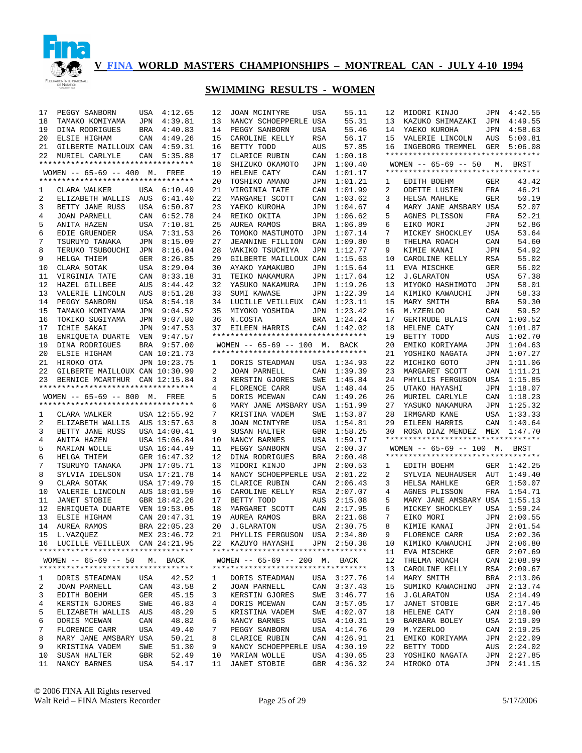# V FINA WORLD MASTERS CHAMPIONSHIPS – MONTREAL CAN - JULY 4-10 1994

## SWIMMING RESULTS - WOMEN

| | | | |
|---|---|---|---|
| 17 | PEGGY SANBORN | USA | 4:12.65 |
| 18 | TAMAKO KOMIYAMA | JPN | 4:39.81 |
| 19 | DINA RODRIGUES | BRA | 4:40.83 |
| 20 | ELSIE HIGHAM | CAN | 4:49.26 |
| 21 | GILBERTE MAILLOUX | CAN | 4:59.31 |
| 22 | MURIEL CARLYLE | CAN | 5:35.88 |

### WOMEN -- 65-69 -- 400 M. FREE

| | | | |
|---|---|---|---|
| 1 | CLARA WALKER | USA | 6:10.49 |
| 2 | ELIZABETH WALLIS | AUS | 6:41.40 |
| 3 | BETTY JANE RUSS | USA | 6:50.87 |
| 4 | JOAN PARNELL | CAN | 6:52.78 |
| 5 | ANITA HAZEN | USA | 7:10.81 |
| 6 | EDIE GRUENDER | USA | 7:31.53 |
| 7 | TSURUYO TANAKA | JPN | 8:15.09 |
| 8 | TERUKO TSUBOUCHI | JPN | 8:16.04 |
| 9 | HELGA THIEM | GER | 8:26.85 |
| 10 | CLARA SOTAK | USA | 8:29.04 |
| 11 | VIRGINIA TATE | CAN | 8:33.18 |
| 12 | HAZEL GILLBEE | AUS | 8:44.42 |
| 13 | VALERIE LINCOLN | AUS | 8:51.28 |
| 14 | PEGGY SANBORN | USA | 8:54.18 |
| 15 | TAMAKO KOMIYAMA | JPN | 9:04.52 |
| 16 | TOKIKO SUGIYAMA | JPN | 9:07.80 |
| 17 | ICHIE SAKAI | JPN | 9:47.53 |
| 18 | ENRIQUETA DUARTE | VEN | 9:47.57 |
| 19 | DINA RODRIGUES | BRA | 9:57.00 |
| 20 | ELSIE HIGHAM | CAN | 10:21.73 |
| 21 | HIROKO OTA | JPN | 10:23.75 |
| 22 | GILBERTE MAILLOUX | CAN | 10:30.99 |
| 23 | BERNICE MCARTHUR | CAN | 12:15.84 |

### WOMEN -- 65-69 -- 800 M. FREE

| | | | |
|---|---|---|---|
| 1 | CLARA WALKER | USA | 12:55.92 |
| 2 | ELIZABETH WALLIS | AUS | 13:57.63 |
| 3 | BETTY JANE RUSS | USA | 14:00.41 |
| 4 | ANITA HAZEN | USA | 15:06.84 |
| 5 | MARIAN WOLLE | USA | 16:44.49 |
| 6 | HELGA THIEM | GER | 16:47.32 |
| 7 | TSURUYO TANAKA | JPN | 17:05.71 |
| 8 | SYLVIA IDELSON | USA | 17:21.78 |
| 9 | CLARA SOTAK | USA | 17:49.79 |
| 10 | VALERIE LINCOLN | AUS | 18:01.59 |
| 11 | JANET STOBIE | GBR | 18:42.26 |
| 12 | ENRIQUETA DUARTE | VEN | 19:53.05 |
| 13 | ELSIE HIGHAM | CAN | 20:47.31 |
| 14 | AUREA RAMOS | BRA | 22:05.23 |
| 15 | L.VAZQUEZ | MEX | 23:46.72 |
| 16 | LUCILLE VEILLEUX | CAN | 24:21.95 |

### WOMEN -- 65-69 -- 50 M. BACK

| | | | |
|---|---|---|---|
| 1 | DORIS STEADMAN | USA | 42.52 |
| 2 | JOAN PARNELL | CAN | 43.58 |
| 3 | EDITH BOEHM | GER | 45.15 |
| 4 | KERSTIN GJORES | SWE | 46.83 |
| 5 | ELIZABETH WALLIS | AUS | 48.29 |
| 6 | DORIS MCEWAN | CAN | 48.82 |
| 7 | FLORENCE CARR | USA | 49.40 |
| 8 | MARY JANE AMSBARY | USA | 50.21 |
| 9 | KRISTINA VADEM | SWE | 51.30 |
| 10 | SUSAN HALTER | GBR | 52.49 |
| 11 | NANCY BARNES | USA | 54.17 |
| 12 | JOAN MCINTYRE | USA | 55.11 |
| 13 | NANCY SCHOEPPERLE | USA | 55.31 |
| 14 | PEGGY SANBORN | USA | 55.46 |
| 15 | CAROLINE KELLY | RSA | 56.17 |
| 16 | BETTY TODD | AUS | 57.85 |
| 17 | CLARICE RUBIN | CAN | 1:00.18 |
| 18 | SHIZUKO OKAMOTO | JPN | 1:00.40 |
| 19 | HELENE CATY | CAN | 1:01.17 |
| 20 | TOSHIKO AMANO | JPN | 1:01.21 |
| 21 | VIRGINIA TATE | CAN | 1:01.99 |
| 22 | MARGARET SCOTT | CAN | 1:03.62 |
| 23 | YAEKO KUROHA | JPN | 1:04.67 |
| 24 | REIKO OKITA | JPN | 1:06.62 |
| 25 | AUREA RAMOS | BRA | 1:06.89 |
| 26 | TOMOKO MASTUMOTO | JPN | 1:07.14 |
| 27 | JEANNINE FILLION | CAN | 1:09.80 |
| 28 | WAKIKO TSUCHIYA | JPN | 1:12.77 |
| 29 | GILBERTE MAILLOUX | CAN | 1:15.63 |
| 30 | AYAKO YAMAKUBO | JPN | 1:15.64 |
| 31 | TEIKO NAKAMURA | JPN | 1:17.64 |
| 32 | YASUKO NAKAMURA | JPN | 1:19.26 |
| 33 | SUMI KAWASE | JPN | 1:22.39 |
| 34 | LUCILLE VEILLEUX | CAN | 1:23.11 |
| 35 | MIYOKO YOSHIDA | JPN | 1:23.42 |
| 36 | N.COSTA | BRA | 1:24.24 |
| 37 | EILEEN HARRIS | CAN | 1:42.02 |

### WOMEN -- 65-69 -- 100 M. BACK

| | | | |
|---|---|---|---|
| 1 | DORIS STEADMAN | USA | 1:34.93 |
| 2 | JOAN PARNELL | CAN | 1:39.39 |
| 3 | KERSTIN GJORES | SWE | 1:45.84 |
| 4 | FLORENCE CARR | USA | 1:48.44 |
| 5 | DORIS MCEWAN | CAN | 1:49.26 |
| 6 | MARY JANE AMSBARY | USA | 1:51.99 |
| 7 | KRISTINA VADEM | SWE | 1:53.87 |
| 8 | JOAN MCINTYRE | USA | 1:54.81 |
| 9 | SUSAN HALTER | GBR | 1:58.25 |
| 10 | NANCY BARNES | USA | 1:59.17 |
| 11 | PEGGY SANBORN | USA | 2:00.37 |
| 12 | DINA RODRIGUES | BRA | 2:00.48 |
| 13 | MIDORI KINJO | JPN | 2:00.53 |
| 14 | NANCY SCHOEPPERLE | USA | 2:01.22 |
| 15 | CLARICE RUBIN | CAN | 2:06.43 |
| 16 | CAROLINE KELLY | RSA | 2:07.07 |
| 17 | BETTY TODD | AUS | 2:15.08 |
| 18 | MARGARET SCOTT | CAN | 2:17.95 |
| 19 | AUREA RAMOS | BRA | 2:21.68 |
| 20 | J.GLARATON | USA | 2:30.75 |
| 21 | PHYLLIS FERGUSON | USA | 2:34.80 |
| 22 | KAZUYO HAYASHI | JPN | 2:50.38 |

### WOMEN -- 65-69 -- 200 M. BACK

| | | | |
|---|---|---|---|
| 1 | DORIS STEADMAN | USA | 3:27.76 |
| 2 | JOAN PARNELL | CAN | 3:37.43 |
| 3 | KERSTIN GJORES | SWE | 3:46.77 |
| 4 | DORIS MCEWAN | CAN | 3:57.05 |
| 5 | KRISTINA VADEM | SWE | 4:02.07 |
| 6 | NANCY BARNES | USA | 4:10.31 |
| 7 | PEGGY SANBORN | USA | 4:14.76 |
| 8 | CLARICE RUBIN | CAN | 4:26.91 |
| 9 | NANCY SCHOEPPERLE | USA | 4:30.19 |
| 10 | MARIAN WOLLE | USA | 4:30.65 |
| 11 | JANET STOBIE | GBR | 4:36.32 |
| 12 | MIDORI KINJO | JPN | 4:42.55 |
| 13 | KAZUKO SHIMAZAKI | JPN | 4:49.55 |
| 14 | YAEKO KUROHA | JPN | 4:58.63 |
| 15 | VALERIE LINCOLN | AUS | 5:00.81 |
| 16 | INGEBORG TREMMEL | GER | 5:06.08 |

### WOMEN -- 65-69 -- 50 M. BRST

| | | | |
|---|---|---|---|
| 1 | EDITH BOEHM | GER | 43.42 |
| 2 | ODETTE LUSIEN | FRA | 46.21 |
| 3 | HELSA MAHLKE | GER | 50.19 |
| 4 | MARY JANE AMSBARY | USA | 52.07 |
| 5 | AGNES PLISSON | FRA | 52.21 |
| 6 | EIKO MORI | JPN | 52.86 |
| 7 | MICKEY SHOCKLEY | USA | 53.64 |
| 8 | THELMA ROACH | CAN | 54.60 |
| 9 | KIMIE KANAI | JPN | 54.92 |
| 10 | CAROLINE KELLY | RSA | 55.02 |
| 11 | EVA MISCHKE | GER | 56.02 |
| 12 | J.GLARATON | USA | 57.38 |
| 13 | MIYOKO HASHIMOTO | JPN | 58.01 |
| 14 | KIMIKO KAWAUCHI | JPN | 58.33 |
| 15 | MARY SMITH | BRA | 59.30 |
| 16 | M.YZERLOO | CAN | 59.52 |
| 17 | GERTRUDE BLAIS | CAN | 1:00.52 |
| 18 | HELENE CATY | CAN | 1:01.87 |
| 19 | BETTY TODD | AUS | 1:02.70 |
| 20 | EMIKO KORIYAMA | JPN | 1:04.63 |
| 21 | YOSHIKO NAGATA | JPN | 1:07.27 |
| 22 | MICHIKO GOTO | JPN | 1:11.06 |
| 23 | MARGARET SCOTT | CAN | 1:11.21 |
| 24 | PHYLLIS FERGUSON | USA | 1:15.85 |
| 25 | UTAKO HAYASHI | JPN | 1:18.07 |
| 26 | MURIEL CARLYLE | CAN | 1:18.23 |
| 27 | YASUKO NAKAMURA | JPN | 1:25.32 |
| 28 | IRMGARD KANE | USA | 1:33.33 |
| 29 | EILEEN HARRIS | CAN | 1:40.64 |
| 30 | ROSA DIAZ MENDEZ | MEX | 1:47.70 |

### WOMEN -- 65-69 -- 100 M. BRST

| | | | |
|---|---|---|---|
| 1 | EDITH BOEHM | GER | 1:42.25 |
| 2 | SYLVIA NEUHAUSER | AUT | 1:49.40 |
| 3 | HELSA MAHLKE | GER | 1:50.07 |
| 4 | AGNES PLISSON | FRA | 1:54.71 |
| 5 | MARY JANE AMSBARY | USA | 1:55.13 |
| 6 | MICKEY SHOCKLEY | USA | 1:59.24 |
| 7 | EIKO MORI | JPN | 2:00.55 |
| 8 | KIMIE KANAI | JPN | 2:01.54 |
| 9 | FLORENCE CARR | USA | 2:02.36 |
| 10 | KIMIKO KAWAUCHI | JPN | 2:06.80 |
| 11 | EVA MISCHKE | GER | 2:07.69 |
| 12 | THELMA ROACH | CAN | 2:08.99 |
| 13 | CAROLINE KELLY | RSA | 2:09.67 |
| 14 | MARY SMITH | BRA | 2:13.06 |
| 15 | SUMIKO KAWACHINO | JPN | 2:13.74 |
| 16 | J.GLARATON | USA | 2:14.49 |
| 17 | JANET STOBIE | GBR | 2:17.45 |
| 18 | HELENE CATY | CAN | 2:18.90 |
| 19 | BARBARA BOLEY | USA | 2:19.09 |
| 20 | M.YZERLOO | CAN | 2:19.25 |
| 21 | EMIKO KORIYAMA | JPN | 2:22.09 |
| 22 | BETTY TODD | AUS | 2:24.02 |
| 23 | YOSHIKO NAGATA | JPN | 2:27.85 |
| 24 | HIROKO OTA | JPN | 2:41.15 |

© 2006 FINA All Rights reserved
Walt Reid – FINA Masters Recorder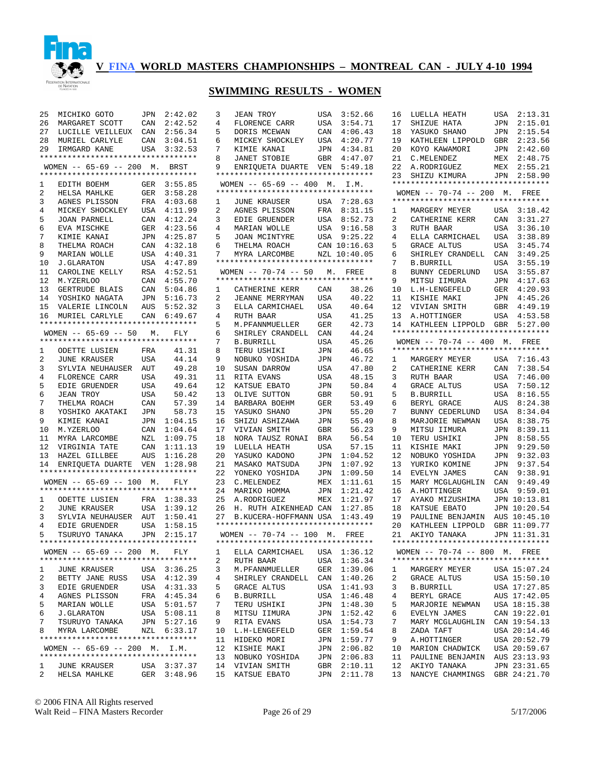# V FINA WORLD MASTERS CHAMPIONSHIPS – MONTREAL CAN - JULY 4-10 1994

## SWIMMING RESULTS - WOMEN

| Place | Name | Country | Time |
|---|---|---|---|
| 25 | MICHIKO GOTO | JPN | 2:42.02 |
| 26 | MARGARET SCOTT | CAN | 2:42.52 |
| 27 | LUCILLE VEILLEUX | CAN | 2:56.34 |
| 28 | MURIEL CARLYLE | CAN | 3:04.51 |
| 29 | IRMGARD KANE | USA | 3:32.53 |

### WOMEN -- 65-69 -- 200 M. BRST

| Place | Name | Country | Time |
|---|---|---|---|
| 1 | EDITH BOEHM | GER | 3:55.85 |
| 2 | HELSA MAHLKE | GER | 3:58.28 |
| 3 | AGNES PLISSON | FRA | 4:03.68 |
| 4 | MICKEY SHOCKLEY | USA | 4:11.99 |
| 5 | JOAN PARNELL | CAN | 4:12.24 |
| 6 | EVA MISCHKE | GER | 4:23.56 |
| 7 | KIMIE KANAI | JPN | 4:25.87 |
| 8 | THELMA ROACH | CAN | 4:32.18 |
| 9 | MARIAN WOLLE | USA | 4:40.31 |
| 10 | J.GLARATON | USA | 4:47.89 |
| 11 | CAROLINE KELLY | RSA | 4:52.51 |
| 12 | M.YZERLOO | CAN | 4:55.70 |
| 13 | GERTRUDE BLAIS | CAN | 5:04.86 |
| 14 | YOSHIKO NAGATA | JPN | 5:16.73 |
| 15 | VALERIE LINCOLN | AUS | 5:52.32 |
| 16 | MURIEL CARLYLE | CAN | 6:49.67 |

### WOMEN -- 65-69 -- 50 M. FLY

| Place | Name | Country | Time |
|---|---|---|---|
| 1 | ODETTE LUSIEN | FRA | 41.31 |
| 2 | JUNE KRAUSER | USA | 44.14 |
| 3 | SYLVIA NEUHAUSER | AUT | 49.28 |
| 4 | FLORENCE CARR | USA | 49.31 |
| 5 | EDIE GRUENDER | USA | 49.64 |
| 6 | JEAN TROY | USA | 50.42 |
| 7 | THELMA ROACH | CAN | 57.39 |
| 8 | YOSHIKO AKATAKI | JPN | 58.73 |
| 9 | KIMIE KANAI | JPN | 1:04.15 |
| 10 | M.YZERLOO | CAN | 1:04.64 |
| 11 | MYRA LARCOMBE | NZL | 1:09.75 |
| 12 | VIRGINIA TATE | CAN | 1:11.13 |
| 13 | HAZEL GILLBEE | AUS | 1:16.28 |
| 14 | ENRIQUETA DUARTE | VEN | 1:28.98 |

### WOMEN -- 65-69 -- 100 M. FLY

| Place | Name | Country | Time |
|---|---|---|---|
| 1 | ODETTE LUSIEN | FRA | 1:38.33 |
| 2 | JUNE KRAUSER | USA | 1:39.12 |
| 3 | SYLVIA NEUHAUSER | AUT | 1:50.41 |
| 4 | EDIE GRUENDER | USA | 1:58.15 |
| 5 | TSURUYO TANAKA | JPN | 2:15.17 |

### WOMEN -- 65-69 -- 200 M. FLY

| Place | Name | Country | Time |
|---|---|---|---|
| 1 | JUNE KRAUSER | USA | 3:36.25 |
| 2 | BETTY JANE RUSS | USA | 4:12.39 |
| 3 | EDIE GRUENDER | USA | 4:31.33 |
| 4 | AGNES PLISSON | FRA | 4:45.34 |
| 5 | MARIAN WOLLE | USA | 5:01.57 |
| 6 | J.GLARATON | USA | 5:08.11 |
| 7 | TSURUYO TANAKA | JPN | 5:27.16 |
| 8 | MYRA LARCOMBE | NZL | 6:33.17 |

### WOMEN -- 65-69 -- 200 M. I.M.

| Place | Name | Country | Time |
|---|---|---|---|
| 1 | JUNE KRAUSER | USA | 3:37.37 |
| 2 | HELSA MAHLKE | GER | 3:48.96 |
| 3 | JEAN TROY | USA | 3:52.66 |
| 4 | FLORENCE CARR | USA | 3:54.71 |
| 5 | DORIS MCEWAN | CAN | 4:06.43 |
| 6 | MICKEY SHOCKLEY | USA | 4:20.77 |
| 7 | KIMIE KANAI | JPN | 4:34.81 |
| 8 | JANET STOBIE | GBR | 4:47.07 |
| 9 | ENRIQUETA DUARTE | VEN | 5:49.18 |

### WOMEN -- 65-69 -- 400 M. I.M.

| Place | Name | Country | Time |
|---|---|---|---|
| 1 | JUNE KRAUSER | USA | 7:28.63 |
| 2 | AGNES PLISSON | FRA | 8:31.15 |
| 3 | EDIE GRUENDER | USA | 8:52.73 |
| 4 | MARIAN WOLLE | USA | 9:16.58 |
| 5 | JOAN MCINTYRE | USA | 9:25.22 |
| 6 | THELMA ROACH | CAN | 10:16.63 |
| 7 | MYRA LARCOMBE | NZL | 10:40.05 |

### WOMEN -- 70-74 -- 50 M. FREE

| Place | Name | Country | Time |
|---|---|---|---|
| 1 | CATHERINE KERR | CAN | 38.26 |
| 2 | JEANNE MERRYMAN | USA | 40.22 |
| 3 | ELLA CARMICHAEL | USA | 40.64 |
| 4 | RUTH BAAR | USA | 41.25 |
| 5 | M.PFANNMUELLER | GER | 42.73 |
| 6 | SHIRLEY CRANDELL | CAN | 44.24 |
| 7 | B.BURRILL | USA | 45.26 |
| 8 | TERU USHIKI | JPN | 46.65 |
| 9 | NOBUKO YOSHIDA | JPN | 46.72 |
| 10 | SUSAN DARROW | USA | 47.80 |
| 11 | RITA EVANS | USA | 48.15 |
| 12 | KATSUE EBATO | JPN | 50.84 |
| 13 | OLIVE SUTTON | GBR | 50.91 |
| 14 | BARBARA BOEHM | GER | 53.49 |
| 15 | YASUKO SHANO | JPN | 55.20 |
| 16 | SHIZU ASHIZAWA | JPN | 55.49 |
| 17 | VIVIAN SMITH | GBR | 56.23 |
| 18 | NORA TAUSZ RONAI | BRA | 56.54 |
| 19 | LUELLA HEATH | USA | 57.15 |
| 20 | YASUKO KADONO | JPN | 1:04.52 |
| 21 | MASAKO MATSUDA | JPN | 1:07.92 |
| 22 | YONEKO YOSHIDA | JPN | 1:09.50 |
| 23 | C.MELENDEZ | MEX | 1:11.61 |
| 24 | MARIKO HOMMA | JPN | 1:21.42 |
| 25 | A.RODRIGUEZ | MEX | 1:21.97 |
| 26 | H. RUTH AIKENHEAD | CAN | 1:27.85 |
| 27 | B.KUCERA-HOFFMANN | USA | 1:43.49 |

### WOMEN -- 70-74 -- 100 M. FREE

| Place | Name | Country | Time |
|---|---|---|---|
| 1 | ELLA CARMICHAEL | USA | 1:36.12 |
| 2 | RUTH BAAR | USA | 1:36.34 |
| 3 | M.PFANNMUELLER | GER | 1:39.06 |
| 4 | SHIRLEY CRANDELL | CAN | 1:40.26 |
| 5 | GRACE ALTUS | USA | 1:41.93 |
| 6 | B.BURRILL | USA | 1:46.48 |
| 7 | TERU USHIKI | JPN | 1:48.30 |
| 8 | MITSU IIMURA | JPN | 1:52.42 |
| 9 | RITA EVANS | USA | 1:54.73 |
| 10 | L.H-LENGEFELD | GER | 1:59.54 |
| 11 | HIDEKO MORI | JPN | 1:59.77 |
| 12 | KISHIE MAKI | JPN | 2:06.82 |
| 13 | NOBUKO YOSHIDA | JPN | 2:06.83 |
| 14 | VIVIAN SMITH | GBR | 2:10.11 |
| 15 | KATSUE EBATO | JPN | 2:11.78 |
| 16 | LUELLA HEATH | USA | 2:13.31 |
| 17 | SHIZUE HATA | JPN | 2:15.01 |
| 18 | YASUKO SHANO | JPN | 2:15.54 |
| 19 | KATHLEEN LIPPOLD | GBR | 2:23.56 |
| 20 | KOYO KAWAMORI | JPN | 2:42.60 |
| 21 | C.MELENDEZ | MEX | 2:48.75 |
| 22 | A.RODRIGUEZ | MEX | 2:55.21 |
| 23 | SHIZU KIMURA | JPN | 2:58.90 |

### WOMEN -- 70-74 -- 200 M. FREE

| Place | Name | Country | Time |
|---|---|---|---|
| 1 | MARGERY MEYER | USA | 3:18.42 |
| 2 | CATHERINE KERR | CAN | 3:31.27 |
| 3 | RUTH BAAR | USA | 3:36.10 |
| 4 | ELLA CARMICHAEL | USA | 3:38.89 |
| 5 | GRACE ALTUS | USA | 3:45.74 |
| 6 | SHIRLEY CRANDELL | CAN | 3:49.25 |
| 7 | B.BURRILL | USA | 3:55.19 |
| 8 | BUNNY CEDERLUND | USA | 3:55.87 |
| 9 | MITSU IIMURA | JPN | 4:17.63 |
| 10 | L.H-LENGEFELD | GER | 4:20.93 |
| 11 | KISHIE MAKI | JPN | 4:45.26 |
| 12 | VIVIAN SMITH | GBR | 4:49.19 |
| 13 | A.HOTTINGER | USA | 4:53.58 |
| 14 | KATHLEEN LIPPOLD | GBR | 5:27.00 |

### WOMEN -- 70-74 -- 400 M. FREE

| Place | Name | Country | Time |
|---|---|---|---|
| 1 | MARGERY MEYER | USA | 7:16.43 |
| 2 | CATHERINE KERR | CAN | 7:38.54 |
| 3 | RUTH BAAR | USA | 7:46.00 |
| 4 | GRACE ALTUS | USA | 7:50.12 |
| 5 | B.BURRILL | USA | 8:16.55 |
| 6 | BERYL GRACE | AUS | 8:24.38 |
| 7 | BUNNY CEDERLUND | USA | 8:34.04 |
| 8 | MARJORIE NEWMAN | USA | 8:38.75 |
| 9 | MITSU IIMURA | JPN | 8:39.11 |
| 10 | TERU USHIKI | JPN | 8:58.55 |
| 11 | KISHIE MAKI | JPN | 9:29.50 |
| 12 | NOBUKO YOSHIDA | JPN | 9:32.03 |
| 13 | YURIKO KOMINE | JPN | 9:37.54 |
| 14 | EVELYN JAMES | CAN | 9:38.91 |
| 15 | MARY MCGLAUGHLIN | CAN | 9:49.49 |
| 16 | A.HOTTINGER | USA | 9:59.01 |
| 17 | AYAKO MIZUSHIMA | JPN | 10:13.81 |
| 18 | KATSUE EBATO | JPN | 10:20.54 |
| 19 | PAULINE BENJAMIN | AUS | 10:45.10 |
| 20 | KATHLEEN LIPPOLD | GBR | 11:09.77 |
| 21 | AKIYO TANAKA | JPN | 11:31.31 |

### WOMEN -- 70-74 -- 800 M. FREE

| Place | Name | Country | Time |
|---|---|---|---|
| 1 | MARGERY MEYER | USA | 15:07.24 |
| 2 | GRACE ALTUS | USA | 15:50.10 |
| 3 | B.BURRILL | USA | 17:27.85 |
| 4 | BERYL GRACE | AUS | 17:42.05 |
| 5 | MARJORIE NEWMAN | USA | 18:15.38 |
| 6 | EVELYN JAMES | CAN | 19:22.01 |
| 7 | MARY MCGLAUGHLIN | CAN | 19:54.13 |
| 8 | ZADA TAFT | USA | 20:14.46 |
| 9 | A.HOTTINGER | USA | 20:52.79 |
| 10 | MARION CHADWICK | USA | 20:59.67 |
| 11 | PAULINE BENJAMIN | AUS | 23:13.93 |
| 12 | AKIYO TANAKA | JPN | 23:31.65 |
| 13 | NANCYE CHAMMINGS | GBR | 24:21.70 |

© 2006 FINA All Rights reserved
Walt Reid – FINA Masters Recorder
5/17/2006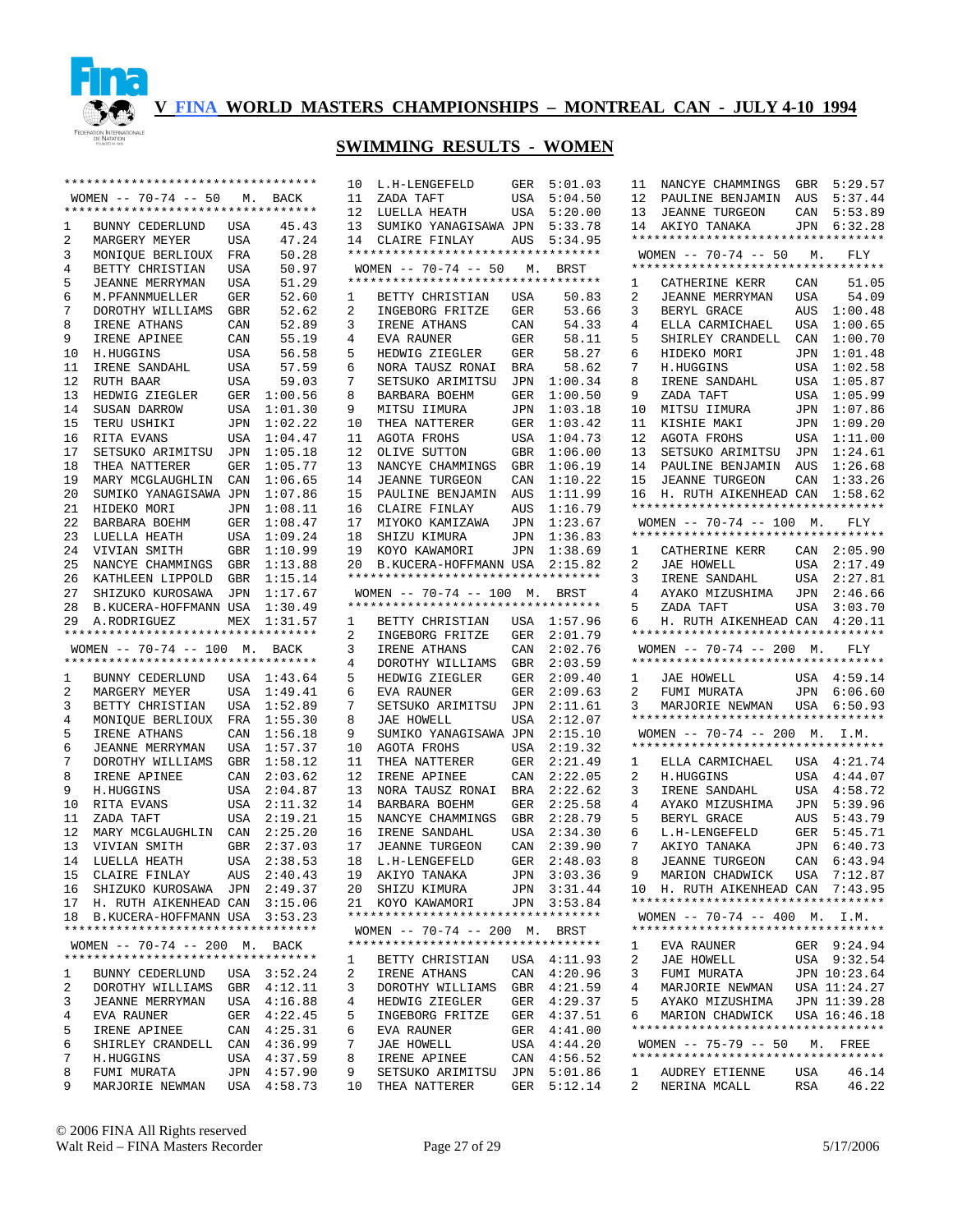# V FINA WORLD MASTERS CHAMPIONSHIPS – MONTREAL CAN - JULY 4-10 1994

## SWIMMING RESULTS - WOMEN

### WOMEN -- 70-74 -- 50 M. BACK

| Place | Name | Country | Time |
|---|---|---|---|
| 1 | BUNNY CEDERLUND | USA | 45.43 |
| 2 | MARGERY MEYER | USA | 47.24 |
| 3 | MONIQUE BERLIOUX | FRA | 50.28 |
| 4 | BETTY CHRISTIAN | USA | 50.97 |
| 5 | JEANNE MERRYMAN | USA | 51.29 |
| 6 | M.PFANNMUELLER | GER | 52.60 |
| 7 | DOROTHY WILLIAMS | GBR | 52.62 |
| 8 | IRENE ATHANS | CAN | 52.89 |
| 9 | IRENE APINEE | CAN | 55.19 |
| 10 | H.HUGGINS | USA | 56.58 |
| 11 | IRENE SANDAHL | USA | 57.59 |
| 12 | RUTH BAAR | USA | 59.03 |
| 13 | HEDWIG ZIEGLER | GER | 1:00.56 |
| 14 | SUSAN DARROW | USA | 1:01.30 |
| 15 | TERU USHIKI | JPN | 1:02.22 |
| 16 | RITA EVANS | USA | 1:04.47 |
| 17 | SETSUKO ARIMITSU | JPN | 1:05.18 |
| 18 | THEA NATTERER | GER | 1:05.77 |
| 19 | MARY MCGLAUGHLIN | CAN | 1:06.65 |
| 20 | SUMIKO YANAGISAWA | JPN | 1:07.86 |
| 21 | HIDEKO MORI | JPN | 1:08.11 |
| 22 | BARBARA BOEHM | GER | 1:08.47 |
| 23 | LUELLA HEATH | USA | 1:09.24 |
| 24 | VIVIAN SMITH | GBR | 1:10.99 |
| 25 | NANCYE CHAMMINGS | GBR | 1:13.88 |
| 26 | KATHLEEN LIPPOLD | GBR | 1:15.14 |
| 27 | SHIZUKO KUROSAWA | JPN | 1:17.67 |
| 28 | B.KUCERA-HOFFMANN | USA | 1:30.49 |
| 29 | A.RODRIGUEZ | MEX | 1:31.57 |

### WOMEN -- 70-74 -- 100 M. BACK

| Place | Name | Country | Time |
|---|---|---|---|
| 1 | BUNNY CEDERLUND | USA | 1:43.64 |
| 2 | MARGERY MEYER | USA | 1:49.41 |
| 3 | BETTY CHRISTIAN | USA | 1:52.89 |
| 4 | MONIQUE BERLIOUX | FRA | 1:55.30 |
| 5 | IRENE ATHANS | CAN | 1:56.18 |
| 6 | JEANNE MERRYMAN | USA | 1:57.37 |
| 7 | DOROTHY WILLIAMS | GBR | 1:58.12 |
| 8 | IRENE APINEE | CAN | 2:03.62 |
| 9 | H.HUGGINS | USA | 2:04.87 |
| 10 | RITA EVANS | USA | 2:11.32 |
| 11 | ZADA TAFT | USA | 2:19.21 |
| 12 | MARY MCGLAUGHLIN | CAN | 2:25.20 |
| 13 | VIVIAN SMITH | GBR | 2:37.03 |
| 14 | LUELLA HEATH | USA | 2:38.53 |
| 15 | CLAIRE FINLAY | AUS | 2:40.43 |
| 16 | SHIZUKO KUROSAWA | JPN | 2:49.37 |
| 17 | H. RUTH AIKENHEAD | CAN | 3:15.06 |
| 18 | B.KUCERA-HOFFMANN | USA | 3:53.23 |

### WOMEN -- 70-74 -- 200 M. BACK

| Place | Name | Country | Time |
|---|---|---|---|
| 1 | BUNNY CEDERLUND | USA | 3:52.24 |
| 2 | DOROTHY WILLIAMS | GBR | 4:12.11 |
| 3 | JEANNE MERRYMAN | USA | 4:16.88 |
| 4 | EVA RAUNER | GER | 4:22.45 |
| 5 | IRENE APINEE | CAN | 4:25.31 |
| 6 | SHIRLEY CRANDELL | CAN | 4:36.99 |
| 7 | H.HUGGINS | USA | 4:37.59 |
| 8 | FUMI MURATA | JPN | 4:57.90 |
| 9 | MARJORIE NEWMAN | USA | 4:58.73 |
| 10 | L.H-LENGEFELD | GER | 5:01.03 |
| 11 | ZADA TAFT | USA | 5:04.50 |
| 12 | LUELLA HEATH | USA | 5:20.00 |
| 13 | SUMIKO YANAGISAWA | JPN | 5:33.78 |
| 14 | CLAIRE FINLAY | AUS | 5:34.95 |

### WOMEN -- 70-74 -- 50 M. BRST

| Place | Name | Country | Time |
|---|---|---|---|
| 1 | BETTY CHRISTIAN | USA | 50.83 |
| 2 | INGEBORG FRITZE | GER | 53.66 |
| 3 | IRENE ATHANS | CAN | 54.33 |
| 4 | EVA RAUNER | GER | 58.11 |
| 5 | HEDWIG ZIEGLER | GER | 58.27 |
| 6 | NORA TAUSZ RONAI | BRA | 58.62 |
| 7 | SETSUKO ARIMITSU | JPN | 1:00.34 |
| 8 | BARBARA BOEHM | GER | 1:00.50 |
| 9 | MITSU IIMURA | JPN | 1:03.18 |
| 10 | THEA NATTERER | GER | 1:03.42 |
| 11 | AGOTA FROHS | USA | 1:04.73 |
| 12 | OLIVE SUTTON | GBR | 1:06.00 |
| 13 | NANCYE CHAMMINGS | GBR | 1:06.19 |
| 14 | JEANNE TURGEON | CAN | 1:10.22 |
| 15 | PAULINE BENJAMIN | AUS | 1:11.99 |
| 16 | CLAIRE FINLAY | AUS | 1:16.79 |
| 17 | MIYOKO KAMIZAWA | JPN | 1:23.67 |
| 18 | SHIZU KIMURA | JPN | 1:36.83 |
| 19 | KOYO KAWAMORI | JPN | 1:38.69 |
| 20 | B.KUCERA-HOFFMANN | USA | 2:15.82 |

### WOMEN -- 70-74 -- 100 M. BRST

| Place | Name | Country | Time |
|---|---|---|---|
| 1 | BETTY CHRISTIAN | USA | 1:57.96 |
| 2 | INGEBORG FRITZE | GER | 2:01.79 |
| 3 | IRENE ATHANS | CAN | 2:02.76 |
| 4 | DOROTHY WILLIAMS | GBR | 2:03.59 |
| 5 | HEDWIG ZIEGLER | GER | 2:09.40 |
| 6 | EVA RAUNER | GER | 2:09.63 |
| 7 | SETSUKO ARIMITSU | JPN | 2:11.61 |
| 8 | JAE HOWELL | USA | 2:12.07 |
| 9 | SUMIKO YANAGISAWA | JPN | 2:15.10 |
| 10 | AGOTA FROHS | USA | 2:19.32 |
| 11 | THEA NATTERER | GER | 2:21.49 |
| 12 | IRENE APINEE | CAN | 2:22.05 |
| 13 | NORA TAUSZ RONAI | BRA | 2:22.62 |
| 14 | BARBARA BOEHM | GER | 2:25.58 |
| 15 | NANCYE CHAMMINGS | GBR | 2:28.79 |
| 16 | IRENE SANDAHL | USA | 2:34.30 |
| 17 | JEANNE TURGEON | CAN | 2:39.90 |
| 18 | L.H-LENGEFELD | GER | 2:48.03 |
| 19 | AKIYO TANAKA | JPN | 3:03.36 |
| 20 | SHIZU KIMURA | JPN | 3:31.44 |
| 21 | KOYO KAWAMORI | JPN | 3:53.84 |

### WOMEN -- 70-74 -- 200 M. BRST

| Place | Name | Country | Time |
|---|---|---|---|
| 1 | BETTY CHRISTIAN | USA | 4:11.93 |
| 2 | IRENE ATHANS | CAN | 4:20.96 |
| 3 | DOROTHY WILLIAMS | GBR | 4:21.59 |
| 4 | HEDWIG ZIEGLER | GER | 4:29.37 |
| 5 | INGEBORG FRITZE | GER | 4:37.51 |
| 6 | EVA RAUNER | GER | 4:41.00 |
| 7 | JAE HOWELL | USA | 4:44.20 |
| 8 | IRENE APINEE | CAN | 4:56.52 |
| 9 | SETSUKO ARIMITSU | JPN | 5:01.86 |
| 10 | THEA NATTERER | GER | 5:12.14 |
| 11 | NANCYE CHAMMINGS | GBR | 5:29.57 |
| 12 | PAULINE BENJAMIN | AUS | 5:37.44 |
| 13 | JEANNE TURGEON | CAN | 5:53.89 |
| 14 | AKIYO TANAKA | JPN | 6:32.28 |

### WOMEN -- 70-74 -- 50 M. FLY

| Place | Name | Country | Time |
|---|---|---|---|
| 1 | CATHERINE KERR | CAN | 51.05 |
| 2 | JEANNE MERRYMAN | USA | 54.09 |
| 3 | BERYL GRACE | AUS | 1:00.48 |
| 4 | ELLA CARMICHAEL | USA | 1:00.65 |
| 5 | SHIRLEY CRANDELL | CAN | 1:00.70 |
| 6 | HIDEKO MORI | JPN | 1:01.48 |
| 7 | H.HUGGINS | USA | 1:02.58 |
| 8 | IRENE SANDAHL | USA | 1:05.87 |
| 9 | ZADA TAFT | USA | 1:05.99 |
| 10 | MITSU IIMURA | JPN | 1:07.86 |
| 11 | KISHIE MAKI | JPN | 1:09.20 |
| 12 | AGOTA FROHS | USA | 1:11.00 |
| 13 | SETSUKO ARIMITSU | JPN | 1:24.61 |
| 14 | PAULINE BENJAMIN | AUS | 1:26.68 |
| 15 | JEANNE TURGEON | CAN | 1:33.26 |
| 16 | H. RUTH AIKENHEAD | CAN | 1:58.62 |

### WOMEN -- 70-74 -- 100 M. FLY

| Place | Name | Country | Time |
|---|---|---|---|
| 1 | CATHERINE KERR | CAN | 2:05.90 |
| 2 | JAE HOWELL | USA | 2:17.49 |
| 3 | IRENE SANDAHL | USA | 2:27.81 |
| 4 | AYAKO MIZUSHIMA | JPN | 2:46.66 |
| 5 | ZADA TAFT | USA | 3:03.70 |
| 6 | H. RUTH AIKENHEAD | CAN | 4:20.11 |

### WOMEN -- 70-74 -- 200 M. FLY

| Place | Name | Country | Time |
|---|---|---|---|
| 1 | JAE HOWELL | USA | 4:59.14 |
| 2 | FUMI MURATA | JPN | 6:06.60 |
| 3 | MARJORIE NEWMAN | USA | 6:50.93 |

### WOMEN -- 70-74 -- 200 M. I.M.

| Place | Name | Country | Time |
|---|---|---|---|
| 1 | ELLA CARMICHAEL | USA | 4:21.74 |
| 2 | H.HUGGINS | USA | 4:44.07 |
| 3 | IRENE SANDAHL | USA | 4:58.72 |
| 4 | AYAKO MIZUSHIMA | JPN | 5:39.96 |
| 5 | BERYL GRACE | AUS | 5:43.79 |
| 6 | L.H-LENGEFELD | GER | 5:45.71 |
| 7 | AKIYO TANAKA | JPN | 6:40.73 |
| 8 | JEANNE TURGEON | CAN | 6:43.94 |
| 9 | MARION CHADWICK | USA | 7:12.87 |
| 10 | H. RUTH AIKENHEAD | CAN | 7:43.95 |

### WOMEN -- 70-74 -- 400 M. I.M.

| Place | Name | Country | Time |
|---|---|---|---|
| 1 | EVA RAUNER | GER | 9:24.94 |
| 2 | JAE HOWELL | USA | 9:32.54 |
| 3 | FUMI MURATA | JPN | 10:23.64 |
| 4 | MARJORIE NEWMAN | USA | 11:24.27 |
| 5 | AYAKO MIZUSHIMA | JPN | 11:39.28 |
| 6 | MARION CHADWICK | USA | 16:46.18 |

### WOMEN -- 75-79 -- 50 M. FREE

| Place | Name | Country | Time |
|---|---|---|---|
| 1 | AUDREY ETIENNE | USA | 46.14 |
| 2 | NERINA MCALL | RSA | 46.22 |

© 2006 FINA All Rights reserved
Walt Reid – FINA Masters Recorder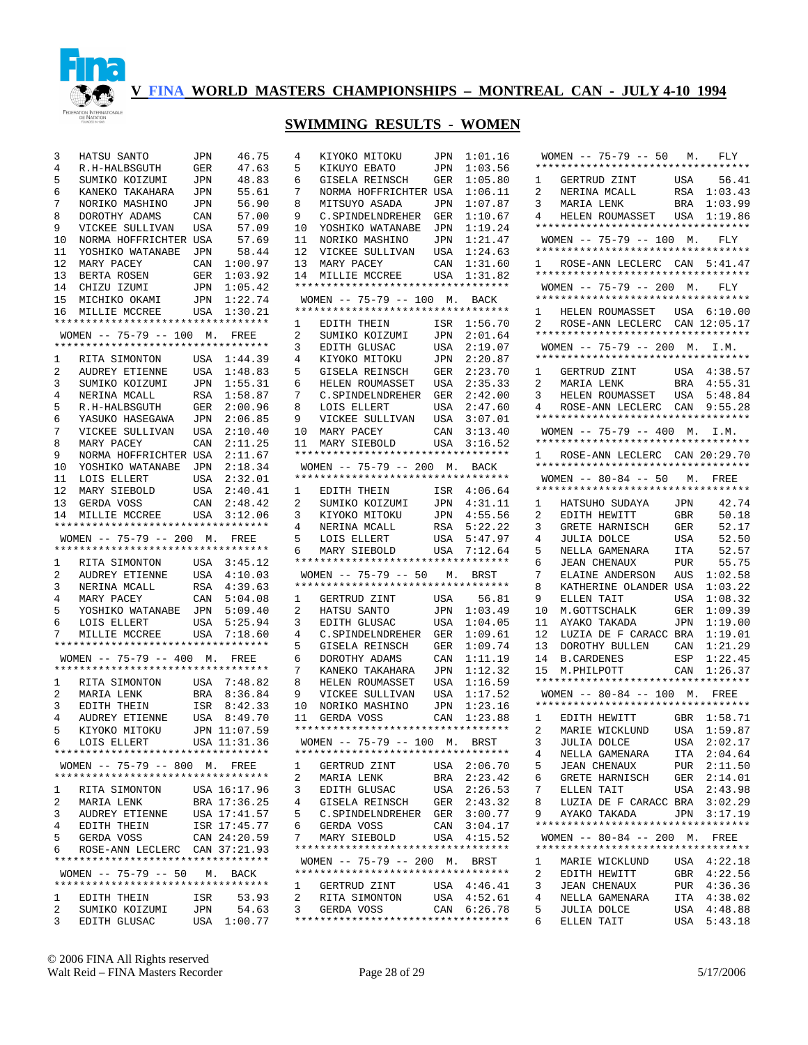**V FINA WORLD MASTERS CHAMPIONSHIPS – MONTREAL CAN - JULY 4-10 1994**

## SWIMMING RESULTS - WOMEN

| Place | Name | Country | Time |
|---|---|---|---|
| 3 | HATSU SANTO | JPN | 46.75 |
| 4 | R.H-HALBSGUTH | GER | 47.63 |
| 5 | SUMIKO KOIZUMI | JPN | 48.83 |
| 6 | KANEKO TAKAHARA | JPN | 55.61 |
| 7 | NORIKO MASHINO | JPN | 56.90 |
| 8 | DOROTHY ADAMS | CAN | 57.00 |
| 9 | VICKEE SULLIVAN | USA | 57.09 |
| 10 | NORMA HOFFRICHTER | USA | 57.69 |
| 11 | YOSHIKO WATANABE | JPN | 58.44 |
| 12 | MARY PACEY | CAN | 1:00.97 |
| 13 | BERTA ROSEN | GER | 1:03.92 |
| 14 | CHIZU IZUMI | JPN | 1:05.42 |
| 15 | MICHIKO OKAMI | JPN | 1:22.74 |
| 16 | MILLIE MCCREE | USA | 1:30.21 |

### WOMEN -- 75-79 -- 100 M. FREE

| Place | Name | Country | Time |
|---|---|---|---|
| 1 | RITA SIMONTON | USA | 1:44.39 |
| 2 | AUDREY ETIENNE | USA | 1:48.83 |
| 3 | SUMIKO KOIZUMI | JPN | 1:55.31 |
| 4 | NERINA MCALL | RSA | 1:58.87 |
| 5 | R.H-HALBSGUTH | GER | 2:00.96 |
| 6 | YASUKO HASEGAWA | JPN | 2:06.85 |
| 7 | VICKEE SULLIVAN | USA | 2:10.40 |
| 8 | MARY PACEY | CAN | 2:11.25 |
| 9 | NORMA HOFFRICHTER | USA | 2:11.67 |
| 10 | YOSHIKO WATANABE | JPN | 2:18.34 |
| 11 | LOIS ELLERT | USA | 2:32.01 |
| 12 | MARY SIEBOLD | USA | 2:40.41 |
| 13 | GERDA VOSS | CAN | 2:48.42 |
| 14 | MILLIE MCCREE | USA | 3:12.06 |

### WOMEN -- 75-79 -- 200 M. FREE

| Place | Name | Country | Time |
|---|---|---|---|
| 1 | RITA SIMONTON | USA | 3:45.12 |
| 2 | AUDREY ETIENNE | USA | 4:10.03 |
| 3 | NERINA MCALL | RSA | 4:39.63 |
| 4 | MARY PACEY | CAN | 5:04.08 |
| 5 | YOSHIKO WATANABE | JPN | 5:09.40 |
| 6 | LOIS ELLERT | USA | 5:25.94 |
| 7 | MILLIE MCCREE | USA | 7:18.60 |

### WOMEN -- 75-79 -- 400 M. FREE

| Place | Name | Country | Time |
|---|---|---|---|
| 1 | RITA SIMONTON | USA | 7:48.82 |
| 2 | MARIA LENK | BRA | 8:36.84 |
| 3 | EDITH THEIN | ISR | 8:42.33 |
| 4 | AUDREY ETIENNE | USA | 8:49.70 |
| 5 | KIYOKO MITOKU | JPN | 11:07.59 |
| 6 | LOIS ELLERT | USA | 11:31.36 |

### WOMEN -- 75-79 -- 800 M. FREE

| Place | Name | Country | Time |
|---|---|---|---|
| 1 | RITA SIMONTON | USA | 16:17.96 |
| 2 | MARIA LENK | BRA | 17:36.25 |
| 3 | AUDREY ETIENNE | USA | 17:41.57 |
| 4 | EDITH THEIN | ISR | 17:45.77 |
| 5 | GERDA VOSS | CAN | 24:20.59 |
| 6 | ROSE-ANN LECLERC | CAN | 37:21.93 |

### WOMEN -- 75-79 -- 50 M. BACK

| Place | Name | Country | Time |
|---|---|---|---|
| 1 | EDITH THEIN | ISR | 53.93 |
| 2 | SUMIKO KOIZUMI | JPN | 54.63 |
| 3 | EDITH GLUSAC | USA | 1:00.77 |
| 4 | KIYOKO MITOKU | JPN | 1:01.16 |
| 5 | KIKUYO EBATO | JPN | 1:03.56 |
| 6 | GISELA REINSCH | GER | 1:05.80 |
| 7 | NORMA HOFFRICHTER | USA | 1:06.11 |
| 8 | MITSUYO ASADA | JPN | 1:07.87 |
| 9 | C.SPINDELNDREHER | GER | 1:10.67 |
| 10 | YOSHIKO WATANABE | JPN | 1:19.24 |
| 11 | NORIKO MASHINO | JPN | 1:21.47 |
| 12 | VICKEE SULLIVAN | USA | 1:24.63 |
| 13 | MARY PACEY | CAN | 1:31.60 |
| 14 | MILLIE MCCREE | USA | 1:31.82 |

### WOMEN -- 75-79 -- 100 M. BACK

| Place | Name | Country | Time |
|---|---|---|---|
| 1 | EDITH THEIN | ISR | 1:56.70 |
| 2 | SUMIKO KOIZUMI | JPN | 2:01.64 |
| 3 | EDITH GLUSAC | USA | 2:19.07 |
| 4 | KIYOKO MITOKU | JPN | 2:20.87 |
| 5 | GISELA REINSCH | GER | 2:23.70 |
| 6 | HELEN ROUMASSET | USA | 2:35.33 |
| 7 | C.SPINDELNDREHER | GER | 2:42.00 |
| 8 | LOIS ELLERT | USA | 2:47.60 |
| 9 | VICKEE SULLIVAN | USA | 3:07.01 |
| 10 | MARY PACEY | CAN | 3:13.40 |
| 11 | MARY SIEBOLD | USA | 3:16.52 |

### WOMEN -- 75-79 -- 200 M. BACK

| Place | Name | Country | Time |
|---|---|---|---|
| 1 | EDITH THEIN | ISR | 4:06.64 |
| 2 | SUMIKO KOIZUMI | JPN | 4:31.11 |
| 3 | KIYOKO MITOKU | JPN | 4:55.56 |
| 4 | NERINA MCALL | RSA | 5:22.22 |
| 5 | LOIS ELLERT | USA | 5:47.97 |
| 6 | MARY SIEBOLD | USA | 7:12.64 |

### WOMEN -- 75-79 -- 50 M. BRST

| Place | Name | Country | Time |
|---|---|---|---|
| 1 | GERTRUD ZINT | USA | 56.81 |
| 2 | HATSU SANTO | JPN | 1:03.49 |
| 3 | EDITH GLUSAC | USA | 1:04.05 |
| 4 | C.SPINDELNDREHER | GER | 1:09.61 |
| 5 | GISELA REINSCH | GER | 1:09.74 |
| 6 | DOROTHY ADAMS | CAN | 1:11.19 |
| 7 | KANEKO TAKAHARA | JPN | 1:12.32 |
| 8 | HELEN ROUMASSET | USA | 1:16.59 |
| 9 | VICKEE SULLIVAN | USA | 1:17.52 |
| 10 | NORIKO MASHINO | JPN | 1:23.16 |
| 11 | GERDA VOSS | CAN | 1:23.88 |

### WOMEN -- 75-79 -- 100 M. BRST

| Place | Name | Country | Time |
|---|---|---|---|
| 1 | GERTRUD ZINT | USA | 2:06.70 |
| 2 | MARIA LENK | BRA | 2:23.42 |
| 3 | EDITH GLUSAC | USA | 2:26.53 |
| 4 | GISELA REINSCH | GER | 2:43.32 |
| 5 | C.SPINDELNDREHER | GER | 3:00.77 |
| 6 | GERDA VOSS | CAN | 3:04.17 |
| 7 | MARY SIEBOLD | USA | 4:15.52 |

### WOMEN -- 75-79 -- 200 M. BRST

| Place | Name | Country | Time |
|---|---|---|---|
| 1 | GERTRUD ZINT | USA | 4:46.41 |
| 2 | RITA SIMONTON | USA | 4:52.61 |
| 3 | GERDA VOSS | CAN | 6:26.78 |

### WOMEN -- 75-79 -- 50 M. FLY

| Place | Name | Country | Time |
|---|---|---|---|
| 1 | GERTRUD ZINT | USA | 56.41 |
| 2 | NERINA MCALL | RSA | 1:03.43 |
| 3 | MARIA LENK | BRA | 1:03.99 |
| 4 | HELEN ROUMASSET | USA | 1:19.86 |

### WOMEN -- 75-79 -- 100 M. FLY

| Place | Name | Country | Time |
|---|---|---|---|
| 1 | ROSE-ANN LECLERC | CAN | 5:41.47 |

### WOMEN -- 75-79 -- 200 M. FLY

| Place | Name | Country | Time |
|---|---|---|---|
| 1 | HELEN ROUMASSET | USA | 6:10.00 |
| 2 | ROSE-ANN LECLERC | CAN | 12:05.17 |

### WOMEN -- 75-79 -- 200 M. I.M.

| Place | Name | Country | Time |
|---|---|---|---|
| 1 | GERTRUD ZINT | USA | 4:38.57 |
| 2 | MARIA LENK | BRA | 4:55.31 |
| 3 | HELEN ROUMASSET | USA | 5:48.84 |
| 4 | ROSE-ANN LECLERC | CAN | 9:55.28 |

### WOMEN -- 75-79 -- 400 M. I.M.

| Place | Name | Country | Time |
|---|---|---|---|
| 1 | ROSE-ANN LECLERC | CAN | 20:29.70 |

### WOMEN -- 80-84 -- 50 M. FREE

| Place | Name | Country | Time |
|---|---|---|---|
| 1 | HATSUHO SUDAYA | JPN | 42.74 |
| 2 | EDITH HEWITT | GBR | 50.18 |
| 3 | GRETE HARNISCH | GER | 52.17 |
| 4 | JULIA DOLCE | USA | 52.50 |
| 5 | NELLA GAMENARA | ITA | 52.57 |
| 6 | JEAN CHENAUX | PUR | 55.75 |
| 7 | ELAINE ANDERSON | AUS | 1:02.58 |
| 8 | KATHERINE OLANDER | USA | 1:03.22 |
| 9 | ELLEN TAIT | USA | 1:08.32 |
| 10 | M.GOTTSCHALK | GER | 1:09.39 |
| 11 | AYAKO TAKADA | JPN | 1:19.00 |
| 12 | LUZIA DE F CARACC | BRA | 1:19.01 |
| 13 | DOROTHY BULLEN | CAN | 1:21.29 |
| 14 | B.CARDENES | ESP | 1:22.45 |
| 15 | M.PHILPOTT | CAN | 1:26.37 |

### WOMEN -- 80-84 -- 100 M. FREE

| Place | Name | Country | Time |
|---|---|---|---|
| 1 | EDITH HEWITT | GBR | 1:58.71 |
| 2 | MARIE WICKLUND | USA | 1:59.87 |
| 3 | JULIA DOLCE | USA | 2:02.17 |
| 4 | NELLA GAMENARA | ITA | 2:04.64 |
| 5 | JEAN CHENAUX | PUR | 2:11.50 |
| 6 | GRETE HARNISCH | GER | 2:14.01 |
| 7 | ELLEN TAIT | USA | 2:43.98 |
| 8 | LUZIA DE F CARACC | BRA | 3:02.29 |
| 9 | AYAKO TAKADA | JPN | 3:17.19 |

### WOMEN -- 80-84 -- 200 M. FREE

| Place | Name | Country | Time |
|---|---|---|---|
| 1 | MARIE WICKLUND | USA | 4:22.18 |
| 2 | EDITH HEWITT | GBR | 4:22.56 |
| 3 | JEAN CHENAUX | PUR | 4:36.36 |
| 4 | NELLA GAMENARA | ITA | 4:38.02 |
| 5 | JULIA DOLCE | USA | 4:48.88 |
| 6 | ELLEN TAIT | USA | 5:43.18 |

© 2006 FINA All Rights reserved
Walt Reid – FINA Masters Recorder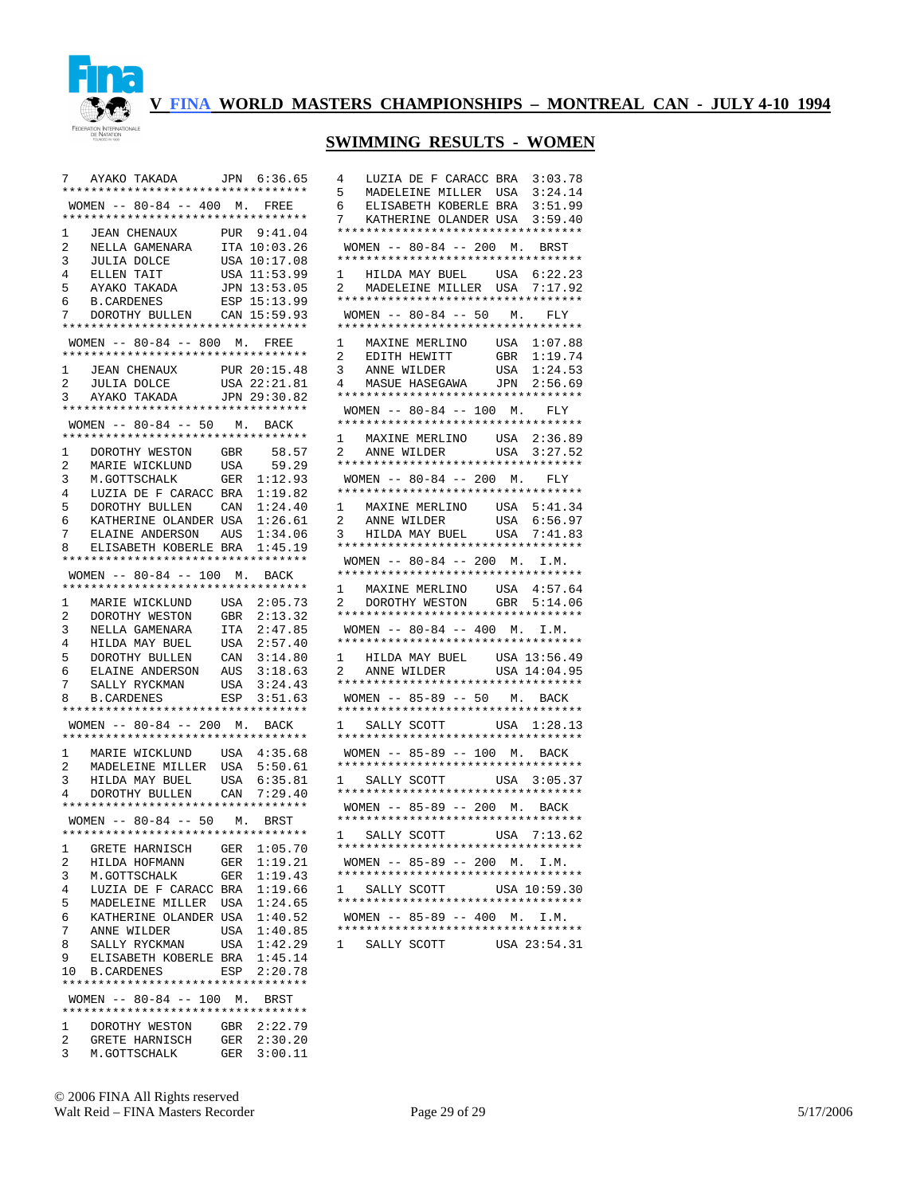**V FINA WORLD MASTERS CHAMPIONSHIPS – MONTREAL CAN - JULY 4-10 1994**

## SWIMMING RESULTS - WOMEN

| Place | Name | Country | Time |
|---|---|---|---|
| 7 | AYAKO TAKADA | JPN | 6:36.65 |

### WOMEN -- 80-84 -- 400 M. FREE

| Place | Name | Country | Time |
|---|---|---|---|
| 1 | JEAN CHENAUX | PUR | 9:41.04 |
| 2 | NELLA GAMENARA | ITA | 10:03.26 |
| 3 | JULIA DOLCE | USA | 10:17.08 |
| 4 | ELLEN TAIT | USA | 11:53.99 |
| 5 | AYAKO TAKADA | JPN | 13:53.05 |
| 6 | B.CARDENES | ESP | 15:13.99 |
| 7 | DOROTHY BULLEN | CAN | 15:59.93 |

### WOMEN -- 80-84 -- 800 M. FREE

| Place | Name | Country | Time |
|---|---|---|---|
| 1 | JEAN CHENAUX | PUR | 20:15.48 |
| 2 | JULIA DOLCE | USA | 22:21.81 |
| 3 | AYAKO TAKADA | JPN | 29:30.82 |

### WOMEN -- 80-84 -- 50 M. BACK

| Place | Name | Country | Time |
|---|---|---|---|
| 1 | DOROTHY WESTON | GBR | 58.57 |
| 2 | MARIE WICKLUND | USA | 59.29 |
| 3 | M.GOTTSCHALK | GER | 1:12.93 |
| 4 | LUZIA DE F CARACC | BRA | 1:19.82 |
| 5 | DOROTHY BULLEN | CAN | 1:24.40 |
| 6 | KATHERINE OLANDER | USA | 1:26.61 |
| 7 | ELAINE ANDERSON | AUS | 1:34.06 |
| 8 | ELISABETH KOBERLE | BRA | 1:45.19 |

### WOMEN -- 80-84 -- 100 M. BACK

| Place | Name | Country | Time |
|---|---|---|---|
| 1 | MARIE WICKLUND | USA | 2:05.73 |
| 2 | DOROTHY WESTON | GBR | 2:13.32 |
| 3 | NELLA GAMENARA | ITA | 2:47.85 |
| 4 | HILDA MAY BUEL | USA | 2:57.40 |
| 5 | DOROTHY BULLEN | CAN | 3:14.80 |
| 6 | ELAINE ANDERSON | AUS | 3:18.63 |
| 7 | SALLY RYCKMAN | USA | 3:24.43 |
| 8 | B.CARDENES | ESP | 3:51.63 |

### WOMEN -- 80-84 -- 200 M. BACK

| Place | Name | Country | Time |
|---|---|---|---|
| 1 | MARIE WICKLUND | USA | 4:35.68 |
| 2 | MADELEINE MILLER | USA | 5:50.61 |
| 3 | HILDA MAY BUEL | USA | 6:35.81 |
| 4 | DOROTHY BULLEN | CAN | 7:29.40 |

### WOMEN -- 80-84 -- 50 M. BRST

| Place | Name | Country | Time |
|---|---|---|---|
| 1 | GRETE HARNISCH | GER | 1:05.70 |
| 2 | HILDA HOFMANN | GER | 1:19.21 |
| 3 | M.GOTTSCHALK | GER | 1:19.43 |
| 4 | LUZIA DE F CARACC | BRA | 1:19.66 |
| 5 | MADELEINE MILLER | USA | 1:24.65 |
| 6 | KATHERINE OLANDER | USA | 1:40.52 |
| 7 | ANNE WILDER | USA | 1:40.85 |
| 8 | SALLY RYCKMAN | USA | 1:42.29 |
| 9 | ELISABETH KOBERLE | BRA | 1:45.14 |
| 10 | B.CARDENES | ESP | 2:20.78 |

### WOMEN -- 80-84 -- 100 M. BRST

| Place | Name | Country | Time |
|---|---|---|---|
| 1 | DOROTHY WESTON | GBR | 2:22.79 |
| 2 | GRETE HARNISCH | GER | 2:30.20 |
| 3 | M.GOTTSCHALK | GER | 3:00.11 |
| 4 | LUZIA DE F CARACC | BRA | 3:03.78 |
| 5 | MADELEINE MILLER | USA | 3:24.14 |
| 6 | ELISABETH KOBERLE | BRA | 3:51.99 |
| 7 | KATHERINE OLANDER | USA | 3:59.40 |

### WOMEN -- 80-84 -- 200 M. BRST

| Place | Name | Country | Time |
|---|---|---|---|
| 1 | HILDA MAY BUEL | USA | 6:22.23 |
| 2 | MADELEINE MILLER | USA | 7:17.92 |

### WOMEN -- 80-84 -- 50 M. FLY

| Place | Name | Country | Time |
|---|---|---|---|
| 1 | MAXINE MERLINO | USA | 1:07.88 |
| 2 | EDITH HEWITT | GBR | 1:19.74 |
| 3 | ANNE WILDER | USA | 1:24.53 |
| 4 | MASUE HASEGAWA | JPN | 2:56.69 |

### WOMEN -- 80-84 -- 100 M. FLY

| Place | Name | Country | Time |
|---|---|---|---|
| 1 | MAXINE MERLINO | USA | 2:36.89 |
| 2 | ANNE WILDER | USA | 3:27.52 |

### WOMEN -- 80-84 -- 200 M. FLY

| Place | Name | Country | Time |
|---|---|---|---|
| 1 | MAXINE MERLINO | USA | 5:41.34 |
| 2 | ANNE WILDER | USA | 6:56.97 |
| 3 | HILDA MAY BUEL | USA | 7:41.83 |

### WOMEN -- 80-84 -- 200 M. I.M.

| Place | Name | Country | Time |
|---|---|---|---|
| 1 | MAXINE MERLINO | USA | 4:57.64 |
| 2 | DOROTHY WESTON | GBR | 5:14.06 |

### WOMEN -- 80-84 -- 400 M. I.M.

| Place | Name | Country | Time |
|---|---|---|---|
| 1 | HILDA MAY BUEL | USA | 13:56.49 |
| 2 | ANNE WILDER | USA | 14:04.95 |

### WOMEN -- 85-89 -- 50 M. BACK

| Place | Name | Country | Time |
|---|---|---|---|
| 1 | SALLY SCOTT | USA | 1:28.13 |

### WOMEN -- 85-89 -- 100 M. BACK

| Place | Name | Country | Time |
|---|---|---|---|
| 1 | SALLY SCOTT | USA | 3:05.37 |

### WOMEN -- 85-89 -- 200 M. BACK

| Place | Name | Country | Time |
|---|---|---|---|
| 1 | SALLY SCOTT | USA | 7:13.62 |

### WOMEN -- 85-89 -- 200 M. I.M.

| Place | Name | Country | Time |
|---|---|---|---|
| 1 | SALLY SCOTT | USA | 10:59.30 |

### WOMEN -- 85-89 -- 400 M. I.M.

| Place | Name | Country | Time |
|---|---|---|---|
| 1 | SALLY SCOTT | USA | 23:54.31 |

© 2006 FINA All Rights reserved
Walt Reid – FINA Masters Recorder
5/17/2006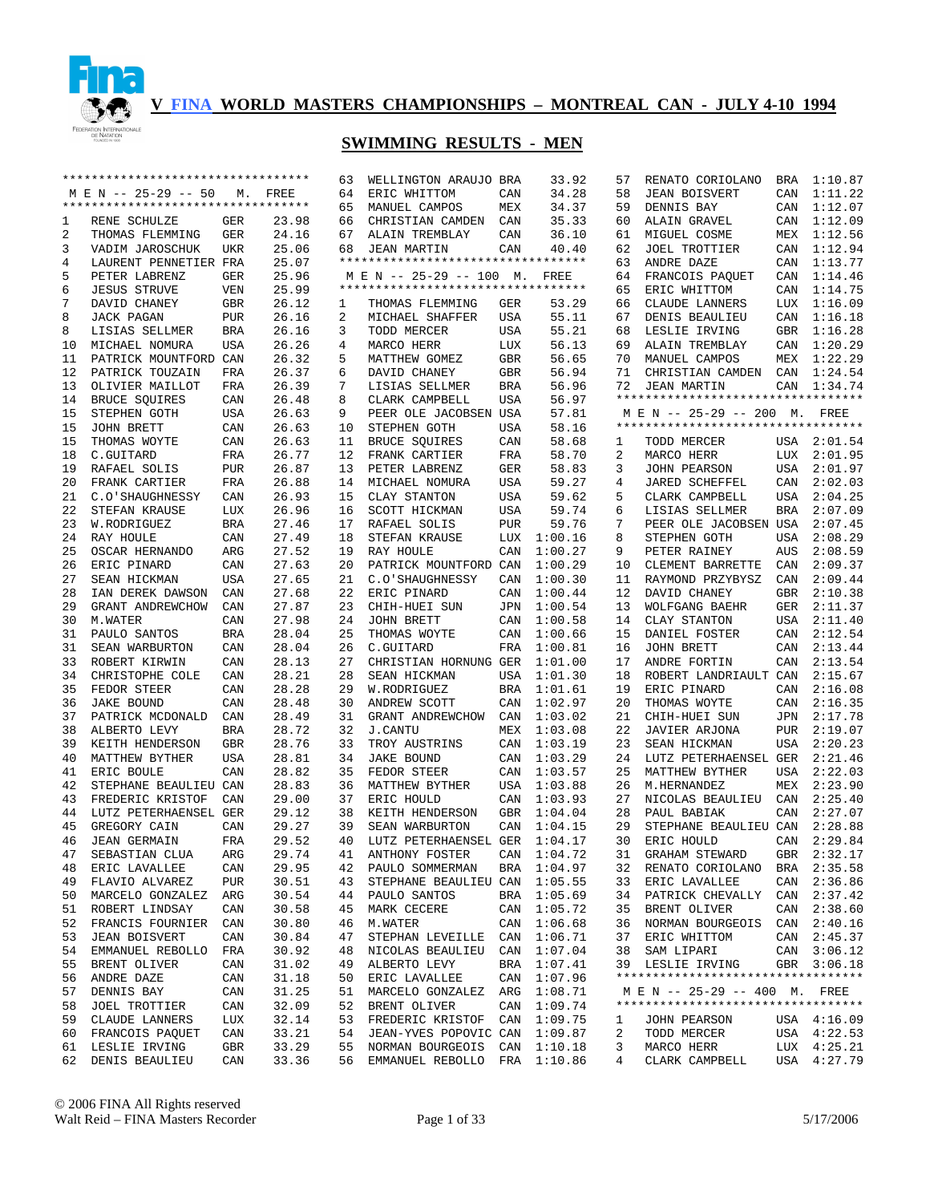# V FINA WORLD MASTERS CHAMPIONSHIPS – MONTREAL CAN - JULY 4-10 1994

## SWIMMING RESULTS - MEN

### MEN -- 25-29 -- 50 M. FREE

| Place | Name | Country | Time |
|---|---|---|---|
| 1 | RENE SCHULZE | GER | 23.98 |
| 2 | THOMAS FLEMMING | GER | 24.16 |
| 3 | VADIM JAROSCHUK | UKR | 25.06 |
| 4 | LAURENT PENNETIER | FRA | 25.07 |
| 5 | PETER LABRENZ | GER | 25.96 |
| 6 | JESUS STRUVE | VEN | 25.99 |
| 7 | DAVID CHANEY | GBR | 26.12 |
| 8 | JACK PAGAN | PUR | 26.16 |
| 8 | LISIAS SELLMER | BRA | 26.16 |
| 10 | MICHAEL NOMURA | USA | 26.26 |
| 11 | PATRICK MOUNTFORD | CAN | 26.32 |
| 12 | PATRICK TOUZAIN | FRA | 26.37 |
| 13 | OLIVIER MAILLOT | FRA | 26.39 |
| 14 | BRUCE SQUIRES | CAN | 26.48 |
| 15 | STEPHEN GOTH | USA | 26.63 |
| 15 | JOHN BRETT | CAN | 26.63 |
| 15 | THOMAS WOYTE | CAN | 26.63 |
| 18 | C.GUITARD | FRA | 26.77 |
| 19 | RAFAEL SOLIS | PUR | 26.87 |
| 20 | FRANK CARTIER | FRA | 26.88 |
| 21 | C.O'SHAUGHNESSY | CAN | 26.93 |
| 22 | STEFAN KRAUSE | LUX | 26.96 |
| 23 | W.RODRIGUEZ | BRA | 27.46 |
| 24 | RAY HOULE | CAN | 27.49 |
| 25 | OSCAR HERNANDO | ARG | 27.52 |
| 26 | ERIC PINARD | CAN | 27.63 |
| 27 | SEAN HICKMAN | USA | 27.65 |
| 28 | IAN DEREK DAWSON | CAN | 27.68 |
| 29 | GRANT ANDREWCHOW | CAN | 27.87 |
| 30 | M.WATER | CAN | 27.98 |
| 31 | PAULO SANTOS | BRA | 28.04 |
| 31 | SEAN WARBURTON | CAN | 28.04 |
| 33 | ROBERT KIRWIN | CAN | 28.13 |
| 34 | CHRISTOPHE COLE | CAN | 28.21 |
| 35 | FEDOR STEER | CAN | 28.28 |
| 36 | JAKE BOUND | CAN | 28.48 |
| 37 | PATRICK MCDONALD | CAN | 28.49 |
| 38 | ALBERTO LEVY | BRA | 28.72 |
| 39 | KEITH HENDERSON | GBR | 28.76 |
| 40 | MATTHEW BYTHER | USA | 28.81 |
| 41 | ERIC BOULE | CAN | 28.82 |
| 42 | STEPHANE BEAULIEU | CAN | 28.83 |
| 43 | FREDERIC KRISTOF | CAN | 29.00 |
| 44 | LUTZ PETERHAENSEL | GER | 29.12 |
| 45 | GREGORY CAIN | CAN | 29.27 |
| 46 | JEAN GERMAIN | FRA | 29.52 |
| 47 | SEBASTIAN CLUA | ARG | 29.74 |
| 48 | ERIC LAVALLEE | CAN | 29.95 |
| 49 | FLAVIO ALVAREZ | PUR | 30.51 |
| 50 | MARCELO GONZALEZ | ARG | 30.54 |
| 51 | ROBERT LINDSAY | CAN | 30.58 |
| 52 | FRANCIS FOURNIER | CAN | 30.80 |
| 53 | JEAN BOISVERT | CAN | 30.84 |
| 54 | EMMANUEL REBOLLO | FRA | 30.92 |
| 55 | BRENT OLIVER | CAN | 31.02 |
| 56 | ANDRE DAZE | CAN | 31.18 |
| 57 | DENNIS BAY | CAN | 31.25 |
| 58 | JOEL TROTTIER | CAN | 32.09 |
| 59 | CLAUDE LANNERS | LUX | 32.14 |
| 60 | FRANCOIS PAQUET | CAN | 33.21 |
| 61 | LESLIE IRVING | GBR | 33.29 |
| 62 | DENIS BEAULIEU | CAN | 33.36 |
| 63 | WELLINGTON ARAUJO | BRA | 33.92 |
| 64 | ERIC WHITTOM | CAN | 34.28 |
| 65 | MANUEL CAMPOS | MEX | 34.37 |
| 66 | CHRISTIAN CAMDEN | CAN | 35.33 |
| 67 | ALAIN TREMBLAY | CAN | 36.10 |
| 68 | JEAN MARTIN | CAN | 40.40 |

### MEN -- 25-29 -- 100 M. FREE

| Place | Name | Country | Time |
|---|---|---|---|
| 1 | THOMAS FLEMMING | GER | 53.29 |
| 2 | MICHAEL SHAFFER | USA | 55.11 |
| 3 | TODD MERCER | USA | 55.21 |
| 4 | MARCO HERR | LUX | 56.13 |
| 5 | MATTHEW GOMEZ | GBR | 56.65 |
| 6 | DAVID CHANEY | GBR | 56.94 |
| 7 | LISIAS SELLMER | BRA | 56.96 |
| 8 | CLARK CAMPBELL | USA | 56.97 |
| 9 | PEER OLE JACOBSEN | USA | 57.81 |
| 10 | STEPHEN GOTH | USA | 58.16 |
| 11 | BRUCE SQUIRES | CAN | 58.68 |
| 12 | FRANK CARTIER | FRA | 58.70 |
| 13 | PETER LABRENZ | GER | 58.83 |
| 14 | MICHAEL NOMURA | USA | 59.27 |
| 15 | CLAY STANTON | USA | 59.62 |
| 16 | SCOTT HICKMAN | USA | 59.74 |
| 17 | RAFAEL SOLIS | PUR | 59.76 |
| 18 | STEFAN KRAUSE | LUX | 1:00.16 |
| 19 | RAY HOULE | CAN | 1:00.27 |
| 20 | PATRICK MOUNTFORD | CAN | 1:00.29 |
| 21 | C.O'SHAUGHNESSY | CAN | 1:00.30 |
| 22 | ERIC PINARD | CAN | 1:00.44 |
| 23 | CHIH-HUEI SUN | JPN | 1:00.54 |
| 24 | JOHN BRETT | CAN | 1:00.58 |
| 25 | THOMAS WOYTE | CAN | 1:00.66 |
| 26 | C.GUITARD | FRA | 1:00.81 |
| 27 | CHRISTIAN HORNUNG | GER | 1:01.00 |
| 28 | SEAN HICKMAN | USA | 1:01.30 |
| 29 | W.RODRIGUEZ | BRA | 1:01.61 |
| 30 | ANDREW SCOTT | CAN | 1:02.97 |
| 31 | GRANT ANDREWCHOW | CAN | 1:03.02 |
| 32 | J.CANTU | MEX | 1:03.08 |
| 33 | TROY AUSTRINS | CAN | 1:03.19 |
| 34 | JAKE BOUND | CAN | 1:03.29 |
| 35 | FEDOR STEER | CAN | 1:03.57 |
| 36 | MATTHEW BYTHER | USA | 1:03.88 |
| 37 | ERIC HOULD | CAN | 1:03.93 |
| 38 | KEITH HENDERSON | GBR | 1:04.04 |
| 39 | SEAN WARBURTON | CAN | 1:04.15 |
| 40 | LUTZ PETERHAENSEL | GER | 1:04.17 |
| 41 | ANTHONY FOSTER | CAN | 1:04.72 |
| 42 | PAULO SOMMERMAN | BRA | 1:04.97 |
| 43 | STEPHANE BEAULIEU | CAN | 1:05.55 |
| 44 | PAULO SANTOS | BRA | 1:05.69 |
| 45 | MARK CECERE | CAN | 1:05.72 |
| 46 | M.WATER | CAN | 1:06.68 |
| 47 | STEPHAN LEVEILLE | CAN | 1:06.71 |
| 48 | NICOLAS BEAULIEU | CAN | 1:07.04 |
| 49 | ALBERTO LEVY | BRA | 1:07.41 |
| 50 | ERIC LAVALLEE | CAN | 1:07.96 |
| 51 | MARCELO GONZALEZ | ARG | 1:08.71 |
| 52 | BRENT OLIVER | CAN | 1:09.74 |
| 53 | FREDERIC KRISTOF | CAN | 1:09.75 |
| 54 | JEAN-YVES POPOVIC | CAN | 1:09.87 |
| 55 | NORMAN BOURGEOIS | CAN | 1:10.18 |
| 56 | EMMANUEL REBOLLO | FRA | 1:10.86 |
| 57 | RENATO CORIOLANO | BRA | 1:10.87 |
| 58 | JEAN BOISVERT | CAN | 1:11.22 |
| 59 | DENNIS BAY | CAN | 1:12.07 |
| 60 | ALAIN GRAVEL | CAN | 1:12.09 |
| 61 | MIGUEL COSME | MEX | 1:12.56 |
| 62 | JOEL TROTTIER | CAN | 1:12.94 |
| 63 | ANDRE DAZE | CAN | 1:13.77 |
| 64 | FRANCOIS PAQUET | CAN | 1:14.46 |
| 65 | ERIC WHITTOM | CAN | 1:14.75 |
| 66 | CLAUDE LANNERS | LUX | 1:16.09 |
| 67 | DENIS BEAULIEU | CAN | 1:16.18 |
| 68 | LESLIE IRVING | GBR | 1:16.28 |
| 69 | ALAIN TREMBLAY | CAN | 1:20.29 |
| 70 | MANUEL CAMPOS | MEX | 1:22.29 |
| 71 | CHRISTIAN CAMDEN | CAN | 1:24.54 |
| 72 | JEAN MARTIN | CAN | 1:34.74 |

### MEN -- 25-29 -- 200 M. FREE

| Place | Name | Country | Time |
|---|---|---|---|
| 1 | TODD MERCER | USA | 2:01.54 |
| 2 | MARCO HERR | LUX | 2:01.95 |
| 3 | JOHN PEARSON | USA | 2:01.97 |
| 4 | JARED SCHEFFEL | CAN | 2:02.03 |
| 5 | CLARK CAMPBELL | USA | 2:04.25 |
| 6 | LISIAS SELLMER | BRA | 2:07.09 |
| 7 | PEER OLE JACOBSEN | USA | 2:07.45 |
| 8 | STEPHEN GOTH | USA | 2:08.29 |
| 9 | PETER RAINEY | AUS | 2:08.59 |
| 10 | CLEMENT BARRETTE | CAN | 2:09.37 |
| 11 | RAYMOND PRZYBYSZ | CAN | 2:09.44 |
| 12 | DAVID CHANEY | GBR | 2:10.38 |
| 13 | WOLFGANG BAEHR | GER | 2:11.37 |
| 14 | CLAY STANTON | USA | 2:11.40 |
| 15 | DANIEL FOSTER | CAN | 2:12.54 |
| 16 | JOHN BRETT | CAN | 2:13.44 |
| 17 | ANDRE FORTIN | CAN | 2:13.54 |
| 18 | ROBERT LANDRIAULT | CAN | 2:15.67 |
| 19 | ERIC PINARD | CAN | 2:16.08 |
| 20 | THOMAS WOYTE | CAN | 2:16.35 |
| 21 | CHIH-HUEI SUN | JPN | 2:17.78 |
| 22 | JAVIER ARJONA | PUR | 2:19.07 |
| 23 | SEAN HICKMAN | USA | 2:20.23 |
| 24 | LUTZ PETERHAENSEL | GER | 2:21.46 |
| 25 | MATTHEW BYTHER | USA | 2:22.03 |
| 26 | M.HERNANDEZ | MEX | 2:23.90 |
| 27 | NICOLAS BEAULIEU | CAN | 2:25.40 |
| 28 | PAUL BABIAK | CAN | 2:27.07 |
| 29 | STEPHANE BEAULIEU | CAN | 2:28.88 |
| 30 | ERIC HOULD | CAN | 2:29.84 |
| 31 | GRAHAM STEWARD | GBR | 2:32.17 |
| 32 | RENATO CORIOLANO | BRA | 2:35.58 |
| 33 | ERIC LAVALLEE | CAN | 2:36.86 |
| 34 | PATRICK CHEVALLY | CAN | 2:37.42 |
| 35 | BRENT OLIVER | CAN | 2:38.60 |
| 36 | NORMAN BOURGEOIS | CAN | 2:40.16 |
| 37 | ERIC WHITTOM | CAN | 2:45.37 |
| 38 | SAM LIPARI | CAN | 3:06.12 |
| 39 | LESLIE IRVING | GBR | 3:06.18 |

### MEN -- 25-29 -- 400 M. FREE

| Place | Name | Country | Time |
|---|---|---|---|
| 1 | JOHN PEARSON | USA | 4:16.09 |
| 2 | TODD MERCER | USA | 4:22.53 |
| 3 | MARCO HERR | LUX | 4:25.21 |
| 4 | CLARK CAMPBELL | USA | 4:27.79 |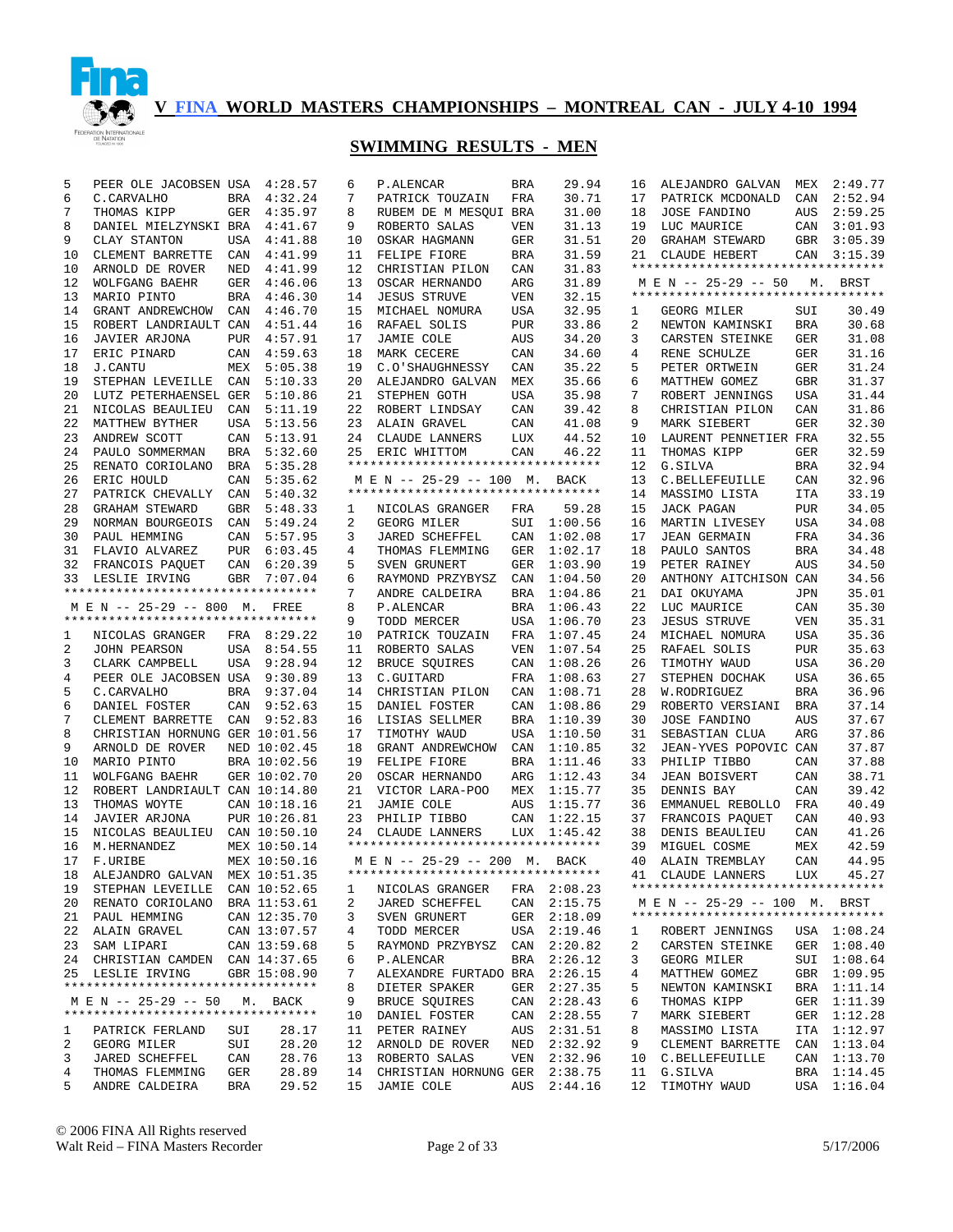# V FINA WORLD MASTERS CHAMPIONSHIPS – MONTREAL CAN - JULY 4-10 1994

## SWIMMING RESULTS - MEN

| Place | Name | Country | Time |
|---|---|---|---|
| 5 | PEER OLE JACOBSEN | USA | 4:28.57 |
| 6 | C.CARVALHO | BRA | 4:32.24 |
| 7 | THOMAS KIPP | GER | 4:35.97 |
| 8 | DANIEL MIELZYNSKI | BRA | 4:41.67 |
| 9 | CLAY STANTON | USA | 4:41.88 |
| 10 | CLEMENT BARRETTE | CAN | 4:41.99 |
| 10 | ARNOLD DE ROVER | NED | 4:41.99 |
| 12 | WOLFGANG BAEHR | GER | 4:46.06 |
| 13 | MARIO PINTO | BRA | 4:46.30 |
| 14 | GRANT ANDREWCHOW | CAN | 4:46.70 |
| 15 | ROBERT LANDRIAULT | CAN | 4:51.44 |
| 16 | JAVIER ARJONA | PUR | 4:57.91 |
| 17 | ERIC PINARD | CAN | 4:59.63 |
| 18 | J.CANTU | MEX | 5:05.38 |
| 19 | STEPHAN LEVEILLE | CAN | 5:10.33 |
| 20 | LUTZ PETERHAENSEL | GER | 5:10.86 |
| 21 | NICOLAS BEAULIEU | CAN | 5:11.19 |
| 22 | MATTHEW BYTHER | USA | 5:13.56 |
| 23 | ANDREW SCOTT | CAN | 5:13.91 |
| 24 | PAULO SOMMERMAN | BRA | 5:32.60 |
| 25 | RENATO CORIOLANO | BRA | 5:35.28 |
| 26 | ERIC HOULD | CAN | 5:35.62 |
| 27 | PATRICK CHEVALLY | CAN | 5:40.32 |
| 28 | GRAHAM STEWARD | GBR | 5:48.33 |
| 29 | NORMAN BOURGEOIS | CAN | 5:49.24 |
| 30 | PAUL HEMMING | CAN | 5:57.95 |
| 31 | FLAVIO ALVAREZ | PUR | 6:03.45 |
| 32 | FRANCOIS PAQUET | CAN | 6:20.39 |
| 33 | LESLIE IRVING | GBR | 7:07.04 |

### M E N -- 25-29 -- 800 M. FREE

| Place | Name | Country | Time |
|---|---|---|---|
| 1 | NICOLAS GRANGER | FRA | 8:29.22 |
| 2 | JOHN PEARSON | USA | 8:54.55 |
| 3 | CLARK CAMPBELL | USA | 9:28.94 |
| 4 | PEER OLE JACOBSEN | USA | 9:30.89 |
| 5 | C.CARVALHO | BRA | 9:37.04 |
| 6 | DANIEL FOSTER | CAN | 9:52.63 |
| 7 | CLEMENT BARRETTE | CAN | 9:52.83 |
| 8 | CHRISTIAN HORNUNG | GER | 10:01.56 |
| 9 | ARNOLD DE ROVER | NED | 10:02.45 |
| 10 | MARIO PINTO | BRA | 10:02.56 |
| 11 | WOLFGANG BAEHR | GER | 10:02.70 |
| 12 | ROBERT LANDRIAULT | CAN | 10:14.80 |
| 13 | THOMAS WOYTE | CAN | 10:18.16 |
| 14 | JAVIER ARJONA | PUR | 10:26.81 |
| 15 | NICOLAS BEAULIEU | CAN | 10:50.10 |
| 16 | M.HERNANDEZ | MEX | 10:50.14 |
| 17 | F.URIBE | MEX | 10:50.16 |
| 18 | ALEJANDRO GALVAN | MEX | 10:51.35 |
| 19 | STEPHAN LEVEILLE | CAN | 10:52.65 |
| 20 | RENATO CORIOLANO | BRA | 11:53.61 |
| 21 | PAUL HEMMING | CAN | 12:35.70 |
| 22 | ALAIN GRAVEL | CAN | 13:07.57 |
| 23 | SAM LIPARI | CAN | 13:59.68 |
| 24 | CHRISTIAN CAMDEN | CAN | 14:37.65 |
| 25 | LESLIE IRVING | GBR | 15:08.90 |

### M E N -- 25-29 -- 50 M. BACK

| Place | Name | Country | Time |
|---|---|---|---|
| 1 | PATRICK FERLAND | SUI | 28.17 |
| 2 | GEORG MILER | SUI | 28.20 |
| 3 | JARED SCHEFFEL | CAN | 28.76 |
| 4 | THOMAS FLEMMING | GER | 28.89 |
| 5 | ANDRE CALDEIRA | BRA | 29.52 |
| 6 | P.ALENCAR | BRA | 29.94 |
| 7 | PATRICK TOUZAIN | FRA | 30.71 |
| 8 | RUBEM DE M MESQUI | BRA | 31.00 |
| 9 | ROBERTO SALAS | VEN | 31.13 |
| 10 | OSKAR HAGMANN | GER | 31.51 |
| 11 | FELIPE FIORE | BRA | 31.59 |
| 12 | CHRISTIAN PILON | CAN | 31.83 |
| 13 | OSCAR HERNANDO | ARG | 31.89 |
| 14 | JESUS STRUVE | VEN | 32.15 |
| 15 | MICHAEL NOMURA | USA | 32.95 |
| 16 | RAFAEL SOLIS | PUR | 33.86 |
| 17 | JAMIE COLE | AUS | 34.20 |
| 18 | MARK CECERE | CAN | 34.60 |
| 19 | C.O'SHAUGHNESSY | CAN | 35.22 |
| 20 | ALEJANDRO GALVAN | MEX | 35.66 |
| 21 | STEPHEN GOTH | USA | 35.98 |
| 22 | ROBERT LINDSAY | CAN | 39.42 |
| 23 | ALAIN GRAVEL | CAN | 41.08 |
| 24 | CLAUDE LANNERS | LUX | 44.52 |
| 25 | ERIC WHITTOM | CAN | 46.22 |

### M E N -- 25-29 -- 100 M. BACK

| Place | Name | Country | Time |
|---|---|---|---|
| 1 | NICOLAS GRANGER | FRA | 59.28 |
| 2 | GEORG MILER | SUI | 1:00.56 |
| 3 | JARED SCHEFFEL | CAN | 1:02.08 |
| 4 | THOMAS FLEMMING | GER | 1:02.17 |
| 5 | SVEN GRUNERT | GER | 1:03.90 |
| 6 | RAYMOND PRZYBYSZ | CAN | 1:04.50 |
| 7 | ANDRE CALDEIRA | BRA | 1:04.86 |
| 8 | P.ALENCAR | BRA | 1:06.43 |
| 9 | TODD MERCER | USA | 1:06.70 |
| 10 | PATRICK TOUZAIN | FRA | 1:07.45 |
| 11 | ROBERTO SALAS | VEN | 1:07.54 |
| 12 | BRUCE SQUIRES | CAN | 1:08.26 |
| 13 | C.GUITARD | FRA | 1:08.63 |
| 14 | CHRISTIAN PILON | CAN | 1:08.71 |
| 15 | DANIEL FOSTER | CAN | 1:08.86 |
| 16 | LISIAS SELLMER | BRA | 1:10.39 |
| 17 | TIMOTHY WAUD | USA | 1:10.50 |
| 18 | GRANT ANDREWCHOW | CAN | 1:10.85 |
| 19 | FELIPE FIORE | BRA | 1:11.46 |
| 20 | OSCAR HERNANDO | ARG | 1:12.43 |
| 21 | VICTOR LARA-POO | MEX | 1:15.77 |
| 21 | JAMIE COLE | AUS | 1:15.77 |
| 23 | PHILIP TIBBO | CAN | 1:22.15 |
| 24 | CLAUDE LANNERS | LUX | 1:45.42 |

### M E N -- 25-29 -- 200 M. BACK

| Place | Name | Country | Time |
|---|---|---|---|
| 1 | NICOLAS GRANGER | FRA | 2:08.23 |
| 2 | JARED SCHEFFEL | CAN | 2:15.75 |
| 3 | SVEN GRUNERT | GER | 2:18.09 |
| 4 | TODD MERCER | USA | 2:19.46 |
| 5 | RAYMOND PRZYBYSZ | CAN | 2:20.82 |
| 6 | P.ALENCAR | BRA | 2:26.12 |
| 7 | ALEXANDRE FURTADO | BRA | 2:26.15 |
| 8 | DIETER SPAKER | GER | 2:27.35 |
| 9 | BRUCE SQUIRES | CAN | 2:28.43 |
| 10 | DANIEL FOSTER | CAN | 2:28.55 |
| 11 | PETER RAINEY | AUS | 2:31.51 |
| 12 | ARNOLD DE ROVER | NED | 2:32.92 |
| 13 | ROBERTO SALAS | VEN | 2:32.96 |
| 14 | CHRISTIAN HORNUNG | GER | 2:38.75 |
| 15 | JAMIE COLE | AUS | 2:44.16 |
| 16 | ALEJANDRO GALVAN | MEX | 2:49.77 |
| 17 | PATRICK MCDONALD | CAN | 2:52.94 |
| 18 | JOSE FANDINO | AUS | 2:59.25 |
| 19 | LUC MAURICE | CAN | 3:01.93 |
| 20 | GRAHAM STEWARD | GBR | 3:05.39 |
| 21 | CLAUDE HEBERT | CAN | 3:15.39 |

### M E N -- 25-29 -- 50 M. BRST

| Place | Name | Country | Time |
|---|---|---|---|
| 1 | GEORG MILER | SUI | 30.49 |
| 2 | NEWTON KAMINSKI | BRA | 30.68 |
| 3 | CARSTEN STEINKE | GER | 31.08 |
| 4 | RENE SCHULZE | GER | 31.16 |
| 5 | PETER ORTWEIN | GER | 31.24 |
| 6 | MATTHEW GOMEZ | GBR | 31.37 |
| 7 | ROBERT JENNINGS | USA | 31.44 |
| 8 | CHRISTIAN PILON | CAN | 31.86 |
| 9 | MARK SIEBERT | GER | 32.30 |
| 10 | LAURENT PENNETIER | FRA | 32.55 |
| 11 | THOMAS KIPP | GER | 32.59 |
| 12 | G.SILVA | BRA | 32.94 |
| 13 | C.BELLEFEUILLE | CAN | 32.96 |
| 14 | MASSIMO LISTA | ITA | 33.19 |
| 15 | JACK PAGAN | PUR | 34.05 |
| 16 | MARTIN LIVESEY | USA | 34.08 |
| 17 | JEAN GERMAIN | FRA | 34.36 |
| 18 | PAULO SANTOS | BRA | 34.48 |
| 19 | PETER RAINEY | AUS | 34.50 |
| 20 | ANTHONY AITCHISON | CAN | 34.56 |
| 21 | DAI OKUYAMA | JPN | 35.01 |
| 22 | LUC MAURICE | CAN | 35.30 |
| 23 | JESUS STRUVE | VEN | 35.31 |
| 24 | MICHAEL NOMURA | USA | 35.36 |
| 25 | RAFAEL SOLIS | PUR | 35.63 |
| 26 | TIMOTHY WAUD | USA | 36.20 |
| 27 | STEPHEN DOCHAK | USA | 36.65 |
| 28 | W.RODRIGUEZ | BRA | 36.96 |
| 29 | ROBERTO VERSIANI | BRA | 37.14 |
| 30 | JOSE FANDINO | AUS | 37.67 |
| 31 | SEBASTIAN CLUA | ARG | 37.86 |
| 32 | JEAN-YVES POPOVIC | CAN | 37.87 |
| 33 | PHILIP TIBBO | CAN | 37.88 |
| 34 | JEAN BOISVERT | CAN | 38.71 |
| 35 | DENNIS BAY | CAN | 39.42 |
| 36 | EMMANUEL REBOLLO | FRA | 40.49 |
| 37 | FRANCOIS PAQUET | CAN | 40.93 |
| 38 | DENIS BEAULIEU | CAN | 41.26 |
| 39 | MIGUEL COSME | MEX | 42.59 |
| 40 | ALAIN TREMBLAY | CAN | 44.95 |
| 41 | CLAUDE LANNERS | LUX | 45.27 |

### M E N -- 25-29 -- 100 M. BRST

| Place | Name | Country | Time |
|---|---|---|---|
| 1 | ROBERT JENNINGS | USA | 1:08.24 |
| 2 | CARSTEN STEINKE | GER | 1:08.40 |
| 3 | GEORG MILER | SUI | 1:08.64 |
| 4 | MATTHEW GOMEZ | GBR | 1:09.95 |
| 5 | NEWTON KAMINSKI | BRA | 1:11.14 |
| 6 | THOMAS KIPP | GER | 1:11.39 |
| 7 | MARK SIEBERT | GER | 1:12.28 |
| 8 | MASSIMO LISTA | ITA | 1:12.97 |
| 9 | CLEMENT BARRETTE | CAN | 1:13.04 |
| 10 | C.BELLEFEUILLE | CAN | 1:13.70 |
| 11 | G.SILVA | BRA | 1:14.45 |
| 12 | TIMOTHY WAUD | USA | 1:16.04 |

© 2006 FINA All Rights reserved
Walt Reid – FINA Masters Recorder

5/17/2006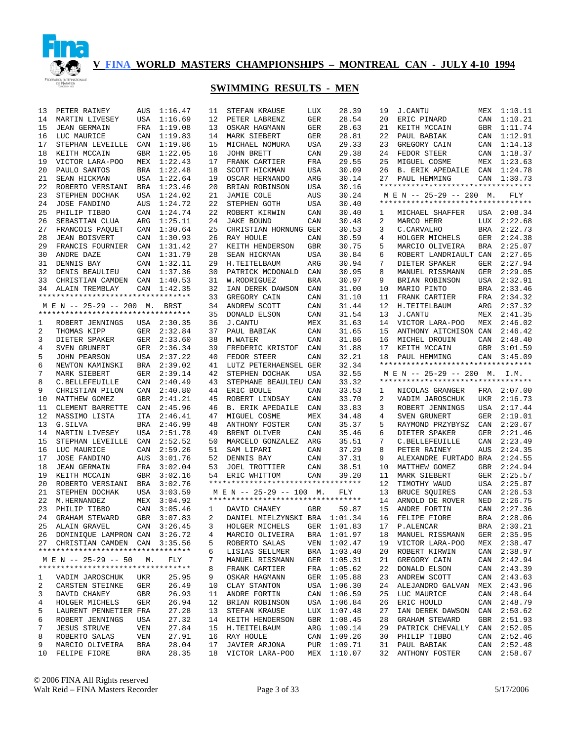# V FINA WORLD MASTERS CHAMPIONSHIPS – MONTREAL CAN - JULY 4-10 1994

## SWIMMING RESULTS - MEN

| | | | |
|---|---|---|---|
| 13 | PETER RAINEY | AUS | 1:16.47 |
| 14 | MARTIN LIVESEY | USA | 1:16.69 |
| 15 | JEAN GERMAIN | FRA | 1:19.08 |
| 16 | LUC MAURICE | CAN | 1:19.83 |
| 17 | STEPHAN LEVEILLE | CAN | 1:19.86 |
| 18 | KEITH MCCAIN | GBR | 1:22.05 |
| 19 | VICTOR LARA-POO | MEX | 1:22.43 |
| 20 | PAULO SANTOS | BRA | 1:22.48 |
| 21 | SEAN HICKMAN | USA | 1:22.64 |
| 22 | ROBERTO VERSIANI | BRA | 1:23.46 |
| 23 | STEPHEN DOCHAK | USA | 1:24.02 |
| 24 | JOSE FANDINO | AUS | 1:24.72 |
| 25 | PHILIP TIBBO | CAN | 1:24.74 |
| 26 | SEBASTIAN CLUA | ARG | 1:25.11 |
| 27 | FRANCOIS PAQUET | CAN | 1:30.64 |
| 28 | JEAN BOISVERT | CAN | 1:30.93 |
| 29 | FRANCIS FOURNIER | CAN | 1:31.42 |
| 30 | ANDRE DAZE | CAN | 1:31.79 |
| 31 | DENNIS BAY | CAN | 1:32.11 |
| 32 | DENIS BEAULIEU | CAN | 1:37.36 |
| 33 | CHRISTIAN CAMDEN | CAN | 1:40.53 |
| 34 | ALAIN TREMBLAY | CAN | 1:42.35 |

### M E N -- 25-29 -- 200 M. BRST

| | | | |
|---|---|---|---|
| 1 | ROBERT JENNINGS | USA | 2:30.35 |
| 2 | THOMAS KIPP | GER | 2:32.84 |
| 3 | DIETER SPAKER | GER | 2:33.60 |
| 4 | SVEN GRUNERT | GER | 2:36.34 |
| 5 | JOHN PEARSON | USA | 2:37.22 |
| 6 | NEWTON KAMINSKI | BRA | 2:39.02 |
| 7 | MARK SIEBERT | GER | 2:39.14 |
| 8 | C.BELLEFEUILLE | CAN | 2:40.49 |
| 9 | CHRISTIAN PILON | CAN | 2:40.80 |
| 10 | MATTHEW GOMEZ | GBR | 2:41.21 |
| 11 | CLEMENT BARRETTE | CAN | 2:45.96 |
| 12 | MASSIMO LISTA | ITA | 2:46.41 |
| 13 | G.SILVA | BRA | 2:46.99 |
| 14 | MARTIN LIVESEY | USA | 2:51.78 |
| 15 | STEPHAN LEVEILLE | CAN | 2:52.52 |
| 16 | LUC MAURICE | CAN | 2:59.26 |
| 17 | JOSE FANDINO | AUS | 3:01.76 |
| 18 | JEAN GERMAIN | FRA | 3:02.04 |
| 19 | KEITH MCCAIN | GBR | 3:02.16 |
| 20 | ROBERTO VERSIANI | BRA | 3:02.76 |
| 21 | STEPHEN DOCHAK | USA | 3:03.59 |
| 22 | M.HERNANDEZ | MEX | 3:04.92 |
| 23 | PHILIP TIBBO | CAN | 3:05.46 |
| 24 | GRAHAM STEWARD | GBR | 3:07.83 |
| 25 | ALAIN GRAVEL | CAN | 3:26.45 |
| 26 | DOMINIQUE LAMPRON | CAN | 3:26.72 |
| 27 | CHRISTIAN CAMDEN | CAN | 3:35.56 |

### M E N -- 25-29 -- 50 M. FLY

| | | | |
|---|---|---|---|
| 1 | VADIM JAROSCHUK | UKR | 25.95 |
| 2 | CARSTEN STEINKE | GER | 26.49 |
| 3 | DAVID CHANEY | GBR | 26.93 |
| 4 | HOLGER MICHELS | GER | 26.94 |
| 5 | LAURENT PENNETIER | FRA | 27.28 |
| 6 | ROBERT JENNINGS | USA | 27.32 |
| 7 | JESUS STRUVE | VEN | 27.84 |
| 8 | ROBERTO SALAS | VEN | 27.91 |
| 9 | MARCIO OLIVEIRA | BRA | 28.04 |
| 10 | FELIPE FIORE | BRA | 28.35 |
| 11 | STEFAN KRAUSE | LUX | 28.39 |
| 12 | PETER LABRENZ | GER | 28.54 |
| 13 | OSKAR HAGMANN | GER | 28.63 |
| 14 | MARK SIEBERT | GER | 28.81 |
| 15 | MICHAEL NOMURA | USA | 29.33 |
| 16 | JOHN BRETT | CAN | 29.38 |
| 17 | FRANK CARTIER | FRA | 29.55 |
| 18 | SCOTT HICKMAN | USA | 30.09 |
| 19 | OSCAR HERNANDO | ARG | 30.14 |
| 20 | BRIAN ROBINSON | USA | 30.16 |
| 21 | JAMIE COLE | AUS | 30.24 |
| 22 | STEPHEN GOTH | USA | 30.40 |
| 22 | ROBERT KIRWIN | CAN | 30.40 |
| 24 | JAKE BOUND | CAN | 30.48 |
| 25 | CHRISTIAN HORNUNG | GER | 30.53 |
| 26 | RAY HOULE | CAN | 30.59 |
| 27 | KEITH HENDERSON | GBR | 30.75 |
| 28 | SEAN HICKMAN | USA | 30.84 |
| 29 | H.TEITELBAUM | ARG | 30.94 |
| 30 | PATRICK MCDONALD | CAN | 30.95 |
| 31 | W.RODRIGUEZ | BRA | 30.97 |
| 32 | IAN DEREK DAWSON | CAN | 31.00 |
| 33 | GREGORY CAIN | CAN | 31.10 |
| 34 | ANDREW SCOTT | CAN | 31.44 |
| 35 | DONALD ELSON | CAN | 31.54 |
| 36 | J.CANTU | MEX | 31.63 |
| 37 | PAUL BABIAK | CAN | 31.65 |
| 38 | M.WATER | CAN | 31.86 |
| 39 | FREDERIC KRISTOF | CAN | 31.88 |
| 40 | FEDOR STEER | CAN | 32.21 |
| 41 | LUTZ PETERHAENSEL | GER | 32.34 |
| 42 | STEPHEN DOCHAK | USA | 32.55 |
| 43 | STEPHANE BEAULIEU | CAN | 33.32 |
| 44 | ERIC BOULE | CAN | 33.53 |
| 45 | ROBERT LINDSAY | CAN | 33.70 |
| 46 | B. ERIK APEDAILE | CAN | 33.83 |
| 47 | MIGUEL COSME | MEX | 34.48 |
| 48 | ANTHONY FOSTER | CAN | 35.37 |
| 49 | BRENT OLIVER | CAN | 35.46 |
| 50 | MARCELO GONZALEZ | ARG | 35.51 |
| 51 | SAM LIPARI | CAN | 37.29 |
| 52 | DENNIS BAY | CAN | 37.31 |
| 53 | JOEL TROTTIER | CAN | 38.51 |
| 54 | ERIC WHITTOM | CAN | 39.20 |

### M E N -- 25-29 -- 100 M. FLY

| | | | |
|---|---|---|---|
| 1 | DAVID CHANEY | GBR | 59.87 |
| 2 | DANIEL MIELZYNSKI | BRA | 1:01.34 |
| 3 | HOLGER MICHELS | GER | 1:01.83 |
| 4 | MARCIO OLIVEIRA | BRA | 1:01.97 |
| 5 | ROBERTO SALAS | VEN | 1:02.47 |
| 6 | LISIAS SELLMER | BRA | 1:03.40 |
| 7 | MANUEL RISSMANN | GER | 1:05.31 |
| 8 | FRANK CARTIER | FRA | 1:05.62 |
| 9 | OSKAR HAGMANN | GER | 1:05.88 |
| 10 | CLAY STANTON | USA | 1:06.30 |
| 11 | ANDRE FORTIN | CAN | 1:06.59 |
| 12 | BRIAN ROBINSON | USA | 1:06.84 |
| 13 | STEFAN KRAUSE | LUX | 1:07.48 |
| 14 | KEITH HENDERSON | GBR | 1:08.45 |
| 15 | H.TEITELBAUM | ARG | 1:09.14 |
| 16 | RAY HOULE | CAN | 1:09.26 |
| 17 | JAVIER ARJONA | PUR | 1:09.71 |
| 18 | VICTOR LARA-POO | MEX | 1:10.07 |
| 19 | J.CANTU | MEX | 1:10.11 |
| 20 | ERIC PINARD | CAN | 1:10.21 |
| 21 | KEITH MCCAIN | GBR | 1:11.74 |
| 22 | PAUL BABIAK | CAN | 1:12.91 |
| 23 | GREGORY CAIN | CAN | 1:14.13 |
| 24 | FEDOR STEER | CAN | 1:18.37 |
| 25 | MIGUEL COSME | MEX | 1:23.63 |
| 26 | B. ERIK APEDAILE | CAN | 1:24.78 |
| 27 | PAUL HEMMING | CAN | 1:30.73 |

### M E N -- 25-29 -- 200 M. FLY

| | | | |
|---|---|---|---|
| 1 | MICHAEL SHAFFER | USA | 2:08.34 |
| 2 | MARCO HERR | LUX | 2:22.68 |
| 3 | C.CARVALHO | BRA | 2:22.73 |
| 4 | HOLGER MICHELS | GER | 2:24.38 |
| 5 | MARCIO OLIVEIRA | BRA | 2:25.07 |
| 6 | ROBERT LANDRIAULT | CAN | 2:27.65 |
| 7 | DIETER SPAKER | GER | 2:27.94 |
| 8 | MANUEL RISSMANN | GER | 2:29.05 |
| 9 | BRIAN ROBINSON | USA | 2:32.91 |
| 10 | MARIO PINTO | BRA | 2:33.46 |
| 11 | FRANK CARTIER | FRA | 2:34.32 |
| 12 | H.TEITELBAUM | ARG | 2:37.32 |
| 13 | J.CANTU | MEX | 2:41.35 |
| 14 | VICTOR LARA-POO | MEX | 2:46.02 |
| 15 | ANTHONY AITCHISON | CAN | 2:46.42 |
| 16 | MICHEL DROUIN | CAN | 2:48.40 |
| 17 | KEITH MCCAIN | GBR | 3:01.59 |
| 18 | PAUL HEMMING | CAN | 3:45.09 |

### M E N -- 25-29 -- 200 M. I.M.

| | | | |
|---|---|---|---|
| 1 | NICOLAS GRANGER | FRA | 2:07.00 |
| 2 | VADIM JAROSCHUK | UKR | 2:16.73 |
| 3 | ROBERT JENNINGS | USA | 2:17.44 |
| 4 | SVEN GRUNERT | GER | 2:19.01 |
| 5 | RAYMOND PRZYBYSZ | CAN | 2:20.67 |
| 6 | DIETER SPAKER | GER | 2:21.46 |
| 7 | C.BELLEFEUILLE | CAN | 2:23.49 |
| 8 | PETER RAINEY | AUS | 2:24.35 |
| 9 | ALEXANDRE FURTADO | BRA | 2:24.55 |
| 10 | MATTHEW GOMEZ | GBR | 2:24.94 |
| 11 | MARK SIEBERT | GER | 2:25.57 |
| 12 | TIMOTHY WAUD | USA | 2:25.87 |
| 13 | BRUCE SQUIRES | CAN | 2:26.53 |
| 14 | ARNOLD DE ROVER | NED | 2:26.75 |
| 15 | ANDRE FORTIN | CAN | 2:27.36 |
| 16 | FELIPE FIORE | BRA | 2:28.06 |
| 17 | P.ALENCAR | BRA | 2:30.21 |
| 18 | MANUEL RISSMANN | GER | 2:35.95 |
| 19 | VICTOR LARA-POO | MEX | 2:38.47 |
| 20 | ROBERT KIRWIN | CAN | 2:38.97 |
| 21 | GREGORY CAIN | CAN | 2:42.94 |
| 22 | DONALD ELSON | CAN | 2:43.39 |
| 23 | ANDREW SCOTT | CAN | 2:43.63 |
| 24 | ALEJANDRO GALVAN | MEX | 2:43.96 |
| 25 | LUC MAURICE | CAN | 2:48.64 |
| 26 | ERIC HOULD | CAN | 2:48.79 |
| 27 | IAN DEREK DAWSON | CAN | 2:50.62 |
| 28 | GRAHAM STEWARD | GBR | 2:51.93 |
| 29 | PATRICK CHEVALLY | CAN | 2:52.05 |
| 30 | PHILIP TIBBO | CAN | 2:52.46 |
| 31 | PAUL BABIAK | CAN | 2:52.48 |
| 32 | ANTHONY FOSTER | CAN | 2:58.67 |

© 2006 FINA All Rights reserved
Walt Reid – FINA Masters Recorder

5/17/2006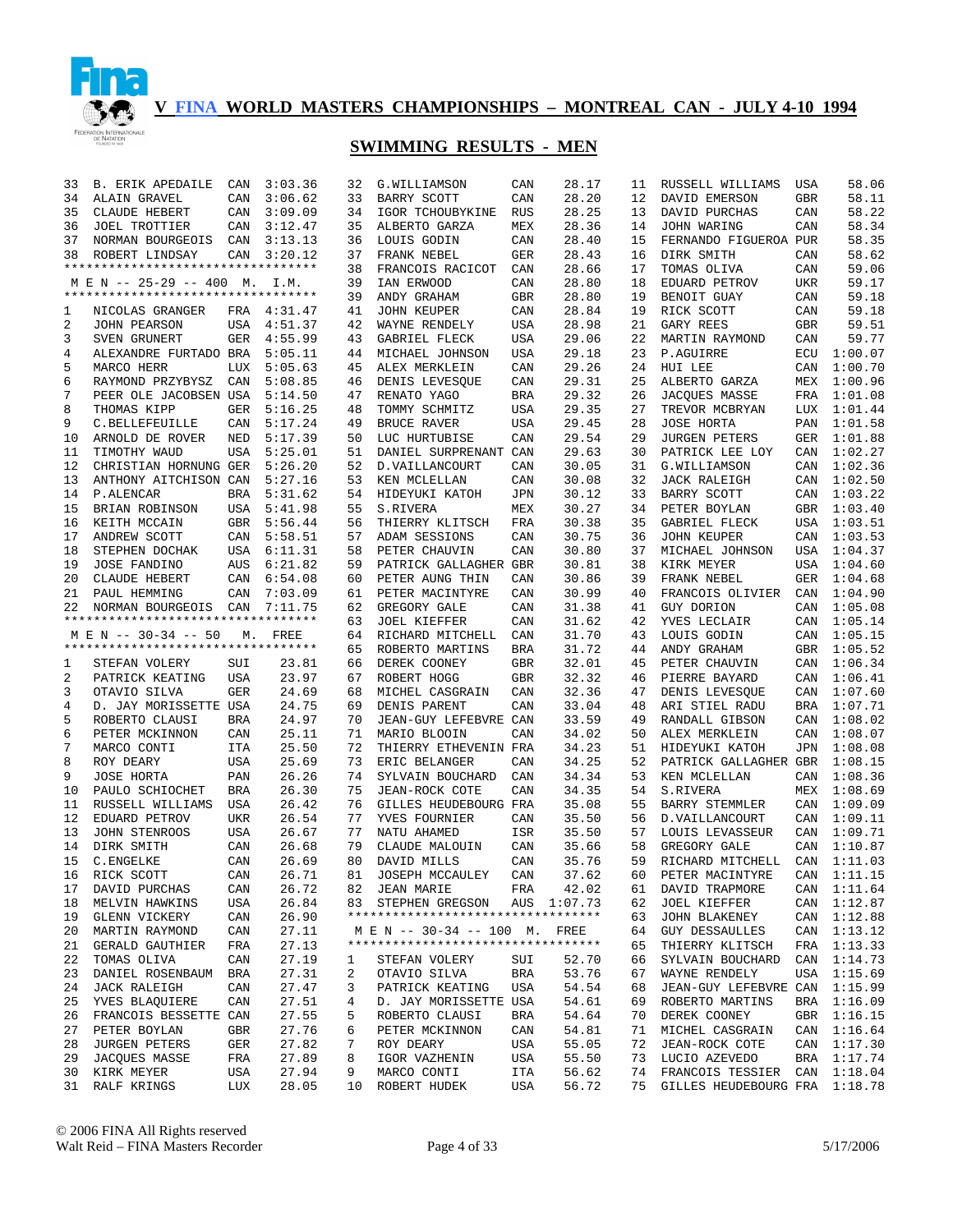## V FINA WORLD MASTERS CHAMPIONSHIPS – MONTREAL CAN - JULY 4-10 1994

## SWIMMING RESULTS - MEN

| | | | |
|---|---|---|---|
| 33 | B. ERIK APEDAILE | CAN | 3:03.36 |
| 34 | ALAIN GRAVEL | CAN | 3:06.62 |
| 35 | CLAUDE HEBERT | CAN | 3:09.09 |
| 36 | JOEL TROTTIER | CAN | 3:12.47 |
| 37 | NORMAN BOURGEOIS | CAN | 3:13.13 |
| 38 | ROBERT LINDSAY | CAN | 3:20.12 |

### M E N -- 25-29 -- 400 M. I.M.

| | | | |
|---|---|---|---|
| 1 | NICOLAS GRANGER | FRA | 4:31.47 |
| 2 | JOHN PEARSON | USA | 4:51.37 |
| 3 | SVEN GRUNERT | GER | 4:55.99 |
| 4 | ALEXANDRE FURTADO | BRA | 5:05.11 |
| 5 | MARCO HERR | LUX | 5:05.63 |
| 6 | RAYMOND PRZYBYSZ | CAN | 5:08.85 |
| 7 | PEER OLE JACOBSEN | USA | 5:14.50 |
| 8 | THOMAS KIPP | GER | 5:16.25 |
| 9 | C.BELLEFEUILLE | CAN | 5:17.24 |
| 10 | ARNOLD DE ROVER | NED | 5:17.39 |
| 11 | TIMOTHY WAUD | USA | 5:25.01 |
| 12 | CHRISTIAN HORNUNG | GER | 5:26.20 |
| 13 | ANTHONY AITCHISON | CAN | 5:27.16 |
| 14 | P.ALENCAR | BRA | 5:31.62 |
| 15 | BRIAN ROBINSON | USA | 5:41.98 |
| 16 | KEITH MCCAIN | GBR | 5:56.44 |
| 17 | ANDREW SCOTT | CAN | 5:58.51 |
| 18 | STEPHEN DOCHAK | USA | 6:11.31 |
| 19 | JOSE FANDINO | AUS | 6:21.82 |
| 20 | CLAUDE HEBERT | CAN | 6:54.08 |
| 21 | PAUL HEMMING | CAN | 7:03.09 |
| 22 | NORMAN BOURGEOIS | CAN | 7:11.75 |

### M E N -- 30-34 -- 50 M. FREE

| | | | |
|---|---|---|---|
| 1 | STEFAN VOLERY | SUI | 23.81 |
| 2 | PATRICK KEATING | USA | 23.97 |
| 3 | OTAVIO SILVA | GER | 24.69 |
| 4 | D. JAY MORISSETTE | USA | 24.75 |
| 5 | ROBERTO CLAUSI | BRA | 24.97 |
| 6 | PETER MCKINNON | CAN | 25.11 |
| 7 | MARCO CONTI | ITA | 25.50 |
| 8 | ROY DEARY | USA | 25.69 |
| 9 | JOSE HORTA | PAN | 26.26 |
| 10 | PAULO SCHIOCHET | BRA | 26.30 |
| 11 | RUSSELL WILLIAMS | USA | 26.42 |
| 12 | EDUARD PETROV | UKR | 26.54 |
| 13 | JOHN STENROOS | USA | 26.67 |
| 14 | DIRK SMITH | CAN | 26.68 |
| 15 | C.ENGELKE | CAN | 26.69 |
| 16 | RICK SCOTT | CAN | 26.71 |
| 17 | DAVID PURCHAS | CAN | 26.72 |
| 18 | MELVIN HAWKINS | USA | 26.84 |
| 19 | GLENN VICKERY | CAN | 26.90 |
| 20 | MARTIN RAYMOND | CAN | 27.11 |
| 21 | GERALD GAUTHIER | FRA | 27.13 |
| 22 | TOMAS OLIVA | CAN | 27.19 |
| 23 | DANIEL ROSENBAUM | BRA | 27.31 |
| 24 | JACK RALEIGH | CAN | 27.47 |
| 25 | YVES BLAQUIERE | CAN | 27.51 |
| 26 | FRANCOIS BESSETTE | CAN | 27.55 |
| 27 | PETER BOYLAN | GBR | 27.76 |
| 28 | JURGEN PETERS | GER | 27.82 |
| 29 | JACQUES MASSE | FRA | 27.89 |
| 30 | KIRK MEYER | USA | 27.94 |
| 31 | RALF KRINGS | LUX | 28.05 |
| 32 | G.WILLIAMSON | CAN | 28.17 |
| 33 | BARRY SCOTT | CAN | 28.20 |
| 34 | IGOR TCHOUBYKINE | RUS | 28.25 |
| 35 | ALBERTO GARZA | MEX | 28.36 |
| 36 | LOUIS GODIN | CAN | 28.40 |
| 37 | FRANK NEBEL | GER | 28.43 |
| 38 | FRANCOIS RACICOT | CAN | 28.66 |
| 39 | IAN ERWOOD | CAN | 28.80 |
| 39 | ANDY GRAHAM | GBR | 28.80 |
| 41 | JOHN KEUPER | CAN | 28.84 |
| 42 | WAYNE RENDELY | USA | 28.98 |
| 43 | GABRIEL FLECK | USA | 29.06 |
| 44 | MICHAEL JOHNSON | USA | 29.18 |
| 45 | ALEX MERKLEIN | CAN | 29.26 |
| 46 | DENIS LEVESQUE | CAN | 29.31 |
| 47 | RENATO YAGO | BRA | 29.32 |
| 48 | TOMMY SCHMITZ | USA | 29.35 |
| 49 | BRUCE RAVER | USA | 29.45 |
| 50 | LUC HURTUBISE | CAN | 29.54 |
| 51 | DANIEL SURPRENANT | CAN | 29.63 |
| 52 | D.VAILLANCOURT | CAN | 30.05 |
| 53 | KEN MCLELLAN | CAN | 30.08 |
| 54 | HIDEYUKI KATOH | JPN | 30.12 |
| 55 | S.RIVERA | MEX | 30.27 |
| 56 | THIERRY KLITSCH | FRA | 30.38 |
| 57 | ADAM SESSIONS | CAN | 30.75 |
| 58 | PETER CHAUVIN | CAN | 30.80 |
| 59 | PATRICK GALLAGHER | GBR | 30.81 |
| 60 | PETER AUNG THIN | CAN | 30.86 |
| 61 | PETER MACINTYRE | CAN | 30.99 |
| 62 | GREGORY GALE | CAN | 31.38 |
| 63 | JOEL KIEFFER | CAN | 31.62 |
| 64 | RICHARD MITCHELL | CAN | 31.70 |
| 65 | ROBERTO MARTINS | BRA | 31.72 |
| 66 | DEREK COONEY | GBR | 32.01 |
| 67 | ROBERT HOGG | GBR | 32.32 |
| 68 | MICHEL CASGRAIN | CAN | 32.36 |
| 69 | DENIS PARENT | CAN | 33.04 |
| 70 | JEAN-GUY LEFEBVRE | CAN | 33.59 |
| 71 | MARIO BLOOIN | CAN | 34.02 |
| 72 | THIERRY ETHEVENIN | FRA | 34.23 |
| 73 | ERIC BELANGER | CAN | 34.25 |
| 74 | SYLVAIN BOUCHARD | CAN | 34.34 |
| 75 | JEAN-ROCK COTE | CAN | 34.35 |
| 76 | GILLES HEUDEBOURG | FRA | 35.08 |
| 77 | YVES FOURNIER | CAN | 35.50 |
| 77 | NATU AHAMED | ISR | 35.50 |
| 79 | CLAUDE MALOUIN | CAN | 35.66 |
| 80 | DAVID MILLS | CAN | 35.76 |
| 81 | JOSEPH MCCAULEY | CAN | 37.62 |
| 82 | JEAN MARIE | FRA | 42.02 |
| 83 | STEPHEN GREGSON | AUS | 1:07.73 |

### M E N -- 30-34 -- 100 M. FREE

| | | | |
|---|---|---|---|
| 1 | STEFAN VOLERY | SUI | 52.70 |
| 2 | OTAVIO SILVA | BRA | 53.76 |
| 3 | PATRICK KEATING | USA | 54.54 |
| 4 | D. JAY MORISSETTE | USA | 54.61 |
| 5 | ROBERTO CLAUSI | BRA | 54.64 |
| 6 | PETER MCKINNON | CAN | 54.81 |
| 7 | ROY DEARY | USA | 55.05 |
| 8 | IGOR VAZHENIN | USA | 55.50 |
| 9 | MARCO CONTI | ITA | 56.62 |
| 10 | ROBERT HUDEK | USA | 56.72 |
| 11 | RUSSELL WILLIAMS | USA | 58.06 |
| 12 | DAVID EMERSON | GBR | 58.11 |
| 13 | DAVID PURCHAS | CAN | 58.22 |
| 14 | JOHN WARING | CAN | 58.34 |
| 15 | FERNANDO FIGUEROA | PUR | 58.35 |
| 16 | DIRK SMITH | CAN | 58.62 |
| 17 | TOMAS OLIVA | CAN | 59.06 |
| 18 | EDUARD PETROV | UKR | 59.17 |
| 19 | BENOIT GUAY | CAN | 59.18 |
| 19 | RICK SCOTT | CAN | 59.18 |
| 21 | GARY REES | GBR | 59.51 |
| 22 | MARTIN RAYMOND | CAN | 59.77 |
| 23 | P.AGUIRRE | ECU | 1:00.07 |
| 24 | HUI LEE | CAN | 1:00.70 |
| 25 | ALBERTO GARZA | MEX | 1:00.96 |
| 26 | JACQUES MASSE | FRA | 1:01.08 |
| 27 | TREVOR MCBRYAN | LUX | 1:01.44 |
| 28 | JOSE HORTA | PAN | 1:01.58 |
| 29 | JURGEN PETERS | GER | 1:01.88 |
| 30 | PATRICK LEE LOY | CAN | 1:02.27 |
| 31 | G.WILLIAMSON | CAN | 1:02.36 |
| 32 | JACK RALEIGH | CAN | 1:02.50 |
| 33 | BARRY SCOTT | CAN | 1:03.22 |
| 34 | PETER BOYLAN | GBR | 1:03.40 |
| 35 | GABRIEL FLECK | USA | 1:03.51 |
| 36 | JOHN KEUPER | CAN | 1:03.53 |
| 37 | MICHAEL JOHNSON | USA | 1:04.37 |
| 38 | KIRK MEYER | USA | 1:04.60 |
| 39 | FRANK NEBEL | GER | 1:04.68 |
| 40 | FRANCOIS OLIVIER | CAN | 1:04.90 |
| 41 | GUY DORION | CAN | 1:05.08 |
| 42 | YVES LECLAIR | CAN | 1:05.14 |
| 43 | LOUIS GODIN | CAN | 1:05.15 |
| 44 | ANDY GRAHAM | GBR | 1:05.52 |
| 45 | PETER CHAUVIN | CAN | 1:06.34 |
| 46 | PIERRE BAYARD | CAN | 1:06.41 |
| 47 | DENIS LEVESQUE | CAN | 1:07.60 |
| 48 | ARI STIEL RADU | BRA | 1:07.71 |
| 49 | RANDALL GIBSON | CAN | 1:08.02 |
| 50 | ALEX MERKLEIN | CAN | 1:08.07 |
| 51 | HIDEYUKI KATOH | JPN | 1:08.08 |
| 52 | PATRICK GALLAGHER | GBR | 1:08.15 |
| 53 | KEN MCLELLAN | CAN | 1:08.36 |
| 54 | S.RIVERA | MEX | 1:08.69 |
| 55 | BARRY STEMMLER | CAN | 1:09.09 |
| 56 | D.VAILLANCOURT | CAN | 1:09.11 |
| 57 | LOUIS LEVASSEUR | CAN | 1:09.71 |
| 58 | GREGORY GALE | CAN | 1:10.87 |
| 59 | RICHARD MITCHELL | CAN | 1:11.03 |
| 60 | PETER MACINTYRE | CAN | 1:11.15 |
| 61 | DAVID TRAPMORE | CAN | 1:11.64 |
| 62 | JOEL KIEFFER | CAN | 1:12.87 |
| 63 | JOHN BLAKENEY | CAN | 1:12.88 |
| 64 | GUY DESSAULLES | CAN | 1:13.12 |
| 65 | THIERRY KLITSCH | FRA | 1:13.33 |
| 66 | SYLVAIN BOUCHARD | CAN | 1:14.73 |
| 67 | WAYNE RENDELY | USA | 1:15.69 |
| 68 | JEAN-GUY LEFEBVRE | CAN | 1:15.99 |
| 69 | ROBERTO MARTINS | BRA | 1:16.09 |
| 70 | DEREK COONEY | GBR | 1:16.15 |
| 71 | MICHEL CASGRAIN | CAN | 1:16.64 |
| 72 | JEAN-ROCK COTE | CAN | 1:17.30 |
| 73 | LUCIO AZEVEDO | BRA | 1:17.74 |
| 74 | FRANCOIS TESSIER | CAN | 1:18.04 |
| 75 | GILLES HEUDEBOURG | FRA | 1:18.78 |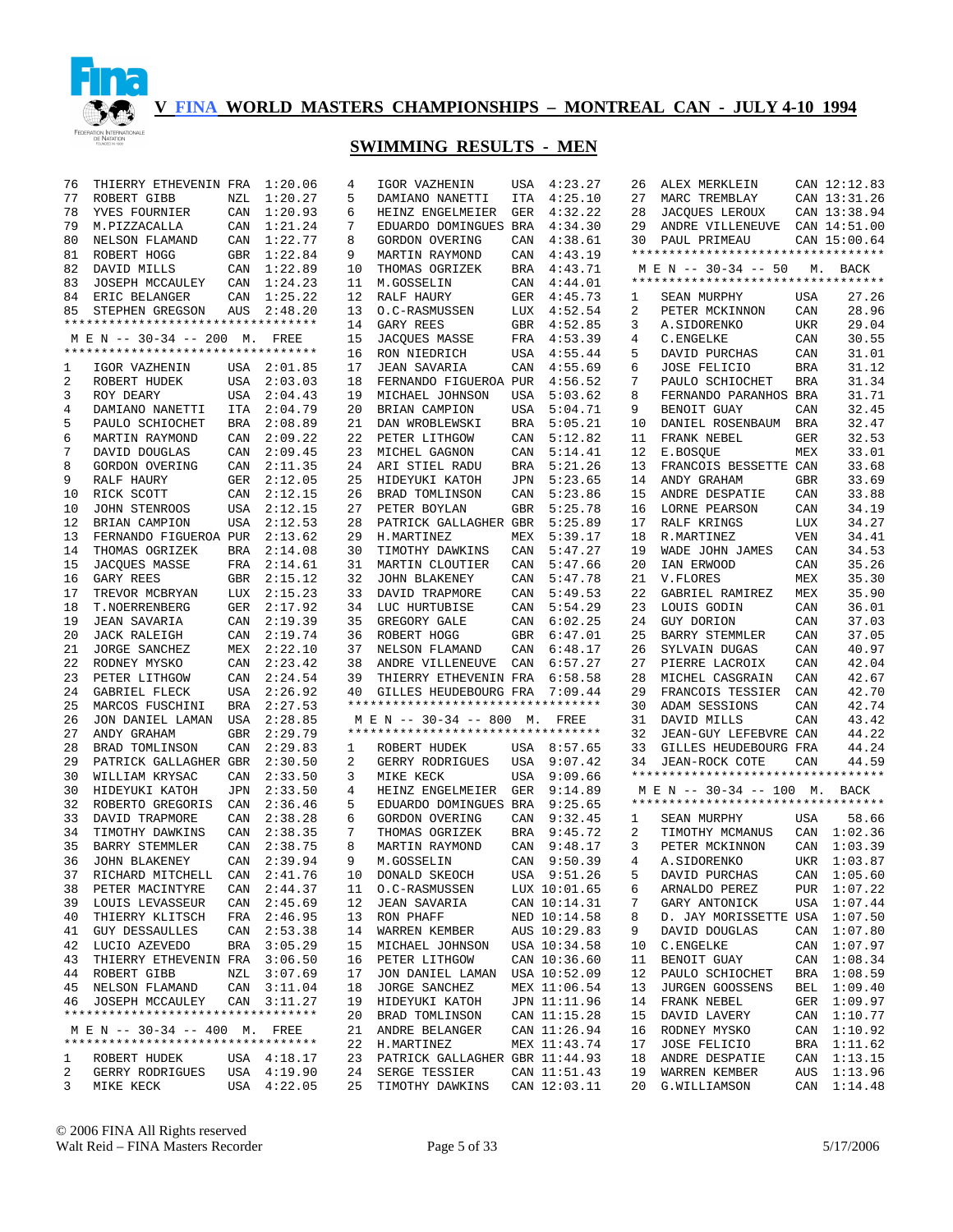## V FINA WORLD MASTERS CHAMPIONSHIPS – MONTREAL CAN - JULY 4-10 1994

## SWIMMING RESULTS - MEN

| Place | Name | Country | Time |
|---|---|---|---|
| 76 | THIERRY ETHEVENIN | FRA | 1:20.06 |
| 77 | ROBERT GIBB | NZL | 1:20.27 |
| 78 | YVES FOURNIER | CAN | 1:20.93 |
| 79 | M.PIZZACALLA | CAN | 1:21.24 |
| 80 | NELSON FLAMAND | CAN | 1:22.77 |
| 81 | ROBERT HOGG | GBR | 1:22.84 |
| 82 | DAVID MILLS | CAN | 1:22.89 |
| 83 | JOSEPH MCCAULEY | CAN | 1:24.23 |
| 84 | ERIC BELANGER | CAN | 1:25.22 |
| 85 | STEPHEN GREGSON | AUS | 2:48.20 |

### M E N -- 30-34 -- 200 M. FREE

| Place | Name | Country | Time |
|---|---|---|---|
| 1 | IGOR VAZHENIN | USA | 2:01.85 |
| 2 | ROBERT HUDEK | USA | 2:03.03 |
| 3 | ROY DEARY | USA | 2:04.43 |
| 4 | DAMIANO NANETTI | ITA | 2:04.79 |
| 5 | PAULO SCHIOCHET | BRA | 2:08.89 |
| 6 | MARTIN RAYMOND | CAN | 2:09.22 |
| 7 | DAVID DOUGLAS | CAN | 2:09.45 |
| 8 | GORDON OVERING | CAN | 2:11.35 |
| 9 | RALF HAURY | GER | 2:12.05 |
| 10 | RICK SCOTT | CAN | 2:12.15 |
| 10 | JOHN STENROOS | USA | 2:12.15 |
| 12 | BRIAN CAMPION | USA | 2:12.53 |
| 13 | FERNANDO FIGUEROA | PUR | 2:13.62 |
| 14 | THOMAS OGRIZEK | BRA | 2:14.08 |
| 15 | JACQUES MASSE | FRA | 2:14.61 |
| 16 | GARY REES | GBR | 2:15.12 |
| 17 | TREVOR MCBRYAN | LUX | 2:15.23 |
| 18 | T.NOERRENBERG | GER | 2:17.92 |
| 19 | JEAN SAVARIA | CAN | 2:19.39 |
| 20 | JACK RALEIGH | CAN | 2:19.74 |
| 21 | JORGE SANCHEZ | MEX | 2:22.10 |
| 22 | RODNEY MYSKO | CAN | 2:23.42 |
| 23 | PETER LITHGOW | CAN | 2:24.54 |
| 24 | GABRIEL FLECK | USA | 2:26.92 |
| 25 | MARCOS FUSCHINI | BRA | 2:27.53 |
| 26 | JON DANIEL LAMAN | USA | 2:28.85 |
| 27 | ANDY GRAHAM | GBR | 2:29.79 |
| 28 | BRAD TOMLINSON | CAN | 2:29.83 |
| 29 | PATRICK GALLAGHER | GBR | 2:30.50 |
| 30 | WILLIAM KRYSAC | CAN | 2:33.50 |
| 30 | HIDEYUKI KATOH | JPN | 2:33.50 |
| 32 | ROBERTO GREGORIS | CAN | 2:36.46 |
| 33 | DAVID TRAPMORE | CAN | 2:38.28 |
| 34 | TIMOTHY DAWKINS | CAN | 2:38.35 |
| 35 | BARRY STEMMLER | CAN | 2:38.75 |
| 36 | JOHN BLAKENEY | CAN | 2:39.94 |
| 37 | RICHARD MITCHELL | CAN | 2:41.76 |
| 38 | PETER MACINTYRE | CAN | 2:44.37 |
| 39 | LOUIS LEVASSEUR | CAN | 2:45.69 |
| 40 | THIERRY KLITSCH | FRA | 2:46.95 |
| 41 | GUY DESSAULLES | CAN | 2:53.38 |
| 42 | LUCIO AZEVEDO | BRA | 3:05.29 |
| 43 | THIERRY ETHEVENIN | FRA | 3:06.50 |
| 44 | ROBERT GIBB | NZL | 3:07.69 |
| 45 | NELSON FLAMAND | CAN | 3:11.04 |
| 46 | JOSEPH MCCAULEY | CAN | 3:11.27 |

### M E N -- 30-34 -- 400 M. FREE

| Place | Name | Country | Time |
|---|---|---|---|
| 1 | ROBERT HUDEK | USA | 4:18.17 |
| 2 | GERRY RODRIGUES | USA | 4:19.90 |
| 3 | MIKE KECK | USA | 4:22.05 |
| 4 | IGOR VAZHENIN | USA | 4:23.27 |
| 5 | DAMIANO NANETTI | ITA | 4:25.10 |
| 6 | HEINZ ENGELMEIER | GER | 4:32.22 |
| 7 | EDUARDO DOMINGUES | BRA | 4:34.30 |
| 8 | GORDON OVERING | CAN | 4:38.61 |
| 9 | MARTIN RAYMOND | CAN | 4:43.19 |
| 10 | THOMAS OGRIZEK | BRA | 4:43.71 |
| 11 | M.GOSSELIN | CAN | 4:44.01 |
| 12 | RALF HAURY | GER | 4:45.73 |
| 13 | O.C-RASMUSSEN | LUX | 4:52.54 |
| 14 | GARY REES | GBR | 4:52.85 |
| 15 | JACQUES MASSE | FRA | 4:53.39 |
| 16 | RON NIEDRICH | USA | 4:55.44 |
| 17 | JEAN SAVARIA | CAN | 4:55.69 |
| 18 | FERNANDO FIGUEROA | PUR | 4:56.52 |
| 19 | MICHAEL JOHNSON | USA | 5:03.62 |
| 20 | BRIAN CAMPION | USA | 5:04.71 |
| 21 | DAN WROBLEWSKI | BRA | 5:05.21 |
| 22 | PETER LITHGOW | CAN | 5:12.82 |
| 23 | MICHEL GAGNON | CAN | 5:14.41 |
| 24 | ARI STIEL RADU | BRA | 5:21.26 |
| 25 | HIDEYUKI KATOH | JPN | 5:23.65 |
| 26 | BRAD TOMLINSON | CAN | 5:23.86 |
| 27 | PETER BOYLAN | GBR | 5:25.78 |
| 28 | PATRICK GALLAGHER | GBR | 5:25.89 |
| 29 | H.MARTINEZ | MEX | 5:39.17 |
| 30 | TIMOTHY DAWKINS | CAN | 5:47.27 |
| 31 | MARTIN CLOUTIER | CAN | 5:47.66 |
| 32 | JOHN BLAKENEY | CAN | 5:47.78 |
| 33 | DAVID TRAPMORE | CAN | 5:49.53 |
| 34 | LUC HURTUBISE | CAN | 5:54.29 |
| 35 | GREGORY GALE | CAN | 6:02.25 |
| 36 | ROBERT HOGG | GBR | 6:47.01 |
| 37 | NELSON FLAMAND | CAN | 6:48.17 |
| 38 | ANDRE VILLENEUVE | CAN | 6:57.27 |
| 39 | THIERRY ETHEVENIN | FRA | 6:58.58 |
| 40 | GILLES HEUDEBOURG | FRA | 7:09.44 |

### M E N -- 30-34 -- 800 M. FREE

| Place | Name | Country | Time |
|---|---|---|---|
| 1 | ROBERT HUDEK | USA | 8:57.65 |
| 2 | GERRY RODRIGUES | USA | 9:07.42 |
| 3 | MIKE KECK | USA | 9:09.66 |
| 4 | HEINZ ENGELMEIER | GER | 9:14.89 |
| 5 | EDUARDO DOMINGUES | BRA | 9:25.65 |
| 6 | GORDON OVERING | CAN | 9:32.45 |
| 7 | THOMAS OGRIZEK | BRA | 9:45.72 |
| 8 | MARTIN RAYMOND | CAN | 9:48.17 |
| 9 | M.GOSSELIN | CAN | 9:50.39 |
| 10 | DONALD SKEOCH | USA | 9:51.26 |
| 11 | O.C-RASMUSSEN | LUX | 10:01.65 |
| 12 | JEAN SAVARIA | CAN | 10:14.31 |
| 13 | RON PHAFF | NED | 10:14.58 |
| 14 | WARREN KEMBER | AUS | 10:29.83 |
| 15 | MICHAEL JOHNSON | USA | 10:34.58 |
| 16 | PETER LITHGOW | CAN | 10:36.60 |
| 17 | JON DANIEL LAMAN | USA | 10:52.09 |
| 18 | JORGE SANCHEZ | MEX | 11:06.54 |
| 19 | HIDEYUKI KATOH | JPN | 11:11.96 |
| 20 | BRAD TOMLINSON | CAN | 11:15.28 |
| 21 | ANDRE BELANGER | CAN | 11:26.94 |
| 22 | H.MARTINEZ | MEX | 11:43.74 |
| 23 | PATRICK GALLAGHER | GBR | 11:44.93 |
| 24 | SERGE TESSIER | CAN | 11:51.43 |
| 25 | TIMOTHY DAWKINS | CAN | 12:03.11 |
| 26 | ALEX MERKLEIN | CAN | 12:12.83 |
| 27 | MARC TREMBLAY | CAN | 13:31.26 |
| 28 | JACQUES LEROUX | CAN | 13:38.94 |
| 29 | ANDRE VILLENEUVE | CAN | 14:51.00 |
| 30 | PAUL PRIMEAU | CAN | 15:00.64 |

### M E N -- 30-34 -- 50 M. BACK

| Place | Name | Country | Time |
|---|---|---|---|
| 1 | SEAN MURPHY | USA | 27.26 |
| 2 | PETER MCKINNON | CAN | 28.96 |
| 3 | A.SIDORENKO | UKR | 29.04 |
| 4 | C.ENGELKE | CAN | 30.55 |
| 5 | DAVID PURCHAS | CAN | 31.01 |
| 6 | JOSE FELICIO | BRA | 31.12 |
| 7 | PAULO SCHIOCHET | BRA | 31.34 |
| 8 | FERNANDO PARANHOS | BRA | 31.71 |
| 9 | BENOIT GUAY | CAN | 32.45 |
| 10 | DANIEL ROSENBAUM | BRA | 32.47 |
| 11 | FRANK NEBEL | GER | 32.53 |
| 12 | E.BOSQUE | MEX | 33.01 |
| 13 | FRANCOIS BESSETTE | CAN | 33.68 |
| 14 | ANDY GRAHAM | GBR | 33.69 |
| 15 | ANDRE DESPATIE | CAN | 33.88 |
| 16 | LORNE PEARSON | CAN | 34.19 |
| 17 | RALF KRINGS | LUX | 34.27 |
| 18 | R.MARTINEZ | VEN | 34.41 |
| 19 | WADE JOHN JAMES | CAN | 34.53 |
| 20 | IAN ERWOOD | CAN | 35.26 |
| 21 | V.FLORES | MEX | 35.30 |
| 22 | GABRIEL RAMIREZ | MEX | 35.90 |
| 23 | LOUIS GODIN | CAN | 36.01 |
| 24 | GUY DORION | CAN | 37.03 |
| 25 | BARRY STEMMLER | CAN | 37.05 |
| 26 | SYLVAIN DUGAS | CAN | 40.97 |
| 27 | PIERRE LACROIX | CAN | 42.04 |
| 28 | MICHEL CASGRAIN | CAN | 42.67 |
| 29 | FRANCOIS TESSIER | CAN | 42.70 |
| 30 | ADAM SESSIONS | CAN | 42.74 |
| 31 | DAVID MILLS | CAN | 43.42 |
| 32 | JEAN-GUY LEFEBVRE | CAN | 44.22 |
| 33 | GILLES HEUDEBOURG | FRA | 44.24 |
| 34 | JEAN-ROCK COTE | CAN | 44.59 |

### M E N -- 30-34 -- 100 M. BACK

| Place | Name | Country | Time |
|---|---|---|---|
| 1 | SEAN MURPHY | USA | 58.66 |
| 2 | TIMOTHY MCMANUS | CAN | 1:02.36 |
| 3 | PETER MCKINNON | CAN | 1:03.39 |
| 4 | A.SIDORENKO | UKR | 1:03.87 |
| 5 | DAVID PURCHAS | CAN | 1:05.60 |
| 6 | ARNALDO PEREZ | PUR | 1:07.22 |
| 7 | GARY ANTONICK | USA | 1:07.44 |
| 8 | D. JAY MORISSETTE | USA | 1:07.50 |
| 9 | DAVID DOUGLAS | CAN | 1:07.80 |
| 10 | C.ENGELKE | CAN | 1:07.97 |
| 11 | BENOIT GUAY | CAN | 1:08.34 |
| 12 | PAULO SCHIOCHET | BRA | 1:08.59 |
| 13 | JURGEN GOOSSENS | BEL | 1:09.40 |
| 14 | FRANK NEBEL | GER | 1:09.97 |
| 15 | DAVID LAVERY | CAN | 1:10.77 |
| 16 | RODNEY MYSKO | CAN | 1:10.92 |
| 17 | JOSE FELICIO | BRA | 1:11.62 |
| 18 | ANDRE DESPATIE | CAN | 1:13.15 |
| 19 | WARREN KEMBER | AUS | 1:13.96 |
| 20 | G.WILLIAMSON | CAN | 1:14.48 |

© 2006 FINA All Rights reserved
Walt Reid – FINA Masters Recorder 5/17/2006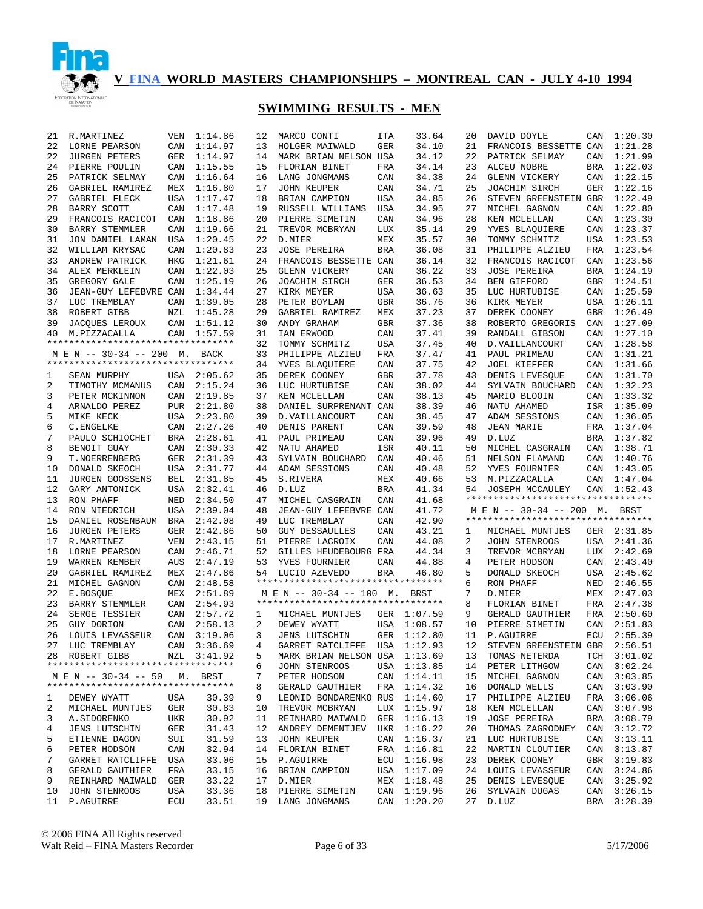# V FINA WORLD MASTERS CHAMPIONSHIPS – MONTREAL CAN - JULY 4-10 1994

## SWIMMING RESULTS - MEN

| Place | Name | Country | Time |
|---|---|---|---|
| 21 | R.MARTINEZ | VEN | 1:14.86 |
| 22 | LORNE PEARSON | CAN | 1:14.97 |
| 22 | JURGEN PETERS | GER | 1:14.97 |
| 24 | PIERRE POULIN | CAN | 1:15.55 |
| 25 | PATRICK SELMAY | CAN | 1:16.64 |
| 26 | GABRIEL RAMIREZ | MEX | 1:16.80 |
| 27 | GABRIEL FLECK | USA | 1:17.47 |
| 28 | BARRY SCOTT | CAN | 1:17.48 |
| 29 | FRANCOIS RACICOT | CAN | 1:18.86 |
| 30 | BARRY STEMMLER | CAN | 1:19.66 |
| 31 | JON DANIEL LAMAN | USA | 1:20.45 |
| 32 | WILLIAM KRYSAC | CAN | 1:20.83 |
| 33 | ANDREW PATRICK | HKG | 1:21.61 |
| 34 | ALEX MERKLEIN | CAN | 1:22.03 |
| 35 | GREGORY GALE | CAN | 1:25.19 |
| 36 | JEAN-GUY LEFEBVRE | CAN | 1:34.44 |
| 37 | LUC TREMBLAY | CAN | 1:39.05 |
| 38 | ROBERT GIBB | NZL | 1:45.28 |
| 39 | JACQUES LEROUX | CAN | 1:51.12 |
| 40 | M.PIZZACALLA | CAN | 1:57.59 |

### M E N -- 30-34 -- 200 M. BACK

| Place | Name | Country | Time |
|---|---|---|---|
| 1 | SEAN MURPHY | USA | 2:05.62 |
| 2 | TIMOTHY MCMANUS | CAN | 2:15.24 |
| 3 | PETER MCKINNON | CAN | 2:19.85 |
| 4 | ARNALDO PEREZ | PUR | 2:21.80 |
| 5 | MIKE KECK | USA | 2:23.80 |
| 6 | C.ENGELKE | CAN | 2:27.26 |
| 7 | PAULO SCHIOCHET | BRA | 2:28.61 |
| 8 | BENOIT GUAY | CAN | 2:30.33 |
| 9 | T.NOERRENBERG | GER | 2:31.39 |
| 10 | DONALD SKEOCH | USA | 2:31.77 |
| 11 | JURGEN GOOSSENS | BEL | 2:31.85 |
| 12 | GARY ANTONICK | USA | 2:32.41 |
| 13 | RON PHAFF | NED | 2:34.50 |
| 14 | RON NIEDRICH | USA | 2:39.04 |
| 15 | DANIEL ROSENBAUM | BRA | 2:42.08 |
| 16 | JURGEN PETERS | GER | 2:42.86 |
| 17 | R.MARTINEZ | VEN | 2:43.15 |
| 18 | LORNE PEARSON | CAN | 2:46.71 |
| 19 | WARREN KEMBER | AUS | 2:47.19 |
| 20 | GABRIEL RAMIREZ | MEX | 2:47.86 |
| 21 | MICHEL GAGNON | CAN | 2:48.58 |
| 22 | E.BOSQUE | MEX | 2:51.89 |
| 23 | BARRY STEMMLER | CAN | 2:54.93 |
| 24 | SERGE TESSIER | CAN | 2:57.72 |
| 25 | GUY DORION | CAN | 2:58.13 |
| 26 | LOUIS LEVASSEUR | CAN | 3:19.06 |
| 27 | LUC TREMBLAY | CAN | 3:36.69 |
| 28 | ROBERT GIBB | NZL | 3:41.92 |

### M E N -- 30-34 -- 50 M. BRST

| Place | Name | Country | Time |
|---|---|---|---|
| 1 | DEWEY WYATT | USA | 30.39 |
| 2 | MICHAEL MUNTJES | GER | 30.83 |
| 3 | A.SIDORENKO | UKR | 30.92 |
| 4 | JENS LUTSCHIN | GER | 31.43 |
| 5 | ETIENNE DAGON | SUI | 31.59 |
| 6 | PETER HODSON | CAN | 32.94 |
| 7 | GARRET RATCLIFFE | USA | 33.06 |
| 8 | GERALD GAUTHIER | FRA | 33.15 |
| 9 | REINHARD MAIWALD | GER | 33.22 |
| 10 | JOHN STENROOS | USA | 33.36 |
| 11 | P.AGUIRRE | ECU | 33.51 |
| 12 | MARCO CONTI | ITA | 33.64 |
| 13 | HOLGER MAIWALD | GER | 34.10 |
| 14 | MARK BRIAN NELSON | USA | 34.12 |
| 15 | FLORIAN BINET | FRA | 34.14 |
| 16 | LANG JONGMANS | CAN | 34.38 |
| 17 | JOHN KEUPER | CAN | 34.71 |
| 18 | BRIAN CAMPION | USA | 34.85 |
| 19 | RUSSELL WILLIAMS | USA | 34.95 |
| 20 | PIERRE SIMETIN | CAN | 34.96 |
| 21 | TREVOR MCBRYAN | LUX | 35.14 |
| 22 | D.MIER | MEX | 35.57 |
| 23 | JOSE PEREIRA | BRA | 36.08 |
| 24 | FRANCOIS BESSETTE | CAN | 36.14 |
| 25 | GLENN VICKERY | CAN | 36.22 |
| 26 | JOACHIM SIRCH | GER | 36.53 |
| 27 | KIRK MEYER | USA | 36.63 |
| 28 | PETER BOYLAN | GBR | 36.76 |
| 29 | GABRIEL RAMIREZ | MEX | 37.23 |
| 30 | ANDY GRAHAM | GBR | 37.36 |
| 31 | IAN ERWOOD | CAN | 37.41 |
| 32 | TOMMY SCHMITZ | USA | 37.45 |
| 33 | PHILIPPE ALZIEU | FRA | 37.47 |
| 34 | YVES BLAQUIERE | CAN | 37.75 |
| 35 | DEREK COONEY | GBR | 37.78 |
| 36 | LUC HURTUBISE | CAN | 38.02 |
| 37 | KEN MCLELLAN | CAN | 38.13 |
| 38 | DANIEL SURPRENANT | CAN | 38.39 |
| 39 | D.VAILLANCOURT | CAN | 38.45 |
| 40 | DENIS PARENT | CAN | 39.59 |
| 41 | PAUL PRIMEAU | CAN | 39.96 |
| 42 | NATU AHAMED | ISR | 40.11 |
| 43 | SYLVAIN BOUCHARD | CAN | 40.46 |
| 44 | ADAM SESSIONS | CAN | 40.48 |
| 45 | S.RIVERA | MEX | 40.66 |
| 46 | D.LUZ | BRA | 41.34 |
| 47 | MICHEL CASGRAIN | CAN | 41.68 |
| 48 | JEAN-GUY LEFEBVRE | CAN | 41.72 |
| 49 | LUC TREMBLAY | CAN | 42.90 |
| 50 | GUY DESSAULLES | CAN | 43.21 |
| 51 | PIERRE LACROIX | CAN | 44.08 |
| 52 | GILLES HEUDEBOURG | FRA | 44.34 |
| 53 | YVES FOURNIER | CAN | 44.88 |
| 54 | LUCIO AZEVEDO | BRA | 46.80 |

### M E N -- 30-34 -- 100 M. BRST

| Place | Name | Country | Time |
|---|---|---|---|
| 1 | MICHAEL MUNTJES | GER | 1:07.59 |
| 2 | DEWEY WYATT | USA | 1:08.57 |
| 3 | JENS LUTSCHIN | GER | 1:12.80 |
| 4 | GARRET RATCLIFFE | USA | 1:12.93 |
| 5 | MARK BRIAN NELSON | USA | 1:13.69 |
| 6 | JOHN STENROOS | USA | 1:13.85 |
| 7 | PETER HODSON | CAN | 1:14.11 |
| 8 | GERALD GAUTHIER | FRA | 1:14.32 |
| 9 | LEONID BONDARENKO | RUS | 1:14.60 |
| 10 | TREVOR MCBRYAN | LUX | 1:15.97 |
| 11 | REINHARD MAIWALD | GER | 1:16.13 |
| 12 | ANDREY DEMENTJEV | UKR | 1:16.22 |
| 13 | JOHN KEUPER | CAN | 1:16.37 |
| 14 | FLORIAN BINET | FRA | 1:16.81 |
| 15 | P.AGUIRRE | ECU | 1:16.98 |
| 16 | BRIAN CAMPION | USA | 1:17.09 |
| 17 | D.MIER | MEX | 1:18.48 |
| 18 | PIERRE SIMETIN | CAN | 1:19.96 |
| 19 | LANG JONGMANS | CAN | 1:20.20 |
| 20 | DAVID DOYLE | CAN | 1:20.30 |
| 21 | FRANCOIS BESSETTE | CAN | 1:21.28 |
| 22 | PATRICK SELMAY | CAN | 1:21.99 |
| 23 | ALCEU NOBRE | BRA | 1:22.03 |
| 24 | GLENN VICKERY | CAN | 1:22.15 |
| 25 | JOACHIM SIRCH | GER | 1:22.16 |
| 26 | STEVEN GREENSTEIN | GBR | 1:22.49 |
| 27 | MICHEL GAGNON | CAN | 1:22.80 |
| 28 | KEN MCLELLAN | CAN | 1:23.30 |
| 29 | YVES BLAQUIERE | CAN | 1:23.37 |
| 30 | TOMMY SCHMITZ | USA | 1:23.53 |
| 31 | PHILIPPE ALZIEU | FRA | 1:23.54 |
| 32 | FRANCOIS RACICOT | CAN | 1:23.56 |
| 33 | JOSE PEREIRA | BRA | 1:24.19 |
| 34 | BEN GIFFORD | GBR | 1:24.51 |
| 35 | LUC HURTUBISE | CAN | 1:25.59 |
| 36 | KIRK MEYER | USA | 1:26.11 |
| 37 | DEREK COONEY | GBR | 1:26.49 |
| 38 | ROBERTO GREGORIS | CAN | 1:27.09 |
| 39 | RANDALL GIBSON | CAN | 1:27.10 |
| 40 | D.VAILLANCOURT | CAN | 1:28.58 |
| 41 | PAUL PRIMEAU | CAN | 1:31.21 |
| 42 | JOEL KIEFFER | CAN | 1:31.66 |
| 43 | DENIS LEVESQUE | CAN | 1:31.70 |
| 44 | SYLVAIN BOUCHARD | CAN | 1:32.23 |
| 45 | MARIO BLOOIN | CAN | 1:33.32 |
| 46 | NATU AHAMED | ISR | 1:35.09 |
| 47 | ADAM SESSIONS | CAN | 1:36.05 |
| 48 | JEAN MARIE | FRA | 1:37.04 |
| 49 | D.LUZ | BRA | 1:37.82 |
| 50 | MICHEL CASGRAIN | CAN | 1:38.71 |
| 51 | NELSON FLAMAND | CAN | 1:40.76 |
| 52 | YVES FOURNIER | CAN | 1:43.05 |
| 53 | M.PIZZACALLA | CAN | 1:47.04 |
| 54 | JOSEPH MCCAULEY | CAN | 1:52.43 |

### M E N -- 30-34 -- 200 M. BRST

| Place | Name | Country | Time |
|---|---|---|---|
| 1 | MICHAEL MUNTJES | GER | 2:31.85 |
| 2 | JOHN STENROOS | USA | 2:41.36 |
| 3 | TREVOR MCBRYAN | LUX | 2:42.69 |
| 4 | PETER HODSON | CAN | 2:43.40 |
| 5 | DONALD SKEOCH | USA | 2:45.62 |
| 6 | RON PHAFF | NED | 2:46.55 |
| 7 | D.MIER | MEX | 2:47.03 |
| 8 | FLORIAN BINET | FRA | 2:47.38 |
| 9 | GERALD GAUTHIER | FRA | 2:50.60 |
| 10 | PIERRE SIMETIN | CAN | 2:51.83 |
| 11 | P.AGUIRRE | ECU | 2:55.39 |
| 12 | STEVEN GREENSTEIN | GBR | 2:56.51 |
| 13 | TOMAS NETERDA | TCH | 3:01.02 |
| 14 | PETER LITHGOW | CAN | 3:02.24 |
| 15 | MICHEL GAGNON | CAN | 3:03.85 |
| 16 | DONALD WELLS | CAN | 3:03.90 |
| 17 | PHILIPPE ALZIEU | FRA | 3:06.06 |
| 18 | KEN MCLELLAN | CAN | 3:07.98 |
| 19 | JOSE PEREIRA | BRA | 3:08.79 |
| 20 | THOMAS ZAGRODNEY | CAN | 3:12.72 |
| 21 | LUC HURTUBISE | CAN | 3:13.11 |
| 22 | MARTIN CLOUTIER | CAN | 3:13.87 |
| 23 | DEREK COONEY | GBR | 3:19.83 |
| 24 | LOUIS LEVASSEUR | CAN | 3:24.86 |
| 25 | DENIS LEVESQUE | CAN | 3:25.92 |
| 26 | SYLVAIN DUGAS | CAN | 3:26.15 |
| 27 | D.LUZ | BRA | 3:28.39 |

© 2006 FINA All Rights reserved
Walt Reid – FINA Masters Recorder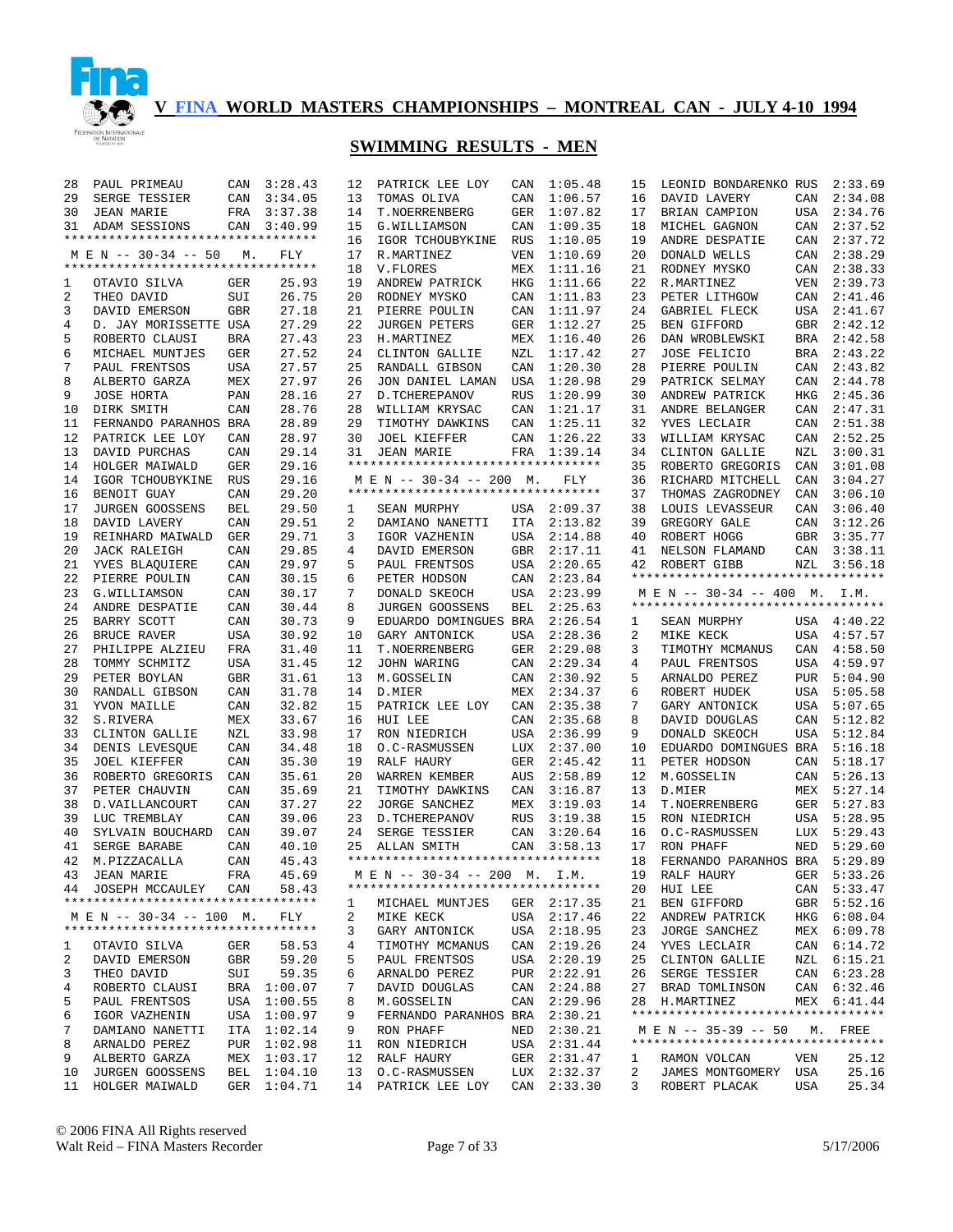# V FINA WORLD MASTERS CHAMPIONSHIPS – MONTREAL CAN - JULY 4-10 1994

## SWIMMING RESULTS - MEN

| Place | Name | Country | Time |
|---|---|---|---|
| 28 | PAUL PRIMEAU | CAN | 3:28.43 |
| 29 | SERGE TESSIER | CAN | 3:34.05 |
| 30 | JEAN MARIE | FRA | 3:37.38 |
| 31 | ADAM SESSIONS | CAN | 3:40.99 |

### M E N -- 30-34 -- 50 M. FLY

| Place | Name | Country | Time |
|---|---|---|---|
| 1 | OTAVIO SILVA | GER | 25.93 |
| 2 | THEO DAVID | SUI | 26.75 |
| 3 | DAVID EMERSON | GBR | 27.18 |
| 4 | D. JAY MORISSETTE | USA | 27.29 |
| 5 | ROBERTO CLAUSI | BRA | 27.43 |
| 6 | MICHAEL MUNTJES | GER | 27.52 |
| 7 | PAUL FRENTSOS | USA | 27.57 |
| 8 | ALBERTO GARZA | MEX | 27.97 |
| 9 | JOSE HORTA | PAN | 28.16 |
| 10 | DIRK SMITH | CAN | 28.76 |
| 11 | FERNANDO PARANHOS | BRA | 28.89 |
| 12 | PATRICK LEE LOY | CAN | 28.97 |
| 13 | DAVID PURCHAS | CAN | 29.14 |
| 14 | HOLGER MAIWALD | GER | 29.16 |
| 14 | IGOR TCHOUBYKINE | RUS | 29.16 |
| 16 | BENOIT GUAY | CAN | 29.20 |
| 17 | JURGEN GOOSSENS | BEL | 29.50 |
| 18 | DAVID LAVERY | CAN | 29.51 |
| 19 | REINHARD MAIWALD | GER | 29.71 |
| 20 | JACK RALEIGH | CAN | 29.85 |
| 21 | YVES BLAQUIERE | CAN | 29.97 |
| 22 | PIERRE POULIN | CAN | 30.15 |
| 23 | G.WILLIAMSON | CAN | 30.17 |
| 24 | ANDRE DESPATIE | CAN | 30.44 |
| 25 | BARRY SCOTT | CAN | 30.73 |
| 26 | BRUCE RAVER | USA | 30.92 |
| 27 | PHILIPPE ALZIEU | FRA | 31.40 |
| 28 | TOMMY SCHMITZ | USA | 31.45 |
| 29 | PETER BOYLAN | GBR | 31.61 |
| 30 | RANDALL GIBSON | CAN | 31.78 |
| 31 | YVON MAILLE | CAN | 32.82 |
| 32 | S.RIVERA | MEX | 33.67 |
| 33 | CLINTON GALLIE | NZL | 33.98 |
| 34 | DENIS LEVESQUE | CAN | 34.48 |
| 35 | JOEL KIEFFER | CAN | 35.30 |
| 36 | ROBERTO GREGORIS | CAN | 35.61 |
| 37 | PETER CHAUVIN | CAN | 35.69 |
| 38 | D.VAILLANCOURT | CAN | 37.27 |
| 39 | LUC TREMBLAY | CAN | 39.06 |
| 40 | SYLVAIN BOUCHARD | CAN | 39.07 |
| 41 | SERGE BARABE | CAN | 40.10 |
| 42 | M.PIZZACALLA | CAN | 45.43 |
| 43 | JEAN MARIE | FRA | 45.69 |
| 44 | JOSEPH MCCAULEY | CAN | 58.43 |

### M E N -- 30-34 -- 100 M. FLY

| Place | Name | Country | Time |
|---|---|---|---|
| 1 | OTAVIO SILVA | GER | 58.53 |
| 2 | DAVID EMERSON | GBR | 59.20 |
| 3 | THEO DAVID | SUI | 59.35 |
| 4 | ROBERTO CLAUSI | BRA | 1:00.07 |
| 5 | PAUL FRENTSOS | USA | 1:00.55 |
| 6 | IGOR VAZHENIN | USA | 1:00.97 |
| 7 | DAMIANO NANETTI | ITA | 1:02.14 |
| 8 | ARNALDO PEREZ | PUR | 1:02.98 |
| 9 | ALBERTO GARZA | MEX | 1:03.17 |
| 10 | JURGEN GOOSSENS | BEL | 1:04.10 |
| 11 | HOLGER MAIWALD | GER | 1:04.71 |
| 12 | PATRICK LEE LOY | CAN | 1:05.48 |
| 13 | TOMAS OLIVA | CAN | 1:06.57 |
| 14 | T.NOERRENBERG | GER | 1:07.82 |
| 15 | G.WILLIAMSON | CAN | 1:09.35 |
| 16 | IGOR TCHOUBYKINE | RUS | 1:10.05 |
| 17 | R.MARTINEZ | VEN | 1:10.69 |
| 18 | V.FLORES | MEX | 1:11.16 |
| 19 | ANDREW PATRICK | HKG | 1:11.66 |
| 20 | RODNEY MYSKO | CAN | 1:11.83 |
| 21 | PIERRE POULIN | CAN | 1:11.97 |
| 22 | JURGEN PETERS | GER | 1:12.27 |
| 23 | H.MARTINEZ | MEX | 1:16.40 |
| 24 | CLINTON GALLIE | NZL | 1:17.42 |
| 25 | RANDALL GIBSON | CAN | 1:20.30 |
| 26 | JON DANIEL LAMAN | USA | 1:20.98 |
| 27 | D.TCHEREPANOV | RUS | 1:20.99 |
| 28 | WILLIAM KRYSAC | CAN | 1:21.17 |
| 29 | TIMOTHY DAWKINS | CAN | 1:25.11 |
| 30 | JOEL KIEFFER | CAN | 1:26.22 |
| 31 | JEAN MARIE | FRA | 1:39.14 |

### M E N -- 30-34 -- 200 M. FLY

| Place | Name | Country | Time |
|---|---|---|---|
| 1 | SEAN MURPHY | USA | 2:09.37 |
| 2 | DAMIANO NANETTI | ITA | 2:13.82 |
| 3 | IGOR VAZHENIN | USA | 2:14.88 |
| 4 | DAVID EMERSON | GBR | 2:17.11 |
| 5 | PAUL FRENTSOS | USA | 2:20.65 |
| 6 | PETER HODSON | CAN | 2:23.84 |
| 7 | DONALD SKEOCH | USA | 2:23.99 |
| 8 | JURGEN GOOSSENS | BEL | 2:25.63 |
| 9 | EDUARDO DOMINGUES | BRA | 2:26.54 |
| 10 | GARY ANTONICK | USA | 2:28.36 |
| 11 | T.NOERRENBERG | GER | 2:29.08 |
| 12 | JOHN WARING | CAN | 2:29.34 |
| 13 | M.GOSSELIN | CAN | 2:30.92 |
| 14 | D.MIER | MEX | 2:34.37 |
| 15 | PATRICK LEE LOY | CAN | 2:35.38 |
| 16 | HUI LEE | CAN | 2:35.68 |
| 17 | RON NIEDRICH | USA | 2:36.99 |
| 18 | O.C-RASMUSSEN | LUX | 2:37.00 |
| 19 | RALF HAURY | GER | 2:45.42 |
| 20 | WARREN KEMBER | AUS | 2:58.89 |
| 21 | TIMOTHY DAWKINS | CAN | 3:16.87 |
| 22 | JORGE SANCHEZ | MEX | 3:19.03 |
| 23 | D.TCHEREPANOV | RUS | 3:19.38 |
| 24 | SERGE TESSIER | CAN | 3:20.64 |
| 25 | ALLAN SMITH | CAN | 3:58.13 |

### M E N -- 30-34 -- 200 M. I.M.

| Place | Name | Country | Time |
|---|---|---|---|
| 1 | MICHAEL MUNTJES | GER | 2:17.35 |
| 2 | MIKE KECK | USA | 2:17.46 |
| 3 | GARY ANTONICK | USA | 2:18.95 |
| 4 | TIMOTHY MCMANUS | CAN | 2:19.26 |
| 5 | PAUL FRENTSOS | USA | 2:20.19 |
| 6 | ARNALDO PEREZ | PUR | 2:22.91 |
| 7 | DAVID DOUGLAS | CAN | 2:24.88 |
| 8 | M.GOSSELIN | CAN | 2:29.96 |
| 9 | FERNANDO PARANHOS | BRA | 2:30.21 |
| 9 | RON PHAFF | NED | 2:30.21 |
| 11 | RON NIEDRICH | USA | 2:31.44 |
| 12 | RALF HAURY | GER | 2:31.47 |
| 13 | O.C-RASMUSSEN | LUX | 2:32.37 |
| 14 | PATRICK LEE LOY | CAN | 2:33.30 |
| 15 | LEONID BONDARENKO | RUS | 2:33.69 |
| 16 | DAVID LAVERY | CAN | 2:34.08 |
| 17 | BRIAN CAMPION | USA | 2:34.76 |
| 18 | MICHEL GAGNON | CAN | 2:37.52 |
| 19 | ANDRE DESPATIE | CAN | 2:37.72 |
| 20 | DONALD WELLS | CAN | 2:38.29 |
| 21 | RODNEY MYSKO | CAN | 2:38.33 |
| 22 | R.MARTINEZ | VEN | 2:39.73 |
| 23 | PETER LITHGOW | CAN | 2:41.46 |
| 24 | GABRIEL FLECK | USA | 2:41.67 |
| 25 | BEN GIFFORD | GBR | 2:42.12 |
| 26 | DAN WROBLEWSKI | BRA | 2:42.58 |
| 27 | JOSE FELICIO | BRA | 2:43.22 |
| 28 | PIERRE POULIN | CAN | 2:43.82 |
| 29 | PATRICK SELMAY | CAN | 2:44.78 |
| 30 | ANDREW PATRICK | HKG | 2:45.36 |
| 31 | ANDRE BELANGER | CAN | 2:47.31 |
| 32 | YVES LECLAIR | CAN | 2:51.38 |
| 33 | WILLIAM KRYSAC | CAN | 2:52.25 |
| 34 | CLINTON GALLIE | NZL | 3:00.31 |
| 35 | ROBERTO GREGORIS | CAN | 3:01.08 |
| 36 | RICHARD MITCHELL | CAN | 3:04.27 |
| 37 | THOMAS ZAGRODNEY | CAN | 3:06.10 |
| 38 | LOUIS LEVASSEUR | CAN | 3:06.40 |
| 39 | GREGORY GALE | CAN | 3:12.26 |
| 40 | ROBERT HOGG | GBR | 3:35.77 |
| 41 | NELSON FLAMAND | CAN | 3:38.11 |
| 42 | ROBERT GIBB | NZL | 3:56.18 |

### M E N -- 30-34 -- 400 M. I.M.

| Place | Name | Country | Time |
|---|---|---|---|
| 1 | SEAN MURPHY | USA | 4:40.22 |
| 2 | MIKE KECK | USA | 4:57.57 |
| 3 | TIMOTHY MCMANUS | CAN | 4:58.50 |
| 4 | PAUL FRENTSOS | USA | 4:59.97 |
| 5 | ARNALDO PEREZ | PUR | 5:04.90 |
| 6 | ROBERT HUDEK | USA | 5:05.58 |
| 7 | GARY ANTONICK | USA | 5:07.65 |
| 8 | DAVID DOUGLAS | CAN | 5:12.82 |
| 9 | DONALD SKEOCH | USA | 5:12.84 |
| 10 | EDUARDO DOMINGUES | BRA | 5:16.18 |
| 11 | PETER HODSON | CAN | 5:18.17 |
| 12 | M.GOSSELIN | CAN | 5:26.13 |
| 13 | D.MIER | MEX | 5:27.14 |
| 14 | T.NOERRENBERG | GER | 5:27.83 |
| 15 | RON NIEDRICH | USA | 5:28.95 |
| 16 | O.C-RASMUSSEN | LUX | 5:29.43 |
| 17 | RON PHAFF | NED | 5:29.60 |
| 18 | FERNANDO PARANHOS | BRA | 5:29.89 |
| 19 | RALF HAURY | GER | 5:33.26 |
| 20 | HUI LEE | CAN | 5:33.47 |
| 21 | BEN GIFFORD | GBR | 5:52.16 |
| 22 | ANDREW PATRICK | HKG | 6:08.04 |
| 23 | JORGE SANCHEZ | MEX | 6:09.78 |
| 24 | YVES LECLAIR | CAN | 6:14.72 |
| 25 | CLINTON GALLIE | NZL | 6:15.21 |
| 26 | SERGE TESSIER | CAN | 6:23.28 |
| 27 | BRAD TOMLINSON | CAN | 6:32.46 |
| 28 | H.MARTINEZ | MEX | 6:41.44 |

### M E N -- 35-39 -- 50 M. FREE

| Place | Name | Country | Time |
|---|---|---|---|
| 1 | RAMON VOLCAN | VEN | 25.12 |
| 2 | JAMES MONTGOMERY | USA | 25.16 |
| 3 | ROBERT PLACAK | USA | 25.34 |

© 2006 FINA All Rights reserved
Walt Reid – FINA Masters Recorder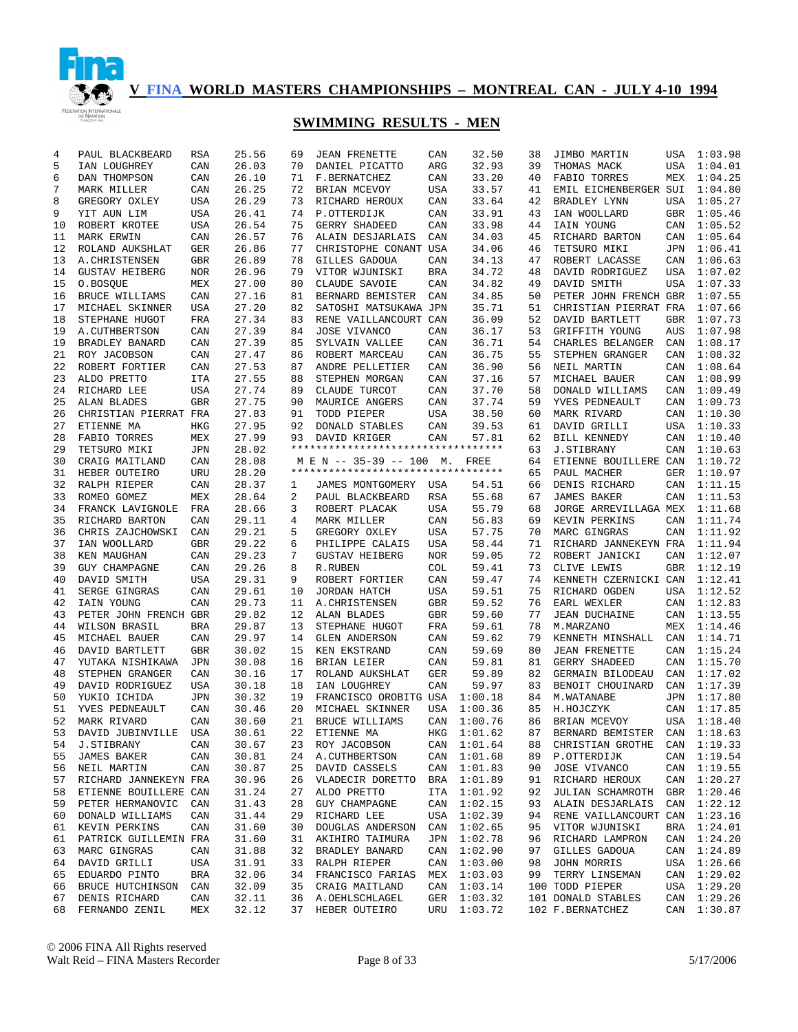# V FINA WORLD MASTERS CHAMPIONSHIPS – MONTREAL CAN - JULY 4-10 1994

## SWIMMING RESULTS - MEN

| Place | Name | Country | Time |
|---|---|---|---|
| 4 | PAUL BLACKBEARD | RSA | 25.56 |
| 5 | IAN LOUGHREY | CAN | 26.03 |
| 6 | DAN THOMPSON | CAN | 26.10 |
| 7 | MARK MILLER | CAN | 26.25 |
| 8 | GREGORY OXLEY | USA | 26.29 |
| 9 | YIT AUN LIM | USA | 26.41 |
| 10 | ROBERT KROTEE | USA | 26.54 |
| 11 | MARK ERWIN | CAN | 26.57 |
| 12 | ROLAND AUKSHLAT | GER | 26.86 |
| 13 | A.CHRISTENSEN | GBR | 26.89 |
| 14 | GUSTAV HEIBERG | NOR | 26.96 |
| 15 | O.BOSQUE | MEX | 27.00 |
| 16 | BRUCE WILLIAMS | CAN | 27.16 |
| 17 | MICHAEL SKINNER | USA | 27.20 |
| 18 | STEPHANE HUGOT | FRA | 27.34 |
| 19 | A.CUTHBERTSON | CAN | 27.39 |
| 19 | BRADLEY BANARD | CAN | 27.39 |
| 21 | ROY JACOBSON | CAN | 27.47 |
| 22 | ROBERT FORTIER | CAN | 27.53 |
| 23 | ALDO PRETTO | ITA | 27.55 |
| 24 | RICHARD LEE | USA | 27.74 |
| 25 | ALAN BLADES | GBR | 27.75 |
| 26 | CHRISTIAN PIERRAT | FRA | 27.83 |
| 27 | ETIENNE MA | HKG | 27.95 |
| 28 | FABIO TORRES | MEX | 27.99 |
| 29 | TETSURO MIKI | JPN | 28.02 |
| 30 | CRAIG MAITLAND | CAN | 28.08 |
| 31 | HEBER OUTEIRO | URU | 28.20 |
| 32 | RALPH RIEPER | CAN | 28.37 |
| 33 | ROMEO GOMEZ | MEX | 28.64 |
| 34 | FRANCK LAVIGNOLE | FRA | 28.66 |
| 35 | RICHARD BARTON | CAN | 29.11 |
| 36 | CHRIS ZAJCHOWSKI | CAN | 29.21 |
| 37 | IAN WOOLLARD | GBR | 29.22 |
| 38 | KEN MAUGHAN | CAN | 29.23 |
| 39 | GUY CHAMPAGNE | CAN | 29.26 |
| 40 | DAVID SMITH | USA | 29.31 |
| 41 | SERGE GINGRAS | CAN | 29.61 |
| 42 | IAIN YOUNG | CAN | 29.73 |
| 43 | PETER JOHN FRENCH | GBR | 29.82 |
| 44 | WILSON BRASIL | BRA | 29.87 |
| 45 | MICHAEL BAUER | CAN | 29.97 |
| 46 | DAVID BARTLETT | GBR | 30.02 |
| 47 | YUTAKA NISHIKAWA | JPN | 30.08 |
| 48 | STEPHEN GRANGER | CAN | 30.16 |
| 49 | DAVID RODRIGUEZ | USA | 30.18 |
| 50 | YUKIO ICHIDA | JPN | 30.32 |
| 51 | YVES PEDNEAULT | CAN | 30.46 |
| 52 | MARK RIVARD | CAN | 30.60 |
| 53 | DAVID JUBINVILLE | USA | 30.61 |
| 54 | J.STIBRANY | CAN | 30.67 |
| 55 | JAMES BAKER | CAN | 30.81 |
| 56 | NEIL MARTIN | CAN | 30.87 |
| 57 | RICHARD JANNEKEYN | FRA | 30.96 |
| 58 | ETIENNE BOUILLERE | CAN | 31.24 |
| 59 | PETER HERMANOVIC | CAN | 31.43 |
| 60 | DONALD WILLIAMS | CAN | 31.44 |
| 61 | KEVIN PERKINS | CAN | 31.60 |
| 61 | PATRICK GUILLEMIN | FRA | 31.60 |
| 63 | MARC GINGRAS | CAN | 31.88 |
| 64 | DAVID GRILLI | USA | 31.91 |
| 65 | EDUARDO PINTO | BRA | 32.06 |
| 66 | BRUCE HUTCHINSON | CAN | 32.09 |
| 67 | DENIS RICHARD | CAN | 32.11 |
| 68 | FERNANDO ZENIL | MEX | 32.12 |
| 69 | JEAN FRENETTE | CAN | 32.50 |
| 70 | DANIEL PICATTO | ARG | 32.93 |
| 71 | F.BERNATCHEZ | CAN | 33.20 |
| 72 | BRIAN MCEVOY | USA | 33.57 |
| 73 | RICHARD HEROUX | CAN | 33.64 |
| 74 | P.OTTERDIJK | CAN | 33.91 |
| 75 | GERRY SHADEED | CAN | 33.98 |
| 76 | ALAIN DESJARLAIS | CAN | 34.03 |
| 77 | CHRISTOPHE CONANT | USA | 34.06 |
| 78 | GILLES GADOUA | CAN | 34.13 |
| 79 | VITOR WJUNISKI | BRA | 34.72 |
| 80 | CLAUDE SAVOIE | CAN | 34.82 |
| 81 | BERNARD BEMISTER | CAN | 34.85 |
| 82 | SATOSHI MATSUKAWA | JPN | 35.71 |
| 83 | RENE VAILLANCOURT | CAN | 36.09 |
| 84 | JOSE VIVANCO | CAN | 36.17 |
| 85 | SYLVAIN VALLEE | CAN | 36.71 |
| 86 | ROBERT MARCEAU | CAN | 36.75 |
| 87 | ANDRE PELLETIER | CAN | 36.90 |
| 88 | STEPHEN MORGAN | CAN | 37.16 |
| 89 | CLAUDE TURCOT | CAN | 37.70 |
| 90 | MAURICE ANGERS | CAN | 37.74 |
| 91 | TODD PIEPER | USA | 38.50 |
| 92 | DONALD STABLES | CAN | 39.53 |
| 93 | DAVID KRIGER | CAN | 57.81 |

*********************************
M E N -- 35-39 -- 100 M. FREE
*********************************

| Place | Name | Country | Time |
|---|---|---|---|
| 1 | JAMES MONTGOMERY | USA | 54.51 |
| 2 | PAUL BLACKBEARD | RSA | 55.68 |
| 3 | ROBERT PLACAK | USA | 55.79 |
| 4 | MARK MILLER | CAN | 56.83 |
| 5 | GREGORY OXLEY | USA | 57.75 |
| 6 | PHILIPPE CALAIS | USA | 58.44 |
| 7 | GUSTAV HEIBERG | NOR | 59.05 |
| 8 | R.RUBEN | COL | 59.41 |
| 9 | ROBERT FORTIER | CAN | 59.47 |
| 10 | JORDAN HATCH | USA | 59.51 |
| 11 | A.CHRISTENSEN | GBR | 59.52 |
| 12 | ALAN BLADES | GBR | 59.60 |
| 13 | STEPHANE HUGOT | FRA | 59.61 |
| 14 | GLEN ANDERSON | CAN | 59.62 |
| 15 | KEN EKSTRAND | CAN | 59.69 |
| 16 | BRIAN LEIER | CAN | 59.81 |
| 17 | ROLAND AUKSHLAT | GER | 59.89 |
| 18 | IAN LOUGHREY | CAN | 59.97 |
| 19 | FRANCISCO OROBITG | USA | 1:00.18 |
| 20 | MICHAEL SKINNER | USA | 1:00.36 |
| 21 | BRUCE WILLIAMS | CAN | 1:00.76 |
| 22 | ETIENNE MA | HKG | 1:01.62 |
| 23 | ROY JACOBSON | CAN | 1:01.64 |
| 24 | A.CUTHBERTSON | CAN | 1:01.68 |
| 25 | DAVID CASSELS | CAN | 1:01.83 |
| 26 | VLADECIR DORETTO | BRA | 1:01.89 |
| 27 | ALDO PRETTO | ITA | 1:01.92 |
| 28 | GUY CHAMPAGNE | CAN | 1:02.15 |
| 29 | RICHARD LEE | USA | 1:02.39 |
| 30 | DOUGLAS ANDERSON | CAN | 1:02.65 |
| 31 | AKIHIRO TAIMURA | JPN | 1:02.78 |
| 32 | BRADLEY BANARD | CAN | 1:02.90 |
| 33 | RALPH RIEPER | CAN | 1:03.00 |
| 34 | FRANCISCO FARIAS | MEX | 1:03.03 |
| 35 | CRAIG MAITLAND | CAN | 1:03.14 |
| 36 | A.OEHLSCHLAGEL | GER | 1:03.32 |
| 37 | HEBER OUTEIRO | URU | 1:03.72 |
| 38 | JIMBO MARTIN | USA | 1:03.98 |
| 39 | THOMAS MACK | USA | 1:04.01 |
| 40 | FABIO TORRES | MEX | 1:04.25 |
| 41 | EMIL EICHENBERGER | SUI | 1:04.80 |
| 42 | BRADLEY LYNN | USA | 1:05.27 |
| 43 | IAN WOOLLARD | GBR | 1:05.46 |
| 44 | IAIN YOUNG | CAN | 1:05.52 |
| 45 | RICHARD BARTON | CAN | 1:05.64 |
| 46 | TETSURO MIKI | JPN | 1:06.41 |
| 47 | ROBERT LACASSE | CAN | 1:06.63 |
| 48 | DAVID RODRIGUEZ | USA | 1:07.02 |
| 49 | DAVID SMITH | USA | 1:07.33 |
| 50 | PETER JOHN FRENCH | GBR | 1:07.55 |
| 51 | CHRISTIAN PIERRAT | FRA | 1:07.66 |
| 52 | DAVID BARTLETT | GBR | 1:07.73 |
| 53 | GRIFFITH YOUNG | AUS | 1:07.98 |
| 54 | CHARLES BELANGER | CAN | 1:08.17 |
| 55 | STEPHEN GRANGER | CAN | 1:08.32 |
| 56 | NEIL MARTIN | CAN | 1:08.64 |
| 57 | MICHAEL BAUER | CAN | 1:08.99 |
| 58 | DONALD WILLIAMS | CAN | 1:09.49 |
| 59 | YVES PEDNEAULT | CAN | 1:09.73 |
| 60 | MARK RIVARD | CAN | 1:10.30 |
| 61 | DAVID GRILLI | USA | 1:10.33 |
| 62 | BILL KENNEDY | CAN | 1:10.40 |
| 63 | J.STIBRANY | CAN | 1:10.63 |
| 64 | ETIENNE BOUILLERE | CAN | 1:10.72 |
| 65 | PAUL MACHER | GER | 1:10.97 |
| 66 | DENIS RICHARD | CAN | 1:11.15 |
| 67 | JAMES BAKER | CAN | 1:11.53 |
| 68 | JORGE ARREVILLAGA | MEX | 1:11.68 |
| 69 | KEVIN PERKINS | CAN | 1:11.74 |
| 70 | MARC GINGRAS | CAN | 1:11.92 |
| 71 | RICHARD JANNEKEYN | FRA | 1:11.94 |
| 72 | ROBERT JANICKI | CAN | 1:12.07 |
| 73 | CLIVE LEWIS | GBR | 1:12.19 |
| 74 | KENNETH CZERNICKI | CAN | 1:12.41 |
| 75 | RICHARD OGDEN | USA | 1:12.52 |
| 76 | EARL WEXLER | CAN | 1:12.83 |
| 77 | JEAN DUCHAINE | CAN | 1:13.55 |
| 78 | M.MARZANO | MEX | 1:14.46 |
| 79 | KENNETH MINSHALL | CAN | 1:14.71 |
| 80 | JEAN FRENETTE | CAN | 1:15.24 |
| 81 | GERRY SHADEED | CAN | 1:15.70 |
| 82 | GERMAIN BILODEAU | CAN | 1:17.02 |
| 83 | BENOIT CHOUINARD | CAN | 1:17.39 |
| 84 | M.WATANABE | JPN | 1:17.80 |
| 85 | H.HOJCZYK | CAN | 1:17.85 |
| 86 | BRIAN MCEVOY | USA | 1:18.40 |
| 87 | BERNARD BEMISTER | CAN | 1:18.63 |
| 88 | CHRISTIAN GROTHE | CAN | 1:19.33 |
| 89 | P.OTTERDIJK | CAN | 1:19.54 |
| 90 | JOSE VIVANCO | CAN | 1:19.55 |
| 91 | RICHARD HEROUX | CAN | 1:20.27 |
| 92 | JULIAN SCHAMROTH | GBR | 1:20.46 |
| 93 | ALAIN DESJARLAIS | CAN | 1:22.12 |
| 94 | RENE VAILLANCOURT | CAN | 1:23.16 |
| 95 | VITOR WJUNISKI | BRA | 1:24.01 |
| 96 | RICHARD LAMPRON | CAN | 1:24.20 |
| 97 | GILLES GADOUA | CAN | 1:24.89 |
| 98 | JOHN MORRIS | USA | 1:26.66 |
| 99 | TERRY LINSEMAN | CAN | 1:29.02 |
| 100 | TODD PIEPER | USA | 1:29.20 |
| 101 | DONALD STABLES | CAN | 1:29.26 |
| 102 | F.BERNATCHEZ | CAN | 1:30.87 |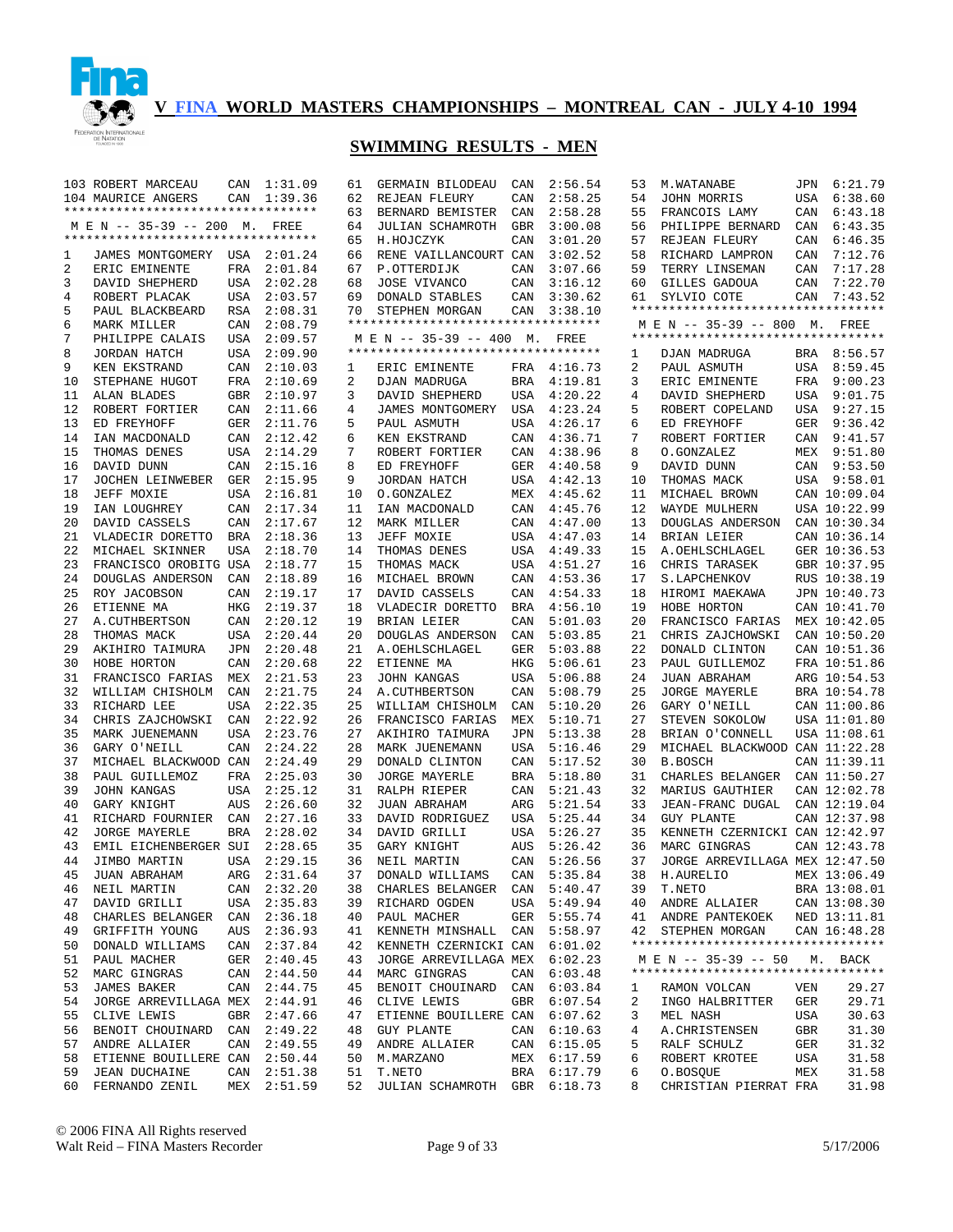# V FINA WORLD MASTERS CHAMPIONSHIPS – MONTREAL CAN - JULY 4-10 1994

## SWIMMING RESULTS - MEN

| | | | |
|---|---|---|---|
| 103 | ROBERT MARCEAU | CAN | 1:31.09 |
| 104 | MAURICE ANGERS | CAN | 1:39.36 |

### M E N -- 35-39 -- 200 M. FREE

| Place | Name | Country | Time |
|---|---|---|---|
| 1 | JAMES MONTGOMERY | USA | 2:01.24 |
| 2 | ERIC EMINENTE | FRA | 2:01.84 |
| 3 | DAVID SHEPHERD | USA | 2:02.28 |
| 4 | ROBERT PLACAK | USA | 2:03.57 |
| 5 | PAUL BLACKBEARD | RSA | 2:08.31 |
| 6 | MARK MILLER | CAN | 2:08.79 |
| 7 | PHILIPPE CALAIS | USA | 2:09.57 |
| 8 | JORDAN HATCH | USA | 2:09.90 |
| 9 | KEN EKSTRAND | CAN | 2:10.03 |
| 10 | STEPHANE HUGOT | FRA | 2:10.69 |
| 11 | ALAN BLADES | GBR | 2:10.97 |
| 12 | ROBERT FORTIER | CAN | 2:11.66 |
| 13 | ED FREYHOFF | GER | 2:11.76 |
| 14 | IAN MACDONALD | CAN | 2:12.42 |
| 15 | THOMAS DENES | USA | 2:14.29 |
| 16 | DAVID DUNN | CAN | 2:15.16 |
| 17 | JOCHEN LEINWEBER | GER | 2:15.95 |
| 18 | JEFF MOXIE | USA | 2:16.81 |
| 19 | IAN LOUGHREY | CAN | 2:17.34 |
| 20 | DAVID CASSELS | CAN | 2:17.67 |
| 21 | VLADECIR DORETTO | BRA | 2:18.36 |
| 22 | MICHAEL SKINNER | USA | 2:18.70 |
| 23 | FRANCISCO OROBITG | USA | 2:18.77 |
| 24 | DOUGLAS ANDERSON | CAN | 2:18.89 |
| 25 | ROY JACOBSON | CAN | 2:19.17 |
| 26 | ETIENNE MA | HKG | 2:19.37 |
| 27 | A.CUTHBERTSON | CAN | 2:20.12 |
| 28 | THOMAS MACK | USA | 2:20.44 |
| 29 | AKIHIRO TAIMURA | JPN | 2:20.48 |
| 30 | HOBE HORTON | CAN | 2:20.68 |
| 31 | FRANCISCO FARIAS | MEX | 2:21.53 |
| 32 | WILLIAM CHISHOLM | CAN | 2:21.75 |
| 33 | RICHARD LEE | USA | 2:22.35 |
| 34 | CHRIS ZAJCHOWSKI | CAN | 2:22.92 |
| 35 | MARK JUENEMANN | USA | 2:23.76 |
| 36 | GARY O'NEILL | CAN | 2:24.22 |
| 37 | MICHAEL BLACKWOOD | CAN | 2:24.49 |
| 38 | PAUL GUILLEMOZ | FRA | 2:25.03 |
| 39 | JOHN KANGAS | USA | 2:25.12 |
| 40 | GARY KNIGHT | AUS | 2:26.60 |
| 41 | RICHARD FOURNIER | CAN | 2:27.16 |
| 42 | JORGE MAYERLE | BRA | 2:28.02 |
| 43 | EMIL EICHENBERGER | SUI | 2:28.65 |
| 44 | JIMBO MARTIN | USA | 2:29.15 |
| 45 | JUAN ABRAHAM | ARG | 2:31.64 |
| 46 | NEIL MARTIN | CAN | 2:32.20 |
| 47 | DAVID GRILLI | USA | 2:35.83 |
| 48 | CHARLES BELANGER | CAN | 2:36.18 |
| 49 | GRIFFITH YOUNG | AUS | 2:36.93 |
| 50 | DONALD WILLIAMS | CAN | 2:37.84 |
| 51 | PAUL MACHER | GER | 2:40.45 |
| 52 | MARC GINGRAS | CAN | 2:44.50 |
| 53 | JAMES BAKER | CAN | 2:44.75 |
| 54 | JORGE ARREVILLAGA | MEX | 2:44.91 |
| 55 | CLIVE LEWIS | GBR | 2:47.66 |
| 56 | BENOIT CHOUINARD | CAN | 2:49.22 |
| 57 | ANDRE ALLAIER | CAN | 2:49.55 |
| 58 | ETIENNE BOUILLERE | CAN | 2:50.44 |
| 59 | JEAN DUCHAINE | CAN | 2:51.38 |
| 60 | FERNANDO ZENIL | MEX | 2:51.59 |
| 61 | GERMAIN BILODEAU | CAN | 2:56.54 |
| 62 | REJEAN FLEURY | CAN | 2:58.25 |
| 63 | BERNARD BEMISTER | CAN | 2:58.28 |
| 64 | JULIAN SCHAMROTH | GBR | 3:00.08 |
| 65 | H.HOJCZYK | CAN | 3:01.20 |
| 66 | RENE VAILLANCOURT | CAN | 3:02.52 |
| 67 | P.OTTERDIJK | CAN | 3:07.66 |
| 68 | JOSE VIVANCO | CAN | 3:16.12 |
| 69 | DONALD STABLES | CAN | 3:30.62 |
| 70 | STEPHEN MORGAN | CAN | 3:38.10 |

### M E N -- 35-39 -- 400 M. FREE

| Place | Name | Country | Time |
|---|---|---|---|
| 1 | ERIC EMINENTE | FRA | 4:16.73 |
| 2 | DJAN MADRUGA | BRA | 4:19.81 |
| 3 | DAVID SHEPHERD | USA | 4:20.22 |
| 4 | JAMES MONTGOMERY | USA | 4:23.24 |
| 5 | PAUL ASMUTH | USA | 4:26.17 |
| 6 | KEN EKSTRAND | CAN | 4:36.71 |
| 7 | ROBERT FORTIER | CAN | 4:38.96 |
| 8 | ED FREYHOFF | GER | 4:40.58 |
| 9 | JORDAN HATCH | USA | 4:42.13 |
| 10 | O.GONZALEZ | MEX | 4:45.62 |
| 11 | IAN MACDONALD | CAN | 4:45.76 |
| 12 | MARK MILLER | CAN | 4:47.00 |
| 13 | JEFF MOXIE | USA | 4:47.03 |
| 14 | THOMAS DENES | USA | 4:49.33 |
| 15 | THOMAS MACK | USA | 4:51.27 |
| 16 | MICHAEL BROWN | CAN | 4:53.36 |
| 17 | DAVID CASSELS | CAN | 4:54.33 |
| 18 | VLADECIR DORETTO | BRA | 4:56.10 |
| 19 | BRIAN LEIER | CAN | 5:01.03 |
| 20 | DOUGLAS ANDERSON | CAN | 5:03.85 |
| 21 | A.OEHLSCHLAGEL | GER | 5:03.88 |
| 22 | ETIENNE MA | HKG | 5:06.61 |
| 23 | JOHN KANGAS | USA | 5:06.88 |
| 24 | A.CUTHBERTSON | CAN | 5:08.79 |
| 25 | WILLIAM CHISHOLM | CAN | 5:10.20 |
| 26 | FRANCISCO FARIAS | MEX | 5:10.71 |
| 27 | AKIHIRO TAIMURA | JPN | 5:13.38 |
| 28 | MARK JUENEMANN | USA | 5:16.46 |
| 29 | DONALD CLINTON | CAN | 5:17.52 |
| 30 | JORGE MAYERLE | BRA | 5:18.80 |
| 31 | RALPH RIEPER | CAN | 5:21.43 |
| 32 | JUAN ABRAHAM | ARG | 5:21.54 |
| 33 | DAVID RODRIGUEZ | USA | 5:25.44 |
| 34 | DAVID GRILLI | USA | 5:26.27 |
| 35 | GARY KNIGHT | AUS | 5:26.42 |
| 36 | NEIL MARTIN | CAN | 5:26.56 |
| 37 | DONALD WILLIAMS | CAN | 5:35.84 |
| 38 | CHARLES BELANGER | CAN | 5:40.47 |
| 39 | RICHARD OGDEN | USA | 5:49.94 |
| 40 | PAUL MACHER | GER | 5:55.74 |
| 41 | KENNETH MINSHALL | CAN | 5:58.97 |
| 42 | KENNETH CZERNICKI | CAN | 6:01.02 |
| 43 | JORGE ARREVILLAGA | MEX | 6:02.23 |
| 44 | MARC GINGRAS | CAN | 6:03.48 |
| 45 | BENOIT CHOUINARD | CAN | 6:03.84 |
| 46 | CLIVE LEWIS | GBR | 6:07.54 |
| 47 | ETIENNE BOUILLERE | CAN | 6:07.62 |
| 48 | GUY PLANTE | CAN | 6:10.63 |
| 49 | ANDRE ALLAIER | CAN | 6:15.05 |
| 50 | M.MARZANO | MEX | 6:17.59 |
| 51 | T.NETO | BRA | 6:17.79 |
| 52 | JULIAN SCHAMROTH | GBR | 6:18.73 |
| 53 | M.WATANABE | JPN | 6:21.79 |
| 54 | JOHN MORRIS | USA | 6:38.60 |
| 55 | FRANCOIS LAMY | CAN | 6:43.18 |
| 56 | PHILIPPE BERNARD | CAN | 6:43.35 |
| 57 | REJEAN FLEURY | CAN | 6:46.35 |
| 58 | RICHARD LAMPRON | CAN | 7:12.76 |
| 59 | TERRY LINSEMAN | CAN | 7:17.28 |
| 60 | GILLES GADOUA | CAN | 7:22.70 |
| 61 | SYLVIO COTE | CAN | 7:43.52 |

### M E N -- 35-39 -- 800 M. FREE

| Place | Name | Country | Time |
|---|---|---|---|
| 1 | DJAN MADRUGA | BRA | 8:56.57 |
| 2 | PAUL ASMUTH | USA | 8:59.45 |
| 3 | ERIC EMINENTE | FRA | 9:00.23 |
| 4 | DAVID SHEPHERD | USA | 9:01.75 |
| 5 | ROBERT COPELAND | USA | 9:27.15 |
| 6 | ED FREYHOFF | GER | 9:36.42 |
| 7 | ROBERT FORTIER | CAN | 9:41.57 |
| 8 | O.GONZALEZ | MEX | 9:51.80 |
| 9 | DAVID DUNN | CAN | 9:53.50 |
| 10 | THOMAS MACK | USA | 9:58.01 |
| 11 | MICHAEL BROWN | CAN | 10:09.04 |
| 12 | WAYDE MULHERN | USA | 10:22.99 |
| 13 | DOUGLAS ANDERSON | CAN | 10:30.34 |
| 14 | BRIAN LEIER | CAN | 10:36.14 |
| 15 | A.OEHLSCHLAGEL | GER | 10:36.53 |
| 16 | CHRIS TARASEK | GBR | 10:37.95 |
| 17 | S.LAPCHENKOV | RUS | 10:38.19 |
| 18 | HIROMI MAEKAWA | JPN | 10:40.73 |
| 19 | HOBE HORTON | CAN | 10:41.70 |
| 20 | FRANCISCO FARIAS | MEX | 10:42.05 |
| 21 | CHRIS ZAJCHOWSKI | CAN | 10:50.20 |
| 22 | DONALD CLINTON | CAN | 10:51.36 |
| 23 | PAUL GUILLEMOZ | FRA | 10:51.86 |
| 24 | JUAN ABRAHAM | ARG | 10:54.53 |
| 25 | JORGE MAYERLE | BRA | 10:54.78 |
| 26 | GARY O'NEILL | CAN | 11:00.86 |
| 27 | STEVEN SOKOLOW | USA | 11:01.80 |
| 28 | BRIAN O'CONNELL | USA | 11:08.61 |
| 29 | MICHAEL BLACKWOOD | CAN | 11:22.28 |
| 30 | B.BOSCH | CAN | 11:39.11 |
| 31 | CHARLES BELANGER | CAN | 11:50.27 |
| 32 | MARIUS GAUTHIER | CAN | 12:02.78 |
| 33 | JEAN-FRANC DUGAL | CAN | 12:19.04 |
| 34 | GUY PLANTE | CAN | 12:37.98 |
| 35 | KENNETH CZERNICKI | CAN | 12:42.97 |
| 36 | MARC GINGRAS | CAN | 12:43.78 |
| 37 | JORGE ARREVILLAGA | MEX | 12:47.50 |
| 38 | H.AURELIO | MEX | 13:06.49 |
| 39 | T.NETO | BRA | 13:08.01 |
| 40 | ANDRE ALLAIER | CAN | 13:08.30 |
| 41 | ANDRE PANTEKOEK | NED | 13:11.81 |
| 42 | STEPHEN MORGAN | CAN | 16:48.28 |

### M E N -- 35-39 -- 50 M. BACK

| Place | Name | Country | Time |
|---|---|---|---|
| 1 | RAMON VOLCAN | VEN | 29.27 |
| 2 | INGO HALBRITTER | GER | 29.71 |
| 3 | MEL NASH | USA | 30.63 |
| 4 | A.CHRISTENSEN | GBR | 31.30 |
| 5 | RALF SCHULZ | GER | 31.32 |
| 6 | ROBERT KROTEE | USA | 31.58 |
| 6 | O.BOSQUE | MEX | 31.58 |
| 8 | CHRISTIAN PIERRAT | FRA | 31.98 |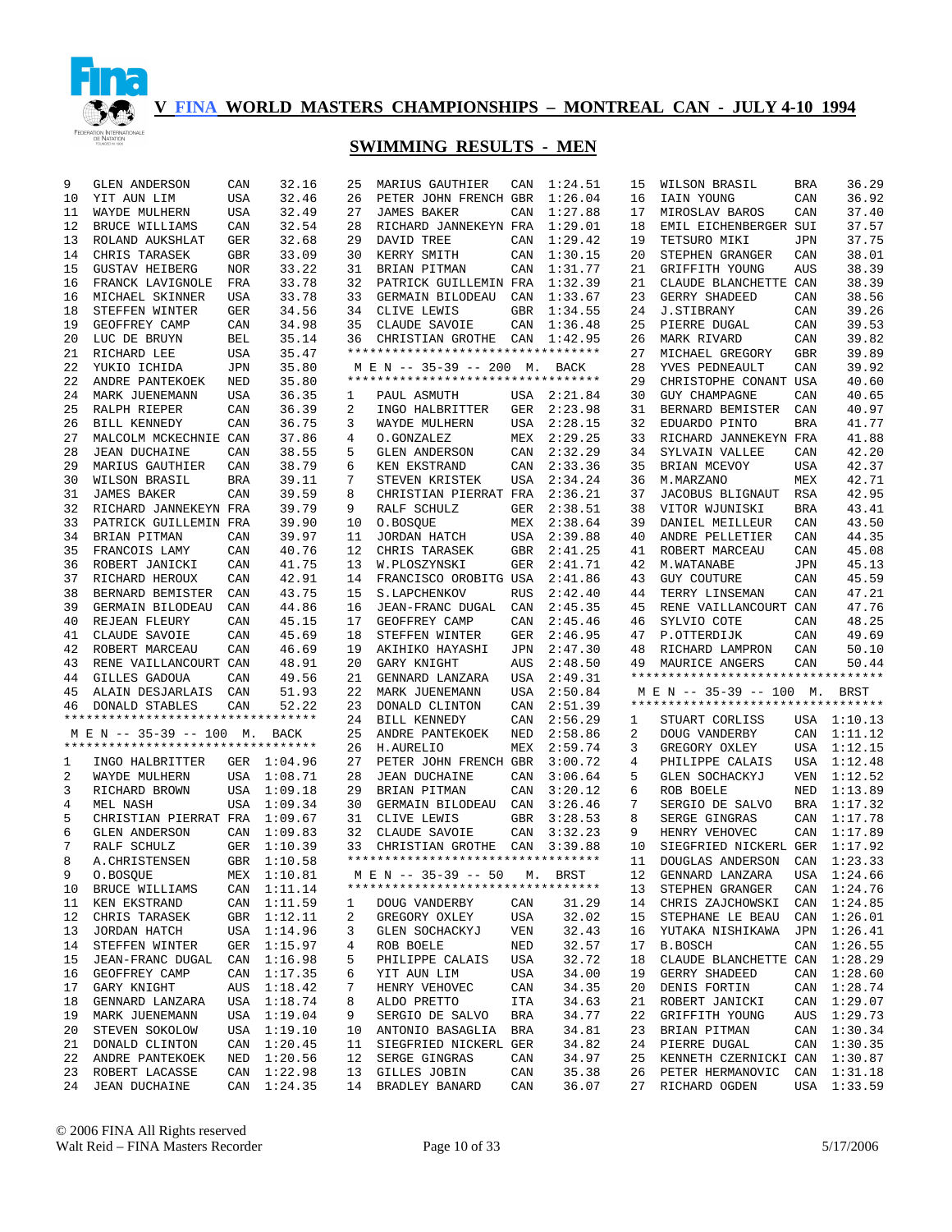# V FINA WORLD MASTERS CHAMPIONSHIPS – MONTREAL CAN - JULY 4-10 1994

## SWIMMING RESULTS - MEN

| Place | Name | Country | Time |
|---|---|---|---|
| 9 | GLEN ANDERSON | CAN | 32.16 |
| 10 | YIT AUN LIM | USA | 32.46 |
| 11 | WAYDE MULHERN | USA | 32.49 |
| 12 | BRUCE WILLIAMS | CAN | 32.54 |
| 13 | ROLAND AUKSHLAT | GER | 32.68 |
| 14 | CHRIS TARASEK | GBR | 33.09 |
| 15 | GUSTAV HEIBERG | NOR | 33.22 |
| 16 | FRANCK LAVIGNOLE | FRA | 33.78 |
| 16 | MICHAEL SKINNER | USA | 33.78 |
| 18 | STEFFEN WINTER | GER | 34.56 |
| 19 | GEOFFREY CAMP | CAN | 34.98 |
| 20 | LUC DE BRUYN | BEL | 35.14 |
| 21 | RICHARD LEE | USA | 35.47 |
| 22 | YUKIO ICHIDA | JPN | 35.80 |
| 22 | ANDRE PANTEKOEK | NED | 35.80 |
| 24 | MARK JUENEMANN | USA | 36.35 |
| 25 | RALPH RIEPER | CAN | 36.39 |
| 26 | BILL KENNEDY | CAN | 36.75 |
| 27 | MALCOLM MCKECHNIE | CAN | 37.86 |
| 28 | JEAN DUCHAINE | CAN | 38.55 |
| 29 | MARIUS GAUTHIER | CAN | 38.79 |
| 30 | WILSON BRASIL | BRA | 39.11 |
| 31 | JAMES BAKER | CAN | 39.59 |
| 32 | RICHARD JANNEKEYN | FRA | 39.79 |
| 33 | PATRICK GUILLEMIN | FRA | 39.90 |
| 34 | BRIAN PITMAN | CAN | 39.97 |
| 35 | FRANCOIS LAMY | CAN | 40.76 |
| 36 | ROBERT JANICKI | CAN | 41.75 |
| 37 | RICHARD HEROUX | CAN | 42.91 |
| 38 | BERNARD BEMISTER | CAN | 43.75 |
| 39 | GERMAIN BILODEAU | CAN | 44.86 |
| 40 | REJEAN FLEURY | CAN | 45.15 |
| 41 | CLAUDE SAVOIE | CAN | 45.69 |
| 42 | ROBERT MARCEAU | CAN | 46.69 |
| 43 | RENE VAILLANCOURT | CAN | 48.91 |
| 44 | GILLES GADOUA | CAN | 49.56 |
| 45 | ALAIN DESJARLAIS | CAN | 51.93 |
| 46 | DONALD STABLES | CAN | 52.22 |

### M E N -- 35-39 -- 100 M. BACK

| Place | Name | Country | Time |
|---|---|---|---|
| 1 | INGO HALBRITTER | GER | 1:04.96 |
| 2 | WAYDE MULHERN | USA | 1:08.71 |
| 3 | RICHARD BROWN | USA | 1:09.18 |
| 4 | MEL NASH | USA | 1:09.34 |
| 5 | CHRISTIAN PIERRAT | FRA | 1:09.67 |
| 6 | GLEN ANDERSON | CAN | 1:09.83 |
| 7 | RALF SCHULZ | GER | 1:10.39 |
| 8 | A.CHRISTENSEN | GBR | 1:10.58 |
| 9 | O.BOSQUE | MEX | 1:10.81 |
| 10 | BRUCE WILLIAMS | CAN | 1:11.14 |
| 11 | KEN EKSTRAND | CAN | 1:11.59 |
| 12 | CHRIS TARASEK | GBR | 1:12.11 |
| 13 | JORDAN HATCH | USA | 1:14.96 |
| 14 | STEFFEN WINTER | GER | 1:15.97 |
| 15 | JEAN-FRANC DUGAL | CAN | 1:16.98 |
| 16 | GEOFFREY CAMP | CAN | 1:17.35 |
| 17 | GARY KNIGHT | AUS | 1:18.42 |
| 18 | GENNARD LANZARA | USA | 1:18.74 |
| 19 | MARK JUENEMANN | USA | 1:19.04 |
| 20 | STEVEN SOKOLOW | USA | 1:19.10 |
| 21 | DONALD CLINTON | CAN | 1:20.45 |
| 22 | ANDRE PANTEKOEK | NED | 1:20.56 |
| 23 | ROBERT LACASSE | CAN | 1:22.98 |
| 24 | JEAN DUCHAINE | CAN | 1:24.35 |
| 25 | MARIUS GAUTHIER | CAN | 1:24.51 |
| 26 | PETER JOHN FRENCH | GBR | 1:26.04 |
| 27 | JAMES BAKER | CAN | 1:27.88 |
| 28 | RICHARD JANNEKEYN | FRA | 1:29.01 |
| 29 | DAVID TREE | CAN | 1:29.42 |
| 30 | KERRY SMITH | CAN | 1:30.15 |
| 31 | BRIAN PITMAN | CAN | 1:31.77 |
| 32 | PATRICK GUILLEMIN | FRA | 1:32.39 |
| 33 | GERMAIN BILODEAU | CAN | 1:33.67 |
| 34 | CLIVE LEWIS | GBR | 1:34.55 |
| 35 | CLAUDE SAVOIE | CAN | 1:36.48 |
| 36 | CHRISTIAN GROTHE | CAN | 1:42.95 |

### M E N -- 35-39 -- 200 M. BACK

| Place | Name | Country | Time |
|---|---|---|---|
| 1 | PAUL ASMUTH | USA | 2:21.84 |
| 2 | INGO HALBRITTER | GER | 2:23.98 |
| 3 | WAYDE MULHERN | USA | 2:28.15 |
| 4 | O.GONZALEZ | MEX | 2:29.25 |
| 5 | GLEN ANDERSON | CAN | 2:32.29 |
| 6 | KEN EKSTRAND | CAN | 2:33.36 |
| 7 | STEVEN KRISTEK | USA | 2:34.24 |
| 8 | CHRISTIAN PIERRAT | FRA | 2:36.21 |
| 9 | RALF SCHULZ | GER | 2:38.51 |
| 10 | O.BOSQUE | MEX | 2:38.64 |
| 11 | JORDAN HATCH | USA | 2:39.88 |
| 12 | CHRIS TARASEK | GBR | 2:41.25 |
| 13 | W.PLOSZYNSKI | GER | 2:41.71 |
| 14 | FRANCISCO OROBITG | USA | 2:41.86 |
| 15 | S.LAPCHENKOV | RUS | 2:42.40 |
| 16 | JEAN-FRANC DUGAL | CAN | 2:45.35 |
| 17 | GEOFFREY CAMP | CAN | 2:45.46 |
| 18 | STEFFEN WINTER | GER | 2:46.95 |
| 19 | AKIHIKO HAYASHI | JPN | 2:47.30 |
| 20 | GARY KNIGHT | AUS | 2:48.50 |
| 21 | GENNARD LANZARA | USA | 2:49.31 |
| 22 | MARK JUENEMANN | USA | 2:50.84 |
| 23 | DONALD CLINTON | CAN | 2:51.39 |
| 24 | BILL KENNEDY | CAN | 2:56.29 |
| 25 | ANDRE PANTEKOEK | NED | 2:58.86 |
| 26 | H.AURELIO | MEX | 2:59.74 |
| 27 | PETER JOHN FRENCH | GBR | 3:00.72 |
| 28 | JEAN DUCHAINE | CAN | 3:06.64 |
| 29 | BRIAN PITMAN | CAN | 3:20.12 |
| 30 | GERMAIN BILODEAU | CAN | 3:26.46 |
| 31 | CLIVE LEWIS | GBR | 3:28.53 |
| 32 | CLAUDE SAVOIE | CAN | 3:32.23 |
| 33 | CHRISTIAN GROTHE | CAN | 3:39.88 |

### M E N -- 35-39 -- 50 M. BRST

| Place | Name | Country | Time |
|---|---|---|---|
| 1 | DOUG VANDERBY | CAN | 31.29 |
| 2 | GREGORY OXLEY | USA | 32.02 |
| 3 | GLEN SOCHACKYJ | VEN | 32.43 |
| 4 | ROB BOELE | NED | 32.57 |
| 5 | PHILIPPE CALAIS | USA | 32.72 |
| 6 | YIT AUN LIM | USA | 34.00 |
| 7 | HENRY VEHOVEC | CAN | 34.35 |
| 8 | ALDO PRETTO | ITA | 34.63 |
| 9 | SERGIO DE SALVO | BRA | 34.77 |
| 10 | ANTONIO BASAGLIA | BRA | 34.81 |
| 11 | SIEGFRIED NICKERL | GER | 34.82 |
| 12 | SERGE GINGRAS | CAN | 34.97 |
| 13 | GILLES JOBIN | CAN | 35.38 |
| 14 | BRADLEY BANARD | CAN | 36.07 |
| 15 | WILSON BRASIL | BRA | 36.29 |
| 16 | IAIN YOUNG | CAN | 36.92 |
| 17 | MIROSLAV BAROS | CAN | 37.40 |
| 18 | EMIL EICHENBERGER | SUI | 37.57 |
| 19 | TETSURO MIKI | JPN | 37.75 |
| 20 | STEPHEN GRANGER | CAN | 38.01 |
| 21 | GRIFFITH YOUNG | AUS | 38.39 |
| 21 | CLAUDE BLANCHETTE | CAN | 38.39 |
| 23 | GERRY SHADEED | CAN | 38.56 |
| 24 | J.STIBRANY | CAN | 39.26 |
| 25 | PIERRE DUGAL | CAN | 39.53 |
| 26 | MARK RIVARD | CAN | 39.82 |
| 27 | MICHAEL GREGORY | GBR | 39.89 |
| 28 | YVES PEDNEAULT | CAN | 39.92 |
| 29 | CHRISTOPHE CONANT | USA | 40.60 |
| 30 | GUY CHAMPAGNE | CAN | 40.65 |
| 31 | BERNARD BEMISTER | CAN | 40.97 |
| 32 | EDUARDO PINTO | BRA | 41.77 |
| 33 | RICHARD JANNEKEYN | FRA | 41.88 |
| 34 | SYLVAIN VALLEE | CAN | 42.20 |
| 35 | BRIAN MCEVOY | USA | 42.37 |
| 36 | M.MARZANO | MEX | 42.71 |
| 37 | JACOBUS BLIGNAUT | RSA | 42.95 |
| 38 | VITOR WJUNISKI | BRA | 43.41 |
| 39 | DANIEL MEILLEUR | CAN | 43.50 |
| 40 | ANDRE PELLETIER | CAN | 44.35 |
| 41 | ROBERT MARCEAU | CAN | 45.08 |
| 42 | M.WATANABE | JPN | 45.13 |
| 43 | GUY COUTURE | CAN | 45.59 |
| 44 | TERRY LINSEMAN | CAN | 47.21 |
| 45 | RENE VAILLANCOURT | CAN | 47.76 |
| 46 | SYLVIO COTE | CAN | 48.25 |
| 47 | P.OTTERDIJK | CAN | 49.69 |
| 48 | RICHARD LAMPRON | CAN | 50.10 |
| 49 | MAURICE ANGERS | CAN | 50.44 |

### M E N -- 35-39 -- 100 M. BRST

| Place | Name | Country | Time |
|---|---|---|---|
| 1 | STUART CORLISS | USA | 1:10.13 |
| 2 | DOUG VANDERBY | CAN | 1:11.12 |
| 3 | GREGORY OXLEY | USA | 1:12.15 |
| 4 | PHILIPPE CALAIS | USA | 1:12.48 |
| 5 | GLEN SOCHACKYJ | VEN | 1:12.52 |
| 6 | ROB BOELE | NED | 1:13.89 |
| 7 | SERGIO DE SALVO | BRA | 1:17.32 |
| 8 | SERGE GINGRAS | CAN | 1:17.78 |
| 9 | HENRY VEHOVEC | CAN | 1:17.89 |
| 10 | SIEGFRIED NICKERL | GER | 1:17.92 |
| 11 | DOUGLAS ANDERSON | CAN | 1:23.33 |
| 12 | GENNARD LANZARA | USA | 1:24.66 |
| 13 | STEPHEN GRANGER | CAN | 1:24.76 |
| 14 | CHRIS ZAJCHOWSKI | CAN | 1:24.85 |
| 15 | STEPHANE LE BEAU | CAN | 1:26.01 |
| 16 | YUTAKA NISHIKAWA | JPN | 1:26.41 |
| 17 | B.BOSCH | CAN | 1:26.55 |
| 18 | CLAUDE BLANCHETTE | CAN | 1:28.29 |
| 19 | GERRY SHADEED | CAN | 1:28.60 |
| 20 | DENIS FORTIN | CAN | 1:28.74 |
| 21 | ROBERT JANICKI | CAN | 1:29.07 |
| 22 | GRIFFITH YOUNG | AUS | 1:29.73 |
| 23 | BRIAN PITMAN | CAN | 1:30.34 |
| 24 | PIERRE DUGAL | CAN | 1:30.35 |
| 25 | KENNETH CZERNICKI | CAN | 1:30.87 |
| 26 | PETER HERMANOVIC | CAN | 1:31.18 |
| 27 | RICHARD OGDEN | USA | 1:33.59 |

© 2006 FINA All Rights reserved
Walt Reid – FINA Masters Recorder 5/17/2006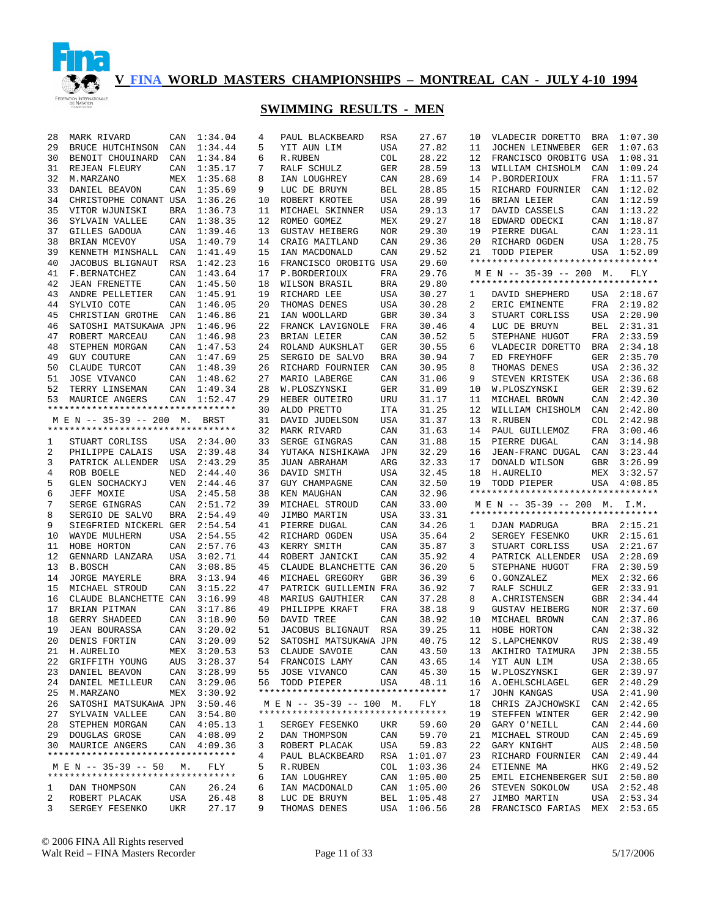# V FINA WORLD MASTERS CHAMPIONSHIPS – MONTREAL CAN - JULY 4-10 1994

## SWIMMING RESULTS - MEN

| Place | Name | Country | Time |
|---|---|---|---|
| 28 | MARK RIVARD | CAN | 1:34.04 |
| 29 | BRUCE HUTCHINSON | CAN | 1:34.44 |
| 30 | BENOIT CHOUINARD | CAN | 1:34.84 |
| 31 | REJEAN FLEURY | CAN | 1:35.17 |
| 32 | M.MARZANO | MEX | 1:35.68 |
| 33 | DANIEL BEAVON | CAN | 1:35.69 |
| 34 | CHRISTOPHE CONANT | USA | 1:36.26 |
| 35 | VITOR WJUNISKI | BRA | 1:36.73 |
| 36 | SYLVAIN VALLEE | CAN | 1:38.35 |
| 37 | GILLES GADOUA | CAN | 1:39.46 |
| 38 | BRIAN MCEVOY | USA | 1:40.79 |
| 39 | KENNETH MINSHALL | CAN | 1:41.49 |
| 40 | JACOBUS BLIGNAUT | RSA | 1:42.23 |
| 41 | F.BERNATCHEZ | CAN | 1:43.64 |
| 42 | JEAN FRENETTE | CAN | 1:45.50 |
| 43 | ANDRE PELLETIER | CAN | 1:45.91 |
| 44 | SYLVIO COTE | CAN | 1:46.05 |
| 45 | CHRISTIAN GROTHE | CAN | 1:46.86 |
| 46 | SATOSHI MATSUKAWA | JPN | 1:46.96 |
| 47 | ROBERT MARCEAU | CAN | 1:46.98 |
| 48 | STEPHEN MORGAN | CAN | 1:47.53 |
| 49 | GUY COUTURE | CAN | 1:47.69 |
| 50 | CLAUDE TURCOT | CAN | 1:48.39 |
| 51 | JOSE VIVANCO | CAN | 1:48.62 |
| 52 | TERRY LINSEMAN | CAN | 1:49.34 |
| 53 | MAURICE ANGERS | CAN | 1:52.47 |

### M E N -- 35-39 -- 200 M. BRST

| Place | Name | Country | Time |
|---|---|---|---|
| 1 | STUART CORLISS | USA | 2:34.00 |
| 2 | PHILIPPE CALAIS | USA | 2:39.48 |
| 3 | PATRICK ALLENDER | USA | 2:43.29 |
| 4 | ROB BOELE | NED | 2:44.40 |
| 5 | GLEN SOCHACKYJ | VEN | 2:44.46 |
| 6 | JEFF MOXIE | USA | 2:45.58 |
| 7 | SERGE GINGRAS | CAN | 2:51.72 |
| 8 | SERGIO DE SALVO | BRA | 2:54.49 |
| 9 | SIEGFRIED NICKERL | GER | 2:54.54 |
| 10 | WAYDE MULHERN | USA | 2:54.55 |
| 11 | HOBE HORTON | CAN | 2:57.76 |
| 12 | GENNARD LANZARA | USA | 3:02.71 |
| 13 | B.BOSCH | CAN | 3:08.85 |
| 14 | JORGE MAYERLE | BRA | 3:13.94 |
| 15 | MICHAEL STROUD | CAN | 3:15.22 |
| 16 | CLAUDE BLANCHETTE | CAN | 3:16.99 |
| 17 | BRIAN PITMAN | CAN | 3:17.86 |
| 18 | GERRY SHADEED | CAN | 3:18.90 |
| 19 | JEAN BOURASSA | CAN | 3:20.02 |
| 20 | DENIS FORTIN | CAN | 3:20.09 |
| 21 | H.AURELIO | MEX | 3:20.53 |
| 22 | GRIFFITH YOUNG | AUS | 3:28.37 |
| 23 | DANIEL BEAVON | CAN | 3:28.99 |
| 24 | DANIEL MEILLEUR | CAN | 3:29.06 |
| 25 | M.MARZANO | MEX | 3:30.92 |
| 26 | SATOSHI MATSUKAWA | JPN | 3:50.46 |
| 27 | SYLVAIN VALLEE | CAN | 3:54.80 |
| 28 | STEPHEN MORGAN | CAN | 4:05.13 |
| 29 | DOUGLAS GROSE | CAN | 4:08.09 |
| 30 | MAURICE ANGERS | CAN | 4:09.36 |

### M E N -- 35-39 -- 50 M. FLY

| Place | Name | Country | Time |
|---|---|---|---|
| 1 | DAN THOMPSON | CAN | 26.24 |
| 2 | ROBERT PLACAK | USA | 26.48 |
| 3 | SERGEY FESENKO | UKR | 27.17 |
| 4 | PAUL BLACKBEARD | RSA | 27.67 |
| 5 | YIT AUN LIM | USA | 27.82 |
| 6 | R.RUBEN | COL | 28.22 |
| 7 | RALF SCHULZ | GER | 28.59 |
| 8 | IAN LOUGHREY | CAN | 28.69 |
| 9 | LUC DE BRUYN | BEL | 28.85 |
| 10 | ROBERT KROTEE | USA | 28.99 |
| 11 | MICHAEL SKINNER | USA | 29.13 |
| 12 | ROMEO GOMEZ | MEX | 29.27 |
| 13 | GUSTAV HEIBERG | NOR | 29.30 |
| 14 | CRAIG MAITLAND | CAN | 29.36 |
| 15 | IAN MACDONALD | CAN | 29.52 |
| 16 | FRANCISCO OROBITG | USA | 29.60 |
| 17 | P.BORDERIOUX | FRA | 29.76 |
| 18 | WILSON BRASIL | BRA | 29.80 |
| 19 | RICHARD LEE | USA | 30.27 |
| 20 | THOMAS DENES | USA | 30.28 |
| 21 | IAN WOOLLARD | GBR | 30.34 |
| 22 | FRANCK LAVIGNOLE | FRA | 30.46 |
| 23 | BRIAN LEIER | CAN | 30.52 |
| 24 | ROLAND AUKSHLAT | GER | 30.55 |
| 25 | SERGIO DE SALVO | BRA | 30.94 |
| 26 | RICHARD FOURNIER | CAN | 30.95 |
| 27 | MARIO LABERGE | CAN | 31.06 |
| 28 | W.PLOSZYNSKI | GER | 31.09 |
| 29 | HEBER OUTEIRO | URU | 31.17 |
| 30 | ALDO PRETTO | ITA | 31.25 |
| 31 | DAVID JUDELSON | USA | 31.37 |
| 32 | MARK RIVARD | CAN | 31.63 |
| 33 | SERGE GINGRAS | CAN | 31.88 |
| 34 | YUTAKA NISHIKAWA | JPN | 32.29 |
| 35 | JUAN ABRAHAM | ARG | 32.33 |
| 36 | DAVID SMITH | USA | 32.45 |
| 37 | GUY CHAMPAGNE | CAN | 32.50 |
| 38 | KEN MAUGHAN | CAN | 32.96 |
| 39 | MICHAEL STROUD | CAN | 33.00 |
| 40 | JIMBO MARTIN | USA | 33.31 |
| 41 | PIERRE DUGAL | CAN | 34.26 |
| 42 | RICHARD OGDEN | USA | 35.64 |
| 43 | KERRY SMITH | CAN | 35.87 |
| 44 | ROBERT JANICKI | CAN | 35.92 |
| 45 | CLAUDE BLANCHETTE | CAN | 36.20 |
| 46 | MICHAEL GREGORY | GBR | 36.39 |
| 47 | PATRICK GUILLEMIN | FRA | 36.92 |
| 48 | MARIUS GAUTHIER | CAN | 37.28 |
| 49 | PHILIPPE KRAFT | FRA | 38.18 |
| 50 | DAVID TREE | CAN | 38.92 |
| 51 | JACOBUS BLIGNAUT | RSA | 39.25 |
| 52 | SATOSHI MATSUKAWA | JPN | 40.75 |
| 53 | CLAUDE SAVOIE | CAN | 43.50 |
| 54 | FRANCOIS LAMY | CAN | 43.65 |
| 55 | JOSE VIVANCO | CAN | 45.30 |
| 56 | TODD PIEPER | USA | 48.11 |

### M E N -- 35-39 -- 100 M. FLY

| Place | Name | Country | Time |
|---|---|---|---|
| 1 | SERGEY FESENKO | UKR | 59.60 |
| 2 | DAN THOMPSON | CAN | 59.70 |
| 3 | ROBERT PLACAK | USA | 59.83 |
| 4 | PAUL BLACKBEARD | RSA | 1:01.07 |
| 5 | R.RUBEN | COL | 1:03.36 |
| 6 | IAN LOUGHREY | CAN | 1:05.00 |
| 6 | IAN MACDONALD | CAN | 1:05.00 |
| 8 | LUC DE BRUYN | BEL | 1:05.48 |
| 9 | THOMAS DENES | USA | 1:06.56 |
| 10 | VLADECIR DORETTO | BRA | 1:07.30 |
| 11 | JOCHEN LEINWEBER | GER | 1:07.63 |
| 12 | FRANCISCO OROBITG | USA | 1:08.31 |
| 13 | WILLIAM CHISHOLM | CAN | 1:09.24 |
| 14 | P.BORDERIOUX | FRA | 1:11.57 |
| 15 | RICHARD FOURNIER | CAN | 1:12.02 |
| 16 | BRIAN LEIER | CAN | 1:12.59 |
| 17 | DAVID CASSELS | CAN | 1:13.22 |
| 18 | EDWARD ODECKI | CAN | 1:18.87 |
| 19 | PIERRE DUGAL | CAN | 1:23.11 |
| 20 | RICHARD OGDEN | USA | 1:28.75 |
| 21 | TODD PIEPER | USA | 1:52.09 |

### M E N -- 35-39 -- 200 M. FLY

| Place | Name | Country | Time |
|---|---|---|---|
| 1 | DAVID SHEPHERD | USA | 2:18.67 |
| 2 | ERIC EMINENTE | FRA | 2:19.82 |
| 3 | STUART CORLISS | USA | 2:20.90 |
| 4 | LUC DE BRUYN | BEL | 2:31.31 |
| 5 | STEPHANE HUGOT | FRA | 2:33.59 |
| 6 | VLADECIR DORETTO | BRA | 2:34.18 |
| 7 | ED FREYHOFF | GER | 2:35.70 |
| 8 | THOMAS DENES | USA | 2:36.32 |
| 9 | STEVEN KRISTEK | USA | 2:36.68 |
| 10 | W.PLOSZYNSKI | GER | 2:39.62 |
| 11 | MICHAEL BROWN | CAN | 2:42.30 |
| 12 | WILLIAM CHISHOLM | CAN | 2:42.80 |
| 13 | R.RUBEN | COL | 2:42.98 |
| 14 | PAUL GUILLEMOZ | FRA | 3:00.46 |
| 15 | PIERRE DUGAL | CAN | 3:14.98 |
| 16 | JEAN-FRANC DUGAL | CAN | 3:23.44 |
| 17 | DONALD WILSON | GBR | 3:26.99 |
| 18 | H.AURELIO | MEX | 3:32.57 |
| 19 | TODD PIEPER | USA | 4:08.85 |

### M E N -- 35-39 -- 200 M. I.M.

| Place | Name | Country | Time |
|---|---|---|---|
| 1 | DJAN MADRUGA | BRA | 2:15.21 |
| 2 | SERGEY FESENKO | UKR | 2:15.61 |
| 3 | STUART CORLISS | USA | 2:21.67 |
| 4 | PATRICK ALLENDER | USA | 2:28.69 |
| 5 | STEPHANE HUGOT | FRA | 2:30.59 |
| 6 | O.GONZALEZ | MEX | 2:32.66 |
| 7 | RALF SCHULZ | GER | 2:33.91 |
| 8 | A.CHRISTENSEN | GBR | 2:34.44 |
| 9 | GUSTAV HEIBERG | NOR | 2:37.60 |
| 10 | MICHAEL BROWN | CAN | 2:37.86 |
| 11 | HOBE HORTON | CAN | 2:38.32 |
| 12 | S.LAPCHENKOV | RUS | 2:38.49 |
| 13 | AKIHIRO TAIMURA | JPN | 2:38.55 |
| 14 | YIT AUN LIM | USA | 2:38.65 |
| 15 | W.PLOSZYNSKI | GER | 2:39.97 |
| 16 | A.OEHLSCHLAGEL | GER | 2:40.29 |
| 17 | JOHN KANGAS | USA | 2:41.90 |
| 18 | CHRIS ZAJCHOWSKI | CAN | 2:42.65 |
| 19 | STEFFEN WINTER | GER | 2:42.90 |
| 20 | GARY O'NEILL | CAN | 2:44.60 |
| 21 | MICHAEL STROUD | CAN | 2:45.69 |
| 22 | GARY KNIGHT | AUS | 2:48.50 |
| 23 | RICHARD FOURNIER | CAN | 2:49.44 |
| 24 | ETIENNE MA | HKG | 2:49.52 |
| 25 | EMIL EICHENBERGER | SUI | 2:50.80 |
| 26 | STEVEN SOKOLOW | USA | 2:52.48 |
| 27 | JIMBO MARTIN | USA | 2:53.34 |
| 28 | FRANCISCO FARIAS | MEX | 2:53.65 |

© 2006 FINA All Rights reserved
Walt Reid – FINA Masters Recorder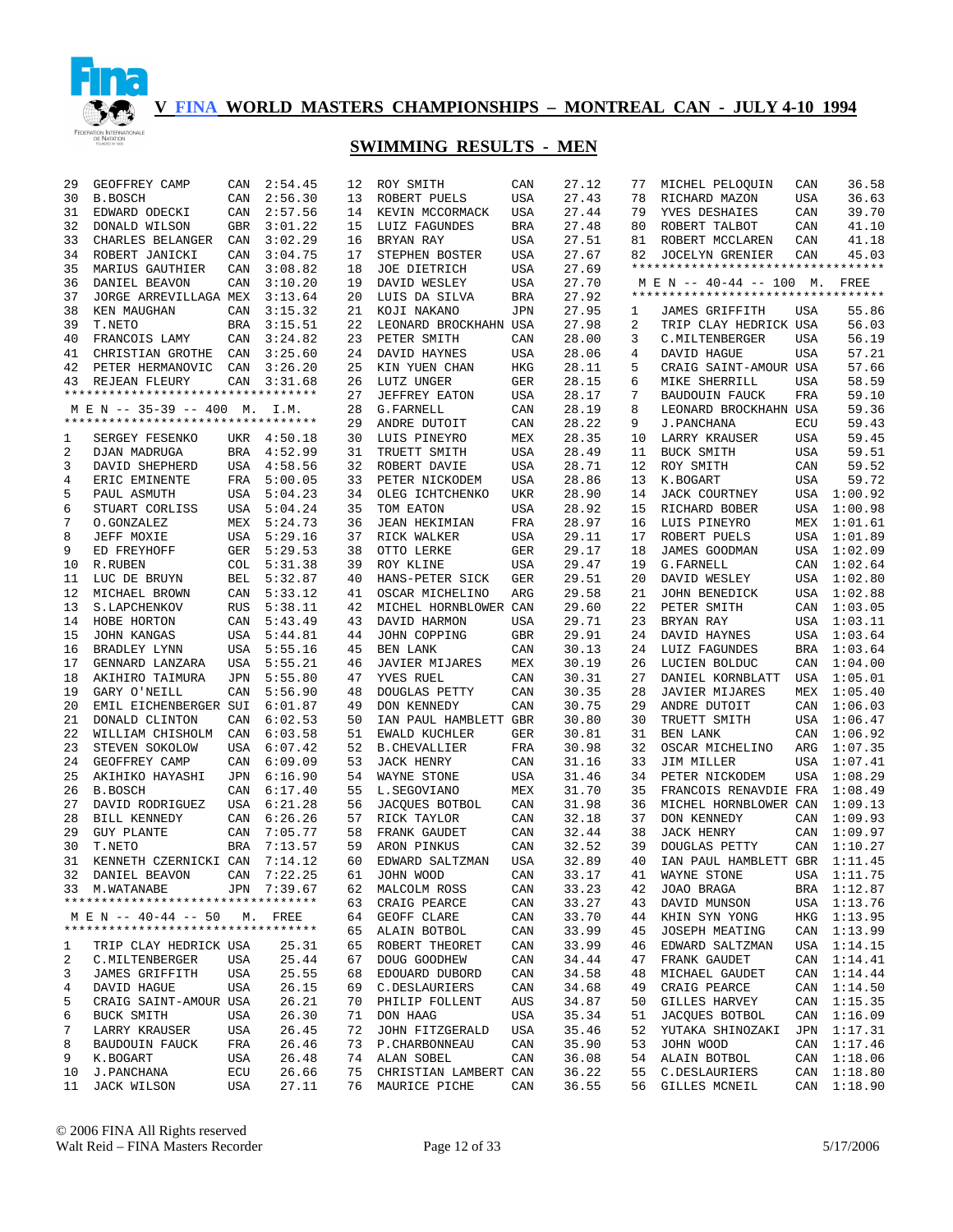# V FINA WORLD MASTERS CHAMPIONSHIPS – MONTREAL CAN - JULY 4-10 1994

## SWIMMING RESULTS - MEN

| Place | Name | Country | Time |
|---|---|---|---|
| 29 | GEOFFREY CAMP | CAN | 2:54.45 |
| 30 | B.BOSCH | CAN | 2:56.30 |
| 31 | EDWARD ODECKI | CAN | 2:57.56 |
| 32 | DONALD WILSON | GBR | 3:01.22 |
| 33 | CHARLES BELANGER | CAN | 3:02.29 |
| 34 | ROBERT JANICKI | CAN | 3:04.75 |
| 35 | MARIUS GAUTHIER | CAN | 3:08.82 |
| 36 | DANIEL BEAVON | CAN | 3:10.20 |
| 37 | JORGE ARREVILLAGA | MEX | 3:13.64 |
| 38 | KEN MAUGHAN | CAN | 3:15.32 |
| 39 | T.NETO | BRA | 3:15.51 |
| 40 | FRANCOIS LAMY | CAN | 3:24.82 |
| 41 | CHRISTIAN GROTHE | CAN | 3:25.60 |
| 42 | PETER HERMANOVIC | CAN | 3:26.20 |
| 43 | REJEAN FLEURY | CAN | 3:31.68 |

### M E N -- 35-39 -- 400 M. I.M.

| Place | Name | Country | Time |
|---|---|---|---|
| 1 | SERGEY FESENKO | UKR | 4:50.18 |
| 2 | DJAN MADRUGA | BRA | 4:52.99 |
| 3 | DAVID SHEPHERD | USA | 4:58.56 |
| 4 | ERIC EMINENTE | FRA | 5:00.05 |
| 5 | PAUL ASMUTH | USA | 5:04.23 |
| 6 | STUART CORLISS | USA | 5:04.24 |
| 7 | O.GONZALEZ | MEX | 5:24.73 |
| 8 | JEFF MOXIE | USA | 5:29.16 |
| 9 | ED FREYHOFF | GER | 5:29.53 |
| 10 | R.RUBEN | COL | 5:31.38 |
| 11 | LUC DE BRUYN | BEL | 5:32.87 |
| 12 | MICHAEL BROWN | CAN | 5:33.12 |
| 13 | S.LAPCHENKOV | RUS | 5:38.11 |
| 14 | HOBE HORTON | CAN | 5:43.49 |
| 15 | JOHN KANGAS | USA | 5:44.81 |
| 16 | BRADLEY LYNN | USA | 5:55.16 |
| 17 | GENNARD LANZARA | USA | 5:55.21 |
| 18 | AKIHIRO TAIMURA | JPN | 5:55.80 |
| 19 | GARY O'NEILL | CAN | 5:56.90 |
| 20 | EMIL EICHENBERGER | SUI | 6:01.87 |
| 21 | DONALD CLINTON | CAN | 6:02.53 |
| 22 | WILLIAM CHISHOLM | CAN | 6:03.58 |
| 23 | STEVEN SOKOLOW | USA | 6:07.42 |
| 24 | GEOFFREY CAMP | CAN | 6:09.09 |
| 25 | AKIHIKO HAYASHI | JPN | 6:16.90 |
| 26 | B.BOSCH | CAN | 6:17.40 |
| 27 | DAVID RODRIGUEZ | USA | 6:21.28 |
| 28 | BILL KENNEDY | CAN | 6:26.26 |
| 29 | GUY PLANTE | CAN | 7:05.77 |
| 30 | T.NETO | BRA | 7:13.57 |
| 31 | KENNETH CZERNICKI | CAN | 7:14.12 |
| 32 | DANIEL BEAVON | CAN | 7:22.25 |
| 33 | M.WATANABE | JPN | 7:39.67 |

### M E N -- 40-44 -- 50 M. FREE

| Place | Name | Country | Time |
|---|---|---|---|
| 1 | TRIP CLAY HEDRICK | USA | 25.31 |
| 2 | C.MILTENBERGER | USA | 25.44 |
| 3 | JAMES GRIFFITH | USA | 25.55 |
| 4 | DAVID HAGUE | USA | 26.15 |
| 5 | CRAIG SAINT-AMOUR | USA | 26.21 |
| 6 | BUCK SMITH | USA | 26.30 |
| 7 | LARRY KRAUSER | USA | 26.45 |
| 8 | BAUDOUIN FAUCK | FRA | 26.46 |
| 9 | K.BOGART | USA | 26.48 |
| 10 | J.PANCHANA | ECU | 26.66 |
| 11 | JACK WILSON | USA | 27.11 |
| 12 | ROY SMITH | CAN | 27.12 |
| 13 | ROBERT PUELS | USA | 27.43 |
| 14 | KEVIN MCCORMACK | USA | 27.44 |
| 15 | LUIZ FAGUNDES | BRA | 27.48 |
| 16 | BRYAN RAY | USA | 27.51 |
| 17 | STEPHEN BOSTER | USA | 27.67 |
| 18 | JOE DIETRICH | USA | 27.69 |
| 19 | DAVID WESLEY | USA | 27.70 |
| 20 | LUIS DA SILVA | BRA | 27.92 |
| 21 | KOJI NAKANO | JPN | 27.95 |
| 22 | LEONARD BROCKHAHN | USA | 27.98 |
| 23 | PETER SMITH | CAN | 28.00 |
| 24 | DAVID HAYNES | USA | 28.06 |
| 25 | KIN YUEN CHAN | HKG | 28.11 |
| 26 | LUTZ UNGER | GER | 28.15 |
| 27 | JEFFREY EATON | USA | 28.17 |
| 28 | G.FARNELL | CAN | 28.19 |
| 29 | ANDRE DUTOIT | CAN | 28.22 |
| 30 | LUIS PINEYRO | MEX | 28.35 |
| 31 | TRUETT SMITH | USA | 28.49 |
| 32 | ROBERT DAVIE | USA | 28.71 |
| 33 | PETER NICKODEM | USA | 28.86 |
| 34 | OLEG ICHTCHENKO | UKR | 28.90 |
| 35 | TOM EATON | USA | 28.92 |
| 36 | JEAN HEKIMIAN | FRA | 28.97 |
| 37 | RICK WALKER | USA | 29.11 |
| 38 | OTTO LERKE | GER | 29.17 |
| 39 | ROY KLINE | USA | 29.47 |
| 40 | HANS-PETER SICK | GER | 29.51 |
| 41 | OSCAR MICHELINO | ARG | 29.58 |
| 42 | MICHEL HORNBLOWER | CAN | 29.60 |
| 43 | DAVID HARMON | USA | 29.71 |
| 44 | JOHN COPPING | GBR | 29.91 |
| 45 | BEN LANK | CAN | 30.13 |
| 46 | JAVIER MIJARES | MEX | 30.19 |
| 47 | YVES RUEL | CAN | 30.31 |
| 48 | DOUGLAS PETTY | CAN | 30.35 |
| 49 | DON KENNEDY | CAN | 30.75 |
| 50 | IAN PAUL HAMBLETT | GBR | 30.80 |
| 51 | EWALD KUCHLER | GER | 30.81 |
| 52 | B.CHEVALLIER | FRA | 30.98 |
| 53 | JACK HENRY | CAN | 31.16 |
| 54 | WAYNE STONE | USA | 31.46 |
| 55 | L.SEGOVIANO | MEX | 31.70 |
| 56 | JACQUES BOTBOL | CAN | 31.98 |
| 57 | RICK TAYLOR | CAN | 32.18 |
| 58 | FRANK GAUDET | CAN | 32.44 |
| 59 | ARON PINKUS | CAN | 32.52 |
| 60 | EDWARD SALTZMAN | USA | 32.89 |
| 61 | JOHN WOOD | CAN | 33.17 |
| 62 | MALCOLM ROSS | CAN | 33.23 |
| 63 | CRAIG PEARCE | CAN | 33.27 |
| 64 | GEOFF CLARE | CAN | 33.70 |
| 65 | ALAIN BOTBOL | CAN | 33.99 |
| 65 | ROBERT THEORET | CAN | 33.99 |
| 67 | DOUG GOODHEW | CAN | 34.44 |
| 68 | EDOUARD DUBORD | CAN | 34.58 |
| 69 | C.DESLAURIERS | CAN | 34.68 |
| 70 | PHILIP FOLLENT | AUS | 34.87 |
| 71 | DON HAAG | USA | 35.34 |
| 72 | JOHN FITZGERALD | USA | 35.46 |
| 73 | P.CHARBONNEAU | CAN | 35.90 |
| 74 | ALAN SOUBRY | CAN | 36.08 |
| 75 | CHRISTIAN LAMBERT | CAN | 36.22 |
| 76 | MAURICE PICHE | CAN | 36.55 |
| 77 | MICHEL PELOQUIN | CAN | 36.58 |
| 78 | RICHARD MAZON | USA | 36.63 |
| 79 | YVES DESHAIES | CAN | 39.70 |
| 80 | ROBERT TALBOT | CAN | 41.10 |
| 81 | ROBERT MCCLAREN | CAN | 41.18 |
| 82 | JOCELYN GRENIER | CAN | 45.03 |

### M E N -- 40-44 -- 100 M. FREE

| Place | Name | Country | Time |
|---|---|---|---|
| 1 | JAMES GRIFFITH | USA | 55.86 |
| 2 | TRIP CLAY HEDRICK | USA | 56.03 |
| 3 | C.MILTENBERGER | USA | 56.19 |
| 4 | DAVID HAGUE | USA | 57.21 |
| 5 | CRAIG SAINT-AMOUR | USA | 57.66 |
| 6 | MIKE SHERRILL | USA | 58.59 |
| 7 | BAUDOUIN FAUCK | FRA | 59.10 |
| 8 | LEONARD BROCKHAHN | USA | 59.36 |
| 9 | J.PANCHANA | ECU | 59.43 |
| 10 | LARRY KRAUSER | USA | 59.45 |
| 11 | BUCK SMITH | USA | 59.51 |
| 12 | ROY SMITH | CAN | 59.52 |
| 13 | K.BOGART | USA | 59.72 |
| 14 | JACK COURTNEY | USA | 1:00.92 |
| 15 | RICHARD BOBER | USA | 1:00.98 |
| 16 | LUIS PINEYRO | MEX | 1:01.61 |
| 17 | ROBERT PUELS | USA | 1:01.89 |
| 18 | JAMES GOODMAN | USA | 1:02.09 |
| 19 | G.FARNELL | CAN | 1:02.64 |
| 20 | DAVID WESLEY | USA | 1:02.80 |
| 21 | JOHN BENEDICK | USA | 1:02.88 |
| 22 | PETER SMITH | CAN | 1:03.05 |
| 23 | BRYAN RAY | USA | 1:03.11 |
| 24 | DAVID HAYNES | USA | 1:03.64 |
| 24 | LUIZ FAGUNDES | BRA | 1:03.64 |
| 26 | LUCIEN BOLDUC | CAN | 1:04.00 |
| 27 | DANIEL KORNBLATT | USA | 1:05.01 |
| 28 | JAVIER MIJARES | MEX | 1:05.40 |
| 29 | ANDRE DUTOIT | CAN | 1:06.03 |
| 30 | TRUETT SMITH | USA | 1:06.47 |
| 31 | BEN LANK | CAN | 1:06.92 |
| 32 | OSCAR MICHELINO | ARG | 1:07.35 |
| 33 | JIM MILLER | USA | 1:07.41 |
| 34 | PETER NICKODEM | USA | 1:08.29 |
| 35 | FRANCOIS RENAVDIE | FRA | 1:08.49 |
| 36 | MICHEL HORNBLOWER | CAN | 1:09.13 |
| 37 | DON KENNEDY | CAN | 1:09.93 |
| 38 | JACK HENRY | CAN | 1:09.97 |
| 39 | DOUGLAS PETTY | CAN | 1:10.27 |
| 40 | IAN PAUL HAMBLETT | GBR | 1:11.45 |
| 41 | WAYNE STONE | USA | 1:11.75 |
| 42 | JOAO BRAGA | BRA | 1:12.87 |
| 43 | DAVID MUNSON | USA | 1:13.76 |
| 44 | KHIN SYN YONG | HKG | 1:13.95 |
| 45 | JOSEPH MEATING | CAN | 1:13.99 |
| 46 | EDWARD SALTZMAN | USA | 1:14.15 |
| 47 | FRANK GAUDET | CAN | 1:14.41 |
| 48 | MICHAEL GAUDET | CAN | 1:14.44 |
| 49 | CRAIG PEARCE | CAN | 1:14.50 |
| 50 | GILLES HARVEY | CAN | 1:15.35 |
| 51 | JACQUES BOTBOL | CAN | 1:16.09 |
| 52 | YUTAKA SHINOZAKI | JPN | 1:17.31 |
| 53 | JOHN WOOD | CAN | 1:17.46 |
| 54 | ALAIN BOTBOL | CAN | 1:18.06 |
| 55 | C.DESLAURIERS | CAN | 1:18.80 |
| 56 | GILLES MCNEIL | CAN | 1:18.90 |

© 2006 FINA All Rights reserved
Walt Reid – FINA Masters Recorder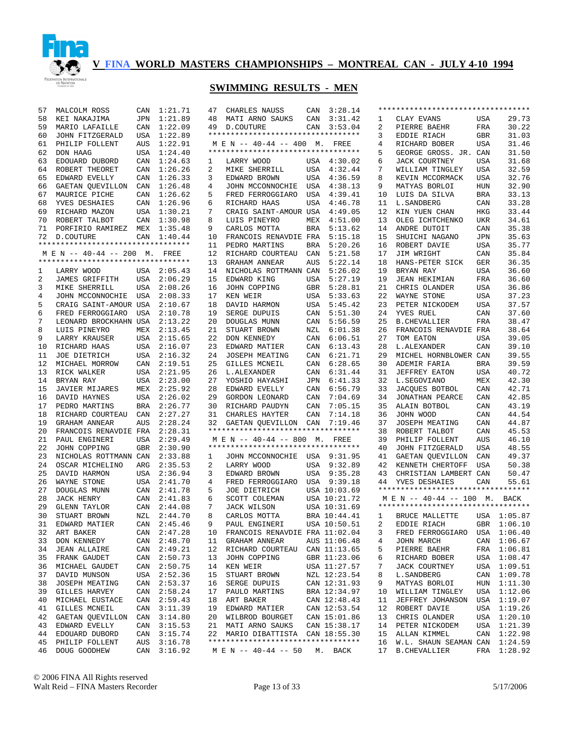# V FINA WORLD MASTERS CHAMPIONSHIPS – MONTREAL CAN - JULY 4-10 1994

## SWIMMING RESULTS - MEN

| Place | Name | Country | Time |
|---|---|---|---|
| 57 | MALCOLM ROSS | CAN | 1:21.71 |
| 58 | KEI NAKAJIMA | JPN | 1:21.89 |
| 59 | MARIO LAFAILLE | CAN | 1:22.09 |
| 60 | JOHN FITZGERALD | USA | 1:22.89 |
| 61 | PHILIP FOLLENT | AUS | 1:22.91 |
| 62 | DON HAAG | USA | 1:24.40 |
| 63 | EDOUARD DUBORD | CAN | 1:24.63 |
| 64 | ROBERT THEORET | CAN | 1:26.26 |
| 65 | EDWARD EVELLY | CAN | 1:26.33 |
| 66 | GAETAN QUEVILLON | CAN | 1:26.48 |
| 67 | MAURICE PICHE | CAN | 1:26.62 |
| 68 | YVES DESHAIES | CAN | 1:26.96 |
| 69 | RICHARD MAZON | USA | 1:30.21 |
| 70 | ROBERT TALBOT | CAN | 1:30.98 |
| 71 | PORFIRIO RAMIREZ | MEX | 1:35.48 |
| 72 | D.COUTURE | CAN | 1:40.44 |

### M E N -- 40-44 -- 200 M. FREE

| Place | Name | Country | Time |
|---|---|---|---|
| 1 | LARRY WOOD | USA | 2:05.43 |
| 2 | JAMES GRIFFITH | USA | 2:06.29 |
| 3 | MIKE SHERRILL | USA | 2:08.26 |
| 4 | JOHN MCCONNOCHIE | USA | 2:08.33 |
| 5 | CRAIG SAINT-AMOUR | USA | 2:10.67 |
| 6 | FRED FERROGGIARO | USA | 2:10.78 |
| 7 | LEONARD BROCKHAHN | USA | 2:13.22 |
| 8 | LUIS PINEYRO | MEX | 2:13.45 |
| 9 | LARRY KRAUSER | USA | 2:15.65 |
| 10 | RICHARD HAAS | USA | 2:16.07 |
| 11 | JOE DIETRICH | USA | 2:16.32 |
| 12 | MICHAEL MORROW | CAN | 2:19.51 |
| 13 | RICK WALKER | USA | 2:21.95 |
| 14 | BRYAN RAY | USA | 2:23.00 |
| 15 | JAVIER MIJARES | MEX | 2:25.92 |
| 16 | DAVID HAYNES | USA | 2:26.02 |
| 17 | PEDRO MARTINS | BRA | 2:26.77 |
| 18 | RICHARD COURTEAU | CAN | 2:27.27 |
| 19 | GRAHAM ANNEAR | AUS | 2:28.24 |
| 20 | FRANCOIS RENAVDIE | FRA | 2:28.31 |
| 21 | PAUL ENGINERI | USA | 2:29.49 |
| 22 | JOHN COPPING | GBR | 2:30.90 |
| 23 | NICHOLAS ROTTMANN | CAN | 2:33.88 |
| 24 | OSCAR MICHELINO | ARG | 2:35.53 |
| 25 | DAVID HARMON | USA | 2:36.94 |
| 26 | WAYNE STONE | USA | 2:41.70 |
| 27 | DOUGLAS MUNN | CAN | 2:41.78 |
| 28 | JACK HENRY | CAN | 2:41.83 |
| 29 | GLENN TAYLOR | CAN | 2:44.08 |
| 30 | STUART BROWN | NZL | 2:44.70 |
| 31 | EDWARD MATIER | CAN | 2:45.46 |
| 32 | ART BAKER | CAN | 2:47.28 |
| 33 | DON KENNEDY | CAN | 2:48.70 |
| 34 | JEAN ALLAIRE | CAN | 2:49.21 |
| 35 | FRANK GAUDET | CAN | 2:50.73 |
| 36 | MICHAEL GAUDET | CAN | 2:50.75 |
| 37 | DAVID MUNSON | USA | 2:52.36 |
| 38 | JOSEPH MEATING | CAN | 2:53.37 |
| 39 | GILLES HARVEY | CAN | 2:58.24 |
| 40 | MICHAEL EUSTACE | CAN | 2:59.43 |
| 41 | GILLES MCNEIL | CAN | 3:11.39 |
| 42 | GAETAN QUEVILLON | CAN | 3:14.80 |
| 43 | EDWARD EVELLY | CAN | 3:15.53 |
| 44 | EDOUARD DUBORD | CAN | 3:15.74 |
| 45 | PHILIP FOLLENT | AUS | 3:16.78 |
| 46 | DOUG GOODHEW | CAN | 3:16.92 |
| 47 | CHARLES NAUSS | CAN | 3:28.14 |
| 48 | MATI ARNO SAUKS | CAN | 3:31.42 |
| 49 | D.COUTURE | CAN | 3:53.04 |

### M E N -- 40-44 -- 400 M. FREE

| Place | Name | Country | Time |
|---|---|---|---|
| 1 | LARRY WOOD | USA | 4:30.02 |
| 2 | MIKE SHERRILL | USA | 4:32.44 |
| 3 | EDWARD BROWN | USA | 4:36.59 |
| 4 | JOHN MCCONNOCHIE | USA | 4:38.13 |
| 5 | FRED FERROGGIARO | USA | 4:39.41 |
| 6 | RICHARD HAAS | USA | 4:46.78 |
| 7 | CRAIG SAINT-AMOUR | USA | 4:49.05 |
| 8 | LUIS PINEYRO | MEX | 4:51.00 |
| 9 | CARLOS MOTTA | BRA | 5:13.62 |
| 10 | FRANCOIS RENAVDIE | FRA | 5:15.18 |
| 11 | PEDRO MARTINS | BRA | 5:20.26 |
| 12 | RICHARD COURTEAU | CAN | 5:21.58 |
| 13 | GRAHAM ANNEAR | AUS | 5:22.14 |
| 14 | NICHOLAS ROTTMANN | CAN | 5:26.02 |
| 15 | EDWARD KING | USA | 5:27.19 |
| 16 | JOHN COPPING | GBR | 5:28.81 |
| 17 | KEN WEIR | USA | 5:33.63 |
| 18 | DAVID HARMON | USA | 5:45.42 |
| 19 | SERGE DUPUIS | CAN | 5:51.30 |
| 20 | DOUGLAS MUNN | CAN | 5:56.59 |
| 21 | STUART BROWN | NZL | 6:01.38 |
| 22 | DON KENNEDY | CAN | 6:06.51 |
| 23 | EDWARD MATIER | CAN | 6:13.43 |
| 24 | JOSEPH MEATING | CAN | 6:21.71 |
| 25 | GILLES MCNEIL | CAN | 6:28.65 |
| 26 | L.ALEXANDER | CAN | 6:31.44 |
| 27 | YOSHIO HAYASHI | JPN | 6:41.33 |
| 28 | EDWARD EVELLY | CAN | 6:56.79 |
| 29 | GORDON LEONARD | CAN | 7:04.69 |
| 30 | RICHARD PAUDYN | CAN | 7:05.15 |
| 31 | CHARLES HAYTER | CAN | 7:14.18 |
| 32 | GAETAN QUEVILLON | CAN | 7:19.46 |

### M E N -- 40-44 -- 800 M. FREE

| Place | Name | Country | Time |
|---|---|---|---|
| 1 | JOHN MCCONNOCHIE | USA | 9:31.95 |
| 2 | LARRY WOOD | USA | 9:32.89 |
| 3 | EDWARD BROWN | USA | 9:35.28 |
| 4 | FRED FERROGGIARO | USA | 9:39.18 |
| 5 | JOE DIETRICH | USA | 10:03.69 |
| 6 | SCOTT COLEMAN | USA | 10:21.72 |
| 7 | JACK WILSON | USA | 10:31.69 |
| 8 | CARLOS MOTTA | BRA | 10:44.41 |
| 9 | PAUL ENGINERI | USA | 10:50.51 |
| 10 | FRANCOIS RENAVDIE | FRA | 11:02.04 |
| 11 | GRAHAM ANNEAR | AUS | 11:06.48 |
| 12 | RICHARD COURTEAU | CAN | 11:13.65 |
| 13 | JOHN COPPING | GBR | 11:23.06 |
| 14 | KEN WEIR | USA | 11:27.57 |
| 15 | STUART BROWN | NZL | 12:23.54 |
| 16 | SERGE DUPUIS | CAN | 12:31.93 |
| 17 | PAULO MARTINS | BRA | 12:34.97 |
| 18 | ART BAKER | CAN | 12:48.43 |
| 19 | EDWARD MATIER | CAN | 12:53.54 |
| 20 | WILBROD BOURGET | CAN | 15:01.86 |
| 21 | MATI ARNO SAUKS | CAN | 15:38.17 |
| 22 | MARIO DIBATTISTA | CAN | 18:55.30 |

### M E N -- 40-44 -- 50 M. BACK

| Place | Name | Country | Time |
|---|---|---|---|
| 1 | CLAY EVANS | USA | 29.73 |
| 2 | PIERRE BAEHR | FRA | 30.22 |
| 3 | EDDIE RIACH | GBR | 31.03 |
| 4 | RICHARD BOBER | USA | 31.46 |
| 5 | GEORGE GROSS. JR. | CAN | 31.50 |
| 6 | JACK COURTNEY | USA | 31.68 |
| 7 | WILLIAM TINGLEY | USA | 32.59 |
| 8 | KEVIN MCCORMACK | USA | 32.76 |
| 9 | MATYAS BORLOI | HUN | 32.90 |
| 10 | LUIS DA SILVA | BRA | 33.13 |
| 11 | L.SANDBERG | CAN | 33.28 |
| 12 | KIN YUEN CHAN | HKG | 33.44 |
| 13 | OLEG ICHTCHENKO | UKR | 34.61 |
| 14 | ANDRE DUTOIT | CAN | 35.38 |
| 15 | SHUICHI NAGANO | JPN | 35.63 |
| 16 | ROBERT DAVIE | USA | 35.77 |
| 17 | JIM WRIGHT | CAN | 35.84 |
| 18 | HANS-PETER SICK | GER | 36.35 |
| 19 | BRYAN RAY | USA | 36.60 |
| 19 | JEAN HEKIMIAN | FRA | 36.60 |
| 21 | CHRIS OLANDER | USA | 36.86 |
| 22 | WAYNE STONE | USA | 37.23 |
| 23 | PETER NICKODEM | USA | 37.57 |
| 24 | YVES RUEL | CAN | 37.60 |
| 25 | B.CHEVALLIER | FRA | 38.47 |
| 26 | FRANCOIS RENAVDIE | FRA | 38.64 |
| 27 | TOM EATON | USA | 39.05 |
| 28 | L.ALEXANDER | CAN | 39.10 |
| 29 | MICHEL HORNBLOWER | CAN | 39.55 |
| 30 | ADEMIR FARIA | BRA | 39.59 |
| 31 | JEFFREY EATON | USA | 40.72 |
| 32 | L.SEGOVIANO | MEX | 42.30 |
| 33 | JACQUES BOTBOL | CAN | 42.71 |
| 34 | JONATHAN PEARCE | CAN | 42.85 |
| 35 | ALAIN BOTBOL | CAN | 43.19 |
| 36 | JOHN WOOD | CAN | 44.54 |
| 37 | JOSEPH MEATING | CAN | 44.87 |
| 38 | ROBERT TALBOT | CAN | 45.53 |
| 39 | PHILIP FOLLENT | AUS | 46.10 |
| 40 | JOHN FITZGERALD | USA | 48.55 |
| 41 | GAETAN QUEVILLON | CAN | 49.37 |
| 42 | KENNETH CHERTOFF | USA | 50.38 |
| 43 | CHRISTIAN LAMBERT | CAN | 50.47 |
| 44 | YVES DESHAIES | CAN | 55.61 |

### M E N -- 40-44 -- 100 M. BACK

| Place | Name | Country | Time |
|---|---|---|---|
| 1 | BRUCE MALLETTE | USA | 1:05.87 |
| 2 | EDDIE RIACH | GBR | 1:06.10 |
| 3 | FRED FERROGGIARO | USA | 1:06.40 |
| 4 | JOHN MARCH | CAN | 1:06.67 |
| 5 | PIERRE BAEHR | FRA | 1:06.81 |
| 6 | RICHARD BOBER | USA | 1:08.47 |
| 7 | JACK COURTNEY | USA | 1:09.51 |
| 8 | L.SANDBERG | CAN | 1:09.78 |
| 9 | MATYAS BORLOI | HUN | 1:11.30 |
| 10 | WILLIAM TINGLEY | USA | 1:12.06 |
| 11 | JEFFREY JOHANSON | USA | 1:19.07 |
| 12 | ROBERT DAVIE | USA | 1:19.26 |
| 13 | CHRIS OLANDER | USA | 1:20.10 |
| 14 | PETER NICKODEM | USA | 1:21.39 |
| 15 | ALLAN KIMMEL | CAN | 1:22.98 |
| 16 | W.L. SHAUN SEAMAN | CAN | 1:24.59 |
| 17 | B.CHEVALLIER | FRA | 1:28.92 |

© 2006 FINA All Rights reserved
Walt Reid – FINA Masters Recorder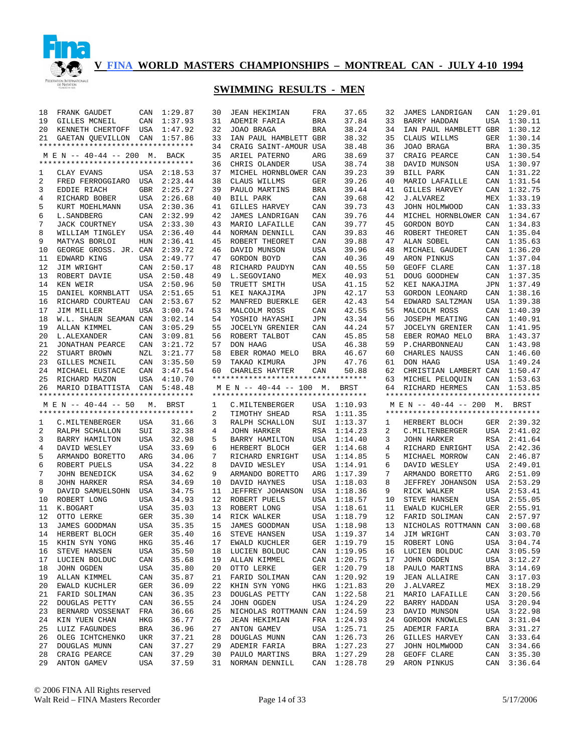# V FINA WORLD MASTERS CHAMPIONSHIPS – MONTREAL CAN - JULY 4-10 1994

## SWIMMING RESULTS - MEN

| Place | Name | Country | Time |
|---|---|---|---|
| 18 | FRANK GAUDET | CAN | 1:29.87 |
| 19 | GILLES MCNEIL | CAN | 1:37.93 |
| 20 | KENNETH CHERTOFF | USA | 1:47.92 |
| 21 | GAETAN QUEVILLON | CAN | 1:57.86 |

### M E N -- 40-44 -- 200 M. BACK

| Place | Name | Country | Time |
|---|---|---|---|
| 1 | CLAY EVANS | USA | 2:18.53 |
| 2 | FRED FERROGGIARO | USA | 2:23.44 |
| 3 | EDDIE RIACH | GBR | 2:25.27 |
| 4 | RICHARD BOBER | USA | 2:26.68 |
| 5 | KURT MOEHLMANN | USA | 2:30.36 |
| 6 | L.SANDBERG | CAN | 2:32.99 |
| 7 | JACK COURTNEY | USA | 2:33.30 |
| 8 | WILLIAM TINGLEY | USA | 2:36.40 |
| 9 | MATYAS BORLOI | HUN | 2:36.41 |
| 10 | GEORGE GROSS. JR. | CAN | 2:39.72 |
| 11 | EDWARD KING | USA | 2:49.77 |
| 12 | JIM WRIGHT | CAN | 2:50.17 |
| 13 | ROBERT DAVIE | USA | 2:50.48 |
| 14 | KEN WEIR | USA | 2:50.96 |
| 15 | DANIEL KORNBLATT | USA | 2:51.65 |
| 16 | RICHARD COURTEAU | CAN | 2:53.67 |
| 17 | JIM MILLER | USA | 3:00.74 |
| 18 | W.L. SHAUN SEAMAN | CAN | 3:02.14 |
| 19 | ALLAN KIMMEL | CAN | 3:05.29 |
| 20 | L.ALEXANDER | CAN | 3:09.81 |
| 21 | JONATHAN PEARCE | CAN | 3:21.72 |
| 22 | STUART BROWN | NZL | 3:21.77 |
| 23 | GILLES MCNEIL | CAN | 3:35.50 |
| 24 | MICHAEL EUSTACE | CAN | 3:47.54 |
| 25 | RICHARD MAZON | USA | 4:10.70 |
| 26 | MARIO DIBATTISTA | CAN | 5:48.48 |

### M E N -- 40-44 -- 50 M. BRST

| Place | Name | Country | Time |
|---|---|---|---|
| 1 | C.MILTENBERGER | USA | 31.66 |
| 2 | RALPH SCHALLON | SUI | 32.38 |
| 3 | BARRY HAMILTON | USA | 32.98 |
| 4 | DAVID WESLEY | USA | 33.69 |
| 5 | ARMANDO BORETTO | ARG | 34.06 |
| 6 | ROBERT PUELS | USA | 34.22 |
| 7 | JOHN BENEDICK | USA | 34.62 |
| 8 | JOHN HARKER | RSA | 34.69 |
| 9 | DAVID SAMUELSOHN | USA | 34.75 |
| 10 | ROBERT LONG | USA | 34.93 |
| 11 | K.BOGART | USA | 35.03 |
| 12 | OTTO LERKE | GER | 35.30 |
| 13 | JAMES GOODMAN | USA | 35.35 |
| 14 | HERBERT BLOCH | GER | 35.40 |
| 15 | KHIN SYN YONG | HKG | 35.46 |
| 16 | STEVE HANSEN | USA | 35.50 |
| 17 | LUCIEN BOLDUC | CAN | 35.68 |
| 18 | JOHN OGDEN | USA | 35.80 |
| 19 | ALLAN KIMMEL | CAN | 35.87 |
| 20 | EWALD KUCHLER | GER | 36.09 |
| 21 | FARID SOLIMAN | CAN | 36.35 |
| 22 | DOUGLAS PETTY | CAN | 36.55 |
| 23 | BERNARD VOSSENAT | FRA | 36.66 |
| 24 | KIN YUEN CHAN | HKG | 36.77 |
| 25 | LUIZ FAGUNDES | BRA | 36.96 |
| 26 | OLEG ICHTCHENKO | UKR | 37.21 |
| 27 | DOUGLAS MUNN | CAN | 37.27 |
| 28 | CRAIG PEARCE | CAN | 37.29 |
| 29 | ANTON GAMEV | USA | 37.59 |
| 30 | JEAN HEKIMIAN | FRA | 37.65 |
| 31 | ADEMIR FARIA | BRA | 37.84 |
| 32 | JOAO BRAGA | BRA | 38.24 |
| 33 | IAN PAUL HAMBLETT | GBR | 38.32 |
| 34 | CRAIG SAINT-AMOUR | USA | 38.48 |
| 35 | ARIEL PATERNO | ARG | 38.69 |
| 36 | CHRIS OLANDER | USA | 38.74 |
| 37 | MICHEL HORNBLOWER | CAN | 39.23 |
| 38 | CLAUS WILLMS | GER | 39.26 |
| 39 | PAULO MARTINS | BRA | 39.44 |
| 40 | BILL PARK | CAN | 39.68 |
| 41 | GILLES HARVEY | CAN | 39.73 |
| 42 | JAMES LANDRIGAN | CAN | 39.76 |
| 43 | MARIO LAFAILLE | CAN | 39.77 |
| 44 | NORMAN DENNILL | CAN | 39.83 |
| 45 | ROBERT THEORET | CAN | 39.88 |
| 46 | DAVID MUNSON | USA | 39.96 |
| 47 | GORDON BOYD | CAN | 40.36 |
| 48 | RICHARD PAUDYN | CAN | 40.55 |
| 49 | L.SEGOVIANO | MEX | 40.93 |
| 50 | TRUETT SMITH | USA | 41.15 |
| 51 | KEI NAKAJIMA | JPN | 42.17 |
| 52 | MANFRED BUERKLE | GER | 42.43 |
| 53 | MALCOLM ROSS | CAN | 42.55 |
| 54 | YOSHIO HAYASHI | JPN | 43.34 |
| 55 | JOCELYN GRENIER | CAN | 44.24 |
| 56 | ROBERT TALBOT | CAN | 45.85 |
| 57 | DON HAAG | USA | 46.38 |
| 58 | EBER ROMAO MELO | BRA | 46.67 |
| 59 | TAKAO KIMURA | JPN | 47.76 |
| 60 | CHARLES HAYTER | CAN | 50.88 |

### M E N -- 40-44 -- 100 M. BRST

| Place | Name | Country | Time |
|---|---|---|---|
| 1 | C.MILTENBERGER | USA | 1:10.93 |
| 2 | TIMOTHY SHEAD | RSA | 1:11.35 |
| 3 | RALPH SCHALLON | SUI | 1:13.37 |
| 4 | JOHN HARKER | RSA | 1:14.23 |
| 5 | BARRY HAMILTON | USA | 1:14.40 |
| 6 | HERBERT BLOCH | GER | 1:14.68 |
| 7 | RICHARD ENRIGHT | USA | 1:14.85 |
| 8 | DAVID WESLEY | USA | 1:14.91 |
| 9 | ARMANDO BORETTO | ARG | 1:17.39 |
| 10 | DAVID HAYNES | USA | 1:18.03 |
| 11 | JEFFREY JOHANSON | USA | 1:18.36 |
| 12 | ROBERT PUELS | USA | 1:18.57 |
| 13 | ROBERT LONG | USA | 1:18.61 |
| 14 | RICK WALKER | USA | 1:18.79 |
| 15 | JAMES GOODMAN | USA | 1:18.98 |
| 16 | STEVE HANSEN | USA | 1:19.37 |
| 17 | EWALD KUCHLER | GER | 1:19.79 |
| 18 | LUCIEN BOLDUC | CAN | 1:19.95 |
| 19 | ALLAN KIMMEL | CAN | 1:20.75 |
| 20 | OTTO LERKE | GER | 1:20.79 |
| 21 | FARID SOLIMAN | CAN | 1:20.92 |
| 22 | KHIN SYN YONG | HKG | 1:21.83 |
| 23 | DOUGLAS PETTY | CAN | 1:22.58 |
| 24 | JOHN OGDEN | USA | 1:24.29 |
| 25 | NICHOLAS ROTTMANN | CAN | 1:24.59 |
| 26 | JEAN HEKIMIAN | FRA | 1:24.93 |
| 27 | ANTON GAMEV | USA | 1:25.71 |
| 28 | DOUGLAS MUNN | CAN | 1:26.73 |
| 29 | ADEMIR FARIA | BRA | 1:27.23 |
| 30 | PAULO MARTINS | BRA | 1:27.29 |
| 31 | NORMAN DENNILL | CAN | 1:28.78 |
| 32 | JAMES LANDRIGAN | CAN | 1:29.01 |
| 33 | BARRY HADDAN | USA | 1:30.11 |
| 34 | IAN PAUL HAMBLETT | GBR | 1:30.12 |
| 35 | CLAUS WILLMS | GER | 1:30.14 |
| 36 | JOAO BRAGA | BRA | 1:30.35 |
| 37 | CRAIG PEARCE | CAN | 1:30.54 |
| 38 | DAVID MUNSON | USA | 1:30.97 |
| 39 | BILL PARK | CAN | 1:31.22 |
| 40 | MARIO LAFAILLE | CAN | 1:31.54 |
| 41 | GILLES HARVEY | CAN | 1:32.75 |
| 42 | J.ALVAREZ | MEX | 1:33.19 |
| 43 | JOHN HOLMWOOD | CAN | 1:33.33 |
| 44 | MICHEL HORNBLOWER | CAN | 1:34.67 |
| 45 | GORDON BOYD | CAN | 1:34.83 |
| 46 | ROBERT THEORET | CAN | 1:35.04 |
| 47 | ALAN SOBEL | CAN | 1:35.63 |
| 48 | MICHAEL GAUDET | CAN | 1:36.20 |
| 49 | ARON PINKUS | CAN | 1:37.04 |
| 50 | GEOFF CLARE | CAN | 1:37.18 |
| 51 | DOUG GOODHEW | CAN | 1:37.35 |
| 52 | KEI NAKAJIMA | JPN | 1:37.49 |
| 53 | GORDON LEONARD | CAN | 1:38.16 |
| 54 | EDWARD SALTZMAN | USA | 1:39.38 |
| 55 | MALCOLM ROSS | CAN | 1:40.39 |
| 56 | JOSEPH MEATING | CAN | 1:40.91 |
| 57 | JOCELYN GRENIER | CAN | 1:41.95 |
| 58 | EBER ROMAO MELO | BRA | 1:43.37 |
| 59 | P.CHARBONNEAU | CAN | 1:43.98 |
| 60 | CHARLES NAUSS | CAN | 1:46.60 |
| 61 | DON HAAG | USA | 1:49.24 |
| 62 | CHRISTIAN LAMBERT | CAN | 1:50.47 |
| 63 | MICHEL PELOQUIN | CAN | 1:53.63 |
| 64 | RICHARD HERMES | CAN | 1:53.85 |

### M E N -- 40-44 -- 200 M. BRST

| Place | Name | Country | Time |
|---|---|---|---|
| 1 | HERBERT BLOCH | GER | 2:39.32 |
| 2 | C.MILTENBERGER | USA | 2:41.02 |
| 3 | JOHN HARKER | RSA | 2:41.64 |
| 4 | RICHARD ENRIGHT | USA | 2:42.36 |
| 5 | MICHAEL MORROW | CAN | 2:46.87 |
| 6 | DAVID WESLEY | USA | 2:49.01 |
| 7 | ARMANDO BORETTO | ARG | 2:51.09 |
| 8 | JEFFREY JOHANSON | USA | 2:53.29 |
| 9 | RICK WALKER | USA | 2:53.41 |
| 10 | STEVE HANSEN | USA | 2:55.05 |
| 11 | EWALD KUCHLER | GER | 2:55.91 |
| 12 | FARID SOLIMAN | CAN | 2:57.97 |
| 13 | NICHOLAS ROTTMANN | CAN | 3:00.68 |
| 14 | JIM WRIGHT | CAN | 3:03.70 |
| 15 | ROBERT LONG | USA | 3:04.74 |
| 16 | LUCIEN BOLDUC | CAN | 3:05.59 |
| 17 | JOHN OGDEN | USA | 3:12.27 |
| 18 | PAULO MARTINS | BRA | 3:14.69 |
| 19 | JEAN ALLAIRE | CAN | 3:17.03 |
| 20 | J.ALVAREZ | MEX | 3:18.29 |
| 21 | MARIO LAFAILLE | CAN | 3:20.56 |
| 22 | BARRY HADDAN | USA | 3:20.94 |
| 23 | DAVID MUNSON | USA | 3:22.98 |
| 24 | GORDON KNOWLES | CAN | 3:31.04 |
| 25 | ADEMIR FARIA | BRA | 3:31.27 |
| 26 | GILLES HARVEY | CAN | 3:33.64 |
| 27 | JOHN HOLMWOOD | CAN | 3:34.66 |
| 28 | GEOFF CLARE | CAN | 3:35.30 |
| 29 | ARON PINKUS | CAN | 3:36.64 |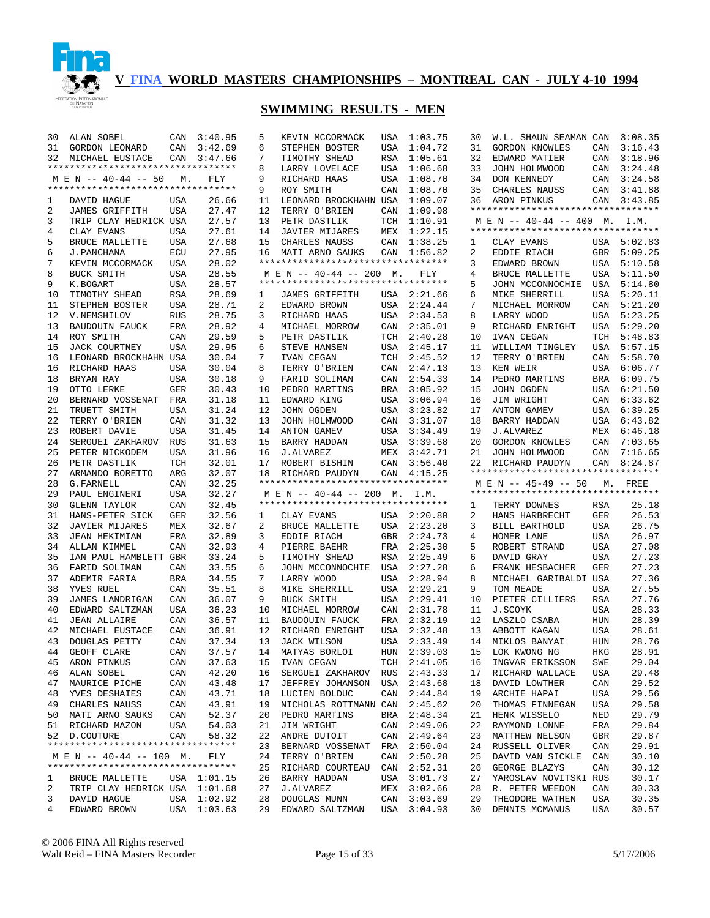# V FINA WORLD MASTERS CHAMPIONSHIPS – MONTREAL CAN - JULY 4-10 1994

## SWIMMING RESULTS - MEN

| Place | Name | Country | Time |
|---|---|---|---|
| 30 | ALAN SOBEL | CAN | 3:40.95 |
| 31 | GORDON LEONARD | CAN | 3:42.69 |
| 32 | MICHAEL EUSTACE | CAN | 3:47.66 |

### M E N -- 40-44 -- 50 M. FLY

| Place | Name | Country | Time |
|---|---|---|---|
| 1 | DAVID HAGUE | USA | 26.66 |
| 2 | JAMES GRIFFITH | USA | 27.47 |
| 3 | TRIP CLAY HEDRICK | USA | 27.57 |
| 4 | CLAY EVANS | USA | 27.61 |
| 5 | BRUCE MALLETTE | USA | 27.68 |
| 6 | J.PANCHANA | ECU | 27.95 |
| 7 | KEVIN MCCORMACK | USA | 28.02 |
| 8 | BUCK SMITH | USA | 28.55 |
| 9 | K.BOGART | USA | 28.57 |
| 10 | TIMOTHY SHEAD | RSA | 28.69 |
| 11 | STEPHEN BOSTER | USA | 28.71 |
| 12 | V.NEMSHILOV | RUS | 28.75 |
| 13 | BAUDOUIN FAUCK | FRA | 28.92 |
| 14 | ROY SMITH | CAN | 29.59 |
| 15 | JACK COURTNEY | USA | 29.95 |
| 16 | LEONARD BROCKHAHN | USA | 30.04 |
| 16 | RICHARD HAAS | USA | 30.04 |
| 18 | BRYAN RAY | USA | 30.18 |
| 19 | OTTO LERKE | GER | 30.43 |
| 20 | BERNARD VOSSENAT | FRA | 31.18 |
| 21 | TRUETT SMITH | USA | 31.24 |
| 22 | TERRY O'BRIEN | CAN | 31.32 |
| 23 | ROBERT DAVIE | USA | 31.45 |
| 24 | SERGUEI ZAKHAROV | RUS | 31.63 |
| 25 | PETER NICKODEM | USA | 31.96 |
| 26 | PETR DASTLIK | TCH | 32.01 |
| 27 | ARMANDO BORETTO | ARG | 32.07 |
| 28 | G.FARNELL | CAN | 32.25 |
| 29 | PAUL ENGINERI | USA | 32.27 |
| 30 | GLENN TAYLOR | CAN | 32.45 |
| 31 | HANS-PETER SICK | GER | 32.56 |
| 32 | JAVIER MIJARES | MEX | 32.67 |
| 33 | JEAN HEKIMIAN | FRA | 32.89 |
| 34 | ALLAN KIMMEL | CAN | 32.93 |
| 35 | IAN PAUL HAMBLETT | GBR | 33.24 |
| 36 | FARID SOLIMAN | CAN | 33.55 |
| 37 | ADEMIR FARIA | BRA | 34.55 |
| 38 | YVES RUEL | CAN | 35.51 |
| 39 | JAMES LANDRIGAN | CAN | 36.07 |
| 40 | EDWARD SALTZMAN | USA | 36.23 |
| 41 | JEAN ALLAIRE | CAN | 36.57 |
| 42 | MICHAEL EUSTACE | CAN | 36.91 |
| 43 | DOUGLAS PETTY | CAN | 37.34 |
| 44 | GEOFF CLARE | CAN | 37.57 |
| 45 | ARON PINKUS | CAN | 37.63 |
| 46 | ALAN SOBEL | CAN | 42.20 |
| 47 | MAURICE PICHE | CAN | 43.48 |
| 48 | YVES DESHAIES | CAN | 43.71 |
| 49 | CHARLES NAUSS | CAN | 43.91 |
| 50 | MATI ARNO SAUKS | CAN | 52.37 |
| 51 | RICHARD MAZON | USA | 54.03 |
| 52 | D.COUTURE | CAN | 58.32 |

### M E N -- 40-44 -- 100 M. FLY

| Place | Name | Country | Time |
|---|---|---|---|
| 1 | BRUCE MALLETTE | USA | 1:01.15 |
| 2 | TRIP CLAY HEDRICK | USA | 1:01.68 |
| 3 | DAVID HAGUE | USA | 1:02.92 |
| 4 | EDWARD BROWN | USA | 1:03.63 |
| 5 | KEVIN MCCORMACK | USA | 1:03.75 |
| 6 | STEPHEN BOSTER | USA | 1:04.72 |
| 7 | TIMOTHY SHEAD | RSA | 1:05.61 |
| 8 | LARRY LOVELACE | USA | 1:06.68 |
| 9 | RICHARD HAAS | USA | 1:08.70 |
| 9 | ROY SMITH | CAN | 1:08.70 |
| 11 | LEONARD BROCKHAHN | USA | 1:09.07 |
| 12 | TERRY O'BRIEN | CAN | 1:09.98 |
| 13 | PETR DASTLIK | TCH | 1:10.91 |
| 14 | JAVIER MIJARES | MEX | 1:22.15 |
| 15 | CHARLES NAUSS | CAN | 1:38.25 |
| 16 | MATI ARNO SAUKS | CAN | 1:56.82 |

### M E N -- 40-44 -- 200 M. FLY

| Place | Name | Country | Time |
|---|---|---|---|
| 1 | JAMES GRIFFITH | USA | 2:21.66 |
| 2 | EDWARD BROWN | USA | 2:24.44 |
| 3 | RICHARD HAAS | USA | 2:34.53 |
| 4 | MICHAEL MORROW | CAN | 2:35.01 |
| 5 | PETR DASTLIK | TCH | 2:40.28 |
| 6 | STEVE HANSEN | USA | 2:45.17 |
| 7 | IVAN CEGAN | TCH | 2:45.52 |
| 8 | TERRY O'BRIEN | CAN | 2:47.13 |
| 9 | FARID SOLIMAN | CAN | 2:54.33 |
| 10 | PEDRO MARTINS | BRA | 3:05.92 |
| 11 | EDWARD KING | USA | 3:06.94 |
| 12 | JOHN OGDEN | USA | 3:23.82 |
| 13 | JOHN HOLMWOOD | CAN | 3:31.07 |
| 14 | ANTON GAMEV | USA | 3:34.49 |
| 15 | BARRY HADDAN | USA | 3:39.68 |
| 16 | J.ALVAREZ | MEX | 3:42.71 |
| 17 | ROBERT BISHIN | CAN | 3:56.40 |
| 18 | RICHARD PAUDYN | CAN | 4:15.25 |

### M E N -- 40-44 -- 200 M. I.M.

| Place | Name | Country | Time |
|---|---|---|---|
| 1 | CLAY EVANS | USA | 2:20.80 |
| 2 | BRUCE MALLETTE | USA | 2:23.20 |
| 3 | EDDIE RIACH | GBR | 2:24.73 |
| 4 | PIERRE BAEHR | FRA | 2:25.30 |
| 5 | TIMOTHY SHEAD | RSA | 2:25.49 |
| 6 | JOHN MCCONNOCHIE | USA | 2:27.28 |
| 7 | LARRY WOOD | USA | 2:28.94 |
| 8 | MIKE SHERRILL | USA | 2:29.21 |
| 9 | BUCK SMITH | USA | 2:29.41 |
| 10 | MICHAEL MORROW | CAN | 2:31.78 |
| 11 | BAUDOUIN FAUCK | FRA | 2:32.19 |
| 12 | RICHARD ENRIGHT | USA | 2:32.48 |
| 13 | JACK WILSON | USA | 2:33.49 |
| 14 | MATYAS BORLOI | HUN | 2:39.03 |
| 15 | IVAN CEGAN | TCH | 2:41.05 |
| 16 | SERGUEI ZAKHAROV | RUS | 2:43.33 |
| 17 | JEFFREY JOHANSON | USA | 2:43.68 |
| 18 | LUCIEN BOLDUC | CAN | 2:44.84 |
| 19 | NICHOLAS ROTTMANN | CAN | 2:45.62 |
| 20 | PEDRO MARTINS | BRA | 2:48.34 |
| 21 | JIM WRIGHT | CAN | 2:49.06 |
| 22 | ANDRE DUTOIT | CAN | 2:49.64 |
| 23 | BERNARD VOSSENAT | FRA | 2:50.04 |
| 24 | TERRY O'BRIEN | CAN | 2:50.28 |
| 25 | RICHARD COURTEAU | CAN | 2:52.31 |
| 26 | BARRY HADDAN | USA | 3:01.73 |
| 27 | J.ALVAREZ | MEX | 3:02.66 |
| 28 | DOUGLAS MUNN | CAN | 3:03.69 |
| 29 | EDWARD SALTZMAN | USA | 3:04.93 |
| 30 | W.L. SHAUN SEAMAN | CAN | 3:08.35 |
| 31 | GORDON KNOWLES | CAN | 3:16.43 |
| 32 | EDWARD MATIER | CAN | 3:18.96 |
| 33 | JOHN HOLMWOOD | CAN | 3:24.48 |
| 34 | DON KENNEDY | CAN | 3:24.58 |
| 35 | CHARLES NAUSS | CAN | 3:41.88 |
| 36 | ARON PINKUS | CAN | 3:43.85 |

### M E N -- 40-44 -- 400 M. I.M.

| Place | Name | Country | Time |
|---|---|---|---|
| 1 | CLAY EVANS | USA | 5:02.83 |
| 2 | EDDIE RIACH | GBR | 5:09.25 |
| 3 | EDWARD BROWN | USA | 5:10.58 |
| 4 | BRUCE MALLETTE | USA | 5:11.50 |
| 5 | JOHN MCCONNOCHIE | USA | 5:14.80 |
| 6 | MIKE SHERRILL | USA | 5:20.11 |
| 7 | MICHAEL MORROW | CAN | 5:21.20 |
| 8 | LARRY WOOD | USA | 5:23.25 |
| 9 | RICHARD ENRIGHT | USA | 5:29.20 |
| 10 | IVAN CEGAN | TCH | 5:48.83 |
| 11 | WILLIAM TINGLEY | USA | 5:57.15 |
| 12 | TERRY O'BRIEN | CAN | 5:58.70 |
| 13 | KEN WEIR | USA | 6:06.77 |
| 14 | PEDRO MARTINS | BRA | 6:09.75 |
| 15 | JOHN OGDEN | USA | 6:21.50 |
| 16 | JIM WRIGHT | CAN | 6:33.62 |
| 17 | ANTON GAMEV | USA | 6:39.25 |
| 18 | BARRY HADDAN | USA | 6:43.82 |
| 19 | J.ALVAREZ | MEX | 6:46.18 |
| 20 | GORDON KNOWLES | CAN | 7:03.65 |
| 21 | JOHN HOLMWOOD | CAN | 7:16.65 |
| 22 | RICHARD PAUDYN | CAN | 8:24.87 |

### M E N -- 45-49 -- 50 M. FREE

| Place | Name | Country | Time |
|---|---|---|---|
| 1 | TERRY DOWNES | RSA | 25.18 |
| 2 | HANS HARBRECHT | GER | 26.53 |
| 3 | BILL BARTHOLD | USA | 26.75 |
| 4 | HOMER LANE | USA | 26.97 |
| 5 | ROBERT STRAND | USA | 27.08 |
| 6 | DAVID GRAY | USA | 27.23 |
| 6 | FRANK HESBACHER | GER | 27.23 |
| 8 | MICHAEL GARIBALDI | USA | 27.36 |
| 9 | TOM MEADE | USA | 27.55 |
| 10 | PIETER CILLIERS | RSA | 27.76 |
| 11 | J.SCOYK | USA | 28.33 |
| 12 | LASZLO CSABA | HUN | 28.39 |
| 13 | ABBOTT KAGAN | USA | 28.61 |
| 14 | MIKLOS BANYAI | HUN | 28.76 |
| 15 | LOK KWONG NG | HKG | 28.91 |
| 16 | INGVAR ERIKSSON | SWE | 29.04 |
| 17 | RICHARD WALLACE | USA | 29.48 |
| 18 | DAVID LOWTHER | CAN | 29.52 |
| 19 | ARCHIE HAPAI | USA | 29.56 |
| 20 | THOMAS FINNEGAN | USA | 29.58 |
| 21 | HENK WISSELO | NED | 29.79 |
| 22 | RAYMOND LONNE | FRA | 29.84 |
| 23 | MATTHEW NELSON | GBR | 29.87 |
| 24 | RUSSELL OLIVER | CAN | 29.91 |
| 25 | DAVID VAN SICKLE | CAN | 30.10 |
| 26 | GEORGE BLAZYS | CAN | 30.12 |
| 27 | YAROSLAV NOVITSKI | RUS | 30.17 |
| 28 | R. PETER WEEDON | CAN | 30.33 |
| 29 | THEODORE WATHEN | USA | 30.35 |
| 30 | DENNIS MCMANUS | USA | 30.57 |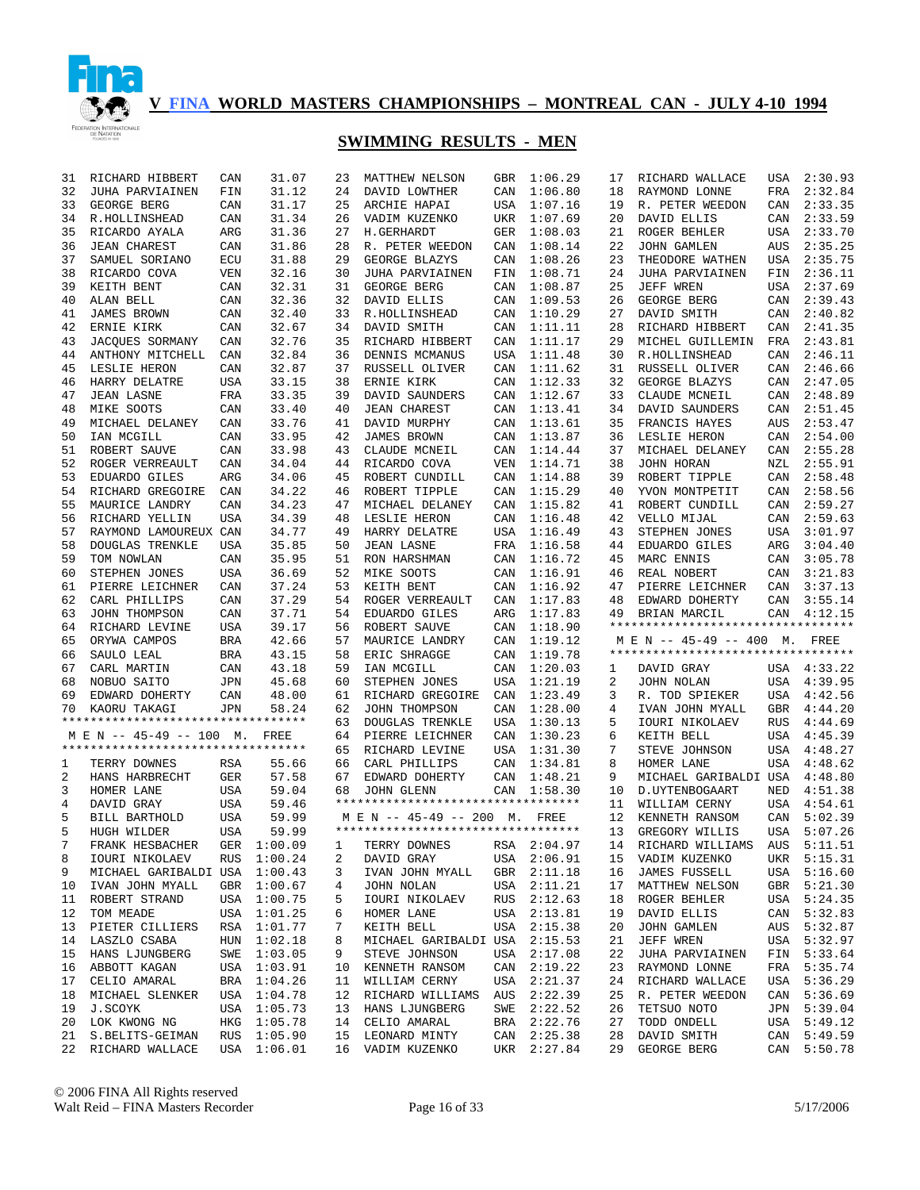# V FINA WORLD MASTERS CHAMPIONSHIPS – MONTREAL CAN - JULY 4-10 1994

## SWIMMING RESULTS - MEN

| | | | |
|---|---|---|---|
| 31 | RICHARD HIBBERT | CAN | 31.07 |
| 32 | JUHA PARVIAINEN | FIN | 31.12 |
| 33 | GEORGE BERG | CAN | 31.17 |
| 34 | R.HOLLINSHEAD | CAN | 31.34 |
| 35 | RICARDO AYALA | ARG | 31.36 |
| 36 | JEAN CHAREST | CAN | 31.86 |
| 37 | SAMUEL SORIANO | ECU | 31.88 |
| 38 | RICARDO COVA | VEN | 32.16 |
| 39 | KEITH BENT | CAN | 32.31 |
| 40 | ALAN BELL | CAN | 32.36 |
| 41 | JAMES BROWN | CAN | 32.40 |
| 42 | ERNIE KIRK | CAN | 32.67 |
| 43 | JACQUES SORMANY | CAN | 32.76 |
| 44 | ANTHONY MITCHELL | CAN | 32.84 |
| 45 | LESLIE HERON | CAN | 32.87 |
| 46 | HARRY DELATRE | USA | 33.15 |
| 47 | JEAN LASNE | FRA | 33.35 |
| 48 | MIKE SOOTS | CAN | 33.40 |
| 49 | MICHAEL DELANEY | CAN | 33.76 |
| 50 | IAN MCGILL | CAN | 33.95 |
| 51 | ROBERT SAUVE | CAN | 33.98 |
| 52 | ROGER VERREAULT | CAN | 34.04 |
| 53 | EDUARDO GILES | ARG | 34.06 |
| 54 | RICHARD GREGOIRE | CAN | 34.22 |
| 55 | MAURICE LANDRY | CAN | 34.23 |
| 56 | RICHARD YELLIN | USA | 34.39 |
| 57 | RAYMOND LAMOUREUX | CAN | 34.77 |
| 58 | DOUGLAS TRENKLE | USA | 35.85 |
| 59 | TOM NOWLAN | CAN | 35.95 |
| 60 | STEPHEN JONES | USA | 36.69 |
| 61 | PIERRE LEICHNER | CAN | 37.24 |
| 62 | CARL PHILLIPS | CAN | 37.29 |
| 63 | JOHN THOMPSON | CAN | 37.71 |
| 64 | RICHARD LEVINE | USA | 39.17 |
| 65 | ORYWA CAMPOS | BRA | 42.66 |
| 66 | SAULO LEAL | BRA | 43.15 |
| 67 | CARL MARTIN | CAN | 43.18 |
| 68 | NOBUO SAITO | JPN | 45.68 |
| 69 | EDWARD DOHERTY | CAN | 48.00 |
| 70 | KAORU TAKAGI | JPN | 58.24 |

### M E N -- 45-49 -- 100 M. FREE

| | | | |
|---|---|---|---|
| 1 | TERRY DOWNES | RSA | 55.66 |
| 2 | HANS HARBRECHT | GER | 57.58 |
| 3 | HOMER LANE | USA | 59.04 |
| 4 | DAVID GRAY | USA | 59.46 |
| 5 | BILL BARTHOLD | USA | 59.99 |
| 5 | HUGH WILDER | USA | 59.99 |
| 7 | FRANK HESBACHER | GER | 1:00.09 |
| 8 | IOURI NIKOLAEV | RUS | 1:00.24 |
| 9 | MICHAEL GARIBALDI | USA | 1:00.43 |
| 10 | IVAN JOHN MYALL | GBR | 1:00.67 |
| 11 | ROBERT STRAND | USA | 1:00.75 |
| 12 | TOM MEADE | USA | 1:01.25 |
| 13 | PIETER CILLIERS | RSA | 1:01.77 |
| 14 | LASZLO CSABA | HUN | 1:02.18 |
| 15 | HANS LJUNGBERG | SWE | 1:03.05 |
| 16 | ABBOTT KAGAN | USA | 1:03.91 |
| 17 | CELIO AMARAL | BRA | 1:04.26 |
| 18 | MICHAEL SLENKER | USA | 1:04.78 |
| 19 | J.SCOYK | USA | 1:05.73 |
| 20 | LOK KWONG NG | HKG | 1:05.78 |
| 21 | S.BELITS-GEIMAN | RUS | 1:05.90 |
| 22 | RICHARD WALLACE | USA | 1:06.01 |
| 23 | MATTHEW NELSON | GBR | 1:06.29 |
| 24 | DAVID LOWTHER | CAN | 1:06.80 |
| 25 | ARCHIE HAPAI | USA | 1:07.16 |
| 26 | VADIM KUZENKO | UKR | 1:07.69 |
| 27 | H.GERHARDT | GER | 1:08.03 |
| 28 | R. PETER WEEDON | CAN | 1:08.14 |
| 29 | GEORGE BLAZYS | CAN | 1:08.26 |
| 30 | JUHA PARVIAINEN | FIN | 1:08.71 |
| 31 | GEORGE BERG | CAN | 1:08.87 |
| 32 | DAVID ELLIS | CAN | 1:09.53 |
| 33 | R.HOLLINSHEAD | CAN | 1:10.29 |
| 34 | DAVID SMITH | CAN | 1:11.11 |
| 35 | RICHARD HIBBERT | CAN | 1:11.17 |
| 36 | DENNIS MCMANUS | USA | 1:11.48 |
| 37 | RUSSELL OLIVER | CAN | 1:11.62 |
| 38 | ERNIE KIRK | CAN | 1:12.33 |
| 39 | DAVID SAUNDERS | CAN | 1:12.67 |
| 40 | JEAN CHAREST | CAN | 1:13.41 |
| 41 | DAVID MURPHY | CAN | 1:13.61 |
| 42 | JAMES BROWN | CAN | 1:13.87 |
| 43 | CLAUDE MCNEIL | CAN | 1:14.44 |
| 44 | RICARDO COVA | VEN | 1:14.71 |
| 45 | ROBERT CUNDILL | CAN | 1:14.88 |
| 46 | ROBERT TIPPLE | CAN | 1:15.29 |
| 47 | MICHAEL DELANEY | CAN | 1:15.82 |
| 48 | LESLIE HERON | CAN | 1:16.48 |
| 49 | HARRY DELATRE | USA | 1:16.49 |
| 50 | JEAN LASNE | FRA | 1:16.58 |
| 51 | RON HARSHMAN | CAN | 1:16.72 |
| 52 | MIKE SOOTS | CAN | 1:16.91 |
| 53 | KEITH BENT | CAN | 1:16.92 |
| 54 | ROGER VERREAULT | CAN | 1:17.83 |
| 54 | EDUARDO GILES | ARG | 1:17.83 |
| 56 | ROBERT SAUVE | CAN | 1:18.90 |
| 57 | MAURICE LANDRY | CAN | 1:19.12 |
| 58 | ERIC SHRAGGE | CAN | 1:19.78 |
| 59 | IAN MCGILL | CAN | 1:20.03 |
| 60 | STEPHEN JONES | USA | 1:21.19 |
| 61 | RICHARD GREGOIRE | CAN | 1:23.49 |
| 62 | JOHN THOMPSON | CAN | 1:28.00 |
| 63 | DOUGLAS TRENKLE | USA | 1:30.13 |
| 64 | PIERRE LEICHNER | CAN | 1:30.23 |
| 65 | RICHARD LEVINE | USA | 1:31.30 |
| 66 | CARL PHILLIPS | CAN | 1:34.81 |
| 67 | EDWARD DOHERTY | CAN | 1:48.21 |
| 68 | JOHN GLENN | CAN | 1:58.30 |

### M E N -- 45-49 -- 200 M. FREE

| | | | |
|---|---|---|---|
| 1 | TERRY DOWNES | RSA | 2:04.97 |
| 2 | DAVID GRAY | USA | 2:06.91 |
| 3 | IVAN JOHN MYALL | GBR | 2:11.18 |
| 4 | JOHN NOLAN | USA | 2:11.21 |
| 5 | IOURI NIKOLAEV | RUS | 2:12.63 |
| 6 | HOMER LANE | USA | 2:13.81 |
| 7 | KEITH BELL | USA | 2:15.38 |
| 8 | MICHAEL GARIBALDI | USA | 2:15.53 |
| 9 | STEVE JOHNSON | USA | 2:17.08 |
| 10 | KENNETH RANSOM | CAN | 2:19.22 |
| 11 | WILLIAM CERNY | USA | 2:21.37 |
| 12 | RICHARD WILLIAMS | AUS | 2:22.39 |
| 13 | HANS LJUNGBERG | SWE | 2:22.52 |
| 14 | CELIO AMARAL | BRA | 2:22.76 |
| 15 | LEONARD MINTY | CAN | 2:25.38 |
| 16 | VADIM KUZENKO | UKR | 2:27.84 |
| 17 | RICHARD WALLACE | USA | 2:30.93 |
| 18 | RAYMOND LONNE | FRA | 2:32.84 |
| 19 | R. PETER WEEDON | CAN | 2:33.35 |
| 20 | DAVID ELLIS | CAN | 2:33.59 |
| 21 | ROGER BEHLER | USA | 2:33.70 |
| 22 | JOHN GAMLEN | AUS | 2:35.25 |
| 23 | THEODORE WATHEN | USA | 2:35.75 |
| 24 | JUHA PARVIAINEN | FIN | 2:36.11 |
| 25 | JEFF WREN | USA | 2:37.69 |
| 26 | GEORGE BERG | CAN | 2:39.43 |
| 27 | DAVID SMITH | CAN | 2:40.82 |
| 28 | RICHARD HIBBERT | CAN | 2:41.35 |
| 29 | MICHEL GUILLEMIN | FRA | 2:43.81 |
| 30 | R.HOLLINSHEAD | CAN | 2:46.11 |
| 31 | RUSSELL OLIVER | CAN | 2:46.66 |
| 32 | GEORGE BLAZYS | CAN | 2:47.05 |
| 33 | CLAUDE MCNEIL | CAN | 2:48.89 |
| 34 | DAVID SAUNDERS | CAN | 2:51.45 |
| 35 | FRANCIS HAYES | AUS | 2:53.47 |
| 36 | LESLIE HERON | CAN | 2:54.00 |
| 37 | MICHAEL DELANEY | CAN | 2:55.28 |
| 38 | JOHN HORAN | NZL | 2:55.91 |
| 39 | ROBERT TIPPLE | CAN | 2:58.48 |
| 40 | YVON MONTPETIT | CAN | 2:58.56 |
| 41 | ROBERT CUNDILL | CAN | 2:59.27 |
| 42 | VELLO MIJAL | CAN | 2:59.63 |
| 43 | STEPHEN JONES | USA | 3:01.97 |
| 44 | EDUARDO GILES | ARG | 3:04.40 |
| 45 | MARC ENNIS | CAN | 3:05.78 |
| 46 | REAL NOBERT | CAN | 3:21.83 |
| 47 | PIERRE LEICHNER | CAN | 3:37.13 |
| 48 | EDWARD DOHERTY | CAN | 3:55.14 |
| 49 | BRIAN MARCIL | CAN | 4:12.15 |

### M E N -- 45-49 -- 400 M. FREE

| | | | |
|---|---|---|---|
| 1 | DAVID GRAY | USA | 4:33.22 |
| 2 | JOHN NOLAN | USA | 4:39.95 |
| 3 | R. TOD SPIEKER | USA | 4:42.56 |
| 4 | IVAN JOHN MYALL | GBR | 4:44.20 |
| 5 | IOURI NIKOLAEV | RUS | 4:44.69 |
| 6 | KEITH BELL | USA | 4:45.39 |
| 7 | STEVE JOHNSON | USA | 4:48.27 |
| 8 | HOMER LANE | USA | 4:48.62 |
| 9 | MICHAEL GARIBALDI | USA | 4:48.80 |
| 10 | D.UYTENBOGAART | NED | 4:51.38 |
| 11 | WILLIAM CERNY | USA | 4:54.61 |
| 12 | KENNETH RANSOM | CAN | 5:02.39 |
| 13 | GREGORY WILLIS | USA | 5:07.26 |
| 14 | RICHARD WILLIAMS | AUS | 5:11.51 |
| 15 | VADIM KUZENKO | UKR | 5:15.31 |
| 16 | JAMES FUSSELL | USA | 5:16.60 |
| 17 | MATTHEW NELSON | GBR | 5:21.30 |
| 18 | ROGER BEHLER | USA | 5:24.35 |
| 19 | DAVID ELLIS | CAN | 5:32.83 |
| 20 | JOHN GAMLEN | AUS | 5:32.87 |
| 21 | JEFF WREN | USA | 5:32.97 |
| 22 | JUHA PARVIAINEN | FIN | 5:33.64 |
| 23 | RAYMOND LONNE | FRA | 5:35.74 |
| 24 | RICHARD WALLACE | USA | 5:36.29 |
| 25 | R. PETER WEEDON | CAN | 5:36.69 |
| 26 | TETSUO NOTO | JPN | 5:39.04 |
| 27 | TODD ONDELL | USA | 5:49.12 |
| 28 | DAVID SMITH | CAN | 5:49.59 |
| 29 | GEORGE BERG | CAN | 5:50.78 |

© 2006 FINA All Rights reserved
Walt Reid – FINA Masters Recorder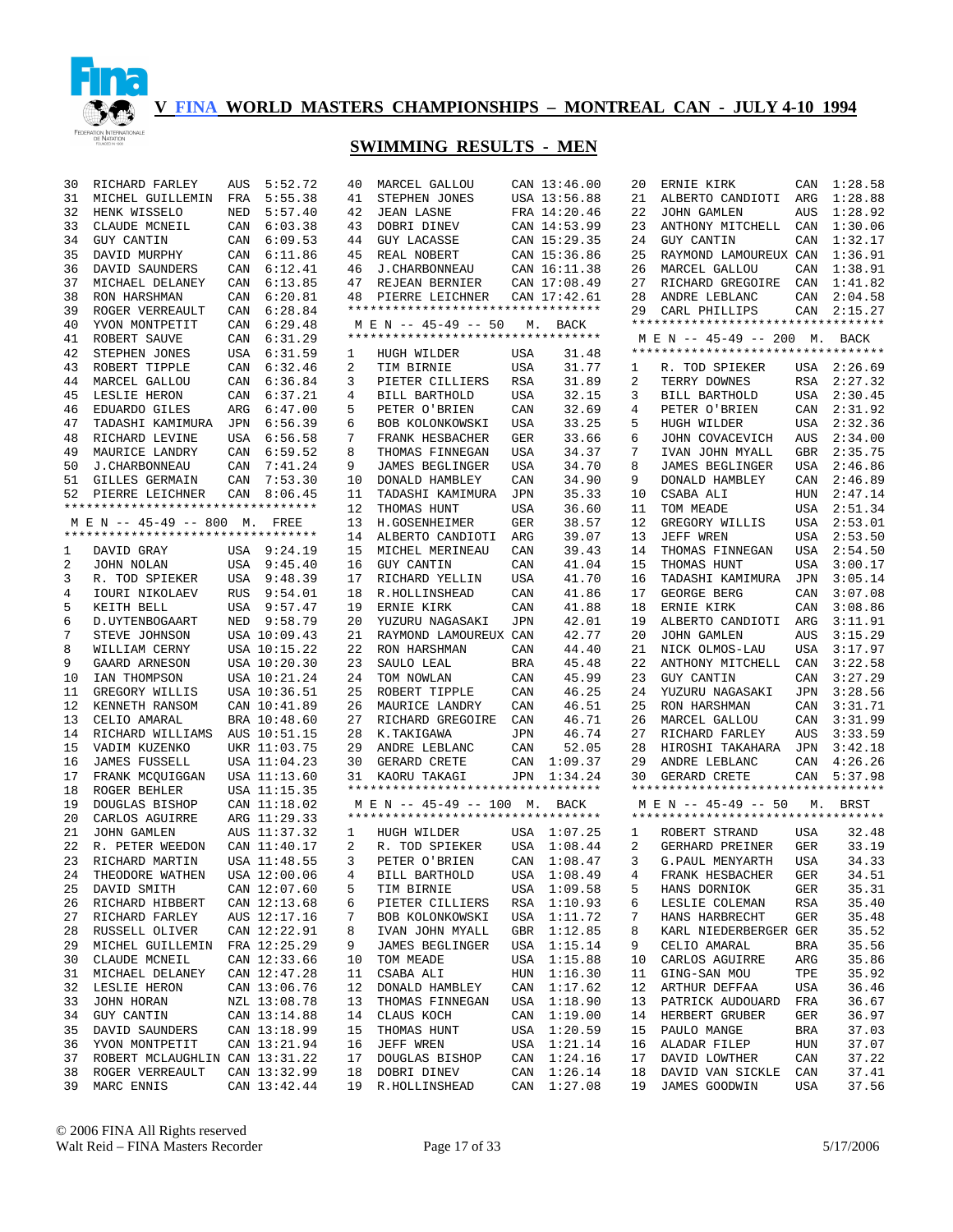# V FINA WORLD MASTERS CHAMPIONSHIPS – MONTREAL CAN - JULY 4-10 1994

## SWIMMING RESULTS - MEN

| Place | Name | Country | Time |
|---|---|---|---|
| 30 | RICHARD FARLEY | AUS | 5:52.72 |
| 31 | MICHEL GUILLEMIN | FRA | 5:55.38 |
| 32 | HENK WISSELO | NED | 5:57.40 |
| 33 | CLAUDE MCNEIL | CAN | 6:03.38 |
| 34 | GUY CANTIN | CAN | 6:09.53 |
| 35 | DAVID MURPHY | CAN | 6:11.86 |
| 36 | DAVID SAUNDERS | CAN | 6:12.41 |
| 37 | MICHAEL DELANEY | CAN | 6:13.85 |
| 38 | RON HARSHMAN | CAN | 6:20.81 |
| 39 | ROGER VERREAULT | CAN | 6:28.84 |
| 40 | YVON MONTPETIT | CAN | 6:29.48 |
| 41 | ROBERT SAUVE | CAN | 6:31.29 |
| 42 | STEPHEN JONES | USA | 6:31.59 |
| 43 | ROBERT TIPPLE | CAN | 6:32.46 |
| 44 | MARCEL GALLOU | CAN | 6:36.84 |
| 45 | LESLIE HERON | CAN | 6:37.21 |
| 46 | EDUARDO GILES | ARG | 6:47.00 |
| 47 | TADASHI KAMIMURA | JPN | 6:56.39 |
| 48 | RICHARD LEVINE | USA | 6:56.58 |
| 49 | MAURICE LANDRY | CAN | 6:59.52 |
| 50 | J.CHARBONNEAU | CAN | 7:41.24 |
| 51 | GILLES GERMAIN | CAN | 7:53.30 |
| 52 | PIERRE LEICHNER | CAN | 8:06.45 |

### M E N -- 45-49 -- 800 M. FREE

| Place | Name | Country | Time |
|---|---|---|---|
| 1 | DAVID GRAY | USA | 9:24.19 |
| 2 | JOHN NOLAN | USA | 9:45.40 |
| 3 | R. TOD SPIEKER | USA | 9:48.39 |
| 4 | IOURI NIKOLAEV | RUS | 9:54.01 |
| 5 | KEITH BELL | USA | 9:57.47 |
| 6 | D.UYTENBOGAART | NED | 9:58.79 |
| 7 | STEVE JOHNSON | USA | 10:09.43 |
| 8 | WILLIAM CERNY | USA | 10:15.22 |
| 9 | GAARD ARNESON | USA | 10:20.30 |
| 10 | IAN THOMPSON | USA | 10:21.24 |
| 11 | GREGORY WILLIS | USA | 10:36.51 |
| 12 | KENNETH RANSOM | CAN | 10:41.89 |
| 13 | CELIO AMARAL | BRA | 10:48.60 |
| 14 | RICHARD WILLIAMS | AUS | 10:51.15 |
| 15 | VADIM KUZENKO | UKR | 11:03.75 |
| 16 | JAMES FUSSELL | USA | 11:04.23 |
| 17 | FRANK MCQUIGGAN | USA | 11:13.60 |
| 18 | ROGER BEHLER | USA | 11:15.35 |
| 19 | DOUGLAS BISHOP | CAN | 11:18.02 |
| 20 | CARLOS AGUIRRE | ARG | 11:29.33 |
| 21 | JOHN GAMLEN | AUS | 11:37.32 |
| 22 | R. PETER WEEDON | CAN | 11:40.17 |
| 23 | RICHARD MARTIN | USA | 11:48.55 |
| 24 | THEODORE WATHEN | USA | 12:00.06 |
| 25 | DAVID SMITH | CAN | 12:07.60 |
| 26 | RICHARD HIBBERT | CAN | 12:13.68 |
| 27 | RICHARD FARLEY | AUS | 12:17.16 |
| 28 | RUSSELL OLIVER | CAN | 12:22.91 |
| 29 | MICHEL GUILLEMIN | FRA | 12:25.29 |
| 30 | CLAUDE MCNEIL | CAN | 12:33.66 |
| 31 | MICHAEL DELANEY | CAN | 12:47.28 |
| 32 | LESLIE HERON | CAN | 13:06.76 |
| 33 | JOHN HORAN | NZL | 13:08.78 |
| 34 | GUY CANTIN | CAN | 13:14.88 |
| 35 | DAVID SAUNDERS | CAN | 13:18.99 |
| 36 | YVON MONTPETIT | CAN | 13:21.94 |
| 37 | ROBERT MCLAUGHLIN | CAN | 13:31.22 |
| 38 | ROGER VERREAULT | CAN | 13:32.99 |
| 39 | MARC ENNIS | CAN | 13:42.44 |
| 40 | MARCEL GALLOU | CAN | 13:46.00 |
| 41 | STEPHEN JONES | USA | 13:56.88 |
| 42 | JEAN LASNE | FRA | 14:20.46 |
| 43 | DOBRI DINEV | CAN | 14:53.99 |
| 44 | GUY LACASSE | CAN | 15:29.35 |
| 45 | REAL NOBERT | CAN | 15:36.86 |
| 46 | J.CHARBONNEAU | CAN | 16:11.38 |
| 47 | REJEAN BERNIER | CAN | 17:08.49 |
| 48 | PIERRE LEICHNER | CAN | 17:42.61 |

### M E N -- 45-49 -- 50 M. BACK

| Place | Name | Country | Time |
|---|---|---|---|
| 1 | HUGH WILDER | USA | 31.48 |
| 2 | TIM BIRNIE | USA | 31.77 |
| 3 | PIETER CILLIERS | RSA | 31.89 |
| 4 | BILL BARTHOLD | USA | 32.15 |
| 5 | PETER O'BRIEN | CAN | 32.69 |
| 6 | BOB KOLONKOWSKI | USA | 33.25 |
| 7 | FRANK HESBACHER | GER | 33.66 |
| 8 | THOMAS FINNEGAN | USA | 34.37 |
| 9 | JAMES BEGLINGER | USA | 34.70 |
| 10 | DONALD HAMBLEY | CAN | 34.90 |
| 11 | TADASHI KAMIMURA | JPN | 35.33 |
| 12 | THOMAS HUNT | USA | 36.60 |
| 13 | H.GOSENHEIMER | GER | 38.57 |
| 14 | ALBERTO CANDIOTI | ARG | 39.07 |
| 15 | MICHEL MERINEAU | CAN | 39.43 |
| 16 | GUY CANTIN | CAN | 41.04 |
| 17 | RICHARD YELLIN | USA | 41.70 |
| 18 | R.HOLLINSHEAD | CAN | 41.86 |
| 19 | ERNIE KIRK | CAN | 41.88 |
| 20 | YUZURU NAGASAKI | JPN | 42.01 |
| 21 | RAYMOND LAMOUREUX | CAN | 42.77 |
| 22 | RON HARSHMAN | CAN | 44.40 |
| 23 | SAULO LEAL | BRA | 45.48 |
| 24 | TOM NOWLAN | CAN | 45.99 |
| 25 | ROBERT TIPPLE | CAN | 46.25 |
| 26 | MAURICE LANDRY | CAN | 46.51 |
| 27 | RICHARD GREGOIRE | CAN | 46.71 |
| 28 | K.TAKIGAWA | JPN | 46.74 |
| 29 | ANDRE LEBLANC | CAN | 52.05 |
| 30 | GERARD CRETE | CAN | 1:09.37 |
| 31 | KAORU TAKAGI | JPN | 1:34.24 |

### M E N -- 45-49 -- 100 M. BACK

| Place | Name | Country | Time |
|---|---|---|---|
| 1 | HUGH WILDER | USA | 1:07.25 |
| 2 | R. TOD SPIEKER | USA | 1:08.44 |
| 3 | PETER O'BRIEN | CAN | 1:08.47 |
| 4 | BILL BARTHOLD | USA | 1:08.49 |
| 5 | TIM BIRNIE | USA | 1:09.58 |
| 6 | PIETER CILLIERS | RSA | 1:10.93 |
| 7 | BOB KOLONKOWSKI | USA | 1:11.72 |
| 8 | IVAN JOHN MYALL | GBR | 1:12.85 |
| 9 | JAMES BEGLINGER | USA | 1:15.14 |
| 10 | TOM MEADE | USA | 1:15.88 |
| 11 | CSABA ALI | HUN | 1:16.30 |
| 12 | DONALD HAMBLEY | CAN | 1:17.62 |
| 13 | THOMAS FINNEGAN | USA | 1:18.90 |
| 14 | CLAUS KOCH | CAN | 1:19.00 |
| 15 | THOMAS HUNT | USA | 1:20.59 |
| 16 | JEFF WREN | USA | 1:21.14 |
| 17 | DOUGLAS BISHOP | CAN | 1:24.16 |
| 18 | DOBRI DINEV | CAN | 1:26.14 |
| 19 | R.HOLLINSHEAD | CAN | 1:27.08 |
| 20 | ERNIE KIRK | CAN | 1:28.58 |
| 21 | ALBERTO CANDIOTI | ARG | 1:28.88 |
| 22 | JOHN GAMLEN | AUS | 1:28.92 |
| 23 | ANTHONY MITCHELL | CAN | 1:30.06 |
| 24 | GUY CANTIN | CAN | 1:32.17 |
| 25 | RAYMOND LAMOUREUX | CAN | 1:36.91 |
| 26 | MARCEL GALLOU | CAN | 1:38.91 |
| 27 | RICHARD GREGOIRE | CAN | 1:41.82 |
| 28 | ANDRE LEBLANC | CAN | 2:04.58 |
| 29 | CARL PHILLIPS | CAN | 2:15.27 |

### M E N -- 45-49 -- 200 M. BACK

| Place | Name | Country | Time |
|---|---|---|---|
| 1 | R. TOD SPIEKER | USA | 2:26.69 |
| 2 | TERRY DOWNES | RSA | 2:27.32 |
| 3 | BILL BARTHOLD | USA | 2:30.45 |
| 4 | PETER O'BRIEN | CAN | 2:31.92 |
| 5 | HUGH WILDER | USA | 2:32.36 |
| 6 | JOHN COVACEVICH | AUS | 2:34.00 |
| 7 | IVAN JOHN MYALL | GBR | 2:35.75 |
| 8 | JAMES BEGLINGER | USA | 2:46.86 |
| 9 | DONALD HAMBLEY | CAN | 2:46.89 |
| 10 | CSABA ALI | HUN | 2:47.14 |
| 11 | TOM MEADE | USA | 2:51.34 |
| 12 | GREGORY WILLIS | USA | 2:53.01 |
| 13 | JEFF WREN | USA | 2:53.50 |
| 14 | THOMAS FINNEGAN | USA | 2:54.50 |
| 15 | THOMAS HUNT | USA | 3:00.17 |
| 16 | TADASHI KAMIMURA | JPN | 3:05.14 |
| 17 | GEORGE BERG | CAN | 3:07.08 |
| 18 | ERNIE KIRK | CAN | 3:08.86 |
| 19 | ALBERTO CANDIOTI | ARG | 3:11.91 |
| 20 | JOHN GAMLEN | AUS | 3:15.29 |
| 21 | NICK OLMOS-LAU | USA | 3:17.97 |
| 22 | ANTHONY MITCHELL | CAN | 3:22.58 |
| 23 | GUY CANTIN | CAN | 3:27.29 |
| 24 | YUZURU NAGASAKI | JPN | 3:28.56 |
| 25 | RON HARSHMAN | CAN | 3:31.71 |
| 26 | MARCEL GALLOU | CAN | 3:31.99 |
| 27 | RICHARD FARLEY | AUS | 3:33.59 |
| 28 | HIROSHI TAKAHARA | JPN | 3:42.18 |
| 29 | ANDRE LEBLANC | CAN | 4:26.26 |
| 30 | GERARD CRETE | CAN | 5:37.98 |

### M E N -- 45-49 -- 50 M. BRST

| Place | Name | Country | Time |
|---|---|---|---|
| 1 | ROBERT STRAND | USA | 32.48 |
| 2 | GERHARD PREINER | GER | 33.19 |
| 3 | G.PAUL MENYARTH | USA | 34.33 |
| 4 | FRANK HESBACHER | GER | 34.51 |
| 5 | HANS DORNIOK | GER | 35.31 |
| 6 | LESLIE COLEMAN | RSA | 35.40 |
| 7 | HANS HARBRECHT | GER | 35.48 |
| 8 | KARL NIEDERBERGER | GER | 35.52 |
| 9 | CELIO AMARAL | BRA | 35.56 |
| 10 | CARLOS AGUIRRE | ARG | 35.86 |
| 11 | GING-SAN MOU | TPE | 35.92 |
| 12 | ARTHUR DEFFAA | USA | 36.46 |
| 13 | PATRICK AUDOUARD | FRA | 36.67 |
| 14 | HERBERT GRUBER | GER | 36.97 |
| 15 | PAULO MANGE | BRA | 37.03 |
| 16 | ALADAR FILEP | HUN | 37.07 |
| 17 | DAVID LOWTHER | CAN | 37.22 |
| 18 | DAVID VAN SICKLE | CAN | 37.41 |
| 19 | JAMES GOODWIN | USA | 37.56 |

© 2006 FINA All Rights reserved
Walt Reid – FINA Masters Recorder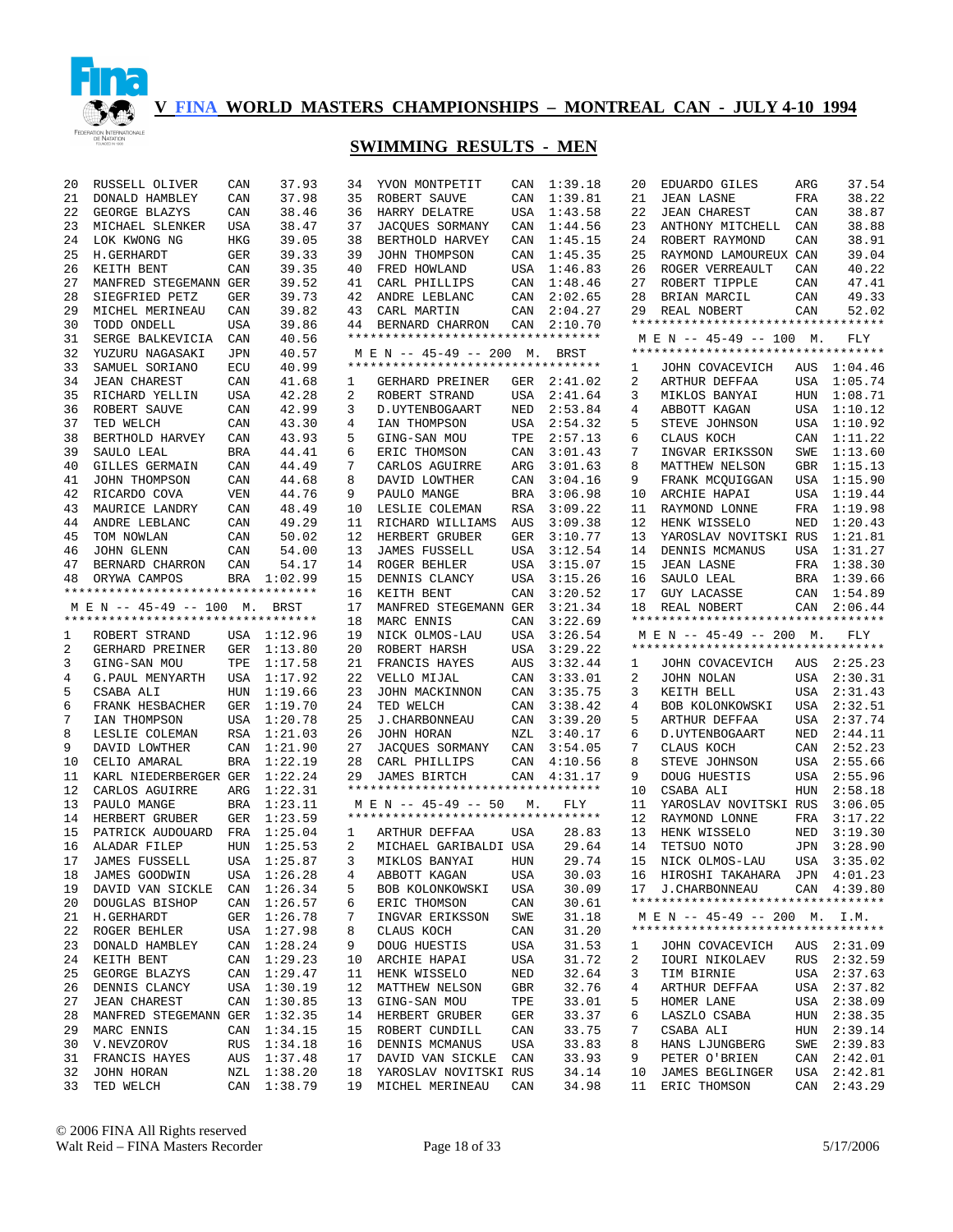# V FINA WORLD MASTERS CHAMPIONSHIPS – MONTREAL CAN - JULY 4-10 1994

## SWIMMING RESULTS - MEN

| Place | Name | Country | Time |
|---|---|---|---|
| 20 | RUSSELL OLIVER | CAN | 37.93 |
| 21 | DONALD HAMBLEY | CAN | 37.98 |
| 22 | GEORGE BLAZYS | CAN | 38.46 |
| 23 | MICHAEL SLENKER | USA | 38.47 |
| 24 | LOK KWONG NG | HKG | 39.05 |
| 25 | H.GERHARDT | GER | 39.33 |
| 26 | KEITH BENT | CAN | 39.35 |
| 27 | MANFRED STEGEMANN | GER | 39.52 |
| 28 | SIEGFRIED PETZ | GER | 39.73 |
| 29 | MICHEL MERINEAU | CAN | 39.82 |
| 30 | TODD ONDELL | USA | 39.86 |
| 31 | SERGE BALKEVICIA | CAN | 40.56 |
| 32 | YUZURU NAGASAKI | JPN | 40.57 |
| 33 | SAMUEL SORIANO | ECU | 40.99 |
| 34 | JEAN CHAREST | CAN | 41.68 |
| 35 | RICHARD YELLIN | USA | 42.28 |
| 36 | ROBERT SAUVE | CAN | 42.99 |
| 37 | TED WELCH | CAN | 43.30 |
| 38 | BERTHOLD HARVEY | CAN | 43.93 |
| 39 | SAULO LEAL | BRA | 44.41 |
| 40 | GILLES GERMAIN | CAN | 44.49 |
| 41 | JOHN THOMPSON | CAN | 44.68 |
| 42 | RICARDO COVA | VEN | 44.76 |
| 43 | MAURICE LANDRY | CAN | 48.49 |
| 44 | ANDRE LEBLANC | CAN | 49.29 |
| 45 | TOM NOWLAN | CAN | 50.02 |
| 46 | JOHN GLENN | CAN | 54.00 |
| 47 | BERNARD CHARRON | CAN | 54.17 |
| 48 | ORYWA CAMPOS | BRA | 1:02.99 |

### M E N -- 45-49 -- 100 M. BRST

| Place | Name | Country | Time |
|---|---|---|---|
| 1 | ROBERT STRAND | USA | 1:12.96 |
| 2 | GERHARD PREINER | GER | 1:13.80 |
| 3 | GING-SAN MOU | TPE | 1:17.58 |
| 4 | G.PAUL MENYARTH | USA | 1:17.92 |
| 5 | CSABA ALI | HUN | 1:19.66 |
| 6 | FRANK HESBACHER | GER | 1:19.70 |
| 7 | IAN THOMPSON | USA | 1:20.78 |
| 8 | LESLIE COLEMAN | RSA | 1:21.03 |
| 9 | DAVID LOWTHER | CAN | 1:21.90 |
| 10 | CELIO AMARAL | BRA | 1:22.19 |
| 11 | KARL NIEDERBERGER | GER | 1:22.24 |
| 12 | CARLOS AGUIRRE | ARG | 1:22.31 |
| 13 | PAULO MANGE | BRA | 1:23.11 |
| 14 | HERBERT GRUBER | GER | 1:23.59 |
| 15 | PATRICK AUDOUARD | FRA | 1:25.04 |
| 16 | ALADAR FILEP | HUN | 1:25.53 |
| 17 | JAMES FUSSELL | USA | 1:25.87 |
| 18 | JAMES GOODWIN | USA | 1:26.28 |
| 19 | DAVID VAN SICKLE | CAN | 1:26.34 |
| 20 | DOUGLAS BISHOP | CAN | 1:26.57 |
| 21 | H.GERHARDT | GER | 1:26.78 |
| 22 | ROGER BEHLER | USA | 1:27.98 |
| 23 | DONALD HAMBLEY | CAN | 1:28.24 |
| 24 | KEITH BENT | CAN | 1:29.23 |
| 25 | GEORGE BLAZYS | CAN | 1:29.47 |
| 26 | DENNIS CLANCY | USA | 1:30.19 |
| 27 | JEAN CHAREST | CAN | 1:30.85 |
| 28 | MANFRED STEGEMANN | GER | 1:32.35 |
| 29 | MARC ENNIS | CAN | 1:34.15 |
| 30 | V.NEVZOROV | RUS | 1:34.18 |
| 31 | FRANCIS HAYES | AUS | 1:37.48 |
| 32 | JOHN HORAN | NZL | 1:38.20 |
| 33 | TED WELCH | CAN | 1:38.79 |
| 34 | YVON MONTPETIT | CAN | 1:39.18 |
| 35 | ROBERT SAUVE | CAN | 1:39.81 |
| 36 | HARRY DELATRE | USA | 1:43.58 |
| 37 | JACQUES SORMANY | CAN | 1:44.56 |
| 38 | BERTHOLD HARVEY | CAN | 1:45.15 |
| 39 | JOHN THOMPSON | CAN | 1:45.35 |
| 40 | FRED HOWLAND | USA | 1:46.83 |
| 41 | CARL PHILLIPS | CAN | 1:48.46 |
| 42 | ANDRE LEBLANC | CAN | 2:02.65 |
| 43 | CARL MARTIN | CAN | 2:04.27 |
| 44 | BERNARD CHARRON | CAN | 2:10.70 |

### M E N -- 45-49 -- 200 M. BRST

| Place | Name | Country | Time |
|---|---|---|---|
| 1 | GERHARD PREINER | GER | 2:41.02 |
| 2 | ROBERT STRAND | USA | 2:41.64 |
| 3 | D.UYTENBOGAART | NED | 2:53.84 |
| 4 | IAN THOMPSON | USA | 2:54.32 |
| 5 | GING-SAN MOU | TPE | 2:57.13 |
| 6 | ERIC THOMSON | CAN | 3:01.43 |
| 7 | CARLOS AGUIRRE | ARG | 3:01.63 |
| 8 | DAVID LOWTHER | CAN | 3:04.16 |
| 9 | PAULO MANGE | BRA | 3:06.98 |
| 10 | LESLIE COLEMAN | RSA | 3:09.22 |
| 11 | RICHARD WILLIAMS | AUS | 3:09.38 |
| 12 | HERBERT GRUBER | GER | 3:10.77 |
| 13 | JAMES FUSSELL | USA | 3:12.54 |
| 14 | ROGER BEHLER | USA | 3:15.07 |
| 15 | DENNIS CLANCY | USA | 3:15.26 |
| 16 | KEITH BENT | CAN | 3:20.52 |
| 17 | MANFRED STEGEMANN | GER | 3:21.34 |
| 18 | MARC ENNIS | CAN | 3:22.69 |
| 19 | NICK OLMOS-LAU | USA | 3:26.54 |
| 20 | ROBERT HARSH | USA | 3:29.22 |
| 21 | FRANCIS HAYES | AUS | 3:32.44 |
| 22 | VELLO MIJAL | CAN | 3:33.01 |
| 23 | JOHN MACKINNON | CAN | 3:35.75 |
| 24 | TED WELCH | CAN | 3:38.42 |
| 25 | J.CHARBONNEAU | CAN | 3:39.20 |
| 26 | JOHN HORAN | NZL | 3:40.17 |
| 27 | JACQUES SORMANY | CAN | 3:54.05 |
| 28 | CARL PHILLIPS | CAN | 4:10.56 |
| 29 | JAMES BIRTCH | CAN | 4:31.17 |

### M E N -- 45-49 -- 50 M. FLY

| Place | Name | Country | Time |
|---|---|---|---|
| 1 | ARTHUR DEFFAA | USA | 28.83 |
| 2 | MICHAEL GARIBALDI | USA | 29.64 |
| 3 | MIKLOS BANYAI | HUN | 29.74 |
| 4 | ABBOTT KAGAN | USA | 30.03 |
| 5 | BOB KOLONKOWSKI | USA | 30.09 |
| 6 | ERIC THOMSON | CAN | 30.61 |
| 7 | INGVAR ERIKSSON | SWE | 31.18 |
| 8 | CLAUS KOCH | CAN | 31.20 |
| 9 | DOUG HUESTIS | USA | 31.53 |
| 10 | ARCHIE HAPAI | USA | 31.72 |
| 11 | HENK WISSELO | NED | 32.64 |
| 12 | MATTHEW NELSON | GBR | 32.76 |
| 13 | GING-SAN MOU | TPE | 33.01 |
| 14 | HERBERT GRUBER | GER | 33.37 |
| 15 | ROBERT CUNDILL | CAN | 33.75 |
| 16 | DENNIS MCMANUS | USA | 33.83 |
| 17 | DAVID VAN SICKLE | CAN | 33.93 |
| 18 | YAROSLAV NOVITSKI | RUS | 34.14 |
| 19 | MICHEL MERINEAU | CAN | 34.98 |
| 20 | EDUARDO GILES | ARG | 37.54 |
| 21 | JEAN LASNE | FRA | 38.22 |
| 22 | JEAN CHAREST | CAN | 38.87 |
| 23 | ANTHONY MITCHELL | CAN | 38.88 |
| 24 | ROBERT RAYMOND | CAN | 38.91 |
| 25 | RAYMOND LAMOUREUX | CAN | 39.04 |
| 26 | ROGER VERREAULT | CAN | 40.22 |
| 27 | ROBERT TIPPLE | CAN | 47.41 |
| 28 | BRIAN MARCIL | CAN | 49.33 |
| 29 | REAL NOBERT | CAN | 52.02 |

### M E N -- 45-49 -- 100 M. FLY

| Place | Name | Country | Time |
|---|---|---|---|
| 1 | JOHN COVACEVICH | AUS | 1:04.46 |
| 2 | ARTHUR DEFFAA | USA | 1:05.74 |
| 3 | MIKLOS BANYAI | HUN | 1:08.71 |
| 4 | ABBOTT KAGAN | USA | 1:10.12 |
| 5 | STEVE JOHNSON | USA | 1:10.92 |
| 6 | CLAUS KOCH | CAN | 1:11.22 |
| 7 | INGVAR ERIKSSON | SWE | 1:13.60 |
| 8 | MATTHEW NELSON | GBR | 1:15.13 |
| 9 | FRANK MCQUIGGAN | USA | 1:15.90 |
| 10 | ARCHIE HAPAI | USA | 1:19.44 |
| 11 | RAYMOND LONNE | FRA | 1:19.98 |
| 12 | HENK WISSELO | NED | 1:20.43 |
| 13 | YAROSLAV NOVITSKI | RUS | 1:21.81 |
| 14 | DENNIS MCMANUS | USA | 1:31.27 |
| 15 | JEAN LASNE | FRA | 1:38.30 |
| 16 | SAULO LEAL | BRA | 1:39.66 |
| 17 | GUY LACASSE | CAN | 1:54.89 |
| 18 | REAL NOBERT | CAN | 2:06.44 |

### M E N -- 45-49 -- 200 M. FLY

| Place | Name | Country | Time |
|---|---|---|---|
| 1 | JOHN COVACEVICH | AUS | 2:25.23 |
| 2 | JOHN NOLAN | USA | 2:30.31 |
| 3 | KEITH BELL | USA | 2:31.43 |
| 4 | BOB KOLONKOWSKI | USA | 2:32.51 |
| 5 | ARTHUR DEFFAA | USA | 2:37.74 |
| 6 | D.UYTENBOGAART | NED | 2:44.11 |
| 7 | CLAUS KOCH | CAN | 2:52.23 |
| 8 | STEVE JOHNSON | USA | 2:55.66 |
| 9 | DOUG HUESTIS | USA | 2:55.96 |
| 10 | CSABA ALI | HUN | 2:58.18 |
| 11 | YAROSLAV NOVITSKI | RUS | 3:06.05 |
| 12 | RAYMOND LONNE | FRA | 3:17.22 |
| 13 | HENK WISSELO | NED | 3:19.30 |
| 14 | TETSUO NOTO | JPN | 3:28.90 |
| 15 | NICK OLMOS-LAU | USA | 3:35.02 |
| 16 | HIROSHI TAKAHARA | JPN | 4:01.23 |
| 17 | J.CHARBONNEAU | CAN | 4:39.80 |

### M E N -- 45-49 -- 200 M. I.M.

| Place | Name | Country | Time |
|---|---|---|---|
| 1 | JOHN COVACEVICH | AUS | 2:31.09 |
| 2 | IOURI NIKOLAEV | RUS | 2:32.59 |
| 3 | TIM BIRNIE | USA | 2:37.63 |
| 4 | ARTHUR DEFFAA | USA | 2:37.82 |
| 5 | HOMER LANE | USA | 2:38.09 |
| 6 | LASZLO CSABA | HUN | 2:38.35 |
| 7 | CSABA ALI | HUN | 2:39.14 |
| 8 | HANS LJUNGBERG | SWE | 2:39.83 |
| 9 | PETER O'BRIEN | CAN | 2:42.01 |
| 10 | JAMES BEGLINGER | USA | 2:42.81 |
| 11 | ERIC THOMSON | CAN | 2:43.29 |

© 2006 FINA All Rights reserved
Walt Reid – FINA Masters Recorder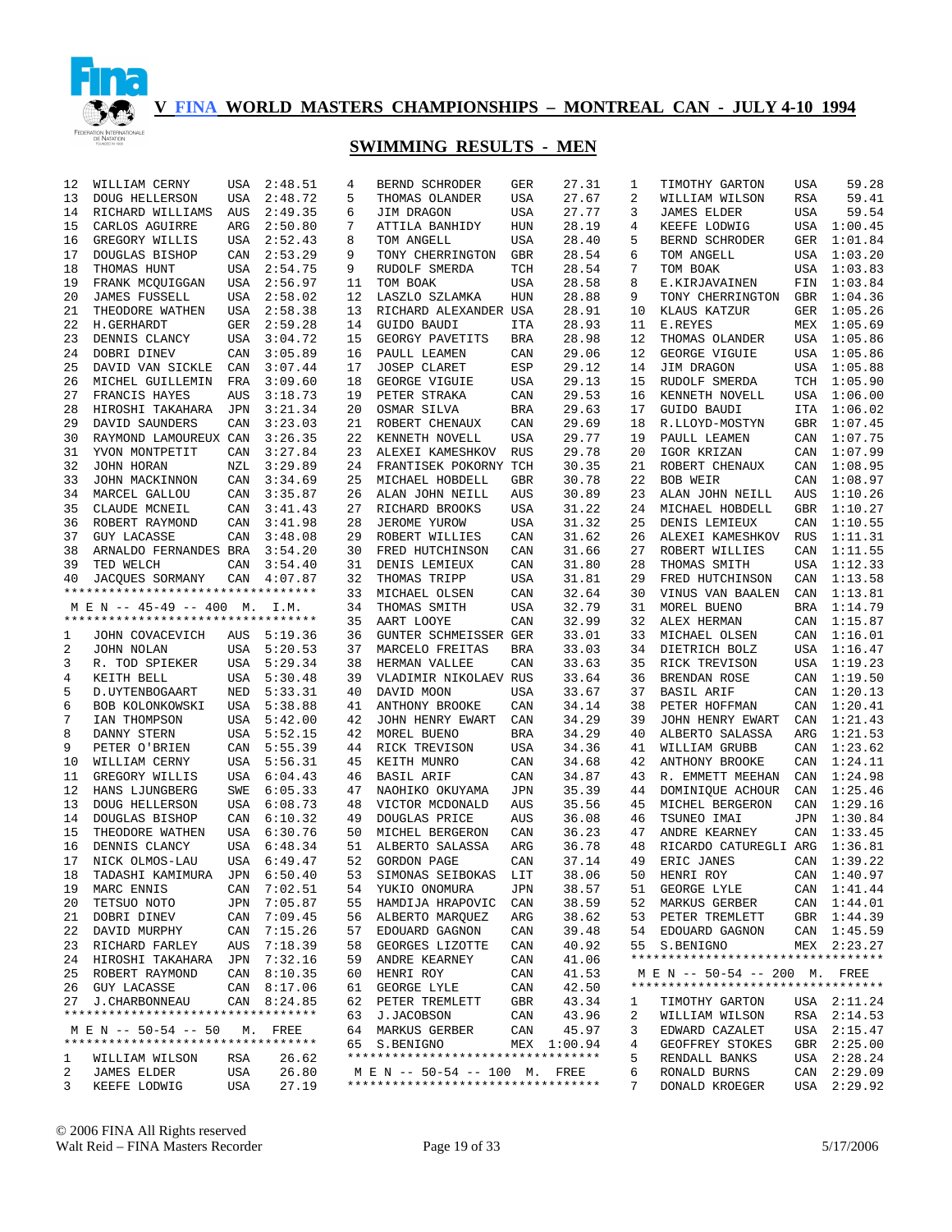# V FINA WORLD MASTERS CHAMPIONSHIPS – MONTREAL CAN - JULY 4-10 1994

## SWIMMING RESULTS - MEN

| Place | Name | Country | Time |
|---|---|---|---|
| 12 | WILLIAM CERNY | USA | 2:48.51 |
| 13 | DOUG HELLERSON | USA | 2:48.72 |
| 14 | RICHARD WILLIAMS | AUS | 2:49.35 |
| 15 | CARLOS AGUIRRE | ARG | 2:50.80 |
| 16 | GREGORY WILLIS | USA | 2:52.43 |
| 17 | DOUGLAS BISHOP | CAN | 2:53.29 |
| 18 | THOMAS HUNT | USA | 2:54.75 |
| 19 | FRANK MCQUIGGAN | USA | 2:56.97 |
| 20 | JAMES FUSSELL | USA | 2:58.02 |
| 21 | THEODORE WATHEN | USA | 2:58.38 |
| 22 | H.GERHARDT | GER | 2:59.28 |
| 23 | DENNIS CLANCY | USA | 3:04.72 |
| 24 | DOBRI DINEV | CAN | 3:05.89 |
| 25 | DAVID VAN SICKLE | CAN | 3:07.44 |
| 26 | MICHEL GUILLEMIN | FRA | 3:09.60 |
| 27 | FRANCIS HAYES | AUS | 3:18.73 |
| 28 | HIROSHI TAKAHARA | JPN | 3:21.34 |
| 29 | DAVID SAUNDERS | CAN | 3:23.03 |
| 30 | RAYMOND LAMOUREUX | CAN | 3:26.35 |
| 31 | YVON MONTPETIT | CAN | 3:27.84 |
| 32 | JOHN HORAN | NZL | 3:29.89 |
| 33 | JOHN MACKINNON | CAN | 3:34.69 |
| 34 | MARCEL GALLOU | CAN | 3:35.87 |
| 35 | CLAUDE MCNEIL | CAN | 3:41.43 |
| 36 | ROBERT RAYMOND | CAN | 3:41.98 |
| 37 | GUY LACASSE | CAN | 3:48.08 |
| 38 | ARNALDO FERNANDES | BRA | 3:54.20 |
| 39 | TED WELCH | CAN | 3:54.40 |
| 40 | JACQUES SORMANY | CAN | 4:07.87 |

### M E N -- 45-49 -- 400 M. I.M.

| Place | Name | Country | Time |
|---|---|---|---|
| 1 | JOHN COVACEVICH | AUS | 5:19.36 |
| 2 | JOHN NOLAN | USA | 5:20.53 |
| 3 | R. TOD SPIEKER | USA | 5:29.34 |
| 4 | KEITH BELL | USA | 5:30.48 |
| 5 | D.UYTENBOGAART | NED | 5:33.31 |
| 6 | BOB KOLONKOWSKI | USA | 5:38.88 |
| 7 | IAN THOMPSON | USA | 5:42.00 |
| 8 | DANNY STERN | USA | 5:52.15 |
| 9 | PETER O'BRIEN | CAN | 5:55.39 |
| 10 | WILLIAM CERNY | USA | 5:56.31 |
| 11 | GREGORY WILLIS | USA | 6:04.43 |
| 12 | HANS LJUNGBERG | SWE | 6:05.33 |
| 13 | DOUG HELLERSON | USA | 6:08.73 |
| 14 | DOUGLAS BISHOP | CAN | 6:10.32 |
| 15 | THEODORE WATHEN | USA | 6:30.76 |
| 16 | DENNIS CLANCY | USA | 6:48.34 |
| 17 | NICK OLMOS-LAU | USA | 6:49.47 |
| 18 | TADASHI KAMIMURA | JPN | 6:50.40 |
| 19 | MARC ENNIS | CAN | 7:02.51 |
| 20 | TETSUO NOTO | JPN | 7:05.87 |
| 21 | DOBRI DINEV | CAN | 7:09.45 |
| 22 | DAVID MURPHY | CAN | 7:15.26 |
| 23 | RICHARD FARLEY | AUS | 7:18.39 |
| 24 | HIROSHI TAKAHARA | JPN | 7:32.16 |
| 25 | ROBERT RAYMOND | CAN | 8:10.35 |
| 26 | GUY LACASSE | CAN | 8:17.06 |
| 27 | J.CHARBONNEAU | CAN | 8:24.85 |

### M E N -- 50-54 -- 50 M. FREE

| Place | Name | Country | Time |
|---|---|---|---|
| 1 | WILLIAM WILSON | RSA | 26.62 |
| 2 | JAMES ELDER | USA | 26.80 |
| 3 | KEEFE LODWIG | USA | 27.19 |
| 4 | BERND SCHRODER | GER | 27.31 |
| 5 | THOMAS OLANDER | USA | 27.67 |
| 6 | JIM DRAGON | USA | 27.77 |
| 7 | ATTILA BANHIDY | HUN | 28.19 |
| 8 | TOM ANGELL | USA | 28.40 |
| 9 | TONY CHERRINGTON | GBR | 28.54 |
| 9 | RUDOLF SMERDA | TCH | 28.54 |
| 11 | TOM BOAK | USA | 28.58 |
| 12 | LASZLO SZLAMKA | HUN | 28.88 |
| 13 | RICHARD ALEXANDER | USA | 28.91 |
| 14 | GUIDO BAUDI | ITA | 28.93 |
| 15 | GEORGY PAVETITS | BRA | 28.98 |
| 16 | PAULL LEAMEN | CAN | 29.06 |
| 17 | JOSEP CLARET | ESP | 29.12 |
| 18 | GEORGE VIGUIE | USA | 29.13 |
| 19 | PETER STRAKA | CAN | 29.53 |
| 20 | OSMAR SILVA | BRA | 29.63 |
| 21 | ROBERT CHENAUX | CAN | 29.69 |
| 22 | KENNETH NOVELL | USA | 29.77 |
| 23 | ALEXEI KAMESHKOV | RUS | 29.78 |
| 24 | FRANTISEK POKORNY | TCH | 30.35 |
| 25 | MICHAEL HOBDELL | GBR | 30.78 |
| 26 | ALAN JOHN NEILL | AUS | 30.89 |
| 27 | RICHARD BROOKS | USA | 31.22 |
| 28 | JEROME YUROW | USA | 31.32 |
| 29 | ROBERT WILLIES | CAN | 31.62 |
| 30 | FRED HUTCHINSON | CAN | 31.66 |
| 31 | DENIS LEMIEUX | CAN | 31.80 |
| 32 | THOMAS TRIPP | USA | 31.81 |
| 33 | MICHAEL OLSEN | CAN | 32.64 |
| 34 | THOMAS SMITH | USA | 32.79 |
| 35 | AART LOOYE | CAN | 32.99 |
| 36 | GUNTER SCHMEISSER | GER | 33.01 |
| 37 | MARCELO FREITAS | BRA | 33.03 |
| 38 | HERMAN VALLEE | CAN | 33.63 |
| 39 | VLADIMIR NIKOLAEV | RUS | 33.64 |
| 40 | DAVID MOON | USA | 33.67 |
| 41 | ANTHONY BROOKE | CAN | 34.14 |
| 42 | JOHN HENRY EWART | CAN | 34.29 |
| 42 | MOREL BUENO | BRA | 34.29 |
| 44 | RICK TREVISON | USA | 34.36 |
| 45 | KEITH MUNRO | CAN | 34.68 |
| 46 | BASIL ARIF | CAN | 34.87 |
| 47 | NAOHIKO OKUYAMA | JPN | 35.39 |
| 48 | VICTOR MCDONALD | AUS | 35.56 |
| 49 | DOUGLAS PRICE | AUS | 36.08 |
| 50 | MICHEL BERGERON | CAN | 36.23 |
| 51 | ALBERTO SALASSA | ARG | 36.78 |
| 52 | GORDON PAGE | CAN | 37.14 |
| 53 | SIMONAS SEIBOKAS | LIT | 38.06 |
| 54 | YUKIO ONOMURA | JPN | 38.57 |
| 55 | HAMDIJA HRAPOVIC | CAN | 38.59 |
| 56 | ALBERTO MARQUEZ | ARG | 38.62 |
| 57 | EDOUARD GAGNON | CAN | 39.48 |
| 58 | GEORGES LIZOTTE | CAN | 40.92 |
| 59 | ANDRE KEARNEY | CAN | 41.06 |
| 60 | HENRI ROY | CAN | 41.53 |
| 61 | GEORGE LYLE | CAN | 42.50 |
| 62 | PETER TREMLETT | GBR | 43.34 |
| 63 | J.JACOBSON | CAN | 43.96 |
| 64 | MARKUS GERBER | CAN | 45.97 |
| 65 | S.BENIGNO | MEX | 1:00.94 |

### M E N -- 50-54 -- 100 M. FREE

| Place | Name | Country | Time |
|---|---|---|---|
| 1 | TIMOTHY GARTON | USA | 59.28 |
| 2 | WILLIAM WILSON | RSA | 59.41 |
| 3 | JAMES ELDER | USA | 59.54 |
| 4 | KEEFE LODWIG | USA | 1:00.45 |
| 5 | BERND SCHRODER | GER | 1:01.84 |
| 6 | TOM ANGELL | USA | 1:03.20 |
| 7 | TOM BOAK | USA | 1:03.83 |
| 8 | E.KIRJAVAINEN | FIN | 1:03.84 |
| 9 | TONY CHERRINGTON | GBR | 1:04.36 |
| 10 | KLAUS KATZUR | GER | 1:05.26 |
| 11 | E.REYES | MEX | 1:05.69 |
| 12 | THOMAS OLANDER | USA | 1:05.86 |
| 12 | GEORGE VIGUIE | USA | 1:05.86 |
| 14 | JIM DRAGON | USA | 1:05.88 |
| 15 | RUDOLF SMERDA | TCH | 1:05.90 |
| 16 | KENNETH NOVELL | USA | 1:06.00 |
| 17 | GUIDO BAUDI | ITA | 1:06.02 |
| 18 | R.LLOYD-MOSTYN | GBR | 1:07.45 |
| 19 | PAULL LEAMEN | CAN | 1:07.75 |
| 20 | IGOR KRIZAN | CAN | 1:07.99 |
| 21 | ROBERT CHENAUX | CAN | 1:08.95 |
| 22 | BOB WEIR | CAN | 1:08.97 |
| 23 | ALAN JOHN NEILL | AUS | 1:10.26 |
| 24 | MICHAEL HOBDELL | GBR | 1:10.27 |
| 25 | DENIS LEMIEUX | CAN | 1:10.55 |
| 26 | ALEXEI KAMESHKOV | RUS | 1:11.31 |
| 27 | ROBERT WILLIES | CAN | 1:11.55 |
| 28 | THOMAS SMITH | USA | 1:12.33 |
| 29 | FRED HUTCHINSON | CAN | 1:13.58 |
| 30 | VINUS VAN BAALEN | CAN | 1:13.81 |
| 31 | MOREL BUENO | BRA | 1:14.79 |
| 32 | ALEX HERMAN | CAN | 1:15.87 |
| 33 | MICHAEL OLSEN | CAN | 1:16.01 |
| 34 | DIETRICH BOLZ | USA | 1:16.47 |
| 35 | RICK TREVISON | USA | 1:19.23 |
| 36 | BRENDAN ROSE | CAN | 1:19.50 |
| 37 | BASIL ARIF | CAN | 1:20.13 |
| 38 | PETER HOFFMAN | CAN | 1:20.41 |
| 39 | JOHN HENRY EWART | CAN | 1:21.43 |
| 40 | ALBERTO SALASSA | ARG | 1:21.53 |
| 41 | WILLIAM GRUBB | CAN | 1:23.62 |
| 42 | ANTHONY BROOKE | CAN | 1:24.11 |
| 43 | R. EMMETT MEEHAN | CAN | 1:24.98 |
| 44 | DOMINIQUE ACHOUR | CAN | 1:25.46 |
| 45 | MICHEL BERGERON | CAN | 1:29.16 |
| 46 | TSUNEO IMAI | JPN | 1:30.84 |
| 47 | ANDRE KEARNEY | CAN | 1:33.45 |
| 48 | RICARDO CATUREGLI | ARG | 1:36.81 |
| 49 | ERIC JANES | CAN | 1:39.22 |
| 50 | HENRI ROY | CAN | 1:40.97 |
| 51 | GEORGE LYLE | CAN | 1:41.44 |
| 52 | MARKUS GERBER | CAN | 1:44.01 |
| 53 | PETER TREMLETT | GBR | 1:44.39 |
| 54 | EDOUARD GAGNON | CAN | 1:45.59 |
| 55 | S.BENIGNO | MEX | 2:23.27 |

### M E N -- 50-54 -- 200 M. FREE

| Place | Name | Country | Time |
|---|---|---|---|
| 1 | TIMOTHY GARTON | USA | 2:11.24 |
| 2 | WILLIAM WILSON | RSA | 2:14.53 |
| 3 | EDWARD CAZALET | USA | 2:15.47 |
| 4 | GEOFFREY STOKES | GBR | 2:25.00 |
| 5 | RENDALL BANKS | USA | 2:28.24 |
| 6 | RONALD BURNS | CAN | 2:29.09 |
| 7 | DONALD KROEGER | USA | 2:29.92 |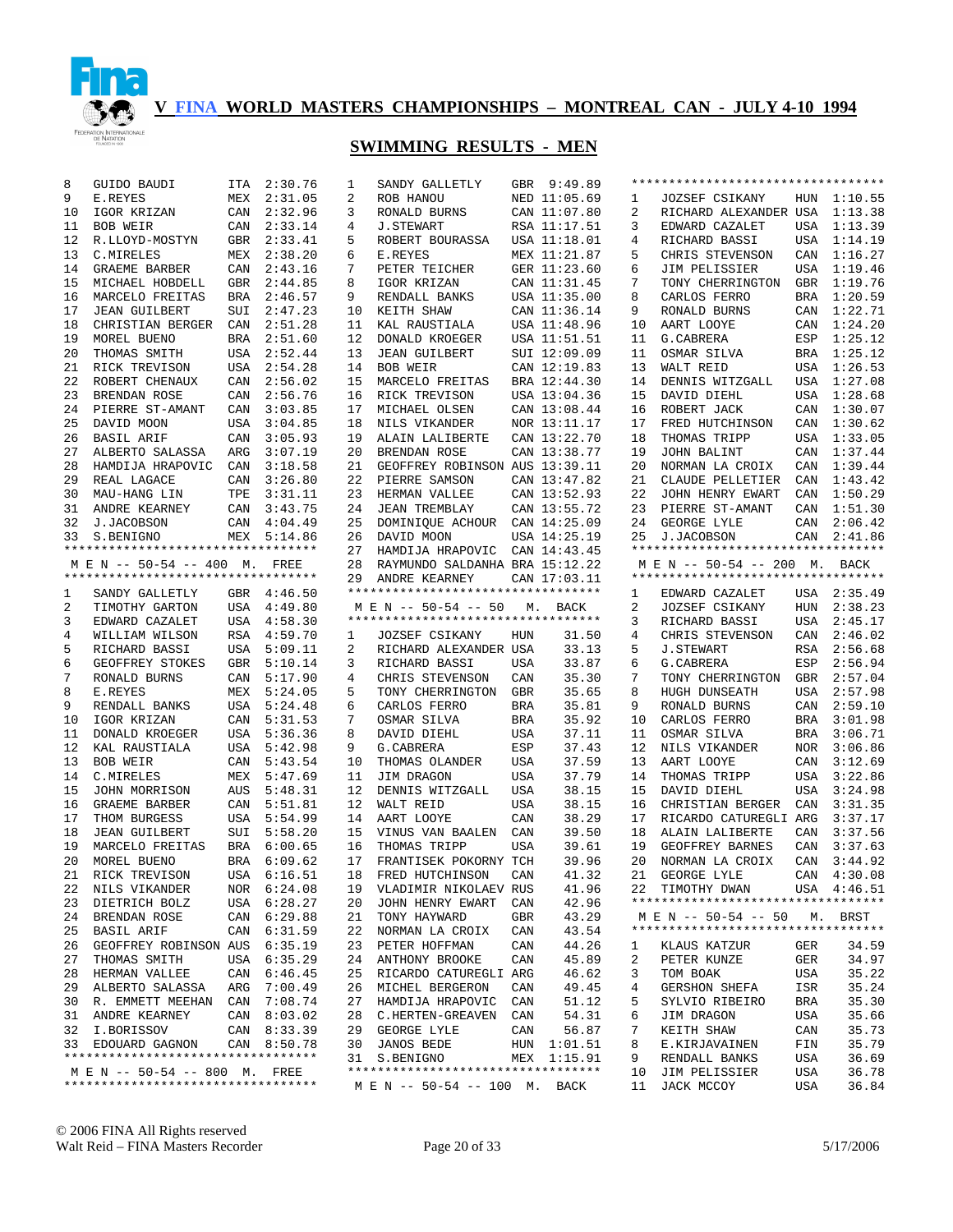# V FINA WORLD MASTERS CHAMPIONSHIPS – MONTREAL CAN - JULY 4-10 1994

## SWIMMING RESULTS - MEN

| | | | |
|---|---|---|---|
| 8 | GUIDO BAUDI | ITA | 2:30.76 |
| 9 | E.REYES | MEX | 2:31.05 |
| 10 | IGOR KRIZAN | CAN | 2:32.96 |
| 11 | BOB WEIR | CAN | 2:33.14 |
| 12 | R.LLOYD-MOSTYN | GBR | 2:33.41 |
| 13 | C.MIRELES | MEX | 2:38.20 |
| 14 | GRAEME BARBER | CAN | 2:43.16 |
| 15 | MICHAEL HOBDELL | GBR | 2:44.85 |
| 16 | MARCELO FREITAS | BRA | 2:46.57 |
| 17 | JEAN GUILBERT | SUI | 2:47.23 |
| 18 | CHRISTIAN BERGER | CAN | 2:51.28 |
| 19 | MOREL BUENO | BRA | 2:51.60 |
| 20 | THOMAS SMITH | USA | 2:52.44 |
| 21 | RICK TREVISON | USA | 2:54.28 |
| 22 | ROBERT CHENAUX | CAN | 2:56.02 |
| 23 | BRENDAN ROSE | CAN | 2:56.76 |
| 24 | PIERRE ST-AMANT | CAN | 3:03.85 |
| 25 | DAVID MOON | USA | 3:04.85 |
| 26 | BASIL ARIF | CAN | 3:05.93 |
| 27 | ALBERTO SALASSA | ARG | 3:07.19 |
| 28 | HAMDIJA HRAPOVIC | CAN | 3:18.58 |
| 29 | REAL LAGACE | CAN | 3:26.80 |
| 30 | MAU-HANG LIN | TPE | 3:31.11 |
| 31 | ANDRE KEARNEY | CAN | 3:43.75 |
| 32 | J.JACOBSON | CAN | 4:04.49 |
| 33 | S.BENIGNO | MEX | 5:14.86 |

### M E N -- 50-54 -- 400 M. FREE

| | | | |
|---|---|---|---|
| 1 | SANDY GALLETLY | GBR | 4:46.50 |
| 2 | TIMOTHY GARTON | USA | 4:49.80 |
| 3 | EDWARD CAZALET | USA | 4:58.30 |
| 4 | WILLIAM WILSON | RSA | 4:59.70 |
| 5 | RICHARD BASSI | USA | 5:09.11 |
| 6 | GEOFFREY STOKES | GBR | 5:10.14 |
| 7 | RONALD BURNS | CAN | 5:17.90 |
| 8 | E.REYES | MEX | 5:24.05 |
| 9 | RENDALL BANKS | USA | 5:24.48 |
| 10 | IGOR KRIZAN | CAN | 5:31.53 |
| 11 | DONALD KROEGER | USA | 5:36.36 |
| 12 | KAL RAUSTIALA | USA | 5:42.98 |
| 13 | BOB WEIR | CAN | 5:43.54 |
| 14 | C.MIRELES | MEX | 5:47.69 |
| 15 | JOHN MORRISON | AUS | 5:48.31 |
| 16 | GRAEME BARBER | CAN | 5:51.81 |
| 17 | THOM BURGESS | USA | 5:54.99 |
| 18 | JEAN GUILBERT | SUI | 5:58.20 |
| 19 | MARCELO FREITAS | BRA | 6:00.65 |
| 20 | MOREL BUENO | BRA | 6:09.62 |
| 21 | RICK TREVISON | USA | 6:16.51 |
| 22 | NILS VIKANDER | NOR | 6:24.08 |
| 23 | DIETRICH BOLZ | USA | 6:28.27 |
| 24 | BRENDAN ROSE | CAN | 6:29.88 |
| 25 | BASIL ARIF | CAN | 6:31.59 |
| 26 | GEOFFREY ROBINSON | AUS | 6:35.19 |
| 27 | THOMAS SMITH | USA | 6:35.29 |
| 28 | HERMAN VALLEE | CAN | 6:46.45 |
| 29 | ALBERTO SALASSA | ARG | 7:00.49 |
| 30 | R. EMMETT MEEHAN | CAN | 7:08.74 |
| 31 | ANDRE KEARNEY | CAN | 8:03.02 |
| 32 | I.BORISSOV | CAN | 8:33.39 |
| 33 | EDOUARD GAGNON | CAN | 8:50.78 |

### M E N -- 50-54 -- 800 M. FREE

| | | | |
|---|---|---|---|
| 1 | SANDY GALLETLY | GBR | 9:49.89 |
| 2 | ROB HANOU | NED | 11:05.69 |
| 3 | RONALD BURNS | CAN | 11:07.80 |
| 4 | J.STEWART | RSA | 11:17.51 |
| 5 | ROBERT BOURASSA | USA | 11:18.01 |
| 6 | E.REYES | MEX | 11:21.87 |
| 7 | PETER TEICHER | GER | 11:23.60 |
| 8 | IGOR KRIZAN | CAN | 11:31.45 |
| 9 | RENDALL BANKS | USA | 11:35.00 |
| 10 | KEITH SHAW | CAN | 11:36.14 |
| 11 | KAL RAUSTIALA | USA | 11:48.96 |
| 12 | DONALD KROEGER | USA | 11:51.51 |
| 13 | JEAN GUILBERT | SUI | 12:09.09 |
| 14 | BOB WEIR | CAN | 12:19.83 |
| 15 | MARCELO FREITAS | BRA | 12:44.30 |
| 16 | RICK TREVISON | USA | 13:04.36 |
| 17 | MICHAEL OLSEN | CAN | 13:08.44 |
| 18 | NILS VIKANDER | NOR | 13:11.17 |
| 19 | ALAIN LALIBERTE | CAN | 13:22.70 |
| 20 | BRENDAN ROSE | CAN | 13:38.77 |
| 21 | GEOFFREY ROBINSON | AUS | 13:39.11 |
| 22 | PIERRE SAMSON | CAN | 13:47.82 |
| 23 | HERMAN VALLEE | CAN | 13:52.93 |
| 24 | JEAN TREMBLAY | CAN | 13:55.72 |
| 25 | DOMINIQUE ACHOUR | CAN | 14:25.09 |
| 26 | DAVID MOON | USA | 14:25.19 |
| 27 | HAMDIJA HRAPOVIC | CAN | 14:43.45 |
| 28 | RAYMUNDO SALDANHA | BRA | 15:12.22 |
| 29 | ANDRE KEARNEY | CAN | 17:03.11 |

### M E N -- 50-54 -- 50 M. BACK

| | | | |
|---|---|---|---|
| 1 | JOZSEF CSIKANY | HUN | 31.50 |
| 2 | RICHARD ALEXANDER | USA | 33.13 |
| 3 | RICHARD BASSI | USA | 33.87 |
| 4 | CHRIS STEVENSON | CAN | 35.30 |
| 5 | TONY CHERRINGTON | GBR | 35.65 |
| 6 | CARLOS FERRO | BRA | 35.81 |
| 7 | OSMAR SILVA | BRA | 35.92 |
| 8 | DAVID DIEHL | USA | 37.11 |
| 9 | G.CABRERA | ESP | 37.43 |
| 10 | THOMAS OLANDER | USA | 37.59 |
| 11 | JIM DRAGON | USA | 37.79 |
| 12 | DENNIS WITZGALL | USA | 38.15 |
| 12 | WALT REID | USA | 38.15 |
| 14 | AART LOOYE | CAN | 38.29 |
| 15 | VINUS VAN BAALEN | CAN | 39.50 |
| 16 | THOMAS TRIPP | USA | 39.61 |
| 17 | FRANTISEK POKORNY | TCH | 39.96 |
| 18 | FRED HUTCHINSON | CAN | 41.32 |
| 19 | VLADIMIR NIKOLAEV | RUS | 41.96 |
| 20 | JOHN HENRY EWART | CAN | 42.96 |
| 21 | TONY HAYWARD | GBR | 43.29 |
| 22 | NORMAN LA CROIX | CAN | 43.54 |
| 23 | PETER HOFFMAN | CAN | 44.26 |
| 24 | ANTHONY BROOKE | CAN | 45.89 |
| 25 | RICARDO CATUREGLI | ARG | 46.62 |
| 26 | MICHEL BERGERON | CAN | 49.45 |
| 27 | HAMDIJA HRAPOVIC | CAN | 51.12 |
| 28 | C.HERTEN-GREAVEN | CAN | 54.31 |
| 29 | GEORGE LYLE | CAN | 56.87 |
| 30 | JANOS BEDE | HUN | 1:01.51 |
| 31 | S.BENIGNO | MEX | 1:15.91 |

### M E N -- 50-54 -- 100 M. BACK

| | | | |
|---|---|---|---|
| 1 | JOZSEF CSIKANY | HUN | 1:10.55 |
| 2 | RICHARD ALEXANDER | USA | 1:13.38 |
| 3 | EDWARD CAZALET | USA | 1:13.39 |
| 4 | RICHARD BASSI | USA | 1:14.19 |
| 5 | CHRIS STEVENSON | CAN | 1:16.27 |
| 6 | JIM PELISSIER | USA | 1:19.46 |
| 7 | TONY CHERRINGTON | GBR | 1:19.76 |
| 8 | CARLOS FERRO | BRA | 1:20.59 |
| 9 | RONALD BURNS | CAN | 1:22.71 |
| 10 | AART LOOYE | CAN | 1:24.20 |
| 11 | G.CABRERA | ESP | 1:25.12 |
| 11 | OSMAR SILVA | BRA | 1:25.12 |
| 13 | WALT REID | USA | 1:26.53 |
| 14 | DENNIS WITZGALL | USA | 1:27.08 |
| 15 | DAVID DIEHL | USA | 1:28.68 |
| 16 | ROBERT JACK | CAN | 1:30.07 |
| 17 | FRED HUTCHINSON | CAN | 1:30.62 |
| 18 | THOMAS TRIPP | USA | 1:33.05 |
| 19 | JOHN BALINT | CAN | 1:37.44 |
| 20 | NORMAN LA CROIX | CAN | 1:39.44 |
| 21 | CLAUDE PELLETIER | CAN | 1:43.42 |
| 22 | JOHN HENRY EWART | CAN | 1:50.29 |
| 23 | PIERRE ST-AMANT | CAN | 1:51.30 |
| 24 | GEORGE LYLE | CAN | 2:06.42 |
| 25 | J.JACOBSON | CAN | 2:41.86 |

### M E N -- 50-54 -- 200 M. BACK

| | | | |
|---|---|---|---|
| 1 | EDWARD CAZALET | USA | 2:35.49 |
| 2 | JOZSEF CSIKANY | HUN | 2:38.23 |
| 3 | RICHARD BASSI | USA | 2:45.17 |
| 4 | CHRIS STEVENSON | CAN | 2:46.02 |
| 5 | J.STEWART | RSA | 2:56.68 |
| 6 | G.CABRERA | ESP | 2:56.94 |
| 7 | TONY CHERRINGTON | GBR | 2:57.04 |
| 8 | HUGH DUNSEATH | USA | 2:57.98 |
| 9 | RONALD BURNS | CAN | 2:59.10 |
| 10 | CARLOS FERRO | BRA | 3:01.98 |
| 11 | OSMAR SILVA | BRA | 3:06.71 |
| 12 | NILS VIKANDER | NOR | 3:06.86 |
| 13 | AART LOOYE | CAN | 3:12.69 |
| 14 | THOMAS TRIPP | USA | 3:22.86 |
| 15 | DAVID DIEHL | USA | 3:24.98 |
| 16 | CHRISTIAN BERGER | CAN | 3:31.35 |
| 17 | RICARDO CATUREGLI | ARG | 3:37.17 |
| 18 | ALAIN LALIBERTE | CAN | 3:37.56 |
| 19 | GEOFFREY BARNES | CAN | 3:37.63 |
| 20 | NORMAN LA CROIX | CAN | 3:44.92 |
| 21 | GEORGE LYLE | CAN | 4:30.08 |
| 22 | TIMOTHY DWAN | USA | 4:46.51 |

### M E N -- 50-54 -- 50 M. BRST

| | | | |
|---|---|---|---|
| 1 | KLAUS KATZUR | GER | 34.59 |
| 2 | PETER KUNZE | GER | 34.97 |
| 3 | TOM BOAK | USA | 35.22 |
| 4 | GERSHON SHEFA | ISR | 35.24 |
| 5 | SYLVIO RIBEIRO | BRA | 35.30 |
| 6 | JIM DRAGON | USA | 35.66 |
| 7 | KEITH SHAW | CAN | 35.73 |
| 8 | E.KIRJAVAINEN | FIN | 35.79 |
| 9 | RENDALL BANKS | USA | 36.69 |
| 10 | JIM PELISSIER | USA | 36.78 |
| 11 | JACK MCCOY | USA | 36.84 |

© 2006 FINA All Rights reserved
Walt Reid – FINA Masters Recorder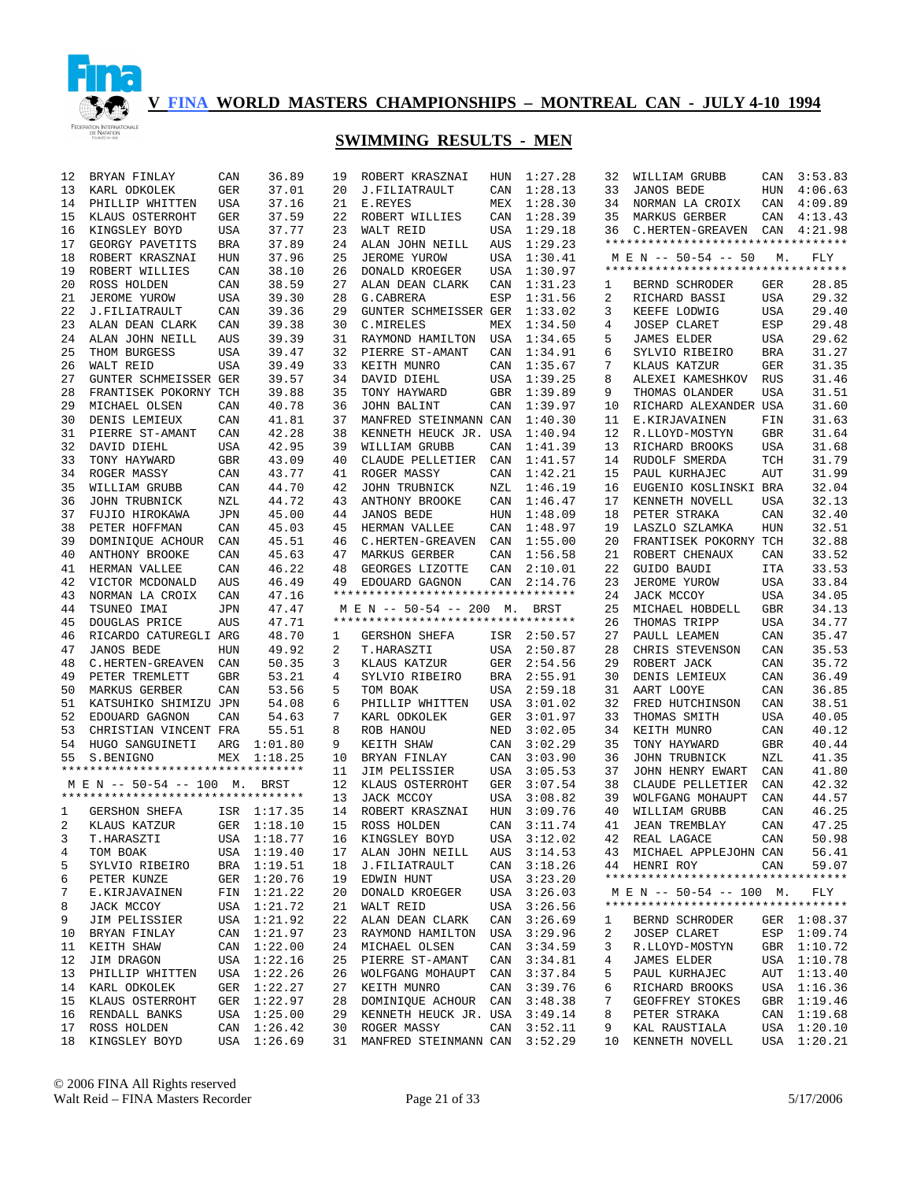# V FINA WORLD MASTERS CHAMPIONSHIPS – MONTREAL CAN - JULY 4-10 1994

## SWIMMING RESULTS - MEN

| | | | |
|---|---|---|---|
| 12 | BRYAN FINLAY | CAN | 36.89 |
| 13 | KARL ODKOLEK | GER | 37.01 |
| 14 | PHILLIP WHITTEN | USA | 37.16 |
| 15 | KLAUS OSTERROHT | GER | 37.59 |
| 16 | KINGSLEY BOYD | USA | 37.77 |
| 17 | GEORGY PAVETITS | BRA | 37.89 |
| 18 | ROBERT KRASZNAI | HUN | 37.96 |
| 19 | ROBERT WILLIES | CAN | 38.10 |
| 20 | ROSS HOLDEN | CAN | 38.59 |
| 21 | JEROME YUROW | USA | 39.30 |
| 22 | J.FILIATRAULT | CAN | 39.36 |
| 23 | ALAN DEAN CLARK | CAN | 39.38 |
| 24 | ALAN JOHN NEILL | AUS | 39.39 |
| 25 | THOM BURGESS | USA | 39.47 |
| 26 | WALT REID | USA | 39.49 |
| 27 | GUNTER SCHMEISSER | GER | 39.57 |
| 28 | FRANTISEK POKORNY | TCH | 39.88 |
| 29 | MICHAEL OLSEN | CAN | 40.78 |
| 30 | DENIS LEMIEUX | CAN | 41.81 |
| 31 | PIERRE ST-AMANT | CAN | 42.28 |
| 32 | DAVID DIEHL | USA | 42.95 |
| 33 | TONY HAYWARD | GBR | 43.09 |
| 34 | ROGER MASSY | CAN | 43.77 |
| 35 | WILLIAM GRUBB | CAN | 44.70 |
| 36 | JOHN TRUBNICK | NZL | 44.72 |
| 37 | FUJIO HIROKAWA | JPN | 45.00 |
| 38 | PETER HOFFMAN | CAN | 45.03 |
| 39 | DOMINIQUE ACHOUR | CAN | 45.51 |
| 40 | ANTHONY BROOKE | CAN | 45.63 |
| 41 | HERMAN VALLEE | CAN | 46.22 |
| 42 | VICTOR MCDONALD | AUS | 46.49 |
| 43 | NORMAN LA CROIX | CAN | 47.16 |
| 44 | TSUNEO IMAI | JPN | 47.47 |
| 45 | DOUGLAS PRICE | AUS | 47.71 |
| 46 | RICARDO CATUREGLI | ARG | 48.70 |
| 47 | JANOS BEDE | HUN | 49.92 |
| 48 | C.HERTEN-GREAVEN | CAN | 50.35 |
| 49 | PETER TREMLETT | GBR | 53.21 |
| 50 | MARKUS GERBER | CAN | 53.56 |
| 51 | KATSUHIKO SHIMIZU | JPN | 54.08 |
| 52 | EDOUARD GAGNON | CAN | 54.63 |
| 53 | CHRISTIAN VINCENT | FRA | 55.51 |
| 54 | HUGO SANGUINETI | ARG | 1:01.80 |
| 55 | S.BENIGNO | MEX | 1:18.25 |

### M E N -- 50-54 -- 100 M. BRST

| | | | |
|---|---|---|---|
| 1 | GERSHON SHEFA | ISR | 1:17.35 |
| 2 | KLAUS KATZUR | GER | 1:18.10 |
| 3 | T.HARASZTI | USA | 1:18.77 |
| 4 | TOM BOAK | USA | 1:19.40 |
| 5 | SYLVIO RIBEIRO | BRA | 1:19.51 |
| 6 | PETER KUNZE | GER | 1:20.76 |
| 7 | E.KIRJAVAINEN | FIN | 1:21.22 |
| 8 | JACK MCCOY | USA | 1:21.72 |
| 9 | JIM PELISSIER | USA | 1:21.92 |
| 10 | BRYAN FINLAY | CAN | 1:21.97 |
| 11 | KEITH SHAW | CAN | 1:22.00 |
| 12 | JIM DRAGON | USA | 1:22.16 |
| 13 | PHILLIP WHITTEN | USA | 1:22.26 |
| 14 | KARL ODKOLEK | GER | 1:22.27 |
| 15 | KLAUS OSTERROHT | GER | 1:22.97 |
| 16 | RENDALL BANKS | USA | 1:25.00 |
| 17 | ROSS HOLDEN | CAN | 1:26.42 |
| 18 | KINGSLEY BOYD | USA | 1:26.69 |
| 19 | ROBERT KRASZNAI | HUN | 1:27.28 |
| 20 | J.FILIATRAULT | CAN | 1:28.13 |
| 21 | E.REYES | MEX | 1:28.30 |
| 22 | ROBERT WILLIES | CAN | 1:28.39 |
| 23 | WALT REID | USA | 1:29.18 |
| 24 | ALAN JOHN NEILL | AUS | 1:29.23 |
| 25 | JEROME YUROW | USA | 1:30.41 |
| 26 | DONALD KROEGER | USA | 1:30.97 |
| 27 | ALAN DEAN CLARK | CAN | 1:31.23 |
| 28 | G.CABRERA | ESP | 1:31.56 |
| 29 | GUNTER SCHMEISSER | GER | 1:33.02 |
| 30 | C.MIRELES | MEX | 1:34.50 |
| 31 | RAYMOND HAMILTON | USA | 1:34.65 |
| 32 | PIERRE ST-AMANT | CAN | 1:34.91 |
| 33 | KEITH MUNRO | CAN | 1:35.67 |
| 34 | DAVID DIEHL | USA | 1:39.25 |
| 35 | TONY HAYWARD | GBR | 1:39.89 |
| 36 | JOHN BALINT | CAN | 1:39.97 |
| 37 | MANFRED STEINMANN | CAN | 1:40.30 |
| 38 | KENNETH HEUCK JR. | USA | 1:40.94 |
| 39 | WILLIAM GRUBB | CAN | 1:41.39 |
| 40 | CLAUDE PELLETIER | CAN | 1:41.57 |
| 41 | ROGER MASSY | CAN | 1:42.21 |
| 42 | JOHN TRUBNICK | NZL | 1:46.19 |
| 43 | ANTHONY BROOKE | CAN | 1:46.47 |
| 44 | JANOS BEDE | HUN | 1:48.09 |
| 45 | HERMAN VALLEE | CAN | 1:48.97 |
| 46 | C.HERTEN-GREAVEN | CAN | 1:55.00 |
| 47 | MARKUS GERBER | CAN | 1:56.58 |
| 48 | GEORGES LIZOTTE | CAN | 2:10.01 |
| 49 | EDOUARD GAGNON | CAN | 2:14.76 |

### M E N -- 50-54 -- 200 M. BRST

| | | | |
|---|---|---|---|
| 1 | GERSHON SHEFA | ISR | 2:50.57 |
| 2 | T.HARASZTI | USA | 2:50.87 |
| 3 | KLAUS KATZUR | GER | 2:54.56 |
| 4 | SYLVIO RIBEIRO | BRA | 2:55.91 |
| 5 | TOM BOAK | USA | 2:59.18 |
| 6 | PHILLIP WHITTEN | USA | 3:01.02 |
| 7 | KARL ODKOLEK | GER | 3:01.97 |
| 8 | ROB HANOU | NED | 3:02.05 |
| 9 | KEITH SHAW | CAN | 3:02.29 |
| 10 | BRYAN FINLAY | CAN | 3:03.90 |
| 11 | JIM PELISSIER | USA | 3:05.53 |
| 12 | KLAUS OSTERROHT | GER | 3:07.54 |
| 13 | JACK MCCOY | USA | 3:08.82 |
| 14 | ROBERT KRASZNAI | HUN | 3:09.76 |
| 15 | ROSS HOLDEN | CAN | 3:11.74 |
| 16 | KINGSLEY BOYD | USA | 3:12.02 |
| 17 | ALAN JOHN NEILL | AUS | 3:14.53 |
| 18 | J.FILIATRAULT | CAN | 3:18.26 |
| 19 | EDWIN HUNT | USA | 3:23.20 |
| 20 | DONALD KROEGER | USA | 3:26.03 |
| 21 | WALT REID | USA | 3:26.56 |
| 22 | ALAN DEAN CLARK | CAN | 3:26.69 |
| 23 | RAYMOND HAMILTON | USA | 3:29.96 |
| 24 | MICHAEL OLSEN | CAN | 3:34.59 |
| 25 | PIERRE ST-AMANT | CAN | 3:34.81 |
| 26 | WOLFGANG MOHAUPT | CAN | 3:37.84 |
| 27 | KEITH MUNRO | CAN | 3:39.76 |
| 28 | DOMINIQUE ACHOUR | CAN | 3:48.38 |
| 29 | KENNETH HEUCK JR. | USA | 3:49.14 |
| 30 | ROGER MASSY | CAN | 3:52.11 |
| 31 | MANFRED STEINMANN | CAN | 3:52.29 |
| 32 | WILLIAM GRUBB | CAN | 3:53.83 |
| 33 | JANOS BEDE | HUN | 4:06.63 |
| 34 | NORMAN LA CROIX | CAN | 4:09.89 |
| 35 | MARKUS GERBER | CAN | 4:13.43 |
| 36 | C.HERTEN-GREAVEN | CAN | 4:21.98 |

### M E N -- 50-54 -- 50 M. FLY

| | | | |
|---|---|---|---|
| 1 | BERND SCHRODER | GER | 28.85 |
| 2 | RICHARD BASSI | USA | 29.32 |
| 3 | KEEFE LODWIG | USA | 29.40 |
| 4 | JOSEP CLARET | ESP | 29.48 |
| 5 | JAMES ELDER | USA | 29.62 |
| 6 | SYLVIO RIBEIRO | BRA | 31.27 |
| 7 | KLAUS KATZUR | GER | 31.35 |
| 8 | ALEXEI KAMESHKOV | RUS | 31.46 |
| 9 | THOMAS OLANDER | USA | 31.51 |
| 10 | RICHARD ALEXANDER | USA | 31.60 |
| 11 | E.KIRJAVAINEN | FIN | 31.63 |
| 12 | R.LLOYD-MOSTYN | GBR | 31.64 |
| 13 | RICHARD BROOKS | USA | 31.68 |
| 14 | RUDOLF SMERDA | TCH | 31.79 |
| 15 | PAUL KURHAJEC | AUT | 31.99 |
| 16 | EUGENIO KOSLINSKI | BRA | 32.04 |
| 17 | KENNETH NOVELL | USA | 32.13 |
| 18 | PETER STRAKA | CAN | 32.40 |
| 19 | LASZLO SZLAMKA | HUN | 32.51 |
| 20 | FRANTISEK POKORNY | TCH | 32.88 |
| 21 | ROBERT CHENAUX | CAN | 33.52 |
| 22 | GUIDO BAUDI | ITA | 33.53 |
| 23 | JEROME YUROW | USA | 33.84 |
| 24 | JACK MCCOY | USA | 34.05 |
| 25 | MICHAEL HOBDELL | GBR | 34.13 |
| 26 | THOMAS TRIPP | USA | 34.77 |
| 27 | PAULL LEAMEN | CAN | 35.47 |
| 28 | CHRIS STEVENSON | CAN | 35.53 |
| 29 | ROBERT JACK | CAN | 35.72 |
| 30 | DENIS LEMIEUX | CAN | 36.49 |
| 31 | AART LOOYE | CAN | 36.85 |
| 32 | FRED HUTCHINSON | CAN | 38.51 |
| 33 | THOMAS SMITH | USA | 40.05 |
| 34 | KEITH MUNRO | CAN | 40.12 |
| 35 | TONY HAYWARD | GBR | 40.44 |
| 36 | JOHN TRUBNICK | NZL | 41.35 |
| 37 | JOHN HENRY EWART | CAN | 41.80 |
| 38 | CLAUDE PELLETIER | CAN | 42.32 |
| 39 | WOLFGANG MOHAUPT | CAN | 44.57 |
| 40 | WILLIAM GRUBB | CAN | 46.25 |
| 41 | JEAN TREMBLAY | CAN | 47.25 |
| 42 | REAL LAGACE | CAN | 50.98 |
| 43 | MICHAEL APPLEJOHN | CAN | 56.41 |
| 44 | HENRI ROY | CAN | 59.07 |

### M E N -- 50-54 -- 100 M. FLY

| | | | |
|---|---|---|---|
| 1 | BERND SCHRODER | GER | 1:08.37 |
| 2 | JOSEP CLARET | ESP | 1:09.74 |
| 3 | R.LLOYD-MOSTYN | GBR | 1:10.72 |
| 4 | JAMES ELDER | USA | 1:10.78 |
| 5 | PAUL KURHAJEC | AUT | 1:13.40 |
| 6 | RICHARD BROOKS | USA | 1:16.36 |
| 7 | GEOFFREY STOKES | GBR | 1:19.46 |
| 8 | PETER STRAKA | CAN | 1:19.68 |
| 9 | KAL RAUSTIALA | USA | 1:20.10 |
| 10 | KENNETH NOVELL | USA | 1:20.21 |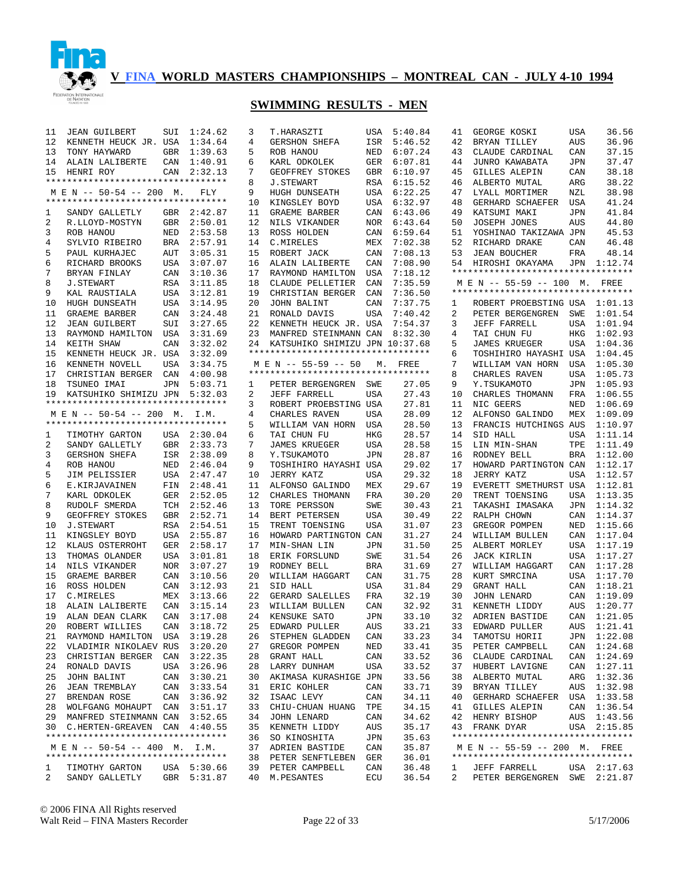# V FINA WORLD MASTERS CHAMPIONSHIPS – MONTREAL CAN - JULY 4-10 1994

## SWIMMING RESULTS - MEN

| | | | |
|---|---|---|---|
| 11 | JEAN GUILBERT | SUI | 1:24.62 |
| 12 | KENNETH HEUCK JR. | USA | 1:34.64 |
| 13 | TONY HAYWARD | GBR | 1:39.63 |
| 14 | ALAIN LALIBERTE | CAN | 1:40.91 |
| 15 | HENRI ROY | CAN | 2:32.13 |

### M E N -- 50-54 -- 200 M. FLY

| | | | |
|---|---|---|---|
| 1 | SANDY GALLETLY | GBR | 2:42.87 |
| 2 | R.LLOYD-MOSTYN | GBR | 2:50.01 |
| 3 | ROB HANOU | NED | 2:53.58 |
| 4 | SYLVIO RIBEIRO | BRA | 2:57.91 |
| 5 | PAUL KURHAJEC | AUT | 3:05.31 |
| 6 | RICHARD BROOKS | USA | 3:07.07 |
| 7 | BRYAN FINLAY | CAN | 3:10.36 |
| 8 | J.STEWART | RSA | 3:11.85 |
| 9 | KAL RAUSTIALA | USA | 3:12.81 |
| 10 | HUGH DUNSEATH | USA | 3:14.95 |
| 11 | GRAEME BARBER | CAN | 3:24.48 |
| 12 | JEAN GUILBERT | SUI | 3:27.65 |
| 13 | RAYMOND HAMILTON | USA | 3:31.69 |
| 14 | KEITH SHAW | CAN | 3:32.02 |
| 15 | KENNETH HEUCK JR. | USA | 3:32.09 |
| 16 | KENNETH NOVELL | USA | 3:34.75 |
| 17 | CHRISTIAN BERGER | CAN | 4:00.98 |
| 18 | TSUNEO IMAI | JPN | 5:03.71 |
| 19 | KATSUHIKO SHIMIZU | JPN | 5:32.03 |

### M E N -- 50-54 -- 200 M. I.M.

| | | | |
|---|---|---|---|
| 1 | TIMOTHY GARTON | USA | 2:30.04 |
| 2 | SANDY GALLETLY | GBR | 2:33.73 |
| 3 | GERSHON SHEFA | ISR | 2:38.09 |
| 4 | ROB HANOU | NED | 2:46.04 |
| 5 | JIM PELISSIER | USA | 2:47.47 |
| 6 | E.KIRJAVAINEN | FIN | 2:48.41 |
| 7 | KARL ODKOLEK | GER | 2:52.05 |
| 8 | RUDOLF SMERDA | TCH | 2:52.46 |
| 9 | GEOFFREY STOKES | GBR | 2:52.71 |
| 10 | J.STEWART | RSA | 2:54.51 |
| 11 | KINGSLEY BOYD | USA | 2:55.87 |
| 12 | KLAUS OSTERROHT | GER | 2:58.17 |
| 13 | THOMAS OLANDER | USA | 3:01.81 |
| 14 | NILS VIKANDER | NOR | 3:07.27 |
| 15 | GRAEME BARBER | CAN | 3:10.56 |
| 16 | ROSS HOLDEN | CAN | 3:12.93 |
| 17 | C.MIRELES | MEX | 3:13.66 |
| 18 | ALAIN LALIBERTE | CAN | 3:15.14 |
| 19 | ALAN DEAN CLARK | CAN | 3:17.08 |
| 20 | ROBERT WILLIES | CAN | 3:18.72 |
| 21 | RAYMOND HAMILTON | USA | 3:19.28 |
| 22 | VLADIMIR NIKOLAEV | RUS | 3:20.20 |
| 23 | CHRISTIAN BERGER | CAN | 3:22.35 |
| 24 | RONALD DAVIS | USA | 3:26.96 |
| 25 | JOHN BALINT | CAN | 3:30.21 |
| 26 | JEAN TREMBLAY | CAN | 3:33.54 |
| 27 | BRENDAN ROSE | CAN | 3:36.92 |
| 28 | WOLFGANG MOHAUPT | CAN | 3:51.17 |
| 29 | MANFRED STEINMANN | CAN | 3:52.65 |
| 30 | C.HERTEN-GREAVEN | CAN | 4:40.55 |

### M E N -- 50-54 -- 400 M. I.M.

| | | | |
|---|---|---|---|
| 1 | TIMOTHY GARTON | USA | 5:30.66 |
| 2 | SANDY GALLETLY | GBR | 5:31.87 |
| 3 | T.HARASZTI | USA | 5:40.84 |
| 4 | GERSHON SHEFA | ISR | 5:46.52 |
| 5 | ROB HANOU | NED | 6:07.24 |
| 6 | KARL ODKOLEK | GER | 6:07.81 |
| 7 | GEOFFREY STOKES | GBR | 6:10.97 |
| 8 | J.STEWART | RSA | 6:15.52 |
| 9 | HUGH DUNSEATH | USA | 6:22.25 |
| 10 | KINGSLEY BOYD | USA | 6:32.97 |
| 11 | GRAEME BARBER | CAN | 6:43.06 |
| 12 | NILS VIKANDER | NOR | 6:43.64 |
| 13 | ROSS HOLDEN | CAN | 6:59.64 |
| 14 | C.MIRELES | MEX | 7:02.38 |
| 15 | ROBERT JACK | CAN | 7:08.13 |
| 16 | ALAIN LALIBERTE | CAN | 7:08.90 |
| 17 | RAYMOND HAMILTON | USA | 7:18.12 |
| 18 | CLAUDE PELLETIER | CAN | 7:35.59 |
| 19 | CHRISTIAN BERGER | CAN | 7:36.50 |
| 20 | JOHN BALINT | CAN | 7:37.75 |
| 21 | RONALD DAVIS | USA | 7:40.42 |
| 22 | KENNETH HEUCK JR. | USA | 7:54.37 |
| 23 | MANFRED STEINMANN | CAN | 8:32.30 |
| 24 | KATSUHIKO SHIMIZU | JPN | 10:37.68 |

### M E N -- 55-59 -- 50 M. FREE

| | | | |
|---|---|---|---|
| 1 | PETER BERGENGREN | SWE | 27.05 |
| 2 | JEFF FARRELL | USA | 27.43 |
| 3 | ROBERT PROEBSTING | USA | 27.81 |
| 4 | CHARLES RAVEN | USA | 28.09 |
| 5 | WILLIAM VAN HORN | USA | 28.50 |
| 6 | TAI CHUN FU | HKG | 28.57 |
| 7 | JAMES KRUEGER | USA | 28.58 |
| 8 | Y.TSUKAMOTO | JPN | 28.87 |
| 9 | TOSHIHIRO HAYASHI | USA | 29.02 |
| 10 | JERRY KATZ | USA | 29.32 |
| 11 | ALFONSO GALINDO | MEX | 29.67 |
| 12 | CHARLES THOMANN | FRA | 30.20 |
| 13 | TORE PERSSON | SWE | 30.43 |
| 14 | BERT PETERSEN | USA | 30.49 |
| 15 | TRENT TOENSING | USA | 31.07 |
| 16 | HOWARD PARTINGTON | CAN | 31.27 |
| 17 | MIN-SHAN LIN | JPN | 31.50 |
| 18 | ERIK FORSLUND | SWE | 31.54 |
| 19 | RODNEY BELL | BRA | 31.69 |
| 20 | WILLIAM HAGGART | CAN | 31.75 |
| 21 | SID HALL | USA | 31.84 |
| 22 | GERARD SALELLES | FRA | 32.19 |
| 23 | WILLIAM BULLEN | CAN | 32.92 |
| 24 | KENSUKE SATO | JPN | 33.10 |
| 25 | EDWARD PULLER | AUS | 33.21 |
| 26 | STEPHEN GLADDEN | CAN | 33.23 |
| 27 | GREGOR POMPEN | NED | 33.41 |
| 28 | GRANT HALL | CAN | 33.52 |
| 28 | LARRY DUNHAM | USA | 33.52 |
| 30 | AKIMASA KURASHIGE | JPN | 33.56 |
| 31 | ERIC KOHLER | CAN | 33.71 |
| 32 | ISAAC LEVY | CAN | 34.11 |
| 33 | CHIU-CHUAN HUANG | TPE | 34.15 |
| 34 | JOHN LENARD | CAN | 34.62 |
| 35 | KENNETH LIDDY | AUS | 35.17 |
| 36 | SO KINOSHITA | JPN | 35.63 |
| 37 | ADRIEN BASTIDE | CAN | 35.87 |
| 38 | PETER SENFTLEBEN | GER | 36.01 |
| 39 | PETER CAMPBELL | CAN | 36.48 |
| 40 | M.PESANTES | ECU | 36.54 |
| 41 | GEORGE KOSKI | USA | 36.56 |
| 42 | BRYAN TILLEY | AUS | 36.96 |
| 43 | CLAUDE CARDINAL | CAN | 37.15 |
| 44 | JUNRO KAWABATA | JPN | 37.47 |
| 45 | GILLES ALEPIN | CAN | 38.18 |
| 46 | ALBERTO MUTAL | ARG | 38.22 |
| 47 | LYALL MORTIMER | NZL | 38.98 |
| 48 | GERHARD SCHAEFER | USA | 41.24 |
| 49 | KATSUMI MAKI | JPN | 41.84 |
| 50 | JOSEPH JONES | AUS | 44.80 |
| 51 | YOSHINAO TAKIZAWA | JPN | 45.53 |
| 52 | RICHARD DRAKE | CAN | 46.48 |
| 53 | JEAN BOUCHER | FRA | 48.14 |
| 54 | HIROSHI OKAYAMA | JPN | 1:12.74 |

### M E N -- 55-59 -- 100 M. FREE

| | | | |
|---|---|---|---|
| 1 | ROBERT PROEBSTING | USA | 1:01.13 |
| 2 | PETER BERGENGREN | SWE | 1:01.54 |
| 3 | JEFF FARRELL | USA | 1:01.94 |
| 4 | TAI CHUN FU | HKG | 1:02.93 |
| 5 | JAMES KRUEGER | USA | 1:04.36 |
| 6 | TOSHIHIRO HAYASHI | USA | 1:04.45 |
| 7 | WILLIAM VAN HORN | USA | 1:05.30 |
| 8 | CHARLES RAVEN | USA | 1:05.73 |
| 9 | Y.TSUKAMOTO | JPN | 1:05.93 |
| 10 | CHARLES THOMANN | FRA | 1:06.55 |
| 11 | NIC GEERS | NED | 1:06.69 |
| 12 | ALFONSO GALINDO | MEX | 1:09.09 |
| 13 | FRANCIS HUTCHINGS | AUS | 1:10.97 |
| 14 | SID HALL | USA | 1:11.14 |
| 15 | LIN MIN-SHAN | TPE | 1:11.49 |
| 16 | RODNEY BELL | BRA | 1:12.00 |
| 17 | HOWARD PARTINGTON | CAN | 1:12.17 |
| 18 | JERRY KATZ | USA | 1:12.57 |
| 19 | EVERETT SMETHURST | USA | 1:12.81 |
| 20 | TRENT TOENSING | USA | 1:13.35 |
| 21 | TAKASHI IMASAKA | JPN | 1:14.32 |
| 22 | RALPH CHOWN | CAN | 1:14.37 |
| 23 | GREGOR POMPEN | NED | 1:15.66 |
| 24 | WILLIAM BULLEN | CAN | 1:17.04 |
| 25 | ALBERT MORLEY | USA | 1:17.19 |
| 26 | JACK KIRLIN | USA | 1:17.27 |
| 27 | WILLIAM HAGGART | CAN | 1:17.28 |
| 28 | KURT SMRCINA | USA | 1:17.70 |
| 29 | GRANT HALL | CAN | 1:18.21 |
| 30 | JOHN LENARD | CAN | 1:19.09 |
| 31 | KENNETH LIDDY | AUS | 1:20.77 |
| 32 | ADRIEN BASTIDE | CAN | 1:21.05 |
| 33 | EDWARD PULLER | AUS | 1:21.41 |
| 34 | TAMOTSU HORII | JPN | 1:22.08 |
| 35 | PETER CAMPBELL | CAN | 1:24.68 |
| 36 | CLAUDE CARDINAL | CAN | 1:24.69 |
| 37 | HUBERT LAVIGNE | CAN | 1:27.11 |
| 38 | ALBERTO MUTAL | ARG | 1:32.36 |
| 39 | BRYAN TILLEY | AUS | 1:32.98 |
| 40 | GERHARD SCHAEFER | USA | 1:33.58 |
| 41 | GILLES ALEPIN | CAN | 1:36.54 |
| 42 | HENRY BISHOP | AUS | 1:43.56 |
| 43 | FRANK DYAR | USA | 2:15.85 |

### M E N -- 55-59 -- 200 M. FREE

| | | | |
|---|---|---|---|
| 1 | JEFF FARRELL | USA | 2:17.63 |
| 2 | PETER BERGENGREN | SWE | 2:21.87 |

© 2006 FINA All Rights reserved
Walt Reid – FINA Masters Recorder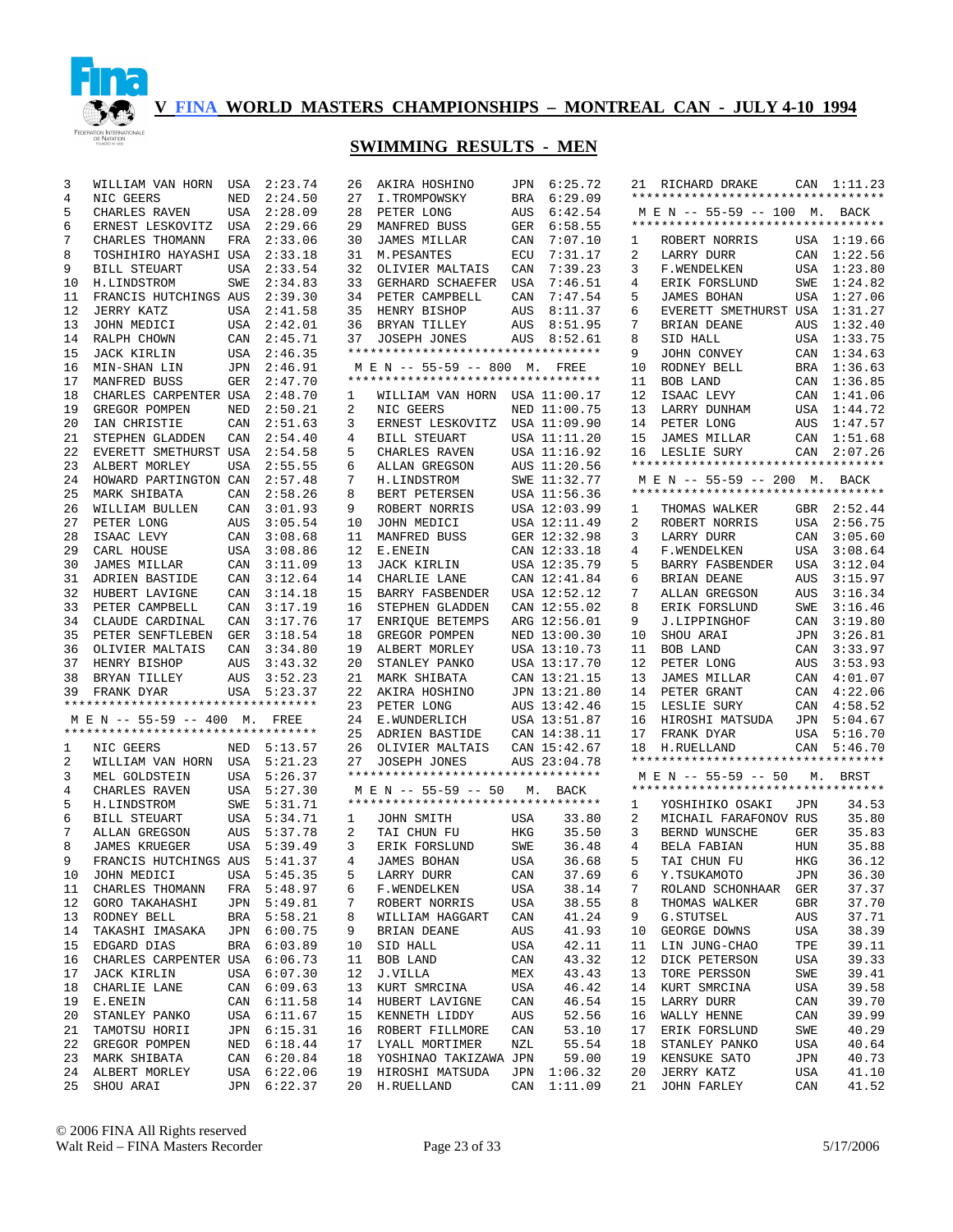# V FINA WORLD MASTERS CHAMPIONSHIPS – MONTREAL CAN - JULY 4-10 1994

## SWIMMING RESULTS - MEN

| Place | Name | Country | Time |
|---|---|---|---|
| 3 | WILLIAM VAN HORN | USA | 2:23.74 |
| 4 | NIC GEERS | NED | 2:24.50 |
| 5 | CHARLES RAVEN | USA | 2:28.09 |
| 6 | ERNEST LESKOVITZ | USA | 2:29.66 |
| 7 | CHARLES THOMANN | FRA | 2:33.06 |
| 8 | TOSHIHIRO HAYASHI | USA | 2:33.18 |
| 9 | BILL STEUART | USA | 2:33.54 |
| 10 | H.LINDSTROM | SWE | 2:34.83 |
| 11 | FRANCIS HUTCHINGS | AUS | 2:39.30 |
| 12 | JERRY KATZ | USA | 2:41.58 |
| 13 | JOHN MEDICI | USA | 2:42.01 |
| 14 | RALPH CHOWN | CAN | 2:45.71 |
| 15 | JACK KIRLIN | USA | 2:46.35 |
| 16 | MIN-SHAN LIN | JPN | 2:46.91 |
| 17 | MANFRED BUSS | GER | 2:47.70 |
| 18 | CHARLES CARPENTER | USA | 2:48.70 |
| 19 | GREGOR POMPEN | NED | 2:50.21 |
| 20 | IAN CHRISTIE | CAN | 2:51.63 |
| 21 | STEPHEN GLADDEN | CAN | 2:54.40 |
| 22 | EVERETT SMETHURST | USA | 2:54.58 |
| 23 | ALBERT MORLEY | USA | 2:55.55 |
| 24 | HOWARD PARTINGTON | CAN | 2:57.48 |
| 25 | MARK SHIBATA | CAN | 2:58.26 |
| 26 | WILLIAM BULLEN | CAN | 3:01.93 |
| 27 | PETER LONG | AUS | 3:05.54 |
| 28 | ISAAC LEVY | CAN | 3:08.68 |
| 29 | CARL HOUSE | USA | 3:08.86 |
| 30 | JAMES MILLAR | CAN | 3:11.09 |
| 31 | ADRIEN BASTIDE | CAN | 3:12.64 |
| 32 | HUBERT LAVIGNE | CAN | 3:14.18 |
| 33 | PETER CAMPBELL | CAN | 3:17.19 |
| 34 | CLAUDE CARDINAL | CAN | 3:17.76 |
| 35 | PETER SENFTLEBEN | GER | 3:18.54 |
| 36 | OLIVIER MALTAIS | CAN | 3:34.80 |
| 37 | HENRY BISHOP | AUS | 3:43.32 |
| 38 | BRYAN TILLEY | AUS | 3:52.23 |
| 39 | FRANK DYAR | USA | 5:23.37 |

### M E N -- 55-59 -- 400 M. FREE

| Place | Name | Country | Time |
|---|---|---|---|
| 1 | NIC GEERS | NED | 5:13.57 |
| 2 | WILLIAM VAN HORN | USA | 5:21.23 |
| 3 | MEL GOLDSTEIN | USA | 5:26.37 |
| 4 | CHARLES RAVEN | USA | 5:27.30 |
| 5 | H.LINDSTROM | SWE | 5:31.71 |
| 6 | BILL STEUART | USA | 5:34.71 |
| 7 | ALLAN GREGSON | AUS | 5:37.78 |
| 8 | JAMES KRUEGER | USA | 5:39.49 |
| 9 | FRANCIS HUTCHINGS | AUS | 5:41.37 |
| 10 | JOHN MEDICI | USA | 5:45.35 |
| 11 | CHARLES THOMANN | FRA | 5:48.97 |
| 12 | GORO TAKAHASHI | JPN | 5:49.81 |
| 13 | RODNEY BELL | BRA | 5:58.21 |
| 14 | TAKASHI IMASAKA | JPN | 6:00.75 |
| 15 | EDGARD DIAS | BRA | 6:03.89 |
| 16 | CHARLES CARPENTER | USA | 6:06.73 |
| 17 | JACK KIRLIN | USA | 6:07.30 |
| 18 | CHARLIE LANE | CAN | 6:09.63 |
| 19 | E.ENEIN | CAN | 6:11.58 |
| 20 | STANLEY PANKO | USA | 6:11.67 |
| 21 | TAMOTSU HORII | JPN | 6:15.31 |
| 22 | GREGOR POMPEN | NED | 6:18.44 |
| 23 | MARK SHIBATA | CAN | 6:20.84 |
| 24 | ALBERT MORLEY | USA | 6:22.06 |
| 25 | SHOU ARAI | JPN | 6:22.37 |
| 26 | AKIRA HOSHINO | JPN | 6:25.72 |
| 27 | I.TROMPOWSKY | BRA | 6:29.09 |
| 28 | PETER LONG | AUS | 6:42.54 |
| 29 | MANFRED BUSS | GER | 6:58.55 |
| 30 | JAMES MILLAR | CAN | 7:07.10 |
| 31 | M.PESANTES | ECU | 7:31.17 |
| 32 | OLIVIER MALTAIS | CAN | 7:39.23 |
| 33 | GERHARD SCHAEFER | USA | 7:46.51 |
| 34 | PETER CAMPBELL | CAN | 7:47.54 |
| 35 | HENRY BISHOP | AUS | 8:11.37 |
| 36 | BRYAN TILLEY | AUS | 8:51.95 |
| 37 | JOSEPH JONES | AUS | 8:52.61 |

### M E N -- 55-59 -- 800 M. FREE

| Place | Name | Country | Time |
|---|---|---|---|
| 1 | WILLIAM VAN HORN | USA | 11:00.17 |
| 2 | NIC GEERS | NED | 11:00.75 |
| 3 | ERNEST LESKOVITZ | USA | 11:09.90 |
| 4 | BILL STEUART | USA | 11:11.20 |
| 5 | CHARLES RAVEN | USA | 11:16.92 |
| 6 | ALLAN GREGSON | AUS | 11:20.56 |
| 7 | H.LINDSTROM | SWE | 11:32.77 |
| 8 | BERT PETERSEN | USA | 11:56.36 |
| 9 | ROBERT NORRIS | USA | 12:03.99 |
| 10 | JOHN MEDICI | USA | 12:11.49 |
| 11 | MANFRED BUSS | GER | 12:32.98 |
| 12 | E.ENEIN | CAN | 12:33.18 |
| 13 | JACK KIRLIN | USA | 12:35.79 |
| 14 | CHARLIE LANE | CAN | 12:41.84 |
| 15 | BARRY FASBENDER | USA | 12:52.12 |
| 16 | STEPHEN GLADDEN | CAN | 12:55.02 |
| 17 | ENRIQUE BETEMPS | ARG | 12:56.01 |
| 18 | GREGOR POMPEN | NED | 13:00.30 |
| 19 | ALBERT MORLEY | USA | 13:10.73 |
| 20 | STANLEY PANKO | USA | 13:17.70 |
| 21 | MARK SHIBATA | CAN | 13:21.15 |
| 22 | AKIRA HOSHINO | JPN | 13:21.80 |
| 23 | PETER LONG | AUS | 13:42.46 |
| 24 | E.WUNDERLICH | USA | 13:51.87 |
| 25 | ADRIEN BASTIDE | CAN | 14:38.11 |
| 26 | OLIVIER MALTAIS | CAN | 15:42.67 |
| 27 | JOSEPH JONES | AUS | 23:04.78 |

### M E N -- 55-59 -- 50 M. BACK

| Place | Name | Country | Time |
|---|---|---|---|
| 1 | JOHN SMITH | USA | 33.80 |
| 2 | TAI CHUN FU | HKG | 35.50 |
| 3 | ERIK FORSLUND | SWE | 36.48 |
| 4 | JAMES BOHAN | USA | 36.68 |
| 5 | LARRY DURR | CAN | 37.69 |
| 6 | F.WENDELKEN | USA | 38.14 |
| 7 | ROBERT NORRIS | USA | 38.55 |
| 8 | WILLIAM HAGGART | CAN | 41.24 |
| 9 | BRIAN DEANE | AUS | 41.93 |
| 10 | SID HALL | USA | 42.11 |
| 11 | BOB LAND | CAN | 43.32 |
| 12 | J.VILLA | MEX | 43.43 |
| 13 | KURT SMRCINA | USA | 46.42 |
| 14 | HUBERT LAVIGNE | CAN | 46.54 |
| 15 | KENNETH LIDDY | AUS | 52.56 |
| 16 | ROBERT FILLMORE | CAN | 53.10 |
| 17 | LYALL MORTIMER | NZL | 55.54 |
| 18 | YOSHINAO TAKIZAWA | JPN | 59.00 |
| 19 | HIROSHI MATSUDA | JPN | 1:06.32 |
| 20 | H.RUELLAND | CAN | 1:11.09 |
| 21 | RICHARD DRAKE | CAN | 1:11.23 |

### M E N -- 55-59 -- 100 M. BACK

| Place | Name | Country | Time |
|---|---|---|---|
| 1 | ROBERT NORRIS | USA | 1:19.66 |
| 2 | LARRY DURR | CAN | 1:22.56 |
| 3 | F.WENDELKEN | USA | 1:23.80 |
| 4 | ERIK FORSLUND | SWE | 1:24.82 |
| 5 | JAMES BOHAN | USA | 1:27.06 |
| 6 | EVERETT SMETHURST | USA | 1:31.27 |
| 7 | BRIAN DEANE | AUS | 1:32.40 |
| 8 | SID HALL | USA | 1:33.75 |
| 9 | JOHN CONVEY | CAN | 1:34.63 |
| 10 | RODNEY BELL | BRA | 1:36.63 |
| 11 | BOB LAND | CAN | 1:36.85 |
| 12 | ISAAC LEVY | CAN | 1:41.06 |
| 13 | LARRY DUNHAM | USA | 1:44.72 |
| 14 | PETER LONG | AUS | 1:47.57 |
| 15 | JAMES MILLAR | CAN | 1:51.68 |
| 16 | LESLIE SURY | CAN | 2:07.26 |

### M E N -- 55-59 -- 200 M. BACK

| Place | Name | Country | Time |
|---|---|---|---|
| 1 | THOMAS WALKER | GBR | 2:52.44 |
| 2 | ROBERT NORRIS | USA | 2:56.75 |
| 3 | LARRY DURR | CAN | 3:05.60 |
| 4 | F.WENDELKEN | USA | 3:08.64 |
| 5 | BARRY FASBENDER | USA | 3:12.04 |
| 6 | BRIAN DEANE | AUS | 3:15.97 |
| 7 | ALLAN GREGSON | AUS | 3:16.34 |
| 8 | ERIK FORSLUND | SWE | 3:16.46 |
| 9 | J.LIPPINGHOF | CAN | 3:19.80 |
| 10 | SHOU ARAI | JPN | 3:26.81 |
| 11 | BOB LAND | CAN | 3:33.97 |
| 12 | PETER LONG | AUS | 3:53.93 |
| 13 | JAMES MILLAR | CAN | 4:01.07 |
| 14 | PETER GRANT | CAN | 4:22.06 |
| 15 | LESLIE SURY | CAN | 4:58.52 |
| 16 | HIROSHI MATSUDA | JPN | 5:04.67 |
| 17 | FRANK DYAR | USA | 5:16.70 |
| 18 | H.RUELLAND | CAN | 5:46.70 |

### M E N -- 55-59 -- 50 M. BRST

| Place | Name | Country | Time |
|---|---|---|---|
| 1 | YOSHIHIKO OSAKI | JPN | 34.53 |
| 2 | MICHAIL FARAFONOV | RUS | 35.80 |
| 3 | BERND WUNSCHE | GER | 35.83 |
| 4 | BELA FABIAN | HUN | 35.88 |
| 5 | TAI CHUN FU | HKG | 36.12 |
| 6 | Y.TSUKAMOTO | JPN | 36.30 |
| 7 | ROLAND SCHONHAAR | GER | 37.37 |
| 8 | THOMAS WALKER | GBR | 37.70 |
| 9 | G.STUTSEL | AUS | 37.71 |
| 10 | GEORGE DOWNS | USA | 38.39 |
| 11 | LIN JUNG-CHAO | TPE | 39.11 |
| 12 | DICK PETERSON | USA | 39.33 |
| 13 | TORE PERSSON | SWE | 39.41 |
| 14 | KURT SMRCINA | USA | 39.58 |
| 15 | LARRY DURR | CAN | 39.70 |
| 16 | WALLY HENNE | CAN | 39.99 |
| 17 | ERIK FORSLUND | SWE | 40.29 |
| 18 | STANLEY PANKO | USA | 40.64 |
| 19 | KENSUKE SATO | JPN | 40.73 |
| 20 | JERRY KATZ | USA | 41.10 |
| 21 | JOHN FARLEY | CAN | 41.52 |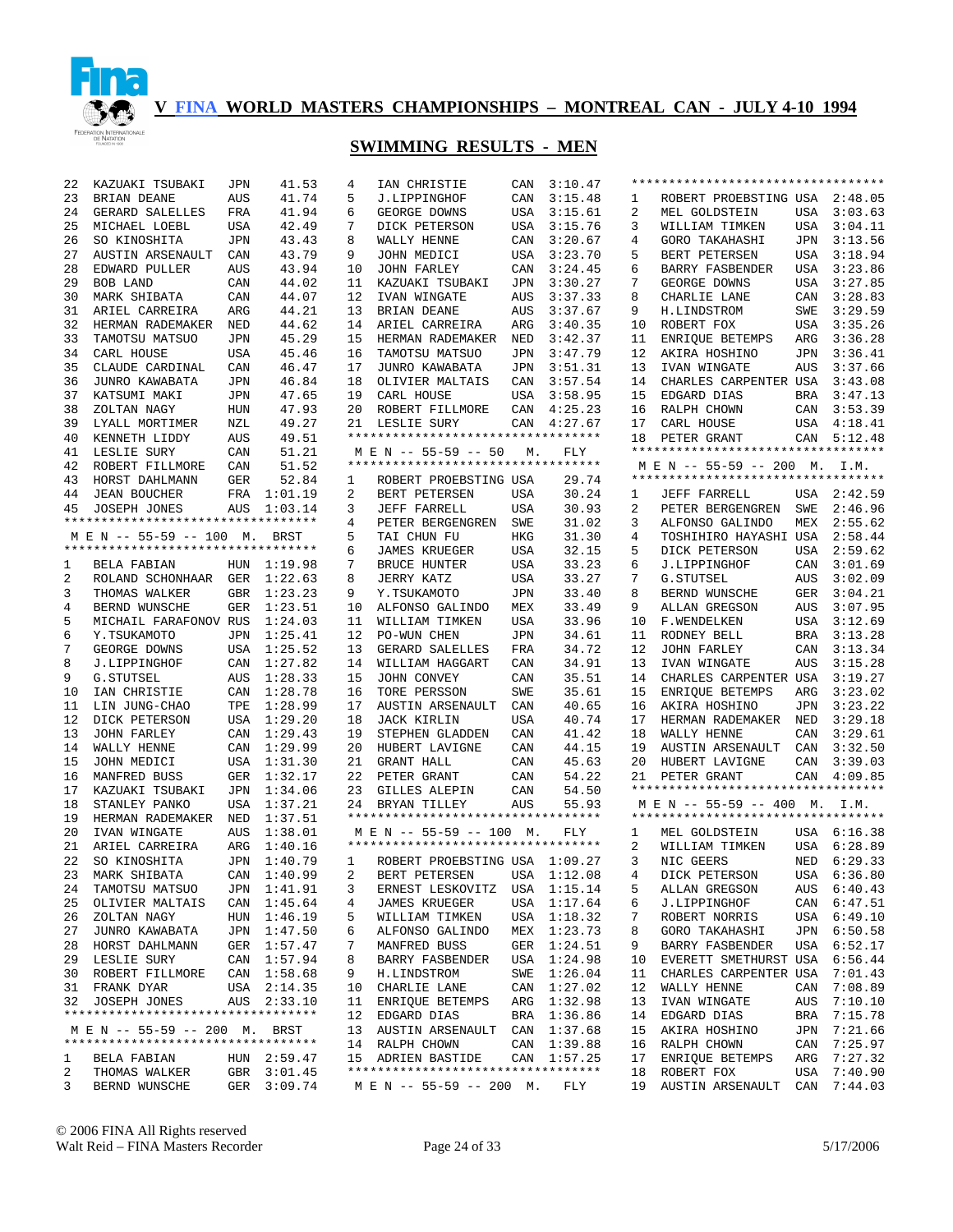# V FINA WORLD MASTERS CHAMPIONSHIPS – MONTREAL CAN - JULY 4-10 1994

## SWIMMING RESULTS - MEN

| Pl | Name | Country | Time |
|---|---|---|---|
| 22 | KAZUAKI TSUBAKI | JPN | 41.53 |
| 23 | BRIAN DEANE | AUS | 41.74 |
| 24 | GERARD SALELLES | FRA | 41.94 |
| 25 | MICHAEL LOEBL | USA | 42.49 |
| 26 | SO KINOSHITA | JPN | 43.43 |
| 27 | AUSTIN ARSENAULT | CAN | 43.79 |
| 28 | EDWARD PULLER | AUS | 43.94 |
| 29 | BOB LAND | CAN | 44.02 |
| 30 | MARK SHIBATA | CAN | 44.07 |
| 31 | ARIEL CARREIRA | ARG | 44.21 |
| 32 | HERMAN RADEMAKER | NED | 44.62 |
| 33 | TAMOTSU MATSUO | JPN | 45.29 |
| 34 | CARL HOUSE | USA | 45.46 |
| 35 | CLAUDE CARDINAL | CAN | 46.47 |
| 36 | JUNRO KAWABATA | JPN | 46.84 |
| 37 | KATSUMI MAKI | JPN | 47.65 |
| 38 | ZOLTAN NAGY | HUN | 47.93 |
| 39 | LYALL MORTIMER | NZL | 49.27 |
| 40 | KENNETH LIDDY | AUS | 49.51 |
| 41 | LESLIE SURY | CAN | 51.21 |
| 42 | ROBERT FILLMORE | CAN | 51.52 |
| 43 | HORST DAHLMANN | GER | 52.84 |
| 44 | JEAN BOUCHER | FRA | 1:01.19 |
| 45 | JOSEPH JONES | AUS | 1:03.14 |

### M E N -- 55-59 -- 100 M. BRST

| Pl | Name | Country | Time |
|---|---|---|---|
| 1 | BELA FABIAN | HUN | 1:19.98 |
| 2 | ROLAND SCHONHAAR | GER | 1:22.63 |
| 3 | THOMAS WALKER | GBR | 1:23.23 |
| 4 | BERND WUNSCHE | GER | 1:23.51 |
| 5 | MICHAIL FARAFONOV | RUS | 1:24.03 |
| 6 | Y.TSUKAMOTO | JPN | 1:25.41 |
| 7 | GEORGE DOWNS | USA | 1:25.52 |
| 8 | J.LIPPINGHOF | CAN | 1:27.82 |
| 9 | G.STUTSEL | AUS | 1:28.33 |
| 10 | IAN CHRISTIE | CAN | 1:28.78 |
| 11 | LIN JUNG-CHAO | TPE | 1:28.99 |
| 12 | DICK PETERSON | USA | 1:29.20 |
| 13 | JOHN FARLEY | CAN | 1:29.43 |
| 14 | WALLY HENNE | CAN | 1:29.99 |
| 15 | JOHN MEDICI | USA | 1:31.30 |
| 16 | MANFRED BUSS | GER | 1:32.17 |
| 17 | KAZUAKI TSUBAKI | JPN | 1:34.06 |
| 18 | STANLEY PANKO | USA | 1:37.21 |
| 19 | HERMAN RADEMAKER | NED | 1:37.51 |
| 20 | IVAN WINGATE | AUS | 1:38.01 |
| 21 | ARIEL CARREIRA | ARG | 1:40.16 |
| 22 | SO KINOSHITA | JPN | 1:40.79 |
| 23 | MARK SHIBATA | CAN | 1:40.99 |
| 24 | TAMOTSU MATSUO | JPN | 1:41.91 |
| 25 | OLIVIER MALTAIS | CAN | 1:45.64 |
| 26 | ZOLTAN NAGY | HUN | 1:46.19 |
| 27 | JUNRO KAWABATA | JPN | 1:47.50 |
| 28 | HORST DAHLMANN | GER | 1:57.47 |
| 29 | LESLIE SURY | CAN | 1:57.94 |
| 30 | ROBERT FILLMORE | CAN | 1:58.68 |
| 31 | FRANK DYAR | USA | 2:14.35 |
| 32 | JOSEPH JONES | AUS | 2:33.10 |

### M E N -- 55-59 -- 200 M. BRST

| Pl | Name | Country | Time |
|---|---|---|---|
| 1 | BELA FABIAN | HUN | 2:59.47 |
| 2 | THOMAS WALKER | GBR | 3:01.45 |
| 3 | BERND WUNSCHE | GER | 3:09.74 |
| 4 | IAN CHRISTIE | CAN | 3:10.47 |
| 5 | J.LIPPINGHOF | CAN | 3:15.48 |
| 6 | GEORGE DOWNS | USA | 3:15.61 |
| 7 | DICK PETERSON | USA | 3:15.76 |
| 8 | WALLY HENNE | CAN | 3:20.67 |
| 9 | JOHN MEDICI | USA | 3:23.70 |
| 10 | JOHN FARLEY | CAN | 3:24.45 |
| 11 | KAZUAKI TSUBAKI | JPN | 3:30.27 |
| 12 | IVAN WINGATE | AUS | 3:37.33 |
| 13 | BRIAN DEANE | AUS | 3:37.67 |
| 14 | ARIEL CARREIRA | ARG | 3:40.35 |
| 15 | HERMAN RADEMAKER | NED | 3:42.37 |
| 16 | TAMOTSU MATSUO | JPN | 3:47.79 |
| 17 | JUNRO KAWABATA | JPN | 3:51.31 |
| 18 | OLIVIER MALTAIS | CAN | 3:57.54 |
| 19 | CARL HOUSE | USA | 3:58.95 |
| 20 | ROBERT FILLMORE | CAN | 4:25.23 |
| 21 | LESLIE SURY | CAN | 4:27.67 |

### M E N -- 55-59 -- 50 M. FLY

| Pl | Name | Country | Time |
|---|---|---|---|
| 1 | ROBERT PROEBSTING | USA | 29.74 |
| 2 | BERT PETERSEN | USA | 30.24 |
| 3 | JEFF FARRELL | USA | 30.93 |
| 4 | PETER BERGENGREN | SWE | 31.02 |
| 5 | TAI CHUN FU | HKG | 31.30 |
| 6 | JAMES KRUEGER | USA | 32.15 |
| 7 | BRUCE HUNTER | USA | 33.23 |
| 8 | JERRY KATZ | USA | 33.27 |
| 9 | Y.TSUKAMOTO | JPN | 33.40 |
| 10 | ALFONSO GALINDO | MEX | 33.49 |
| 11 | WILLIAM TIMKEN | USA | 33.96 |
| 12 | PO-WUN CHEN | JPN | 34.61 |
| 13 | GERARD SALELLES | FRA | 34.72 |
| 14 | WILLIAM HAGGART | CAN | 34.91 |
| 15 | JOHN CONVEY | CAN | 35.51 |
| 16 | TORE PERSSON | SWE | 35.61 |
| 17 | AUSTIN ARSENAULT | CAN | 40.65 |
| 18 | JACK KIRLIN | USA | 40.74 |
| 19 | STEPHEN GLADDEN | CAN | 41.42 |
| 20 | HUBERT LAVIGNE | CAN | 44.15 |
| 21 | GRANT HALL | CAN | 45.63 |
| 22 | PETER GRANT | CAN | 54.22 |
| 23 | GILLES ALEPIN | CAN | 54.50 |
| 24 | BRYAN TILLEY | AUS | 55.93 |

### M E N -- 55-59 -- 100 M. FLY

| Pl | Name | Country | Time |
|---|---|---|---|
| 1 | ROBERT PROEBSTING | USA | 1:09.27 |
| 2 | BERT PETERSEN | USA | 1:12.08 |
| 3 | ERNEST LESKOVITZ | USA | 1:15.14 |
| 4 | JAMES KRUEGER | USA | 1:17.64 |
| 5 | WILLIAM TIMKEN | USA | 1:18.32 |
| 6 | ALFONSO GALINDO | MEX | 1:23.73 |
| 7 | MANFRED BUSS | GER | 1:24.51 |
| 8 | BARRY FASBENDER | USA | 1:24.98 |
| 9 | H.LINDSTROM | SWE | 1:26.04 |
| 10 | CHARLIE LANE | CAN | 1:27.02 |
| 11 | ENRIQUE BETEMPS | ARG | 1:32.98 |
| 12 | EDGARD DIAS | BRA | 1:36.86 |
| 13 | AUSTIN ARSENAULT | CAN | 1:37.68 |
| 14 | RALPH CHOWN | CAN | 1:39.88 |
| 15 | ADRIEN BASTIDE | CAN | 1:57.25 |

### M E N -- 55-59 -- 200 M. FLY

| Pl | Name | Country | Time |
|---|---|---|---|
| 1 | ROBERT PROEBSTING | USA | 2:48.05 |
| 2 | MEL GOLDSTEIN | USA | 3:03.63 |
| 3 | WILLIAM TIMKEN | USA | 3:04.11 |
| 4 | GORO TAKAHASHI | JPN | 3:13.56 |
| 5 | BERT PETERSEN | USA | 3:18.94 |
| 6 | BARRY FASBENDER | USA | 3:23.86 |
| 7 | GEORGE DOWNS | USA | 3:27.85 |
| 8 | CHARLIE LANE | CAN | 3:28.83 |
| 9 | H.LINDSTROM | SWE | 3:29.59 |
| 10 | ROBERT FOX | USA | 3:35.26 |
| 11 | ENRIQUE BETEMPS | ARG | 3:36.28 |
| 12 | AKIRA HOSHINO | JPN | 3:36.41 |
| 13 | IVAN WINGATE | AUS | 3:37.66 |
| 14 | CHARLES CARPENTER | USA | 3:43.08 |
| 15 | EDGARD DIAS | BRA | 3:47.13 |
| 16 | RALPH CHOWN | CAN | 3:53.39 |
| 17 | CARL HOUSE | USA | 4:18.41 |
| 18 | PETER GRANT | CAN | 5:12.48 |

### M E N -- 55-59 -- 200 M. I.M.

| Pl | Name | Country | Time |
|---|---|---|---|
| 1 | JEFF FARRELL | USA | 2:42.59 |
| 2 | PETER BERGENGREN | SWE | 2:46.96 |
| 3 | ALFONSO GALINDO | MEX | 2:55.62 |
| 4 | TOSHIHIRO HAYASHI | USA | 2:58.44 |
| 5 | DICK PETERSON | USA | 2:59.62 |
| 6 | J.LIPPINGHOF | CAN | 3:01.69 |
| 7 | G.STUTSEL | AUS | 3:02.09 |
| 8 | BERND WUNSCHE | GER | 3:04.21 |
| 9 | ALLAN GREGSON | AUS | 3:07.95 |
| 10 | F.WENDELKEN | USA | 3:12.69 |
| 11 | RODNEY BELL | BRA | 3:13.28 |
| 12 | JOHN FARLEY | CAN | 3:13.34 |
| 13 | IVAN WINGATE | AUS | 3:15.28 |
| 14 | CHARLES CARPENTER | USA | 3:19.27 |
| 15 | ENRIQUE BETEMPS | ARG | 3:23.02 |
| 16 | AKIRA HOSHINO | JPN | 3:23.22 |
| 17 | HERMAN RADEMAKER | NED | 3:29.18 |
| 18 | WALLY HENNE | CAN | 3:29.61 |
| 19 | AUSTIN ARSENAULT | CAN | 3:32.50 |
| 20 | HUBERT LAVIGNE | CAN | 3:39.03 |
| 21 | PETER GRANT | CAN | 4:09.85 |

### M E N -- 55-59 -- 400 M. I.M.

| Pl | Name | Country | Time |
|---|---|---|---|
| 1 | MEL GOLDSTEIN | USA | 6:16.38 |
| 2 | WILLIAM TIMKEN | USA | 6:28.89 |
| 3 | NIC GEERS | NED | 6:29.33 |
| 4 | DICK PETERSON | USA | 6:36.80 |
| 5 | ALLAN GREGSON | AUS | 6:40.43 |
| 6 | J.LIPPINGHOF | CAN | 6:47.51 |
| 7 | ROBERT NORRIS | USA | 6:49.10 |
| 8 | GORO TAKAHASHI | JPN | 6:50.58 |
| 9 | BARRY FASBENDER | USA | 6:52.17 |
| 10 | EVERETT SMETHURST | USA | 6:56.44 |
| 11 | CHARLES CARPENTER | USA | 7:01.43 |
| 12 | WALLY HENNE | CAN | 7:08.89 |
| 13 | IVAN WINGATE | AUS | 7:10.10 |
| 14 | EDGARD DIAS | BRA | 7:15.78 |
| 15 | AKIRA HOSHINO | JPN | 7:21.66 |
| 16 | RALPH CHOWN | CAN | 7:25.97 |
| 17 | ENRIQUE BETEMPS | ARG | 7:27.32 |
| 18 | ROBERT FOX | USA | 7:40.90 |
| 19 | AUSTIN ARSENAULT | CAN | 7:44.03 |

© 2006 FINA All Rights reserved
Walt Reid – FINA Masters Recorder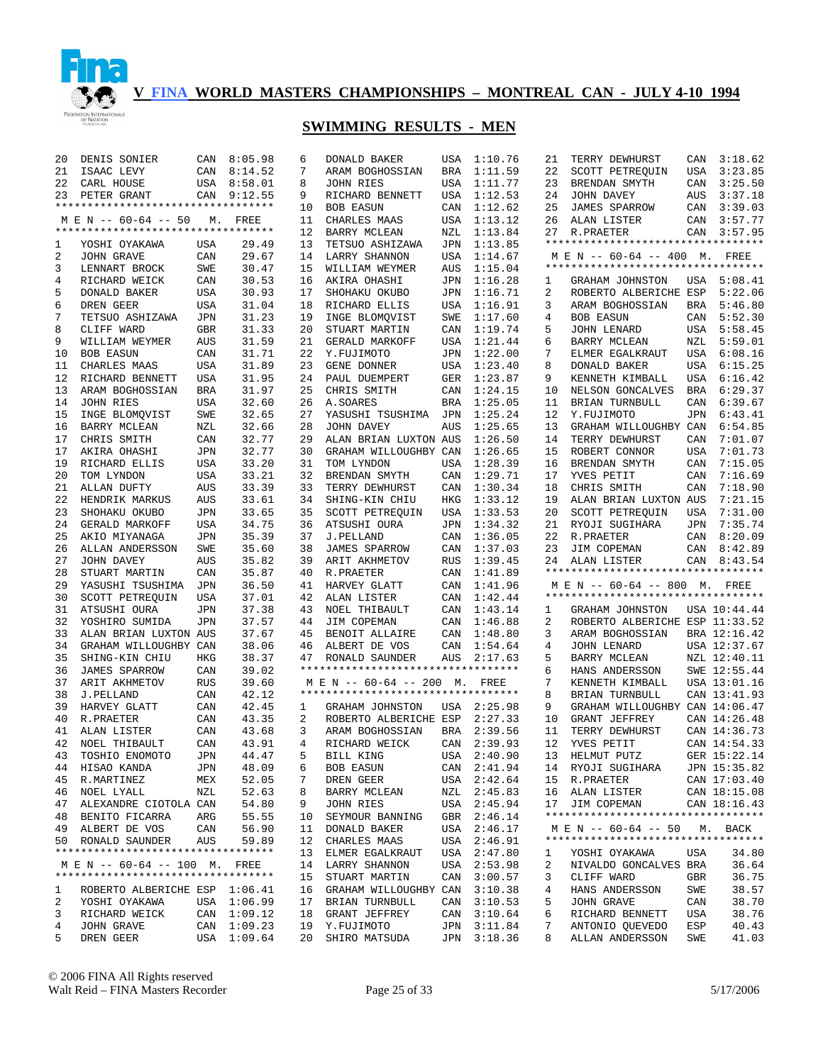# V FINA WORLD MASTERS CHAMPIONSHIPS – MONTREAL CAN - JULY 4-10 1994

## SWIMMING RESULTS - MEN

| | | | |
|---|---|---|---|
| 20 | DENIS SONIER | CAN | 8:05.98 |
| 21 | ISAAC LEVY | CAN | 8:14.52 |
| 22 | CARL HOUSE | USA | 8:58.01 |
| 23 | PETER GRANT | CAN | 9:12.55 |

### M E N -- 60-64 -- 50 M. FREE

| | | | |
|---|---|---|---|
| 1 | YOSHI OYAKAWA | USA | 29.49 |
| 2 | JOHN GRAVE | CAN | 29.67 |
| 3 | LENNART BROCK | SWE | 30.47 |
| 4 | RICHARD WEICK | CAN | 30.53 |
| 5 | DONALD BAKER | USA | 30.93 |
| 6 | DREN GEER | USA | 31.04 |
| 7 | TETSUO ASHIZAWA | JPN | 31.23 |
| 8 | CLIFF WARD | GBR | 31.33 |
| 9 | WILLIAM WEYMER | AUS | 31.59 |
| 10 | BOB EASUN | CAN | 31.71 |
| 11 | CHARLES MAAS | USA | 31.89 |
| 12 | RICHARD BENNETT | USA | 31.95 |
| 13 | ARAM BOGHOSSIAN | BRA | 31.97 |
| 14 | JOHN RIES | USA | 32.60 |
| 15 | INGE BLOMQVIST | SWE | 32.65 |
| 16 | BARRY MCLEAN | NZL | 32.66 |
| 17 | CHRIS SMITH | CAN | 32.77 |
| 17 | AKIRA OHASHI | JPN | 32.77 |
| 19 | RICHARD ELLIS | USA | 33.20 |
| 20 | TOM LYNDON | USA | 33.21 |
| 21 | ALLAN DUFTY | AUS | 33.39 |
| 22 | HENDRIK MARKUS | AUS | 33.61 |
| 23 | SHOHAKU OKUBO | JPN | 33.65 |
| 24 | GERALD MARKOFF | USA | 34.75 |
| 25 | AKIO MIYANAGA | JPN | 35.39 |
| 26 | ALLAN ANDERSSON | SWE | 35.60 |
| 27 | JOHN DAVEY | AUS | 35.82 |
| 28 | STUART MARTIN | CAN | 35.87 |
| 29 | YASUSHI TSUSHIMA | JPN | 36.50 |
| 30 | SCOTT PETREQUIN | USA | 37.01 |
| 31 | ATSUSHI OURA | JPN | 37.38 |
| 32 | YOSHIRO SUMIDA | JPN | 37.57 |
| 33 | ALAN BRIAN LUXTON | AUS | 37.67 |
| 34 | GRAHAM WILLOUGHBY | CAN | 38.06 |
| 35 | SHING-KIN CHIU | HKG | 38.37 |
| 36 | JAMES SPARROW | CAN | 39.02 |
| 37 | ARIT AKHMETOV | RUS | 39.60 |
| 38 | J.PELLAND | CAN | 42.12 |
| 39 | HARVEY GLATT | CAN | 42.45 |
| 40 | R.PRAETER | CAN | 43.35 |
| 41 | ALAN LISTER | CAN | 43.68 |
| 42 | NOEL THIBAULT | CAN | 43.91 |
| 43 | TOSHIO ENOMOTO | JPN | 44.47 |
| 44 | HISAO KANDA | JPN | 48.09 |
| 45 | R.MARTINEZ | MEX | 52.05 |
| 46 | NOEL LYALL | NZL | 52.63 |
| 47 | ALEXANDRE CIOTOLA | CAN | 54.80 |
| 48 | BENITO FICARRA | ARG | 55.55 |
| 49 | ALBERT DE VOS | CAN | 56.90 |
| 50 | RONALD SAUNDER | AUS | 59.89 |

### M E N -- 60-64 -- 100 M. FREE

| | | | |
|---|---|---|---|
| 1 | ROBERTO ALBERICHE | ESP | 1:06.41 |
| 2 | YOSHI OYAKAWA | USA | 1:06.99 |
| 3 | RICHARD WEICK | CAN | 1:09.12 |
| 4 | JOHN GRAVE | CAN | 1:09.23 |
| 5 | DREN GEER | USA | 1:09.64 |
| 6 | DONALD BAKER | USA | 1:10.76 |
| 7 | ARAM BOGHOSSIAN | BRA | 1:11.59 |
| 8 | JOHN RIES | USA | 1:11.77 |
| 9 | RICHARD BENNETT | USA | 1:12.53 |
| 10 | BOB EASUN | CAN | 1:12.62 |
| 11 | CHARLES MAAS | USA | 1:13.12 |
| 12 | BARRY MCLEAN | NZL | 1:13.84 |
| 13 | TETSUO ASHIZAWA | JPN | 1:13.85 |
| 14 | LARRY SHANNON | USA | 1:14.67 |
| 15 | WILLIAM WEYMER | AUS | 1:15.04 |
| 16 | AKIRA OHASHI | JPN | 1:16.28 |
| 17 | SHOHAKU OKUBO | JPN | 1:16.71 |
| 18 | RICHARD ELLIS | USA | 1:16.91 |
| 19 | INGE BLOMQVIST | SWE | 1:17.60 |
| 20 | STUART MARTIN | CAN | 1:19.74 |
| 21 | GERALD MARKOFF | USA | 1:21.44 |
| 22 | Y.FUJIMOTO | JPN | 1:22.00 |
| 23 | GENE DONNER | USA | 1:23.40 |
| 24 | PAUL DUEMPERT | GER | 1:23.87 |
| 25 | CHRIS SMITH | CAN | 1:24.15 |
| 26 | A.SOARES | BRA | 1:25.05 |
| 27 | YASUSHI TSUSHIMA | JPN | 1:25.24 |
| 28 | JOHN DAVEY | AUS | 1:25.65 |
| 29 | ALAN BRIAN LUXTON | AUS | 1:26.50 |
| 30 | GRAHAM WILLOUGHBY | CAN | 1:26.65 |
| 31 | TOM LYNDON | USA | 1:28.39 |
| 32 | BRENDAN SMYTH | CAN | 1:29.71 |
| 33 | TERRY DEWHURST | CAN | 1:30.34 |
| 34 | SHING-KIN CHIU | HKG | 1:33.12 |
| 35 | SCOTT PETREQUIN | USA | 1:33.53 |
| 36 | ATSUSHI OURA | JPN | 1:34.32 |
| 37 | J.PELLAND | CAN | 1:36.05 |
| 38 | JAMES SPARROW | CAN | 1:37.03 |
| 39 | ARIT AKHMETOV | RUS | 1:39.45 |
| 40 | R.PRAETER | CAN | 1:41.89 |
| 41 | HARVEY GLATT | CAN | 1:41.96 |
| 42 | ALAN LISTER | CAN | 1:42.44 |
| 43 | NOEL THIBAULT | CAN | 1:43.14 |
| 44 | JIM COPEMAN | CAN | 1:46.88 |
| 45 | BENOIT ALLAIRE | CAN | 1:48.80 |
| 46 | ALBERT DE VOS | CAN | 1:54.64 |
| 47 | RONALD SAUNDER | AUS | 2:17.63 |

### M E N -- 60-64 -- 200 M. FREE

| | | | |
|---|---|---|---|
| 1 | GRAHAM JOHNSTON | USA | 2:25.98 |
| 2 | ROBERTO ALBERICHE | ESP | 2:27.33 |
| 3 | ARAM BOGHOSSIAN | BRA | 2:39.56 |
| 4 | RICHARD WEICK | CAN | 2:39.93 |
| 5 | BILL KING | USA | 2:40.90 |
| 6 | BOB EASUN | CAN | 2:41.94 |
| 7 | DREN GEER | USA | 2:42.64 |
| 8 | BARRY MCLEAN | NZL | 2:45.83 |
| 9 | JOHN RIES | USA | 2:45.94 |
| 10 | SEYMOUR BANNING | GBR | 2:46.14 |
| 11 | DONALD BAKER | USA | 2:46.17 |
| 12 | CHARLES MAAS | USA | 2:46.91 |
| 13 | ELMER EGALKRAUT | USA | 2:47.80 |
| 14 | LARRY SHANNON | USA | 2:53.98 |
| 15 | STUART MARTIN | CAN | 3:00.57 |
| 16 | GRAHAM WILLOUGHBY | CAN | 3:10.38 |
| 17 | BRIAN TURNBULL | CAN | 3:10.53 |
| 18 | GRANT JEFFREY | CAN | 3:10.64 |
| 19 | Y.FUJIMOTO | JPN | 3:11.84 |
| 20 | SHIRO MATSUDA | JPN | 3:18.36 |
| 21 | TERRY DEWHURST | CAN | 3:18.62 |
| 22 | SCOTT PETREQUIN | USA | 3:23.85 |
| 23 | BRENDAN SMYTH | CAN | 3:25.50 |
| 24 | JOHN DAVEY | AUS | 3:37.18 |
| 25 | JAMES SPARROW | CAN | 3:39.03 |
| 26 | ALAN LISTER | CAN | 3:57.77 |
| 27 | R.PRAETER | CAN | 3:57.95 |

### M E N -- 60-64 -- 400 M. FREE

| | | | |
|---|---|---|---|
| 1 | GRAHAM JOHNSTON | USA | 5:08.41 |
| 2 | ROBERTO ALBERICHE | ESP | 5:22.06 |
| 3 | ARAM BOGHOSSIAN | BRA | 5:46.80 |
| 4 | BOB EASUN | CAN | 5:52.30 |
| 5 | JOHN LENARD | USA | 5:58.45 |
| 6 | BARRY MCLEAN | NZL | 5:59.01 |
| 7 | ELMER EGALKRAUT | USA | 6:08.16 |
| 8 | DONALD BAKER | USA | 6:15.25 |
| 9 | KENNETH KIMBALL | USA | 6:16.42 |
| 10 | NELSON GONCALVES | BRA | 6:29.37 |
| 11 | BRIAN TURNBULL | CAN | 6:39.67 |
| 12 | Y.FUJIMOTO | JPN | 6:43.41 |
| 13 | GRAHAM WILLOUGHBY | CAN | 6:54.85 |
| 14 | TERRY DEWHURST | CAN | 7:01.07 |
| 15 | ROBERT CONNOR | USA | 7:01.73 |
| 16 | BRENDAN SMYTH | CAN | 7:15.05 |
| 17 | YVES PETIT | CAN | 7:16.69 |
| 18 | CHRIS SMITH | CAN | 7:18.90 |
| 19 | ALAN BRIAN LUXTON | AUS | 7:21.15 |
| 20 | SCOTT PETREQUIN | USA | 7:31.00 |
| 21 | RYOJI SUGIHARA | JPN | 7:35.74 |
| 22 | R.PRAETER | CAN | 8:20.09 |
| 23 | JIM COPEMAN | CAN | 8:42.89 |
| 24 | ALAN LISTER | CAN | 8:43.54 |

### M E N -- 60-64 -- 800 M. FREE

| | | | |
|---|---|---|---|
| 1 | GRAHAM JOHNSTON | USA | 10:44.44 |
| 2 | ROBERTO ALBERICHE | ESP | 11:33.52 |
| 3 | ARAM BOGHOSSIAN | BRA | 12:16.42 |
| 4 | JOHN LENARD | USA | 12:37.67 |
| 5 | BARRY MCLEAN | NZL | 12:40.11 |
| 6 | HANS ANDERSSON | SWE | 12:55.44 |
| 7 | KENNETH KIMBALL | USA | 13:01.16 |
| 8 | BRIAN TURNBULL | CAN | 13:41.93 |
| 9 | GRAHAM WILLOUGHBY | CAN | 14:06.47 |
| 10 | GRANT JEFFREY | CAN | 14:26.48 |
| 11 | TERRY DEWHURST | CAN | 14:36.73 |
| 12 | YVES PETIT | CAN | 14:54.33 |
| 13 | HELMUT PUTZ | GER | 15:22.14 |
| 14 | RYOJI SUGIHARA | JPN | 15:35.82 |
| 15 | R.PRAETER | CAN | 17:03.40 |
| 16 | ALAN LISTER | CAN | 18:15.08 |
| 17 | JIM COPEMAN | CAN | 18:16.43 |

### M E N -- 60-64 -- 50 M. BACK

| | | | |
|---|---|---|---|
| 1 | YOSHI OYAKAWA | USA | 34.80 |
| 2 | NIVALDO GONCALVES | BRA | 36.64 |
| 3 | CLIFF WARD | GBR | 36.75 |
| 4 | HANS ANDERSSON | SWE | 38.57 |
| 5 | JOHN GRAVE | CAN | 38.70 |
| 6 | RICHARD BENNETT | USA | 38.76 |
| 7 | ANTONIO QUEVEDO | ESP | 40.43 |
| 8 | ALLAN ANDERSSON | SWE | 41.03 |

© 2006 FINA All Rights reserved
Walt Reid – FINA Masters Recorder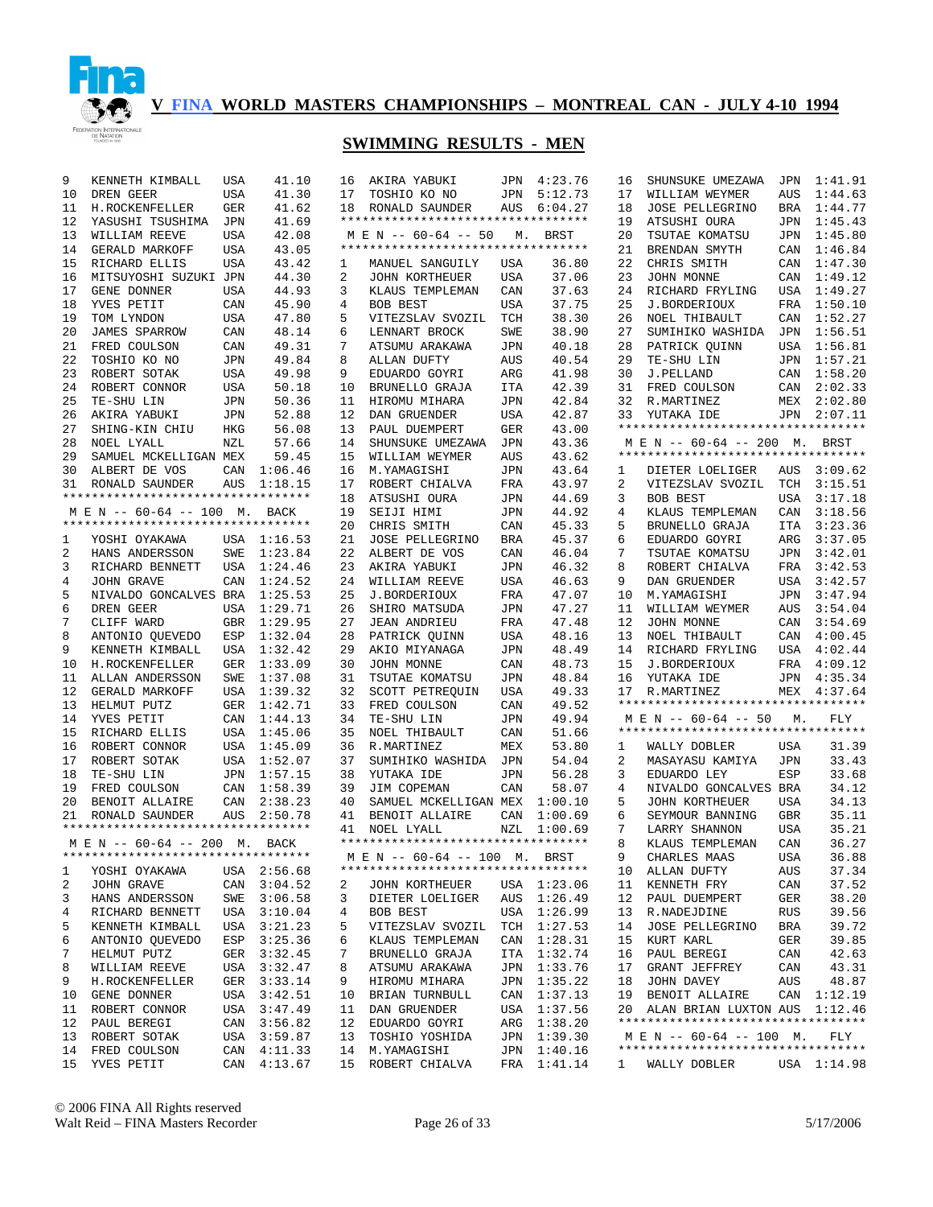**V FINA WORLD MASTERS CHAMPIONSHIPS – MONTREAL CAN - JULY 4-10 1994**

## SWIMMING RESULTS - MEN

| | | | |
|---|---|---|---|
| 9 | KENNETH KIMBALL | USA | 41.10 |
| 10 | DREN GEER | USA | 41.30 |
| 11 | H.ROCKENFELLER | GER | 41.62 |
| 12 | YASUSHI TSUSHIMA | JPN | 41.69 |
| 13 | WILLIAM REEVE | USA | 42.08 |
| 14 | GERALD MARKOFF | USA | 43.05 |
| 15 | RICHARD ELLIS | USA | 43.42 |
| 16 | MITSUYOSHI SUZUKI | JPN | 44.30 |
| 17 | GENE DONNER | USA | 44.93 |
| 18 | YVES PETIT | CAN | 45.90 |
| 19 | TOM LYNDON | USA | 47.80 |
| 20 | JAMES SPARROW | CAN | 48.14 |
| 21 | FRED COULSON | CAN | 49.31 |
| 22 | TOSHIO KO NO | JPN | 49.84 |
| 23 | ROBERT SOTAK | USA | 49.98 |
| 24 | ROBERT CONNOR | USA | 50.18 |
| 25 | TE-SHU LIN | JPN | 50.36 |
| 26 | AKIRA YABUKI | JPN | 52.88 |
| 27 | SHING-KIN CHIU | HKG | 56.08 |
| 28 | NOEL LYALL | NZL | 57.66 |
| 29 | SAMUEL MCKELLIGAN | MEX | 59.45 |
| 30 | ALBERT DE VOS | CAN | 1:06.46 |
| 31 | RONALD SAUNDER | AUS | 1:18.15 |

### M E N -- 60-64 -- 100 M. BACK

| | | | |
|---|---|---|---|
| 1 | YOSHI OYAKAWA | USA | 1:16.53 |
| 2 | HANS ANDERSSON | SWE | 1:23.84 |
| 3 | RICHARD BENNETT | USA | 1:24.46 |
| 4 | JOHN GRAVE | CAN | 1:24.52 |
| 5 | NIVALDO GONCALVES | BRA | 1:25.53 |
| 6 | DREN GEER | USA | 1:29.71 |
| 7 | CLIFF WARD | GBR | 1:29.95 |
| 8 | ANTONIO QUEVEDO | ESP | 1:32.04 |
| 9 | KENNETH KIMBALL | USA | 1:32.42 |
| 10 | H.ROCKENFELLER | GER | 1:33.09 |
| 11 | ALLAN ANDERSSON | SWE | 1:37.08 |
| 12 | GERALD MARKOFF | USA | 1:39.32 |
| 13 | HELMUT PUTZ | GER | 1:42.71 |
| 14 | YVES PETIT | CAN | 1:44.13 |
| 15 | RICHARD ELLIS | USA | 1:45.06 |
| 16 | ROBERT CONNOR | USA | 1:45.09 |
| 17 | ROBERT SOTAK | USA | 1:52.07 |
| 18 | TE-SHU LIN | JPN | 1:57.15 |
| 19 | FRED COULSON | CAN | 1:58.39 |
| 20 | BENOIT ALLAIRE | CAN | 2:38.23 |
| 21 | RONALD SAUNDER | AUS | 2:50.78 |

### M E N -- 60-64 -- 200 M. BACK

| | | | |
|---|---|---|---|
| 1 | YOSHI OYAKAWA | USA | 2:56.68 |
| 2 | JOHN GRAVE | CAN | 3:04.52 |
| 3 | HANS ANDERSSON | SWE | 3:06.58 |
| 4 | RICHARD BENNETT | USA | 3:10.04 |
| 5 | KENNETH KIMBALL | USA | 3:21.23 |
| 6 | ANTONIO QUEVEDO | ESP | 3:25.36 |
| 7 | HELMUT PUTZ | GER | 3:32.45 |
| 8 | WILLIAM REEVE | USA | 3:32.47 |
| 9 | H.ROCKENFELLER | GER | 3:33.14 |
| 10 | GENE DONNER | USA | 3:42.51 |
| 11 | ROBERT CONNOR | USA | 3:47.49 |
| 12 | PAUL BEREGI | CAN | 3:56.82 |
| 13 | ROBERT SOTAK | USA | 3:59.87 |
| 14 | FRED COULSON | CAN | 4:11.33 |
| 15 | YVES PETIT | CAN | 4:13.67 |
| 16 | AKIRA YABUKI | JPN | 4:23.76 |
| 17 | TOSHIO KO NO | JPN | 5:12.73 |
| 18 | RONALD SAUNDER | AUS | 6:04.27 |

### M E N -- 60-64 -- 50 M. BRST

| | | | |
|---|---|---|---|
| 1 | MANUEL SANGUILY | USA | 36.80 |
| 2 | JOHN KORTHEUER | USA | 37.06 |
| 3 | KLAUS TEMPLEMAN | CAN | 37.63 |
| 4 | BOB BEST | USA | 37.75 |
| 5 | VITEZSLAV SVOZIL | TCH | 38.30 |
| 6 | LENNART BROCK | SWE | 38.90 |
| 7 | ATSUMU ARAKAWA | JPN | 40.18 |
| 8 | ALLAN DUFTY | AUS | 40.54 |
| 9 | EDUARDO GOYRI | ARG | 41.98 |
| 10 | BRUNELLO GRAJA | ITA | 42.39 |
| 11 | HIROMU MIHARA | JPN | 42.84 |
| 12 | DAN GRUENDER | USA | 42.87 |
| 13 | PAUL DUEMPERT | GER | 43.00 |
| 14 | SHUNSUKE UMEZAWA | JPN | 43.36 |
| 15 | WILLIAM WEYMER | AUS | 43.62 |
| 16 | M.YAMAGISHI | JPN | 43.64 |
| 17 | ROBERT CHIALVA | FRA | 43.97 |
| 18 | ATSUSHI OURA | JPN | 44.69 |
| 19 | SEIJI HIMI | JPN | 44.92 |
| 20 | CHRIS SMITH | CAN | 45.33 |
| 21 | JOSE PELLEGRINO | BRA | 45.37 |
| 22 | ALBERT DE VOS | CAN | 46.04 |
| 23 | AKIRA YABUKI | JPN | 46.32 |
| 24 | WILLIAM REEVE | USA | 46.63 |
| 25 | J.BORDERIOUX | FRA | 47.07 |
| 26 | SHIRO MATSUDA | JPN | 47.27 |
| 27 | JEAN ANDRIEU | FRA | 47.48 |
| 28 | PATRICK QUINN | USA | 48.16 |
| 29 | AKIO MIYANAGA | JPN | 48.49 |
| 30 | JOHN MONNE | CAN | 48.73 |
| 31 | TSUTAE KOMATSU | JPN | 48.84 |
| 32 | SCOTT PETREQUIN | USA | 49.33 |
| 33 | FRED COULSON | CAN | 49.52 |
| 34 | TE-SHU LIN | JPN | 49.94 |
| 35 | NOEL THIBAULT | CAN | 51.66 |
| 36 | R.MARTINEZ | MEX | 53.80 |
| 37 | SUMIHIKO WASHIDA | JPN | 54.04 |
| 38 | YUTAKA IDE | JPN | 56.28 |
| 39 | JIM COPEMAN | CAN | 58.07 |
| 40 | SAMUEL MCKELLIGAN | MEX | 1:00.10 |
| 41 | BENOIT ALLAIRE | CAN | 1:00.69 |
| 41 | NOEL LYALL | NZL | 1:00.69 |

### M E N -- 60-64 -- 100 M. BRST

| | | | |
|---|---|---|---|
| 2 | JOHN KORTHEUER | USA | 1:23.06 |
| 3 | DIETER LOELIGER | AUS | 1:26.49 |
| 4 | BOB BEST | USA | 1:26.99 |
| 5 | VITEZSLAV SVOZIL | TCH | 1:27.53 |
| 6 | KLAUS TEMPLEMAN | CAN | 1:28.31 |
| 7 | BRUNELLO GRAJA | ITA | 1:32.74 |
| 8 | ATSUMU ARAKAWA | JPN | 1:33.76 |
| 9 | HIROMU MIHARA | JPN | 1:35.22 |
| 10 | BRIAN TURNBULL | CAN | 1:37.13 |
| 11 | DAN GRUENDER | USA | 1:37.56 |
| 12 | EDUARDO GOYRI | ARG | 1:38.20 |
| 13 | TOSHIO YOSHIDA | JPN | 1:39.30 |
| 14 | M.YAMAGISHI | JPN | 1:40.16 |
| 15 | ROBERT CHIALVA | FRA | 1:41.14 |
| 16 | SHUNSUKE UMEZAWA | JPN | 1:41.91 |
| 17 | WILLIAM WEYMER | AUS | 1:44.63 |
| 18 | JOSE PELLEGRINO | BRA | 1:44.77 |
| 19 | ATSUSHI OURA | JPN | 1:45.43 |
| 20 | TSUTAE KOMATSU | JPN | 1:45.80 |
| 21 | BRENDAN SMYTH | CAN | 1:46.84 |
| 22 | CHRIS SMITH | CAN | 1:47.30 |
| 23 | JOHN MONNE | CAN | 1:49.12 |
| 24 | RICHARD FRYLING | USA | 1:49.27 |
| 25 | J.BORDERIOUX | FRA | 1:50.10 |
| 26 | NOEL THIBAULT | CAN | 1:52.27 |
| 27 | SUMIHIKO WASHIDA | JPN | 1:56.51 |
| 28 | PATRICK QUINN | USA | 1:56.81 |
| 29 | TE-SHU LIN | JPN | 1:57.21 |
| 30 | J.PELLAND | CAN | 1:58.20 |
| 31 | FRED COULSON | CAN | 2:02.33 |
| 32 | R.MARTINEZ | MEX | 2:02.80 |
| 33 | YUTAKA IDE | JPN | 2:07.11 |

### M E N -- 60-64 -- 200 M. BRST

| | | | |
|---|---|---|---|
| 1 | DIETER LOELIGER | AUS | 3:09.62 |
| 2 | VITEZSLAV SVOZIL | TCH | 3:15.51 |
| 3 | BOB BEST | USA | 3:17.18 |
| 4 | KLAUS TEMPLEMAN | CAN | 3:18.56 |
| 5 | BRUNELLO GRAJA | ITA | 3:23.36 |
| 6 | EDUARDO GOYRI | ARG | 3:37.05 |
| 7 | TSUTAE KOMATSU | JPN | 3:42.01 |
| 8 | ROBERT CHIALVA | FRA | 3:42.53 |
| 9 | DAN GRUENDER | USA | 3:42.57 |
| 10 | M.YAMAGISHI | JPN | 3:47.94 |
| 11 | WILLIAM WEYMER | AUS | 3:54.04 |
| 12 | JOHN MONNE | CAN | 3:54.69 |
| 13 | NOEL THIBAULT | CAN | 4:00.45 |
| 14 | RICHARD FRYLING | USA | 4:02.44 |
| 15 | J.BORDERIOUX | FRA | 4:09.12 |
| 16 | YUTAKA IDE | JPN | 4:35.34 |
| 17 | R.MARTINEZ | MEX | 4:37.64 |

### M E N -- 60-64 -- 50 M. FLY

| | | | |
|---|---|---|---|
| 1 | WALLY DOBLER | USA | 31.39 |
| 2 | MASAYASU KAMIYA | JPN | 33.43 |
| 3 | EDUARDO LEY | ESP | 33.68 |
| 4 | NIVALDO GONCALVES | BRA | 34.12 |
| 5 | JOHN KORTHEUER | USA | 34.13 |
| 6 | SEYMOUR BANNING | GBR | 35.11 |
| 7 | LARRY SHANNON | USA | 35.21 |
| 8 | KLAUS TEMPLEMAN | CAN | 36.27 |
| 9 | CHARLES MAAS | USA | 36.88 |
| 10 | ALLAN DUFTY | AUS | 37.34 |
| 11 | KENNETH FRY | CAN | 37.52 |
| 12 | PAUL DUEMPERT | GER | 38.20 |
| 13 | R.NADEJDINE | RUS | 39.56 |
| 14 | JOSE PELLEGRINO | BRA | 39.72 |
| 15 | KURT KARL | GER | 39.85 |
| 16 | PAUL BEREGI | CAN | 42.63 |
| 17 | GRANT JEFFREY | CAN | 43.31 |
| 18 | JOHN DAVEY | AUS | 48.87 |
| 19 | BENOIT ALLAIRE | CAN | 1:12.19 |
| 20 | ALAN BRIAN LUXTON | AUS | 1:12.46 |

### M E N -- 60-64 -- 100 M. FLY

| | | | |
|---|---|---|---|
| 1 | WALLY DOBLER | USA | 1:14.98 |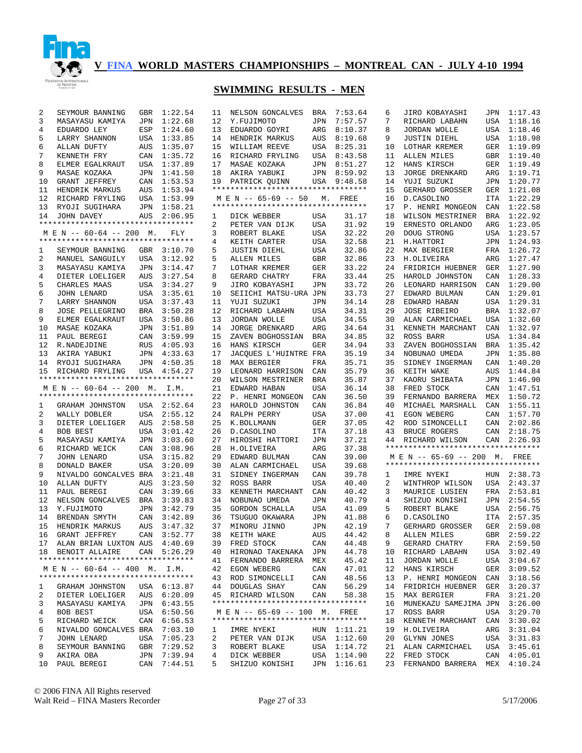# V FINA WORLD MASTERS CHAMPIONSHIPS – MONTREAL CAN - JULY 4-10 1994

## SWIMMING RESULTS - MEN

| | | | |
|---|---|---|---|
| 2 | SEYMOUR BANNING | GBR | 1:22.54 |
| 3 | MASAYASU KAMIYA | JPN | 1:22.68 |
| 4 | EDUARDO LEY | ESP | 1:24.60 |
| 5 | LARRY SHANNON | USA | 1:33.85 |
| 6 | ALLAN DUFTY | AUS | 1:35.07 |
| 7 | KENNETH FRY | CAN | 1:35.72 |
| 8 | ELMER EGALKRAUT | USA | 1:37.89 |
| 9 | MASAE KOZAKA | JPN | 1:41.50 |
| 10 | GRANT JEFFREY | CAN | 1:53.53 |
| 11 | HENDRIK MARKUS | AUS | 1:53.94 |
| 12 | RICHARD FRYLING | USA | 1:53.99 |
| 13 | RYOJI SUGIHARA | JPN | 1:58.21 |
| 14 | JOHN DAVEY | AUS | 2:06.95 |

### M E N -- 60-64 -- 200 M. FLY

| | | | |
|---|---|---|---|
| 1 | SEYMOUR BANNING | GBR | 3:10.70 |
| 2 | MANUEL SANGUILY | USA | 3:12.92 |
| 3 | MASAYASU KAMIYA | JPN | 3:14.47 |
| 4 | DIETER LOELIGER | AUS | 3:27.54 |
| 5 | CHARLES MAAS | USA | 3:34.27 |
| 6 | JOHN LENARD | USA | 3:35.61 |
| 7 | LARRY SHANNON | USA | 3:37.43 |
| 8 | JOSE PELLEGRINO | BRA | 3:50.28 |
| 9 | ELMER EGALKRAUT | USA | 3:50.86 |
| 10 | MASAE KOZAKA | JPN | 3:51.89 |
| 11 | PAUL BEREGI | CAN | 3:59.99 |
| 12 | R.NADEJDINE | RUS | 4:05.93 |
| 13 | AKIRA YABUKI | JPN | 4:33.63 |
| 14 | RYOJI SUGIHARA | JPN | 4:50.35 |
| 15 | RICHARD FRYLING | USA | 4:54.27 |

### M E N -- 60-64 -- 200 M. I.M.

| | | | |
|---|---|---|---|
| 1 | GRAHAM JOHNSTON | USA | 2:52.64 |
| 2 | WALLY DOBLER | USA | 2:55.12 |
| 3 | DIETER LOELIGER | AUS | 2:58.58 |
| 4 | BOB BEST | USA | 3:01.42 |
| 5 | MASAYASU KAMIYA | JPN | 3:03.60 |
| 6 | RICHARD WEICK | CAN | 3:08.96 |
| 7 | JOHN LENARD | USA | 3:15.82 |
| 8 | DONALD BAKER | USA | 3:20.09 |
| 9 | NIVALDO GONCALVES | BRA | 3:21.48 |
| 10 | ALLAN DUFTY | AUS | 3:23.50 |
| 11 | PAUL BEREGI | CAN | 3:39.66 |
| 12 | NELSON GONCALVES | BRA | 3:39.83 |
| 13 | Y.FUJIMOTO | JPN | 3:42.79 |
| 14 | BRENDAN SMYTH | CAN | 3:42.89 |
| 15 | HENDRIK MARKUS | AUS | 3:47.32 |
| 16 | GRANT JEFFREY | CAN | 3:52.77 |
| 17 | ALAN BRIAN LUXTON | AUS | 4:40.69 |
| 18 | BENOIT ALLAIRE | CAN | 5:26.29 |

### M E N -- 60-64 -- 400 M. I.M.

| | | | |
|---|---|---|---|
| 1 | GRAHAM JOHNSTON | USA | 6:13.87 |
| 2 | DIETER LOELIGER | AUS | 6:20.09 |
| 3 | MASAYASU KAMIYA | JPN | 6:43.55 |
| 4 | BOB BEST | USA | 6:50.56 |
| 5 | RICHARD WEICK | CAN | 6:56.53 |
| 6 | NIVALDO GONCALVES | BRA | 7:03.10 |
| 7 | JOHN LENARD | USA | 7:05.23 |
| 8 | SEYMOUR BANNING | GBR | 7:29.52 |
| 9 | AKIRA OBA | JPN | 7:39.94 |
| 10 | PAUL BEREGI | CAN | 7:44.51 |
| 11 | NELSON GONCALVES | BRA | 7:53.64 |
| 12 | Y.FUJIMOTO | JPN | 7:57.57 |
| 13 | EDUARDO GOYRI | ARG | 8:10.37 |
| 14 | HENDRIK MARKUS | AUS | 8:19.68 |
| 15 | WILLIAM REEVE | USA | 8:25.31 |
| 16 | RICHARD FRYLING | USA | 8:43.58 |
| 17 | MASAE KOZAKA | JPN | 8:51.27 |
| 18 | AKIRA YABUKI | JPN | 8:59.92 |
| 19 | PATRICK QUINN | USA | 9:48.58 |

### M E N -- 65-69 -- 50 M. FREE

| | | | |
|---|---|---|---|
| 1 | DICK WEBBER | USA | 31.17 |
| 2 | PETER VAN DIJK | USA | 31.92 |
| 3 | ROBERT BLAKE | USA | 32.22 |
| 4 | KEITH CARTER | USA | 32.58 |
| 5 | JUSTIN DIEHL | USA | 32.86 |
| 5 | ALLEN MILES | GBR | 32.86 |
| 7 | LOTHAR KREMER | GER | 33.22 |
| 8 | GERARD CHATRY | FRA | 33.44 |
| 9 | JIRO KOBAYASHI | JPN | 33.72 |
| 10 | SEIICHI MATSU-URA | JPN | 33.73 |
| 11 | YUJI SUZUKI | JPN | 34.14 |
| 12 | RICHARD LABAHN | USA | 34.31 |
| 13 | JORDAN WOLLE | USA | 34.55 |
| 14 | JORGE DRENKARD | ARG | 34.64 |
| 15 | ZAVEN BOGHOSSIAN | BRA | 34.85 |
| 16 | HANS KIRSCH | GER | 34.94 |
| 17 | JACQUES L'HUINTRE | FRA | 35.19 |
| 18 | MAX BERGIER | FRA | 35.71 |
| 19 | LEONARD HARRISON | CAN | 35.79 |
| 20 | WILSON MESTRINER | BRA | 35.87 |
| 21 | EDWARD HABAN | USA | 36.14 |
| 22 | P. HENRI MONGEON | CAN | 36.50 |
| 23 | HAROLD JOHNSTON | CAN | 36.84 |
| 24 | RALPH PERRY | USA | 37.00 |
| 25 | K.BOLLMANN | GER | 37.05 |
| 26 | D.CASOLINO | ITA | 37.18 |
| 27 | HIROSHI HATTORI | JPN | 37.21 |
| 28 | H.OLIVEIRA | ARG | 37.38 |
| 29 | EDWARD BULMAN | CAN | 39.00 |
| 30 | ALAN CARMICHAEL | USA | 39.68 |
| 31 | SIDNEY INGERMAN | CAN | 39.78 |
| 32 | ROSS BARR | USA | 40.40 |
| 33 | KENNETH MARCHANT | CAN | 40.42 |
| 34 | NOBUNAO UMEDA | JPN | 40.79 |
| 35 | GORDON SCHALLA | USA | 41.09 |
| 36 | TSUGUO OKAWARA | JPN | 41.88 |
| 37 | MINORU JINNO | JPN | 42.19 |
| 38 | KEITH WAKE | AUS | 44.42 |
| 39 | FRED STOCK | CAN | 44.48 |
| 40 | HIRONAO TAKENAKA | JPN | 44.78 |
| 41 | FERNANDO BARRERA | MEX | 45.42 |
| 42 | EGON WEBERG | CAN | 47.01 |
| 43 | ROD SIMONCELLI | CAN | 48.56 |
| 44 | DOUGLAS SHAY | CAN | 56.29 |
| 45 | RICHARD WILSON | CAN | 58.38 |

### M E N -- 65-69 -- 100 M. FREE

| | | | |
|---|---|---|---|
| 1 | IMRE NYEKI | HUN | 1:11.21 |
| 2 | PETER VAN DIJK | USA | 1:12.60 |
| 3 | ROBERT BLAKE | USA | 1:14.72 |
| 4 | DICK WEBBER | USA | 1:14.90 |
| 5 | SHIZUO KONISHI | JPN | 1:16.61 |
| 6 | JIRO KOBAYASHI | JPN | 1:17.43 |
| 7 | RICHARD LABAHN | USA | 1:18.16 |
| 8 | JORDAN WOLLE | USA | 1:18.46 |
| 9 | JUSTIN DIEHL | USA | 1:18.98 |
| 10 | LOTHAR KREMER | GER | 1:19.09 |
| 11 | ALLEN MILES | GBR | 1:19.40 |
| 12 | HANS KIRSCH | GER | 1:19.49 |
| 13 | JORGE DRENKARD | ARG | 1:19.71 |
| 14 | YUJI SUZUKI | JPN | 1:20.77 |
| 15 | GERHARD GROSSER | GER | 1:21.08 |
| 16 | D.CASOLINO | ITA | 1:22.29 |
| 17 | P. HENRI MONGEON | CAN | 1:22.58 |
| 18 | WILSON MESTRINER | BRA | 1:22.92 |
| 19 | ERNESTO ORLANDO | ARG | 1:23.05 |
| 20 | DOUG STRONG | USA | 1:23.57 |
| 21 | H.HATTORI | JPN | 1:24.93 |
| 22 | MAX BERGIER | FRA | 1:26.72 |
| 23 | H.OLIVEIRA | ARG | 1:27.47 |
| 24 | FRIDRICH HUEBNER | GER | 1:27.90 |
| 25 | HAROLD JOHNSTON | CAN | 1:28.33 |
| 26 | LEONARD HARRISON | CAN | 1:29.00 |
| 27 | EDWARD BULMAN | CAN | 1:29.01 |
| 28 | EDWARD HABAN | USA | 1:29.31 |
| 29 | JOSE RIBEIRO | BRA | 1:32.07 |
| 30 | ALAN CARMICHAEL | USA | 1:32.60 |
| 31 | KENNETH MARCHANT | CAN | 1:32.97 |
| 32 | ROSS BARR | USA | 1:34.84 |
| 33 | ZAVEN BOGHOSSIAN | BRA | 1:35.42 |
| 34 | NOBUNAO UMEDA | JPN | 1:35.80 |
| 35 | SIDNEY INGERMAN | CAN | 1:40.20 |
| 36 | KEITH WAKE | AUS | 1:44.84 |
| 37 | KAORU SHIBATA | JPN | 1:46.90 |
| 38 | FRED STOCK | CAN | 1:47.51 |
| 39 | FERNANDO BARRERA | MEX | 1:50.72 |
| 40 | MICHAEL MARSHALL | CAN | 1:55.11 |
| 41 | EGON WEBERG | CAN | 1:57.70 |
| 42 | ROD SIMONCELLI | CAN | 2:02.86 |
| 43 | BRUCE ROGERS | CAN | 2:18.75 |
| 44 | RICHARD WILSON | CAN | 2:26.93 |

### M E N -- 65-69 -- 200 M. FREE

| | | | |
|---|---|---|---|
| 1 | IMRE NYEKI | HUN | 2:38.73 |
| 2 | WINTHROP WILSON | USA | 2:43.37 |
| 3 | MAURICE LUSIEN | FRA | 2:53.81 |
| 4 | SHIZUO KONISHI | JPN | 2:54.55 |
| 5 | ROBERT BLAKE | USA | 2:56.75 |
| 6 | D.CASOLINO | ITA | 2:57.35 |
| 7 | GERHARD GROSSER | GER | 2:59.08 |
| 8 | ALLEN MILES | GBR | 2:59.22 |
| 9 | GERARD CHATRY | FRA | 2:59.50 |
| 10 | RICHARD LABAHN | USA | 3:02.49 |
| 11 | JORDAN WOLLE | USA | 3:04.67 |
| 12 | HANS KIRSCH | GER | 3:09.52 |
| 13 | P. HENRI MONGEON | CAN | 3:18.56 |
| 14 | FRIDRICH HUEBNER | GER | 3:20.37 |
| 15 | MAX BERGIER | FRA | 3:21.20 |
| 16 | MUNEKAZU SAMEJIMA | JPN | 3:26.00 |
| 17 | ROSS BARR | USA | 3:29.70 |
| 18 | KENNETH MARCHANT | CAN | 3:30.02 |
| 19 | H.OLIVEIRA | ARG | 3:31.04 |
| 20 | GLYNN JONES | USA | 3:31.83 |
| 21 | ALAN CARMICHAEL | USA | 3:45.61 |
| 22 | FRED STOCK | CAN | 4:05.01 |
| 23 | FERNANDO BARRERA | MEX | 4:10.24 |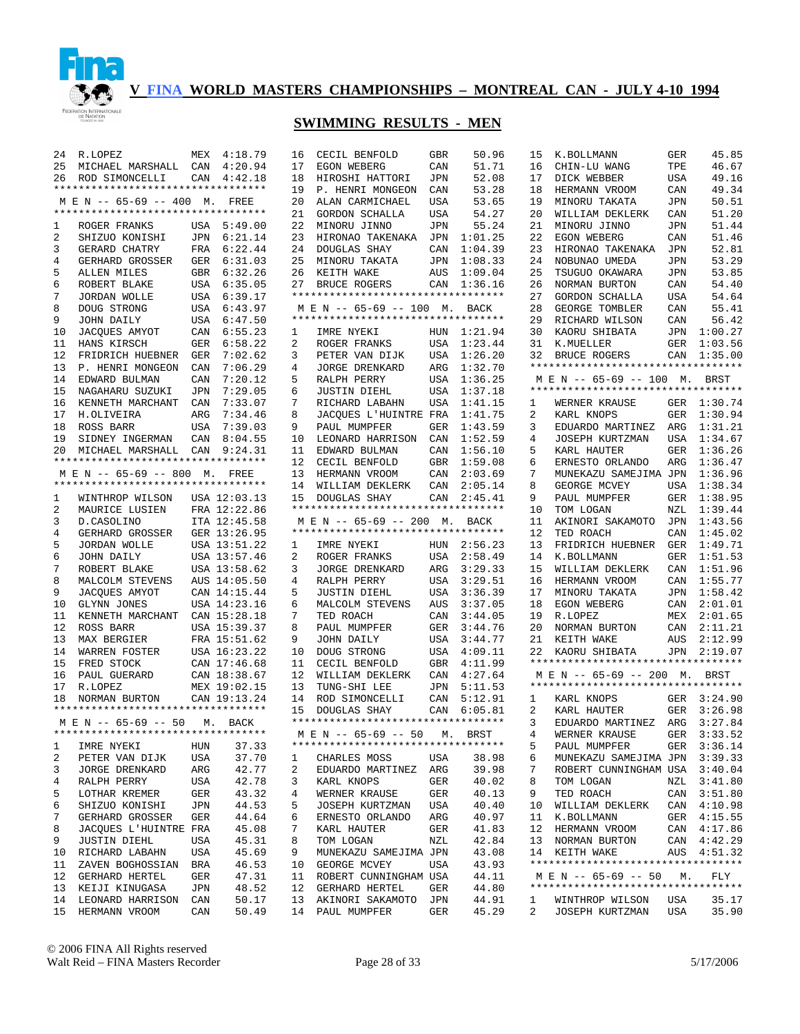# V FINA WORLD MASTERS CHAMPIONSHIPS – MONTREAL CAN - JULY 4-10 1994

## SWIMMING RESULTS - MEN

| | | | |
|---|---|---|---|
| 24 | R.LOPEZ | MEX | 4:18.79 |
| 25 | MICHAEL MARSHALL | CAN | 4:20.94 |
| 26 | ROD SIMONCELLI | CAN | 4:42.18 |

### M E N -- 65-69 -- 400 M. FREE

| Place | Name | Country | Time |
|---|---|---|---|
| 1 | ROGER FRANKS | USA | 5:49.00 |
| 2 | SHIZUO KONISHI | JPN | 6:21.14 |
| 3 | GERARD CHATRY | FRA | 6:22.44 |
| 4 | GERHARD GROSSER | GER | 6:31.03 |
| 5 | ALLEN MILES | GBR | 6:32.26 |
| 6 | ROBERT BLAKE | USA | 6:35.05 |
| 7 | JORDAN WOLLE | USA | 6:39.17 |
| 8 | DOUG STRONG | USA | 6:43.97 |
| 9 | JOHN DAILY | USA | 6:47.50 |
| 10 | JACQUES AMYOT | CAN | 6:55.23 |
| 11 | HANS KIRSCH | GER | 6:58.22 |
| 12 | FRIDRICH HUEBNER | GER | 7:02.62 |
| 13 | P. HENRI MONGEON | CAN | 7:06.29 |
| 14 | EDWARD BULMAN | CAN | 7:20.12 |
| 15 | NAGAHARU SUZUKI | JPN | 7:29.05 |
| 16 | KENNETH MARCHANT | CAN | 7:33.07 |
| 17 | H.OLIVEIRA | ARG | 7:34.46 |
| 18 | ROSS BARR | USA | 7:39.03 |
| 19 | SIDNEY INGERMAN | CAN | 8:04.55 |
| 20 | MICHAEL MARSHALL | CAN | 9:24.31 |

### M E N -- 65-69 -- 800 M. FREE

| Place | Name | Country | Time |
|---|---|---|---|
| 1 | WINTHROP WILSON | USA | 12:03.13 |
| 2 | MAURICE LUSIEN | FRA | 12:22.86 |
| 3 | D.CASOLINO | ITA | 12:45.58 |
| 4 | GERHARD GROSSER | GER | 13:26.95 |
| 5 | JORDAN WOLLE | USA | 13:51.22 |
| 6 | JOHN DAILY | USA | 13:57.46 |
| 7 | ROBERT BLAKE | USA | 13:58.62 |
| 8 | MALCOLM STEVENS | AUS | 14:05.50 |
| 9 | JACQUES AMYOT | CAN | 14:15.44 |
| 10 | GLYNN JONES | USA | 14:23.16 |
| 11 | KENNETH MARCHANT | CAN | 15:28.18 |
| 12 | ROSS BARR | USA | 15:39.37 |
| 13 | MAX BERGIER | FRA | 15:51.62 |
| 14 | WARREN FOSTER | USA | 16:23.22 |
| 15 | FRED STOCK | CAN | 17:46.68 |
| 16 | PAUL GUERARD | CAN | 18:38.67 |
| 17 | R.LOPEZ | MEX | 19:02.15 |
| 18 | NORMAN BURTON | CAN | 19:13.24 |

### M E N -- 65-69 -- 50 M. BACK

| Place | Name | Country | Time |
|---|---|---|---|
| 1 | IMRE NYEKI | HUN | 37.33 |
| 2 | PETER VAN DIJK | USA | 37.70 |
| 3 | JORGE DRENKARD | ARG | 42.77 |
| 4 | RALPH PERRY | USA | 42.78 |
| 5 | LOTHAR KREMER | GER | 43.32 |
| 6 | SHIZUO KONISHI | JPN | 44.53 |
| 7 | GERHARD GROSSER | GER | 44.64 |
| 8 | JACQUES L'HUINTRE | FRA | 45.08 |
| 9 | JUSTIN DIEHL | USA | 45.31 |
| 10 | RICHARD LABAHN | USA | 45.69 |
| 11 | ZAVEN BOGHOSSIAN | BRA | 46.53 |
| 12 | GERHARD HERTEL | GER | 47.31 |
| 13 | KEIJI KINUGASA | JPN | 48.52 |
| 14 | LEONARD HARRISON | CAN | 50.17 |
| 15 | HERMANN VROOM | CAN | 50.49 |
| 16 | CECIL BENFOLD | GBR | 50.96 |
| 17 | EGON WEBERG | CAN | 51.71 |
| 18 | HIROSHI HATTORI | JPN | 52.08 |
| 19 | P. HENRI MONGEON | CAN | 53.28 |
| 20 | ALAN CARMICHAEL | USA | 53.65 |
| 21 | GORDON SCHALLA | USA | 54.27 |
| 22 | MINORU JINNO | JPN | 55.24 |
| 23 | HIRONAO TAKENAKA | JPN | 1:01.25 |
| 24 | DOUGLAS SHAY | CAN | 1:04.39 |
| 25 | MINORU TAKATA | JPN | 1:08.33 |
| 26 | KEITH WAKE | AUS | 1:09.04 |
| 27 | BRUCE ROGERS | CAN | 1:36.16 |

### M E N -- 65-69 -- 100 M. BACK

| Place | Name | Country | Time |
|---|---|---|---|
| 1 | IMRE NYEKI | HUN | 1:21.94 |
| 2 | ROGER FRANKS | USA | 1:23.44 |
| 3 | PETER VAN DIJK | USA | 1:26.20 |
| 4 | JORGE DRENKARD | ARG | 1:32.70 |
| 5 | RALPH PERRY | USA | 1:36.25 |
| 6 | JUSTIN DIEHL | USA | 1:37.18 |
| 7 | RICHARD LABAHN | USA | 1:41.15 |
| 8 | JACQUES L'HUINTRE | FRA | 1:41.75 |
| 9 | PAUL MUMPFER | GER | 1:43.59 |
| 10 | LEONARD HARRISON | CAN | 1:52.59 |
| 11 | EDWARD BULMAN | CAN | 1:56.10 |
| 12 | CECIL BENFOLD | GBR | 1:59.08 |
| 13 | HERMANN VROOM | CAN | 2:03.69 |
| 14 | WILLIAM DEKLERK | CAN | 2:05.14 |
| 15 | DOUGLAS SHAY | CAN | 2:45.41 |

### M E N -- 65-69 -- 200 M. BACK

| Place | Name | Country | Time |
|---|---|---|---|
| 1 | IMRE NYEKI | HUN | 2:56.23 |
| 2 | ROGER FRANKS | USA | 2:58.49 |
| 3 | JORGE DRENKARD | ARG | 3:29.33 |
| 4 | RALPH PERRY | USA | 3:29.51 |
| 5 | JUSTIN DIEHL | USA | 3:36.39 |
| 6 | MALCOLM STEVENS | AUS | 3:37.05 |
| 7 | TED ROACH | CAN | 3:44.05 |
| 8 | PAUL MUMPFER | GER | 3:44.76 |
| 9 | JOHN DAILY | USA | 3:44.77 |
| 10 | DOUG STRONG | USA | 4:09.11 |
| 11 | CECIL BENFOLD | GBR | 4:11.99 |
| 12 | WILLIAM DEKLERK | CAN | 4:27.64 |
| 13 | TUNG-SHI LEE | JPN | 5:11.53 |
| 14 | ROD SIMONCELLI | CAN | 5:12.91 |
| 15 | DOUGLAS SHAY | CAN | 6:05.81 |

### M E N -- 65-69 -- 50 M. BRST

| Place | Name | Country | Time |
|---|---|---|---|
| 1 | CHARLES MOSS | USA | 38.98 |
| 2 | EDUARDO MARTINEZ | ARG | 39.98 |
| 3 | KARL KNOPS | GER | 40.02 |
| 4 | WERNER KRAUSE | GER | 40.13 |
| 5 | JOSEPH KURTZMAN | USA | 40.40 |
| 6 | ERNESTO ORLANDO | ARG | 40.97 |
| 7 | KARL HAUTER | GER | 41.83 |
| 8 | TOM LOGAN | NZL | 42.84 |
| 9 | MUNEKAZU SAMEJIMA | JPN | 43.08 |
| 10 | GEORGE MCVEY | USA | 43.93 |
| 11 | ROBERT CUNNINGHAM | USA | 44.11 |
| 12 | GERHARD HERTEL | GER | 44.80 |
| 13 | AKINORI SAKAMOTO | JPN | 44.91 |
| 14 | PAUL MUMPFER | GER | 45.29 |
| 15 | K.BOLLMANN | GER | 45.85 |
| 16 | CHIN-LU WANG | TPE | 46.67 |
| 17 | DICK WEBBER | USA | 49.16 |
| 18 | HERMANN VROOM | CAN | 49.34 |
| 19 | MINORU TAKATA | JPN | 50.51 |
| 20 | WILLIAM DEKLERK | CAN | 51.20 |
| 21 | MINORU JINNO | JPN | 51.44 |
| 22 | EGON WEBERG | CAN | 51.46 |
| 23 | HIRONAO TAKENAKA | JPN | 52.81 |
| 24 | NOBUNAO UMEDA | JPN | 53.29 |
| 25 | TSUGUO OKAWARA | JPN | 53.85 |
| 26 | NORMAN BURTON | CAN | 54.40 |
| 27 | GORDON SCHALLA | USA | 54.64 |
| 28 | GEORGE TOMBLER | CAN | 55.41 |
| 29 | RICHARD WILSON | CAN | 56.42 |
| 30 | KAORU SHIBATA | JPN | 1:00.27 |
| 31 | K.MUELLER | GER | 1:03.56 |
| 32 | BRUCE ROGERS | CAN | 1:35.00 |

### M E N -- 65-69 -- 100 M. BRST

| Place | Name | Country | Time |
|---|---|---|---|
| 1 | WERNER KRAUSE | GER | 1:30.74 |
| 2 | KARL KNOPS | GER | 1:30.94 |
| 3 | EDUARDO MARTINEZ | ARG | 1:31.21 |
| 4 | JOSEPH KURTZMAN | USA | 1:34.67 |
| 5 | KARL HAUTER | GER | 1:36.26 |
| 6 | ERNESTO ORLANDO | ARG | 1:36.47 |
| 7 | MUNEKAZU SAMEJIMA | JPN | 1:36.96 |
| 8 | GEORGE MCVEY | USA | 1:38.34 |
| 9 | PAUL MUMPFER | GER | 1:38.95 |
| 10 | TOM LOGAN | NZL | 1:39.44 |
| 11 | AKINORI SAKAMOTO | JPN | 1:43.56 |
| 12 | TED ROACH | CAN | 1:45.02 |
| 13 | FRIDRICH HUEBNER | GER | 1:49.71 |
| 14 | K.BOLLMANN | GER | 1:51.53 |
| 15 | WILLIAM DEKLERK | CAN | 1:51.96 |
| 16 | HERMANN VROOM | CAN | 1:55.77 |
| 17 | MINORU TAKATA | JPN | 1:58.42 |
| 18 | EGON WEBERG | CAN | 2:01.01 |
| 19 | R.LOPEZ | MEX | 2:01.65 |
| 20 | NORMAN BURTON | CAN | 2:11.21 |
| 21 | KEITH WAKE | AUS | 2:12.99 |
| 22 | KAORU SHIBATA | JPN | 2:19.07 |

### M E N -- 65-69 -- 200 M. BRST

| Place | Name | Country | Time |
|---|---|---|---|
| 1 | KARL KNOPS | GER | 3:24.90 |
| 2 | KARL HAUTER | GER | 3:26.98 |
| 3 | EDUARDO MARTINEZ | ARG | 3:27.84 |
| 4 | WERNER KRAUSE | GER | 3:33.52 |
| 5 | PAUL MUMPFER | GER | 3:36.14 |
| 6 | MUNEKAZU SAMEJIMA | JPN | 3:39.33 |
| 7 | ROBERT CUNNINGHAM | USA | 3:40.04 |
| 8 | TOM LOGAN | NZL | 3:41.80 |
| 9 | TED ROACH | CAN | 3:51.80 |
| 10 | WILLIAM DEKLERK | CAN | 4:10.98 |
| 11 | K.BOLLMANN | GER | 4:15.55 |
| 12 | HERMANN VROOM | CAN | 4:17.86 |
| 13 | NORMAN BURTON | CAN | 4:42.29 |
| 14 | KEITH WAKE | AUS | 4:51.32 |

### M E N -- 65-69 -- 50 M. FLY

| Place | Name | Country | Time |
|---|---|---|---|
| 1 | WINTHROP WILSON | USA | 35.17 |
| 2 | JOSEPH KURTZMAN | USA | 35.90 |

© 2006 FINA All Rights reserved
Walt Reid – FINA Masters Recorder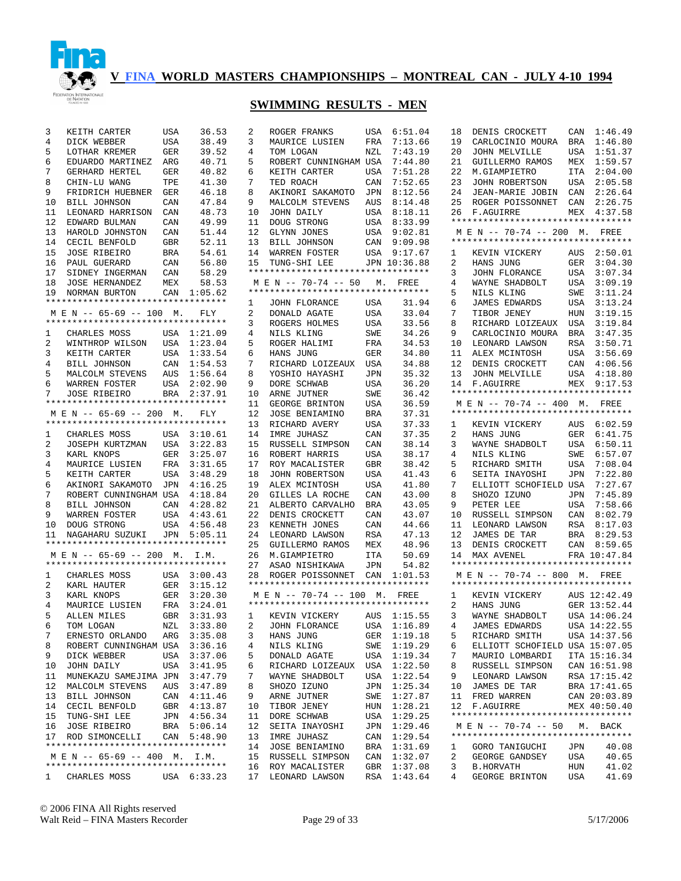# V FINA WORLD MASTERS CHAMPIONSHIPS – MONTREAL CAN - JULY 4-10 1994

## SWIMMING RESULTS - MEN

| | | | |
|---|---|---|---|
| 3 | KEITH CARTER | USA | 36.53 |
| 4 | DICK WEBBER | USA | 38.49 |
| 5 | LOTHAR KREMER | GER | 39.52 |
| 6 | EDUARDO MARTINEZ | ARG | 40.71 |
| 7 | GERHARD HERTEL | GER | 40.82 |
| 8 | CHIN-LU WANG | TPE | 41.30 |
| 9 | FRIDRICH HUEBNER | GER | 46.18 |
| 10 | BILL JOHNSON | CAN | 47.84 |
| 11 | LEONARD HARRISON | CAN | 48.73 |
| 12 | EDWARD BULMAN | CAN | 49.99 |
| 13 | HAROLD JOHNSTON | CAN | 51.44 |
| 14 | CECIL BENFOLD | GBR | 52.11 |
| 15 | JOSE RIBEIRO | BRA | 54.61 |
| 16 | PAUL GUERARD | CAN | 56.80 |
| 17 | SIDNEY INGERMAN | CAN | 58.29 |
| 18 | JOSE HERNANDEZ | MEX | 58.53 |
| 19 | NORMAN BURTON | CAN | 1:05.62 |

### M E N -- 65-69 -- 100 M. FLY

| | | | |
|---|---|---|---|
| 1 | CHARLES MOSS | USA | 1:21.09 |
| 2 | WINTHROP WILSON | USA | 1:23.04 |
| 3 | KEITH CARTER | USA | 1:33.54 |
| 4 | BILL JOHNSON | CAN | 1:54.53 |
| 5 | MALCOLM STEVENS | AUS | 1:56.64 |
| 6 | WARREN FOSTER | USA | 2:02.90 |
| 7 | JOSE RIBEIRO | BRA | 2:37.91 |

### M E N -- 65-69 -- 200 M. FLY

| | | | |
|---|---|---|---|
| 1 | CHARLES MOSS | USA | 3:10.61 |
| 2 | JOSEPH KURTZMAN | USA | 3:22.83 |
| 3 | KARL KNOPS | GER | 3:25.07 |
| 4 | MAURICE LUSIEN | FRA | 3:31.65 |
| 5 | KEITH CARTER | USA | 3:48.29 |
| 6 | AKINORI SAKAMOTO | JPN | 4:16.25 |
| 7 | ROBERT CUNNINGHAM | USA | 4:18.84 |
| 8 | BILL JOHNSON | CAN | 4:28.82 |
| 9 | WARREN FOSTER | USA | 4:43.61 |
| 10 | DOUG STRONG | USA | 4:56.48 |
| 11 | NAGAHARU SUZUKI | JPN | 5:05.11 |

### M E N -- 65-69 -- 200 M. I.M.

| | | | |
|---|---|---|---|
| 1 | CHARLES MOSS | USA | 3:00.43 |
| 2 | KARL HAUTER | GER | 3:15.12 |
| 3 | KARL KNOPS | GER | 3:20.30 |
| 4 | MAURICE LUSIEN | FRA | 3:24.01 |
| 5 | ALLEN MILES | GBR | 3:31.93 |
| 6 | TOM LOGAN | NZL | 3:33.80 |
| 7 | ERNESTO ORLANDO | ARG | 3:35.08 |
| 8 | ROBERT CUNNINGHAM | USA | 3:36.16 |
| 9 | DICK WEBBER | USA | 3:37.06 |
| 10 | JOHN DAILY | USA | 3:41.95 |
| 11 | MUNEKAZU SAMEJIMA | JPN | 3:47.79 |
| 12 | MALCOLM STEVENS | AUS | 3:47.89 |
| 13 | BILL JOHNSON | CAN | 4:11.46 |
| 14 | CECIL BENFOLD | GBR | 4:13.87 |
| 15 | TUNG-SHI LEE | JPN | 4:56.34 |
| 16 | JOSE RIBEIRO | BRA | 5:06.14 |
| 17 | ROD SIMONCELLI | CAN | 5:48.90 |

### M E N -- 65-69 -- 400 M. I.M.

| | | | |
|---|---|---|---|
| 1 | CHARLES MOSS | USA | 6:33.23 |
| 2 | ROGER FRANKS | USA | 6:51.04 |
| 3 | MAURICE LUSIEN | FRA | 7:13.66 |
| 4 | TOM LOGAN | NZL | 7:43.19 |
| 5 | ROBERT CUNNINGHAM | USA | 7:44.80 |
| 6 | KEITH CARTER | USA | 7:51.28 |
| 7 | TED ROACH | CAN | 7:52.65 |
| 8 | AKINORI SAKAMOTO | JPN | 8:12.56 |
| 9 | MALCOLM STEVENS | AUS | 8:14.48 |
| 10 | JOHN DAILY | USA | 8:18.11 |
| 11 | DOUG STRONG | USA | 8:33.99 |
| 12 | GLYNN JONES | USA | 9:02.81 |
| 13 | BILL JOHNSON | CAN | 9:09.98 |
| 14 | WARREN FOSTER | USA | 9:17.67 |
| 15 | TUNG-SHI LEE | JPN | 10:36.88 |

### M E N -- 70-74 -- 50 M. FREE

| | | | |
|---|---|---|---|
| 1 | JOHN FLORANCE | USA | 31.94 |
| 2 | DONALD AGATE | USA | 33.04 |
| 3 | ROGERS HOLMES | USA | 33.56 |
| 4 | NILS KLING | SWE | 34.26 |
| 5 | ROGER HALIMI | FRA | 34.53 |
| 6 | HANS JUNG | GER | 34.80 |
| 7 | RICHARD LOIZEAUX | USA | 34.88 |
| 8 | YOSHIO HAYASHI | JPN | 35.32 |
| 9 | DORE SCHWAB | USA | 36.20 |
| 10 | ARNE JUTNER | SWE | 36.42 |
| 11 | GEORGE BRINTON | USA | 36.59 |
| 12 | JOSE BENIAMINO | BRA | 37.31 |
| 13 | RICHARD AVERY | USA | 37.33 |
| 14 | IMRE JUHASZ | CAN | 37.35 |
| 15 | RUSSELL SIMPSON | CAN | 38.14 |
| 16 | ROBERT HARRIS | USA | 38.17 |
| 17 | ROY MACALISTER | GBR | 38.42 |
| 18 | JOHN ROBERTSON | USA | 41.43 |
| 19 | ALEX MCINTOSH | USA | 41.80 |
| 20 | GILLES LA ROCHE | CAN | 43.00 |
| 21 | ALBERTO CARVALHO | BRA | 43.05 |
| 22 | DENIS CROCKETT | CAN | 43.07 |
| 23 | KENNETH JONES | CAN | 44.66 |
| 24 | LEONARD LAWSON | RSA | 47.13 |
| 25 | GUILLERMO RAMOS | MEX | 48.96 |
| 26 | M.GIAMPIETRO | ITA | 50.69 |
| 27 | ASAO NISHIKAWA | JPN | 54.82 |
| 28 | ROGER POISSONNET | CAN | 1:01.53 |

### M E N -- 70-74 -- 100 M. FREE

| | | | |
|---|---|---|---|
| 1 | KEVIN VICKERY | AUS | 1:15.55 |
| 2 | JOHN FLORANCE | USA | 1:16.89 |
| 3 | HANS JUNG | GER | 1:19.18 |
| 4 | NILS KLING | SWE | 1:19.29 |
| 5 | DONALD AGATE | USA | 1:19.34 |
| 6 | RICHARD LOIZEAUX | USA | 1:22.50 |
| 7 | WAYNE SHADBOLT | USA | 1:22.54 |
| 8 | SHOZO IZUNO | JPN | 1:25.34 |
| 9 | ARNE JUTNER | SWE | 1:27.87 |
| 10 | TIBOR JENEY | HUN | 1:28.21 |
| 11 | DORE SCHWAB | USA | 1:29.25 |
| 12 | SEITA INAYOSHI | JPN | 1:29.46 |
| 13 | IMRE JUHASZ | CAN | 1:29.54 |
| 14 | JOSE BENIAMINO | BRA | 1:31.69 |
| 15 | RUSSELL SIMPSON | CAN | 1:32.07 |
| 16 | ROY MACALISTER | GBR | 1:37.08 |
| 17 | LEONARD LAWSON | RSA | 1:43.64 |
| 18 | DENIS CROCKETT | CAN | 1:46.49 |
| 19 | CARLOCINIO MOURA | BRA | 1:46.80 |
| 20 | JOHN MELVILLE | USA | 1:51.37 |
| 21 | GUILLERMO RAMOS | MEX | 1:59.57 |
| 22 | M.GIAMPIETRO | ITA | 2:04.00 |
| 23 | JOHN ROBERTSON | USA | 2:05.58 |
| 24 | JEAN-MARIE JOBIN | CAN | 2:26.64 |
| 25 | ROGER POISSONNET | CAN | 2:26.75 |
| 26 | F.AGUIRRE | MEX | 4:37.58 |

### M E N -- 70-74 -- 200 M. FREE

| | | | |
|---|---|---|---|
| 1 | KEVIN VICKERY | AUS | 2:50.01 |
| 2 | HANS JUNG | GER | 3:04.30 |
| 3 | JOHN FLORANCE | USA | 3:07.34 |
| 4 | WAYNE SHADBOLT | USA | 3:09.19 |
| 5 | NILS KLING | SWE | 3:11.24 |
| 6 | JAMES EDWARDS | USA | 3:13.24 |
| 7 | TIBOR JENEY | HUN | 3:19.15 |
| 8 | RICHARD LOIZEAUX | USA | 3:19.84 |
| 9 | CARLOCINIO MOURA | BRA | 3:47.35 |
| 10 | LEONARD LAWSON | RSA | 3:50.71 |
| 11 | ALEX MCINTOSH | USA | 3:56.69 |
| 12 | DENIS CROCKETT | CAN | 4:06.56 |
| 13 | JOHN MELVILLE | USA | 4:18.80 |
| 14 | F.AGUIRRE | MEX | 9:17.53 |

### M E N -- 70-74 -- 400 M. FREE

| | | | |
|---|---|---|---|
| 1 | KEVIN VICKERY | AUS | 6:02.59 |
| 2 | HANS JUNG | GER | 6:41.75 |
| 3 | WAYNE SHADBOLT | USA | 6:50.11 |
| 4 | NILS KLING | SWE | 6:57.07 |
| 5 | RICHARD SMITH | USA | 7:08.04 |
| 6 | SEITA INAYOSHI | JPN | 7:22.80 |
| 7 | ELLIOTT SCHOFIELD | USA | 7:27.67 |
| 8 | SHOZO IZUNO | JPN | 7:45.89 |
| 9 | PETER LEE | USA | 7:58.66 |
| 10 | RUSSELL SIMPSON | CAN | 8:02.79 |
| 11 | LEONARD LAWSON | RSA | 8:17.03 |
| 12 | JAMES DE TAR | BRA | 8:29.53 |
| 13 | DENIS CROCKETT | CAN | 8:59.65 |
| 14 | MAX AVENEL | FRA | 10:47.84 |

### M E N -- 70-74 -- 800 M. FREE

| | | | |
|---|---|---|---|
| 1 | KEVIN VICKERY | AUS | 12:42.49 |
| 2 | HANS JUNG | GER | 13:52.44 |
| 3 | WAYNE SHADBOLT | USA | 14:06.24 |
| 4 | JAMES EDWARDS | USA | 14:22.55 |
| 5 | RICHARD SMITH | USA | 14:37.56 |
| 6 | ELLIOTT SCHOFIELD | USA | 15:07.05 |
| 7 | MAURIO LOMBARDI | ITA | 15:16.34 |
| 8 | RUSSELL SIMPSON | CAN | 16:51.98 |
| 9 | LEONARD LAWSON | RSA | 17:15.42 |
| 10 | JAMES DE TAR | BRA | 17:41.65 |
| 11 | FRED WARREN | CAN | 20:03.89 |
| 12 | F.AGUIRRE | MEX | 40:50.40 |

### M E N -- 70-74 -- 50 M. BACK

| | | | |
|---|---|---|---|
| 1 | GORO TANIGUCHI | JPN | 40.08 |
| 2 | GEORGE GANDSEY | USA | 40.65 |
| 3 | B.HORVATH | HUN | 41.02 |
| 4 | GEORGE BRINTON | USA | 41.69 |

© 2006 FINA All Rights reserved
Walt Reid – FINA Masters Recorder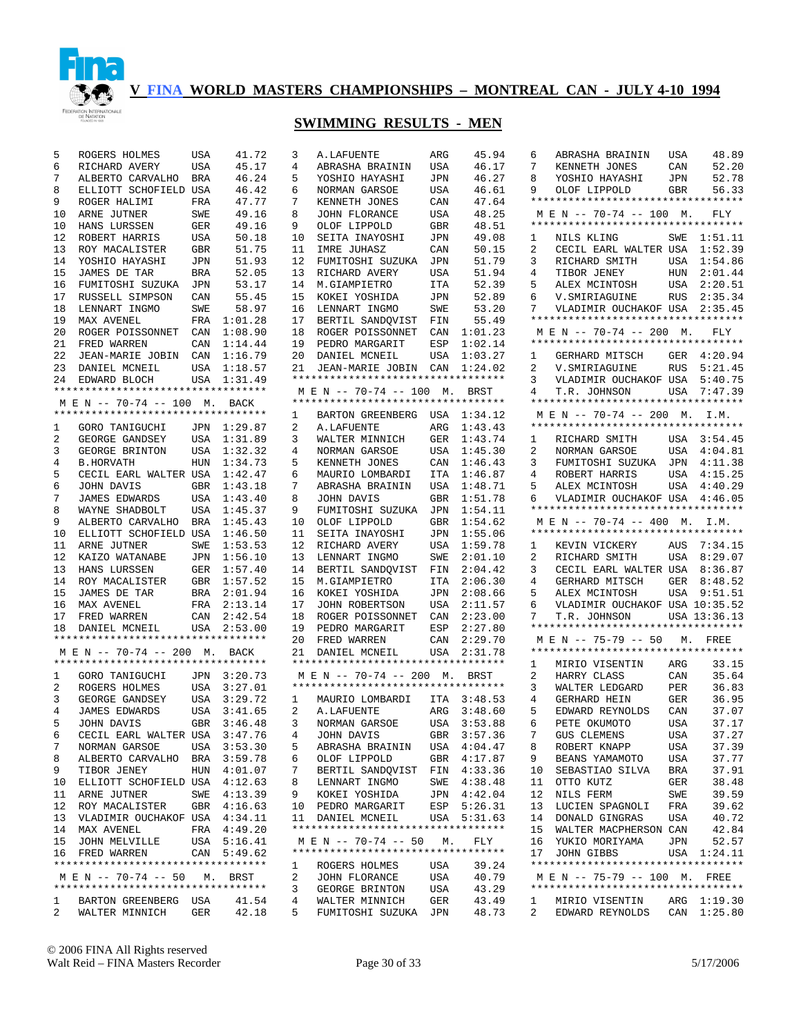# V FINA WORLD MASTERS CHAMPIONSHIPS – MONTREAL CAN - JULY 4-10 1994

## SWIMMING RESULTS - MEN

| Place | Name | Country | Time |
|---|---|---|---|
| 5 | ROGERS HOLMES | USA | 41.72 |
| 6 | RICHARD AVERY | USA | 45.17 |
| 7 | ALBERTO CARVALHO | BRA | 46.24 |
| 8 | ELLIOTT SCHOFIELD | USA | 46.42 |
| 9 | ROGER HALIMI | FRA | 47.77 |
| 10 | ARNE JUTNER | SWE | 49.16 |
| 10 | HANS LURSSEN | GER | 49.16 |
| 12 | ROBERT HARRIS | USA | 50.18 |
| 13 | ROY MACALISTER | GBR | 51.75 |
| 14 | YOSHIO HAYASHI | JPN | 51.93 |
| 15 | JAMES DE TAR | BRA | 52.05 |
| 16 | FUMITOSHI SUZUKA | JPN | 53.17 |
| 17 | RUSSELL SIMPSON | CAN | 55.45 |
| 18 | LENNART INGMO | SWE | 58.97 |
| 19 | MAX AVENEL | FRA | 1:01.28 |
| 20 | ROGER POISSONNET | CAN | 1:08.90 |
| 21 | FRED WARREN | CAN | 1:14.44 |
| 22 | JEAN-MARIE JOBIN | CAN | 1:16.79 |
| 23 | DANIEL MCNEIL | USA | 1:18.57 |
| 24 | EDWARD BLOCH | USA | 1:31.49 |

### M E N -- 70-74 -- 100 M. BACK

| Place | Name | Country | Time |
|---|---|---|---|
| 1 | GORO TANIGUCHI | JPN | 1:29.87 |
| 2 | GEORGE GANDSEY | USA | 1:31.89 |
| 3 | GEORGE BRINTON | USA | 1:32.32 |
| 4 | B.HORVATH | HUN | 1:34.73 |
| 5 | CECIL EARL WALTER | USA | 1:42.47 |
| 6 | JOHN DAVIS | GBR | 1:43.18 |
| 7 | JAMES EDWARDS | USA | 1:43.40 |
| 8 | WAYNE SHADBOLT | USA | 1:45.37 |
| 9 | ALBERTO CARVALHO | BRA | 1:45.43 |
| 10 | ELLIOTT SCHOFIELD | USA | 1:46.50 |
| 11 | ARNE JUTNER | SWE | 1:53.53 |
| 12 | KAIZO WATANABE | JPN | 1:56.10 |
| 13 | HANS LURSSEN | GER | 1:57.40 |
| 14 | ROY MACALISTER | GBR | 1:57.52 |
| 15 | JAMES DE TAR | BRA | 2:01.94 |
| 16 | MAX AVENEL | FRA | 2:13.14 |
| 17 | FRED WARREN | CAN | 2:42.54 |
| 18 | DANIEL MCNEIL | USA | 2:53.00 |

### M E N -- 70-74 -- 200 M. BACK

| Place | Name | Country | Time |
|---|---|---|---|
| 1 | GORO TANIGUCHI | JPN | 3:20.73 |
| 2 | ROGERS HOLMES | USA | 3:27.01 |
| 3 | GEORGE GANDSEY | USA | 3:29.72 |
| 4 | JAMES EDWARDS | USA | 3:41.65 |
| 5 | JOHN DAVIS | GBR | 3:46.48 |
| 6 | CECIL EARL WALTER | USA | 3:47.76 |
| 7 | NORMAN GARSOE | USA | 3:53.30 |
| 8 | ALBERTO CARVALHO | BRA | 3:59.78 |
| 9 | TIBOR JENEY | HUN | 4:01.07 |
| 10 | ELLIOTT SCHOFIELD | USA | 4:12.63 |
| 11 | ARNE JUTNER | SWE | 4:13.39 |
| 12 | ROY MACALISTER | GBR | 4:16.63 |
| 13 | VLADIMIR OUCHAKOF | USA | 4:34.11 |
| 14 | MAX AVENEL | FRA | 4:49.20 |
| 15 | JOHN MELVILLE | USA | 5:16.41 |
| 16 | FRED WARREN | CAN | 5:49.62 |

### M E N -- 70-74 -- 50 M. BRST

| Place | Name | Country | Time |
|---|---|---|---|
| 1 | BARTON GREENBERG | USA | 41.54 |
| 2 | WALTER MINNICH | GER | 42.18 |
| 3 | A.LAFUENTE | ARG | 45.94 |
| 4 | ABRASHA BRAININ | USA | 46.17 |
| 5 | YOSHIO HAYASHI | JPN | 46.27 |
| 6 | NORMAN GARSOE | USA | 46.61 |
| 7 | KENNETH JONES | CAN | 47.64 |
| 8 | JOHN FLORANCE | USA | 48.25 |
| 9 | OLOF LIPPOLD | GBR | 48.51 |
| 10 | SEITA INAYOSHI | JPN | 49.08 |
| 11 | IMRE JUHASZ | CAN | 50.15 |
| 12 | FUMITOSHI SUZUKA | JPN | 51.79 |
| 13 | RICHARD AVERY | USA | 51.94 |
| 14 | M.GIAMPIETRO | ITA | 52.39 |
| 15 | KOKEI YOSHIDA | JPN | 52.89 |
| 16 | LENNART INGMO | SWE | 53.20 |
| 17 | BERTIL SANDQVIST | FIN | 55.49 |
| 18 | ROGER POISSONNET | CAN | 1:01.23 |
| 19 | PEDRO MARGARIT | ESP | 1:02.14 |
| 20 | DANIEL MCNEIL | USA | 1:03.27 |
| 21 | JEAN-MARIE JOBIN | CAN | 1:24.02 |

### M E N -- 70-74 -- 100 M. BRST

| Place | Name | Country | Time |
|---|---|---|---|
| 1 | BARTON GREENBERG | USA | 1:34.12 |
| 2 | A.LAFUENTE | ARG | 1:43.43 |
| 3 | WALTER MINNICH | GER | 1:43.74 |
| 4 | NORMAN GARSOE | USA | 1:45.30 |
| 5 | KENNETH JONES | CAN | 1:46.43 |
| 6 | MAURIO LOMBARDI | ITA | 1:46.87 |
| 7 | ABRASHA BRAININ | USA | 1:48.71 |
| 8 | JOHN DAVIS | GBR | 1:51.78 |
| 9 | FUMITOSHI SUZUKA | JPN | 1:54.11 |
| 10 | OLOF LIPPOLD | GBR | 1:54.62 |
| 11 | SEITA INAYOSHI | JPN | 1:55.06 |
| 12 | RICHARD AVERY | USA | 1:59.78 |
| 13 | LENNART INGMO | SWE | 2:01.10 |
| 14 | BERTIL SANDQVIST | FIN | 2:04.42 |
| 15 | M.GIAMPIETRO | ITA | 2:06.30 |
| 16 | KOKEI YOSHIDA | JPN | 2:08.66 |
| 17 | JOHN ROBERTSON | USA | 2:11.57 |
| 18 | ROGER POISSONNET | CAN | 2:23.00 |
| 19 | PEDRO MARGARIT | ESP | 2:27.80 |
| 20 | FRED WARREN | CAN | 2:29.70 |
| 21 | DANIEL MCNEIL | USA | 2:31.78 |

### M E N -- 70-74 -- 200 M. BRST

| Place | Name | Country | Time |
|---|---|---|---|
| 1 | MAURIO LOMBARDI | ITA | 3:48.53 |
| 2 | A.LAFUENTE | ARG | 3:48.60 |
| 3 | NORMAN GARSOE | USA | 3:53.88 |
| 4 | JOHN DAVIS | GBR | 3:57.36 |
| 5 | ABRASHA BRAININ | USA | 4:04.47 |
| 6 | OLOF LIPPOLD | GBR | 4:17.87 |
| 7 | BERTIL SANDQVIST | FIN | 4:33.36 |
| 8 | LENNART INGMO | SWE | 4:38.48 |
| 9 | KOKEI YOSHIDA | JPN | 4:42.04 |
| 10 | PEDRO MARGARIT | ESP | 5:26.31 |
| 11 | DANIEL MCNEIL | USA | 5:31.63 |

### M E N -- 70-74 -- 50 M. FLY

| Place | Name | Country | Time |
|---|---|---|---|
| 1 | ROGERS HOLMES | USA | 39.24 |
| 2 | JOHN FLORANCE | USA | 40.79 |
| 3 | GEORGE BRINTON | USA | 43.29 |
| 4 | WALTER MINNICH | GER | 43.49 |
| 5 | FUMITOSHI SUZUKA | JPN | 48.73 |
| 6 | ABRASHA BRAININ | USA | 48.89 |
| 7 | KENNETH JONES | CAN | 52.20 |
| 8 | YOSHIO HAYASHI | JPN | 52.78 |
| 9 | OLOF LIPPOLD | GBR | 56.33 |

### M E N -- 70-74 -- 100 M. FLY

| Place | Name | Country | Time |
|---|---|---|---|
| 1 | NILS KLING | SWE | 1:51.11 |
| 2 | CECIL EARL WALTER | USA | 1:52.39 |
| 3 | RICHARD SMITH | USA | 1:54.86 |
| 4 | TIBOR JENEY | HUN | 2:01.44 |
| 5 | ALEX MCINTOSH | USA | 2:20.51 |
| 6 | V.SMIRIAGUINE | RUS | 2:35.34 |
| 7 | VLADIMIR OUCHAKOF | USA | 2:35.45 |

### M E N -- 70-74 -- 200 M. FLY

| Place | Name | Country | Time |
|---|---|---|---|
| 1 | GERHARD MITSCH | GER | 4:20.94 |
| 2 | V.SMIRIAGUINE | RUS | 5:21.45 |
| 3 | VLADIMIR OUCHAKOF | USA | 5:40.75 |
| 4 | T.R. JOHNSON | USA | 7:47.39 |

### M E N -- 70-74 -- 200 M. I.M.

| Place | Name | Country | Time |
|---|---|---|---|
| 1 | RICHARD SMITH | USA | 3:54.45 |
| 2 | NORMAN GARSOE | USA | 4:04.81 |
| 3 | FUMITOSHI SUZUKA | JPN | 4:11.38 |
| 4 | ROBERT HARRIS | USA | 4:15.25 |
| 5 | ALEX MCINTOSH | USA | 4:40.29 |
| 6 | VLADIMIR OUCHAKOF | USA | 4:46.05 |

### M E N -- 70-74 -- 400 M. I.M.

| Place | Name | Country | Time |
|---|---|---|---|
| 1 | KEVIN VICKERY | AUS | 7:34.15 |
| 2 | RICHARD SMITH | USA | 8:29.07 |
| 3 | CECIL EARL WALTER | USA | 8:36.87 |
| 4 | GERHARD MITSCH | GER | 8:48.52 |
| 5 | ALEX MCINTOSH | USA | 9:51.51 |
| 6 | VLADIMIR OUCHAKOF | USA | 10:35.52 |
| 7 | T.R. JOHNSON | USA | 13:36.13 |

### M E N -- 75-79 -- 50 M. FREE

| Place | Name | Country | Time |
|---|---|---|---|
| 1 | MIRIO VISENTIN | ARG | 33.15 |
| 2 | HARRY CLASS | CAN | 35.64 |
| 3 | WALTER LEDGARD | PER | 36.83 |
| 4 | GERHARD HEIN | GER | 36.95 |
| 5 | EDWARD REYNOLDS | CAN | 37.07 |
| 6 | PETE OKUMOTO | USA | 37.17 |
| 7 | GUS CLEMENS | USA | 37.27 |
| 8 | ROBERT KNAPP | USA | 37.39 |
| 9 | BEANS YAMAMOTO | USA | 37.77 |
| 10 | SEBASTIAO SILVA | BRA | 37.91 |
| 11 | OTTO KUTZ | GER | 38.48 |
| 12 | NILS FERM | SWE | 39.59 |
| 13 | LUCIEN SPAGNOLI | FRA | 39.62 |
| 14 | DONALD GINGRAS | USA | 40.72 |
| 15 | WALTER MACPHERSON | CAN | 42.84 |
| 16 | YUKIO MORIYAMA | JPN | 52.57 |
| 17 | JOHN GIBBS | USA | 1:24.11 |

### M E N -- 75-79 -- 100 M. FREE

| Place | Name | Country | Time |
|---|---|---|---|
| 1 | MIRIO VISENTIN | ARG | 1:19.30 |
| 2 | EDWARD REYNOLDS | CAN | 1:25.80 |

© 2006 FINA All Rights reserved
Walt Reid – FINA Masters Recorder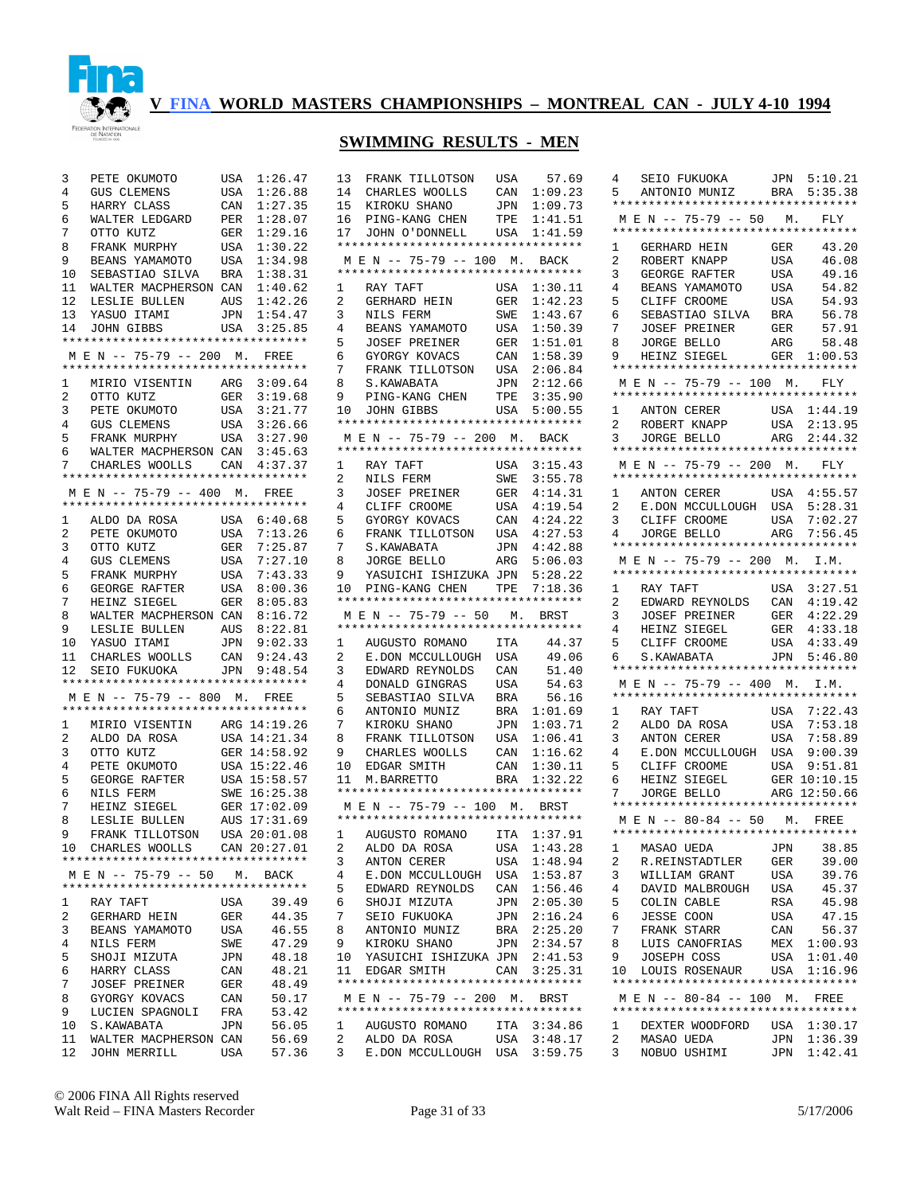# V FINA WORLD MASTERS CHAMPIONSHIPS – MONTREAL CAN - JULY 4-10 1994

## SWIMMING RESULTS - MEN

| Place | Name | Country | Time |
|---|---|---|---|
| 3 | PETE OKUMOTO | USA | 1:26.47 |
| 4 | GUS CLEMENS | USA | 1:26.88 |
| 5 | HARRY CLASS | CAN | 1:27.35 |
| 6 | WALTER LEDGARD | PER | 1:28.07 |
| 7 | OTTO KUTZ | GER | 1:29.16 |
| 8 | FRANK MURPHY | USA | 1:30.22 |
| 9 | BEANS YAMAMOTO | USA | 1:34.98 |
| 10 | SEBASTIAO SILVA | BRA | 1:38.31 |
| 11 | WALTER MACPHERSON | CAN | 1:40.62 |
| 12 | LESLIE BULLEN | AUS | 1:42.26 |
| 13 | YASUO ITAMI | JPN | 1:54.47 |
| 14 | JOHN GIBBS | USA | 3:25.85 |

### M E N -- 75-79 -- 200 M. FREE

| Place | Name | Country | Time |
|---|---|---|---|
| 1 | MIRIO VISENTIN | ARG | 3:09.64 |
| 2 | OTTO KUTZ | GER | 3:19.68 |
| 3 | PETE OKUMOTO | USA | 3:21.77 |
| 4 | GUS CLEMENS | USA | 3:26.66 |
| 5 | FRANK MURPHY | USA | 3:27.90 |
| 6 | WALTER MACPHERSON | CAN | 3:45.63 |
| 7 | CHARLES WOOLLS | CAN | 4:37.37 |

### M E N -- 75-79 -- 400 M. FREE

| Place | Name | Country | Time |
|---|---|---|---|
| 1 | ALDO DA ROSA | USA | 6:40.68 |
| 2 | PETE OKUMOTO | USA | 7:13.26 |
| 3 | OTTO KUTZ | GER | 7:25.87 |
| 4 | GUS CLEMENS | USA | 7:27.10 |
| 5 | FRANK MURPHY | USA | 7:43.33 |
| 6 | GEORGE RAFTER | USA | 8:00.36 |
| 7 | HEINZ SIEGEL | GER | 8:05.83 |
| 8 | WALTER MACPHERSON | CAN | 8:16.72 |
| 9 | LESLIE BULLEN | AUS | 8:22.81 |
| 10 | YASUO ITAMI | JPN | 9:02.33 |
| 11 | CHARLES WOOLLS | CAN | 9:24.43 |
| 12 | SEIO FUKUOKA | JPN | 9:48.54 |

### M E N -- 75-79 -- 800 M. FREE

| Place | Name | Country | Time |
|---|---|---|---|
| 1 | MIRIO VISENTIN | ARG | 14:19.26 |
| 2 | ALDO DA ROSA | USA | 14:21.34 |
| 3 | OTTO KUTZ | GER | 14:58.92 |
| 4 | PETE OKUMOTO | USA | 15:22.46 |
| 5 | GEORGE RAFTER | USA | 15:58.57 |
| 6 | NILS FERM | SWE | 16:25.38 |
| 7 | HEINZ SIEGEL | GER | 17:02.09 |
| 8 | LESLIE BULLEN | AUS | 17:31.69 |
| 9 | FRANK TILLOTSON | USA | 20:01.08 |
| 10 | CHARLES WOOLLS | CAN | 20:27.01 |

### M E N -- 75-79 -- 50 M. BACK

| Place | Name | Country | Time |
|---|---|---|---|
| 1 | RAY TAFT | USA | 39.49 |
| 2 | GERHARD HEIN | GER | 44.35 |
| 3 | BEANS YAMAMOTO | USA | 46.55 |
| 4 | NILS FERM | SWE | 47.29 |
| 5 | SHOJI MIZUTA | JPN | 48.18 |
| 6 | HARRY CLASS | CAN | 48.21 |
| 7 | JOSEF PREINER | GER | 48.49 |
| 8 | GYORGY KOVACS | CAN | 50.17 |
| 9 | LUCIEN SPAGNOLI | FRA | 53.42 |
| 10 | S.KAWABATA | JPN | 56.05 |
| 11 | WALTER MACPHERSON | CAN | 56.69 |
| 12 | JOHN MERRILL | USA | 57.36 |
| 13 | FRANK TILLOTSON | USA | 57.69 |
| 14 | CHARLES WOOLLS | CAN | 1:09.23 |
| 15 | KIROKU SHANO | JPN | 1:09.73 |
| 16 | PING-KANG CHEN | TPE | 1:41.51 |
| 17 | JOHN O'DONNELL | USA | 1:41.59 |

### M E N -- 75-79 -- 100 M. BACK

| Place | Name | Country | Time |
|---|---|---|---|
| 1 | RAY TAFT | USA | 1:30.11 |
| 2 | GERHARD HEIN | GER | 1:42.23 |
| 3 | NILS FERM | SWE | 1:43.67 |
| 4 | BEANS YAMAMOTO | USA | 1:50.39 |
| 5 | JOSEF PREINER | GER | 1:51.01 |
| 6 | GYORGY KOVACS | CAN | 1:58.39 |
| 7 | FRANK TILLOTSON | USA | 2:06.84 |
| 8 | S.KAWABATA | JPN | 2:12.66 |
| 9 | PING-KANG CHEN | TPE | 3:35.90 |
| 10 | JOHN GIBBS | USA | 5:00.55 |

### M E N -- 75-79 -- 200 M. BACK

| Place | Name | Country | Time |
|---|---|---|---|
| 1 | RAY TAFT | USA | 3:15.43 |
| 2 | NILS FERM | SWE | 3:55.78 |
| 3 | JOSEF PREINER | GER | 4:14.31 |
| 4 | CLIFF CROOME | USA | 4:19.54 |
| 5 | GYORGY KOVACS | CAN | 4:24.22 |
| 6 | FRANK TILLOTSON | USA | 4:27.53 |
| 7 | S.KAWABATA | JPN | 4:42.88 |
| 8 | JORGE BELLO | ARG | 5:06.03 |
| 9 | YASUICHI ISHIZUKA | JPN | 5:28.22 |
| 10 | PING-KANG CHEN | TPE | 7:18.36 |

### M E N -- 75-79 -- 50 M. BRST

| Place | Name | Country | Time |
|---|---|---|---|
| 1 | AUGUSTO ROMANO | ITA | 44.37 |
| 2 | E.DON MCCULLOUGH | USA | 49.06 |
| 3 | EDWARD REYNOLDS | CAN | 51.40 |
| 4 | DONALD GINGRAS | USA | 54.63 |
| 5 | SEBASTIAO SILVA | BRA | 56.16 |
| 6 | ANTONIO MUNIZ | BRA | 1:01.69 |
| 7 | KIROKU SHANO | JPN | 1:03.71 |
| 8 | FRANK TILLOTSON | USA | 1:06.41 |
| 9 | CHARLES WOOLLS | CAN | 1:16.62 |
| 10 | EDGAR SMITH | CAN | 1:30.11 |
| 11 | M.BARRETTO | BRA | 1:32.22 |

### M E N -- 75-79 -- 100 M. BRST

| Place | Name | Country | Time |
|---|---|---|---|
| 1 | AUGUSTO ROMANO | ITA | 1:37.91 |
| 2 | ALDO DA ROSA | USA | 1:43.28 |
| 3 | ANTON CERER | USA | 1:48.94 |
| 4 | E.DON MCCULLOUGH | USA | 1:53.87 |
| 5 | EDWARD REYNOLDS | CAN | 1:56.46 |
| 6 | SHOJI MIZUTA | JPN | 2:05.30 |
| 7 | SEIO FUKUOKA | JPN | 2:16.24 |
| 8 | ANTONIO MUNIZ | BRA | 2:25.20 |
| 9 | KIROKU SHANO | JPN | 2:34.57 |
| 10 | YASUICHI ISHIZUKA | JPN | 2:41.53 |
| 11 | EDGAR SMITH | CAN | 3:25.31 |

### M E N -- 75-79 -- 200 M. BRST

| Place | Name | Country | Time |
|---|---|---|---|
| 1 | AUGUSTO ROMANO | ITA | 3:34.86 |
| 2 | ALDO DA ROSA | USA | 3:48.17 |
| 3 | E.DON MCCULLOUGH | USA | 3:59.75 |
| 4 | SEIO FUKUOKA | JPN | 5:10.21 |
| 5 | ANTONIO MUNIZ | BRA | 5:35.38 |

### M E N -- 75-79 -- 50 M. FLY

| Place | Name | Country | Time |
|---|---|---|---|
| 1 | GERHARD HEIN | GER | 43.20 |
| 2 | ROBERT KNAPP | USA | 46.08 |
| 3 | GEORGE RAFTER | USA | 49.16 |
| 4 | BEANS YAMAMOTO | USA | 54.82 |
| 5 | CLIFF CROOME | USA | 54.93 |
| 6 | SEBASTIAO SILVA | BRA | 56.78 |
| 7 | JOSEF PREINER | GER | 57.91 |
| 8 | JORGE BELLO | ARG | 58.48 |
| 9 | HEINZ SIEGEL | GER | 1:00.53 |

### M E N -- 75-79 -- 100 M. FLY

| Place | Name | Country | Time |
|---|---|---|---|
| 1 | ANTON CERER | USA | 1:44.19 |
| 2 | ROBERT KNAPP | USA | 2:13.95 |
| 3 | JORGE BELLO | ARG | 2:44.32 |

### M E N -- 75-79 -- 200 M. FLY

| Place | Name | Country | Time |
|---|---|---|---|
| 1 | ANTON CERER | USA | 4:55.57 |
| 2 | E.DON MCCULLOUGH | USA | 5:28.31 |
| 3 | CLIFF CROOME | USA | 7:02.27 |
| 4 | JORGE BELLO | ARG | 7:56.45 |

### M E N -- 75-79 -- 200 M. I.M.

| Place | Name | Country | Time |
|---|---|---|---|
| 1 | RAY TAFT | USA | 3:27.51 |
| 2 | EDWARD REYNOLDS | CAN | 4:19.42 |
| 3 | JOSEF PREINER | GER | 4:22.29 |
| 4 | HEINZ SIEGEL | GER | 4:33.18 |
| 5 | CLIFF CROOME | USA | 4:33.49 |
| 6 | S.KAWABATA | JPN | 5:46.80 |

### M E N -- 75-79 -- 400 M. I.M.

| Place | Name | Country | Time |
|---|---|---|---|
| 1 | RAY TAFT | USA | 7:22.43 |
| 2 | ALDO DA ROSA | USA | 7:53.18 |
| 3 | ANTON CERER | USA | 7:58.89 |
| 4 | E.DON MCCULLOUGH | USA | 9:00.39 |
| 5 | CLIFF CROOME | USA | 9:51.81 |
| 6 | HEINZ SIEGEL | GER | 10:10.15 |
| 7 | JORGE BELLO | ARG | 12:50.66 |

### M E N -- 80-84 -- 50 M. FREE

| Place | Name | Country | Time |
|---|---|---|---|
| 1 | MASAO UEDA | JPN | 38.85 |
| 2 | R.REINSTADTLER | GER | 39.00 |
| 3 | WILLIAM GRANT | USA | 39.76 |
| 4 | DAVID MALBROUGH | USA | 45.37 |
| 5 | COLIN CABLE | RSA | 45.98 |
| 6 | JESSE COON | USA | 47.15 |
| 7 | FRANK STARR | CAN | 56.37 |
| 8 | LUIS CANOFRIAS | MEX | 1:00.93 |
| 9 | JOSEPH COSS | USA | 1:01.40 |
| 10 | LOUIS ROSENAUR | USA | 1:16.96 |

### M E N -- 80-84 -- 100 M. FREE

| Place | Name | Country | Time |
|---|---|---|---|
| 1 | DEXTER WOODFORD | USA | 1:30.17 |
| 2 | MASAO UEDA | JPN | 1:36.39 |
| 3 | NOBUO USHIMI | JPN | 1:42.41 |

© 2006 FINA All Rights reserved
Walt Reid – FINA Masters Recorder 5/17/2006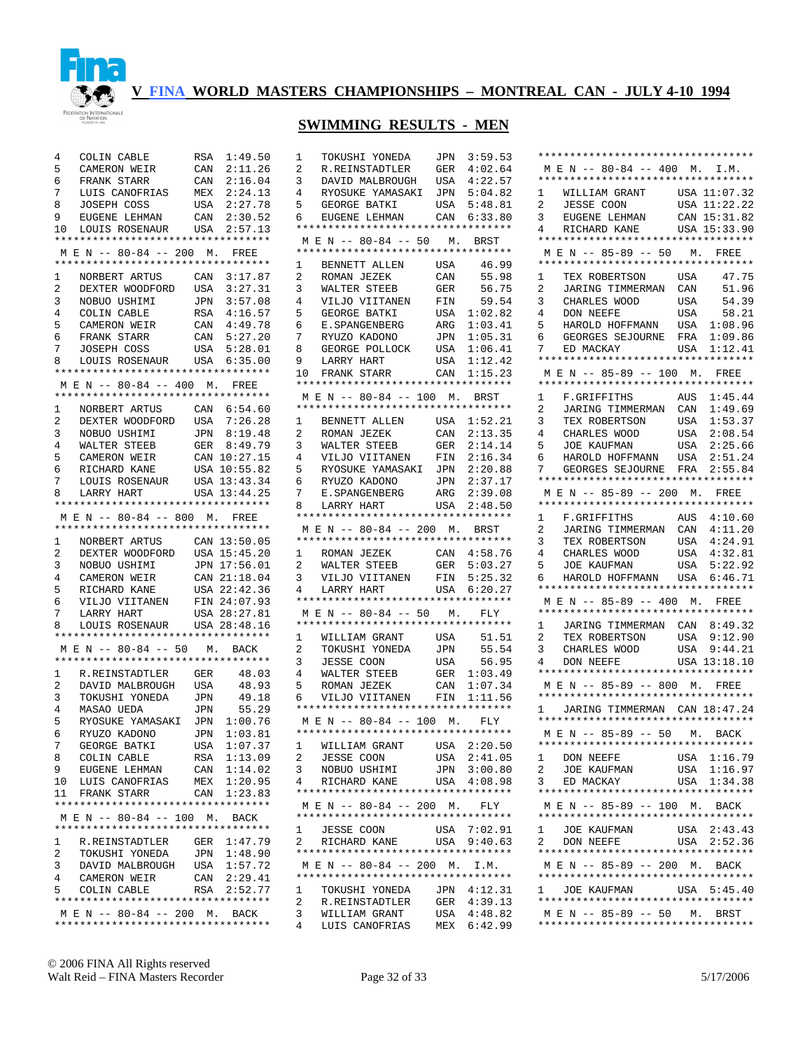# V FINA WORLD MASTERS CHAMPIONSHIPS – MONTREAL CAN - JULY 4-10 1994

## SWIMMING RESULTS - MEN

| | | | |
|---|---|---|---|
| 4 | COLIN CABLE | RSA | 1:49.50 |
| 5 | CAMERON WEIR | CAN | 2:11.26 |
| 6 | FRANK STARR | CAN | 2:16.04 |
| 7 | LUIS CANOFRIAS | MEX | 2:24.13 |
| 8 | JOSEPH COSS | USA | 2:27.78 |
| 9 | EUGENE LEHMAN | CAN | 2:30.52 |
| 10 | LOUIS ROSENAUR | USA | 2:57.13 |

### M E N -- 80-84 -- 200 M. FREE

| | | | |
|---|---|---|---|
| 1 | NORBERT ARTUS | CAN | 3:17.87 |
| 2 | DEXTER WOODFORD | USA | 3:27.31 |
| 3 | NOBUO USHIMI | JPN | 3:57.08 |
| 4 | COLIN CABLE | RSA | 4:16.57 |
| 5 | CAMERON WEIR | CAN | 4:49.78 |
| 6 | FRANK STARR | CAN | 5:27.20 |
| 7 | JOSEPH COSS | USA | 5:28.01 |
| 8 | LOUIS ROSENAUR | USA | 6:35.00 |

### M E N -- 80-84 -- 400 M. FREE

| | | | |
|---|---|---|---|
| 1 | NORBERT ARTUS | CAN | 6:54.60 |
| 2 | DEXTER WOODFORD | USA | 7:26.28 |
| 3 | NOBUO USHIMI | JPN | 8:19.48 |
| 4 | WALTER STEEB | GER | 8:49.79 |
| 5 | CAMERON WEIR | CAN | 10:27.15 |
| 6 | RICHARD KANE | USA | 10:55.82 |
| 7 | LOUIS ROSENAUR | USA | 13:43.34 |
| 8 | LARRY HART | USA | 13:44.25 |

### M E N -- 80-84 -- 800 M. FREE

| | | | |
|---|---|---|---|
| 1 | NORBERT ARTUS | CAN | 13:50.05 |
| 2 | DEXTER WOODFORD | USA | 15:45.20 |
| 3 | NOBUO USHIMI | JPN | 17:56.01 |
| 4 | CAMERON WEIR | CAN | 21:18.04 |
| 5 | RICHARD KANE | USA | 22:42.36 |
| 6 | VILJO VIITANEN | FIN | 24:07.93 |
| 7 | LARRY HART | USA | 28:27.81 |
| 8 | LOUIS ROSENAUR | USA | 28:48.16 |

### M E N -- 80-84 -- 50 M. BACK

| | | | |
|---|---|---|---|
| 1 | R.REINSTADTLER | GER | 48.03 |
| 2 | DAVID MALBROUGH | USA | 48.93 |
| 3 | TOKUSHI YONEDA | JPN | 49.18 |
| 4 | MASAO UEDA | JPN | 55.29 |
| 5 | RYOSUKE YAMASAKI | JPN | 1:00.76 |
| 6 | RYUZO KADONO | JPN | 1:03.81 |
| 7 | GEORGE BATKI | USA | 1:07.37 |
| 8 | COLIN CABLE | RSA | 1:13.09 |
| 9 | EUGENE LEHMAN | CAN | 1:14.02 |
| 10 | LUIS CANOFRIAS | MEX | 1:20.95 |
| 11 | FRANK STARR | CAN | 1:23.83 |

### M E N -- 80-84 -- 100 M. BACK

| | | | |
|---|---|---|---|
| 1 | R.REINSTADTLER | GER | 1:47.79 |
| 2 | TOKUSHI YONEDA | JPN | 1:48.90 |
| 3 | DAVID MALBROUGH | USA | 1:57.72 |
| 4 | CAMERON WEIR | CAN | 2:29.41 |
| 5 | COLIN CABLE | RSA | 2:52.77 |

### M E N -- 80-84 -- 200 M. BACK

| | | | |
|---|---|---|---|
| 1 | TOKUSHI YONEDA | JPN | 3:59.53 |
| 2 | R.REINSTADTLER | GER | 4:02.64 |
| 3 | DAVID MALBROUGH | USA | 4:22.57 |
| 4 | RYOSUKE YAMASAKI | JPN | 5:04.82 |
| 5 | GEORGE BATKI | USA | 5:48.81 |
| 6 | EUGENE LEHMAN | CAN | 6:33.80 |

### M E N -- 80-84 -- 50 M. BRST

| | | | |
|---|---|---|---|
| 1 | BENNETT ALLEN | USA | 46.99 |
| 2 | ROMAN JEZEK | CAN | 55.98 |
| 3 | WALTER STEEB | GER | 56.75 |
| 4 | VILJO VIITANEN | FIN | 59.54 |
| 5 | GEORGE BATKI | USA | 1:02.82 |
| 6 | E.SPANGENBERG | ARG | 1:03.41 |
| 7 | RYUZO KADONO | JPN | 1:05.31 |
| 8 | GEORGE POLLOCK | USA | 1:06.41 |
| 9 | LARRY HART | USA | 1:12.42 |
| 10 | FRANK STARR | CAN | 1:15.23 |

### M E N -- 80-84 -- 100 M. BRST

| | | | |
|---|---|---|---|
| 1 | BENNETT ALLEN | USA | 1:52.21 |
| 2 | ROMAN JEZEK | CAN | 2:13.35 |
| 3 | WALTER STEEB | GER | 2:14.14 |
| 4 | VILJO VIITANEN | FIN | 2:16.34 |
| 5 | RYOSUKE YAMASAKI | JPN | 2:20.88 |
| 6 | RYUZO KADONO | JPN | 2:37.17 |
| 7 | E.SPANGENBERG | ARG | 2:39.08 |
| 8 | LARRY HART | USA | 2:48.50 |

### M E N -- 80-84 -- 200 M. BRST

| | | | |
|---|---|---|---|
| 1 | ROMAN JEZEK | CAN | 4:58.76 |
| 2 | WALTER STEEB | GER | 5:03.27 |
| 3 | VILJO VIITANEN | FIN | 5:25.32 |
| 4 | LARRY HART | USA | 6:20.27 |

### M E N -- 80-84 -- 50 M. FLY

| | | | |
|---|---|---|---|
| 1 | WILLIAM GRANT | USA | 51.51 |
| 2 | TOKUSHI YONEDA | JPN | 55.54 |
| 3 | JESSE COON | USA | 56.95 |
| 4 | WALTER STEEB | GER | 1:03.49 |
| 5 | ROMAN JEZEK | CAN | 1:07.34 |
| 6 | VILJO VIITANEN | FIN | 1:11.56 |

### M E N -- 80-84 -- 100 M. FLY

| | | | |
|---|---|---|---|
| 1 | WILLIAM GRANT | USA | 2:20.50 |
| 2 | JESSE COON | USA | 2:41.05 |
| 3 | NOBUO USHIMI | JPN | 3:00.80 |
| 4 | RICHARD KANE | USA | 4:08.98 |

### M E N -- 80-84 -- 200 M. FLY

| | | | |
|---|---|---|---|
| 1 | JESSE COON | USA | 7:02.91 |
| 2 | RICHARD KANE | USA | 9:40.63 |

### M E N -- 80-84 -- 200 M. I.M.

| | | | |
|---|---|---|---|
| 1 | TOKUSHI YONEDA | JPN | 4:12.31 |
| 2 | R.REINSTADTLER | GER | 4:39.13 |
| 3 | WILLIAM GRANT | USA | 4:48.82 |
| 4 | LUIS CANOFRIAS | MEX | 6:42.99 |

### M E N -- 80-84 -- 400 M. I.M.

| | | | |
|---|---|---|---|
| 1 | WILLIAM GRANT | USA | 11:07.32 |
| 2 | JESSE COON | USA | 11:22.22 |
| 3 | EUGENE LEHMAN | CAN | 15:31.82 |
| 4 | RICHARD KANE | USA | 15:33.90 |

### M E N -- 85-89 -- 50 M. FREE

| | | | |
|---|---|---|---|
| 1 | TEX ROBERTSON | USA | 47.75 |
| 2 | JARING TIMMERMAN | CAN | 51.96 |
| 3 | CHARLES WOOD | USA | 54.39 |
| 4 | DON NEEFE | USA | 58.21 |
| 5 | HAROLD HOFFMANN | USA | 1:08.96 |
| 6 | GEORGES SEJOURNE | FRA | 1:09.86 |
| 7 | ED MACKAY | USA | 1:12.41 |

### M E N -- 85-89 -- 100 M. FREE

| | | | |
|---|---|---|---|
| 1 | F.GRIFFITHS | AUS | 1:45.44 |
| 2 | JARING TIMMERMAN | CAN | 1:49.69 |
| 3 | TEX ROBERTSON | USA | 1:53.37 |
| 4 | CHARLES WOOD | USA | 2:08.54 |
| 5 | JOE KAUFMAN | USA | 2:25.66 |
| 6 | HAROLD HOFFMANN | USA | 2:51.24 |
| 7 | GEORGES SEJOURNE | FRA | 2:55.84 |

### M E N -- 85-89 -- 200 M. FREE

| | | | |
|---|---|---|---|
| 1 | F.GRIFFITHS | AUS | 4:10.60 |
| 2 | JARING TIMMERMAN | CAN | 4:11.20 |
| 3 | TEX ROBERTSON | USA | 4:24.91 |
| 4 | CHARLES WOOD | USA | 4:32.81 |
| 5 | JOE KAUFMAN | USA | 5:22.92 |
| 6 | HAROLD HOFFMANN | USA | 6:46.71 |

### M E N -- 85-89 -- 400 M. FREE

| | | | |
|---|---|---|---|
| 1 | JARING TIMMERMAN | CAN | 8:49.32 |
| 2 | TEX ROBERTSON | USA | 9:12.90 |
| 3 | CHARLES WOOD | USA | 9:44.21 |
| 4 | DON NEEFE | USA | 13:18.10 |

### M E N -- 85-89 -- 800 M. FREE

| | | | |
|---|---|---|---|
| 1 | JARING TIMMERMAN | CAN | 18:47.24 |

### M E N -- 85-89 -- 50 M. BACK

| | | | |
|---|---|---|---|
| 1 | DON NEEFE | USA | 1:16.79 |
| 2 | JOE KAUFMAN | USA | 1:16.97 |
| 3 | ED MACKAY | USA | 1:34.38 |

### M E N -- 85-89 -- 100 M. BACK

| | | | |
|---|---|---|---|
| 1 | JOE KAUFMAN | USA | 2:43.43 |
| 2 | DON NEEFE | USA | 2:52.36 |

### M E N -- 85-89 -- 200 M. BACK

| | | | |
|---|---|---|---|
| 1 | JOE KAUFMAN | USA | 5:45.40 |

### M E N -- 85-89 -- 50 M. BRST

© 2006 FINA All Rights reserved
Walt Reid – FINA Masters Recorder
5/17/2006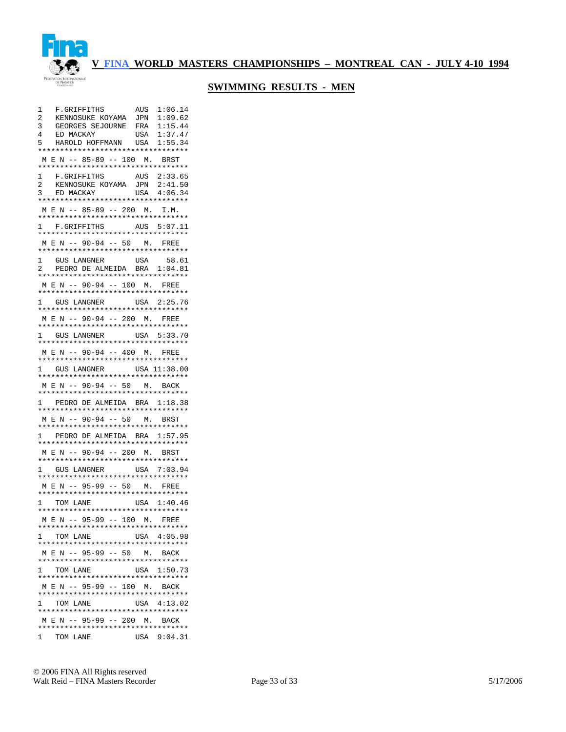# V FINA WORLD MASTERS CHAMPIONSHIPS – MONTREAL CAN - JULY 4-10 1994

## SWIMMING RESULTS - MEN

| Place | Name | Country | Time |
|---|---|---|---|
| 1 | F.GRIFFITHS | AUS | 1:06.14 |
| 2 | KENNOSUKE KOYAMA | JPN | 1:09.62 |
| 3 | GEORGES SEJOURNE | FRA | 1:15.44 |
| 4 | ED MACKAY | USA | 1:37.47 |
| 5 | HAROLD HOFFMANN | USA | 1:55.34 |

**M E N -- 85-89 -- 100 M. BRST**

| Place | Name | Country | Time |
|---|---|---|---|
| 1 | F.GRIFFITHS | AUS | 2:33.65 |
| 2 | KENNOSUKE KOYAMA | JPN | 2:41.50 |
| 3 | ED MACKAY | USA | 4:06.34 |

**M E N -- 85-89 -- 200 M. I.M.**

| Place | Name | Country | Time |
|---|---|---|---|
| 1 | F.GRIFFITHS | AUS | 5:07.11 |

**M E N -- 90-94 -- 50 M. FREE**

| Place | Name | Country | Time |
|---|---|---|---|
| 1 | GUS LANGNER | USA | 58.61 |
| 2 | PEDRO DE ALMEIDA | BRA | 1:04.81 |

**M E N -- 90-94 -- 100 M. FREE**

| Place | Name | Country | Time |
|---|---|---|---|
| 1 | GUS LANGNER | USA | 2:25.76 |

**M E N -- 90-94 -- 200 M. FREE**

| Place | Name | Country | Time |
|---|---|---|---|
| 1 | GUS LANGNER | USA | 5:33.70 |

**M E N -- 90-94 -- 400 M. FREE**

| Place | Name | Country | Time |
|---|---|---|---|
| 1 | GUS LANGNER | USA | 11:38.00 |

**M E N -- 90-94 -- 50 M. BACK**

| Place | Name | Country | Time |
|---|---|---|---|
| 1 | PEDRO DE ALMEIDA | BRA | 1:18.38 |

**M E N -- 90-94 -- 50 M. BRST**

| Place | Name | Country | Time |
|---|---|---|---|
| 1 | PEDRO DE ALMEIDA | BRA | 1:57.95 |

**M E N -- 90-94 -- 200 M. BRST**

| Place | Name | Country | Time |
|---|---|---|---|
| 1 | GUS LANGNER | USA | 7:03.94 |

**M E N -- 95-99 -- 50 M. FREE**

| Place | Name | Country | Time |
|---|---|---|---|
| 1 | TOM LANE | USA | 1:40.46 |

**M E N -- 95-99 -- 100 M. FREE**

| Place | Name | Country | Time |
|---|---|---|---|
| 1 | TOM LANE | USA | 4:05.98 |

**M E N -- 95-99 -- 50 M. BACK**

| Place | Name | Country | Time |
|---|---|---|---|
| 1 | TOM LANE | USA | 1:50.73 |

**M E N -- 95-99 -- 100 M. BACK**

| Place | Name | Country | Time |
|---|---|---|---|
| 1 | TOM LANE | USA | 4:13.02 |

**M E N -- 95-99 -- 200 M. BACK**

| Place | Name | Country | Time |
|---|---|---|---|
| 1 | TOM LANE | USA | 9:04.31 |

© 2006 FINA All Rights reserved
Walt Reid – FINA Masters Recorder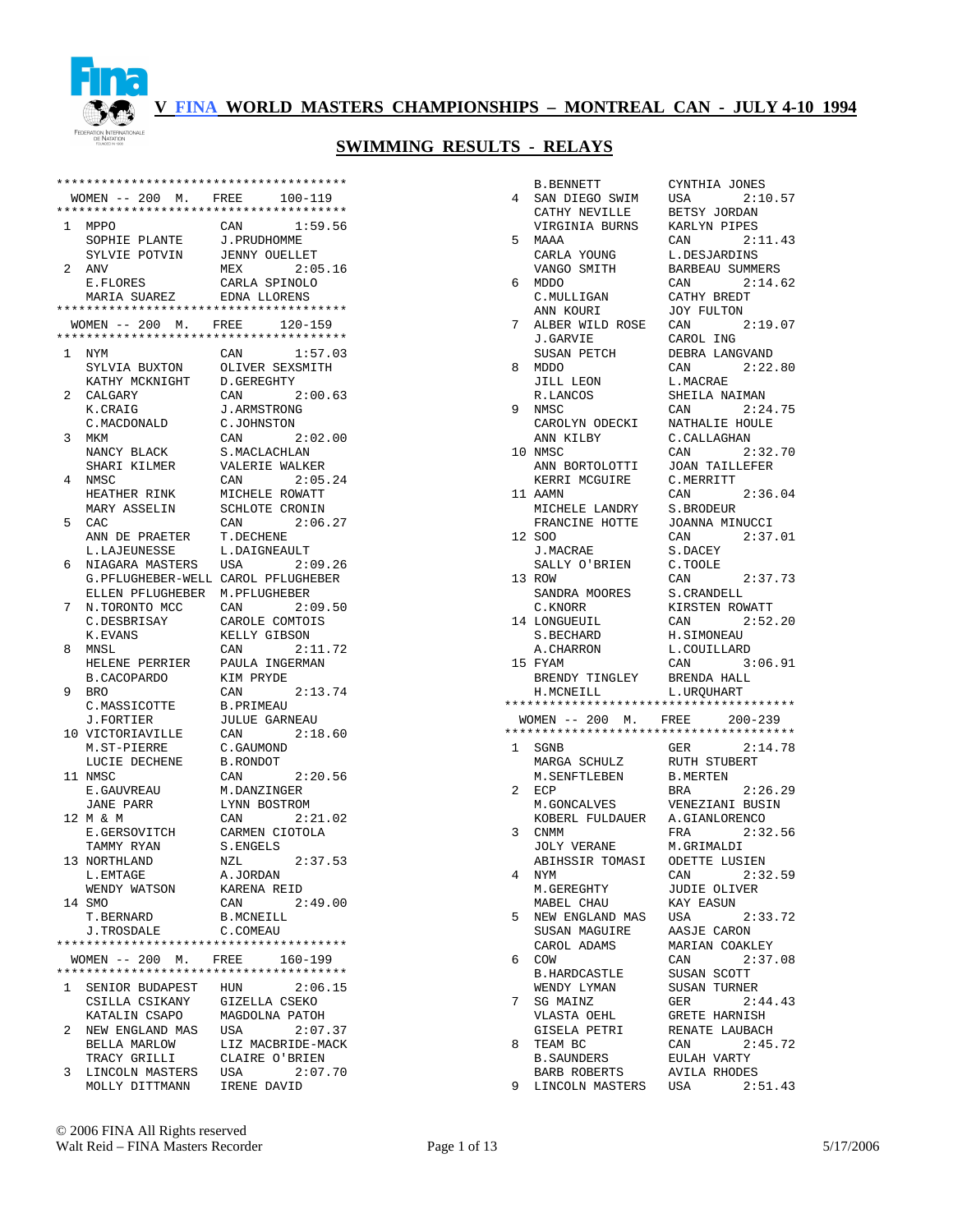# V FINA WORLD MASTERS CHAMPIONSHIPS – MONTREAL CAN - JULY 4-10 1994

## SWIMMING RESULTS - RELAYS

```
****************************************
  WOMEN -- 200  M.   FREE     100-119
****************************************
 1  MPPO               CAN       1:59.56
    SOPHIE PLANTE      J.PRUDHOMME
    SYLVIE POTVIN      JENNY OUELLET
 2  ANV                MEX       2:05.16
    E.FLORES           CARLA SPINOLO
    MARIA SUAREZ       EDNA LLORENS
****************************************
  WOMEN -- 200  M.   FREE     120-159
****************************************
 1  NYM                CAN       1:57.03
    SYLVIA BUXTON      OLIVER SEXSMITH
    KATHY MCKNIGHT     D.GEREGHTY
 2  CALGARY            CAN       2:00.63
    K.CRAIG            J.ARMSTRONG
    C.MACDONALD        C.JOHNSTON
 3  MKM                CAN       2:02.00
    NANCY BLACK        S.MACLACHLAN
    SHARI KILMER       VALERIE WALKER
 4  NMSC               CAN       2:05.24
    HEATHER RINK       MICHELE ROWATT
    MARY ASSELIN       SCHLOTE CRONIN
 5  CAC                CAN       2:06.27
    ANN DE PRAETER     T.DECHENE
    L.LAJEUNESSE       L.DAIGNEAULT
 6  NIAGARA MASTERS    USA       2:09.26
    G.PFLUGHEBER-WELL  CAROL PFLUGHEBER
    ELLEN PFLUGHEBER   M.PFLUGHEBER
 7  N.TORONTO MCC      CAN       2:09.50
    C.DESBRISAY        CAROLE COMTOIS
    K.EVANS            KELLY GIBSON
 8  MNSL               CAN       2:11.72
    HELENE PERRIER     PAULA INGERMAN
    B.CACOPARDO        KIM PRYDE
 9  BRO                CAN       2:13.74
    C.MASSICOTTE       B.PRIMEAU
    J.FORTIER          JULUE GARNEAU
10  VICTORIAVILLE      CAN       2:18.60
    M.ST-PIERRE        C.GAUMOND
    LUCIE DECHENE      B.RONDOT
11  NMSC               CAN       2:20.56
    E.GAUVREAU         M.DANZINGER
    JANE PARR          LYNN BOSTROM
12  M & M              CAN       2:21.02
    E.GERSOVITCH       CARMEN CIOTOLA
    TAMMY RYAN         S.ENGELS
13  NORTHLAND          NZL       2:37.53
    L.EMTAGE           A.JORDAN
    WENDY WATSON       KARENA REID
14  SMO                CAN       2:49.00
    T.BERNARD          B.MCNEILL
    J.TROSDALE         C.COMEAU
****************************************
  WOMEN -- 200  M.   FREE     160-199
****************************************
 1  SENIOR BUDAPEST    HUN       2:06.15
    CSILLA CSIKANY     GIZELLA CSEKO
    KATALIN CSAPO      MAGDOLNA PATOH
 2  NEW ENGLAND MAS    USA       2:07.37
    BELLA MARLOW       LIZ MACBRIDE-MACK
    TRACY GRILLI       CLAIRE O'BRIEN
 3  LINCOLN MASTERS    USA       2:07.70
    MOLLY DITTMANN     IRENE DAVID
    B.BENNETT          CYNTHIA JONES
 4  SAN DIEGO SWIM     USA       2:10.57
    CATHY NEVILLE      BETSY JORDAN
    VIRGINIA BURNS     KARLYN PIPES
 5  MAAA               CAN       2:11.43
    CARLA YOUNG        L.DESJARDINS
    VANGO SMITH        BARBEAU SUMMERS
 6  MDDO               CAN       2:14.62
    C.MULLIGAN         CATHY BREDT
    ANN KOURI          JOY FULTON
 7  ALBER WILD ROSE    CAN       2:19.07
    J.GARVIE           CAROL ING
    SUSAN PETCH        DEBRA LANGVAND
 8  MDDO               CAN       2:22.80
    JILL LEON          L.MACRAE
    R.LANCOS           SHEILA NAIMAN
 9  NMSC               CAN       2:24.75
    CAROLYN ODECKI     NATHALIE HOULE
    ANN KILBY          C.CALLAGHAN
10  NMSC               CAN       2:32.70
    ANN BORTOLOTTI     JOAN TAILLEFER
    KERRI MCGUIRE      C.MERRITT
11  AAMN               CAN       2:36.04
    MICHELE LANDRY     S.BRODEUR
    FRANCINE HOTTE     JOANNA MINUCCI
12  SOO                CAN       2:37.01
    J.MACRAE           S.DACEY
    SALLY O'BRIEN      C.TOOLE
13  ROW                CAN       2:37.73
    SANDRA MOORES      S.CRANDELL
    C.KNORR            KIRSTEN ROWATT
14  LONGUEUIL          CAN       2:52.20
    S.BECHARD          H.SIMONEAU
    A.CHARRON          L.COUILLARD
15  FYAM               CAN       3:06.91
    BRENDY TINGLEY     BRENDA HALL
    H.MCNEILL          L.URQUHART
****************************************
  WOMEN -- 200  M.   FREE     200-239
****************************************
 1  SGNB               GER       2:14.78
    MARGA SCHULZ       RUTH STUBERT
    M.SENFTLEBEN       B.MERTEN
 2  ECP                BRA       2:26.29
    M.GONCALVES        VENEZIANI BUSIN
    KOBERL FULDAUER    A.GIANLORENCO
 3  CNMM               FRA       2:32.56
    JOLY VERANE        M.GRIMALDI
    ABIHSSIR TOMASI    ODETTE LUSIEN
 4  NYM                CAN       2:32.59
    M.GEREGHTY         JUDIE OLIVER
    MABEL CHAU         KAY EASUN
 5  NEW ENGLAND MAS    USA       2:33.72
    SUSAN MAGUIRE      AASJE CARON
    CAROL ADAMS        MARIAN COAKLEY
 6  COW                CAN       2:37.08
    B.HARDCASTLE       SUSAN SCOTT
    WENDY LYMAN        SUSAN TURNER
 7  SG MAINZ           GER       2:44.43
    VLASTA OEHL        GRETE HARNISH
    GISELA PETRI       RENATE LAUBACH
 8  TEAM BC            CAN       2:45.72
    B.SAUNDERS         EULAH VARTY
    BARB ROBERTS       AVILA RHODES
 9  LINCOLN MASTERS    USA       2:51.43
```

© 2006 FINA All Rights reserved
Walt Reid – FINA Masters Recorder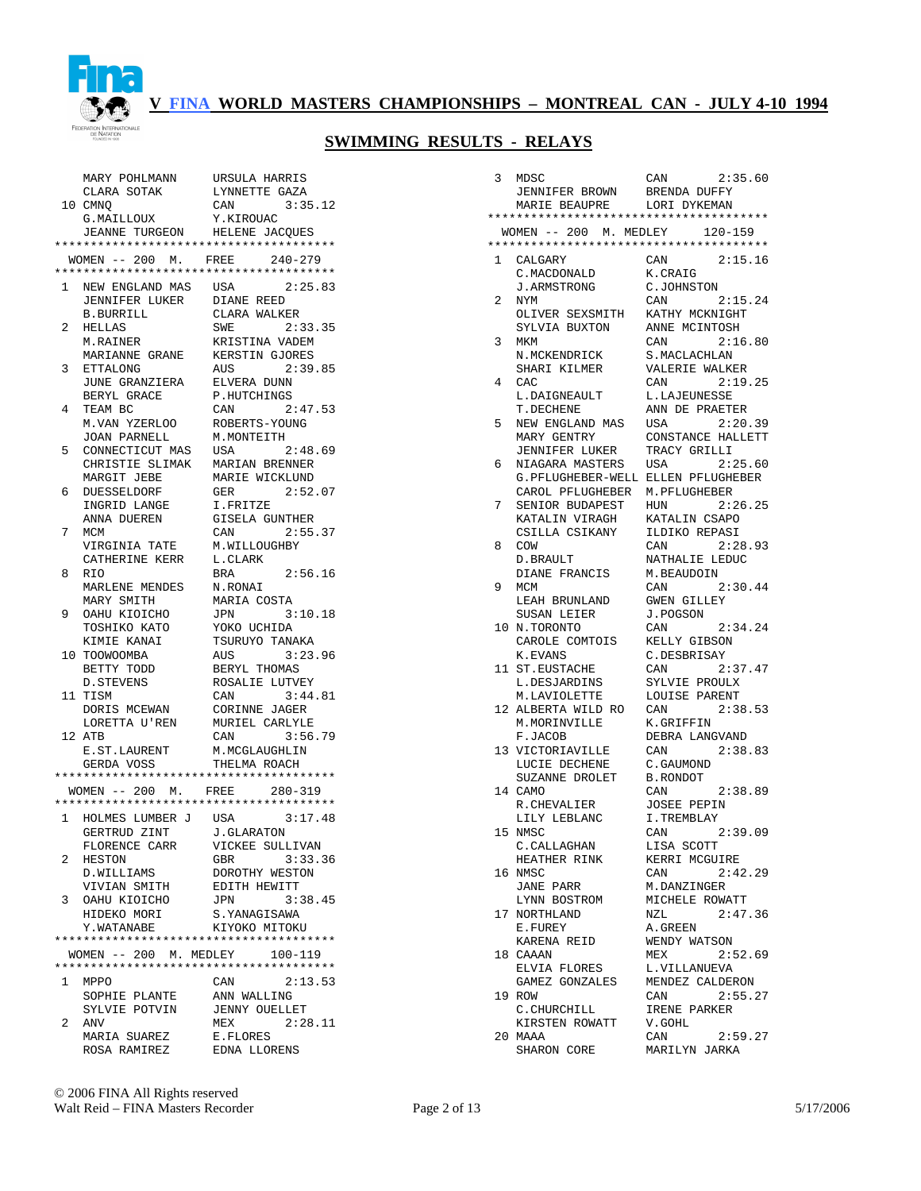# V FINA WORLD MASTERS CHAMPIONSHIPS – MONTREAL CAN - JULY 4-10 1994

## SWIMMING RESULTS - RELAYS

```
    MARY POHLMANN     URSULA HARRIS
    CLARA SOTAK       LYNNETTE GAZA
 10 CMNQ              CAN        3:35.12
    G.MAILLOUX        Y.KIROUAC
    JEANNE TURGEON    HELENE JACQUES
****************************************
  WOMEN -- 200  M.   FREE     240-279
****************************************
  1 NEW ENGLAND MAS   USA        2:25.83
    JENNIFER LUKER    DIANE REED
    B.BURRILL         CLARA WALKER
  2 HELLAS            SWE        2:33.35
    M.RAINER          KRISTINA VADEM
    MARIANNE GRANE    KERSTIN GJORES
  3 ETTALONG          AUS        2:39.85
    JUNE GRANZIERA    ELVERA DUNN
    BERYL GRACE       P.HUTCHINGS
  4 TEAM BC           CAN        2:47.53
    M.VAN YZERLOO     ROBERTS-YOUNG
    JOAN PARNELL      M.MONTEITH
  5 CONNECTICUT MAS   USA        2:48.69
    CHRISTIE SLIMAK   MARIAN BRENNER
    MARGIT JEBE       MARIE WICKLUND
  6 DUESSELDORF       GER        2:52.07
    INGRID LANGE      I.FRITZE
    ANNA DUEREN       GISELA GUNTHER
  7 MCM               CAN        2:55.37
    VIRGINIA TATE     M.WILLOUGHBY
    CATHERINE KERR    L.CLARK
  8 RIO               BRA        2:56.16
    MARLENE MENDES    N.RONAI
    MARY SMITH        MARIA COSTA
  9 OAHU KIOICHO      JPN        3:10.18
    TOSHIKO KATO      YOKO UCHIDA
    KIMIE KANAI       TSURUYO TANAKA
 10 TOOWOOMBA         AUS        3:23.96
    BETTY TODD        BERYL THOMAS
    D.STEVENS         ROSALIE LUTVEY
 11 TISM              CAN        3:44.81
    DORIS MCEWAN      CORINNE JAGER
    LORETTA U'REN     MURIEL CARLYLE
 12 ATB               CAN        3:56.79
    E.ST.LAURENT      M.MCGLAUGHLIN
    GERDA VOSS        THELMA ROACH
****************************************
  WOMEN -- 200  M.   FREE     280-319
****************************************
  1 HOLMES LUMBER J   USA        3:17.48
    GERTRUD ZINT      J.GLARATON
    FLORENCE CARR     VICKEE SULLIVAN
  2 HESTON            GBR        3:33.36
    D.WILLIAMS        DOROTHY WESTON
    VIVIAN SMITH      EDITH HEWITT
  3 OAHU KIOICHO      JPN        3:38.45
    HIDEKO MORI       S.YANAGISAWA
    Y.WATANABE        KIYOKO MITOKU
****************************************
  WOMEN -- 200  M. MEDLEY     100-119
****************************************
  1 MPPO              CAN        2:13.53
    SOPHIE PLANTE     ANN WALLING
    SYLVIE POTVIN     JENNY OUELLET
  2 ANV               MEX        2:28.11
    MARIA SUAREZ      E.FLORES
    ROSA RAMIREZ      EDNA LLORENS
  3 MDSC              CAN        2:35.60
    JENNIFER BROWN    BRENDA DUFFY
    MARIE BEAUPRE     LORI DYKEMAN
****************************************
  WOMEN -- 200  M. MEDLEY     120-159
****************************************
  1 CALGARY           CAN        2:15.16
    C.MACDONALD       K.CRAIG
    J.ARMSTRONG       C.JOHNSTON
  2 NYM               CAN        2:15.24
    OLIVER SEXSMITH   KATHY MCKNIGHT
    SYLVIA BUXTON     ANNE MCINTOSH
  3 MKM               CAN        2:16.80
    N.MCKENDRICK      S.MACLACHLAN
    SHARI KILMER      VALERIE WALKER
  4 CAC               CAN        2:19.25
    L.DAIGNEAULT      L.LAJEUNESSE
    T.DECHENE         ANN DE PRAETER
  5 NEW ENGLAND MAS   USA        2:20.39
    MARY GENTRY       CONSTANCE HALLETT
    JENNIFER LUKER    TRACY GRILLI
  6 NIAGARA MASTERS   USA        2:25.60
    G.PFLUGHEBER-WELL ELLEN PFLUGHEBER
    CAROL PFLUGHEBER  M.PFLUGHEBER
  7 SENIOR BUDAPEST   HUN        2:26.25
    KATALIN VIRAGH    KATALIN CSAPO
    CSILLA CSIKANY    ILDIKO REPASI
  8 COW               CAN        2:28.93
    D.BRAULT          NATHALIE LEDUC
    DIANE FRANCIS     M.BEAUDOIN
  9 MCM               CAN        2:30.44
    LEAH BRUNLAND     GWEN GILLEY
    SUSAN LEIER       J.POGSON
 10 N.TORONTO         CAN        2:34.24
    CAROLE COMTOIS    KELLY GIBSON
    K.EVANS           C.DESBRISAY
 11 ST.EUSTACHE       CAN        2:37.47
    L.DESJARDINS      SYLVIE PROULX
    M.LAVIOLETTE      LOUISE PARENT
 12 ALBERTA WILD RO   CAN        2:38.53
    M.MORINVILLE      K.GRIFFIN
    F.JACOB           DEBRA LANGVAND
 13 VICTORIAVILLE     CAN        2:38.83
    LUCIE DECHENE     C.GAUMOND
    SUZANNE DROLET    B.RONDOT
 14 CAMO              CAN        2:38.89
    R.CHEVALIER       JOSEE PEPIN
    LILY LEBLANC      I.TREMBLAY
 15 NMSC              CAN        2:39.09
    C.CALLAGHAN       LISA SCOTT
    HEATHER RINK      KERRI MCGUIRE
 16 NMSC              CAN        2:42.29
    JANE PARR         M.DANZINGER
    LYNN BOSTROM      MICHELE ROWATT
 17 NORTHLAND         NZL        2:47.36
    E.FUREY           A.GREEN
    KARENA REID       WENDY WATSON
 18 CAAAN             MEX        2:52.69
    ELVIA FLORES      L.VILLANUEVA
    GAMEZ GONZALES    MENDEZ CALDERON
 19 ROW               CAN        2:55.27
    C.CHURCHILL       IRENE PARKER
    KIRSTEN ROWATT    V.GOHL
 20 MAAA              CAN        2:59.27
    SHARON CORE       MARILYN JARKA
```

© 2006 FINA All Rights reserved
Walt Reid – FINA Masters Recorder
5/17/2006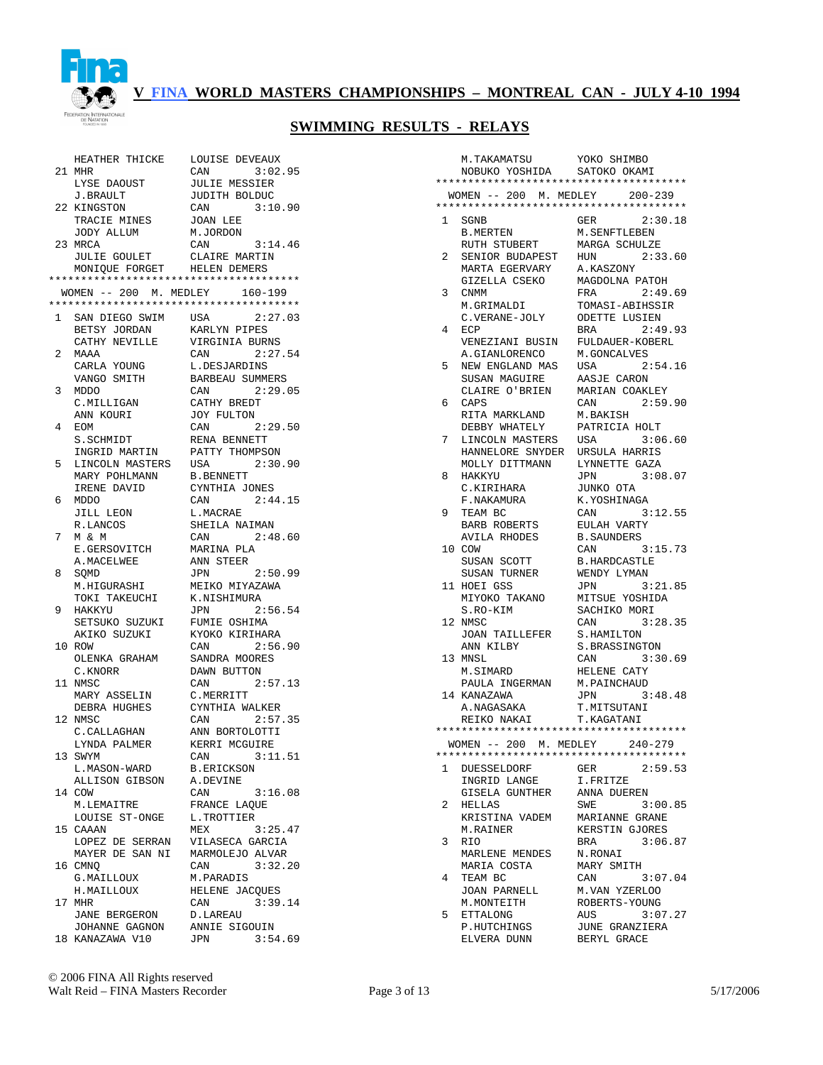# V FINA WORLD MASTERS CHAMPIONSHIPS – MONTREAL CAN - JULY 4-10 1994

## SWIMMING RESULTS - RELAYS

```
    HEATHER THICKE      LOUISE DEVEAUX
 21 MHR                 CAN        3:02.95
    LYSE DAOUST         JULIE MESSIER
    J.BRAULT            JUDITH BOLDUC
 22 KINGSTON            CAN        3:10.90
    TRACIE MINES        JOAN LEE
    JODY ALLUM          M.JORDON
 23 MRCA                CAN        3:14.46
    JULIE GOULET        CLAIRE MARTIN
    MONIQUE FORGET      HELEN DEMERS
***************************************
 WOMEN -- 200  M. MEDLEY     160-199
***************************************
 1  SAN DIEGO SWIM      USA        2:27.03
    BETSY JORDAN        KARLYN PIPES
    CATHY NEVILLE       VIRGINIA BURNS
 2  MAAA                CAN        2:27.54
    CARLA YOUNG         L.DESJARDINS
    VANGO SMITH         BARBEAU SUMMERS
 3  MDDO                CAN        2:29.05
    C.MILLIGAN          CATHY BREDT
    ANN KOURI           JOY FULTON
 4  EOM                 CAN        2:29.50
    S.SCHMIDT           RENA BENNETT
    INGRID MARTIN       PATTY THOMPSON
 5  LINCOLN MASTERS     USA        2:30.90
    MARY POHLMANN       B.BENNETT
    IRENE DAVID         CYNTHIA JONES
 6  MDDO                CAN        2:44.15
    JILL LEON           L.MACRAE
    R.LANCOS            SHEILA NAIMAN
 7  M & M               CAN        2:48.60
    E.GERSOVITCH        MARINA PLA
    A.MACELWEE          ANN STEER
 8  SQMD                JPN        2:50.99
    M.HIGURASHI         MEIKO MIYAZAWA
    TOKI TAKEUCHI       K.NISHIMURA
 9  HAKKYU              JPN        2:56.54
    SETSUKO SUZUKI      FUMIE OSHIMA
    AKIKO SUZUKI        KYOKO KIRIHARA
 10 ROW                 CAN        2:56.90
    OLENKA GRAHAM       SANDRA MOORES
    C.KNORR             DAWN BUTTON
 11 NMSC                CAN        2:57.13
    MARY ASSELIN        C.MERRITT
    DEBRA HUGHES        CYNTHIA WALKER
 12 NMSC                CAN        2:57.35
    C.CALLAGHAN         ANN BORTOLOTTI
    LYNDA PALMER        KERRI MCGUIRE
 13 SWYM                CAN        3:11.51
    L.MASON-WARD        B.ERICKSON
    ALLISON GIBSON      A.DEVINE
 14 COW                 CAN        3:16.08
    M.LEMAITRE          FRANCE LAQUE
    LOUISE ST-ONGE      L.TROTTIER
 15 CAAAN               MEX        3:25.47
    LOPEZ DE SERRAN     VILASECA GARCIA
    MAYER DE SAN NI     MARMOLEJO ALVAR
 16 CMNQ                CAN        3:32.20
    G.MAILLOUX          M.PARADIS
    H.MAILLOUX          HELENE JACQUES
 17 MHR                 CAN        3:39.14
    JANE BERGERON       D.LAREAU
    JOHANNE GAGNON      ANNIE SIGOUIN
 18 KANAZAWA V10        JPN        3:54.69
    M.TAKAMATSU         YOKO SHIMBO
    NOBUKO YOSHIDA      SATOKO OKAMI
***************************************
 WOMEN -- 200  M. MEDLEY     200-239
***************************************
 1  SGNB                GER        2:30.18
    B.MERTEN            M.SENFTLEBEN
    RUTH STUBERT        MARGA SCHULZE
 2  SENIOR BUDAPEST     HUN        2:33.60
    MARTA EGERVARY      A.KASZONY
    GIZELLA CSEKO       MAGDOLNA PATOH
 3  CNMM                FRA        2:49.69
    M.GRIMALDI          TOMASI-ABIHSSIR
    C.VERANE-JOLY       ODETTE LUSIEN
 4  ECP                 BRA        2:49.93
    VENEZIANI BUSIN     FULDAUER-KOBERL
    A.GIANLORENCO       M.GONCALVES
 5  NEW ENGLAND MAS     USA        2:54.16
    SUSAN MAGUIRE       AASJE CARON
    CLAIRE O'BRIEN      MARIAN COAKLEY
 6  CAPS                CAN        2:59.90
    RITA MARKLAND       M.BAKISH
    DEBBY WHATELY       PATRICIA HOLT
 7  LINCOLN MASTERS     USA        3:06.60
    HANNELORE SNYDER    URSULA HARRIS
    MOLLY DITTMANN      LYNNETTE GAZA
 8  HAKKYU              JPN        3:08.07
    C.KIRIHARA          JUNKO OTA
    F.NAKAMURA          K.YOSHINAGA
 9  TEAM BC             CAN        3:12.55
    BARB ROBERTS        EULAH VARTY
    AVILA RHODES        B.SAUNDERS
 10 COW                 CAN        3:15.73
    SUSAN SCOTT         B.HARDCASTLE
    SUSAN TURNER        WENDY LYMAN
 11 HOEI GSS            JPN        3:21.85
    MIYOKO TAKANO       MITSUE YOSHIDA
    S.RO-KIM            SACHIKO MORI
 12 NMSC                CAN        3:28.35
    JOAN TAILLEFER      S.HAMILTON
    ANN KILBY           S.BRASSINGTON
 13 MNSL                CAN        3:30.69
    M.SIMARD            HELENE CATY
    PAULA INGERMAN      M.PAINCHAUD
 14 KANAZAWA            JPN        3:48.48
    A.NAGASAKA          T.MITSUTANI
    REIKO NAKAI         T.KAGATANI
***************************************
 WOMEN -- 200  M. MEDLEY     240-279
***************************************
 1  DUESSELDORF         GER        2:59.53
    INGRID LANGE        I.FRITZE
    GISELA GUNTHER      ANNA DUEREN
 2  HELLAS              SWE        3:00.85
    KRISTINA VADEM      MARIANNE GRANE
    M.RAINER            KERSTIN GJORES
 3  RIO                 BRA        3:06.87
    MARLENE MENDES      N.RONAI
    MARIA COSTA         MARY SMITH
 4  TEAM BC             CAN        3:07.04
    JOAN PARNELL        M.VAN YZERLOO
    M.MONTEITH          ROBERTS-YOUNG
 5  ETTALONG            AUS        3:07.27
    P.HUTCHINGS         JUNE GRANZIERA
    ELVERA DUNN         BERYL GRACE
```

© 2006 FINA All Rights reserved
Walt Reid – FINA Masters Recorder 5/17/2006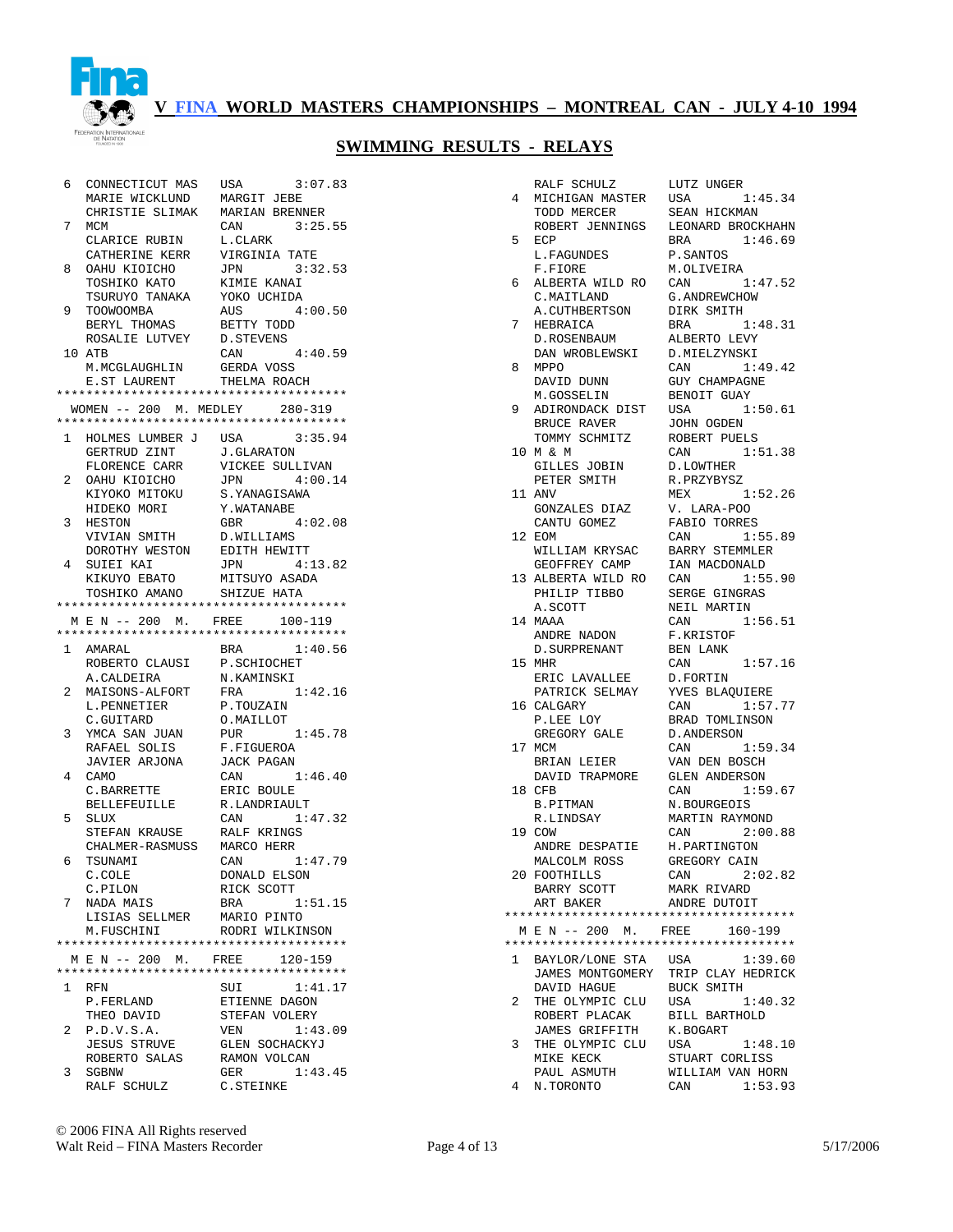## V FINA WORLD MASTERS CHAMPIONSHIPS – MONTREAL CAN - JULY 4-10 1994

## SWIMMING RESULTS - RELAYS

```
 6  CONNECTICUT MAS   USA       3:07.83
    MARIE WICKLUND    MARGIT JEBE
    CHRISTIE SLIMAK   MARIAN BRENNER
 7  MCM               CAN       3:25.55
    CLARICE RUBIN     L.CLARK
    CATHERINE KERR    VIRGINIA TATE
 8  OAHU KIOICHO      JPN       3:32.53
    TOSHIKO KATO      KIMIE KANAI
    TSURUYO TANAKA    YOKO UCHIDA
 9  TOOWOOMBA         AUS       4:00.50
    BERYL THOMAS      BETTY TODD
    ROSALIE LUTVEY    D.STEVENS
10  ATB               CAN       4:40.59
    M.MCGLAUGHLIN     GERDA VOSS
    E.ST LAURENT      THELMA ROACH
****************************************
  WOMEN -- 200  M. MEDLEY     280-319
****************************************
 1  HOLMES LUMBER J   USA       3:35.94
    GERTRUD ZINT      J.GLARATON
    FLORENCE CARR     VICKEE SULLIVAN
 2  OAHU KIOICHO      JPN       4:00.14
    KIYOKO MITOKU     S.YANAGISAWA
    HIDEKO MORI       Y.WATANABE
 3  HESTON            GBR       4:02.08
    VIVIAN SMITH      D.WILLIAMS
    DOROTHY WESTON    EDITH HEWITT
 4  SUIEI KAI         JPN       4:13.82
    KIKUYO EBATO      MITSUYO ASADA
    TOSHIKO AMANO     SHIZUE HATA
****************************************
  M E N -- 200  M.   FREE     100-119
****************************************
 1  AMARAL            BRA       1:40.56
    ROBERTO CLAUSI    P.SCHIOCHET
    A.CALDEIRA        N.KAMINSKI
 2  MAISONS-ALFORT    FRA       1:42.16
    L.PENNETIER       P.TOUZAIN
    C.GUITARD         O.MAILLOT
 3  YMCA SAN JUAN     PUR       1:45.78
    RAFAEL SOLIS      F.FIGUEROA
    JAVIER ARJONA     JACK PAGAN
 4  CAMO              CAN       1:46.40
    C.BARRETTE        ERIC BOULE
    BELLEFEUILLE      R.LANDRIAULT
 5  SLUX              CAN       1:47.32
    STEFAN KRAUSE     RALF KRINGS
    CHALMER-RASMUSS   MARCO HERR
 6  TSUNAMI           CAN       1:47.79
    C.COLE            DONALD ELSON
    C.PILON           RICK SCOTT
 7  NADA MAIS         BRA       1:51.15
    LISIAS SELLMER    MARIO PINTO
    M.FUSCHINI        RODRI WILKINSON
****************************************
  M E N -- 200  M.   FREE     120-159
****************************************
 1  RFN               SUI       1:41.17
    P.FERLAND         ETIENNE DAGON
    THEO DAVID        STEFAN VOLERY
 2  P.D.V.S.A.        VEN       1:43.09
    JESUS STRUVE      GLEN SOCHACKYJ
    ROBERTO SALAS     RAMON VOLCAN
 3  SGBNW             GER       1:43.45
    RALF SCHULZ       C.STEINKE
    RALF SCHULZ       LUTZ UNGER
 4  MICHIGAN MASTER   USA       1:45.34
    TODD MERCER       SEAN HICKMAN
    ROBERT JENNINGS   LEONARD BROCKHAHN
 5  ECP               BRA       1:46.69
    L.FAGUNDES        P.SANTOS
    F.FIORE           M.OLIVEIRA
 6  ALBERTA WILD RO   CAN       1:47.52
    C.MAITLAND        G.ANDREWCHOW
    A.CUTHBERTSON     DIRK SMITH
 7  HEBRAICA          BRA       1:48.31
    D.ROSENBAUM       ALBERTO LEVY
    DAN WROBLEWSKI    D.MIELZYNSKI
 8  MPPO              CAN       1:49.42
    DAVID DUNN        GUY CHAMPAGNE
    M.GOSSELIN        BENOIT GUAY
 9  ADIRONDACK DIST   USA       1:50.61
    BRUCE RAVER       JOHN OGDEN
    TOMMY SCHMITZ     ROBERT PUELS
10  M & M             CAN       1:51.38
    GILLES JOBIN      D.LOWTHER
    PETER SMITH       R.PRZYBYSZ
11  ANV               MEX       1:52.26
    GONZALES DIAZ     V. LARA-POO
    CANTU GOMEZ       FABIO TORRES
12  EOM               CAN       1:55.89
    WILLIAM KRYSAC    BARRY STEMMLER
    GEOFFREY CAMP     IAN MACDONALD
13  ALBERTA WILD RO   CAN       1:55.90
    PHILIP TIBBO      SERGE GINGRAS
    A.SCOTT           NEIL MARTIN
14  MAAA              CAN       1:56.51
    ANDRE NADON       F.KRISTOF
    D.SURPRENANT      BEN LANK
15  MHR               CAN       1:57.16
    ERIC LAVALLEE     D.FORTIN
    PATRICK SELMAY    YVES BLAQUIERE
16  CALGARY           CAN       1:57.77
    P.LEE LOY         BRAD TOMLINSON
    GREGORY GALE      D.ANDERSON
17  MCM               CAN       1:59.34
    BRIAN LEIER       VAN DEN BOSCH
    DAVID TRAPMORE    GLEN ANDERSON
18  CFB               CAN       1:59.67
    B.PITMAN          N.BOURGEOIS
    R.LINDSAY         MARTIN RAYMOND
19  COW               CAN       2:00.88
    ANDRE DESPATIE    H.PARTINGTON
    MALCOLM ROSS      GREGORY CAIN
20  FOOTHILLS         CAN       2:02.82
    BARRY SCOTT       MARK RIVARD
    ART BAKER         ANDRE DUTOIT
****************************************
  M E N -- 200  M.   FREE     160-199
****************************************
 1  BAYLOR/LONE STA   USA       1:39.60
    JAMES MONTGOMERY  TRIP CLAY HEDRICK
    DAVID HAGUE       BUCK SMITH
 2  THE OLYMPIC CLU   USA       1:40.32
    ROBERT PLACAK     BILL BARTHOLD
    JAMES GRIFFITH    K.BOGART
 3  THE OLYMPIC CLU   USA       1:48.10
    MIKE KECK         STUART CORLISS
    PAUL ASMUTH       WILLIAM VAN HORN
 4  N.TORONTO         CAN       1:53.93
```

© 2006 FINA All Rights reserved
Walt Reid – FINA Masters Recorder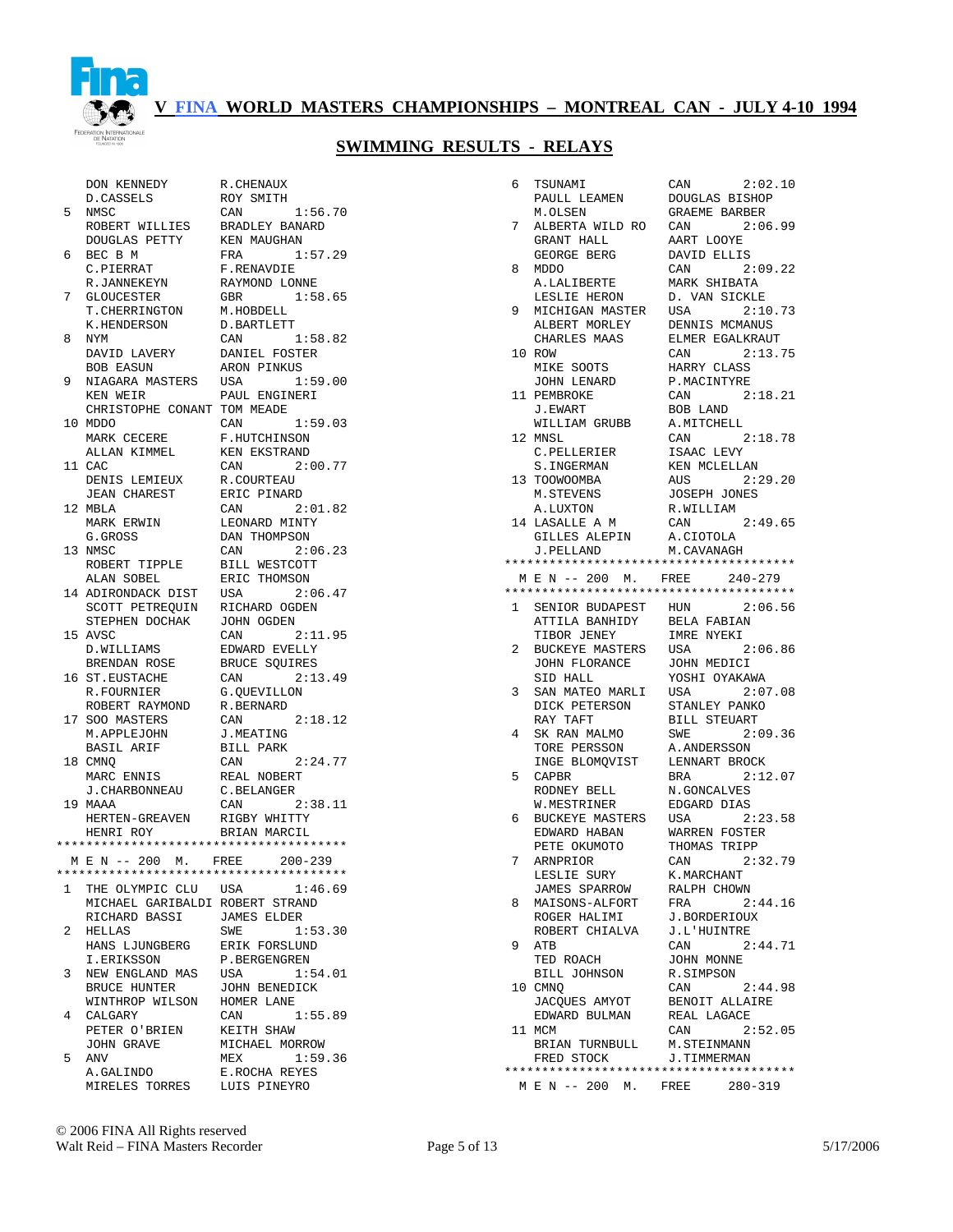## V FINA WORLD MASTERS CHAMPIONSHIPS – MONTREAL CAN - JULY 4-10 1994

### SWIMMING RESULTS - RELAYS

```
    DON KENNEDY        R.CHENAUX
    D.CASSELS          ROY SMITH
 5  NMSC               CAN         1:56.70
    ROBERT WILLIES     BRADLEY BANARD
    DOUGLAS PETTY      KEN MAUGHAN
 6  BEC B M            FRA         1:57.29
    C.PIERRAT          F.RENAVDIE
    R.JANNEKEYN        RAYMOND LONNE
 7  GLOUCESTER         GBR         1:58.65
    T.CHERRINGTON      M.HOBDELL
    K.HENDERSON        D.BARTLETT
 8  NYM                CAN         1:58.82
    DAVID LAVERY       DANIEL FOSTER
    BOB EASUN          ARON PINKUS
 9  NIAGARA MASTERS    USA         1:59.00
    KEN WEIR           PAUL ENGINERI
    CHRISTOPHE CONANT  TOM MEADE
10  MDDO               CAN         1:59.03
    MARK CECERE        F.HUTCHINSON
    ALLAN KIMMEL       KEN EKSTRAND
11  CAC                CAN         2:00.77
    DENIS LEMIEUX      R.COURTEAU
    JEAN CHAREST       ERIC PINARD
12  MBLA               CAN         2:01.82
    MARK ERWIN         LEONARD MINTY
    G.GROSS            DAN THOMPSON
13  NMSC               CAN         2:06.23
    ROBERT TIPPLE      BILL WESTCOTT
    ALAN SOBEL         ERIC THOMSON
14  ADIRONDACK DIST    USA         2:06.47
    SCOTT PETREQUIN    RICHARD OGDEN
    STEPHEN DOCHAK     JOHN OGDEN
15  AVSC               CAN         2:11.95
    D.WILLIAMS         EDWARD EVELLY
    BRENDAN ROSE       BRUCE SQUIRES
16  ST.EUSTACHE        CAN         2:13.49
    R.FOURNIER         G.QUEVILLON
    ROBERT RAYMOND     R.BERNARD
17  SOO MASTERS        CAN         2:18.12
    M.APPLEJOHN        J.MEATING
    BASIL ARIF         BILL PARK
18  CMNQ               CAN         2:24.77
    MARC ENNIS         REAL NOBERT
    J.CHARBONNEAU      C.BELANGER
19  MAAA               CAN         2:38.11
    HERTEN-GREAVEN     RIGBY WHITTY
    HENRI ROY          BRIAN MARCIL
****************************************
  M E N -- 200  M.   FREE     200-239
****************************************
 1  THE OLYMPIC CLU    USA         1:46.69
    MICHAEL GARIBALDI  ROBERT STRAND
    RICHARD BASSI      JAMES ELDER
 2  HELLAS             SWE         1:53.30
    HANS LJUNGBERG     ERIK FORSLUND
    I.ERIKSSON         P.BERGENGREN
 3  NEW ENGLAND MAS    USA         1:54.01
    BRUCE HUNTER       JOHN BENEDICK
    WINTHROP WILSON    HOMER LANE
 4  CALGARY            CAN         1:55.89
    PETER O'BRIEN      KEITH SHAW
    JOHN GRAVE         MICHAEL MORROW
 5  ANV                MEX         1:59.36
    A.GALINDO          E.ROCHA REYES
    MIRELES TORRES     LUIS PINEYRO
 6  TSUNAMI            CAN         2:02.10
    PAULL LEAMEN       DOUGLAS BISHOP
    M.OLSEN            GRAEME BARBER
 7  ALBERTA WILD RO    CAN         2:06.99
    GRANT HALL         AART LOOYE
    GEORGE BERG        DAVID ELLIS
 8  MDDO               CAN         2:09.22
    A.LALIBERTE        MARK SHIBATA
    LESLIE HERON       D. VAN SICKLE
 9  MICHIGAN MASTER    USA         2:10.73
    ALBERT MORLEY      DENNIS MCMANUS
    CHARLES MAAS       ELMER EGALKRAUT
10  ROW                CAN         2:13.75
    MIKE SOOTS         HARRY CLASS
    JOHN LENARD        P.MACINTYRE
11  PEMBROKE           CAN         2:18.21
    J.EWART            BOB LAND
    WILLIAM GRUBB      A.MITCHELL
12  MNSL               CAN         2:18.78
    C.PELLERIER        ISAAC LEVY
    S.INGERMAN         KEN MCLELLAN
13  TOOWOOMBA          AUS         2:29.20
    M.STEVENS          JOSEPH JONES
    A.LUXTON           R.WILLIAM
14  LASALLE A M        CAN         2:49.65
    GILLES ALEPIN      A.CIOTOLA
    J.PELLAND          M.CAVANAGH
****************************************
  M E N -- 200  M.   FREE     240-279
****************************************
 1  SENIOR BUDAPEST    HUN         2:06.56
    ATTILA BANHIDY     BELA FABIAN
    TIBOR JENEY        IMRE NYEKI
 2  BUCKEYE MASTERS    USA         2:06.86
    JOHN FLORANCE      JOHN MEDICI
    SID HALL           YOSHI OYAKAWA
 3  SAN MATEO MARLI    USA         2:07.08
    DICK PETERSON      STANLEY PANKO
    RAY TAFT           BILL STEUART
 4  SK RAN MALMO       SWE         2:09.36
    TORE PERSSON       A.ANDERSSON
    INGE BLOMQVIST     LENNART BROCK
 5  CAPBR              BRA         2:12.07
    RODNEY BELL        N.GONCALVES
    W.MESTRINER        EDGARD DIAS
 6  BUCKEYE MASTERS    USA         2:23.58
    EDWARD HABAN       WARREN FOSTER
    PETE OKUMOTO       THOMAS TRIPP
 7  ARNPRIOR           CAN         2:32.79
    LESLIE SURY        K.MARCHANT
    JAMES SPARROW      RALPH CHOWN
 8  MAISONS-ALFORT     FRA         2:44.16
    ROGER HALIMI       J.BORDERIOUX
    ROBERT CHIALVA     J.L'HUINTRE
 9  ATB                CAN         2:44.71
    TED ROACH          JOHN MONNE
    BILL JOHNSON       R.SIMPSON
10  CMNQ               CAN         2:44.98
    JACQUES AMYOT      BENOIT ALLAIRE
    EDWARD BULMAN      REAL LAGACE
11  MCM                CAN         2:52.05
    BRIAN TURNBULL     M.STEINMANN
    FRED STOCK         J.TIMMERMAN
****************************************
  M E N -- 200  M.   FREE     280-319
```

© 2006 FINA All Rights reserved
Walt Reid – FINA Masters Recorder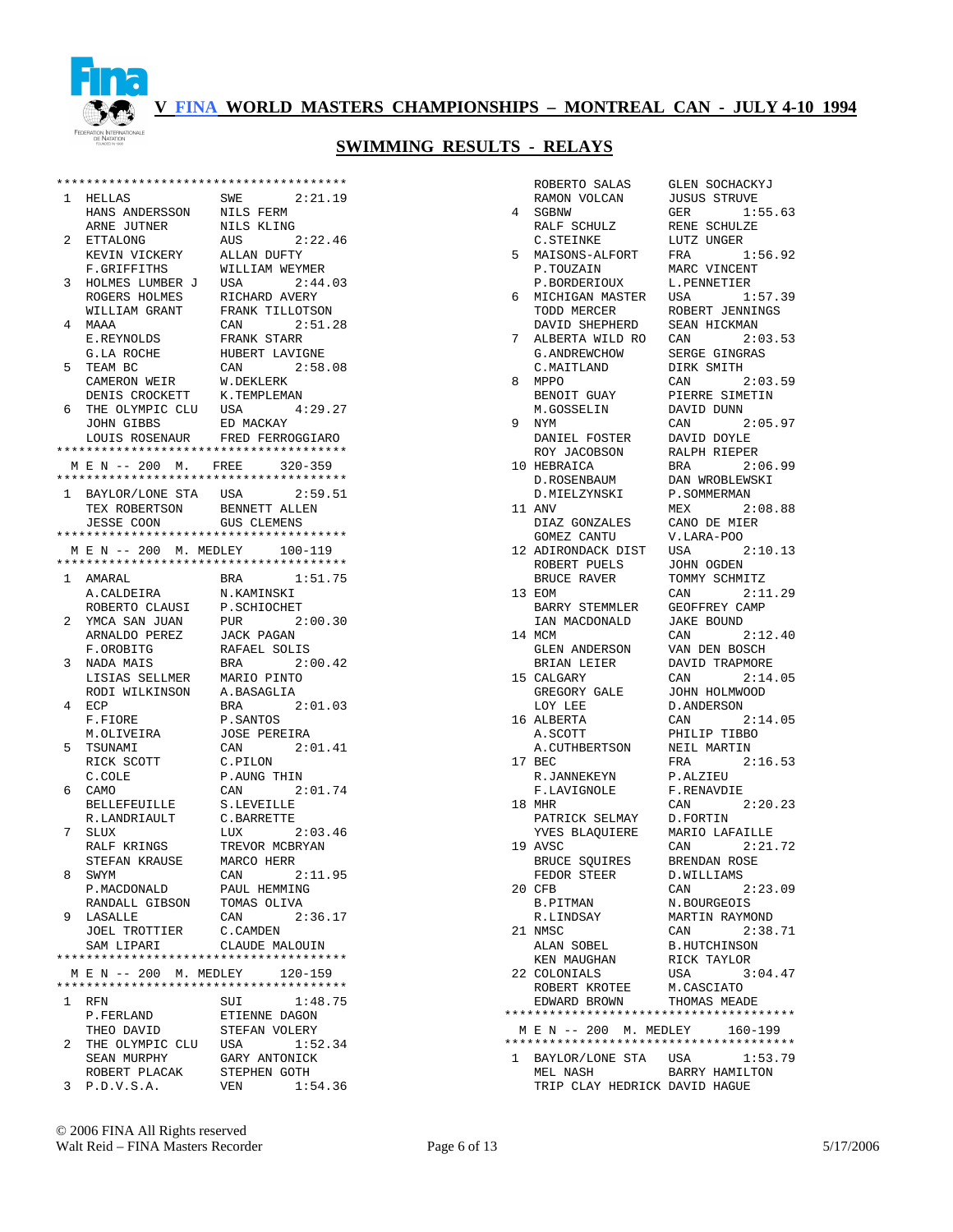# V FINA WORLD MASTERS CHAMPIONSHIPS – MONTREAL CAN - JULY 4-10 1994

## SWIMMING RESULTS - RELAYS

```
****************************************
 1  HELLAS            SWE        2:21.19
    HANS ANDERSSON    NILS FERM
    ARNE JUTNER       NILS KLING
 2  ETTALONG          AUS        2:22.46
    KEVIN VICKERY     ALLAN DUFTY
    F.GRIFFITHS       WILLIAM WEYMER
 3  HOLMES LUMBER J   USA        2:44.03
    ROGERS HOLMES     RICHARD AVERY
    WILLIAM GRANT     FRANK TILLOTSON
 4  MAAA              CAN        2:51.28
    E.REYNOLDS        FRANK STARR
    G.LA ROCHE        HUBERT LAVIGNE
 5  TEAM BC           CAN        2:58.08
    CAMERON WEIR      W.DEKLERK
    DENIS CROCKETT    K.TEMPLEMAN
 6  THE OLYMPIC CLU   USA        4:29.27
    JOHN GIBBS        ED MACKAY
    LOUIS ROSENAUR    FRED FERROGGIARO
****************************************
  M E N -- 200  M.   FREE     320-359
****************************************
 1  BAYLOR/LONE STA   USA        2:59.51
    TEX ROBERTSON     BENNETT ALLEN
    JESSE COON        GUS CLEMENS
****************************************
  M E N -- 200  M. MEDLEY     100-119
****************************************
 1  AMARAL            BRA        1:51.75
    A.CALDEIRA        N.KAMINSKI
    ROBERTO CLAUSI    P.SCHIOCHET
 2  YMCA SAN JUAN     PUR        2:00.30
    ARNALDO PEREZ     JACK PAGAN
    F.OROBITG         RAFAEL SOLIS
 3  NADA MAIS         BRA        2:00.42
    LISIAS SELLMER    MARIO PINTO
    RODI WILKINSON    A.BASAGLIA
 4  ECP               BRA        2:01.03
    F.FIORE           P.SANTOS
    M.OLIVEIRA        JOSE PEREIRA
 5  TSUNAMI           CAN        2:01.41
    RICK SCOTT        C.PILON
    C.COLE            P.AUNG THIN
 6  CAMO              CAN        2:01.74
    BELLEFEUILLE      S.LEVEILLE
    R.LANDRIAULT      C.BARRETTE
 7  SLUX              LUX        2:03.46
    RALF KRINGS       TREVOR MCBRYAN
    STEFAN KRAUSE     MARCO HERR
 8  SWYM              CAN        2:11.95
    P.MACDONALD       PAUL HEMMING
    RANDALL GIBSON    TOMAS OLIVA
 9  LASALLE           CAN        2:36.17
    JOEL TROTTIER     C.CAMDEN
    SAM LIPARI        CLAUDE MALOUIN
****************************************
  M E N -- 200  M. MEDLEY     120-159
****************************************
 1  RFN               SUI        1:48.75
    P.FERLAND         ETIENNE DAGON
    THEO DAVID        STEFAN VOLERY
 2  THE OLYMPIC CLU   USA        1:52.34
    SEAN MURPHY       GARY ANTONICK
    ROBERT PLACAK     STEPHEN GOTH
 3  P.D.V.S.A.        VEN        1:54.36
    ROBERTO SALAS     GLEN SOCHACKYJ
    RAMON VOLCAN      JUSUS STRUVE
 4  SGBNW             GER        1:55.63
    RALF SCHULZ       RENE SCHULZE
    C.STEINKE         LUTZ UNGER
 5  MAISONS-ALFORT    FRA        1:56.92
    P.TOUZAIN         MARC VINCENT
    P.BORDERIOUX      L.PENNETIER
 6  MICHIGAN MASTER   USA        1:57.39
    TODD MERCER       ROBERT JENNINGS
    DAVID SHEPHERD    SEAN HICKMAN
 7  ALBERTA WILD RO   CAN        2:03.53
    G.ANDREWCHOW      SERGE GINGRAS
    C.MAITLAND        DIRK SMITH
 8  MPPO              CAN        2:03.59
    BENOIT GUAY       PIERRE SIMETIN
    M.GOSSELIN        DAVID DUNN
 9  NYM               CAN        2:05.97
    DANIEL FOSTER     DAVID DOYLE
    ROY JACOBSON      RALPH RIEPER
10  HEBRAICA          BRA        2:06.99
    D.ROSENBAUM       DAN WROBLEWSKI
    D.MIELZYNSKI      P.SOMMERMAN
11  ANV               MEX        2:08.88
    DIAZ GONZALES     CANO DE MIER
    GOMEZ CANTU       V.LARA-POO
12  ADIRONDACK DIST   USA        2:10.13
    ROBERT PUELS      JOHN OGDEN
    BRUCE RAVER       TOMMY SCHMITZ
13  EOM               CAN        2:11.29
    BARRY STEMMLER    GEOFFREY CAMP
    IAN MACDONALD     JAKE BOUND
14  MCM               CAN        2:12.40
    GLEN ANDERSON     VAN DEN BOSCH
    BRIAN LEIER       DAVID TRAPMORE
15  CALGARY           CAN        2:14.05
    GREGORY GALE      JOHN HOLMWOOD
    LOY LEE           D.ANDERSON
16  ALBERTA           CAN        2:14.05
    A.SCOTT           PHILIP TIBBO
    A.CUTHBERTSON     NEIL MARTIN
17  BEC               FRA        2:16.53
    R.JANNEKEYN       P.ALZIEU
    F.LAVIGNOLE       F.RENAVDIE
18  MHR               CAN        2:20.23
    PATRICK SELMAY    D.FORTIN
    YVES BLAQUIERE    MARIO LAFAILLE
19  AVSC              CAN        2:21.72
    BRUCE SQUIRES     BRENDAN ROSE
    FEDOR STEER       D.WILLIAMS
20  CFB               CAN        2:23.09
    B.PITMAN          N.BOURGEOIS
    R.LINDSAY         MARTIN RAYMOND
21  NMSC              CAN        2:38.71
    ALAN SOBEL        B.HUTCHINSON
    KEN MAUGHAN       RICK TAYLOR
22  COLONIALS         USA        3:04.47
    ROBERT KROTEE     M.CASCIATO
    EDWARD BROWN      THOMAS MEADE
****************************************
  M E N -- 200  M. MEDLEY     160-199
****************************************
 1  BAYLOR/LONE STA   USA        1:53.79
    MEL NASH          BARRY HAMILTON
    TRIP CLAY HEDRICK DAVID HAGUE
```

© 2006 FINA All Rights reserved
Walt Reid – FINA Masters Recorder 5/17/2006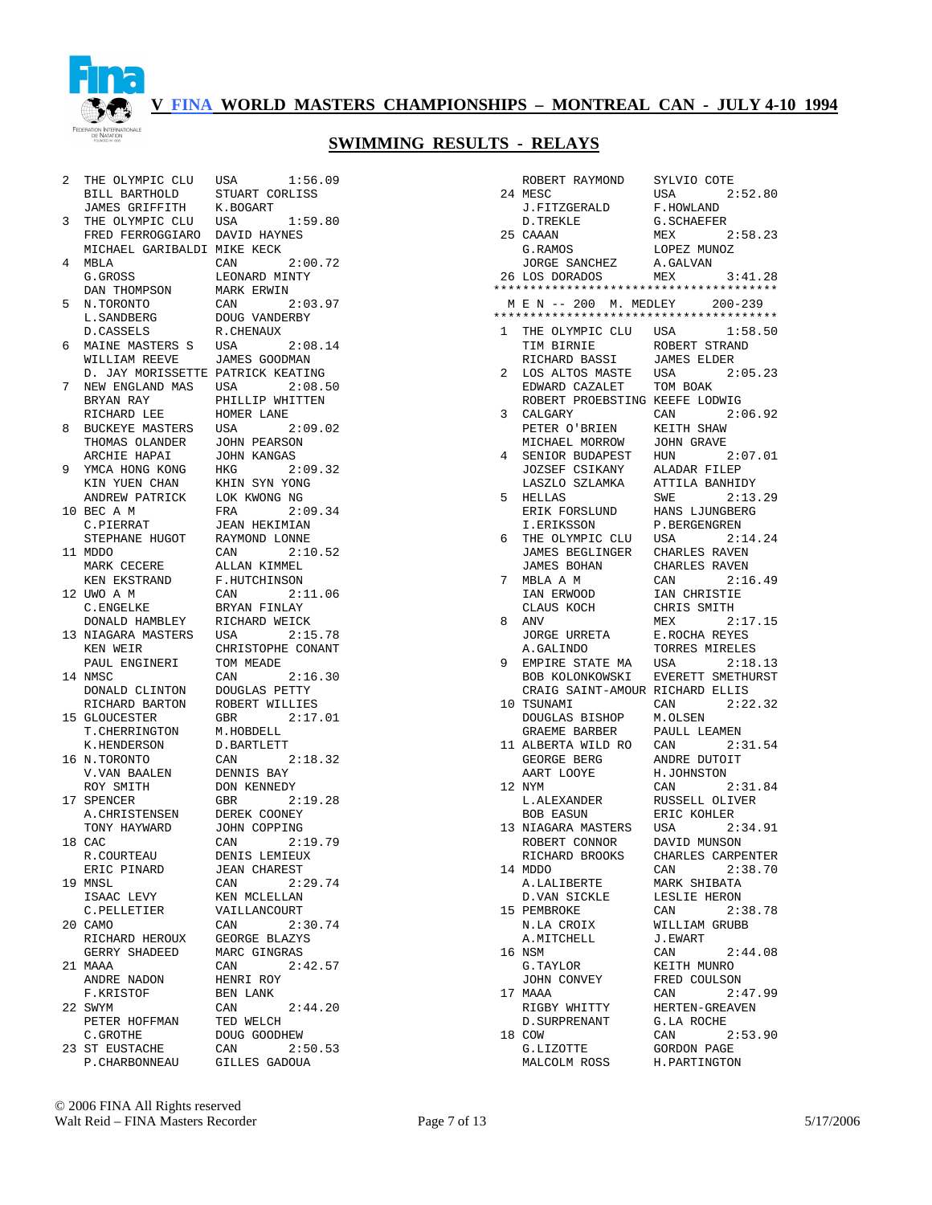# V FINA WORLD MASTERS CHAMPIONSHIPS – MONTREAL CAN - JULY 4-10 1994

## SWIMMING RESULTS - RELAYS

```
 2  THE OLYMPIC CLU   USA      1:56.09
    BILL BARTHOLD     STUART CORLISS
    JAMES GRIFFITH    K.BOGART
 3  THE OLYMPIC CLU   USA      1:59.80
    FRED FERROGGIARO  DAVID HAYNES
    MICHAEL GARIBALDI MIKE KECK
 4  MBLA              CAN      2:00.72
    G.GROSS           LEONARD MINTY
    DAN THOMPSON      MARK ERWIN
 5  N.TORONTO         CAN      2:03.97
    L.SANDBERG        DOUG VANDERBY
    D.CASSELS         R.CHENAUX
 6  MAINE MASTERS S   USA      2:08.14
    WILLIAM REEVE     JAMES GOODMAN
    D. JAY MORISSETTE PATRICK KEATING
 7  NEW ENGLAND MAS   USA      2:08.50
    BRYAN RAY         PHILLIP WHITTEN
    RICHARD LEE       HOMER LANE
 8  BUCKEYE MASTERS   USA      2:09.02
    THOMAS OLANDER    JOHN PEARSON
    ARCHIE HAPAI      JOHN KANGAS
 9  YMCA HONG KONG    HKG      2:09.32
    KIN YUEN CHAN     KHIN SYN YONG
    ANDREW PATRICK    LOK KWONG NG
10  BEC A M           FRA      2:09.34
    C.PIERRAT         JEAN HEKIMIAN
    STEPHANE HUGOT    RAYMOND LONNE
11  MDDO              CAN      2:10.52
    MARK CECERE       ALLAN KIMMEL
    KEN EKSTRAND      F.HUTCHINSON
12  UWO A M           CAN      2:11.06
    C.ENGELKE         BRYAN FINLAY
    DONALD HAMBLEY    RICHARD WEICK
13  NIAGARA MASTERS   USA      2:15.78
    KEN WEIR          CHRISTOPHE CONANT
    PAUL ENGINERI     TOM MEADE
14  NMSC              CAN      2:16.30
    DONALD CLINTON    DOUGLAS PETTY
    RICHARD BARTON    ROBERT WILLIES
15  GLOUCESTER        GBR      2:17.01
    T.CHERRINGTON     M.HOBDELL
    K.HENDERSON       D.BARTLETT
16  N.TORONTO         CAN      2:18.32
    V.VAN BAALEN      DENNIS BAY
    ROY SMITH         DON KENNEDY
17  SPENCER           GBR      2:19.28
    A.CHRISTENSEN     DEREK COONEY
    TONY HAYWARD      JOHN COPPING
18  CAC               CAN      2:19.79
    R.COURTEAU        DENIS LEMIEUX
    ERIC PINARD       JEAN CHAREST
19  MNSL              CAN      2:29.74
    ISAAC LEVY        KEN MCLELLAN
    C.PELLETIER       VAILLANCOURT
20  CAMO              CAN      2:30.74
    RICHARD HEROUX    GEORGE BLAZYS
    GERRY SHADEED     MARC GINGRAS
21  MAAA              CAN      2:42.57
    ANDRE NADON       HENRI ROY
    F.KRISTOF         BEN LANK
22  SWYM              CAN      2:44.20
    PETER HOFFMAN     TED WELCH
    C.GROTHE          DOUG GOODHEW
23  ST EUSTACHE       CAN      2:50.53
    P.CHARBONNEAU     GILLES GADOUA
    ROBERT RAYMOND    SYLVIO COTE
24  MESC              USA      2:52.80
    J.FITZGERALD      F.HOWLAND
    D.TREKLE          G.SCHAEFER
25  CAAAN             MEX      2:58.23
    G.RAMOS           LOPEZ MUNOZ
    JORGE SANCHEZ     A.GALVAN
26  LOS DORADOS       MEX      3:41.28
***************************************
  M E N -- 200  M. MEDLEY      200-239
***************************************
 1  THE OLYMPIC CLU   USA      1:58.50
    TIM BIRNIE        ROBERT STRAND
    RICHARD BASSI     JAMES ELDER
 2  LOS ALTOS MASTE   USA      2:05.23
    EDWARD CAZALET    TOM BOAK
    ROBERT PROEBSTING KEEFE LODWIG
 3  CALGARY           CAN      2:06.92
    PETER O'BRIEN     KEITH SHAW
    MICHAEL MORROW    JOHN GRAVE
 4  SENIOR BUDAPEST   HUN      2:07.01
    JOZSEF CSIKANY    ALADAR FILEP
    LASZLO SZLAMKA    ATTILA BANHIDY
 5  HELLAS            SWE      2:13.29
    ERIK FORSLUND     HANS LJUNGBERG
    I.ERIKSSON        P.BERGENGREN
 6  THE OLYMPIC CLU   USA      2:14.24
    JAMES BEGLINGER   CHARLES RAVEN
    JAMES BOHAN       CHARLES RAVEN
 7  MBLA A M          CAN      2:16.49
    IAN ERWOOD        IAN CHRISTIE
    CLAUS KOCH        CHRIS SMITH
 8  ANV               MEX      2:17.15
    JORGE URRETA      E.ROCHA REYES
    A.GALINDO         TORRES MIRELES
 9  EMPIRE STATE MA   USA      2:18.13
    BOB KOLONKOWSKI   EVERETT SMETHURST
    CRAIG SAINT-AMOUR RICHARD ELLIS
10  TSUNAMI           CAN      2:22.32
    DOUGLAS BISHOP    M.OLSEN
    GRAEME BARBER     PAULL LEAMEN
11  ALBERTA WILD RO   CAN      2:31.54
    GEORGE BERG       ANDRE DUTOIT
    AART LOOYE        H.JOHNSTON
12  NYM               CAN      2:31.84
    L.ALEXANDER       RUSSELL OLIVER
    BOB EASUN         ERIC KOHLER
13  NIAGARA MASTERS   USA      2:34.91
    ROBERT CONNOR     DAVID MUNSON
    RICHARD BROOKS    CHARLES CARPENTER
14  MDDO              CAN      2:38.70
    A.LALIBERTE       MARK SHIBATA
    D.VAN SICKLE      LESLIE HERON
15  PEMBROKE          CAN      2:38.78
    N.LA CROIX        WILLIAM GRUBB
    A.MITCHELL        J.EWART
16  NSM               CAN      2:44.08
    G.TAYLOR          KEITH MUNRO
    JOHN CONVEY       FRED COULSON
17  MAAA              CAN      2:47.99
    RIGBY WHITTY      HERTEN-GREAVEN
    D.SURPRENANT      G.LA ROCHE
18  COW               CAN      2:53.90
    G.LIZOTTE         GORDON PAGE
    MALCOLM ROSS      H.PARTINGTON
```

© 2006 FINA All Rights reserved
Walt Reid – FINA Masters Recorder 5/17/2006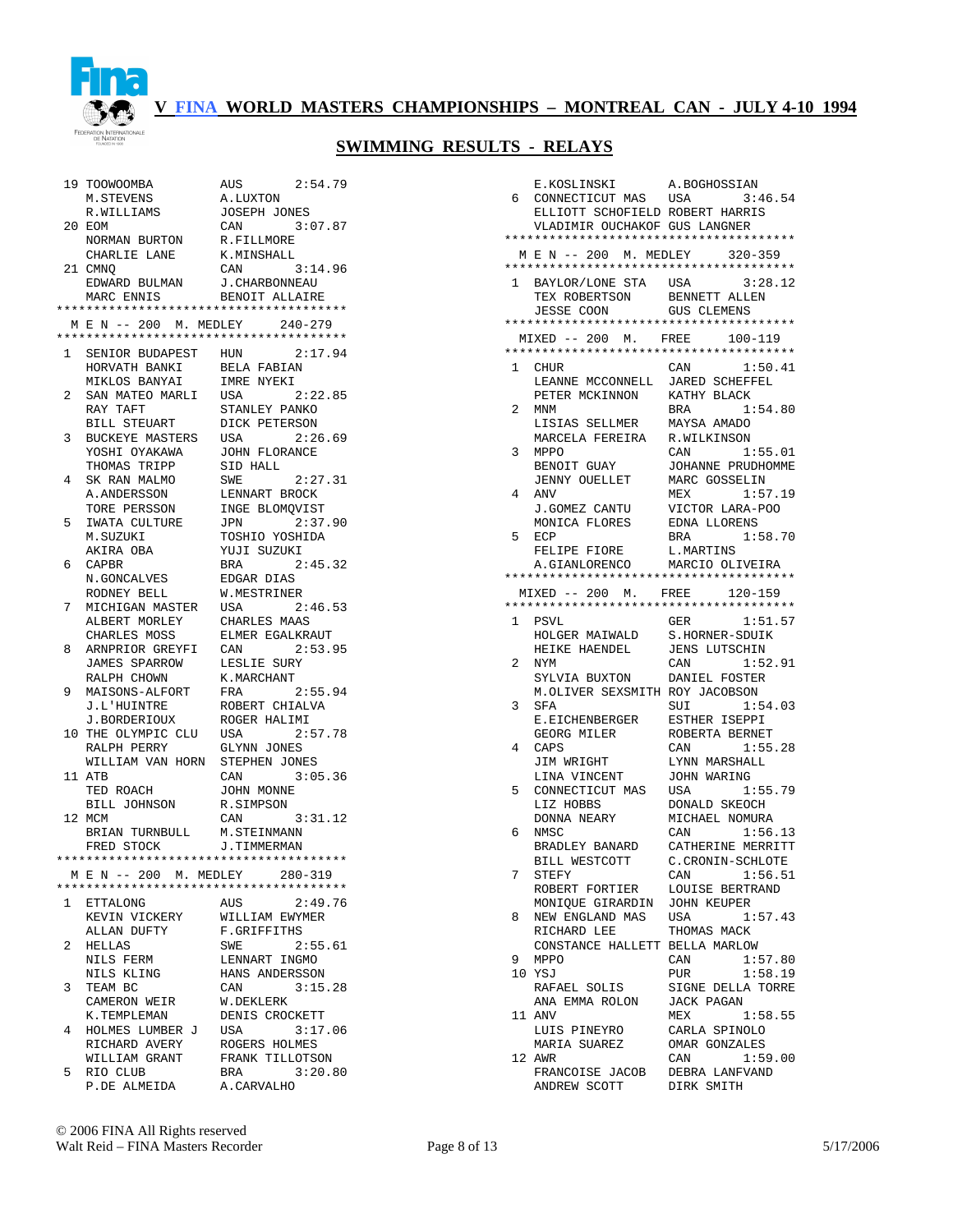# V FINA WORLD MASTERS CHAMPIONSHIPS – MONTREAL CAN - JULY 4-10 1994

## SWIMMING RESULTS - RELAYS

```
 19 TOOWOOMBA          AUS       2:54.79
    M.STEVENS          A.LUXTON
    R.WILLIAMS         JOSEPH JONES
 20 EOM                CAN       3:07.87
    NORMAN BURTON      R.FILLMORE
    CHARLIE LANE       K.MINSHALL
 21 CMNQ               CAN       3:14.96
    EDWARD BULMAN      J.CHARBONNEAU
    MARC ENNIS         BENOIT ALLAIRE
****************************************
  M E N -- 200  M. MEDLEY     240-279
****************************************
  1 SENIOR BUDAPEST    HUN       2:17.94
    HORVATH BANKI      BELA FABIAN
    MIKLOS BANYAI      IMRE NYEKI
  2 SAN MATEO MARLI    USA       2:22.85
    RAY TAFT           STANLEY PANKO
    BILL STEUART       DICK PETERSON
  3 BUCKEYE MASTERS    USA       2:26.69
    YOSHI OYAKAWA      JOHN FLORANCE
    THOMAS TRIPP       SID HALL
  4 SK RAN MALMO       SWE       2:27.31
    A.ANDERSSON        LENNART BROCK
    TORE PERSSON       INGE BLOMQVIST
  5 IWATA CULTURE      JPN       2:37.90
    M.SUZUKI           TOSHIO YOSHIDA
    AKIRA OBA          YUJI SUZUKI
  6 CAPBR              BRA       2:45.32
    N.GONCALVES        EDGAR DIAS
    RODNEY BELL        W.MESTRINER
  7 MICHIGAN MASTER    USA       2:46.53
    ALBERT MORLEY      CHARLES MAAS
    CHARLES MOSS       ELMER EGALKRAUT
  8 ARNPRIOR GREYFI    CAN       2:53.95
    JAMES SPARROW      LESLIE SURY
    RALPH CHOWN        K.MARCHANT
  9 MAISONS-ALFORT     FRA       2:55.94
    J.L'HUINTRE        ROBERT CHIALVA
    J.BORDERIOUX       ROGER HALIMI
 10 THE OLYMPIC CLU    USA       2:57.78
    RALPH PERRY        GLYNN JONES
    WILLIAM VAN HORN   STEPHEN JONES
 11 ATB                CAN       3:05.36
    TED ROACH          JOHN MONNE
    BILL JOHNSON       R.SIMPSON
 12 MCM                CAN       3:31.12
    BRIAN TURNBULL     M.STEINMANN
    FRED STOCK         J.TIMMERMAN
****************************************
  M E N -- 200  M. MEDLEY     280-319
****************************************
  1 ETTALONG           AUS       2:49.76
    KEVIN VICKERY      WILLIAM EWYMER
    ALLAN DUFTY        F.GRIFFITHS
  2 HELLAS             SWE       2:55.61
    NILS FERM          LENNART INGMO
    NILS KLING         HANS ANDERSSON
  3 TEAM BC            CAN       3:15.28
    CAMERON WEIR       W.DEKLERK
    K.TEMPLEMAN        DENIS CROCKETT
  4 HOLMES LUMBER J    USA       3:17.06
    RICHARD AVERY      ROGERS HOLMES
    WILLIAM GRANT      FRANK TILLOTSON
  5 RIO CLUB           BRA       3:20.80
    P.DE ALMEIDA       A.CARVALHO
    E.KOSLINSKI        A.BOGHOSSIAN
  6 CONNECTICUT MAS    USA       3:46.54
    ELLIOTT SCHOFIELD  ROBERT HARRIS
    VLADIMIR OUCHAKOF  GUS LANGNER
****************************************
  M E N -- 200  M. MEDLEY     320-359
****************************************
  1 BAYLOR/LONE STA    USA       3:28.12
    TEX ROBERTSON      BENNETT ALLEN
    JESSE COON         GUS CLEMENS
****************************************
  MIXED -- 200  M.   FREE     100-119
****************************************
  1 CHUR               CAN       1:50.41
    LEANNE MCCONNELL   JARED SCHEFFEL
    PETER MCKINNON     KATHY BLACK
  2 MNM                BRA       1:54.80
    LISIAS SELLMER     MAYSA AMADO
    MARCELA FEREIRA    R.WILKINSON
  3 MPPO               CAN       1:55.01
    BENOIT GUAY        JOHANNE PRUDHOMME
    JENNY OUELLET      MARC GOSSELIN
  4 ANV                MEX       1:57.19
    J.GOMEZ CANTU      VICTOR LARA-POO
    MONICA FLORES      EDNA LLORENS
  5 ECP                BRA       1:58.70
    FELIPE FIORE       L.MARTINS
    A.GIANLORENCO      MARCIO OLIVEIRA
****************************************
  MIXED -- 200  M.   FREE     120-159
****************************************
  1 PSVL               GER       1:51.57
    HOLGER MAIWALD     S.HORNER-SDUIK
    HEIKE HAENDEL      JENS LUTSCHIN
  2 NYM                CAN       1:52.91
    SYLVIA BUXTON      DANIEL FOSTER
    M.OLIVER SEXSMITH  ROY JACOBSON
  3 SFA                SUI       1:54.03
    E.EICHENBERGER     ESTHER ISEPPI
    GEORG MILER        ROBERTA BERNET
  4 CAPS               CAN       1:55.28
    JIM WRIGHT         LYNN MARSHALL
    LINA VINCENT       JOHN WARING
  5 CONNECTICUT MAS    USA       1:55.79
    LIZ HOBBS          DONALD SKEOCH
    DONNA NEARY        MICHAEL NOMURA
  6 NMSC               CAN       1:56.13
    BRADLEY BANARD     CATHERINE MERRITT
    BILL WESTCOTT      C.CRONIN-SCHLOTE
  7 STEFY              CAN       1:56.51
    ROBERT FORTIER     LOUISE BERTRAND
    MONIQUE GIRARDIN   JOHN KEUPER
  8 NEW ENGLAND MAS    USA       1:57.43
    RICHARD LEE        THOMAS MACK
    CONSTANCE HALLETT  BELLA MARLOW
  9 MPPO               CAN       1:57.80
 10 YSJ                PUR       1:58.19
    RAFAEL SOLIS       SIGNE DELLA TORRE
    ANA EMMA ROLON     JACK PAGAN
 11 ANV                MEX       1:58.55
    LUIS PINEYRO       CARLA SPINOLO
    MARIA SUAREZ       OMAR GONZALES
 12 AWR                CAN       1:59.00
    FRANCOISE JACOB    DEBRA LANFVAND
    ANDREW SCOTT       DIRK SMITH
```

© 2006 FINA All Rights reserved
Walt Reid – FINA Masters Recorder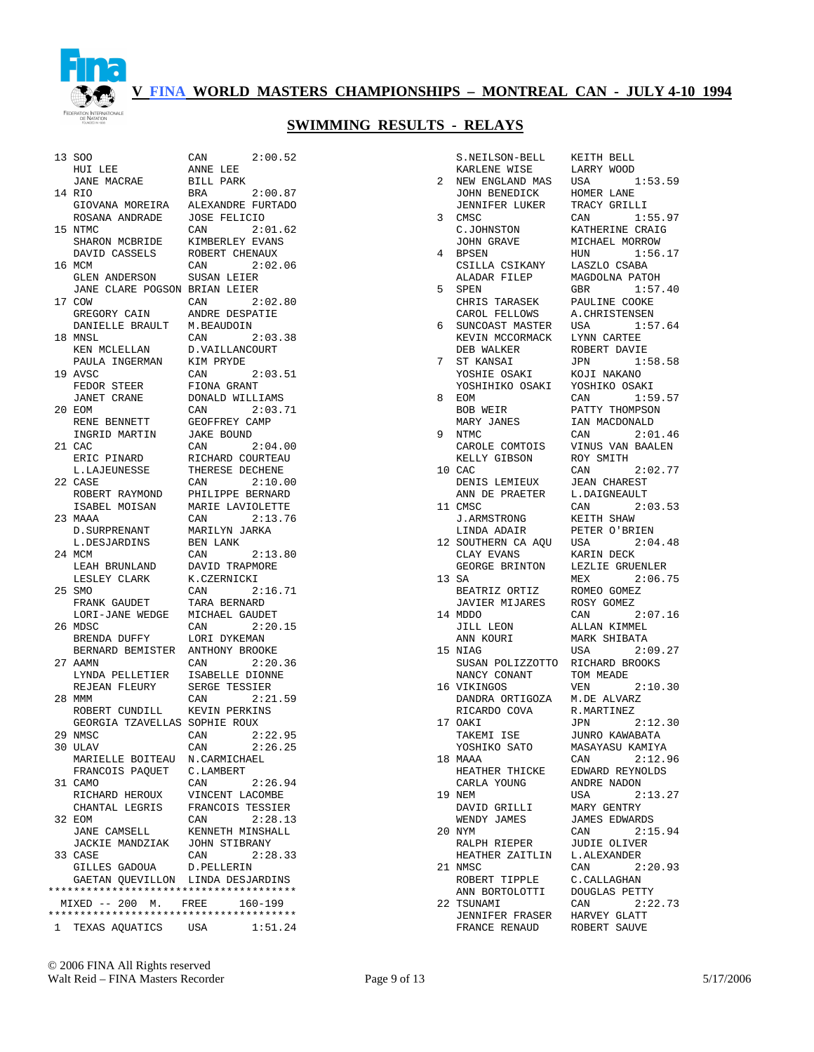## V FINA WORLD MASTERS CHAMPIONSHIPS – MONTREAL CAN - JULY 4-10 1994

## SWIMMING RESULTS - RELAYS

```
 13 SOO                 CAN       2:00.52
    HUI LEE             ANNE LEE
    JANE MACRAE         BILL PARK
 14 RIO                 BRA       2:00.87
    GIOVANA MOREIRA     ALEXANDRE FURTADO
    ROSANA ANDRADE      JOSE FELICIO
 15 NTMC                CAN       2:01.62
    SHARON MCBRIDE      KIMBERLEY EVANS
    DAVID CASSELS       ROBERT CHENAUX
 16 MCM                 CAN       2:02.06
    GLEN ANDERSON       SUSAN LEIER
    JANE CLARE POGSON   BRIAN LEIER
 17 COW                 CAN       2:02.80
    GREGORY CAIN        ANDRE DESPATIE
    DANIELLE BRAULT     M.BEAUDOIN
 18 MNSL                CAN       2:03.38
    KEN MCLELLAN        D.VAILLANCOURT
    PAULA INGERMAN      KIM PRYDE
 19 AVSC                CAN       2:03.51
    FEDOR STEER         FIONA GRANT
    JANET CRANE         DONALD WILLIAMS
 20 EOM                 CAN       2:03.71
    RENE BENNETT        GEOFFREY CAMP
    INGRID MARTIN       JAKE BOUND
 21 CAC                 CAN       2:04.00
    ERIC PINARD         RICHARD COURTEAU
    L.LAJEUNESSE        THERESE DECHENE
 22 CASE                CAN       2:10.00
    ROBERT RAYMOND      PHILIPPE BERNARD
    ISABEL MOISAN       MARIE LAVIOLETTE
 23 MAAA                CAN       2:13.76
    D.SURPRENANT        MARILYN JARKA
    L.DESJARDINS        BEN LANK
 24 MCM                 CAN       2:13.80
    LEAH BRUNLAND       DAVID TRAPMORE
    LESLEY CLARK        K.CZERNICKI
 25 SMO                 CAN       2:16.71
    FRANK GAUDET        TARA BERNARD
    LORI-JANE WEDGE     MICHAEL GAUDET
 26 MDSC                CAN       2:20.15
    BRENDA DUFFY        LORI DYKEMAN
    BERNARD BEMISTER    ANTHONY BROOKE
 27 AAMN                CAN       2:20.36
    LYNDA PELLETIER     ISABELLE DIONNE
    REJEAN FLEURY       SERGE TESSIER
 28 MMM                 CAN       2:21.59
    ROBERT CUNDILL      KEVIN PERKINS
    GEORGIA TZAVELLAS   SOPHIE ROUX
 29 NMSC                CAN       2:22.95
 30 ULAV                CAN       2:26.25
    MARIELLE BOITEAU    N.CARMICHAEL
    FRANCOIS PAQUET     C.LAMBERT
 31 CAMO                CAN       2:26.94
    RICHARD HEROUX      VINCENT LACOMBE
    CHANTAL LEGRIS      FRANCOIS TESSIER
 32 EOM                 CAN       2:28.13
    JANE CAMSELL        KENNETH MINSHALL
    JACKIE MANDZIAK     JOHN STIBRANY
 33 CASE                CAN       2:28.33
    GILLES GADOUA       D.PELLERIN
    GAETAN QUEVILLON    LINDA DESJARDINS
***************************************
  MIXED -- 200  M.  FREE     160-199
***************************************
 1  TEXAS AQUATICS      USA       1:51.24
    S.NEILSON-BELL      KEITH BELL
    KARLENE WISE        LARRY WOOD
 2  NEW ENGLAND MAS     USA       1:53.59
    JOHN BENEDICK       HOMER LANE
    JENNIFER LUKER      TRACY GRILLI
 3  CMSC                CAN       1:55.97
    C.JOHNSTON          KATHERINE CRAIG
    JOHN GRAVE          MICHAEL MORROW
 4  BPSEN               HUN       1:56.17
    CSILLA CSIKANY      LASZLO CSABA
    ALADAR FILEP        MAGDOLNA PATOH
 5  SPEN                GBR       1:57.40
    CHRIS TARASEK       PAULINE COOKE
    CAROL FELLOWS       A.CHRISTENSEN
 6  SUNCOAST MASTER     USA       1:57.64
    KEVIN MCCORMACK     LYNN CARTEE
    DEB WALKER          ROBERT DAVIE
 7  ST KANSAI           JPN       1:58.58
    YOSHIE OSAKI        KOJI NAKANO
    YOSHIHIKO OSAKI     YOSHIKO OSAKI
 8  EOM                 CAN       1:59.57
    BOB WEIR            PATTY THOMPSON
    MARY JANES          IAN MACDONALD
 9  NTMC                CAN       2:01.46
    CAROLE COMTOIS      VINUS VAN BAALEN
    KELLY GIBSON        ROY SMITH
 10 CAC                 CAN       2:02.77
    DENIS LEMIEUX       JEAN CHAREST
    ANN DE PRAETER      L.DAIGNEAULT
 11 CMSC                CAN       2:03.53
    J.ARMSTRONG         KEITH SHAW
    LINDA ADAIR         PETER O'BRIEN
 12 SOUTHERN CA AQU     USA       2:04.48
    CLAY EVANS          KARIN DECK
    GEORGE BRINTON      LEZLIE GRUENLER
 13 SA                  MEX       2:06.75
    BEATRIZ ORTIZ       ROMEO GOMEZ
    JAVIER MIJARES      ROSY GOMEZ
 14 MDDO                CAN       2:07.16
    JILL LEON           ALLAN KIMMEL
    ANN KOURI           MARK SHIBATA
 15 NIAG                USA       2:09.27
    SUSAN POLIZZOTTO    RICHARD BROOKS
    NANCY CONANT        TOM MEADE
 16 VIKINGOS            VEN       2:10.30
    DANDRA ORTIGOZA     M.DE ALVARZ
    RICARDO COVA        R.MARTINEZ
 17 OAKI                JPN       2:12.30
    TAKEMI ISE          JUNRO KAWABATA
    YOSHIKO SATO        MASAYASU KAMIYA
 18 MAAA                CAN       2:12.96
    HEATHER THICKE      EDWARD REYNOLDS
    CARLA YOUNG         ANDRE NADON
 19 NEM                 USA       2:13.27
    DAVID GRILLI        MARY GENTRY
    WENDY JAMES         JAMES EDWARDS
 20 NYM                 CAN       2:15.94
    RALPH RIEPER        JUDIE OLIVER
    HEATHER ZAITLIN     L.ALEXANDER
 21 NMSC                CAN       2:20.93
    ROBERT TIPPLE       C.CALLAGHAN
    ANN BORTOLOTTI      DOUGLAS PETTY
 22 TSUNAMI             CAN       2:22.73
    JENNIFER FRASER     HARVEY GLATT
    FRANCE RENAUD       ROBERT SAUVE
```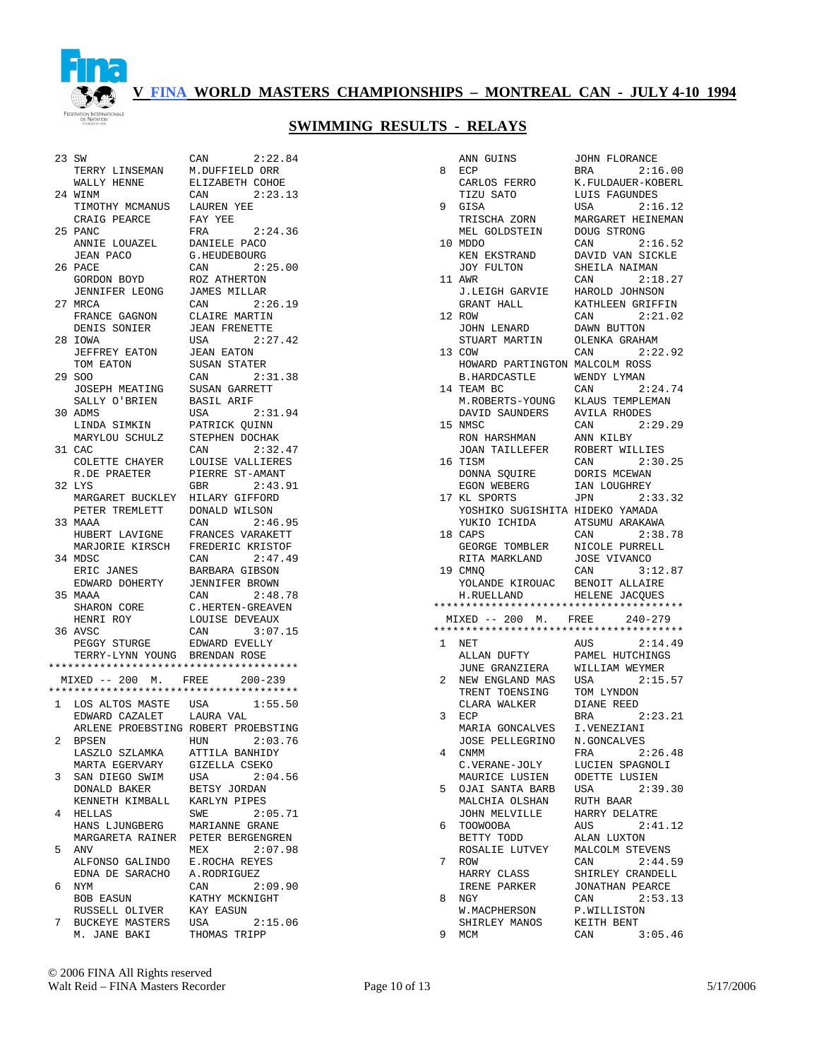# V FINA WORLD MASTERS CHAMPIONSHIPS – MONTREAL CAN - JULY 4-10 1994

## SWIMMING RESULTS - RELAYS

```
 23 SW                CAN       2:22.84
    TERRY LINSEMAN    M.DUFFIELD ORR
    WALLY HENNE       ELIZABETH COHOE
 24 WINM              CAN       2:23.13
    TIMOTHY MCMANUS   LAUREN YEE
    CRAIG PEARCE      FAY YEE
 25 PANC              FRA       2:24.36
    ANNIE LOUAZEL     DANIELE PACO
    JEAN PACO         G.HEUDEBOURG
 26 PACE              CAN       2:25.00
    GORDON BOYD       ROZ ATHERTON
    JENNIFER LEONG    JAMES MILLAR
 27 MRCA              CAN       2:26.19
    FRANCE GAGNON     CLAIRE MARTIN
    DENIS SONIER      JEAN FRENETTE
 28 IOWA              USA       2:27.42
    JEFFREY EATON     JEAN EATON
    TOM EATON         SUSAN STATER
 29 SOO               CAN       2:31.38
    JOSEPH MEATING    SUSAN GARRETT
    SALLY O'BRIEN     BASIL ARIF
 30 ADMS              USA       2:31.94
    LINDA SIMKIN      PATRICK QUINN
    MARYLOU SCHULZ    STEPHEN DOCHAK
 31 CAC               CAN       2:32.47
    COLETTE CHAYER    LOUISE VALLIERES
    R.DE PRAETER      PIERRE ST-AMANT
 32 LYS               GBR       2:43.91
    MARGARET BUCKLEY  HILARY GIFFORD
    PETER TREMLETT    DONALD WILSON
 33 MAAA              CAN       2:46.95
    HUBERT LAVIGNE    FRANCES VARAKETT
    MARJORIE KIRSCH   FREDERIC KRISTOF
 34 MDSC              CAN       2:47.49
    ERIC JANES        BARBARA GIBSON
    EDWARD DOHERTY    JENNIFER BROWN
 35 MAAA              CAN       2:48.78
    SHARON CORE       C.HERTEN-GREAVEN
    HENRI ROY         LOUISE DEVEAUX
 36 AVSC              CAN       3:07.15
    PEGGY STURGE      EDWARD EVELLY
    TERRY-LYNN YOUNG  BRENDAN ROSE
***************************************
  MIXED -- 200  M.   FREE     200-239
***************************************
  1 LOS ALTOS MASTE   USA       1:55.50
    EDWARD CAZALET    LAURA VAL
    ARLENE PROEBSTING ROBERT PROEBSTING
  2 BPSEN             HUN       2:03.76
    LASZLO SZLAMKA    ATTILA BANHIDY
    MARTA EGERVARY    GIZELLA CSEKO
  3 SAN DIEGO SWIM    USA       2:04.56
    DONALD BAKER      BETSY JORDAN
    KENNETH KIMBALL   KARLYN PIPES
  4 HELLAS            SWE       2:05.71
    HANS LJUNGBERG    MARIANNE GRANE
    MARGARETA RAINER  PETER BERGENGREN
  5 ANV               MEX       2:07.98
    ALFONSO GALINDO   E.ROCHA REYES
    EDNA DE SARACHO   A.RODRIGUEZ
  6 NYM               CAN       2:09.90
    BOB EASUN         KATHY MCKNIGHT
    RUSSELL OLIVER    KAY EASUN
  7 BUCKEYE MASTERS   USA       2:15.06
    M. JANE BAKI      THOMAS TRIPP
    ANN GUINS         JOHN FLORANCE
  8 ECP               BRA       2:16.00
    CARLOS FERRO      K.FULDAUER-KOBERL
    TIZU SATO         LUIS FAGUNDES
  9 GISA              USA       2:16.12
    TRISCHA ZORN      MARGARET HEINEMAN
    MEL GOLDSTEIN     DOUG STRONG
 10 MDDO              CAN       2:16.52
    KEN EKSTRAND      DAVID VAN SICKLE
    JOY FULTON        SHEILA NAIMAN
 11 AWR               CAN       2:18.27
    J.LEIGH GARVIE    HAROLD JOHNSON
    GRANT HALL        KATHLEEN GRIFFIN
 12 ROW               CAN       2:21.02
    JOHN LENARD       DAWN BUTTON
    STUART MARTIN     OLENKA GRAHAM
 13 COW               CAN       2:22.92
    HOWARD PARTINGTON MALCOLM ROSS
    B.HARDCASTLE      WENDY LYMAN
 14 TEAM BC           CAN       2:24.74
    M.ROBERTS-YOUNG   KLAUS TEMPLEMAN
    DAVID SAUNDERS    AVILA RHODES
 15 NMSC              CAN       2:29.29
    RON HARSHMAN      ANN KILBY
    JOAN TAILLEFER    ROBERT WILLIES
 16 TISM              CAN       2:30.25
    DONNA SQUIRE      DORIS MCEWAN
    EGON WEBERG       IAN LOUGHREY
 17 KL SPORTS         JPN       2:33.32
    YOSHIKO SUGISHITA HIDEKO YAMADA
    YUKIO ICHIDA      ATSUMU ARAKAWA
 18 CAPS              CAN       2:38.78
    GEORGE TOMBLER    NICOLE PURRELL
    RITA MARKLAND     JOSE VIVANCO
 19 CMNQ              CAN       3:12.87
    YOLANDE KIROUAC   BENOIT ALLAIRE
    H.RUELLAND        HELENE JACQUES
***************************************
  MIXED -- 200  M.   FREE     240-279
***************************************
  1 NET               AUS       2:14.49
    ALLAN DUFTY       PAMEL HUTCHINGS
    JUNE GRANZIERA    WILLIAM WEYMER
  2 NEW ENGLAND MAS   USA       2:15.57
    TRENT TOENSING    TOM LYNDON
    CLARA WALKER      DIANE REED
  3 ECP               BRA       2:23.21
    MARIA GONCALVES   I.VENEZIANI
    JOSE PELLEGRINO   N.GONCALVES
  4 CNMM              FRA       2:26.48
    C.VERANE-JOLY     LUCIEN SPAGNOLI
    MAURICE LUSIEN    ODETTE LUSIEN
  5 OJAI SANTA BARB   USA       2:39.30
    MALCHIA OLSHAN    RUTH BAAR
    JOHN MELVILLE     HARRY DELATRE
  6 TOOWOOBA          AUS       2:41.12
    BETTY TODD        ALAN LUXTON
    ROSALIE LUTVEY    MALCOLM STEVENS
  7 ROW               CAN       2:44.59
    HARRY CLASS       SHIRLEY CRANDELL
    IRENE PARKER      JONATHAN PEARCE
  8 NGY               CAN       2:53.13
    W.MACPHERSON      P.WILLISTON
    SHIRLEY MANOS     KEITH BENT
  9 MCM               CAN       3:05.46
```

© 2006 FINA All Rights reserved
Walt Reid – FINA Masters Recorder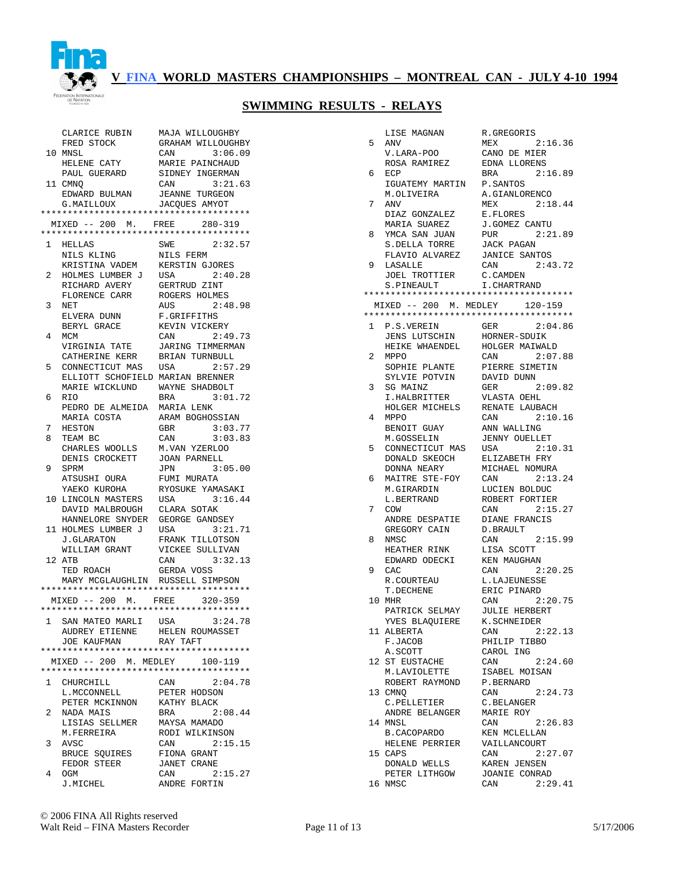# V FINA WORLD MASTERS CHAMPIONSHIPS – MONTREAL CAN - JULY 4-10 1994

## SWIMMING RESULTS - RELAYS

| Place | Team | Country | Time |
|---|---|---|---|
| | CLARICE RUBIN | MAJA WILLOUGHBY | |
| | FRED STOCK | GRAHAM WILLOUGHBY | |
| 10 | MNSL | CAN | 3:06.09 |
| | HELENE CATY | MARIE PAINCHAUD | |
| | PAUL GUERARD | SIDNEY INGERMAN | |
| 11 | CMNQ | CAN | 3:21.63 |
| | EDWARD BULMAN | JEANNE TURGEON | |
| | G.MAILLOUX | JACQUES AMYOT | |

### MIXED -- 200 M. FREE 280-319

| Place | Team | Country | Time |
|---|---|---|---|
| 1 | HELLAS | SWE | 2:32.57 |
| | NILS KLING | NILS FERM | |
| | KRISTINA VADEM | KERSTIN GJORES | |
| 2 | HOLMES LUMBER J | USA | 2:40.28 |
| | RICHARD AVERY | GERTRUD ZINT | |
| | FLORENCE CARR | ROGERS HOLMES | |
| 3 | NET | AUS | 2:48.98 |
| | ELVERA DUNN | F.GRIFFITHS | |
| | BERYL GRACE | KEVIN VICKERY | |
| 4 | MCM | CAN | 2:49.73 |
| | VIRGINIA TATE | JARING TIMMERMAN | |
| | CATHERINE KERR | BRIAN TURNBULL | |
| 5 | CONNECTICUT MAS | USA | 2:57.29 |
| | ELLIOTT SCHOFIELD | MARIAN BRENNER | |
| | MARIE WICKLUND | WAYNE SHADBOLT | |
| 6 | RIO | BRA | 3:01.72 |
| | PEDRO DE ALMEIDA | MARIA LENK | |
| | MARIA COSTA | ARAM BOGHOSSIAN | |
| 7 | HESTON | GBR | 3:03.77 |
| 8 | TEAM BC | CAN | 3:03.83 |
| | CHARLES WOOLLS | M.VAN YZERLOO | |
| | DENIS CROCKETT | JOAN PARNELL | |
| 9 | SPRM | JPN | 3:05.00 |
| | ATSUSHI OURA | FUMI MURATA | |
| | YAEKO KUROHA | RYOSUKE YAMASAKI | |
| 10 | LINCOLN MASTERS | USA | 3:16.44 |
| | DAVID MALBROUGH | CLARA SOTAK | |
| | HANNELORE SNYDER | GEORGE GANDSEY | |
| 11 | HOLMES LUMBER J | USA | 3:21.71 |
| | J.GLARATON | FRANK TILLOTSON | |
| | WILLIAM GRANT | VICKEE SULLIVAN | |
| 12 | ATB | CAN | 3:32.13 |
| | TED ROACH | GERDA VOSS | |
| | MARY MCGLAUGHLIN | RUSSELL SIMPSON | |

### MIXED -- 200 M. FREE 320-359

| Place | Team | Country | Time |
|---|---|---|---|
| 1 | SAN MATEO MARLI | USA | 3:24.78 |
| | AUDREY ETIENNE | HELEN ROUMASSET | |
| | JOE KAUFMAN | RAY TAFT | |

### MIXED -- 200 M. MEDLEY 100-119

| Place | Team | Country | Time |
|---|---|---|---|
| 1 | CHURCHILL | CAN | 2:04.78 |
| | L.MCCONNELL | PETER HODSON | |
| | PETER MCKINNON | KATHY BLACK | |
| 2 | NADA MAIS | BRA | 2:08.44 |
| | LISIAS SELLMER | MAYSA MAMADO | |
| | M.FERREIRA | RODI WILKINSON | |
| 3 | AVSC | CAN | 2:15.15 |
| | BRUCE SQUIRES | FIONA GRANT | |
| | FEDOR STEER | JANET CRANE | |
| 4 | OGM | CAN | 2:15.27 |
| | J.MICHEL | ANDRE FORTIN | |
| | LISE MAGNAN | R.GREGORIS | |
| 5 | ANV | MEX | 2:16.36 |
| | V.LARA-POO | CANO DE MIER | |
| | ROSA RAMIREZ | EDNA LLORENS | |
| 6 | ECP | BRA | 2:16.89 |
| | IGUATEMY MARTIN | P.SANTOS | |
| | M.OLIVEIRA | A.GIANLORENCO | |
| 7 | ANV | MEX | 2:18.44 |
| | DIAZ GONZALEZ | E.FLORES | |
| | MARIA SUAREZ | J.GOMEZ CANTU | |
| 8 | YMCA SAN JUAN | PUR | 2:21.89 |
| | S.DELLA TORRE | JACK PAGAN | |
| | FLAVIO ALVAREZ | JANICE SANTOS | |
| 9 | LASALLE | CAN | 2:43.72 |
| | JOEL TROTTIER | C.CAMDEN | |
| | S.PINEAULT | I.CHARTRAND | |

### MIXED -- 200 M. MEDLEY 120-159

| Place | Team | Country | Time |
|---|---|---|---|
| 1 | P.S.VEREIN | GER | 2:04.86 |
| | JENS LUTSCHIN | HORNER-SDUIK | |
| | HEIKE WHAENDEL | HOLGER MAIWALD | |
| 2 | MPPO | CAN | 2:07.88 |
| | SOPHIE PLANTE | PIERRE SIMETIN | |
| | SYLVIE POTVIN | DAVID DUNN | |
| 3 | SG MAINZ | GER | 2:09.82 |
| | I.HALBRITTER | VLASTA OEHL | |
| | HOLGER MICHELS | RENATE LAUBACH | |
| 4 | MPPO | CAN | 2:10.16 |
| | BENOIT GUAY | ANN WALLING | |
| | M.GOSSELIN | JENNY OUELLET | |
| 5 | CONNECTICUT MAS | USA | 2:10.31 |
| | DONALD SKEOCH | ELIZABETH FRY | |
| | DONNA NEARY | MICHAEL NOMURA | |
| 6 | MAITRE STE-FOY | CAN | 2:13.24 |
| | M.GIRARDIN | LUCIEN BOLDUC | |
| | L.BERTRAND | ROBERT FORTIER | |
| 7 | COW | CAN | 2:15.27 |
| | ANDRE DESPATIE | DIANE FRANCIS | |
| | GREGORY CAIN | D.BRAULT | |
| 8 | NMSC | CAN | 2:15.99 |
| | HEATHER RINK | LISA SCOTT | |
| | EDWARD ODECKI | KEN MAUGHAN | |
| 9 | CAC | CAN | 2:20.25 |
| | R.COURTEAU | L.LAJEUNESSE | |
| | T.DECHENE | ERIC PINARD | |
| 10 | MHR | CAN | 2:20.75 |
| | PATRICK SELMAY | JULIE HERBERT | |
| | YVES BLAQUIERE | K.SCHNEIDER | |
| 11 | ALBERTA | CAN | 2:22.13 |
| | F.JACOB | PHILIP TIBBO | |
| | A.SCOTT | CAROL ING | |
| 12 | ST EUSTACHE | CAN | 2:24.60 |
| | M.LAVIOLETTE | ISABEL MOISAN | |
| | ROBERT RAYMOND | P.BERNARD | |
| 13 | CMNQ | CAN | 2:24.73 |
| | C.PELLETIER | C.BELANGER | |
| | ANDRE BELANGER | MARIE ROY | |
| 14 | MNSL | CAN | 2:26.83 |
| | B.CACOPARDO | KEN MCLELLAN | |
| | HELENE PERRIER | VAILLANCOURT | |
| 15 | CAPS | CAN | 2:27.07 |
| | DONALD WELLS | KAREN JENSEN | |
| | PETER LITHGOW | JOANIE CONRAD | |
| 16 | NMSC | CAN | 2:29.41 |

© 2006 FINA All Rights reserved
Walt Reid – FINA Masters Recorder
5/17/2006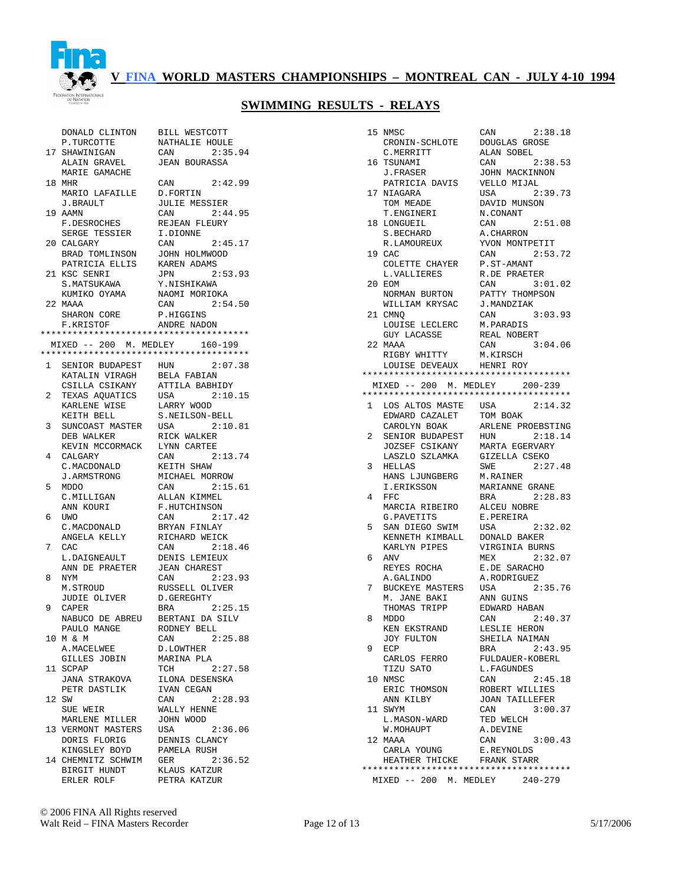# V FINA WORLD MASTERS CHAMPIONSHIPS – MONTREAL CAN - JULY 4-10 1994

## SWIMMING RESULTS - RELAYS

```
    DONALD CLINTON     BILL WESTCOTT
    P.TURCOTTE         NATHALIE HOULE
 17 SHAWINIGAN         CAN      2:35.94
    ALAIN GRAVEL       JEAN BOURASSA
    MARIE GAMACHE
 18 MHR                CAN      2:42.99
    MARIO LAFAILLE     D.FORTIN
    J.BRAULT           JULIE MESSIER
 19 AAMN               CAN      2:44.95
    F.DESROCHES        REJEAN FLEURY
    SERGE TESSIER      I.DIONNE
 20 CALGARY            CAN      2:45.17
    BRAD TOMLINSON     JOHN HOLMWOOD
    PATRICIA ELLIS     KAREN ADAMS
 21 KSC SENRI          JPN      2:53.93
    S.MATSUKAWA        Y.NISHIKAWA
    KUMIKO OYAMA       NAOMI MORIOKA
 22 MAAA               CAN      2:54.50
    SHARON CORE        P.HIGGINS
    F.KRISTOF          ANDRE NADON
****************************************
  MIXED -- 200  M. MEDLEY     160-199
****************************************
  1 SENIOR BUDAPEST    HUN      2:07.38
    KATALIN VIRAGH     BELA FABIAN
    CSILLA CSIKANY     ATTILA BABHIDY
  2 TEXAS AQUATICS     USA      2:10.15
    KARLENE WISE       LARRY WOOD
    KEITH BELL         S.NEILSON-BELL
  3 SUNCOAST MASTER    USA      2:10.81
    DEB WALKER         RICK WALKER
    KEVIN MCCORMACK    LYNN CARTEE
  4 CALGARY            CAN      2:13.74
    C.MACDONALD        KEITH SHAW
    J.ARMSTRONG        MICHAEL MORROW
  5 MDDO               CAN      2:15.61
    C.MILLIGAN         ALLAN KIMMEL
    ANN KOURI          F.HUTCHINSON
  6 UWO                CAN      2:17.42
    C.MACDONALD        BRYAN FINLAY
    ANGELA KELLY       RICHARD WEICK
  7 CAC                CAN      2:18.46
    L.DAIGNEAULT       DENIS LEMIEUX
    ANN DE PRAETER     JEAN CHAREST
  8 NYM                CAN      2:23.93
    M.STROUD           RUSSELL OLIVER
    JUDIE OLIVER       D.GEREGHTY
  9 CAPER              BRA      2:25.15
    NABUCO DE ABREU    BERTANI DA SILV
    PAULO MANGE        RODNEY BELL
 10 M & M              CAN      2:25.88
    A.MACELWEE         D.LOWTHER
    GILLES JOBIN       MARINA PLA
 11 SCPAP              TCH      2:27.58
    JANA STRAKOVA      ILONA DESENSKA
    PETR DASTLIK       IVAN CEGAN
 12 SW                 CAN      2:28.93
    SUE WEIR           WALLY HENNE
    MARLENE MILLER     JOHN WOOD
 13 VERMONT MASTERS    USA      2:36.06
    DORIS FLORIG       DENNIS CLANCY
    KINGSLEY BOYD      PAMELA RUSH
 14 CHEMNITZ SCHWIM    GER      2:36.52
    BIRGIT HUNDT       KLAUS KATZUR
    ERLER ROLF         PETRA KATZUR
 15 NMSC               CAN      2:38.18
    CRONIN-SCHLOTE     DOUGLAS GROSE
    C.MERRITT          ALAN SOBEL
 16 TSUNAMI            CAN      2:38.53
    J.FRASER           JOHN MACKINNON
    PATRICIA DAVIS     VELLO MIJAL
 17 NIAGARA            USA      2:39.73
    TOM MEADE          DAVID MUNSON
    T.ENGINERI         N.CONANT
 18 LONGUEIL           CAN      2:51.08
    S.BECHARD          A.CHARRON
    R.LAMOUREUX        YVON MONTPETIT
 19 CAC                CAN      2:53.72
    COLETTE CHAYER     P.ST-AMANT
    L.VALLIERES        R.DE PRAETER
 20 EOM                CAN      3:01.02
    NORMAN BURTON      PATTY THOMPSON
    WILLIAM KRYSAC     J.MANDZIAK
 21 CMNQ               CAN      3:03.93
    LOUISE LECLERC     M.PARADIS
    GUY LACASSE        REAL NOBERT
 22 MAAA               CAN      3:04.06
    RIGBY WHITTY       M.KIRSCH
    LOUISE DEVEAUX     HENRI ROY
****************************************
  MIXED -- 200  M. MEDLEY     200-239
****************************************
  1 LOS ALTOS MASTE    USA      2:14.32
    EDWARD CAZALET     TOM BOAK
    CAROLYN BOAK       ARLENE PROEBSTING
  2 SENIOR BUDAPEST    HUN      2:18.14
    JOZSEF CSIKANY     MARTA EGERVARY
    LASZLO SZLAMKA     GIZELLA CSEKO
  3 HELLAS             SWE      2:27.48
    HANS LJUNGBERG     M.RAINER
    I.ERIKSSON         MARIANNE GRANE
  4 FFC                BRA      2:28.83
    MARCIA RIBEIRO     ALCEU NOBRE
    G.PAVETITS         E.PEREIRA
  5 SAN DIEGO SWIM     USA      2:32.02
    KENNETH KIMBALL    DONALD BAKER
    KARLYN PIPES       VIRGINIA BURNS
  6 ANV                MEX      2:32.07
    REYES ROCHA        E.DE SARACHO
    A.GALINDO          A.RODRIGUEZ
  7 BUCKEYE MASTERS    USA      2:35.76
    M. JANE BAKI       ANN GUINS
    THOMAS TRIPP       EDWARD HABAN
  8 MDDO               CAN      2:40.37
    KEN EKSTRAND       LESLIE HERON
    JOY FULTON         SHEILA NAIMAN
  9 ECP                BRA      2:43.95
    CARLOS FERRO       FULDAUER-KOBERL
    TIZU SATO          L.FAGUNDES
 10 NMSC               CAN      2:45.18
    ERIC THOMSON       ROBERT WILLIES
    ANN KILBY          JOAN TAILLEFER
 11 SWYM               CAN      3:00.37
    L.MASON-WARD       TED WELCH
    W.MOHAUPT          A.DEVINE
 12 MAAA               CAN      3:00.43
    CARLA YOUNG        E.REYNOLDS
    HEATHER THICKE     FRANK STARR
****************************************
  MIXED -- 200  M. MEDLEY     240-279
```

© 2006 FINA All Rights reserved
Walt Reid – FINA Masters Recorder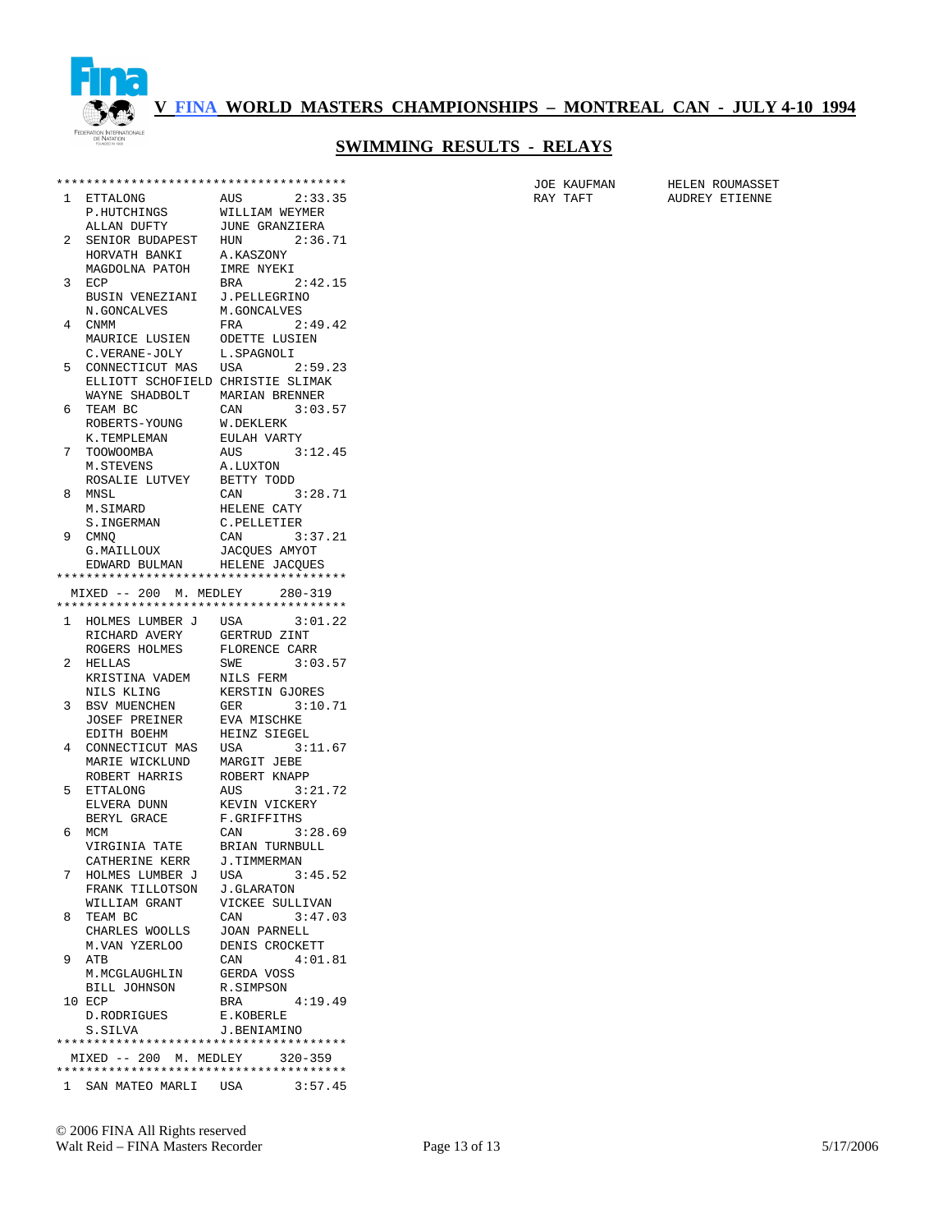# V FINA WORLD MASTERS CHAMPIONSHIPS – MONTREAL CAN - JULY 4-10 1994

## SWIMMING RESULTS - RELAYS

```
****************************************
 1  ETTALONG           AUS      2:33.35
    P.HUTCHINGS        WILLIAM WEYMER
    ALLAN DUFTY        JUNE GRANZIERA
 2  SENIOR BUDAPEST    HUN      2:36.71
    HORVATH BANKI      A.KASZONY
    MAGDOLNA PATOH     IMRE NYEKI
 3  ECP                BRA      2:42.15
    BUSIN VENEZIANI    J.PELLEGRINO
    N.GONCALVES        M.GONCALVES
 4  CNMM               FRA      2:49.42
    MAURICE LUSIEN     ODETTE LUSIEN
    C.VERANE-JOLY      L.SPAGNOLI
 5  CONNECTICUT MAS    USA      2:59.23
    ELLIOTT SCHOFIELD  CHRISTIE SLIMAK
    WAYNE SHADBOLT     MARIAN BRENNER
 6  TEAM BC            CAN      3:03.57
    ROBERTS-YOUNG      W.DEKLERK
    K.TEMPLEMAN        EULAH VARTY
 7  TOOWOOMBA          AUS      3:12.45
    M.STEVENS          A.LUXTON
    ROSALIE LUTVEY     BETTY TODD
 8  MNSL               CAN      3:28.71
    M.SIMARD           HELENE CATY
    S.INGERMAN         C.PELLETIER
 9  CMNQ               CAN      3:37.21
    G.MAILLOUX         JACQUES AMYOT
    EDWARD BULMAN      HELENE JACQUES
****************************************
  MIXED -- 200  M. MEDLEY     280-319
****************************************
 1  HOLMES LUMBER J    USA      3:01.22
    RICHARD AVERY      GERTRUD ZINT
    ROGERS HOLMES      FLORENCE CARR
 2  HELLAS             SWE      3:03.57
    KRISTINA VADEM     NILS FERM
    NILS KLING         KERSTIN GJORES
 3  BSV MUENCHEN       GER      3:10.71
    JOSEF PREINER      EVA MISCHKE
    EDITH BOEHM        HEINZ SIEGEL
 4  CONNECTICUT MAS    USA      3:11.67
    MARIE WICKLUND     MARGIT JEBE
    ROBERT HARRIS      ROBERT KNAPP
 5  ETTALONG           AUS      3:21.72
    ELVERA DUNN        KEVIN VICKERY
    BERYL GRACE        F.GRIFFITHS
 6  MCM                CAN      3:28.69
    VIRGINIA TATE      BRIAN TURNBULL
    CATHERINE KERR     J.TIMMERMAN
 7  HOLMES LUMBER J    USA      3:45.52
    FRANK TILLOTSON    J.GLARATON
    WILLIAM GRANT      VICKEE SULLIVAN
 8  TEAM BC            CAN      3:47.03
    CHARLES WOOLLS     JOAN PARNELL
    M.VAN YZERLOO      DENIS CROCKETT
 9  ATB                CAN      4:01.81
    M.MCGLAUGHLIN      GERDA VOSS
    BILL JOHNSON       R.SIMPSON
10  ECP                BRA      4:19.49
    D.RODRIGUES        E.KOBERLE
    S.SILVA            J.BENIAMINO
****************************************
  MIXED -- 200  M. MEDLEY     320-359
****************************************
 1  SAN MATEO MARLI    USA      3:57.45
    JOE KAUFMAN        HELEN ROUMASSET
    RAY TAFT           AUDREY ETIENNE
```

© 2006 FINA All Rights reserved
Walt Reid – FINA Masters Recorder